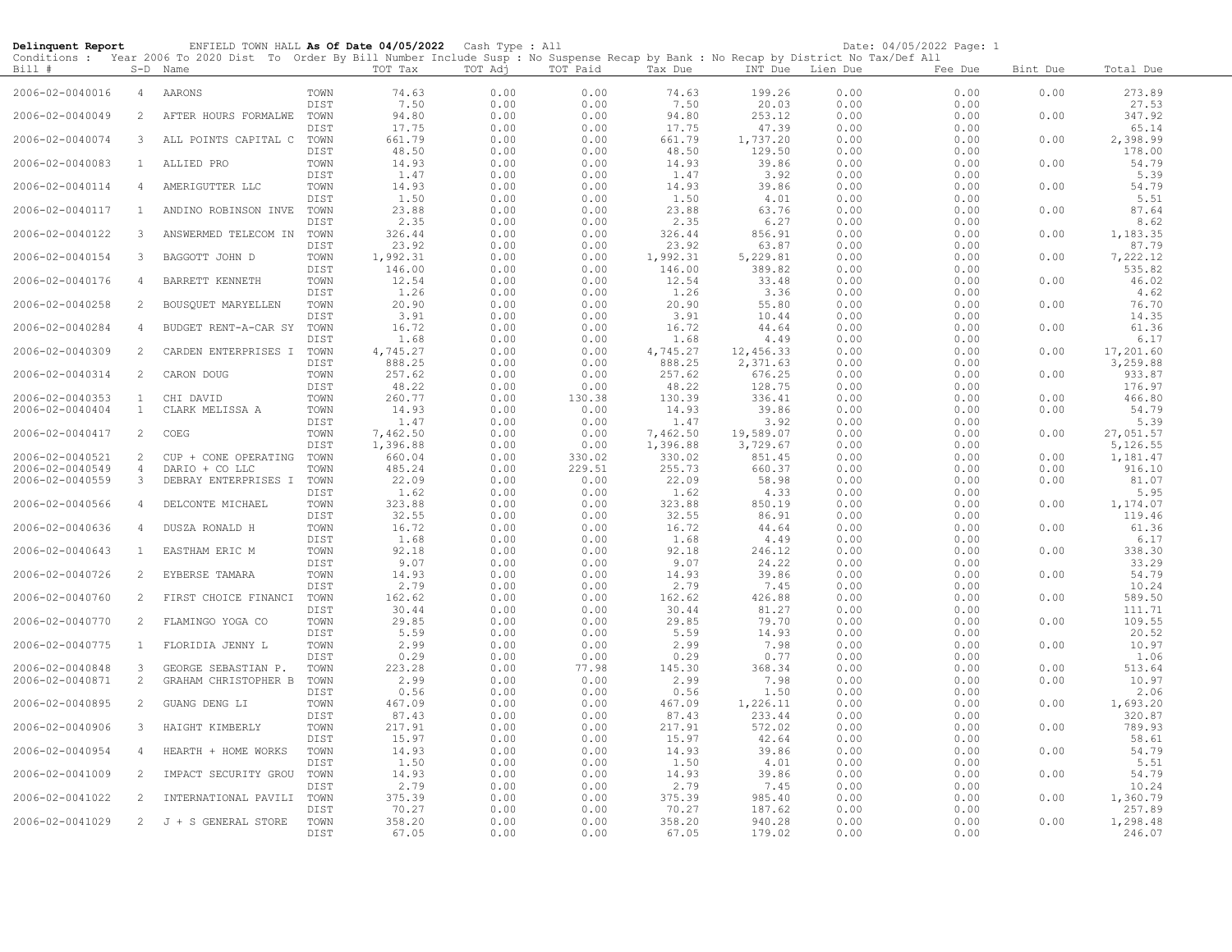**Delinquent Report** ENFIELD TOWN HALL **As Of Date 04/05/2022** Cash Type : All Date: 04/05/2022

Conditions : Year 2006 To 2020 Dist To Order By Bill Number Include Susp : No Suspense Recap by Bank : No Recap by District No Tax/Def All

| Bill # | S-D | Name | | TOT Tax | TOT Adj | TOT Paid | Tax Due | INT Due | Lien Due | Fee Due | Bint Due | Total Due |
|---|---|---|---|---|---|---|---|---|---|---|---|---|
| 2006-02-0040016 | 4 | AARONS | TOWN | 74.63 | 0.00 | 0.00 | 74.63 | 199.26 | 0.00 | 0.00 | 0.00 | 273.89 |
| | | | DIST | 7.50 | 0.00 | 0.00 | 7.50 | 20.03 | 0.00 | 0.00 | | 27.53 |
| 2006-02-0040049 | 2 | AFTER HOURS FORMALWE | TOWN | 94.80 | 0.00 | 0.00 | 94.80 | 253.12 | 0.00 | 0.00 | 0.00 | 347.92 |
| | | | DIST | 17.75 | 0.00 | 0.00 | 17.75 | 47.39 | 0.00 | 0.00 | | 65.14 |
| 2006-02-0040074 | 3 | ALL POINTS CAPITAL C | TOWN | 661.79 | 0.00 | 0.00 | 661.79 | 1,737.20 | 0.00 | 0.00 | 0.00 | 2,398.99 |
| | | | DIST | 48.50 | 0.00 | 0.00 | 48.50 | 129.50 | 0.00 | 0.00 | | 178.00 |
| 2006-02-0040083 | 1 | ALLIED PRO | TOWN | 14.93 | 0.00 | 0.00 | 14.93 | 39.86 | 0.00 | 0.00 | 0.00 | 54.79 |
| | | | DIST | 1.47 | 0.00 | 0.00 | 1.47 | 3.92 | 0.00 | 0.00 | | 5.39 |
| 2006-02-0040114 | 4 | AMERIGUTTER LLC | TOWN | 14.93 | 0.00 | 0.00 | 14.93 | 39.86 | 0.00 | 0.00 | 0.00 | 54.79 |
| | | | DIST | 1.50 | 0.00 | 0.00 | 1.50 | 4.01 | 0.00 | 0.00 | | 5.51 |
| 2006-02-0040117 | 1 | ANDINO ROBINSON INVE | TOWN | 23.88 | 0.00 | 0.00 | 23.88 | 63.76 | 0.00 | 0.00 | 0.00 | 87.64 |
| | | | DIST | 2.35 | 0.00 | 0.00 | 2.35 | 6.27 | 0.00 | 0.00 | | 8.62 |
| 2006-02-0040122 | 3 | ANSWERMED TELECOM IN | TOWN | 326.44 | 0.00 | 0.00 | 326.44 | 856.91 | 0.00 | 0.00 | 0.00 | 1,183.35 |
| | | | DIST | 23.92 | 0.00 | 0.00 | 23.92 | 63.87 | 0.00 | 0.00 | | 87.79 |
| 2006-02-0040154 | 3 | BAGGOTT JOHN D | TOWN | 1,992.31 | 0.00 | 0.00 | 1,992.31 | 5,229.81 | 0.00 | 0.00 | 0.00 | 7,222.12 |
| | | | DIST | 146.00 | 0.00 | 0.00 | 146.00 | 389.82 | 0.00 | 0.00 | | 535.82 |
| 2006-02-0040176 | 4 | BARRETT KENNETH | TOWN | 12.54 | 0.00 | 0.00 | 12.54 | 33.48 | 0.00 | 0.00 | 0.00 | 46.02 |
| | | | DIST | 1.26 | 0.00 | 0.00 | 1.26 | 3.36 | 0.00 | 0.00 | | 4.62 |
| 2006-02-0040258 | 2 | BOUSQUET MARYELLEN | TOWN | 20.90 | 0.00 | 0.00 | 20.90 | 55.80 | 0.00 | 0.00 | 0.00 | 76.70 |
| | | | DIST | 3.91 | 0.00 | 0.00 | 3.91 | 10.44 | 0.00 | 0.00 | | 14.35 |
| 2006-02-0040284 | 4 | BUDGET RENT-A-CAR SY | TOWN | 16.72 | 0.00 | 0.00 | 16.72 | 44.64 | 0.00 | 0.00 | 0.00 | 61.36 |
| | | | DIST | 1.68 | 0.00 | 0.00 | 1.68 | 4.49 | 0.00 | 0.00 | | 6.17 |
| 2006-02-0040309 | 2 | CARDEN ENTERPRISES I | TOWN | 4,745.27 | 0.00 | 0.00 | 4,745.27 | 12,456.33 | 0.00 | 0.00 | 0.00 | 17,201.60 |
| | | | DIST | 888.25 | 0.00 | 0.00 | 888.25 | 2,371.63 | 0.00 | 0.00 | | 3,259.88 |
| 2006-02-0040314 | 2 | CARON DOUG | TOWN | 257.62 | 0.00 | 0.00 | 257.62 | 676.25 | 0.00 | 0.00 | 0.00 | 933.87 |
| | | | DIST | 48.22 | 0.00 | 0.00 | 48.22 | 128.75 | 0.00 | 0.00 | | 176.97 |
| 2006-02-0040353 | 1 | CHI DAVID | TOWN | 260.77 | 0.00 | 130.38 | 130.39 | 336.41 | 0.00 | 0.00 | 0.00 | 466.80 |
| 2006-02-0040404 | 1 | CLARK MELISSA A | TOWN | 14.93 | 0.00 | 0.00 | 14.93 | 39.86 | 0.00 | 0.00 | 0.00 | 54.79 |
| | | | DIST | 1.47 | 0.00 | 0.00 | 1.47 | 3.92 | 0.00 | 0.00 | | 5.39 |
| 2006-02-0040417 | 2 | COEG | TOWN | 7,462.50 | 0.00 | 0.00 | 7,462.50 | 19,589.07 | 0.00 | 0.00 | 0.00 | 27,051.57 |
| | | | DIST | 1,396.88 | 0.00 | 0.00 | 1,396.88 | 3,729.67 | 0.00 | 0.00 | | 5,126.55 |
| 2006-02-0040521 | 2 | CUP + CONE OPERATING | TOWN | 660.04 | 0.00 | 330.02 | 330.02 | 851.45 | 0.00 | 0.00 | 0.00 | 1,181.47 |
| 2006-02-0040549 | 4 | DARIO + CO LLC | TOWN | 485.24 | 0.00 | 229.51 | 255.73 | 660.37 | 0.00 | 0.00 | 0.00 | 916.10 |
| 2006-02-0040559 | 3 | DEBRAY ENTERPRISES I | TOWN | 22.09 | 0.00 | 0.00 | 22.09 | 58.98 | 0.00 | 0.00 | 0.00 | 81.07 |
| | | | DIST | 1.62 | 0.00 | 0.00 | 1.62 | 4.33 | 0.00 | 0.00 | | 5.95 |
| 2006-02-0040566 | 4 | DELCONTE MICHAEL | TOWN | 323.88 | 0.00 | 0.00 | 323.88 | 850.19 | 0.00 | 0.00 | 0.00 | 1,174.07 |
| | | | DIST | 32.55 | 0.00 | 0.00 | 32.55 | 86.91 | 0.00 | 0.00 | | 119.46 |
| 2006-02-0040636 | 4 | DUSZA RONALD H | TOWN | 16.72 | 0.00 | 0.00 | 16.72 | 44.64 | 0.00 | 0.00 | 0.00 | 61.36 |
| | | | DIST | 1.68 | 0.00 | 0.00 | 1.68 | 4.49 | 0.00 | 0.00 | | 6.17 |
| 2006-02-0040643 | 1 | EASTHAM ERIC M | TOWN | 92.18 | 0.00 | 0.00 | 92.18 | 246.12 | 0.00 | 0.00 | 0.00 | 338.30 |
| | | | DIST | 9.07 | 0.00 | 0.00 | 9.07 | 24.22 | 0.00 | 0.00 | | 33.29 |
| 2006-02-0040726 | 2 | EYBERSE TAMARA | TOWN | 14.93 | 0.00 | 0.00 | 14.93 | 39.86 | 0.00 | 0.00 | 0.00 | 54.79 |
| | | | DIST | 2.79 | 0.00 | 0.00 | 2.79 | 7.45 | 0.00 | 0.00 | | 10.24 |
| 2006-02-0040760 | 2 | FIRST CHOICE FINANCI | TOWN | 162.62 | 0.00 | 0.00 | 162.62 | 426.88 | 0.00 | 0.00 | 0.00 | 589.50 |
| | | | DIST | 30.44 | 0.00 | 0.00 | 30.44 | 81.27 | 0.00 | 0.00 | | 111.71 |
| 2006-02-0040770 | 2 | FLAMINGO YOGA CO | TOWN | 29.85 | 0.00 | 0.00 | 29.85 | 79.70 | 0.00 | 0.00 | 0.00 | 109.55 |
| | | | DIST | 5.59 | 0.00 | 0.00 | 5.59 | 14.93 | 0.00 | 0.00 | | 20.52 |
| 2006-02-0040775 | 1 | FLORIDIA JENNY L | TOWN | 2.99 | 0.00 | 0.00 | 2.99 | 7.98 | 0.00 | 0.00 | 0.00 | 10.97 |
| | | | DIST | 0.29 | 0.00 | 0.00 | 0.29 | 0.77 | 0.00 | 0.00 | | 1.06 |
| 2006-02-0040848 | 3 | GEORGE SEBASTIAN P. | TOWN | 223.28 | 0.00 | 77.98 | 145.30 | 368.34 | 0.00 | 0.00 | 0.00 | 513.64 |
| 2006-02-0040871 | 2 | GRAHAM CHRISTOPHER B | TOWN | 2.99 | 0.00 | 0.00 | 2.99 | 7.98 | 0.00 | 0.00 | 0.00 | 10.97 |
| | | | DIST | 0.56 | 0.00 | 0.00 | 0.56 | 1.50 | 0.00 | 0.00 | | 2.06 |
| 2006-02-0040895 | 2 | GUANG DENG LI | TOWN | 467.09 | 0.00 | 0.00 | 467.09 | 1,226.11 | 0.00 | 0.00 | 0.00 | 1,693.20 |
| | | | DIST | 87.43 | 0.00 | 0.00 | 87.43 | 233.44 | 0.00 | 0.00 | | 320.87 |
| 2006-02-0040906 | 3 | HAIGHT KIMBERLY | TOWN | 217.91 | 0.00 | 0.00 | 217.91 | 572.02 | 0.00 | 0.00 | 0.00 | 789.93 |
| | | | DIST | 15.97 | 0.00 | 0.00 | 15.97 | 42.64 | 0.00 | 0.00 | | 58.61 |
| 2006-02-0040954 | 4 | HEARTH + HOME WORKS | TOWN | 14.93 | 0.00 | 0.00 | 14.93 | 39.86 | 0.00 | 0.00 | 0.00 | 54.79 |
| | | | DIST | 1.50 | 0.00 | 0.00 | 1.50 | 4.01 | 0.00 | 0.00 | | 5.51 |
| 2006-02-0041009 | 2 | IMPACT SECURITY GROU | TOWN | 14.93 | 0.00 | 0.00 | 14.93 | 39.86 | 0.00 | 0.00 | 0.00 | 54.79 |
| | | | DIST | 2.79 | 0.00 | 0.00 | 2.79 | 7.45 | 0.00 | 0.00 | | 10.24 |
| 2006-02-0041022 | 2 | INTERNATIONAL PAVILI | TOWN | 375.39 | 0.00 | 0.00 | 375.39 | 985.40 | 0.00 | 0.00 | 0.00 | 1,360.79 |
| | | | DIST | 70.27 | 0.00 | 0.00 | 70.27 | 187.62 | 0.00 | 0.00 | | 257.89 |
| 2006-02-0041029 | 2 | J + S GENERAL STORE | TOWN | 358.20 | 0.00 | 0.00 | 358.20 | 940.28 | 0.00 | 0.00 | 0.00 | 1,298.48 |
| | | | DIST | 67.05 | 0.00 | 0.00 | 67.05 | 179.02 | 0.00 | 0.00 | | 246.07 |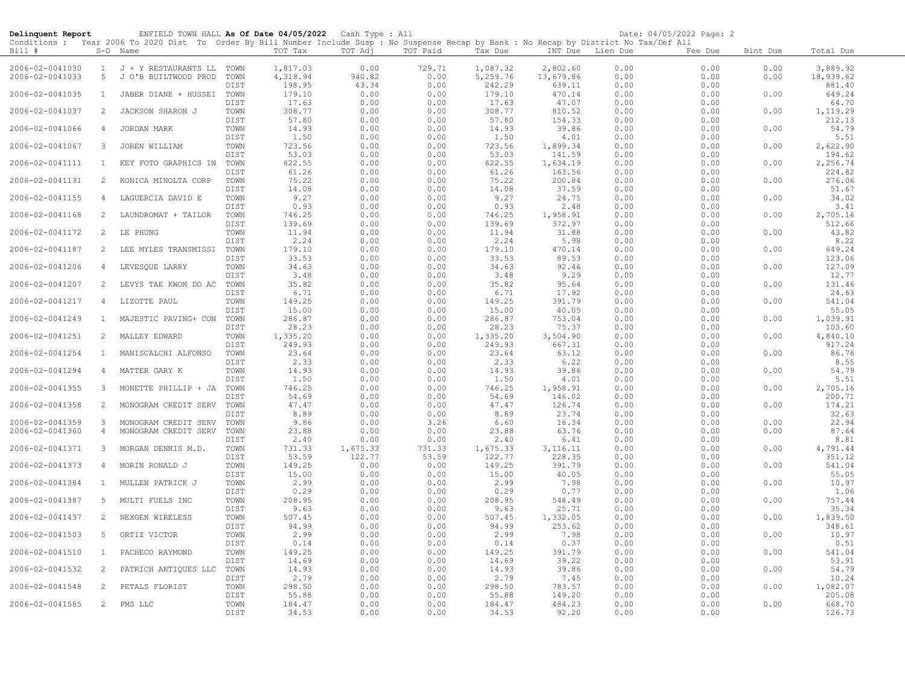**Delinquent Report** ENFIELD TOWN HALL **As Of Date 04/05/2022** Cash Type : All Date: 04/05/2022 Page: 2

Conditions : Year 2006 To 2020 Dist To Order By Bill Number Include Susp : No Suspense Recap by Bank : No Recap by District No Tax/Def All

| Bill # | S-D | Name | | TOT Tax | TOT Adj | TOT Paid | Tax Due | INT Due | Lien Due | Fee Due | Bint Due | Total Due |
|---|---|---|---|---|---|---|---|---|---|---|---|---|
| 2006-02-0041030 | 1 | J + Y RESTAURANTS LL | TOWN | 1,817.03 | 0.00 | 729.71 | 1,087.32 | 2,802.60 | 0.00 | 0.00 | 0.00 | 3,889.92 |
| 2006-02-0041033 | 5 | J O'B BUILTWOOD PROD | TOWN | 4,318.94 | 940.82 | 0.00 | 5,259.76 | 13,679.86 | 0.00 | 0.00 | 0.00 | 18,939.62 |
| | | | DIST | 198.95 | 43.34 | 0.00 | 242.29 | 639.11 | 0.00 | 0.00 | | 881.40 |
| 2006-02-0041035 | 1 | JABER DIANE + HUSSEI | TOWN | 179.10 | 0.00 | 0.00 | 179.10 | 470.14 | 0.00 | 0.00 | 0.00 | 649.24 |
| | | | DIST | 17.63 | 0.00 | 0.00 | 17.63 | 47.07 | 0.00 | 0.00 | | 64.70 |
| 2006-02-0041037 | 2 | JACKSON SHARON J | TOWN | 308.77 | 0.00 | 0.00 | 308.77 | 810.52 | 0.00 | 0.00 | 0.00 | 1,119.29 |
| | | | DIST | 57.80 | 0.00 | 0.00 | 57.80 | 154.33 | 0.00 | 0.00 | | 212.13 |
| 2006-02-0041066 | 4 | JORDAN MARK | TOWN | 14.93 | 0.00 | 0.00 | 14.93 | 39.86 | 0.00 | 0.00 | 0.00 | 54.79 |
| | | | DIST | 1.50 | 0.00 | 0.00 | 1.50 | 4.01 | 0.00 | 0.00 | | 5.51 |
| 2006-02-0041067 | 3 | JOREN WILLIAM | TOWN | 723.56 | 0.00 | 0.00 | 723.56 | 1,899.34 | 0.00 | 0.00 | 0.00 | 2,622.90 |
| | | | DIST | 53.03 | 0.00 | 0.00 | 53.03 | 141.59 | 0.00 | 0.00 | | 194.62 |
| 2006-02-0041111 | 1 | KEY FOTO GRAPHICS IN | TOWN | 622.55 | 0.00 | 0.00 | 622.55 | 1,634.19 | 0.00 | 0.00 | 0.00 | 2,256.74 |
| | | | DIST | 61.26 | 0.00 | 0.00 | 61.26 | 163.56 | 0.00 | 0.00 | | 224.82 |
| 2006-02-0041131 | 2 | KONICA MINOLTA CORP | TOWN | 75.22 | 0.00 | 0.00 | 75.22 | 200.84 | 0.00 | 0.00 | 0.00 | 276.06 |
| | | | DIST | 14.08 | 0.00 | 0.00 | 14.08 | 37.59 | 0.00 | 0.00 | | 51.67 |
| 2006-02-0041155 | 4 | LAGUERCIA DAVID E | TOWN | 9.27 | 0.00 | 0.00 | 9.27 | 24.75 | 0.00 | 0.00 | 0.00 | 34.02 |
| | | | DIST | 0.93 | 0.00 | 0.00 | 0.93 | 2.48 | 0.00 | 0.00 | | 3.41 |
| 2006-02-0041168 | 2 | LAUNDROMAT + TAILOR | TOWN | 746.25 | 0.00 | 0.00 | 746.25 | 1,958.91 | 0.00 | 0.00 | 0.00 | 2,705.16 |
| | | | DIST | 139.69 | 0.00 | 0.00 | 139.69 | 372.97 | 0.00 | 0.00 | | 512.66 |
| 2006-02-0041172 | 2 | LE PHUNG | TOWN | 11.94 | 0.00 | 0.00 | 11.94 | 31.88 | 0.00 | 0.00 | 0.00 | 43.82 |
| | | | DIST | 2.24 | 0.00 | 0.00 | 2.24 | 5.98 | 0.00 | 0.00 | | 8.22 |
| 2006-02-0041187 | 2 | LEE MYLES TRANSMISSI | TOWN | 179.10 | 0.00 | 0.00 | 179.10 | 470.14 | 0.00 | 0.00 | 0.00 | 649.24 |
| | | | DIST | 33.53 | 0.00 | 0.00 | 33.53 | 89.53 | 0.00 | 0.00 | | 123.06 |
| 2006-02-0041206 | 4 | LEVESQUE LARRY | TOWN | 34.63 | 0.00 | 0.00 | 34.63 | 92.46 | 0.00 | 0.00 | 0.00 | 127.09 |
| | | | DIST | 3.48 | 0.00 | 0.00 | 3.48 | 9.29 | 0.00 | 0.00 | | 12.77 |
| 2006-02-0041207 | 2 | LEVYS TAE KWON DO AC | TOWN | 35.82 | 0.00 | 0.00 | 35.82 | 95.64 | 0.00 | 0.00 | 0.00 | 131.46 |
| | | | DIST | 6.71 | 0.00 | 0.00 | 6.71 | 17.92 | 0.00 | 0.00 | | 24.63 |
| 2006-02-0041217 | 4 | LIZOTTE PAUL | TOWN | 149.25 | 0.00 | 0.00 | 149.25 | 391.79 | 0.00 | 0.00 | 0.00 | 541.04 |
| | | | DIST | 15.00 | 0.00 | 0.00 | 15.00 | 40.05 | 0.00 | 0.00 | | 55.05 |
| 2006-02-0041249 | 1 | MAJESTIC PAVING+ CON | TOWN | 286.87 | 0.00 | 0.00 | 286.87 | 753.04 | 0.00 | 0.00 | 0.00 | 1,039.91 |
| | | | DIST | 28.23 | 0.00 | 0.00 | 28.23 | 75.37 | 0.00 | 0.00 | | 103.60 |
| 2006-02-0041251 | 2 | MALLEY EDWARD | TOWN | 1,335.20 | 0.00 | 0.00 | 1,335.20 | 3,504.90 | 0.00 | 0.00 | 0.00 | 4,840.10 |
| | | | DIST | 249.93 | 0.00 | 0.00 | 249.93 | 667.31 | 0.00 | 0.00 | | 917.24 |
| 2006-02-0041254 | 1 | MANISCALCHI ALFONSO | TOWN | 23.64 | 0.00 | 0.00 | 23.64 | 63.12 | 0.00 | 0.00 | 0.00 | 86.76 |
| | | | DIST | 2.33 | 0.00 | 0.00 | 2.33 | 6.22 | 0.00 | 0.00 | | 8.55 |
| 2006-02-0041294 | 4 | MATTER GARY K | TOWN | 14.93 | 0.00 | 0.00 | 14.93 | 39.86 | 0.00 | 0.00 | 0.00 | 54.79 |
| | | | DIST | 1.50 | 0.00 | 0.00 | 1.50 | 4.01 | 0.00 | 0.00 | | 5.51 |
| 2006-02-0041355 | 3 | MONETTE PHILLIP + JA | TOWN | 746.25 | 0.00 | 0.00 | 746.25 | 1,958.91 | 0.00 | 0.00 | 0.00 | 2,705.16 |
| | | | DIST | 54.69 | 0.00 | 0.00 | 54.69 | 146.02 | 0.00 | 0.00 | | 200.71 |
| 2006-02-0041358 | 2 | MONOGRAM CREDIT SERV | TOWN | 47.47 | 0.00 | 0.00 | 47.47 | 126.74 | 0.00 | 0.00 | 0.00 | 174.21 |
| | | | DIST | 8.89 | 0.00 | 0.00 | 8.89 | 23.74 | 0.00 | 0.00 | | 32.63 |
| 2006-02-0041359 | 3 | MONOGRAM CREDIT SERV | TOWN | 9.86 | 0.00 | 3.26 | 6.60 | 16.34 | 0.00 | 0.00 | 0.00 | 22.94 |
| 2006-02-0041360 | 4 | MONOGRAM CREDIT SERV | TOWN | 23.88 | 0.00 | 0.00 | 23.88 | 63.76 | 0.00 | 0.00 | 0.00 | 87.64 |
| | | | DIST | 2.40 | 0.00 | 0.00 | 2.40 | 6.41 | 0.00 | 0.00 | | 8.81 |
| 2006-02-0041371 | 3 | MORGAN DENNIS M.D. | TOWN | 731.33 | 1,675.33 | 731.33 | 1,675.33 | 3,116.11 | 0.00 | 0.00 | 0.00 | 4,791.44 |
| | | | DIST | 53.59 | 122.77 | 53.59 | 122.77 | 228.35 | 0.00 | 0.00 | | 351.12 |
| 2006-02-0041373 | 4 | MORIN RONALD J | TOWN | 149.25 | 0.00 | 0.00 | 149.25 | 391.79 | 0.00 | 0.00 | 0.00 | 541.04 |
| | | | DIST | 15.00 | 0.00 | 0.00 | 15.00 | 40.05 | 0.00 | 0.00 | | 55.05 |
| 2006-02-0041384 | 1 | MULLEN PATRICK J | TOWN | 2.99 | 0.00 | 0.00 | 2.99 | 7.98 | 0.00 | 0.00 | 0.00 | 10.97 |
| | | | DIST | 0.29 | 0.00 | 0.00 | 0.29 | 0.77 | 0.00 | 0.00 | | 1.06 |
| 2006-02-0041387 | 5 | MULTI FUELS INC | TOWN | 208.95 | 0.00 | 0.00 | 208.95 | 548.49 | 0.00 | 0.00 | 0.00 | 757.44 |
| | | | DIST | 9.63 | 0.00 | 0.00 | 9.63 | 25.71 | 0.00 | 0.00 | | 35.34 |
| 2006-02-0041437 | 2 | NEXGEN WIRELESS | TOWN | 507.45 | 0.00 | 0.00 | 507.45 | 1,332.05 | 0.00 | 0.00 | 0.00 | 1,839.50 |
| | | | DIST | 94.99 | 0.00 | 0.00 | 94.99 | 253.62 | 0.00 | 0.00 | | 348.61 |
| 2006-02-0041503 | 5 | ORTIZ VICTOR | TOWN | 2.99 | 0.00 | 0.00 | 2.99 | 7.98 | 0.00 | 0.00 | 0.00 | 10.97 |
| | | | DIST | 0.14 | 0.00 | 0.00 | 0.14 | 0.37 | 0.00 | 0.00 | | 0.51 |
| 2006-02-0041510 | 1 | PACHECO RAYMOND | TOWN | 149.25 | 0.00 | 0.00 | 149.25 | 391.79 | 0.00 | 0.00 | 0.00 | 541.04 |
| | | | DIST | 14.69 | 0.00 | 0.00 | 14.69 | 39.22 | 0.00 | 0.00 | | 53.91 |
| 2006-02-0041532 | 2 | PATRICH ANTIQUES LLC | TOWN | 14.93 | 0.00 | 0.00 | 14.93 | 39.86 | 0.00 | 0.00 | 0.00 | 54.79 |
| | | | DIST | 2.79 | 0.00 | 0.00 | 2.79 | 7.45 | 0.00 | 0.00 | | 10.24 |
| 2006-02-0041548 | 2 | PETALS FLORIST | TOWN | 298.50 | 0.00 | 0.00 | 298.50 | 783.57 | 0.00 | 0.00 | 0.00 | 1,082.07 |
| | | | DIST | 55.88 | 0.00 | 0.00 | 55.88 | 149.20 | 0.00 | 0.00 | | 205.08 |
| 2006-02-0041585 | 2 | PMS LLC | TOWN | 184.47 | 0.00 | 0.00 | 184.47 | 484.23 | 0.00 | 0.00 | 0.00 | 668.70 |
| | | | DIST | 34.53 | 0.00 | 0.00 | 34.53 | 92.20 | 0.00 | 0.00 | | 126.73 |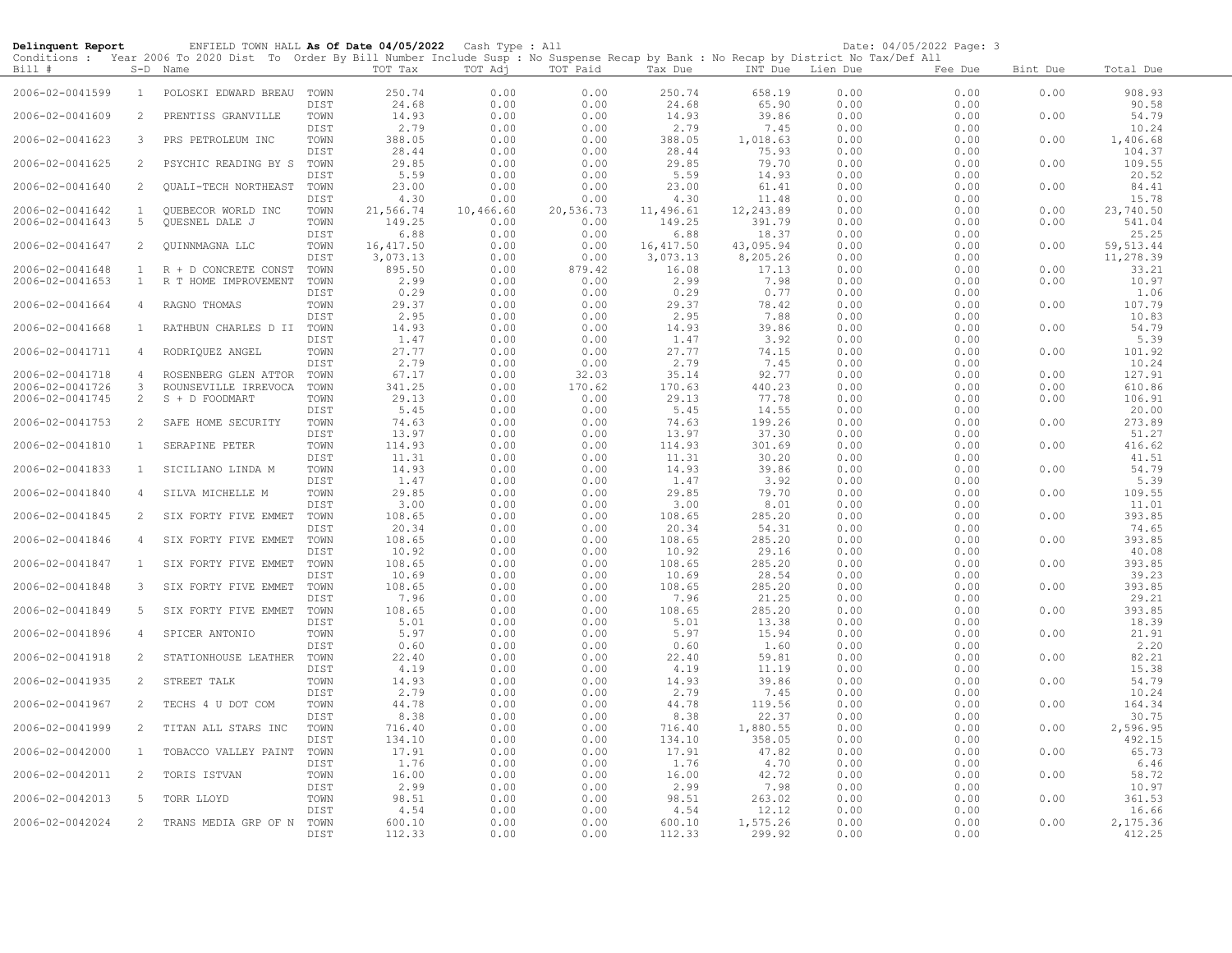**Delinquent Report** ENFIELD TOWN HALL **As Of Date 04/05/2022** Cash Type : All Date: 04/05/2022

Conditions : Year 2006 To 2020 Dist To Order By Bill Number Include Susp : No Suspense Recap by Bank : No Recap by District No Tax/Def All

| Bill # | S-D | Name | | TOT Tax | TOT Adj | TOT Paid | Tax Due | INT Due | Lien Due | Fee Due | Bint Due | Total Due |
|---|---|---|---|---|---|---|---|---|---|---|---|---|
| 2006-02-0041599 | 1 | POLOSKI EDWARD BREAU | TOWN | 250.74 | 0.00 | 0.00 | 250.74 | 658.19 | 0.00 | 0.00 | 0.00 | 908.93 |
| | | | DIST | 24.68 | 0.00 | 0.00 | 24.68 | 65.90 | 0.00 | 0.00 | | 90.58 |
| 2006-02-0041609 | 2 | PRENTISS GRANVILLE | TOWN | 14.93 | 0.00 | 0.00 | 14.93 | 39.86 | 0.00 | 0.00 | 0.00 | 54.79 |
| | | | DIST | 2.79 | 0.00 | 0.00 | 2.79 | 7.45 | 0.00 | 0.00 | | 10.24 |
| 2006-02-0041623 | 3 | PRS PETROLEUM INC | TOWN | 388.05 | 0.00 | 0.00 | 388.05 | 1,018.63 | 0.00 | 0.00 | 0.00 | 1,406.68 |
| | | | DIST | 28.44 | 0.00 | 0.00 | 28.44 | 75.93 | 0.00 | 0.00 | | 104.37 |
| 2006-02-0041625 | 2 | PSYCHIC READING BY S | TOWN | 29.85 | 0.00 | 0.00 | 29.85 | 79.70 | 0.00 | 0.00 | 0.00 | 109.55 |
| | | | DIST | 5.59 | 0.00 | 0.00 | 5.59 | 14.93 | 0.00 | 0.00 | | 20.52 |
| 2006-02-0041640 | 2 | QUALI-TECH NORTHEAST | TOWN | 23.00 | 0.00 | 0.00 | 23.00 | 61.41 | 0.00 | 0.00 | 0.00 | 84.41 |
| | | | DIST | 4.30 | 0.00 | 0.00 | 4.30 | 11.48 | 0.00 | 0.00 | | 15.78 |
| 2006-02-0041642 | 1 | QUEBECOR WORLD INC | TOWN | 21,566.74 | 10,466.60 | 20,536.73 | 11,496.61 | 12,243.89 | 0.00 | 0.00 | 0.00 | 23,740.50 |
| 2006-02-0041643 | 5 | QUESNEL DALE J | TOWN | 149.25 | 0.00 | 0.00 | 149.25 | 391.79 | 0.00 | 0.00 | 0.00 | 541.04 |
| | | | DIST | 6.88 | 0.00 | 0.00 | 6.88 | 18.37 | 0.00 | 0.00 | | 25.25 |
| 2006-02-0041647 | 2 | QUINNMAGNA LLC | TOWN | 16,417.50 | 0.00 | 0.00 | 16,417.50 | 43,095.94 | 0.00 | 0.00 | 0.00 | 59,513.44 |
| | | | DIST | 3,073.13 | 0.00 | 0.00 | 3,073.13 | 8,205.26 | 0.00 | 0.00 | | 11,278.39 |
| 2006-02-0041648 | 1 | R + D CONCRETE CONST | TOWN | 895.50 | 0.00 | 879.42 | 16.08 | 17.13 | 0.00 | 0.00 | 0.00 | 33.21 |
| 2006-02-0041653 | 1 | R T HOME IMPROVEMENT | TOWN | 2.99 | 0.00 | 0.00 | 2.99 | 7.98 | 0.00 | 0.00 | 0.00 | 10.97 |
| | | | DIST | 0.29 | 0.00 | 0.00 | 0.29 | 0.77 | 0.00 | 0.00 | | 1.06 |
| 2006-02-0041664 | 4 | RAGNO THOMAS | TOWN | 29.37 | 0.00 | 0.00 | 29.37 | 78.42 | 0.00 | 0.00 | 0.00 | 107.79 |
| | | | DIST | 2.95 | 0.00 | 0.00 | 2.95 | 7.88 | 0.00 | 0.00 | | 10.83 |
| 2006-02-0041668 | 1 | RATHBUN CHARLES D II | TOWN | 14.93 | 0.00 | 0.00 | 14.93 | 39.86 | 0.00 | 0.00 | 0.00 | 54.79 |
| | | | DIST | 1.47 | 0.00 | 0.00 | 1.47 | 3.92 | 0.00 | 0.00 | | 5.39 |
| 2006-02-0041711 | 4 | RODRIQUEZ ANGEL | TOWN | 27.77 | 0.00 | 0.00 | 27.77 | 74.15 | 0.00 | 0.00 | 0.00 | 101.92 |
| | | | DIST | 2.79 | 0.00 | 0.00 | 2.79 | 7.45 | 0.00 | 0.00 | | 10.24 |
| 2006-02-0041718 | 4 | ROSENBERG GLEN ATTOR | TOWN | 67.17 | 0.00 | 32.03 | 35.14 | 92.77 | 0.00 | 0.00 | 0.00 | 127.91 |
| 2006-02-0041726 | 3 | ROUNSEVILLE IRREVOCA | TOWN | 341.25 | 0.00 | 170.62 | 170.63 | 440.23 | 0.00 | 0.00 | 0.00 | 610.86 |
| 2006-02-0041745 | 2 | S + D FOODMART | TOWN | 29.13 | 0.00 | 0.00 | 29.13 | 77.78 | 0.00 | 0.00 | 0.00 | 106.91 |
| | | | DIST | 5.45 | 0.00 | 0.00 | 5.45 | 14.55 | 0.00 | 0.00 | | 20.00 |
| 2006-02-0041753 | 2 | SAFE HOME SECURITY | TOWN | 74.63 | 0.00 | 0.00 | 74.63 | 199.26 | 0.00 | 0.00 | 0.00 | 273.89 |
| | | | DIST | 13.97 | 0.00 | 0.00 | 13.97 | 37.30 | 0.00 | 0.00 | | 51.27 |
| 2006-02-0041810 | 1 | SERAPINE PETER | TOWN | 114.93 | 0.00 | 0.00 | 114.93 | 301.69 | 0.00 | 0.00 | 0.00 | 416.62 |
| | | | DIST | 11.31 | 0.00 | 0.00 | 11.31 | 30.20 | 0.00 | 0.00 | | 41.51 |
| 2006-02-0041833 | 1 | SICILIANO LINDA M | TOWN | 14.93 | 0.00 | 0.00 | 14.93 | 39.86 | 0.00 | 0.00 | 0.00 | 54.79 |
| | | | DIST | 1.47 | 0.00 | 0.00 | 1.47 | 3.92 | 0.00 | 0.00 | | 5.39 |
| 2006-02-0041840 | 4 | SILVA MICHELLE M | TOWN | 29.85 | 0.00 | 0.00 | 29.85 | 79.70 | 0.00 | 0.00 | 0.00 | 109.55 |
| | | | DIST | 3.00 | 0.00 | 0.00 | 3.00 | 8.01 | 0.00 | 0.00 | | 11.01 |
| 2006-02-0041845 | 2 | SIX FORTY FIVE EMMET | TOWN | 108.65 | 0.00 | 0.00 | 108.65 | 285.20 | 0.00 | 0.00 | 0.00 | 393.85 |
| | | | DIST | 20.34 | 0.00 | 0.00 | 20.34 | 54.31 | 0.00 | 0.00 | | 74.65 |
| 2006-02-0041846 | 4 | SIX FORTY FIVE EMMET | TOWN | 108.65 | 0.00 | 0.00 | 108.65 | 285.20 | 0.00 | 0.00 | 0.00 | 393.85 |
| | | | DIST | 10.92 | 0.00 | 0.00 | 10.92 | 29.16 | 0.00 | 0.00 | | 40.08 |
| 2006-02-0041847 | 1 | SIX FORTY FIVE EMMET | TOWN | 108.65 | 0.00 | 0.00 | 108.65 | 285.20 | 0.00 | 0.00 | 0.00 | 393.85 |
| | | | DIST | 10.69 | 0.00 | 0.00 | 10.69 | 28.54 | 0.00 | 0.00 | | 39.23 |
| 2006-02-0041848 | 3 | SIX FORTY FIVE EMMET | TOWN | 108.65 | 0.00 | 0.00 | 108.65 | 285.20 | 0.00 | 0.00 | 0.00 | 393.85 |
| | | | DIST | 7.96 | 0.00 | 0.00 | 7.96 | 21.25 | 0.00 | 0.00 | | 29.21 |
| 2006-02-0041849 | 5 | SIX FORTY FIVE EMMET | TOWN | 108.65 | 0.00 | 0.00 | 108.65 | 285.20 | 0.00 | 0.00 | 0.00 | 393.85 |
| | | | DIST | 5.01 | 0.00 | 0.00 | 5.01 | 13.38 | 0.00 | 0.00 | | 18.39 |
| 2006-02-0041896 | 4 | SPICER ANTONIO | TOWN | 5.97 | 0.00 | 0.00 | 5.97 | 15.94 | 0.00 | 0.00 | 0.00 | 21.91 |
| | | | DIST | 0.60 | 0.00 | 0.00 | 0.60 | 1.60 | 0.00 | 0.00 | | 2.20 |
| 2006-02-0041918 | 2 | STATIONHOUSE LEATHER | TOWN | 22.40 | 0.00 | 0.00 | 22.40 | 59.81 | 0.00 | 0.00 | 0.00 | 82.21 |
| | | | DIST | 4.19 | 0.00 | 0.00 | 4.19 | 11.19 | 0.00 | 0.00 | | 15.38 |
| 2006-02-0041935 | 2 | STREET TALK | TOWN | 14.93 | 0.00 | 0.00 | 14.93 | 39.86 | 0.00 | 0.00 | 0.00 | 54.79 |
| | | | DIST | 2.79 | 0.00 | 0.00 | 2.79 | 7.45 | 0.00 | 0.00 | | 10.24 |
| 2006-02-0041967 | 2 | TECHS 4 U DOT COM | TOWN | 44.78 | 0.00 | 0.00 | 44.78 | 119.56 | 0.00 | 0.00 | 0.00 | 164.34 |
| | | | DIST | 8.38 | 0.00 | 0.00 | 8.38 | 22.37 | 0.00 | 0.00 | | 30.75 |
| 2006-02-0041999 | 2 | TITAN ALL STARS INC | TOWN | 716.40 | 0.00 | 0.00 | 716.40 | 1,880.55 | 0.00 | 0.00 | 0.00 | 2,596.95 |
| | | | DIST | 134.10 | 0.00 | 0.00 | 134.10 | 358.05 | 0.00 | 0.00 | | 492.15 |
| 2006-02-0042000 | 1 | TOBACCO VALLEY PAINT | TOWN | 17.91 | 0.00 | 0.00 | 17.91 | 47.82 | 0.00 | 0.00 | 0.00 | 65.73 |
| | | | DIST | 1.76 | 0.00 | 0.00 | 1.76 | 4.70 | 0.00 | 0.00 | | 6.46 |
| 2006-02-0042011 | 2 | TORIS ISTVAN | TOWN | 16.00 | 0.00 | 0.00 | 16.00 | 42.72 | 0.00 | 0.00 | 0.00 | 58.72 |
| | | | DIST | 2.99 | 0.00 | 0.00 | 2.99 | 7.98 | 0.00 | 0.00 | | 10.97 |
| 2006-02-0042013 | 5 | TORR LLOYD | TOWN | 98.51 | 0.00 | 0.00 | 98.51 | 263.02 | 0.00 | 0.00 | 0.00 | 361.53 |
| | | | DIST | 4.54 | 0.00 | 0.00 | 4.54 | 12.12 | 0.00 | 0.00 | | 16.66 |
| 2006-02-0042024 | 2 | TRANS MEDIA GRP OF N | TOWN | 600.10 | 0.00 | 0.00 | 600.10 | 1,575.26 | 0.00 | 0.00 | 0.00 | 2,175.36 |
| | | | DIST | 112.33 | 0.00 | 0.00 | 112.33 | 299.92 | 0.00 | 0.00 | | 412.25 |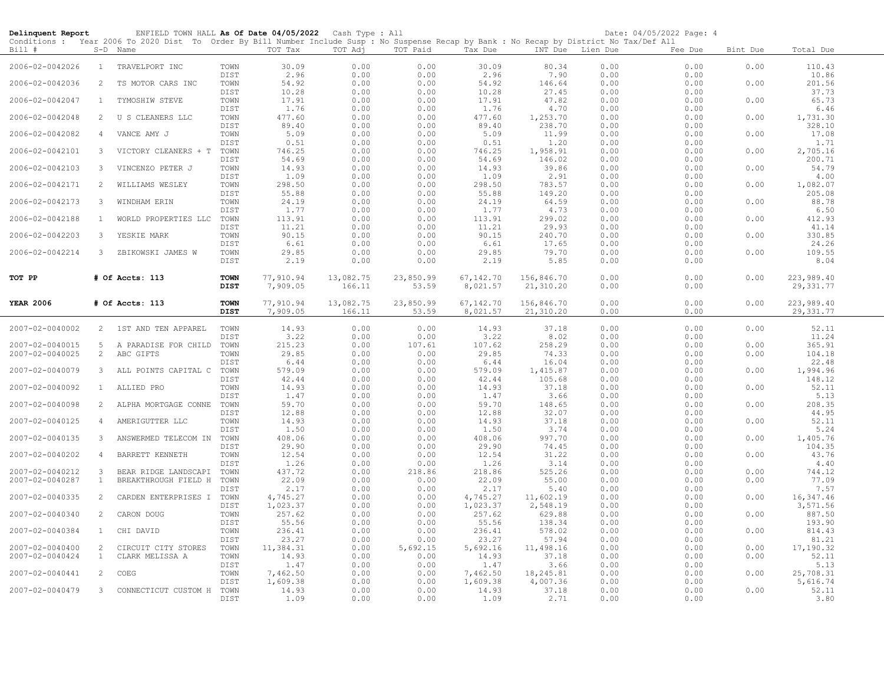**Delinquent Report** ENFIELD TOWN HALL **As Of Date 04/05/2022** Cash Type : All Date: 04/05/2022

Conditions : Year 2006 To 2020 Dist To Order By Bill Number Include Susp : No Suspense Recap by Bank : No Recap by District No Tax/Def All

| Bill # | S-D | Name | | TOT Tax | TOT Adj | TOT Paid | Tax Due | INT Due | Lien Due | Fee Due | Bint Due | Total Due |
|---|---|---|---|---|---|---|---|---|---|---|---|---|
| 2006-02-0042026 | 1 | TRAVELPORT INC | TOWN | 30.09 | 0.00 | 0.00 | 30.09 | 80.34 | 0.00 | 0.00 | 0.00 | 110.43 |
| | | | DIST | 2.96 | 0.00 | 0.00 | 2.96 | 7.90 | 0.00 | 0.00 | | 10.86 |
| 2006-02-0042036 | 2 | TS MOTOR CARS INC | TOWN | 54.92 | 0.00 | 0.00 | 54.92 | 146.64 | 0.00 | 0.00 | 0.00 | 201.56 |
| | | | DIST | 10.28 | 0.00 | 0.00 | 10.28 | 27.45 | 0.00 | 0.00 | | 37.73 |
| 2006-02-0042047 | 1 | TYMOSHIW STEVE | TOWN | 17.91 | 0.00 | 0.00 | 17.91 | 47.82 | 0.00 | 0.00 | 0.00 | 65.73 |
| | | | DIST | 1.76 | 0.00 | 0.00 | 1.76 | 4.70 | 0.00 | 0.00 | | 6.46 |
| 2006-02-0042048 | 2 | U S CLEANERS LLC | TOWN | 477.60 | 0.00 | 0.00 | 477.60 | 1,253.70 | 0.00 | 0.00 | 0.00 | 1,731.30 |
| | | | DIST | 89.40 | 0.00 | 0.00 | 89.40 | 238.70 | 0.00 | 0.00 | | 328.10 |
| 2006-02-0042082 | 4 | VANCE AMY J | TOWN | 5.09 | 0.00 | 0.00 | 5.09 | 11.99 | 0.00 | 0.00 | 0.00 | 17.08 |
| | | | DIST | 0.51 | 0.00 | 0.00 | 0.51 | 1.20 | 0.00 | 0.00 | | 1.71 |
| 2006-02-0042101 | 3 | VICTORY CLEANERS + T | TOWN | 746.25 | 0.00 | 0.00 | 746.25 | 1,958.91 | 0.00 | 0.00 | 0.00 | 2,705.16 |
| | | | DIST | 54.69 | 0.00 | 0.00 | 54.69 | 146.02 | 0.00 | 0.00 | | 200.71 |
| 2006-02-0042103 | 3 | VINCENZO PETER J | TOWN | 14.93 | 0.00 | 0.00 | 14.93 | 39.86 | 0.00 | 0.00 | 0.00 | 54.79 |
| | | | DIST | 1.09 | 0.00 | 0.00 | 1.09 | 2.91 | 0.00 | 0.00 | | 4.00 |
| 2006-02-0042171 | 2 | WILLIAMS WESLEY | TOWN | 298.50 | 0.00 | 0.00 | 298.50 | 783.57 | 0.00 | 0.00 | 0.00 | 1,082.07 |
| | | | DIST | 55.88 | 0.00 | 0.00 | 55.88 | 149.20 | 0.00 | 0.00 | | 205.08 |
| 2006-02-0042173 | 3 | WINDHAM ERIN | TOWN | 24.19 | 0.00 | 0.00 | 24.19 | 64.59 | 0.00 | 0.00 | 0.00 | 88.78 |
| | | | DIST | 1.77 | 0.00 | 0.00 | 1.77 | 4.73 | 0.00 | 0.00 | | 6.50 |
| 2006-02-0042188 | 1 | WORLD PROPERTIES LLC | TOWN | 113.91 | 0.00 | 0.00 | 113.91 | 299.02 | 0.00 | 0.00 | 0.00 | 412.93 |
| | | | DIST | 11.21 | 0.00 | 0.00 | 11.21 | 29.93 | 0.00 | 0.00 | | 41.14 |
| 2006-02-0042203 | 3 | YESKIE MARK | TOWN | 90.15 | 0.00 | 0.00 | 90.15 | 240.70 | 0.00 | 0.00 | 0.00 | 330.85 |
| | | | DIST | 6.61 | 0.00 | 0.00 | 6.61 | 17.65 | 0.00 | 0.00 | | 24.26 |
| 2006-02-0042214 | 3 | ZBIKOWSKI JAMES W | TOWN | 29.85 | 0.00 | 0.00 | 29.85 | 79.70 | 0.00 | 0.00 | 0.00 | 109.55 |
| | | | DIST | 2.19 | 0.00 | 0.00 | 2.19 | 5.85 | 0.00 | 0.00 | | 8.04 |
| **TOT PP** | | **# Of Accts: 113** | **TOWN** | 77,910.94 | 13,082.75 | 23,850.99 | 67,142.70 | 156,846.70 | 0.00 | 0.00 | 0.00 | 223,989.40 |
| | | | **DIST** | 7,909.05 | 166.11 | 53.59 | 8,021.57 | 21,310.20 | 0.00 | 0.00 | | 29,331.77 |
| **YEAR 2006** | | **# Of Accts: 113** | **TOWN** | 77,910.94 | 13,082.75 | 23,850.99 | 67,142.70 | 156,846.70 | 0.00 | 0.00 | 0.00 | 223,989.40 |
| | | | **DIST** | 7,909.05 | 166.11 | 53.59 | 8,021.57 | 21,310.20 | 0.00 | 0.00 | | 29,331.77 |
| 2007-02-0040002 | 2 | 1ST AND TEN APPAREL | TOWN | 14.93 | 0.00 | 0.00 | 14.93 | 37.18 | 0.00 | 0.00 | 0.00 | 52.11 |
| | | | DIST | 3.22 | 0.00 | 0.00 | 3.22 | 8.02 | 0.00 | 0.00 | | 11.24 |
| 2007-02-0040015 | 5 | A PARADISE FOR CHILD | TOWN | 215.23 | 0.00 | 107.61 | 107.62 | 258.29 | 0.00 | 0.00 | 0.00 | 365.91 |
| 2007-02-0040025 | 2 | ABC GIFTS | TOWN | 29.85 | 0.00 | 0.00 | 29.85 | 74.33 | 0.00 | 0.00 | 0.00 | 104.18 |
| | | | DIST | 6.44 | 0.00 | 0.00 | 6.44 | 16.04 | 0.00 | 0.00 | | 22.48 |
| 2007-02-0040079 | 3 | ALL POINTS CAPITAL C | TOWN | 579.09 | 0.00 | 0.00 | 579.09 | 1,415.87 | 0.00 | 0.00 | 0.00 | 1,994.96 |
| | | | DIST | 42.44 | 0.00 | 0.00 | 42.44 | 105.68 | 0.00 | 0.00 | | 148.12 |
| 2007-02-0040092 | 1 | ALLIED PRO | TOWN | 14.93 | 0.00 | 0.00 | 14.93 | 37.18 | 0.00 | 0.00 | 0.00 | 52.11 |
| | | | DIST | 1.47 | 0.00 | 0.00 | 1.47 | 3.66 | 0.00 | 0.00 | | 5.13 |
| 2007-02-0040098 | 2 | ALPHA MORTGAGE CONNE | TOWN | 59.70 | 0.00 | 0.00 | 59.70 | 148.65 | 0.00 | 0.00 | 0.00 | 208.35 |
| | | | DIST | 12.88 | 0.00 | 0.00 | 12.88 | 32.07 | 0.00 | 0.00 | | 44.95 |
| 2007-02-0040125 | 4 | AMERIGUTTER LLC | TOWN | 14.93 | 0.00 | 0.00 | 14.93 | 37.18 | 0.00 | 0.00 | 0.00 | 52.11 |
| | | | DIST | 1.50 | 0.00 | 0.00 | 1.50 | 3.74 | 0.00 | 0.00 | | 5.24 |
| 2007-02-0040135 | 3 | ANSWERMED TELECOM IN | TOWN | 408.06 | 0.00 | 0.00 | 408.06 | 997.70 | 0.00 | 0.00 | 0.00 | 1,405.76 |
| | | | DIST | 29.90 | 0.00 | 0.00 | 29.90 | 74.45 | 0.00 | 0.00 | | 104.35 |
| 2007-02-0040202 | 4 | BARRETT KENNETH | TOWN | 12.54 | 0.00 | 0.00 | 12.54 | 31.22 | 0.00 | 0.00 | 0.00 | 43.76 |
| | | | DIST | 1.26 | 0.00 | 0.00 | 1.26 | 3.14 | 0.00 | 0.00 | | 4.40 |
| 2007-02-0040212 | 3 | BEAR RIDGE LANDSCAPI | TOWN | 437.72 | 0.00 | 218.86 | 218.86 | 525.26 | 0.00 | 0.00 | 0.00 | 744.12 |
| 2007-02-0040287 | 1 | BREAKTHROUGH FIELD H | TOWN | 22.09 | 0.00 | 0.00 | 22.09 | 55.00 | 0.00 | 0.00 | 0.00 | 77.09 |
| | | | DIST | 2.17 | 0.00 | 0.00 | 2.17 | 5.40 | 0.00 | 0.00 | | 7.57 |
| 2007-02-0040335 | 2 | CARDEN ENTERPRISES I | TOWN | 4,745.27 | 0.00 | 0.00 | 4,745.27 | 11,602.19 | 0.00 | 0.00 | 0.00 | 16,347.46 |
| | | | DIST | 1,023.37 | 0.00 | 0.00 | 1,023.37 | 2,548.19 | 0.00 | 0.00 | | 3,571.56 |
| 2007-02-0040340 | 2 | CARON DOUG | TOWN | 257.62 | 0.00 | 0.00 | 257.62 | 629.88 | 0.00 | 0.00 | 0.00 | 887.50 |
| | | | DIST | 55.56 | 0.00 | 0.00 | 55.56 | 138.34 | 0.00 | 0.00 | | 193.90 |
| 2007-02-0040384 | 1 | CHI DAVID | TOWN | 236.41 | 0.00 | 0.00 | 236.41 | 578.02 | 0.00 | 0.00 | 0.00 | 814.43 |
| | | | DIST | 23.27 | 0.00 | 0.00 | 23.27 | 57.94 | 0.00 | 0.00 | | 81.21 |
| 2007-02-0040400 | 2 | CIRCUIT CITY STORES | TOWN | 11,384.31 | 0.00 | 5,692.15 | 5,692.16 | 11,498.16 | 0.00 | 0.00 | 0.00 | 17,190.32 |
| 2007-02-0040424 | 1 | CLARK MELISSA A | TOWN | 14.93 | 0.00 | 0.00 | 14.93 | 37.18 | 0.00 | 0.00 | 0.00 | 52.11 |
| | | | DIST | 1.47 | 0.00 | 0.00 | 1.47 | 3.66 | 0.00 | 0.00 | | 5.13 |
| 2007-02-0040441 | 2 | COEG | TOWN | 7,462.50 | 0.00 | 0.00 | 7,462.50 | 18,245.81 | 0.00 | 0.00 | 0.00 | 25,708.31 |
| | | | DIST | 1,609.38 | 0.00 | 0.00 | 1,609.38 | 4,007.36 | 0.00 | 0.00 | | 5,616.74 |
| 2007-02-0040479 | 3 | CONNECTICUT CUSTOM H | TOWN | 14.93 | 0.00 | 0.00 | 14.93 | 37.18 | 0.00 | 0.00 | 0.00 | 52.11 |
| | | | DIST | 1.09 | 0.00 | 0.00 | 1.09 | 2.71 | 0.00 | 0.00 | | 3.80 |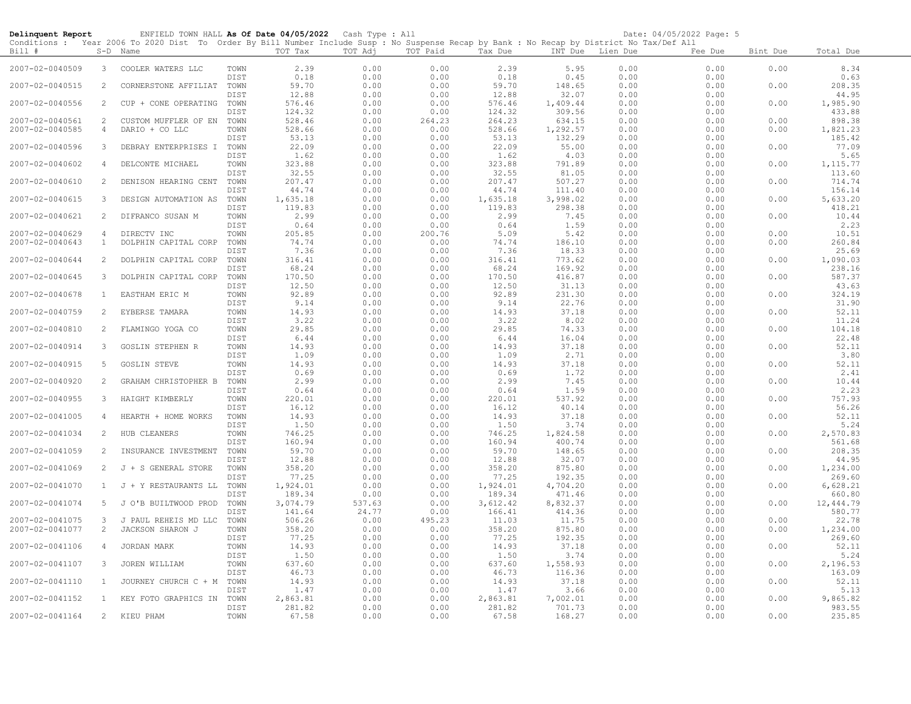**Delinquent Report** ENFIELD TOWN HALL **As Of Date 04/05/2022** Cash Type : All Date: 04/05/2022

Conditions : Year 2006 To 2020 Dist To Order By Bill Number Include Susp : No Suspense Recap by Bank : No Recap by District No Tax/Def All

| Bill # | S-D | Name | | TOT Tax | TOT Adj | TOT Paid | Tax Due | INT Due | Lien Due | Fee Due | Bint Due | Total Due |
|---|---|---|---|---|---|---|---|---|---|---|---|---|
| 2007-02-0040509 | 3 | COOLER WATERS LLC | TOWN | 2.39 | 0.00 | 0.00 | 2.39 | 5.95 | 0.00 | 0.00 | 0.00 | 8.34 |
| | | | DIST | 0.18 | 0.00 | 0.00 | 0.18 | 0.45 | 0.00 | 0.00 | | 0.63 |
| 2007-02-0040515 | 2 | CORNERSTONE AFFILIAT | TOWN | 59.70 | 0.00 | 0.00 | 59.70 | 148.65 | 0.00 | 0.00 | 0.00 | 208.35 |
| | | | DIST | 12.88 | 0.00 | 0.00 | 12.88 | 32.07 | 0.00 | 0.00 | | 44.95 |
| 2007-02-0040556 | 2 | CUP + CONE OPERATING | TOWN | 576.46 | 0.00 | 0.00 | 576.46 | 1,409.44 | 0.00 | 0.00 | 0.00 | 1,985.90 |
| | | | DIST | 124.32 | 0.00 | 0.00 | 124.32 | 309.56 | 0.00 | 0.00 | | 433.88 |
| 2007-02-0040561 | 2 | CUSTOM MUFFLER OF EN | TOWN | 528.46 | 0.00 | 264.23 | 264.23 | 634.15 | 0.00 | 0.00 | 0.00 | 898.38 |
| 2007-02-0040585 | 4 | DARIO + CO LLC | TOWN | 528.66 | 0.00 | 0.00 | 528.66 | 1,292.57 | 0.00 | 0.00 | 0.00 | 1,821.23 |
| | | | DIST | 53.13 | 0.00 | 0.00 | 53.13 | 132.29 | 0.00 | 0.00 | | 185.42 |
| 2007-02-0040596 | 3 | DEBRAY ENTERPRISES I | TOWN | 22.09 | 0.00 | 0.00 | 22.09 | 55.00 | 0.00 | 0.00 | 0.00 | 77.09 |
| | | | DIST | 1.62 | 0.00 | 0.00 | 1.62 | 4.03 | 0.00 | 0.00 | | 5.65 |
| 2007-02-0040602 | 4 | DELCONTE MICHAEL | TOWN | 323.88 | 0.00 | 0.00 | 323.88 | 791.89 | 0.00 | 0.00 | 0.00 | 1,115.77 |
| | | | DIST | 32.55 | 0.00 | 0.00 | 32.55 | 81.05 | 0.00 | 0.00 | | 113.60 |
| 2007-02-0040610 | 2 | DENISON HEARING CENT | TOWN | 207.47 | 0.00 | 0.00 | 207.47 | 507.27 | 0.00 | 0.00 | 0.00 | 714.74 |
| | | | DIST | 44.74 | 0.00 | 0.00 | 44.74 | 111.40 | 0.00 | 0.00 | | 156.14 |
| 2007-02-0040615 | 3 | DESIGN AUTOMATION AS | TOWN | 1,635.18 | 0.00 | 0.00 | 1,635.18 | 3,998.02 | 0.00 | 0.00 | 0.00 | 5,633.20 |
| | | | DIST | 119.83 | 0.00 | 0.00 | 119.83 | 298.38 | 0.00 | 0.00 | | 418.21 |
| 2007-02-0040621 | 2 | DIFRANCO SUSAN M | TOWN | 2.99 | 0.00 | 0.00 | 2.99 | 7.45 | 0.00 | 0.00 | 0.00 | 10.44 |
| | | | DIST | 0.64 | 0.00 | 0.00 | 0.64 | 1.59 | 0.00 | 0.00 | | 2.23 |
| 2007-02-0040629 | 4 | DIRECTV INC | TOWN | 205.85 | 0.00 | 200.76 | 5.09 | 5.42 | 0.00 | 0.00 | 0.00 | 10.51 |
| 2007-02-0040643 | 1 | DOLPHIN CAPITAL CORP | TOWN | 74.74 | 0.00 | 0.00 | 74.74 | 186.10 | 0.00 | 0.00 | 0.00 | 260.84 |
| | | | DIST | 7.36 | 0.00 | 0.00 | 7.36 | 18.33 | 0.00 | 0.00 | | 25.69 |
| 2007-02-0040644 | 2 | DOLPHIN CAPITAL CORP | TOWN | 316.41 | 0.00 | 0.00 | 316.41 | 773.62 | 0.00 | 0.00 | 0.00 | 1,090.03 |
| | | | DIST | 68.24 | 0.00 | 0.00 | 68.24 | 169.92 | 0.00 | 0.00 | | 238.16 |
| 2007-02-0040645 | 3 | DOLPHIN CAPITAL CORP | TOWN | 170.50 | 0.00 | 0.00 | 170.50 | 416.87 | 0.00 | 0.00 | 0.00 | 587.37 |
| | | | DIST | 12.50 | 0.00 | 0.00 | 12.50 | 31.13 | 0.00 | 0.00 | | 43.63 |
| 2007-02-0040678 | 1 | EASTHAM ERIC M | TOWN | 92.89 | 0.00 | 0.00 | 92.89 | 231.30 | 0.00 | 0.00 | 0.00 | 324.19 |
| | | | DIST | 9.14 | 0.00 | 0.00 | 9.14 | 22.76 | 0.00 | 0.00 | | 31.90 |
| 2007-02-0040759 | 2 | EYBERSE TAMARA | TOWN | 14.93 | 0.00 | 0.00 | 14.93 | 37.18 | 0.00 | 0.00 | 0.00 | 52.11 |
| | | | DIST | 3.22 | 0.00 | 0.00 | 3.22 | 8.02 | 0.00 | 0.00 | | 11.24 |
| 2007-02-0040810 | 2 | FLAMINGO YOGA CO | TOWN | 29.85 | 0.00 | 0.00 | 29.85 | 74.33 | 0.00 | 0.00 | 0.00 | 104.18 |
| | | | DIST | 6.44 | 0.00 | 0.00 | 6.44 | 16.04 | 0.00 | 0.00 | | 22.48 |
| 2007-02-0040914 | 3 | GOSLIN STEPHEN R | TOWN | 14.93 | 0.00 | 0.00 | 14.93 | 37.18 | 0.00 | 0.00 | 0.00 | 52.11 |
| | | | DIST | 1.09 | 0.00 | 0.00 | 1.09 | 2.71 | 0.00 | 0.00 | | 3.80 |
| 2007-02-0040915 | 5 | GOSLIN STEVE | TOWN | 14.93 | 0.00 | 0.00 | 14.93 | 37.18 | 0.00 | 0.00 | 0.00 | 52.11 |
| | | | DIST | 0.69 | 0.00 | 0.00 | 0.69 | 1.72 | 0.00 | 0.00 | | 2.41 |
| 2007-02-0040920 | 2 | GRAHAM CHRISTOPHER B | TOWN | 2.99 | 0.00 | 0.00 | 2.99 | 7.45 | 0.00 | 0.00 | 0.00 | 10.44 |
| | | | DIST | 0.64 | 0.00 | 0.00 | 0.64 | 1.59 | 0.00 | 0.00 | | 2.23 |
| 2007-02-0040955 | 3 | HAIGHT KIMBERLY | TOWN | 220.01 | 0.00 | 0.00 | 220.01 | 537.92 | 0.00 | 0.00 | 0.00 | 757.93 |
| | | | DIST | 16.12 | 0.00 | 0.00 | 16.12 | 40.14 | 0.00 | 0.00 | | 56.26 |
| 2007-02-0041005 | 4 | HEARTH + HOME WORKS | TOWN | 14.93 | 0.00 | 0.00 | 14.93 | 37.18 | 0.00 | 0.00 | 0.00 | 52.11 |
| | | | DIST | 1.50 | 0.00 | 0.00 | 1.50 | 3.74 | 0.00 | 0.00 | | 5.24 |
| 2007-02-0041034 | 2 | HUB CLEANERS | TOWN | 746.25 | 0.00 | 0.00 | 746.25 | 1,824.58 | 0.00 | 0.00 | 0.00 | 2,570.83 |
| | | | DIST | 160.94 | 0.00 | 0.00 | 160.94 | 400.74 | 0.00 | 0.00 | | 561.68 |
| 2007-02-0041059 | 2 | INSURANCE INVESTMENT | TOWN | 59.70 | 0.00 | 0.00 | 59.70 | 148.65 | 0.00 | 0.00 | 0.00 | 208.35 |
| | | | DIST | 12.88 | 0.00 | 0.00 | 12.88 | 32.07 | 0.00 | 0.00 | | 44.95 |
| 2007-02-0041069 | 2 | J + S GENERAL STORE | TOWN | 358.20 | 0.00 | 0.00 | 358.20 | 875.80 | 0.00 | 0.00 | 0.00 | 1,234.00 |
| | | | DIST | 77.25 | 0.00 | 0.00 | 77.25 | 192.35 | 0.00 | 0.00 | | 269.60 |
| 2007-02-0041070 | 1 | J + Y RESTAURANTS LL | TOWN | 1,924.01 | 0.00 | 0.00 | 1,924.01 | 4,704.20 | 0.00 | 0.00 | 0.00 | 6,628.21 |
| | | | DIST | 189.34 | 0.00 | 0.00 | 189.34 | 471.46 | 0.00 | 0.00 | | 660.80 |
| 2007-02-0041074 | 5 | J O'B BUILTWOOD PROD | TOWN | 3,074.79 | 537.63 | 0.00 | 3,612.42 | 8,832.37 | 0.00 | 0.00 | 0.00 | 12,444.79 |
| | | | DIST | 141.64 | 24.77 | 0.00 | 166.41 | 414.36 | 0.00 | 0.00 | | 580.77 |
| 2007-02-0041075 | 3 | J PAUL REHEIS MD LLC | TOWN | 506.26 | 0.00 | 495.23 | 11.03 | 11.75 | 0.00 | 0.00 | 0.00 | 22.78 |
| 2007-02-0041077 | 2 | JACKSON SHARON J | TOWN | 358.20 | 0.00 | 0.00 | 358.20 | 875.80 | 0.00 | 0.00 | 0.00 | 1,234.00 |
| | | | DIST | 77.25 | 0.00 | 0.00 | 77.25 | 192.35 | 0.00 | 0.00 | | 269.60 |
| 2007-02-0041106 | 4 | JORDAN MARK | TOWN | 14.93 | 0.00 | 0.00 | 14.93 | 37.18 | 0.00 | 0.00 | 0.00 | 52.11 |
| | | | DIST | 1.50 | 0.00 | 0.00 | 1.50 | 3.74 | 0.00 | 0.00 | | 5.24 |
| 2007-02-0041107 | 3 | JOREN WILLIAM | TOWN | 637.60 | 0.00 | 0.00 | 637.60 | 1,558.93 | 0.00 | 0.00 | 0.00 | 2,196.53 |
| | | | DIST | 46.73 | 0.00 | 0.00 | 46.73 | 116.36 | 0.00 | 0.00 | | 163.09 |
| 2007-02-0041110 | 1 | JOURNEY CHURCH C + M | TOWN | 14.93 | 0.00 | 0.00 | 14.93 | 37.18 | 0.00 | 0.00 | 0.00 | 52.11 |
| | | | DIST | 1.47 | 0.00 | 0.00 | 1.47 | 3.66 | 0.00 | 0.00 | | 5.13 |
| 2007-02-0041152 | 1 | KEY FOTO GRAPHICS IN | TOWN | 2,863.81 | 0.00 | 0.00 | 2,863.81 | 7,002.01 | 0.00 | 0.00 | 0.00 | 9,865.82 |
| | | | DIST | 281.82 | 0.00 | 0.00 | 281.82 | 701.73 | 0.00 | 0.00 | | 983.55 |
| 2007-02-0041164 | 2 | KIEU PHAM | TOWN | 67.58 | 0.00 | 0.00 | 67.58 | 168.27 | 0.00 | 0.00 | 0.00 | 235.85 |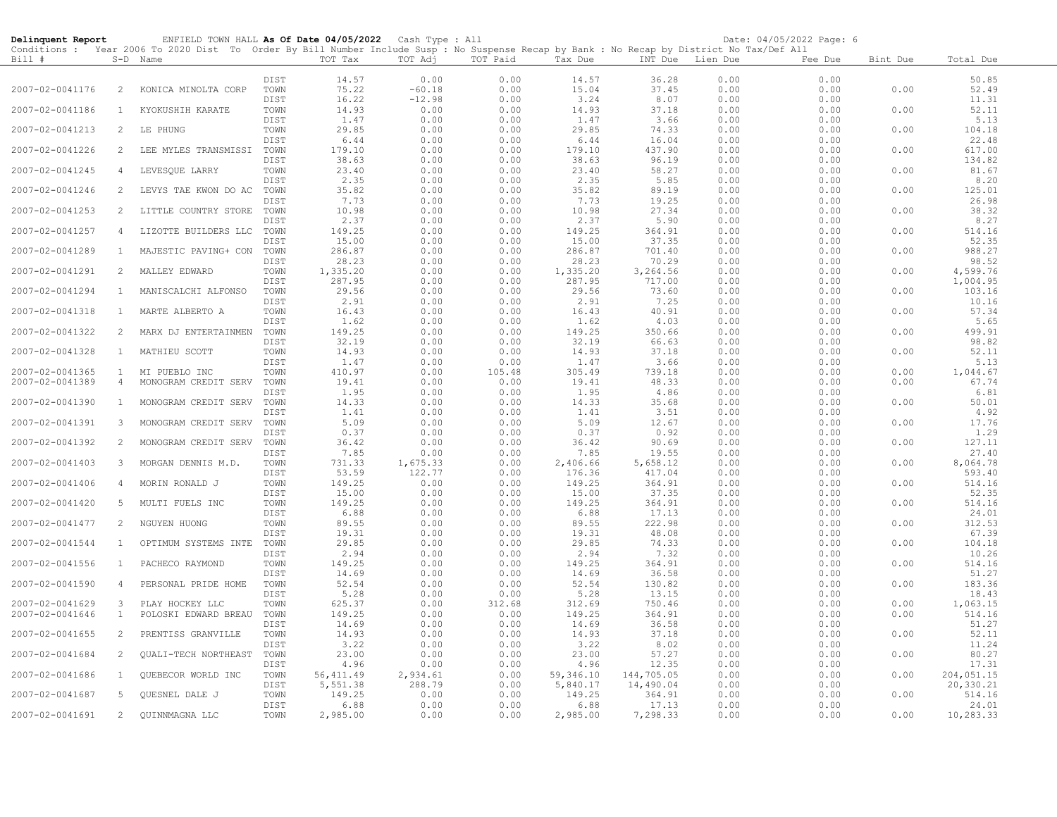**Delinquent Report** ENFIELD TOWN HALL **As Of Date 04/05/2022** Cash Type : All Date: 04/05/2022

Conditions : Year 2006 To 2020 Dist To Order By Bill Number Include Susp : No Suspense Recap by Bank : No Recap by District No Tax/Def All

| Bill # | S-D | Name | | TOT Tax | TOT Adj | TOT Paid | Tax Due | INT Due | Lien Due | Fee Due | Bint Due | Total Due |
|---|---|---|---|---|---|---|---|---|---|---|---|---|
| | | | DIST | 14.57 | 0.00 | 0.00 | 14.57 | 36.28 | 0.00 | 0.00 | | 50.85 |
| 2007-02-0041176 | 2 | KONICA MINOLTA CORP | TOWN | 75.22 | -60.18 | 0.00 | 15.04 | 37.45 | 0.00 | 0.00 | 0.00 | 52.49 |
| | | | DIST | 16.22 | -12.98 | 0.00 | 3.24 | 8.07 | 0.00 | 0.00 | | 11.31 |
| 2007-02-0041186 | 1 | KYOKUSHIH KARATE | TOWN | 14.93 | 0.00 | 0.00 | 14.93 | 37.18 | 0.00 | 0.00 | 0.00 | 52.11 |
| | | | DIST | 1.47 | 0.00 | 0.00 | 1.47 | 3.66 | 0.00 | 0.00 | | 5.13 |
| 2007-02-0041213 | 2 | LE PHUNG | TOWN | 29.85 | 0.00 | 0.00 | 29.85 | 74.33 | 0.00 | 0.00 | 0.00 | 104.18 |
| | | | DIST | 6.44 | 0.00 | 0.00 | 6.44 | 16.04 | 0.00 | 0.00 | | 22.48 |
| 2007-02-0041226 | 2 | LEE MYLES TRANSMISSI | TOWN | 179.10 | 0.00 | 0.00 | 179.10 | 437.90 | 0.00 | 0.00 | 0.00 | 617.00 |
| | | | DIST | 38.63 | 0.00 | 0.00 | 38.63 | 96.19 | 0.00 | 0.00 | | 134.82 |
| 2007-02-0041245 | 4 | LEVESQUE LARRY | TOWN | 23.40 | 0.00 | 0.00 | 23.40 | 58.27 | 0.00 | 0.00 | 0.00 | 81.67 |
| | | | DIST | 2.35 | 0.00 | 0.00 | 2.35 | 5.85 | 0.00 | 0.00 | | 8.20 |
| 2007-02-0041246 | 2 | LEVYS TAE KWON DO AC | TOWN | 35.82 | 0.00 | 0.00 | 35.82 | 89.19 | 0.00 | 0.00 | 0.00 | 125.01 |
| | | | DIST | 7.73 | 0.00 | 0.00 | 7.73 | 19.25 | 0.00 | 0.00 | | 26.98 |
| 2007-02-0041253 | 2 | LITTLE COUNTRY STORE | TOWN | 10.98 | 0.00 | 0.00 | 10.98 | 27.34 | 0.00 | 0.00 | 0.00 | 38.32 |
| | | | DIST | 2.37 | 0.00 | 0.00 | 2.37 | 5.90 | 0.00 | 0.00 | | 8.27 |
| 2007-02-0041257 | 4 | LIZOTTE BUILDERS LLC | TOWN | 149.25 | 0.00 | 0.00 | 149.25 | 364.91 | 0.00 | 0.00 | 0.00 | 514.16 |
| | | | DIST | 15.00 | 0.00 | 0.00 | 15.00 | 37.35 | 0.00 | 0.00 | | 52.35 |
| 2007-02-0041289 | 1 | MAJESTIC PAVING+ CON | TOWN | 286.87 | 0.00 | 0.00 | 286.87 | 701.40 | 0.00 | 0.00 | 0.00 | 988.27 |
| | | | DIST | 28.23 | 0.00 | 0.00 | 28.23 | 70.29 | 0.00 | 0.00 | | 98.52 |
| 2007-02-0041291 | 2 | MALLEY EDWARD | TOWN | 1,335.20 | 0.00 | 0.00 | 1,335.20 | 3,264.56 | 0.00 | 0.00 | 0.00 | 4,599.76 |
| | | | DIST | 287.95 | 0.00 | 0.00 | 287.95 | 717.00 | 0.00 | 0.00 | | 1,004.95 |
| 2007-02-0041294 | 1 | MANISCALCHI ALFONSO | TOWN | 29.56 | 0.00 | 0.00 | 29.56 | 73.60 | 0.00 | 0.00 | 0.00 | 103.16 |
| | | | DIST | 2.91 | 0.00 | 0.00 | 2.91 | 7.25 | 0.00 | 0.00 | | 10.16 |
| 2007-02-0041318 | 1 | MARTE ALBERTO A | TOWN | 16.43 | 0.00 | 0.00 | 16.43 | 40.91 | 0.00 | 0.00 | 0.00 | 57.34 |
| | | | DIST | 1.62 | 0.00 | 0.00 | 1.62 | 4.03 | 0.00 | 0.00 | | 5.65 |
| 2007-02-0041322 | 2 | MARX DJ ENTERTAINMEN | TOWN | 149.25 | 0.00 | 0.00 | 149.25 | 350.66 | 0.00 | 0.00 | 0.00 | 499.91 |
| | | | DIST | 32.19 | 0.00 | 0.00 | 32.19 | 66.63 | 0.00 | 0.00 | | 98.82 |
| 2007-02-0041328 | 1 | MATHIEU SCOTT | TOWN | 14.93 | 0.00 | 0.00 | 14.93 | 37.18 | 0.00 | 0.00 | 0.00 | 52.11 |
| | | | DIST | 1.47 | 0.00 | 0.00 | 1.47 | 3.66 | 0.00 | 0.00 | | 5.13 |
| 2007-02-0041365 | 1 | MI PUEBLO INC | TOWN | 410.97 | 0.00 | 105.48 | 305.49 | 739.18 | 0.00 | 0.00 | 0.00 | 1,044.67 |
| 2007-02-0041389 | 4 | MONOGRAM CREDIT SERV | TOWN | 19.41 | 0.00 | 0.00 | 19.41 | 48.33 | 0.00 | 0.00 | 0.00 | 67.74 |
| | | | DIST | 1.95 | 0.00 | 0.00 | 1.95 | 4.86 | 0.00 | 0.00 | | 6.81 |
| 2007-02-0041390 | 1 | MONOGRAM CREDIT SERV | TOWN | 14.33 | 0.00 | 0.00 | 14.33 | 35.68 | 0.00 | 0.00 | 0.00 | 50.01 |
| | | | DIST | 1.41 | 0.00 | 0.00 | 1.41 | 3.51 | 0.00 | 0.00 | | 4.92 |
| 2007-02-0041391 | 3 | MONOGRAM CREDIT SERV | TOWN | 5.09 | 0.00 | 0.00 | 5.09 | 12.67 | 0.00 | 0.00 | 0.00 | 17.76 |
| | | | DIST | 0.37 | 0.00 | 0.00 | 0.37 | 0.92 | 0.00 | 0.00 | | 1.29 |
| 2007-02-0041392 | 2 | MONOGRAM CREDIT SERV | TOWN | 36.42 | 0.00 | 0.00 | 36.42 | 90.69 | 0.00 | 0.00 | 0.00 | 127.11 |
| | | | DIST | 7.85 | 0.00 | 0.00 | 7.85 | 19.55 | 0.00 | 0.00 | | 27.40 |
| 2007-02-0041403 | 3 | MORGAN DENNIS M.D. | TOWN | 731.33 | 1,675.33 | 0.00 | 2,406.66 | 5,658.12 | 0.00 | 0.00 | 0.00 | 8,064.78 |
| | | | DIST | 53.59 | 122.77 | 0.00 | 176.36 | 417.04 | 0.00 | 0.00 | | 593.40 |
| 2007-02-0041406 | 4 | MORIN RONALD J | TOWN | 149.25 | 0.00 | 0.00 | 149.25 | 364.91 | 0.00 | 0.00 | 0.00 | 514.16 |
| | | | DIST | 15.00 | 0.00 | 0.00 | 15.00 | 37.35 | 0.00 | 0.00 | | 52.35 |
| 2007-02-0041420 | 5 | MULTI FUELS INC | TOWN | 149.25 | 0.00 | 0.00 | 149.25 | 364.91 | 0.00 | 0.00 | 0.00 | 514.16 |
| | | | DIST | 6.88 | 0.00 | 0.00 | 6.88 | 17.13 | 0.00 | 0.00 | | 24.01 |
| 2007-02-0041477 | 2 | NGUYEN HUONG | TOWN | 89.55 | 0.00 | 0.00 | 89.55 | 222.98 | 0.00 | 0.00 | 0.00 | 312.53 |
| | | | DIST | 19.31 | 0.00 | 0.00 | 19.31 | 48.08 | 0.00 | 0.00 | | 67.39 |
| 2007-02-0041544 | 1 | OPTIMUM SYSTEMS INTE | TOWN | 29.85 | 0.00 | 0.00 | 29.85 | 74.33 | 0.00 | 0.00 | 0.00 | 104.18 |
| | | | DIST | 2.94 | 0.00 | 0.00 | 2.94 | 7.32 | 0.00 | 0.00 | | 10.26 |
| 2007-02-0041556 | 1 | PACHECO RAYMOND | TOWN | 149.25 | 0.00 | 0.00 | 149.25 | 364.91 | 0.00 | 0.00 | 0.00 | 514.16 |
| | | | DIST | 14.69 | 0.00 | 0.00 | 14.69 | 36.58 | 0.00 | 0.00 | | 51.27 |
| 2007-02-0041590 | 4 | PERSONAL PRIDE HOME | TOWN | 52.54 | 0.00 | 0.00 | 52.54 | 130.82 | 0.00 | 0.00 | 0.00 | 183.36 |
| | | | DIST | 5.28 | 0.00 | 0.00 | 5.28 | 13.15 | 0.00 | 0.00 | | 18.43 |
| 2007-02-0041629 | 3 | PLAY HOCKEY LLC | TOWN | 625.37 | 0.00 | 312.68 | 312.69 | 750.46 | 0.00 | 0.00 | 0.00 | 1,063.15 |
| 2007-02-0041646 | 1 | POLOSKI EDWARD BREAU | TOWN | 149.25 | 0.00 | 0.00 | 149.25 | 364.91 | 0.00 | 0.00 | 0.00 | 514.16 |
| | | | DIST | 14.69 | 0.00 | 0.00 | 14.69 | 36.58 | 0.00 | 0.00 | | 51.27 |
| 2007-02-0041655 | 2 | PRENTISS GRANVILLE | TOWN | 14.93 | 0.00 | 0.00 | 14.93 | 37.18 | 0.00 | 0.00 | 0.00 | 52.11 |
| | | | DIST | 3.22 | 0.00 | 0.00 | 3.22 | 8.02 | 0.00 | 0.00 | | 11.24 |
| 2007-02-0041684 | 2 | QUALI-TECH NORTHEAST | TOWN | 23.00 | 0.00 | 0.00 | 23.00 | 57.27 | 0.00 | 0.00 | 0.00 | 80.27 |
| | | | DIST | 4.96 | 0.00 | 0.00 | 4.96 | 12.35 | 0.00 | 0.00 | | 17.31 |
| 2007-02-0041686 | 1 | QUEBECOR WORLD INC | TOWN | 56,411.49 | 2,934.61 | 0.00 | 59,346.10 | 144,705.05 | 0.00 | 0.00 | 0.00 | 204,051.15 |
| | | | DIST | 5,551.38 | 288.79 | 0.00 | 5,840.17 | 14,490.04 | 0.00 | 0.00 | | 20,330.21 |
| 2007-02-0041687 | 5 | QUESNEL DALE J | TOWN | 149.25 | 0.00 | 0.00 | 149.25 | 364.91 | 0.00 | 0.00 | 0.00 | 514.16 |
| | | | DIST | 6.88 | 0.00 | 0.00 | 6.88 | 17.13 | 0.00 | 0.00 | | 24.01 |
| 2007-02-0041691 | 2 | QUINNMAGNA LLC | TOWN | 2,985.00 | 0.00 | 0.00 | 2,985.00 | 7,298.33 | 0.00 | 0.00 | 0.00 | 10,283.33 |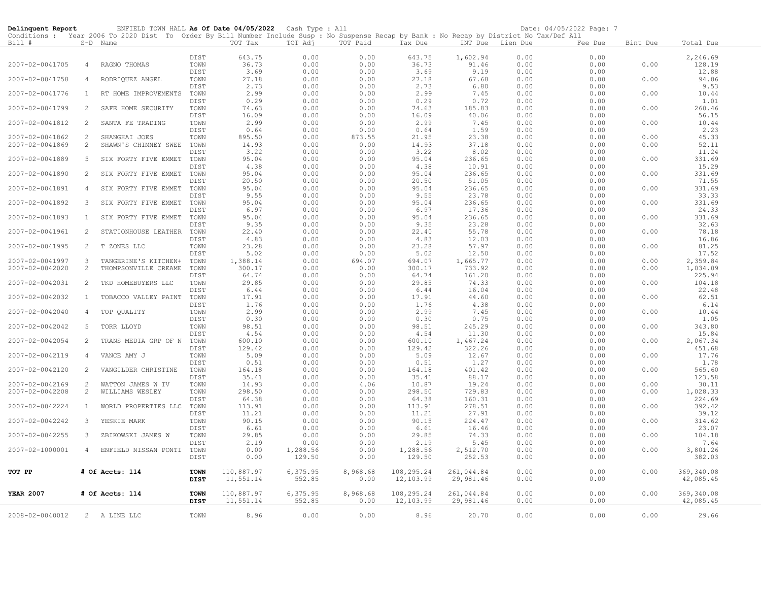**Delinquent Report** ENFIELD TOWN HALL **As Of Date 04/05/2022** Cash Type : All Date: 04/05/2022

Conditions : Year 2006 To 2020 Dist To Order By Bill Number Include Susp : No Suspense Recap by Bank : No Recap by District No Tax/Def All

| Bill # | S-D | Name | | TOT Tax | TOT Adj | TOT Paid | Tax Due | INT Due | Lien Due | Fee Due | Bint Due | Total Due |
|---|---|---|---|---|---|---|---|---|---|---|---|---|
| | | | DIST | 643.75 | 0.00 | 0.00 | 643.75 | 1,602.94 | 0.00 | 0.00 | | 2,246.69 |
| 2007-02-0041705 | 4 | RAGNO THOMAS | TOWN | 36.73 | 0.00 | 0.00 | 36.73 | 91.46 | 0.00 | 0.00 | 0.00 | 128.19 |
| | | | DIST | 3.69 | 0.00 | 0.00 | 3.69 | 9.19 | 0.00 | 0.00 | | 12.88 |
| 2007-02-0041758 | 4 | RODRIQUEZ ANGEL | TOWN | 27.18 | 0.00 | 0.00 | 27.18 | 67.68 | 0.00 | 0.00 | 0.00 | 94.86 |
| | | | DIST | 2.73 | 0.00 | 0.00 | 2.73 | 6.80 | 0.00 | 0.00 | | 9.53 |
| 2007-02-0041776 | 1 | RT HOME IMPROVEMENTS | TOWN | 2.99 | 0.00 | 0.00 | 2.99 | 7.45 | 0.00 | 0.00 | 0.00 | 10.44 |
| | | | DIST | 0.29 | 0.00 | 0.00 | 0.29 | 0.72 | 0.00 | 0.00 | | 1.01 |
| 2007-02-0041799 | 2 | SAFE HOME SECURITY | TOWN | 74.63 | 0.00 | 0.00 | 74.63 | 185.83 | 0.00 | 0.00 | 0.00 | 260.46 |
| | | | DIST | 16.09 | 0.00 | 0.00 | 16.09 | 40.06 | 0.00 | 0.00 | | 56.15 |
| 2007-02-0041812 | 2 | SANTA FE TRADING | TOWN | 2.99 | 0.00 | 0.00 | 2.99 | 7.45 | 0.00 | 0.00 | 0.00 | 10.44 |
| | | | DIST | 0.64 | 0.00 | 0.00 | 0.64 | 1.59 | 0.00 | 0.00 | | 2.23 |
| 2007-02-0041862 | 2 | SHANGHAI JOES | TOWN | 895.50 | 0.00 | 873.55 | 21.95 | 23.38 | 0.00 | 0.00 | 0.00 | 45.33 |
| 2007-02-0041869 | 2 | SHAWN'S CHIMNEY SWEE | TOWN | 14.93 | 0.00 | 0.00 | 14.93 | 37.18 | 0.00 | 0.00 | 0.00 | 52.11 |
| | | | DIST | 3.22 | 0.00 | 0.00 | 3.22 | 8.02 | 0.00 | 0.00 | | 11.24 |
| 2007-02-0041889 | 5 | SIX FORTY FIVE EMMET | TOWN | 95.04 | 0.00 | 0.00 | 95.04 | 236.65 | 0.00 | 0.00 | 0.00 | 331.69 |
| | | | DIST | 4.38 | 0.00 | 0.00 | 4.38 | 10.91 | 0.00 | 0.00 | | 15.29 |
| 2007-02-0041890 | 2 | SIX FORTY FIVE EMMET | TOWN | 95.04 | 0.00 | 0.00 | 95.04 | 236.65 | 0.00 | 0.00 | 0.00 | 331.69 |
| | | | DIST | 20.50 | 0.00 | 0.00 | 20.50 | 51.05 | 0.00 | 0.00 | | 71.55 |
| 2007-02-0041891 | 4 | SIX FORTY FIVE EMMET | TOWN | 95.04 | 0.00 | 0.00 | 95.04 | 236.65 | 0.00 | 0.00 | 0.00 | 331.69 |
| | | | DIST | 9.55 | 0.00 | 0.00 | 9.55 | 23.78 | 0.00 | 0.00 | | 33.33 |
| 2007-02-0041892 | 3 | SIX FORTY FIVE EMMET | TOWN | 95.04 | 0.00 | 0.00 | 95.04 | 236.65 | 0.00 | 0.00 | 0.00 | 331.69 |
| | | | DIST | 6.97 | 0.00 | 0.00 | 6.97 | 17.36 | 0.00 | 0.00 | | 24.33 |
| 2007-02-0041893 | 1 | SIX FORTY FIVE EMMET | TOWN | 95.04 | 0.00 | 0.00 | 95.04 | 236.65 | 0.00 | 0.00 | 0.00 | 331.69 |
| | | | DIST | 9.35 | 0.00 | 0.00 | 9.35 | 23.28 | 0.00 | 0.00 | | 32.63 |
| 2007-02-0041961 | 2 | STATIONHOUSE LEATHER | TOWN | 22.40 | 0.00 | 0.00 | 22.40 | 55.78 | 0.00 | 0.00 | 0.00 | 78.18 |
| | | | DIST | 4.83 | 0.00 | 0.00 | 4.83 | 12.03 | 0.00 | 0.00 | | 16.86 |
| 2007-02-0041995 | 2 | T ZONES LLC | TOWN | 23.28 | 0.00 | 0.00 | 23.28 | 57.97 | 0.00 | 0.00 | 0.00 | 81.25 |
| | | | DIST | 5.02 | 0.00 | 0.00 | 5.02 | 12.50 | 0.00 | 0.00 | | 17.52 |
| 2007-02-0041997 | 3 | TANGERINE'S KITCHEN+ | TOWN | 1,388.14 | 0.00 | 694.07 | 694.07 | 1,665.77 | 0.00 | 0.00 | 0.00 | 2,359.84 |
| 2007-02-0042020 | 2 | THOMPSONVILLE CREAME | TOWN | 300.17 | 0.00 | 0.00 | 300.17 | 733.92 | 0.00 | 0.00 | 0.00 | 1,034.09 |
| | | | DIST | 64.74 | 0.00 | 0.00 | 64.74 | 161.20 | 0.00 | 0.00 | | 225.94 |
| 2007-02-0042031 | 2 | TKD HOMEBUYERS LLC | TOWN | 29.85 | 0.00 | 0.00 | 29.85 | 74.33 | 0.00 | 0.00 | 0.00 | 104.18 |
| | | | DIST | 6.44 | 0.00 | 0.00 | 6.44 | 16.04 | 0.00 | 0.00 | | 22.48 |
| 2007-02-0042032 | 1 | TOBACCO VALLEY PAINT | TOWN | 17.91 | 0.00 | 0.00 | 17.91 | 44.60 | 0.00 | 0.00 | 0.00 | 62.51 |
| | | | DIST | 1.76 | 0.00 | 0.00 | 1.76 | 4.38 | 0.00 | 0.00 | | 6.14 |
| 2007-02-0042040 | 4 | TOP QUALITY | TOWN | 2.99 | 0.00 | 0.00 | 2.99 | 7.45 | 0.00 | 0.00 | 0.00 | 10.44 |
| | | | DIST | 0.30 | 0.00 | 0.00 | 0.30 | 0.75 | 0.00 | 0.00 | | 1.05 |
| 2007-02-0042042 | 5 | TORR LLOYD | TOWN | 98.51 | 0.00 | 0.00 | 98.51 | 245.29 | 0.00 | 0.00 | 0.00 | 343.80 |
| | | | DIST | 4.54 | 0.00 | 0.00 | 4.54 | 11.30 | 0.00 | 0.00 | | 15.84 |
| 2007-02-0042054 | 2 | TRANS MEDIA GRP OF N | TOWN | 600.10 | 0.00 | 0.00 | 600.10 | 1,467.24 | 0.00 | 0.00 | 0.00 | 2,067.34 |
| | | | DIST | 129.42 | 0.00 | 0.00 | 129.42 | 322.26 | 0.00 | 0.00 | | 451.68 |
| 2007-02-0042119 | 4 | VANCE AMY J | TOWN | 5.09 | 0.00 | 0.00 | 5.09 | 12.67 | 0.00 | 0.00 | 0.00 | 17.76 |
| | | | DIST | 0.51 | 0.00 | 0.00 | 0.51 | 1.27 | 0.00 | 0.00 | | 1.78 |
| 2007-02-0042120 | 2 | VANGILDER CHRISTINE | TOWN | 164.18 | 0.00 | 0.00 | 164.18 | 401.42 | 0.00 | 0.00 | 0.00 | 565.60 |
| | | | DIST | 35.41 | 0.00 | 0.00 | 35.41 | 88.17 | 0.00 | 0.00 | | 123.58 |
| 2007-02-0042169 | 2 | WATTON JAMES W IV | TOWN | 14.93 | 0.00 | 4.06 | 10.87 | 19.24 | 0.00 | 0.00 | 0.00 | 30.11 |
| 2007-02-0042208 | 2 | WILLIAMS WESLEY | TOWN | 298.50 | 0.00 | 0.00 | 298.50 | 729.83 | 0.00 | 0.00 | 0.00 | 1,028.33 |
| | | | DIST | 64.38 | 0.00 | 0.00 | 64.38 | 160.31 | 0.00 | 0.00 | | 224.69 |
| 2007-02-0042224 | 1 | WORLD PROPERTIES LLC | TOWN | 113.91 | 0.00 | 0.00 | 113.91 | 278.51 | 0.00 | 0.00 | 0.00 | 392.42 |
| | | | DIST | 11.21 | 0.00 | 0.00 | 11.21 | 27.91 | 0.00 | 0.00 | | 39.12 |
| 2007-02-0042242 | 3 | YESKIE MARK | TOWN | 90.15 | 0.00 | 0.00 | 90.15 | 224.47 | 0.00 | 0.00 | 0.00 | 314.62 |
| | | | DIST | 6.61 | 0.00 | 0.00 | 6.61 | 16.46 | 0.00 | 0.00 | | 23.07 |
| 2007-02-0042255 | 3 | ZBIKOWSKI JAMES W | TOWN | 29.85 | 0.00 | 0.00 | 29.85 | 74.33 | 0.00 | 0.00 | 0.00 | 104.18 |
| | | | DIST | 2.19 | 0.00 | 0.00 | 2.19 | 5.45 | 0.00 | 0.00 | | 7.64 |
| 2007-02-1000001 | 4 | ENFIELD NISSAN PONTI | TOWN | 0.00 | 1,288.56 | 0.00 | 1,288.56 | 2,512.70 | 0.00 | 0.00 | 0.00 | 3,801.26 |
| | | | DIST | 0.00 | 129.50 | 0.00 | 129.50 | 252.53 | 0.00 | 0.00 | | 382.03 |
| **TOT PP** | | **# Of Accts: 114** | **TOWN** | 110,887.97 | 6,375.95 | 8,968.68 | 108,295.24 | 261,044.84 | 0.00 | 0.00 | 0.00 | 369,340.08 |
| | | | **DIST** | 11,551.14 | 552.85 | 0.00 | 12,103.99 | 29,981.46 | 0.00 | 0.00 | | 42,085.45 |
| **YEAR 2007** | | **# Of Accts: 114** | **TOWN** | 110,887.97 | 6,375.95 | 8,968.68 | 108,295.24 | 261,044.84 | 0.00 | 0.00 | 0.00 | 369,340.08 |
| | | | **DIST** | 11,551.14 | 552.85 | 0.00 | 12,103.99 | 29,981.46 | 0.00 | 0.00 | | 42,085.45 |
| 2008-02-0040012 | 2 | A LINE LLC | TOWN | 8.96 | 0.00 | 0.00 | 8.96 | 20.70 | 0.00 | 0.00 | 0.00 | 29.66 |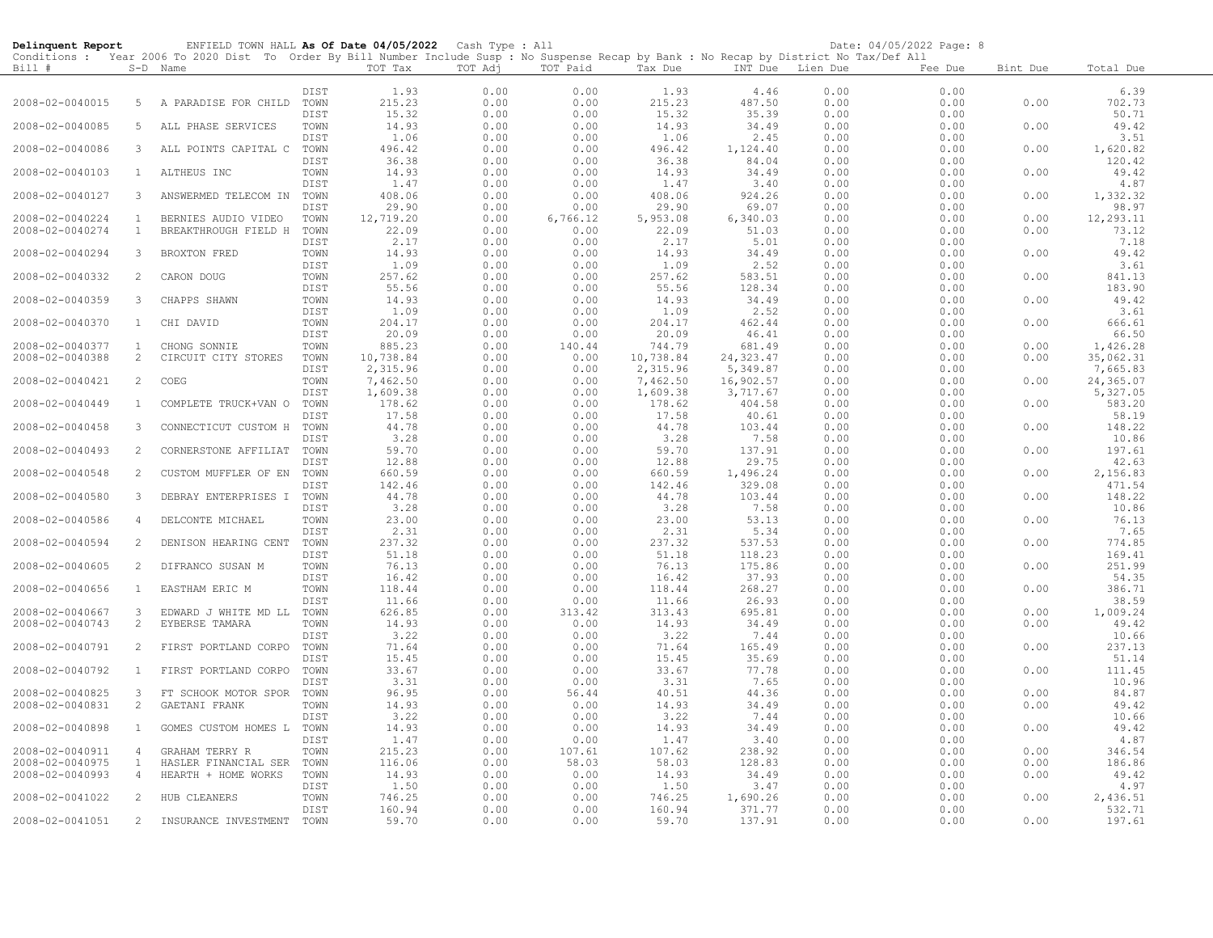**Delinquent Report** ENFIELD TOWN HALL **As Of Date 04/05/2022** Cash Type : All Date: 04/05/2022 Page: 8

Conditions : Year 2006 To 2020 Dist To Order By Bill Number Include Susp : No Suspense Recap by Bank : No Recap by District No Tax/Def All

| Bill # | S-D | Name | | TOT Tax | TOT Adj | TOT Paid | Tax Due | INT Due | Lien Due | Fee Due | Bint Due | Total Due |
|---|---|---|---|---|---|---|---|---|---|---|---|---|
| | | | DIST | 1.93 | 0.00 | 0.00 | 1.93 | 4.46 | 0.00 | 0.00 | | 6.39 |
| 2008-02-0040015 | 5 | A PARADISE FOR CHILD | TOWN | 215.23 | 0.00 | 0.00 | 215.23 | 487.50 | 0.00 | 0.00 | 0.00 | 702.73 |
| | | | DIST | 15.32 | 0.00 | 0.00 | 15.32 | 35.39 | 0.00 | 0.00 | | 50.71 |
| 2008-02-0040085 | 5 | ALL PHASE SERVICES | TOWN | 14.93 | 0.00 | 0.00 | 14.93 | 34.49 | 0.00 | 0.00 | 0.00 | 49.42 |
| | | | DIST | 1.06 | 0.00 | 0.00 | 1.06 | 2.45 | 0.00 | 0.00 | | 3.51 |
| 2008-02-0040086 | 3 | ALL POINTS CAPITAL C | TOWN | 496.42 | 0.00 | 0.00 | 496.42 | 1,124.40 | 0.00 | 0.00 | 0.00 | 1,620.82 |
| | | | DIST | 36.38 | 0.00 | 0.00 | 36.38 | 84.04 | 0.00 | 0.00 | | 120.42 |
| 2008-02-0040103 | 1 | ALTHEUS INC | TOWN | 14.93 | 0.00 | 0.00 | 14.93 | 34.49 | 0.00 | 0.00 | 0.00 | 49.42 |
| | | | DIST | 1.47 | 0.00 | 0.00 | 1.47 | 3.40 | 0.00 | 0.00 | | 4.87 |
| 2008-02-0040127 | 3 | ANSWERMED TELECOM IN | TOWN | 408.06 | 0.00 | 0.00 | 408.06 | 924.26 | 0.00 | 0.00 | 0.00 | 1,332.32 |
| | | | DIST | 29.90 | 0.00 | 0.00 | 29.90 | 69.07 | 0.00 | 0.00 | | 98.97 |
| 2008-02-0040224 | 1 | BERNIES AUDIO VIDEO | TOWN | 12,719.20 | 0.00 | 6,766.12 | 5,953.08 | 6,340.03 | 0.00 | 0.00 | 0.00 | 12,293.11 |
| 2008-02-0040274 | 1 | BREAKTHROUGH FIELD H | TOWN | 22.09 | 0.00 | 0.00 | 22.09 | 51.03 | 0.00 | 0.00 | 0.00 | 73.12 |
| | | | DIST | 2.17 | 0.00 | 0.00 | 2.17 | 5.01 | 0.00 | 0.00 | | 7.18 |
| 2008-02-0040294 | 3 | BROXTON FRED | TOWN | 14.93 | 0.00 | 0.00 | 14.93 | 34.49 | 0.00 | 0.00 | 0.00 | 49.42 |
| | | | DIST | 1.09 | 0.00 | 0.00 | 1.09 | 2.52 | 0.00 | 0.00 | | 3.61 |
| 2008-02-0040332 | 2 | CARON DOUG | TOWN | 257.62 | 0.00 | 0.00 | 257.62 | 583.51 | 0.00 | 0.00 | 0.00 | 841.13 |
| | | | DIST | 55.56 | 0.00 | 0.00 | 55.56 | 128.34 | 0.00 | 0.00 | | 183.90 |
| 2008-02-0040359 | 3 | CHAPPS SHAWN | TOWN | 14.93 | 0.00 | 0.00 | 14.93 | 34.49 | 0.00 | 0.00 | 0.00 | 49.42 |
| | | | DIST | 1.09 | 0.00 | 0.00 | 1.09 | 2.52 | 0.00 | 0.00 | | 3.61 |
| 2008-02-0040370 | 1 | CHI DAVID | TOWN | 204.17 | 0.00 | 0.00 | 204.17 | 462.44 | 0.00 | 0.00 | 0.00 | 666.61 |
| | | | DIST | 20.09 | 0.00 | 0.00 | 20.09 | 46.41 | 0.00 | 0.00 | | 66.50 |
| 2008-02-0040377 | 1 | CHONG SONNIE | TOWN | 885.23 | 0.00 | 140.44 | 744.79 | 681.49 | 0.00 | 0.00 | 0.00 | 1,426.28 |
| 2008-02-0040388 | 2 | CIRCUIT CITY STORES | TOWN | 10,738.84 | 0.00 | 0.00 | 10,738.84 | 24,323.47 | 0.00 | 0.00 | 0.00 | 35,062.31 |
| | | | DIST | 2,315.96 | 0.00 | 0.00 | 2,315.96 | 5,349.87 | 0.00 | 0.00 | | 7,665.83 |
| 2008-02-0040421 | 2 | COEG | TOWN | 7,462.50 | 0.00 | 0.00 | 7,462.50 | 16,902.57 | 0.00 | 0.00 | 0.00 | 24,365.07 |
| | | | DIST | 1,609.38 | 0.00 | 0.00 | 1,609.38 | 3,717.67 | 0.00 | 0.00 | | 5,327.05 |
| 2008-02-0040449 | 1 | COMPLETE TRUCK+VAN O | TOWN | 178.62 | 0.00 | 0.00 | 178.62 | 404.58 | 0.00 | 0.00 | 0.00 | 583.20 |
| | | | DIST | 17.58 | 0.00 | 0.00 | 17.58 | 40.61 | 0.00 | 0.00 | | 58.19 |
| 2008-02-0040458 | 3 | CONNECTICUT CUSTOM H | TOWN | 44.78 | 0.00 | 0.00 | 44.78 | 103.44 | 0.00 | 0.00 | 0.00 | 148.22 |
| | | | DIST | 3.28 | 0.00 | 0.00 | 3.28 | 7.58 | 0.00 | 0.00 | | 10.86 |
| 2008-02-0040493 | 2 | CORNERSTONE AFFILIAT | TOWN | 59.70 | 0.00 | 0.00 | 59.70 | 137.91 | 0.00 | 0.00 | 0.00 | 197.61 |
| | | | DIST | 12.88 | 0.00 | 0.00 | 12.88 | 29.75 | 0.00 | 0.00 | | 42.63 |
| 2008-02-0040548 | 2 | CUSTOM MUFFLER OF EN | TOWN | 660.59 | 0.00 | 0.00 | 660.59 | 1,496.24 | 0.00 | 0.00 | 0.00 | 2,156.83 |
| | | | DIST | 142.46 | 0.00 | 0.00 | 142.46 | 329.08 | 0.00 | 0.00 | | 471.54 |
| 2008-02-0040580 | 3 | DEBRAY ENTERPRISES I | TOWN | 44.78 | 0.00 | 0.00 | 44.78 | 103.44 | 0.00 | 0.00 | 0.00 | 148.22 |
| | | | DIST | 3.28 | 0.00 | 0.00 | 3.28 | 7.58 | 0.00 | 0.00 | | 10.86 |
| 2008-02-0040586 | 4 | DELCONTE MICHAEL | TOWN | 23.00 | 0.00 | 0.00 | 23.00 | 53.13 | 0.00 | 0.00 | 0.00 | 76.13 |
| | | | DIST | 2.31 | 0.00 | 0.00 | 2.31 | 5.34 | 0.00 | 0.00 | | 7.65 |
| 2008-02-0040594 | 2 | DENISON HEARING CENT | TOWN | 237.32 | 0.00 | 0.00 | 237.32 | 537.53 | 0.00 | 0.00 | 0.00 | 774.85 |
| | | | DIST | 51.18 | 0.00 | 0.00 | 51.18 | 118.23 | 0.00 | 0.00 | | 169.41 |
| 2008-02-0040605 | 2 | DIFRANCO SUSAN M | TOWN | 76.13 | 0.00 | 0.00 | 76.13 | 175.86 | 0.00 | 0.00 | 0.00 | 251.99 |
| | | | DIST | 16.42 | 0.00 | 0.00 | 16.42 | 37.93 | 0.00 | 0.00 | | 54.35 |
| 2008-02-0040656 | 1 | EASTHAM ERIC M | TOWN | 118.44 | 0.00 | 0.00 | 118.44 | 268.27 | 0.00 | 0.00 | 0.00 | 386.71 |
| | | | DIST | 11.66 | 0.00 | 0.00 | 11.66 | 26.93 | 0.00 | 0.00 | | 38.59 |
| 2008-02-0040667 | 3 | EDWARD J WHITE MD LL | TOWN | 626.85 | 0.00 | 313.42 | 313.43 | 695.81 | 0.00 | 0.00 | 0.00 | 1,009.24 |
| 2008-02-0040743 | 2 | EYBERSE TAMARA | TOWN | 14.93 | 0.00 | 0.00 | 14.93 | 34.49 | 0.00 | 0.00 | 0.00 | 49.42 |
| | | | DIST | 3.22 | 0.00 | 0.00 | 3.22 | 7.44 | 0.00 | 0.00 | | 10.66 |
| 2008-02-0040791 | 2 | FIRST PORTLAND CORPO | TOWN | 71.64 | 0.00 | 0.00 | 71.64 | 165.49 | 0.00 | 0.00 | 0.00 | 237.13 |
| | | | DIST | 15.45 | 0.00 | 0.00 | 15.45 | 35.69 | 0.00 | 0.00 | | 51.14 |
| 2008-02-0040792 | 1 | FIRST PORTLAND CORPO | TOWN | 33.67 | 0.00 | 0.00 | 33.67 | 77.78 | 0.00 | 0.00 | 0.00 | 111.45 |
| | | | DIST | 3.31 | 0.00 | 0.00 | 3.31 | 7.65 | 0.00 | 0.00 | | 10.96 |
| 2008-02-0040825 | 3 | FT SCHOOK MOTOR SPOR | TOWN | 96.95 | 0.00 | 56.44 | 40.51 | 44.36 | 0.00 | 0.00 | 0.00 | 84.87 |
| 2008-02-0040831 | 2 | GAETANI FRANK | TOWN | 14.93 | 0.00 | 0.00 | 14.93 | 34.49 | 0.00 | 0.00 | 0.00 | 49.42 |
| | | | DIST | 3.22 | 0.00 | 0.00 | 3.22 | 7.44 | 0.00 | 0.00 | | 10.66 |
| 2008-02-0040898 | 1 | GOMES CUSTOM HOMES L | TOWN | 14.93 | 0.00 | 0.00 | 14.93 | 34.49 | 0.00 | 0.00 | 0.00 | 49.42 |
| | | | DIST | 1.47 | 0.00 | 0.00 | 1.47 | 3.40 | 0.00 | 0.00 | | 4.87 |
| 2008-02-0040911 | 4 | GRAHAM TERRY R | TOWN | 215.23 | 0.00 | 107.61 | 107.62 | 238.92 | 0.00 | 0.00 | 0.00 | 346.54 |
| 2008-02-0040975 | 1 | HASLER FINANCIAL SER | TOWN | 116.06 | 0.00 | 58.03 | 58.03 | 128.83 | 0.00 | 0.00 | 0.00 | 186.86 |
| 2008-02-0040993 | 4 | HEARTH + HOME WORKS | TOWN | 14.93 | 0.00 | 0.00 | 14.93 | 34.49 | 0.00 | 0.00 | 0.00 | 49.42 |
| | | | DIST | 1.50 | 0.00 | 0.00 | 1.50 | 3.47 | 0.00 | 0.00 | | 4.97 |
| 2008-02-0041022 | 2 | HUB CLEANERS | TOWN | 746.25 | 0.00 | 0.00 | 746.25 | 1,690.26 | 0.00 | 0.00 | 0.00 | 2,436.51 |
| | | | DIST | 160.94 | 0.00 | 0.00 | 160.94 | 371.77 | 0.00 | 0.00 | | 532.71 |
| 2008-02-0041051 | 2 | INSURANCE INVESTMENT | TOWN | 59.70 | 0.00 | 0.00 | 59.70 | 137.91 | 0.00 | 0.00 | 0.00 | 197.61 |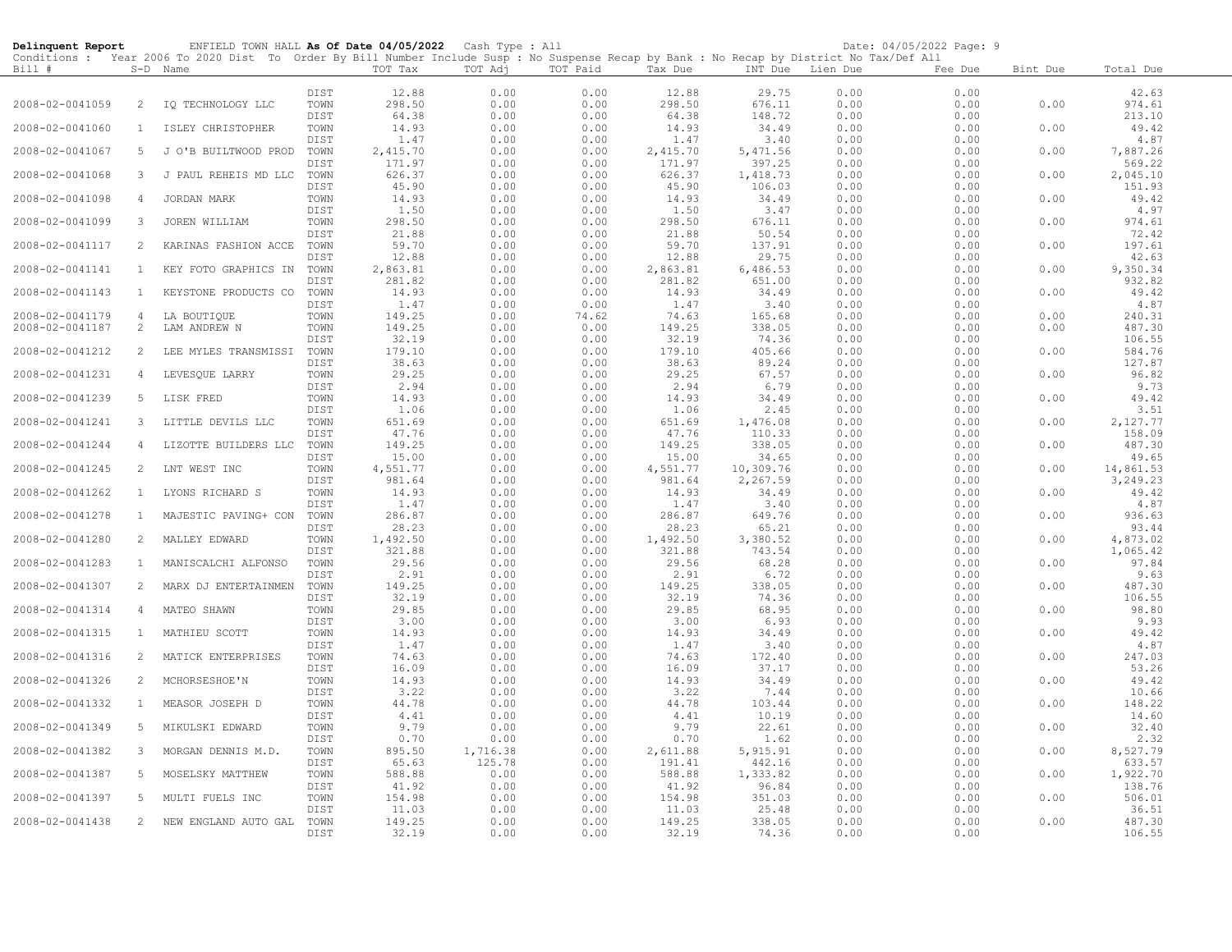**Delinquent Report** ENFIELD TOWN HALL **As Of Date 04/05/2022** Cash Type : All Date: 04/05/2022 Page: 9

Conditions : Year 2006 To 2020 Dist To Order By Bill Number Include Susp : No Suspense Recap by Bank : No Recap by District No Tax/Def All

| Bill # | S-D | Name | | TOT Tax | TOT Adj | TOT Paid | Tax Due | INT Due | Lien Due | Fee Due | Bint Due | Total Due |
|---|---|---|---|---|---|---|---|---|---|---|---|---|
| | | | DIST | 12.88 | 0.00 | 0.00 | 12.88 | 29.75 | 0.00 | 0.00 | | 42.63 |
| 2008-02-0041059 | 2 | IQ TECHNOLOGY LLC | TOWN | 298.50 | 0.00 | 0.00 | 298.50 | 676.11 | 0.00 | 0.00 | 0.00 | 974.61 |
| | | | DIST | 64.38 | 0.00 | 0.00 | 64.38 | 148.72 | 0.00 | 0.00 | | 213.10 |
| 2008-02-0041060 | 1 | ISLEY CHRISTOPHER | TOWN | 14.93 | 0.00 | 0.00 | 14.93 | 34.49 | 0.00 | 0.00 | 0.00 | 49.42 |
| | | | DIST | 1.47 | 0.00 | 0.00 | 1.47 | 3.40 | 0.00 | 0.00 | | 4.87 |
| 2008-02-0041067 | 5 | J O'B BUILTWOOD PROD | TOWN | 2,415.70 | 0.00 | 0.00 | 2,415.70 | 5,471.56 | 0.00 | 0.00 | 0.00 | 7,887.26 |
| | | | DIST | 171.97 | 0.00 | 0.00 | 171.97 | 397.25 | 0.00 | 0.00 | | 569.22 |
| 2008-02-0041068 | 3 | J PAUL REHEIS MD LLC | TOWN | 626.37 | 0.00 | 0.00 | 626.37 | 1,418.73 | 0.00 | 0.00 | 0.00 | 2,045.10 |
| | | | DIST | 45.90 | 0.00 | 0.00 | 45.90 | 106.03 | 0.00 | 0.00 | | 151.93 |
| 2008-02-0041098 | 4 | JORDAN MARK | TOWN | 14.93 | 0.00 | 0.00 | 14.93 | 34.49 | 0.00 | 0.00 | 0.00 | 49.42 |
| | | | DIST | 1.50 | 0.00 | 0.00 | 1.50 | 3.47 | 0.00 | 0.00 | | 4.97 |
| 2008-02-0041099 | 3 | JOREN WILLIAM | TOWN | 298.50 | 0.00 | 0.00 | 298.50 | 676.11 | 0.00 | 0.00 | 0.00 | 974.61 |
| | | | DIST | 21.88 | 0.00 | 0.00 | 21.88 | 50.54 | 0.00 | 0.00 | | 72.42 |
| 2008-02-0041117 | 2 | KARINAS FASHION ACCE | TOWN | 59.70 | 0.00 | 0.00 | 59.70 | 137.91 | 0.00 | 0.00 | 0.00 | 197.61 |
| | | | DIST | 12.88 | 0.00 | 0.00 | 12.88 | 29.75 | 0.00 | 0.00 | | 42.63 |
| 2008-02-0041141 | 1 | KEY FOTO GRAPHICS IN | TOWN | 2,863.81 | 0.00 | 0.00 | 2,863.81 | 6,486.53 | 0.00 | 0.00 | 0.00 | 9,350.34 |
| | | | DIST | 281.82 | 0.00 | 0.00 | 281.82 | 651.00 | 0.00 | 0.00 | | 932.82 |
| 2008-02-0041143 | 1 | KEYSTONE PRODUCTS CO | TOWN | 14.93 | 0.00 | 0.00 | 14.93 | 34.49 | 0.00 | 0.00 | 0.00 | 49.42 |
| | | | DIST | 1.47 | 0.00 | 0.00 | 1.47 | 3.40 | 0.00 | 0.00 | | 4.87 |
| 2008-02-0041179 | 4 | LA BOUTIQUE | TOWN | 149.25 | 0.00 | 74.62 | 74.63 | 165.68 | 0.00 | 0.00 | 0.00 | 240.31 |
| 2008-02-0041187 | 2 | LAM ANDREW N | TOWN | 149.25 | 0.00 | 0.00 | 149.25 | 338.05 | 0.00 | 0.00 | 0.00 | 487.30 |
| | | | DIST | 32.19 | 0.00 | 0.00 | 32.19 | 74.36 | 0.00 | 0.00 | | 106.55 |
| 2008-02-0041212 | 2 | LEE MYLES TRANSMISSI | TOWN | 179.10 | 0.00 | 0.00 | 179.10 | 405.66 | 0.00 | 0.00 | 0.00 | 584.76 |
| | | | DIST | 38.63 | 0.00 | 0.00 | 38.63 | 89.24 | 0.00 | 0.00 | | 127.87 |
| 2008-02-0041231 | 4 | LEVESQUE LARRY | TOWN | 29.25 | 0.00 | 0.00 | 29.25 | 67.57 | 0.00 | 0.00 | 0.00 | 96.82 |
| | | | DIST | 2.94 | 0.00 | 0.00 | 2.94 | 6.79 | 0.00 | 0.00 | | 9.73 |
| 2008-02-0041239 | 5 | LISK FRED | TOWN | 14.93 | 0.00 | 0.00 | 14.93 | 34.49 | 0.00 | 0.00 | 0.00 | 49.42 |
| | | | DIST | 1.06 | 0.00 | 0.00 | 1.06 | 2.45 | 0.00 | 0.00 | | 3.51 |
| 2008-02-0041241 | 3 | LITTLE DEVILS LLC | TOWN | 651.69 | 0.00 | 0.00 | 651.69 | 1,476.08 | 0.00 | 0.00 | 0.00 | 2,127.77 |
| | | | DIST | 47.76 | 0.00 | 0.00 | 47.76 | 110.33 | 0.00 | 0.00 | | 158.09 |
| 2008-02-0041244 | 4 | LIZOTTE BUILDERS LLC | TOWN | 149.25 | 0.00 | 0.00 | 149.25 | 338.05 | 0.00 | 0.00 | 0.00 | 487.30 |
| | | | DIST | 15.00 | 0.00 | 0.00 | 15.00 | 34.65 | 0.00 | 0.00 | | 49.65 |
| 2008-02-0041245 | 2 | LNT WEST INC | TOWN | 4,551.77 | 0.00 | 0.00 | 4,551.77 | 10,309.76 | 0.00 | 0.00 | 0.00 | 14,861.53 |
| | | | DIST | 981.64 | 0.00 | 0.00 | 981.64 | 2,267.59 | 0.00 | 0.00 | | 3,249.23 |
| 2008-02-0041262 | 1 | LYONS RICHARD S | TOWN | 14.93 | 0.00 | 0.00 | 14.93 | 34.49 | 0.00 | 0.00 | 0.00 | 49.42 |
| | | | DIST | 1.47 | 0.00 | 0.00 | 1.47 | 3.40 | 0.00 | 0.00 | | 4.87 |
| 2008-02-0041278 | 1 | MAJESTIC PAVING+ CON | TOWN | 286.87 | 0.00 | 0.00 | 286.87 | 649.76 | 0.00 | 0.00 | 0.00 | 936.63 |
| | | | DIST | 28.23 | 0.00 | 0.00 | 28.23 | 65.21 | 0.00 | 0.00 | | 93.44 |
| 2008-02-0041280 | 2 | MALLEY EDWARD | TOWN | 1,492.50 | 0.00 | 0.00 | 1,492.50 | 3,380.52 | 0.00 | 0.00 | 0.00 | 4,873.02 |
| | | | DIST | 321.88 | 0.00 | 0.00 | 321.88 | 743.54 | 0.00 | 0.00 | | 1,065.42 |
| 2008-02-0041283 | 1 | MANISCALCHI ALFONSO | TOWN | 29.56 | 0.00 | 0.00 | 29.56 | 68.28 | 0.00 | 0.00 | 0.00 | 97.84 |
| | | | DIST | 2.91 | 0.00 | 0.00 | 2.91 | 6.72 | 0.00 | 0.00 | | 9.63 |
| 2008-02-0041307 | 2 | MARX DJ ENTERTAINMEN | TOWN | 149.25 | 0.00 | 0.00 | 149.25 | 338.05 | 0.00 | 0.00 | 0.00 | 487.30 |
| | | | DIST | 32.19 | 0.00 | 0.00 | 32.19 | 74.36 | 0.00 | 0.00 | | 106.55 |
| 2008-02-0041314 | 4 | MATEO SHAWN | TOWN | 29.85 | 0.00 | 0.00 | 29.85 | 68.95 | 0.00 | 0.00 | 0.00 | 98.80 |
| | | | DIST | 3.00 | 0.00 | 0.00 | 3.00 | 6.93 | 0.00 | 0.00 | | 9.93 |
| 2008-02-0041315 | 1 | MATHIEU SCOTT | TOWN | 14.93 | 0.00 | 0.00 | 14.93 | 34.49 | 0.00 | 0.00 | 0.00 | 49.42 |
| | | | DIST | 1.47 | 0.00 | 0.00 | 1.47 | 3.40 | 0.00 | 0.00 | | 4.87 |
| 2008-02-0041316 | 2 | MATICK ENTERPRISES | TOWN | 74.63 | 0.00 | 0.00 | 74.63 | 172.40 | 0.00 | 0.00 | 0.00 | 247.03 |
| | | | DIST | 16.09 | 0.00 | 0.00 | 16.09 | 37.17 | 0.00 | 0.00 | | 53.26 |
| 2008-02-0041326 | 2 | MCHORSESHOE'N | TOWN | 14.93 | 0.00 | 0.00 | 14.93 | 34.49 | 0.00 | 0.00 | 0.00 | 49.42 |
| | | | DIST | 3.22 | 0.00 | 0.00 | 3.22 | 7.44 | 0.00 | 0.00 | | 10.66 |
| 2008-02-0041332 | 1 | MEASOR JOSEPH D | TOWN | 44.78 | 0.00 | 0.00 | 44.78 | 103.44 | 0.00 | 0.00 | 0.00 | 148.22 |
| | | | DIST | 4.41 | 0.00 | 0.00 | 4.41 | 10.19 | 0.00 | 0.00 | | 14.60 |
| 2008-02-0041349 | 5 | MIKULSKI EDWARD | TOWN | 9.79 | 0.00 | 0.00 | 9.79 | 22.61 | 0.00 | 0.00 | 0.00 | 32.40 |
| | | | DIST | 0.70 | 0.00 | 0.00 | 0.70 | 1.62 | 0.00 | 0.00 | | 2.32 |
| 2008-02-0041382 | 3 | MORGAN DENNIS M.D. | TOWN | 895.50 | 1,716.38 | 0.00 | 2,611.88 | 5,915.91 | 0.00 | 0.00 | 0.00 | 8,527.79 |
| | | | DIST | 65.63 | 125.78 | 0.00 | 191.41 | 442.16 | 0.00 | 0.00 | | 633.57 |
| 2008-02-0041387 | 5 | MOSELSKY MATTHEW | TOWN | 588.88 | 0.00 | 0.00 | 588.88 | 1,333.82 | 0.00 | 0.00 | 0.00 | 1,922.70 |
| | | | DIST | 41.92 | 0.00 | 0.00 | 41.92 | 96.84 | 0.00 | 0.00 | | 138.76 |
| 2008-02-0041397 | 5 | MULTI FUELS INC | TOWN | 154.98 | 0.00 | 0.00 | 154.98 | 351.03 | 0.00 | 0.00 | 0.00 | 506.01 |
| | | | DIST | 11.03 | 0.00 | 0.00 | 11.03 | 25.48 | 0.00 | 0.00 | | 36.51 |
| 2008-02-0041438 | 2 | NEW ENGLAND AUTO GAL | TOWN | 149.25 | 0.00 | 0.00 | 149.25 | 338.05 | 0.00 | 0.00 | 0.00 | 487.30 |
| | | | DIST | 32.19 | 0.00 | 0.00 | 32.19 | 74.36 | 0.00 | 0.00 | | 106.55 |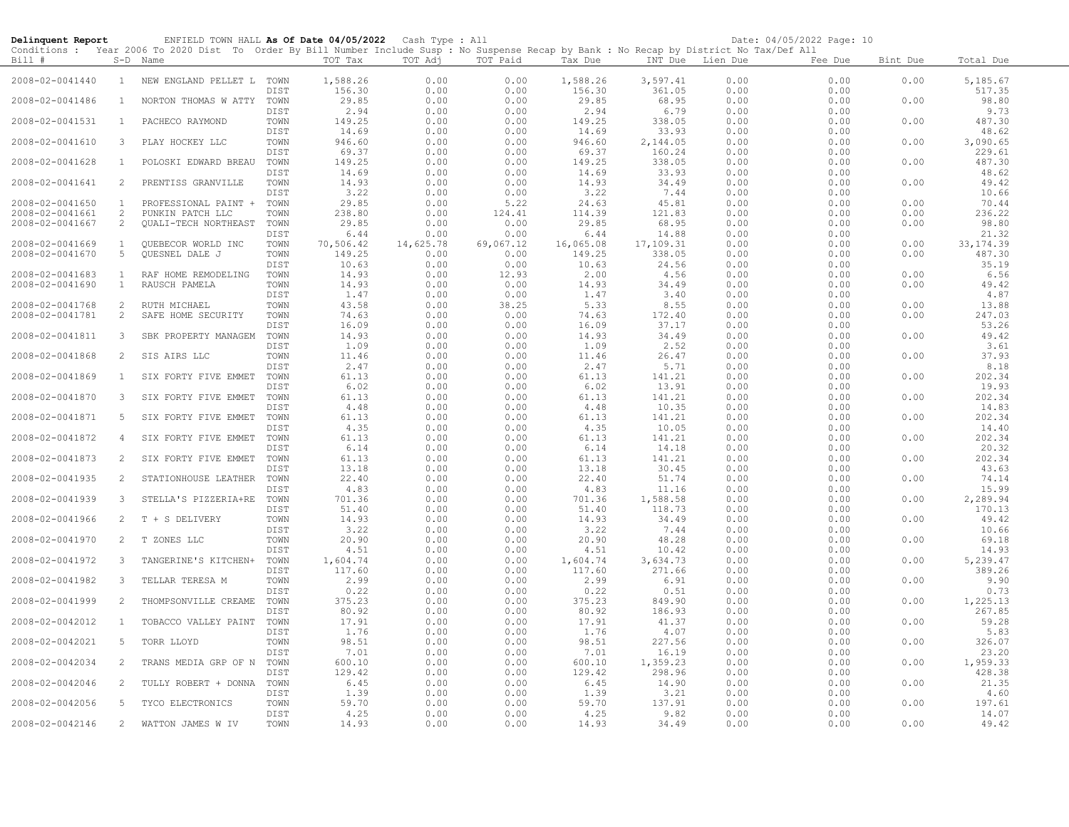**Delinquent Report** ENFIELD TOWN HALL **As Of Date 04/05/2022** Cash Type : All Date: 04/05/2022 Page: 10

Conditions : Year 2006 To 2020 Dist To Order By Bill Number Include Susp : No Suspense Recap by Bank : No Recap by District No Tax/Def All

| Bill # | S-D | Name | | TOT Tax | TOT Adj | TOT Paid | Tax Due | INT Due | Lien Due | Fee Due | Bint Due | Total Due |
|---|---|---|---|---|---|---|---|---|---|---|---|---|
| 2008-02-0041440 | 1 | NEW ENGLAND PELLET L | TOWN | 1,588.26 | 0.00 | 0.00 | 1,588.26 | 3,597.41 | 0.00 | 0.00 | 0.00 | 5,185.67 |
| | | | DIST | 156.30 | 0.00 | 0.00 | 156.30 | 361.05 | 0.00 | 0.00 | | 517.35 |
| 2008-02-0041486 | 1 | NORTON THOMAS W ATTY | TOWN | 29.85 | 0.00 | 0.00 | 29.85 | 68.95 | 0.00 | 0.00 | 0.00 | 98.80 |
| | | | DIST | 2.94 | 0.00 | 0.00 | 2.94 | 6.79 | 0.00 | 0.00 | | 9.73 |
| 2008-02-0041531 | 1 | PACHECO RAYMOND | TOWN | 149.25 | 0.00 | 0.00 | 149.25 | 338.05 | 0.00 | 0.00 | 0.00 | 487.30 |
| | | | DIST | 14.69 | 0.00 | 0.00 | 14.69 | 33.93 | 0.00 | 0.00 | | 48.62 |
| 2008-02-0041610 | 3 | PLAY HOCKEY LLC | TOWN | 946.60 | 0.00 | 0.00 | 946.60 | 2,144.05 | 0.00 | 0.00 | 0.00 | 3,090.65 |
| | | | DIST | 69.37 | 0.00 | 0.00 | 69.37 | 160.24 | 0.00 | 0.00 | | 229.61 |
| 2008-02-0041628 | 1 | POLOSKI EDWARD BREAU | TOWN | 149.25 | 0.00 | 0.00 | 149.25 | 338.05 | 0.00 | 0.00 | 0.00 | 487.30 |
| | | | DIST | 14.69 | 0.00 | 0.00 | 14.69 | 33.93 | 0.00 | 0.00 | | 48.62 |
| 2008-02-0041641 | 2 | PRENTISS GRANVILLE | TOWN | 14.93 | 0.00 | 0.00 | 14.93 | 34.49 | 0.00 | 0.00 | 0.00 | 49.42 |
| | | | DIST | 3.22 | 0.00 | 0.00 | 3.22 | 7.44 | 0.00 | 0.00 | | 10.66 |
| 2008-02-0041650 | 1 | PROFESSIONAL PAINT + | TOWN | 29.85 | 0.00 | 5.22 | 24.63 | 45.81 | 0.00 | 0.00 | 0.00 | 70.44 |
| 2008-02-0041661 | 2 | PUNKIN PATCH LLC | TOWN | 238.80 | 0.00 | 124.41 | 114.39 | 121.83 | 0.00 | 0.00 | 0.00 | 236.22 |
| 2008-02-0041667 | 2 | QUALI-TECH NORTHEAST | TOWN | 29.85 | 0.00 | 0.00 | 29.85 | 68.95 | 0.00 | 0.00 | 0.00 | 98.80 |
| | | | DIST | 6.44 | 0.00 | 0.00 | 6.44 | 14.88 | 0.00 | 0.00 | | 21.32 |
| 2008-02-0041669 | 1 | QUEBECOR WORLD INC | TOWN | 70,506.42 | 14,625.78 | 69,067.12 | 16,065.08 | 17,109.31 | 0.00 | 0.00 | 0.00 | 33,174.39 |
| 2008-02-0041670 | 5 | QUESNEL DALE J | TOWN | 149.25 | 0.00 | 0.00 | 149.25 | 338.05 | 0.00 | 0.00 | 0.00 | 487.30 |
| | | | DIST | 10.63 | 0.00 | 0.00 | 10.63 | 24.56 | 0.00 | 0.00 | | 35.19 |
| 2008-02-0041683 | 1 | RAF HOME REMODELING | TOWN | 14.93 | 0.00 | 12.93 | 2.00 | 4.56 | 0.00 | 0.00 | 0.00 | 6.56 |
| 2008-02-0041690 | 1 | RAUSCH PAMELA | TOWN | 14.93 | 0.00 | 0.00 | 14.93 | 34.49 | 0.00 | 0.00 | 0.00 | 49.42 |
| | | | DIST | 1.47 | 0.00 | 0.00 | 1.47 | 3.40 | 0.00 | 0.00 | | 4.87 |
| 2008-02-0041768 | 2 | RUTH MICHAEL | TOWN | 43.58 | 0.00 | 38.25 | 5.33 | 8.55 | 0.00 | 0.00 | 0.00 | 13.88 |
| 2008-02-0041781 | 2 | SAFE HOME SECURITY | TOWN | 74.63 | 0.00 | 0.00 | 74.63 | 172.40 | 0.00 | 0.00 | 0.00 | 247.03 |
| | | | DIST | 16.09 | 0.00 | 0.00 | 16.09 | 37.17 | 0.00 | 0.00 | | 53.26 |
| 2008-02-0041811 | 3 | SBK PROPERTY MANAGEM | TOWN | 14.93 | 0.00 | 0.00 | 14.93 | 34.49 | 0.00 | 0.00 | 0.00 | 49.42 |
| | | | DIST | 1.09 | 0.00 | 0.00 | 1.09 | 2.52 | 0.00 | 0.00 | | 3.61 |
| 2008-02-0041868 | 2 | SIS AIRS LLC | TOWN | 11.46 | 0.00 | 0.00 | 11.46 | 26.47 | 0.00 | 0.00 | 0.00 | 37.93 |
| | | | DIST | 2.47 | 0.00 | 0.00 | 2.47 | 5.71 | 0.00 | 0.00 | | 8.18 |
| 2008-02-0041869 | 1 | SIX FORTY FIVE EMMET | TOWN | 61.13 | 0.00 | 0.00 | 61.13 | 141.21 | 0.00 | 0.00 | 0.00 | 202.34 |
| | | | DIST | 6.02 | 0.00 | 0.00 | 6.02 | 13.91 | 0.00 | 0.00 | | 19.93 |
| 2008-02-0041870 | 3 | SIX FORTY FIVE EMMET | TOWN | 61.13 | 0.00 | 0.00 | 61.13 | 141.21 | 0.00 | 0.00 | 0.00 | 202.34 |
| | | | DIST | 4.48 | 0.00 | 0.00 | 4.48 | 10.35 | 0.00 | 0.00 | | 14.83 |
| 2008-02-0041871 | 5 | SIX FORTY FIVE EMMET | TOWN | 61.13 | 0.00 | 0.00 | 61.13 | 141.21 | 0.00 | 0.00 | 0.00 | 202.34 |
| | | | DIST | 4.35 | 0.00 | 0.00 | 4.35 | 10.05 | 0.00 | 0.00 | | 14.40 |
| 2008-02-0041872 | 4 | SIX FORTY FIVE EMMET | TOWN | 61.13 | 0.00 | 0.00 | 61.13 | 141.21 | 0.00 | 0.00 | 0.00 | 202.34 |
| | | | DIST | 6.14 | 0.00 | 0.00 | 6.14 | 14.18 | 0.00 | 0.00 | | 20.32 |
| 2008-02-0041873 | 2 | SIX FORTY FIVE EMMET | TOWN | 61.13 | 0.00 | 0.00 | 61.13 | 141.21 | 0.00 | 0.00 | 0.00 | 202.34 |
| | | | DIST | 13.18 | 0.00 | 0.00 | 13.18 | 30.45 | 0.00 | 0.00 | | 43.63 |
| 2008-02-0041935 | 2 | STATIONHOUSE LEATHER | TOWN | 22.40 | 0.00 | 0.00 | 22.40 | 51.74 | 0.00 | 0.00 | 0.00 | 74.14 |
| | | | DIST | 4.83 | 0.00 | 0.00 | 4.83 | 11.16 | 0.00 | 0.00 | | 15.99 |
| 2008-02-0041939 | 3 | STELLA'S PIZZERIA+RE | TOWN | 701.36 | 0.00 | 0.00 | 701.36 | 1,588.58 | 0.00 | 0.00 | 0.00 | 2,289.94 |
| | | | DIST | 51.40 | 0.00 | 0.00 | 51.40 | 118.73 | 0.00 | 0.00 | | 170.13 |
| 2008-02-0041966 | 2 | T + S DELIVERY | TOWN | 14.93 | 0.00 | 0.00 | 14.93 | 34.49 | 0.00 | 0.00 | 0.00 | 49.42 |
| | | | DIST | 3.22 | 0.00 | 0.00 | 3.22 | 7.44 | 0.00 | 0.00 | | 10.66 |
| 2008-02-0041970 | 2 | T ZONES LLC | TOWN | 20.90 | 0.00 | 0.00 | 20.90 | 48.28 | 0.00 | 0.00 | 0.00 | 69.18 |
| | | | DIST | 4.51 | 0.00 | 0.00 | 4.51 | 10.42 | 0.00 | 0.00 | | 14.93 |
| 2008-02-0041972 | 3 | TANGERINE'S KITCHEN+ | TOWN | 1,604.74 | 0.00 | 0.00 | 1,604.74 | 3,634.73 | 0.00 | 0.00 | 0.00 | 5,239.47 |
| | | | DIST | 117.60 | 0.00 | 0.00 | 117.60 | 271.66 | 0.00 | 0.00 | | 389.26 |
| 2008-02-0041982 | 3 | TELLAR TERESA M | TOWN | 2.99 | 0.00 | 0.00 | 2.99 | 6.91 | 0.00 | 0.00 | 0.00 | 9.90 |
| | | | DIST | 0.22 | 0.00 | 0.00 | 0.22 | 0.51 | 0.00 | 0.00 | | 0.73 |
| 2008-02-0041999 | 2 | THOMPSONVILLE CREAME | TOWN | 375.23 | 0.00 | 0.00 | 375.23 | 849.90 | 0.00 | 0.00 | 0.00 | 1,225.13 |
| | | | DIST | 80.92 | 0.00 | 0.00 | 80.92 | 186.93 | 0.00 | 0.00 | | 267.85 |
| 2008-02-0042012 | 1 | TOBACCO VALLEY PAINT | TOWN | 17.91 | 0.00 | 0.00 | 17.91 | 41.37 | 0.00 | 0.00 | 0.00 | 59.28 |
| | | | DIST | 1.76 | 0.00 | 0.00 | 1.76 | 4.07 | 0.00 | 0.00 | | 5.83 |
| 2008-02-0042021 | 5 | TORR LLOYD | TOWN | 98.51 | 0.00 | 0.00 | 98.51 | 227.56 | 0.00 | 0.00 | 0.00 | 326.07 |
| | | | DIST | 7.01 | 0.00 | 0.00 | 7.01 | 16.19 | 0.00 | 0.00 | | 23.20 |
| 2008-02-0042034 | 2 | TRANS MEDIA GRP OF N | TOWN | 600.10 | 0.00 | 0.00 | 600.10 | 1,359.23 | 0.00 | 0.00 | 0.00 | 1,959.33 |
| | | | DIST | 129.42 | 0.00 | 0.00 | 129.42 | 298.96 | 0.00 | 0.00 | | 428.38 |
| 2008-02-0042046 | 2 | TULLY ROBERT + DONNA | TOWN | 6.45 | 0.00 | 0.00 | 6.45 | 14.90 | 0.00 | 0.00 | 0.00 | 21.35 |
| | | | DIST | 1.39 | 0.00 | 0.00 | 1.39 | 3.21 | 0.00 | 0.00 | | 4.60 |
| 2008-02-0042056 | 5 | TYCO ELECTRONICS | TOWN | 59.70 | 0.00 | 0.00 | 59.70 | 137.91 | 0.00 | 0.00 | 0.00 | 197.61 |
| | | | DIST | 4.25 | 0.00 | 0.00 | 4.25 | 9.82 | 0.00 | 0.00 | | 14.07 |
| 2008-02-0042146 | 2 | WATTON JAMES W IV | TOWN | 14.93 | 0.00 | 0.00 | 14.93 | 34.49 | 0.00 | 0.00 | 0.00 | 49.42 |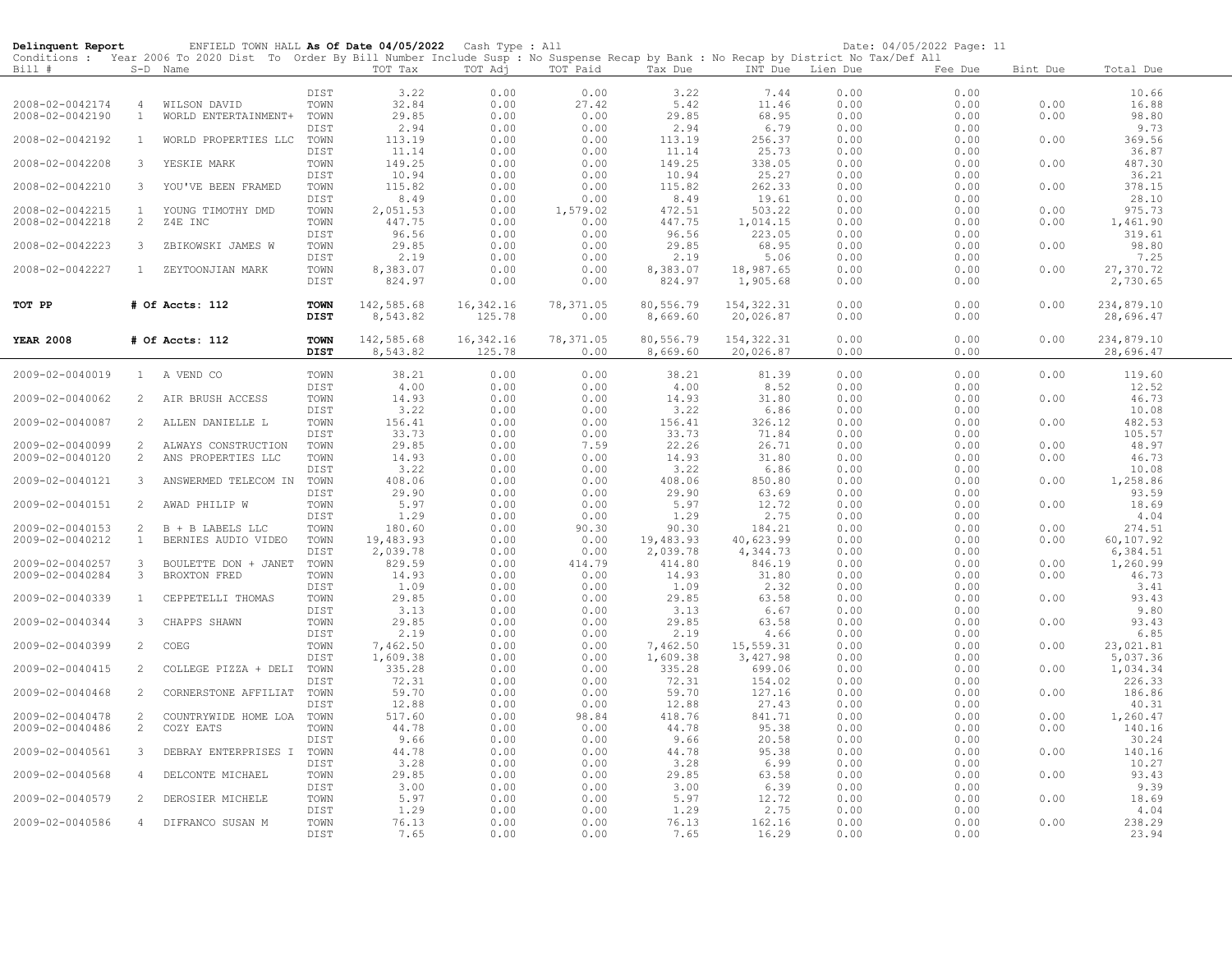**Delinquent Report** ENFIELD TOWN HALL **As Of Date 04/05/2022** Cash Type : All Date: 04/05/2022

Conditions : Year 2006 To 2020 Dist To Order By Bill Number Include Susp : No Suspense Recap by Bank : No Recap by District No Tax/Def All

| Bill # | S-D | Name | | TOT Tax | TOT Adj | TOT Paid | Tax Due | INT Due | Lien Due | Fee Due | Bint Due | Total Due |
|---|---|---|---|---|---|---|---|---|---|---|---|---|
| | | | DIST | 3.22 | 0.00 | 0.00 | 3.22 | 7.44 | 0.00 | 0.00 | | 10.66 |
| 2008-02-0042174 | 4 | WILSON DAVID | TOWN | 32.84 | 0.00 | 27.42 | 5.42 | 11.46 | 0.00 | 0.00 | 0.00 | 16.88 |
| 2008-02-0042190 | 1 | WORLD ENTERTAINMENT+ | TOWN | 29.85 | 0.00 | 0.00 | 29.85 | 68.95 | 0.00 | 0.00 | 0.00 | 98.80 |
| | | | DIST | 2.94 | 0.00 | 0.00 | 2.94 | 6.79 | 0.00 | 0.00 | | 9.73 |
| 2008-02-0042192 | 1 | WORLD PROPERTIES LLC | TOWN | 113.19 | 0.00 | 0.00 | 113.19 | 256.37 | 0.00 | 0.00 | 0.00 | 369.56 |
| | | | DIST | 11.14 | 0.00 | 0.00 | 11.14 | 25.73 | 0.00 | 0.00 | | 36.87 |
| 2008-02-0042208 | 3 | YESKIE MARK | TOWN | 149.25 | 0.00 | 0.00 | 149.25 | 338.05 | 0.00 | 0.00 | 0.00 | 487.30 |
| | | | DIST | 10.94 | 0.00 | 0.00 | 10.94 | 25.27 | 0.00 | 0.00 | | 36.21 |
| 2008-02-0042210 | 3 | YOU'VE BEEN FRAMED | TOWN | 115.82 | 0.00 | 0.00 | 115.82 | 262.33 | 0.00 | 0.00 | 0.00 | 378.15 |
| | | | DIST | 8.49 | 0.00 | 0.00 | 8.49 | 19.61 | 0.00 | 0.00 | | 28.10 |
| 2008-02-0042215 | 1 | YOUNG TIMOTHY DMD | TOWN | 2,051.53 | 0.00 | 1,579.02 | 472.51 | 503.22 | 0.00 | 0.00 | 0.00 | 975.73 |
| 2008-02-0042218 | 2 | Z4E INC | TOWN | 447.75 | 0.00 | 0.00 | 447.75 | 1,014.15 | 0.00 | 0.00 | 0.00 | 1,461.90 |
| | | | DIST | 96.56 | 0.00 | 0.00 | 96.56 | 223.05 | 0.00 | 0.00 | | 319.61 |
| 2008-02-0042223 | 3 | ZBIKOWSKI JAMES W | TOWN | 29.85 | 0.00 | 0.00 | 29.85 | 68.95 | 0.00 | 0.00 | 0.00 | 98.80 |
| | | | DIST | 2.19 | 0.00 | 0.00 | 2.19 | 5.06 | 0.00 | 0.00 | | 7.25 |
| 2008-02-0042227 | 1 | ZEYTOONJIAN MARK | TOWN | 8,383.07 | 0.00 | 0.00 | 8,383.07 | 18,987.65 | 0.00 | 0.00 | 0.00 | 27,370.72 |
| | | | DIST | 824.97 | 0.00 | 0.00 | 824.97 | 1,905.68 | 0.00 | 0.00 | | 2,730.65 |
| **TOT PP** | | **# Of Accts: 112** | **TOWN** | 142,585.68 | 16,342.16 | 78,371.05 | 80,556.79 | 154,322.31 | 0.00 | 0.00 | 0.00 | 234,879.10 |
| | | | **DIST** | 8,543.82 | 125.78 | 0.00 | 8,669.60 | 20,026.87 | 0.00 | 0.00 | | 28,696.47 |
| **YEAR 2008** | | **# Of Accts: 112** | **TOWN** | 142,585.68 | 16,342.16 | 78,371.05 | 80,556.79 | 154,322.31 | 0.00 | 0.00 | 0.00 | 234,879.10 |
| | | | **DIST** | 8,543.82 | 125.78 | 0.00 | 8,669.60 | 20,026.87 | 0.00 | 0.00 | | 28,696.47 |
| 2009-02-0040019 | 1 | A VEND CO | TOWN | 38.21 | 0.00 | 0.00 | 38.21 | 81.39 | 0.00 | 0.00 | 0.00 | 119.60 |
| | | | DIST | 4.00 | 0.00 | 0.00 | 4.00 | 8.52 | 0.00 | 0.00 | | 12.52 |
| 2009-02-0040062 | 2 | AIR BRUSH ACCESS | TOWN | 14.93 | 0.00 | 0.00 | 14.93 | 31.80 | 0.00 | 0.00 | 0.00 | 46.73 |
| | | | DIST | 3.22 | 0.00 | 0.00 | 3.22 | 6.86 | 0.00 | 0.00 | | 10.08 |
| 2009-02-0040087 | 2 | ALLEN DANIELLE L | TOWN | 156.41 | 0.00 | 0.00 | 156.41 | 326.12 | 0.00 | 0.00 | 0.00 | 482.53 |
| | | | DIST | 33.73 | 0.00 | 0.00 | 33.73 | 71.84 | 0.00 | 0.00 | | 105.57 |
| 2009-02-0040099 | 2 | ALWAYS CONSTRUCTION | TOWN | 29.85 | 0.00 | 7.59 | 22.26 | 26.71 | 0.00 | 0.00 | 0.00 | 48.97 |
| 2009-02-0040120 | 2 | ANS PROPERTIES LLC | TOWN | 14.93 | 0.00 | 0.00 | 14.93 | 31.80 | 0.00 | 0.00 | 0.00 | 46.73 |
| | | | DIST | 3.22 | 0.00 | 0.00 | 3.22 | 6.86 | 0.00 | 0.00 | | 10.08 |
| 2009-02-0040121 | 3 | ANSWERMED TELECOM IN | TOWN | 408.06 | 0.00 | 0.00 | 408.06 | 850.80 | 0.00 | 0.00 | 0.00 | 1,258.86 |
| | | | DIST | 29.90 | 0.00 | 0.00 | 29.90 | 63.69 | 0.00 | 0.00 | | 93.59 |
| 2009-02-0040151 | 2 | AWAD PHILIP W | TOWN | 5.97 | 0.00 | 0.00 | 5.97 | 12.72 | 0.00 | 0.00 | 0.00 | 18.69 |
| | | | DIST | 1.29 | 0.00 | 0.00 | 1.29 | 2.75 | 0.00 | 0.00 | | 4.04 |
| 2009-02-0040153 | 2 | B + B LABELS LLC | TOWN | 180.60 | 0.00 | 90.30 | 90.30 | 184.21 | 0.00 | 0.00 | 0.00 | 274.51 |
| 2009-02-0040212 | 1 | BERNIES AUDIO VIDEO | TOWN | 19,483.93 | 0.00 | 0.00 | 19,483.93 | 40,623.99 | 0.00 | 0.00 | 0.00 | 60,107.92 |
| | | | DIST | 2,039.78 | 0.00 | 0.00 | 2,039.78 | 4,344.73 | 0.00 | 0.00 | | 6,384.51 |
| 2009-02-0040257 | 3 | BOULETTE DON + JANET | TOWN | 829.59 | 0.00 | 414.79 | 414.80 | 846.19 | 0.00 | 0.00 | 0.00 | 1,260.99 |
| 2009-02-0040284 | 3 | BROXTON FRED | TOWN | 14.93 | 0.00 | 0.00 | 14.93 | 31.80 | 0.00 | 0.00 | 0.00 | 46.73 |
| | | | DIST | 1.09 | 0.00 | 0.00 | 1.09 | 2.32 | 0.00 | 0.00 | | 3.41 |
| 2009-02-0040339 | 1 | CEPPETELLI THOMAS | TOWN | 29.85 | 0.00 | 0.00 | 29.85 | 63.58 | 0.00 | 0.00 | 0.00 | 93.43 |
| | | | DIST | 3.13 | 0.00 | 0.00 | 3.13 | 6.67 | 0.00 | 0.00 | | 9.80 |
| 2009-02-0040344 | 3 | CHAPPS SHAWN | TOWN | 29.85 | 0.00 | 0.00 | 29.85 | 63.58 | 0.00 | 0.00 | 0.00 | 93.43 |
| | | | DIST | 2.19 | 0.00 | 0.00 | 2.19 | 4.66 | 0.00 | 0.00 | | 6.85 |
| 2009-02-0040399 | 2 | COEG | TOWN | 7,462.50 | 0.00 | 0.00 | 7,462.50 | 15,559.31 | 0.00 | 0.00 | 0.00 | 23,021.81 |
| | | | DIST | 1,609.38 | 0.00 | 0.00 | 1,609.38 | 3,427.98 | 0.00 | 0.00 | | 5,037.36 |
| 2009-02-0040415 | 2 | COLLEGE PIZZA + DELI | TOWN | 335.28 | 0.00 | 0.00 | 335.28 | 699.06 | 0.00 | 0.00 | 0.00 | 1,034.34 |
| | | | DIST | 72.31 | 0.00 | 0.00 | 72.31 | 154.02 | 0.00 | 0.00 | | 226.33 |
| 2009-02-0040468 | 2 | CORNERSTONE AFFILIAT | TOWN | 59.70 | 0.00 | 0.00 | 59.70 | 127.16 | 0.00 | 0.00 | 0.00 | 186.86 |
| | | | DIST | 12.88 | 0.00 | 0.00 | 12.88 | 27.43 | 0.00 | 0.00 | | 40.31 |
| 2009-02-0040478 | 2 | COUNTRYWIDE HOME LOA | TOWN | 517.60 | 0.00 | 98.84 | 418.76 | 841.71 | 0.00 | 0.00 | 0.00 | 1,260.47 |
| 2009-02-0040486 | 2 | COZY EATS | TOWN | 44.78 | 0.00 | 0.00 | 44.78 | 95.38 | 0.00 | 0.00 | 0.00 | 140.16 |
| | | | DIST | 9.66 | 0.00 | 0.00 | 9.66 | 20.58 | 0.00 | 0.00 | | 30.24 |
| 2009-02-0040561 | 3 | DEBRAY ENTERPRISES I | TOWN | 44.78 | 0.00 | 0.00 | 44.78 | 95.38 | 0.00 | 0.00 | 0.00 | 140.16 |
| | | | DIST | 3.28 | 0.00 | 0.00 | 3.28 | 6.99 | 0.00 | 0.00 | | 10.27 |
| 2009-02-0040568 | 4 | DELCONTE MICHAEL | TOWN | 29.85 | 0.00 | 0.00 | 29.85 | 63.58 | 0.00 | 0.00 | 0.00 | 93.43 |
| | | | DIST | 3.00 | 0.00 | 0.00 | 3.00 | 6.39 | 0.00 | 0.00 | | 9.39 |
| 2009-02-0040579 | 2 | DEROSIER MICHELE | TOWN | 5.97 | 0.00 | 0.00 | 5.97 | 12.72 | 0.00 | 0.00 | 0.00 | 18.69 |
| | | | DIST | 1.29 | 0.00 | 0.00 | 1.29 | 2.75 | 0.00 | 0.00 | | 4.04 |
| 2009-02-0040586 | 4 | DIFRANCO SUSAN M | TOWN | 76.13 | 0.00 | 0.00 | 76.13 | 162.16 | 0.00 | 0.00 | 0.00 | 238.29 |
| | | | DIST | 7.65 | 0.00 | 0.00 | 7.65 | 16.29 | 0.00 | 0.00 | | 23.94 |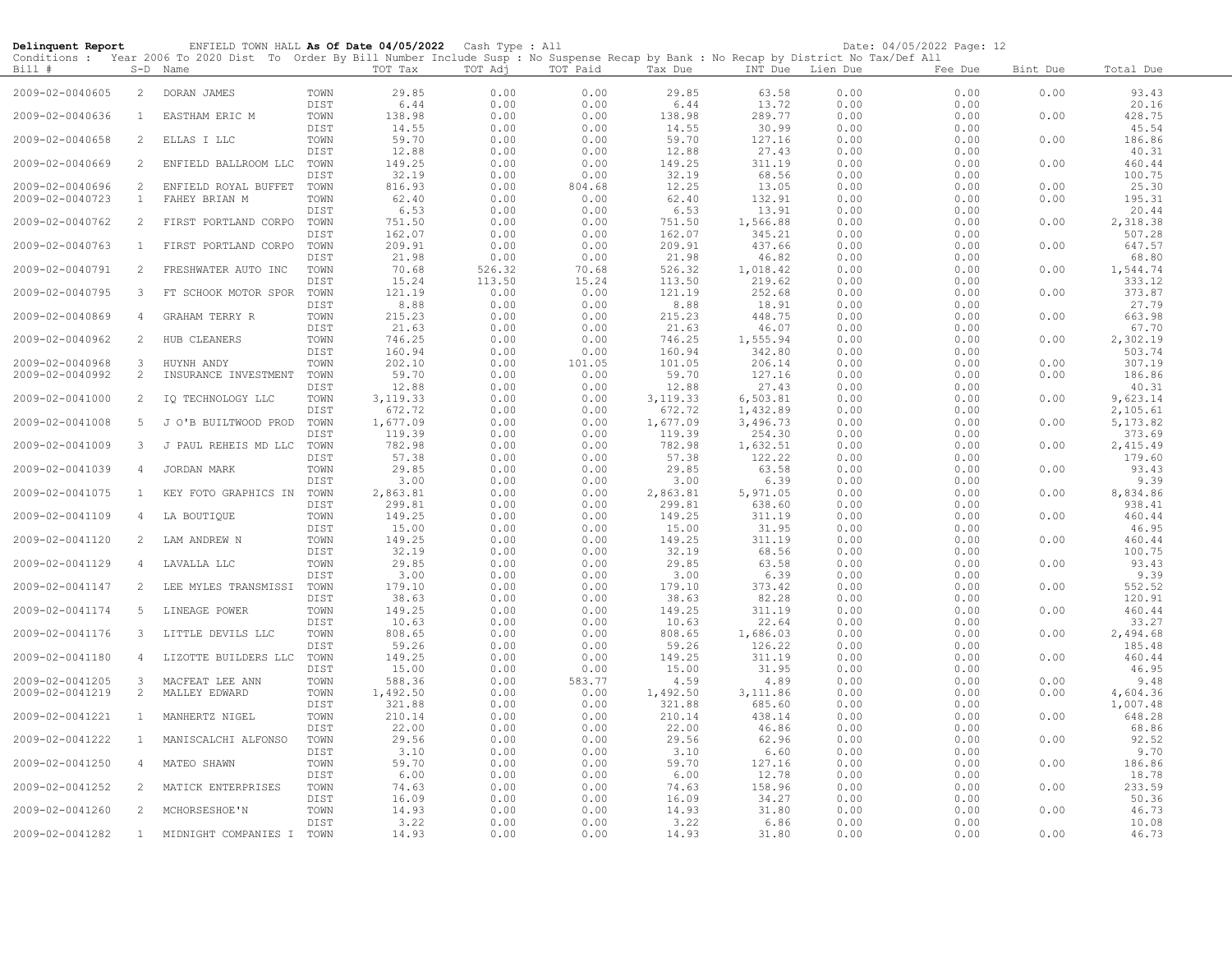**Delinquent Report** ENFIELD TOWN HALL **As Of Date 04/05/2022** Cash Type : All Date: 04/05/2022 Page: 12

Conditions : Year 2006 To 2020 Dist To Order By Bill Number Include Susp : No Suspense Recap by Bank : No Recap by District No Tax/Def All

| Bill # | S-D | Name | | TOT Tax | TOT Adj | TOT Paid | Tax Due | INT Due | Lien Due | Fee Due | Bint Due | Total Due |
|---|---|---|---|---|---|---|---|---|---|---|---|---|
| 2009-02-0040605 | 2 | DORAN JAMES | TOWN | 29.85 | 0.00 | 0.00 | 29.85 | 63.58 | 0.00 | 0.00 | 0.00 | 93.43 |
| | | | DIST | 6.44 | 0.00 | 0.00 | 6.44 | 13.72 | 0.00 | 0.00 | | 20.16 |
| 2009-02-0040636 | 1 | EASTHAM ERIC M | TOWN | 138.98 | 0.00 | 0.00 | 138.98 | 289.77 | 0.00 | 0.00 | 0.00 | 428.75 |
| | | | DIST | 14.55 | 0.00 | 0.00 | 14.55 | 30.99 | 0.00 | 0.00 | | 45.54 |
| 2009-02-0040658 | 2 | ELLAS I LLC | TOWN | 59.70 | 0.00 | 0.00 | 59.70 | 127.16 | 0.00 | 0.00 | 0.00 | 186.86 |
| | | | DIST | 12.88 | 0.00 | 0.00 | 12.88 | 27.43 | 0.00 | 0.00 | | 40.31 |
| 2009-02-0040669 | 2 | ENFIELD BALLROOM LLC | TOWN | 149.25 | 0.00 | 0.00 | 149.25 | 311.19 | 0.00 | 0.00 | 0.00 | 460.44 |
| | | | DIST | 32.19 | 0.00 | 0.00 | 32.19 | 68.56 | 0.00 | 0.00 | | 100.75 |
| 2009-02-0040696 | 2 | ENFIELD ROYAL BUFFET | TOWN | 816.93 | 0.00 | 804.68 | 12.25 | 13.05 | 0.00 | 0.00 | 0.00 | 25.30 |
| 2009-02-0040723 | 1 | FAHEY BRIAN M | TOWN | 62.40 | 0.00 | 0.00 | 62.40 | 132.91 | 0.00 | 0.00 | 0.00 | 195.31 |
| | | | DIST | 6.53 | 0.00 | 0.00 | 6.53 | 13.91 | 0.00 | 0.00 | | 20.44 |
| 2009-02-0040762 | 2 | FIRST PORTLAND CORPO | TOWN | 751.50 | 0.00 | 0.00 | 751.50 | 1,566.88 | 0.00 | 0.00 | 0.00 | 2,318.38 |
| | | | DIST | 162.07 | 0.00 | 0.00 | 162.07 | 345.21 | 0.00 | 0.00 | | 507.28 |
| 2009-02-0040763 | 1 | FIRST PORTLAND CORPO | TOWN | 209.91 | 0.00 | 0.00 | 209.91 | 437.66 | 0.00 | 0.00 | 0.00 | 647.57 |
| | | | DIST | 21.98 | 0.00 | 0.00 | 21.98 | 46.82 | 0.00 | 0.00 | | 68.80 |
| 2009-02-0040791 | 2 | FRESHWATER AUTO INC | TOWN | 70.68 | 526.32 | 70.68 | 526.32 | 1,018.42 | 0.00 | 0.00 | 0.00 | 1,544.74 |
| | | | DIST | 15.24 | 113.50 | 15.24 | 113.50 | 219.62 | 0.00 | 0.00 | | 333.12 |
| 2009-02-0040795 | 3 | FT SCHOOK MOTOR SPOR | TOWN | 121.19 | 0.00 | 0.00 | 121.19 | 252.68 | 0.00 | 0.00 | 0.00 | 373.87 |
| | | | DIST | 8.88 | 0.00 | 0.00 | 8.88 | 18.91 | 0.00 | 0.00 | | 27.79 |
| 2009-02-0040869 | 4 | GRAHAM TERRY R | TOWN | 215.23 | 0.00 | 0.00 | 215.23 | 448.75 | 0.00 | 0.00 | 0.00 | 663.98 |
| | | | DIST | 21.63 | 0.00 | 0.00 | 21.63 | 46.07 | 0.00 | 0.00 | | 67.70 |
| 2009-02-0040962 | 2 | HUB CLEANERS | TOWN | 746.25 | 0.00 | 0.00 | 746.25 | 1,555.94 | 0.00 | 0.00 | 0.00 | 2,302.19 |
| | | | DIST | 160.94 | 0.00 | 0.00 | 160.94 | 342.80 | 0.00 | 0.00 | | 503.74 |
| 2009-02-0040968 | 3 | HUYNH ANDY | TOWN | 202.10 | 0.00 | 101.05 | 101.05 | 206.14 | 0.00 | 0.00 | 0.00 | 307.19 |
| 2009-02-0040992 | 2 | INSURANCE INVESTMENT | TOWN | 59.70 | 0.00 | 0.00 | 59.70 | 127.16 | 0.00 | 0.00 | 0.00 | 186.86 |
| | | | DIST | 12.88 | 0.00 | 0.00 | 12.88 | 27.43 | 0.00 | 0.00 | | 40.31 |
| 2009-02-0041000 | 2 | IQ TECHNOLOGY LLC | TOWN | 3,119.33 | 0.00 | 0.00 | 3,119.33 | 6,503.81 | 0.00 | 0.00 | 0.00 | 9,623.14 |
| | | | DIST | 672.72 | 0.00 | 0.00 | 672.72 | 1,432.89 | 0.00 | 0.00 | | 2,105.61 |
| 2009-02-0041008 | 5 | J O'B BUILTWOOD PROD | TOWN | 1,677.09 | 0.00 | 0.00 | 1,677.09 | 3,496.73 | 0.00 | 0.00 | 0.00 | 5,173.82 |
| | | | DIST | 119.39 | 0.00 | 0.00 | 119.39 | 254.30 | 0.00 | 0.00 | | 373.69 |
| 2009-02-0041009 | 3 | J PAUL REHEIS MD LLC | TOWN | 782.98 | 0.00 | 0.00 | 782.98 | 1,632.51 | 0.00 | 0.00 | 0.00 | 2,415.49 |
| | | | DIST | 57.38 | 0.00 | 0.00 | 57.38 | 122.22 | 0.00 | 0.00 | | 179.60 |
| 2009-02-0041039 | 4 | JORDAN MARK | TOWN | 29.85 | 0.00 | 0.00 | 29.85 | 63.58 | 0.00 | 0.00 | 0.00 | 93.43 |
| | | | DIST | 3.00 | 0.00 | 0.00 | 3.00 | 6.39 | 0.00 | 0.00 | | 9.39 |
| 2009-02-0041075 | 1 | KEY FOTO GRAPHICS IN | TOWN | 2,863.81 | 0.00 | 0.00 | 2,863.81 | 5,971.05 | 0.00 | 0.00 | 0.00 | 8,834.86 |
| | | | DIST | 299.81 | 0.00 | 0.00 | 299.81 | 638.60 | 0.00 | 0.00 | | 938.41 |
| 2009-02-0041109 | 4 | LA BOUTIQUE | TOWN | 149.25 | 0.00 | 0.00 | 149.25 | 311.19 | 0.00 | 0.00 | 0.00 | 460.44 |
| | | | DIST | 15.00 | 0.00 | 0.00 | 15.00 | 31.95 | 0.00 | 0.00 | | 46.95 |
| 2009-02-0041120 | 2 | LAM ANDREW N | TOWN | 149.25 | 0.00 | 0.00 | 149.25 | 311.19 | 0.00 | 0.00 | 0.00 | 460.44 |
| | | | DIST | 32.19 | 0.00 | 0.00 | 32.19 | 68.56 | 0.00 | 0.00 | | 100.75 |
| 2009-02-0041129 | 4 | LAVALLA LLC | TOWN | 29.85 | 0.00 | 0.00 | 29.85 | 63.58 | 0.00 | 0.00 | 0.00 | 93.43 |
| | | | DIST | 3.00 | 0.00 | 0.00 | 3.00 | 6.39 | 0.00 | 0.00 | | 9.39 |
| 2009-02-0041147 | 2 | LEE MYLES TRANSMISSI | TOWN | 179.10 | 0.00 | 0.00 | 179.10 | 373.42 | 0.00 | 0.00 | 0.00 | 552.52 |
| | | | DIST | 38.63 | 0.00 | 0.00 | 38.63 | 82.28 | 0.00 | 0.00 | | 120.91 |
| 2009-02-0041174 | 5 | LINEAGE POWER | TOWN | 149.25 | 0.00 | 0.00 | 149.25 | 311.19 | 0.00 | 0.00 | 0.00 | 460.44 |
| | | | DIST | 10.63 | 0.00 | 0.00 | 10.63 | 22.64 | 0.00 | 0.00 | | 33.27 |
| 2009-02-0041176 | 3 | LITTLE DEVILS LLC | TOWN | 808.65 | 0.00 | 0.00 | 808.65 | 1,686.03 | 0.00 | 0.00 | 0.00 | 2,494.68 |
| | | | DIST | 59.26 | 0.00 | 0.00 | 59.26 | 126.22 | 0.00 | 0.00 | | 185.48 |
| 2009-02-0041180 | 4 | LIZOTTE BUILDERS LLC | TOWN | 149.25 | 0.00 | 0.00 | 149.25 | 311.19 | 0.00 | 0.00 | 0.00 | 460.44 |
| | | | DIST | 15.00 | 0.00 | 0.00 | 15.00 | 31.95 | 0.00 | 0.00 | | 46.95 |
| 2009-02-0041205 | 3 | MACFEAT LEE ANN | TOWN | 588.36 | 0.00 | 583.77 | 4.59 | 4.89 | 0.00 | 0.00 | 0.00 | 9.48 |
| 2009-02-0041219 | 2 | MALLEY EDWARD | TOWN | 1,492.50 | 0.00 | 0.00 | 1,492.50 | 3,111.86 | 0.00 | 0.00 | 0.00 | 4,604.36 |
| | | | DIST | 321.88 | 0.00 | 0.00 | 321.88 | 685.60 | 0.00 | 0.00 | | 1,007.48 |
| 2009-02-0041221 | 1 | MANHERTZ NIGEL | TOWN | 210.14 | 0.00 | 0.00 | 210.14 | 438.14 | 0.00 | 0.00 | 0.00 | 648.28 |
| | | | DIST | 22.00 | 0.00 | 0.00 | 22.00 | 46.86 | 0.00 | 0.00 | | 68.86 |
| 2009-02-0041222 | 1 | MANISCALCHI ALFONSO | TOWN | 29.56 | 0.00 | 0.00 | 29.56 | 62.96 | 0.00 | 0.00 | 0.00 | 92.52 |
| | | | DIST | 3.10 | 0.00 | 0.00 | 3.10 | 6.60 | 0.00 | 0.00 | | 9.70 |
| 2009-02-0041250 | 4 | MATEO SHAWN | TOWN | 59.70 | 0.00 | 0.00 | 59.70 | 127.16 | 0.00 | 0.00 | 0.00 | 186.86 |
| | | | DIST | 6.00 | 0.00 | 0.00 | 6.00 | 12.78 | 0.00 | 0.00 | | 18.78 |
| 2009-02-0041252 | 2 | MATICK ENTERPRISES | TOWN | 74.63 | 0.00 | 0.00 | 74.63 | 158.96 | 0.00 | 0.00 | 0.00 | 233.59 |
| | | | DIST | 16.09 | 0.00 | 0.00 | 16.09 | 34.27 | 0.00 | 0.00 | | 50.36 |
| 2009-02-0041260 | 2 | MCHORSESHOE'N | TOWN | 14.93 | 0.00 | 0.00 | 14.93 | 31.80 | 0.00 | 0.00 | 0.00 | 46.73 |
| | | | DIST | 3.22 | 0.00 | 0.00 | 3.22 | 6.86 | 0.00 | 0.00 | | 10.08 |
| 2009-02-0041282 | 1 | MIDNIGHT COMPANIES I | TOWN | 14.93 | 0.00 | 0.00 | 14.93 | 31.80 | 0.00 | 0.00 | 0.00 | 46.73 |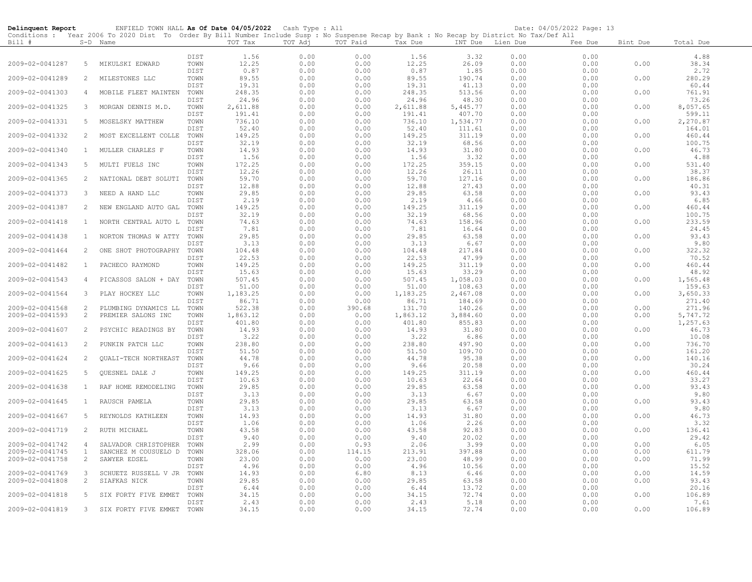**Delinquent Report** ENFIELD TOWN HALL **As Of Date 04/05/2022** Cash Type : All Date: 04/05/2022 Page: 13

Conditions : Year 2006 To 2020 Dist To Order By Bill Number Include Susp : No Suspense Recap by Bank : No Recap by District No Tax/Def All

| Bill # | S-D | Name | | TOT Tax | TOT Adj | TOT Paid | Tax Due | INT Due | Lien Due | Fee Due | Bint Due | Total Due |
|---|---|---|---|---|---|---|---|---|---|---|---|---|
| | | | DIST | 1.56 | 0.00 | 0.00 | 1.56 | 3.32 | 0.00 | 0.00 | | 4.88 |
| 2009-02-0041287 | 5 | MIKULSKI EDWARD | TOWN | 12.25 | 0.00 | 0.00 | 12.25 | 26.09 | 0.00 | 0.00 | 0.00 | 38.34 |
| | | | DIST | 0.87 | 0.00 | 0.00 | 0.87 | 1.85 | 0.00 | 0.00 | | 2.72 |
| 2009-02-0041289 | 2 | MILESTONES LLC | TOWN | 89.55 | 0.00 | 0.00 | 89.55 | 190.74 | 0.00 | 0.00 | 0.00 | 280.29 |
| | | | DIST | 19.31 | 0.00 | 0.00 | 19.31 | 41.13 | 0.00 | 0.00 | | 60.44 |
| 2009-02-0041303 | 4 | MOBILE FLEET MAINTEN | TOWN | 248.35 | 0.00 | 0.00 | 248.35 | 513.56 | 0.00 | 0.00 | 0.00 | 761.91 |
| | | | DIST | 24.96 | 0.00 | 0.00 | 24.96 | 48.30 | 0.00 | 0.00 | | 73.26 |
| 2009-02-0041325 | 3 | MORGAN DENNIS M.D. | TOWN | 2,611.88 | 0.00 | 0.00 | 2,611.88 | 5,445.77 | 0.00 | 0.00 | 0.00 | 8,057.65 |
| | | | DIST | 191.41 | 0.00 | 0.00 | 191.41 | 407.70 | 0.00 | 0.00 | | 599.11 |
| 2009-02-0041331 | 5 | MOSELSKY MATTHEW | TOWN | 736.10 | 0.00 | 0.00 | 736.10 | 1,534.77 | 0.00 | 0.00 | 0.00 | 2,270.87 |
| | | | DIST | 52.40 | 0.00 | 0.00 | 52.40 | 111.61 | 0.00 | 0.00 | | 164.01 |
| 2009-02-0041332 | 2 | MOST EXCELLENT COLLE | TOWN | 149.25 | 0.00 | 0.00 | 149.25 | 311.19 | 0.00 | 0.00 | 0.00 | 460.44 |
| | | | DIST | 32.19 | 0.00 | 0.00 | 32.19 | 68.56 | 0.00 | 0.00 | | 100.75 |
| 2009-02-0041340 | 1 | MULLER CHARLES F | TOWN | 14.93 | 0.00 | 0.00 | 14.93 | 31.80 | 0.00 | 0.00 | 0.00 | 46.73 |
| | | | DIST | 1.56 | 0.00 | 0.00 | 1.56 | 3.32 | 0.00 | 0.00 | | 4.88 |
| 2009-02-0041343 | 5 | MULTI FUELS INC | TOWN | 172.25 | 0.00 | 0.00 | 172.25 | 359.15 | 0.00 | 0.00 | 0.00 | 531.40 |
| | | | DIST | 12.26 | 0.00 | 0.00 | 12.26 | 26.11 | 0.00 | 0.00 | | 38.37 |
| 2009-02-0041365 | 2 | NATIONAL DEBT SOLUTI | TOWN | 59.70 | 0.00 | 0.00 | 59.70 | 127.16 | 0.00 | 0.00 | 0.00 | 186.86 |
| | | | DIST | 12.88 | 0.00 | 0.00 | 12.88 | 27.43 | 0.00 | 0.00 | | 40.31 |
| 2009-02-0041373 | 3 | NEED A HAND LLC | TOWN | 29.85 | 0.00 | 0.00 | 29.85 | 63.58 | 0.00 | 0.00 | 0.00 | 93.43 |
| | | | DIST | 2.19 | 0.00 | 0.00 | 2.19 | 4.66 | 0.00 | 0.00 | | 6.85 |
| 2009-02-0041387 | 2 | NEW ENGLAND AUTO GAL | TOWN | 149.25 | 0.00 | 0.00 | 149.25 | 311.19 | 0.00 | 0.00 | 0.00 | 460.44 |
| | | | DIST | 32.19 | 0.00 | 0.00 | 32.19 | 68.56 | 0.00 | 0.00 | | 100.75 |
| 2009-02-0041418 | 1 | NORTH CENTRAL AUTO L | TOWN | 74.63 | 0.00 | 0.00 | 74.63 | 158.96 | 0.00 | 0.00 | 0.00 | 233.59 |
| | | | DIST | 7.81 | 0.00 | 0.00 | 7.81 | 16.64 | 0.00 | 0.00 | | 24.45 |
| 2009-02-0041438 | 1 | NORTON THOMAS W ATTY | TOWN | 29.85 | 0.00 | 0.00 | 29.85 | 63.58 | 0.00 | 0.00 | 0.00 | 93.43 |
| | | | DIST | 3.13 | 0.00 | 0.00 | 3.13 | 6.67 | 0.00 | 0.00 | | 9.80 |
| 2009-02-0041464 | 2 | ONE SHOT PHOTOGRAPHY | TOWN | 104.48 | 0.00 | 0.00 | 104.48 | 217.84 | 0.00 | 0.00 | 0.00 | 322.32 |
| | | | DIST | 22.53 | 0.00 | 0.00 | 22.53 | 47.99 | 0.00 | 0.00 | | 70.52 |
| 2009-02-0041482 | 1 | PACHECO RAYMOND | TOWN | 149.25 | 0.00 | 0.00 | 149.25 | 311.19 | 0.00 | 0.00 | 0.00 | 460.44 |
| | | | DIST | 15.63 | 0.00 | 0.00 | 15.63 | 33.29 | 0.00 | 0.00 | | 48.92 |
| 2009-02-0041543 | 4 | PICASSOS SALON + DAY | TOWN | 507.45 | 0.00 | 0.00 | 507.45 | 1,058.03 | 0.00 | 0.00 | 0.00 | 1,565.48 |
| | | | DIST | 51.00 | 0.00 | 0.00 | 51.00 | 108.63 | 0.00 | 0.00 | | 159.63 |
| 2009-02-0041564 | 3 | PLAY HOCKEY LLC | TOWN | 1,183.25 | 0.00 | 0.00 | 1,183.25 | 2,467.08 | 0.00 | 0.00 | 0.00 | 3,650.33 |
| | | | DIST | 86.71 | 0.00 | 0.00 | 86.71 | 184.69 | 0.00 | 0.00 | | 271.40 |
| 2009-02-0041568 | 2 | PLUMBING DYNAMICS LL | TOWN | 522.38 | 0.00 | 390.68 | 131.70 | 140.26 | 0.00 | 0.00 | 0.00 | 271.96 |
| 2009-02-0041593 | 2 | PREMIER SALONS INC | TOWN | 1,863.12 | 0.00 | 0.00 | 1,863.12 | 3,884.60 | 0.00 | 0.00 | 0.00 | 5,747.72 |
| | | | DIST | 401.80 | 0.00 | 0.00 | 401.80 | 855.83 | 0.00 | 0.00 | | 1,257.63 |
| 2009-02-0041607 | 2 | PSYCHIC READINGS BY | TOWN | 14.93 | 0.00 | 0.00 | 14.93 | 31.80 | 0.00 | 0.00 | 0.00 | 46.73 |
| | | | DIST | 3.22 | 0.00 | 0.00 | 3.22 | 6.86 | 0.00 | 0.00 | | 10.08 |
| 2009-02-0041613 | 2 | PUNKIN PATCH LLC | TOWN | 238.80 | 0.00 | 0.00 | 238.80 | 497.90 | 0.00 | 0.00 | 0.00 | 736.70 |
| | | | DIST | 51.50 | 0.00 | 0.00 | 51.50 | 109.70 | 0.00 | 0.00 | | 161.20 |
| 2009-02-0041624 | 2 | QUALI-TECH NORTHEAST | TOWN | 44.78 | 0.00 | 0.00 | 44.78 | 95.38 | 0.00 | 0.00 | 0.00 | 140.16 |
| | | | DIST | 9.66 | 0.00 | 0.00 | 9.66 | 20.58 | 0.00 | 0.00 | | 30.24 |
| 2009-02-0041625 | 5 | QUESNEL DALE J | TOWN | 149.25 | 0.00 | 0.00 | 149.25 | 311.19 | 0.00 | 0.00 | 0.00 | 460.44 |
| | | | DIST | 10.63 | 0.00 | 0.00 | 10.63 | 22.64 | 0.00 | 0.00 | | 33.27 |
| 2009-02-0041638 | 1 | RAF HOME REMODELING | TOWN | 29.85 | 0.00 | 0.00 | 29.85 | 63.58 | 0.00 | 0.00 | 0.00 | 93.43 |
| | | | DIST | 3.13 | 0.00 | 0.00 | 3.13 | 6.67 | 0.00 | 0.00 | | 9.80 |
| 2009-02-0041645 | 1 | RAUSCH PAMELA | TOWN | 29.85 | 0.00 | 0.00 | 29.85 | 63.58 | 0.00 | 0.00 | 0.00 | 93.43 |
| | | | DIST | 3.13 | 0.00 | 0.00 | 3.13 | 6.67 | 0.00 | 0.00 | | 9.80 |
| 2009-02-0041667 | 5 | REYNOLDS KATHLEEN | TOWN | 14.93 | 0.00 | 0.00 | 14.93 | 31.80 | 0.00 | 0.00 | 0.00 | 46.73 |
| | | | DIST | 1.06 | 0.00 | 0.00 | 1.06 | 2.26 | 0.00 | 0.00 | | 3.32 |
| 2009-02-0041719 | 2 | RUTH MICHAEL | TOWN | 43.58 | 0.00 | 0.00 | 43.58 | 92.83 | 0.00 | 0.00 | 0.00 | 136.41 |
| | | | DIST | 9.40 | 0.00 | 0.00 | 9.40 | 20.02 | 0.00 | 0.00 | | 29.42 |
| 2009-02-0041742 | 4 | SALVADOR CHRISTOPHER | TOWN | 2.99 | 0.00 | 0.93 | 2.06 | 3.99 | 0.00 | 0.00 | 0.00 | 6.05 |
| 2009-02-0041745 | 1 | SANCHEZ M COUSUELO D | TOWN | 328.06 | 0.00 | 114.15 | 213.91 | 397.88 | 0.00 | 0.00 | 0.00 | 611.79 |
| 2009-02-0041758 | 2 | SAWYER EDSEL | TOWN | 23.00 | 0.00 | 0.00 | 23.00 | 48.99 | 0.00 | 0.00 | 0.00 | 71.99 |
| | | | DIST | 4.96 | 0.00 | 0.00 | 4.96 | 10.56 | 0.00 | 0.00 | | 15.52 |
| 2009-02-0041769 | 3 | SCHUETZ RUSSELL V JR | TOWN | 14.93 | 0.00 | 6.80 | 8.13 | 6.46 | 0.00 | 0.00 | 0.00 | 14.59 |
| 2009-02-0041808 | 2 | SIAFKAS NICK | TOWN | 29.85 | 0.00 | 0.00 | 29.85 | 63.58 | 0.00 | 0.00 | 0.00 | 93.43 |
| | | | DIST | 6.44 | 0.00 | 0.00 | 6.44 | 13.72 | 0.00 | 0.00 | | 20.16 |
| 2009-02-0041818 | 5 | SIX FORTY FIVE EMMET | TOWN | 34.15 | 0.00 | 0.00 | 34.15 | 72.74 | 0.00 | 0.00 | 0.00 | 106.89 |
| | | | DIST | 2.43 | 0.00 | 0.00 | 2.43 | 5.18 | 0.00 | 0.00 | | 7.61 |
| 2009-02-0041819 | 3 | SIX FORTY FIVE EMMET | TOWN | 34.15 | 0.00 | 0.00 | 34.15 | 72.74 | 0.00 | 0.00 | 0.00 | 106.89 |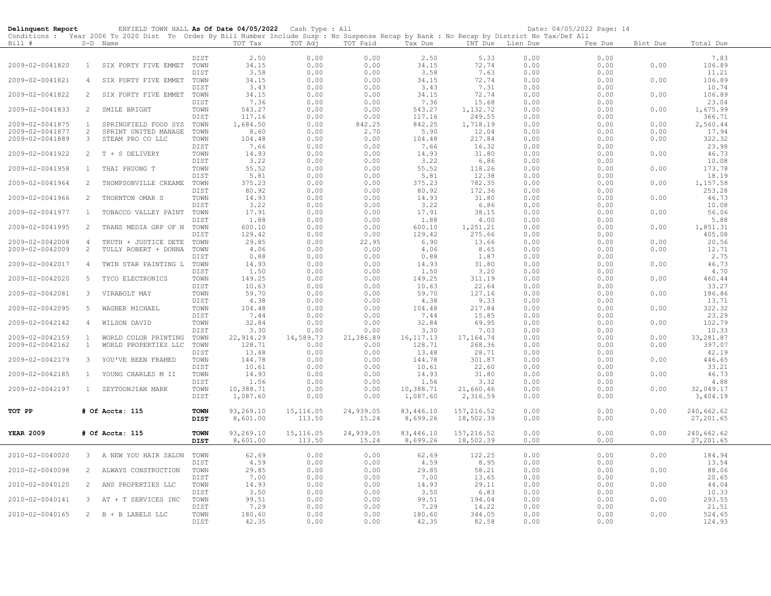**Delinquent Report** ENFIELD TOWN HALL **As Of Date 04/05/2022** Cash Type : All Date: 04/05/2022

Conditions : Year 2006 To 2020 Dist To Order By Bill Number Include Susp : No Suspense Recap by Bank : No Recap by District No Tax/Def All

| Bill # | S-D | Name | | TOT Tax | TOT Adj | TOT Paid | Tax Due | INT Due | Lien Due | Fee Due | Bint Due | Total Due |
|---|---|---|---|---|---|---|---|---|---|---|---|---|
| | | | DIST | 2.50 | 0.00 | 0.00 | 2.50 | 5.33 | 0.00 | 0.00 | | 7.83 |
| 2009-02-0041820 | 1 | SIX FORTY FIVE EMMET | TOWN | 34.15 | 0.00 | 0.00 | 34.15 | 72.74 | 0.00 | 0.00 | 0.00 | 106.89 |
| | | | DIST | 3.58 | 0.00 | 0.00 | 3.58 | 7.63 | 0.00 | 0.00 | | 11.21 |
| 2009-02-0041821 | 4 | SIX FORTY FIVE EMMET | TOWN | 34.15 | 0.00 | 0.00 | 34.15 | 72.74 | 0.00 | 0.00 | 0.00 | 106.89 |
| | | | DIST | 3.43 | 0.00 | 0.00 | 3.43 | 7.31 | 0.00 | 0.00 | | 10.74 |
| 2009-02-0041822 | 2 | SIX FORTY FIVE EMMET | TOWN | 34.15 | 0.00 | 0.00 | 34.15 | 72.74 | 0.00 | 0.00 | 0.00 | 106.89 |
| | | | DIST | 7.36 | 0.00 | 0.00 | 7.36 | 15.68 | 0.00 | 0.00 | | 23.04 |
| 2009-02-0041833 | 2 | SMILE BRIGHT | TOWN | 543.27 | 0.00 | 0.00 | 543.27 | 1,132.72 | 0.00 | 0.00 | 0.00 | 1,675.99 |
| | | | DIST | 117.16 | 0.00 | 0.00 | 117.16 | 249.55 | 0.00 | 0.00 | | 366.71 |
| 2009-02-0041875 | 1 | SPRINGFIELD FOOD SYS | TOWN | 1,684.50 | 0.00 | 842.25 | 842.25 | 1,718.19 | 0.00 | 0.00 | 0.00 | 2,560.44 |
| 2009-02-0041877 | 2 | SPRINT UNITED MANAGE | TOWN | 8.60 | 0.00 | 2.70 | 5.90 | 12.04 | 0.00 | 0.00 | 0.00 | 17.94 |
| 2009-02-0041889 | 3 | STEAM PRO CO LLC | TOWN | 104.48 | 0.00 | 0.00 | 104.48 | 217.84 | 0.00 | 0.00 | 0.00 | 322.32 |
| | | | DIST | 7.66 | 0.00 | 0.00 | 7.66 | 16.32 | 0.00 | 0.00 | | 23.98 |
| 2009-02-0041922 | 2 | T + S DELIVERY | TOWN | 14.93 | 0.00 | 0.00 | 14.93 | 31.80 | 0.00 | 0.00 | 0.00 | 46.73 |
| | | | DIST | 3.22 | 0.00 | 0.00 | 3.22 | 6.86 | 0.00 | 0.00 | | 10.08 |
| 2009-02-0041958 | 1 | THAI PHUONG T | TOWN | 55.52 | 0.00 | 0.00 | 55.52 | 118.26 | 0.00 | 0.00 | 0.00 | 173.78 |
| | | | DIST | 5.81 | 0.00 | 0.00 | 5.81 | 12.38 | 0.00 | 0.00 | | 18.19 |
| 2009-02-0041964 | 2 | THOMPSONVILLE CREAME | TOWN | 375.23 | 0.00 | 0.00 | 375.23 | 782.35 | 0.00 | 0.00 | 0.00 | 1,157.58 |
| | | | DIST | 80.92 | 0.00 | 0.00 | 80.92 | 172.36 | 0.00 | 0.00 | | 253.28 |
| 2009-02-0041966 | 2 | THORNTON OMAR S | TOWN | 14.93 | 0.00 | 0.00 | 14.93 | 31.80 | 0.00 | 0.00 | 0.00 | 46.73 |
| | | | DIST | 3.22 | 0.00 | 0.00 | 3.22 | 6.86 | 0.00 | 0.00 | | 10.08 |
| 2009-02-0041977 | 1 | TOBACCO VALLEY PAINT | TOWN | 17.91 | 0.00 | 0.00 | 17.91 | 38.15 | 0.00 | 0.00 | 0.00 | 56.06 |
| | | | DIST | 1.88 | 0.00 | 0.00 | 1.88 | 4.00 | 0.00 | 0.00 | | 5.88 |
| 2009-02-0041995 | 2 | TRANS MEDIA GRP OF N | TOWN | 600.10 | 0.00 | 0.00 | 600.10 | 1,251.21 | 0.00 | 0.00 | 0.00 | 1,851.31 |
| | | | DIST | 129.42 | 0.00 | 0.00 | 129.42 | 275.66 | 0.00 | 0.00 | | 405.08 |
| 2009-02-0042008 | 4 | TRUTH + JUSTICE DETE | TOWN | 29.85 | 0.00 | 22.95 | 6.90 | 13.66 | 0.00 | 0.00 | 0.00 | 20.56 |
| 2009-02-0042009 | 2 | TULLY ROBERT + DONNA | TOWN | 4.06 | 0.00 | 0.00 | 4.06 | 8.65 | 0.00 | 0.00 | 0.00 | 12.71 |
| | | | DIST | 0.88 | 0.00 | 0.00 | 0.88 | 1.87 | 0.00 | 0.00 | | 2.75 |
| 2009-02-0042017 | 4 | TWIN STAR PAINTING L | TOWN | 14.93 | 0.00 | 0.00 | 14.93 | 31.80 | 0.00 | 0.00 | 0.00 | 46.73 |
| | | | DIST | 1.50 | 0.00 | 0.00 | 1.50 | 3.20 | 0.00 | 0.00 | | 4.70 |
| 2009-02-0042020 | 5 | TYCO ELECTRONICS | TOWN | 149.25 | 0.00 | 0.00 | 149.25 | 311.19 | 0.00 | 0.00 | 0.00 | 460.44 |
| | | | DIST | 10.63 | 0.00 | 0.00 | 10.63 | 22.64 | 0.00 | 0.00 | | 33.27 |
| 2009-02-0042081 | 3 | VIRABOLT MAY | TOWN | 59.70 | 0.00 | 0.00 | 59.70 | 127.16 | 0.00 | 0.00 | 0.00 | 186.86 |
| | | | DIST | 4.38 | 0.00 | 0.00 | 4.38 | 9.33 | 0.00 | 0.00 | | 13.71 |
| 2009-02-0042095 | 5 | WAGNER MICHAEL | TOWN | 104.48 | 0.00 | 0.00 | 104.48 | 217.84 | 0.00 | 0.00 | 0.00 | 322.32 |
| | | | DIST | 7.44 | 0.00 | 0.00 | 7.44 | 15.85 | 0.00 | 0.00 | | 23.29 |
| 2009-02-0042142 | 4 | WILSON DAVID | TOWN | 32.84 | 0.00 | 0.00 | 32.84 | 69.95 | 0.00 | 0.00 | 0.00 | 102.79 |
| | | | DIST | 3.30 | 0.00 | 0.00 | 3.30 | 7.03 | 0.00 | 0.00 | | 10.33 |
| 2009-02-0042159 | 1 | WORLD COLOR PRINTING | TOWN | 22,914.29 | 14,589.73 | 21,386.89 | 16,117.13 | 17,164.74 | 0.00 | 0.00 | 0.00 | 33,281.87 |
| 2009-02-0042162 | 1 | WORLD PROPERTIES LLC | TOWN | 128.71 | 0.00 | 0.00 | 128.71 | 268.36 | 0.00 | 0.00 | 0.00 | 397.07 |
| | | | DIST | 13.48 | 0.00 | 0.00 | 13.48 | 28.71 | 0.00 | 0.00 | | 42.19 |
| 2009-02-0042179 | 3 | YOU'VE BEEN FRAMED | TOWN | 144.78 | 0.00 | 0.00 | 144.78 | 301.87 | 0.00 | 0.00 | 0.00 | 446.65 |
| | | | DIST | 10.61 | 0.00 | 0.00 | 10.61 | 22.60 | 0.00 | 0.00 | | 33.21 |
| 2009-02-0042185 | 1 | YOUNG CHARLES M II | TOWN | 14.93 | 0.00 | 0.00 | 14.93 | 31.80 | 0.00 | 0.00 | 0.00 | 46.73 |
| | | | DIST | 1.56 | 0.00 | 0.00 | 1.56 | 3.32 | 0.00 | 0.00 | | 4.88 |
| 2009-02-0042197 | 1 | ZEYTOONJIAN MARK | TOWN | 10,388.71 | 0.00 | 0.00 | 10,388.71 | 21,660.46 | 0.00 | 0.00 | 0.00 | 32,049.17 |
| | | | DIST | 1,087.60 | 0.00 | 0.00 | 1,087.60 | 2,316.59 | 0.00 | 0.00 | | 3,404.19 |
| **TOT PP** | | **# Of Accts: 115** | **TOWN** | 93,269.10 | 15,116.05 | 24,939.05 | 83,446.10 | 157,216.52 | 0.00 | 0.00 | 0.00 | 240,662.62 |
| | | | **DIST** | 8,601.00 | 113.50 | 15.24 | 8,699.26 | 18,502.39 | 0.00 | 0.00 | | 27,201.65 |
| **YEAR 2009** | | **# Of Accts: 115** | **TOWN** | 93,269.10 | 15,116.05 | 24,939.05 | 83,446.10 | 157,216.52 | 0.00 | 0.00 | 0.00 | 240,662.62 |
| | | | **DIST** | 8,601.00 | 113.50 | 15.24 | 8,699.26 | 18,502.39 | 0.00 | 0.00 | | 27,201.65 |
| 2010-02-0040020 | 3 | A NEW YOU HAIR SALON | TOWN | 62.69 | 0.00 | 0.00 | 62.69 | 122.25 | 0.00 | 0.00 | 0.00 | 184.94 |
| | | | DIST | 4.59 | 0.00 | 0.00 | 4.59 | 8.95 | 0.00 | 0.00 | | 13.54 |
| 2010-02-0040098 | 2 | ALWAYS CONSTRUCTION | TOWN | 29.85 | 0.00 | 0.00 | 29.85 | 58.21 | 0.00 | 0.00 | 0.00 | 88.06 |
| | | | DIST | 7.00 | 0.00 | 0.00 | 7.00 | 13.65 | 0.00 | 0.00 | | 20.65 |
| 2010-02-0040120 | 2 | ANS PROPERTIES LLC | TOWN | 14.93 | 0.00 | 0.00 | 14.93 | 29.11 | 0.00 | 0.00 | 0.00 | 44.04 |
| | | | DIST | 3.50 | 0.00 | 0.00 | 3.50 | 6.83 | 0.00 | 0.00 | | 10.33 |
| 2010-02-0040141 | 3 | AT + T SERVICES INC | TOWN | 99.51 | 0.00 | 0.00 | 99.51 | 194.04 | 0.00 | 0.00 | 0.00 | 293.55 |
| | | | DIST | 7.29 | 0.00 | 0.00 | 7.29 | 14.22 | 0.00 | 0.00 | | 21.51 |
| 2010-02-0040165 | 2 | B + B LABELS LLC | TOWN | 180.60 | 0.00 | 0.00 | 180.60 | 344.05 | 0.00 | 0.00 | 0.00 | 524.65 |
| | | | DIST | 42.35 | 0.00 | 0.00 | 42.35 | 82.58 | 0.00 | 0.00 | | 124.93 |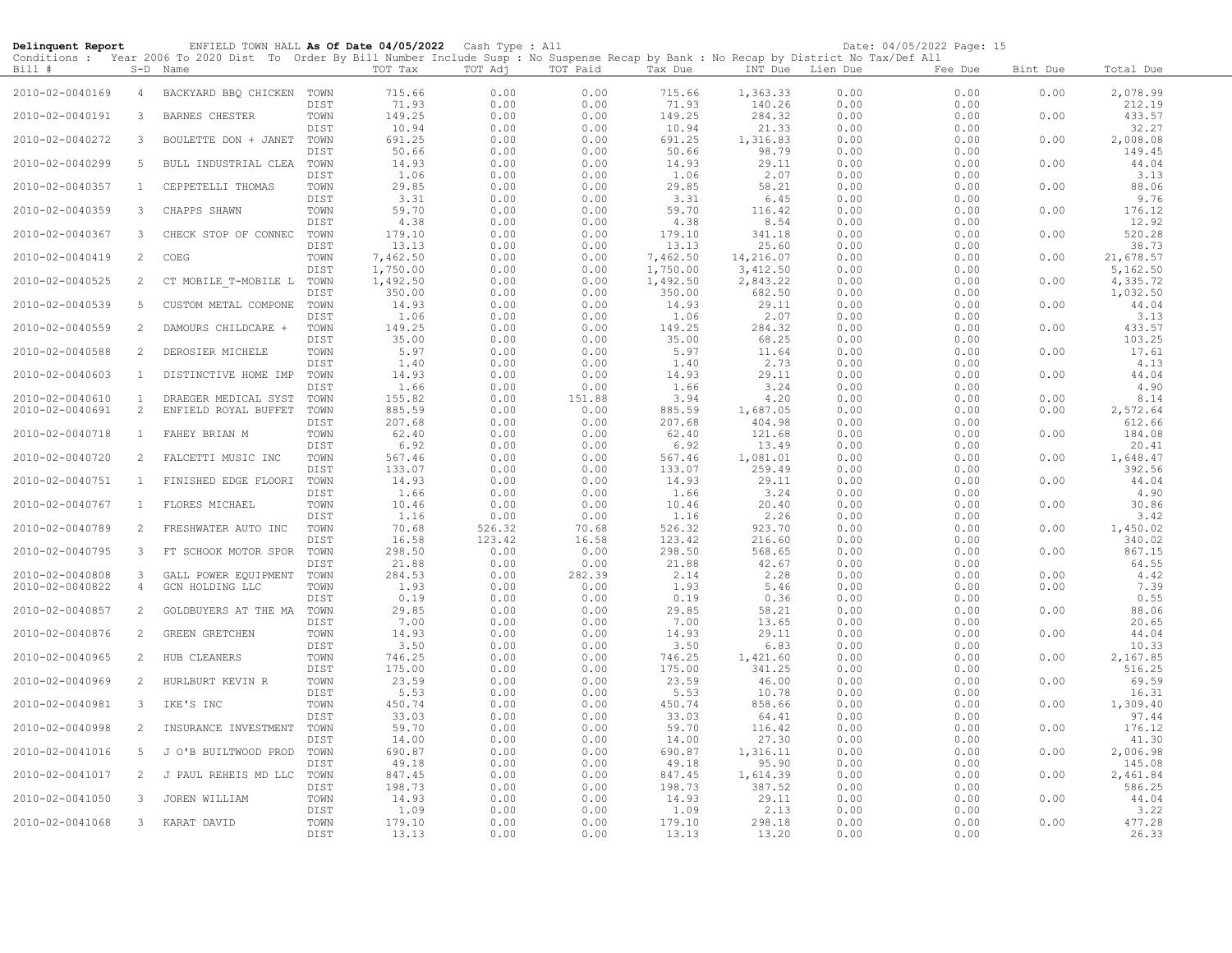**Delinquent Report** ENFIELD TOWN HALL **As Of Date 04/05/2022** Cash Type : All Date: 04/05/2022 Page: 15

Conditions : Year 2006 To 2020 Dist To Order By Bill Number Include Susp : No Suspense Recap by Bank : No Recap by District No Tax/Def All

| Bill # | S-D | Name | | TOT Tax | TOT Adj | TOT Paid | Tax Due | INT Due | Lien Due | Fee Due | Bint Due | Total Due |
|---|---|---|---|---|---|---|---|---|---|---|---|---|
| 2010-02-0040169 | 4 | BACKYARD BBQ CHICKEN | TOWN | 715.66 | 0.00 | 0.00 | 715.66 | 1,363.33 | 0.00 | 0.00 | 0.00 | 2,078.99 |
| | | | DIST | 71.93 | 0.00 | 0.00 | 71.93 | 140.26 | 0.00 | 0.00 | | 212.19 |
| 2010-02-0040191 | 3 | BARNES CHESTER | TOWN | 149.25 | 0.00 | 0.00 | 149.25 | 284.32 | 0.00 | 0.00 | 0.00 | 433.57 |
| | | | DIST | 10.94 | 0.00 | 0.00 | 10.94 | 21.33 | 0.00 | 0.00 | | 32.27 |
| 2010-02-0040272 | 3 | BOULETTE DON + JANET | TOWN | 691.25 | 0.00 | 0.00 | 691.25 | 1,316.83 | 0.00 | 0.00 | 0.00 | 2,008.08 |
| | | | DIST | 50.66 | 0.00 | 0.00 | 50.66 | 98.79 | 0.00 | 0.00 | | 149.45 |
| 2010-02-0040299 | 5 | BULL INDUSTRIAL CLEA | TOWN | 14.93 | 0.00 | 0.00 | 14.93 | 29.11 | 0.00 | 0.00 | 0.00 | 44.04 |
| | | | DIST | 1.06 | 0.00 | 0.00 | 1.06 | 2.07 | 0.00 | 0.00 | | 3.13 |
| 2010-02-0040357 | 1 | CEPPETELLI THOMAS | TOWN | 29.85 | 0.00 | 0.00 | 29.85 | 58.21 | 0.00 | 0.00 | 0.00 | 88.06 |
| | | | DIST | 3.31 | 0.00 | 0.00 | 3.31 | 6.45 | 0.00 | 0.00 | | 9.76 |
| 2010-02-0040359 | 3 | CHAPPS SHAWN | TOWN | 59.70 | 0.00 | 0.00 | 59.70 | 116.42 | 0.00 | 0.00 | 0.00 | 176.12 |
| | | | DIST | 4.38 | 0.00 | 0.00 | 4.38 | 8.54 | 0.00 | 0.00 | | 12.92 |
| 2010-02-0040367 | 3 | CHECK STOP OF CONNEC | TOWN | 179.10 | 0.00 | 0.00 | 179.10 | 341.18 | 0.00 | 0.00 | 0.00 | 520.28 |
| | | | DIST | 13.13 | 0.00 | 0.00 | 13.13 | 25.60 | 0.00 | 0.00 | | 38.73 |
| 2010-02-0040419 | 2 | COEG | TOWN | 7,462.50 | 0.00 | 0.00 | 7,462.50 | 14,216.07 | 0.00 | 0.00 | 0.00 | 21,678.57 |
| | | | DIST | 1,750.00 | 0.00 | 0.00 | 1,750.00 | 3,412.50 | 0.00 | 0.00 | | 5,162.50 |
| 2010-02-0040525 | 2 | CT MOBILE_T-MOBILE L | TOWN | 1,492.50 | 0.00 | 0.00 | 1,492.50 | 2,843.22 | 0.00 | 0.00 | 0.00 | 4,335.72 |
| | | | DIST | 350.00 | 0.00 | 0.00 | 350.00 | 682.50 | 0.00 | 0.00 | | 1,032.50 |
| 2010-02-0040539 | 5 | CUSTOM METAL COMPONE | TOWN | 14.93 | 0.00 | 0.00 | 14.93 | 29.11 | 0.00 | 0.00 | 0.00 | 44.04 |
| | | | DIST | 1.06 | 0.00 | 0.00 | 1.06 | 2.07 | 0.00 | 0.00 | | 3.13 |
| 2010-02-0040559 | 2 | DAMOURS CHILDCARE + | TOWN | 149.25 | 0.00 | 0.00 | 149.25 | 284.32 | 0.00 | 0.00 | 0.00 | 433.57 |
| | | | DIST | 35.00 | 0.00 | 0.00 | 35.00 | 68.25 | 0.00 | 0.00 | | 103.25 |
| 2010-02-0040588 | 2 | DEROSIER MICHELE | TOWN | 5.97 | 0.00 | 0.00 | 5.97 | 11.64 | 0.00 | 0.00 | 0.00 | 17.61 |
| | | | DIST | 1.40 | 0.00 | 0.00 | 1.40 | 2.73 | 0.00 | 0.00 | | 4.13 |
| 2010-02-0040603 | 1 | DISTINCTIVE HOME IMP | TOWN | 14.93 | 0.00 | 0.00 | 14.93 | 29.11 | 0.00 | 0.00 | 0.00 | 44.04 |
| | | | DIST | 1.66 | 0.00 | 0.00 | 1.66 | 3.24 | 0.00 | 0.00 | | 4.90 |
| 2010-02-0040610 | 1 | DRAEGER MEDICAL SYST | TOWN | 155.82 | 0.00 | 151.88 | 3.94 | 4.20 | 0.00 | 0.00 | 0.00 | 8.14 |
| 2010-02-0040691 | 2 | ENFIELD ROYAL BUFFET | TOWN | 885.59 | 0.00 | 0.00 | 885.59 | 1,687.05 | 0.00 | 0.00 | 0.00 | 2,572.64 |
| | | | DIST | 207.68 | 0.00 | 0.00 | 207.68 | 404.98 | 0.00 | 0.00 | | 612.66 |
| 2010-02-0040718 | 1 | FAHEY BRIAN M | TOWN | 62.40 | 0.00 | 0.00 | 62.40 | 121.68 | 0.00 | 0.00 | 0.00 | 184.08 |
| | | | DIST | 6.92 | 0.00 | 0.00 | 6.92 | 13.49 | 0.00 | 0.00 | | 20.41 |
| 2010-02-0040720 | 2 | FALCETTI MUSIC INC | TOWN | 567.46 | 0.00 | 0.00 | 567.46 | 1,081.01 | 0.00 | 0.00 | 0.00 | 1,648.47 |
| | | | DIST | 133.07 | 0.00 | 0.00 | 133.07 | 259.49 | 0.00 | 0.00 | | 392.56 |
| 2010-02-0040751 | 1 | FINISHED EDGE FLOORI | TOWN | 14.93 | 0.00 | 0.00 | 14.93 | 29.11 | 0.00 | 0.00 | 0.00 | 44.04 |
| | | | DIST | 1.66 | 0.00 | 0.00 | 1.66 | 3.24 | 0.00 | 0.00 | | 4.90 |
| 2010-02-0040767 | 1 | FLORES MICHAEL | TOWN | 10.46 | 0.00 | 0.00 | 10.46 | 20.40 | 0.00 | 0.00 | 0.00 | 30.86 |
| | | | DIST | 1.16 | 0.00 | 0.00 | 1.16 | 2.26 | 0.00 | 0.00 | | 3.42 |
| 2010-02-0040789 | 2 | FRESHWATER AUTO INC | TOWN | 70.68 | 526.32 | 70.68 | 526.32 | 923.70 | 0.00 | 0.00 | 0.00 | 1,450.02 |
| | | | DIST | 16.58 | 123.42 | 16.58 | 123.42 | 216.60 | 0.00 | 0.00 | | 340.02 |
| 2010-02-0040795 | 3 | FT SCHOOK MOTOR SPOR | TOWN | 298.50 | 0.00 | 0.00 | 298.50 | 568.65 | 0.00 | 0.00 | 0.00 | 867.15 |
| | | | DIST | 21.88 | 0.00 | 0.00 | 21.88 | 42.67 | 0.00 | 0.00 | | 64.55 |
| 2010-02-0040808 | 3 | GALL POWER EQUIPMENT | TOWN | 284.53 | 0.00 | 282.39 | 2.14 | 2.28 | 0.00 | 0.00 | 0.00 | 4.42 |
| 2010-02-0040822 | 4 | GCN HOLDING LLC | TOWN | 1.93 | 0.00 | 0.00 | 1.93 | 5.46 | 0.00 | 0.00 | 0.00 | 7.39 |
| | | | DIST | 0.19 | 0.00 | 0.00 | 0.19 | 0.36 | 0.00 | 0.00 | | 0.55 |
| 2010-02-0040857 | 2 | GOLDBUYERS AT THE MA | TOWN | 29.85 | 0.00 | 0.00 | 29.85 | 58.21 | 0.00 | 0.00 | 0.00 | 88.06 |
| | | | DIST | 7.00 | 0.00 | 0.00 | 7.00 | 13.65 | 0.00 | 0.00 | | 20.65 |
| 2010-02-0040876 | 2 | GREEN GRETCHEN | TOWN | 14.93 | 0.00 | 0.00 | 14.93 | 29.11 | 0.00 | 0.00 | 0.00 | 44.04 |
| | | | DIST | 3.50 | 0.00 | 0.00 | 3.50 | 6.83 | 0.00 | 0.00 | | 10.33 |
| 2010-02-0040965 | 2 | HUB CLEANERS | TOWN | 746.25 | 0.00 | 0.00 | 746.25 | 1,421.60 | 0.00 | 0.00 | 0.00 | 2,167.85 |
| | | | DIST | 175.00 | 0.00 | 0.00 | 175.00 | 341.25 | 0.00 | 0.00 | | 516.25 |
| 2010-02-0040969 | 2 | HURLBURT KEVIN R | TOWN | 23.59 | 0.00 | 0.00 | 23.59 | 46.00 | 0.00 | 0.00 | 0.00 | 69.59 |
| | | | DIST | 5.53 | 0.00 | 0.00 | 5.53 | 10.78 | 0.00 | 0.00 | | 16.31 |
| 2010-02-0040981 | 3 | IKE'S INC | TOWN | 450.74 | 0.00 | 0.00 | 450.74 | 858.66 | 0.00 | 0.00 | 0.00 | 1,309.40 |
| | | | DIST | 33.03 | 0.00 | 0.00 | 33.03 | 64.41 | 0.00 | 0.00 | | 97.44 |
| 2010-02-0040998 | 2 | INSURANCE INVESTMENT | TOWN | 59.70 | 0.00 | 0.00 | 59.70 | 116.42 | 0.00 | 0.00 | 0.00 | 176.12 |
| | | | DIST | 14.00 | 0.00 | 0.00 | 14.00 | 27.30 | 0.00 | 0.00 | | 41.30 |
| 2010-02-0041016 | 5 | J O'B BUILTWOOD PROD | TOWN | 690.87 | 0.00 | 0.00 | 690.87 | 1,316.11 | 0.00 | 0.00 | 0.00 | 2,006.98 |
| | | | DIST | 49.18 | 0.00 | 0.00 | 49.18 | 95.90 | 0.00 | 0.00 | | 145.08 |
| 2010-02-0041017 | 2 | J PAUL REHEIS MD LLC | TOWN | 847.45 | 0.00 | 0.00 | 847.45 | 1,614.39 | 0.00 | 0.00 | 0.00 | 2,461.84 |
| | | | DIST | 198.73 | 0.00 | 0.00 | 198.73 | 387.52 | 0.00 | 0.00 | | 586.25 |
| 2010-02-0041050 | 3 | JOREN WILLIAM | TOWN | 14.93 | 0.00 | 0.00 | 14.93 | 29.11 | 0.00 | 0.00 | 0.00 | 44.04 |
| | | | DIST | 1.09 | 0.00 | 0.00 | 1.09 | 2.13 | 0.00 | 0.00 | | 3.22 |
| 2010-02-0041068 | 3 | KARAT DAVID | TOWN | 179.10 | 0.00 | 0.00 | 179.10 | 298.18 | 0.00 | 0.00 | 0.00 | 477.28 |
| | | | DIST | 13.13 | 0.00 | 0.00 | 13.13 | 13.20 | 0.00 | 0.00 | | 26.33 |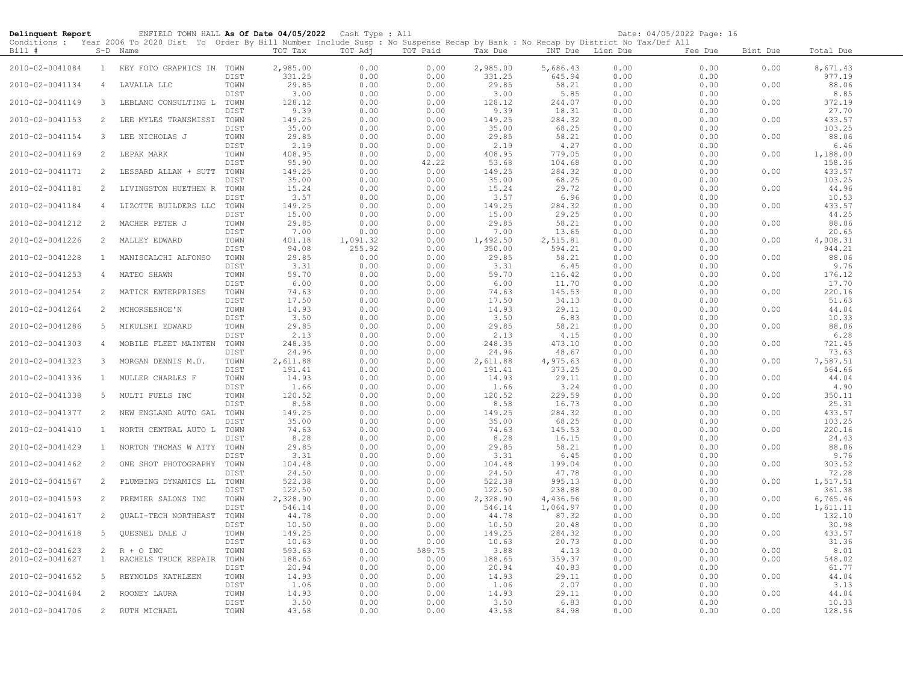**Delinquent Report** ENFIELD TOWN HALL **As Of Date 04/05/2022** Cash Type : All Date: 04/05/2022

Conditions : Year 2006 To 2020 Dist To Order By Bill Number Include Susp : No Suspense Recap by Bank : No Recap by District No Tax/Def All

| Bill # | S-D | Name | | TOT Tax | TOT Adj | TOT Paid | Tax Due | INT Due | Lien Due | Fee Due | Bint Due | Total Due |
|---|---|---|---|---|---|---|---|---|---|---|---|---|
| 2010-02-0041084 | 1 | KEY FOTO GRAPHICS IN | TOWN | 2,985.00 | 0.00 | 0.00 | 2,985.00 | 5,686.43 | 0.00 | 0.00 | 0.00 | 8,671.43 |
| | | | DIST | 331.25 | 0.00 | 0.00 | 331.25 | 645.94 | 0.00 | 0.00 | | 977.19 |
| 2010-02-0041134 | 4 | LAVALLA LLC | TOWN | 29.85 | 0.00 | 0.00 | 29.85 | 58.21 | 0.00 | 0.00 | 0.00 | 88.06 |
| | | | DIST | 3.00 | 0.00 | 0.00 | 3.00 | 5.85 | 0.00 | 0.00 | | 8.85 |
| 2010-02-0041149 | 3 | LEBLANC CONSULTING L | TOWN | 128.12 | 0.00 | 0.00 | 128.12 | 244.07 | 0.00 | 0.00 | 0.00 | 372.19 |
| | | | DIST | 9.39 | 0.00 | 0.00 | 9.39 | 18.31 | 0.00 | 0.00 | | 27.70 |
| 2010-02-0041153 | 2 | LEE MYLES TRANSMISSI | TOWN | 149.25 | 0.00 | 0.00 | 149.25 | 284.32 | 0.00 | 0.00 | 0.00 | 433.57 |
| | | | DIST | 35.00 | 0.00 | 0.00 | 35.00 | 68.25 | 0.00 | 0.00 | | 103.25 |
| 2010-02-0041154 | 3 | LEE NICHOLAS J | TOWN | 29.85 | 0.00 | 0.00 | 29.85 | 58.21 | 0.00 | 0.00 | 0.00 | 88.06 |
| | | | DIST | 2.19 | 0.00 | 0.00 | 2.19 | 4.27 | 0.00 | 0.00 | | 6.46 |
| 2010-02-0041169 | 2 | LEPAK MARK | TOWN | 408.95 | 0.00 | 0.00 | 408.95 | 779.05 | 0.00 | 0.00 | 0.00 | 1,188.00 |
| | | | DIST | 95.90 | 0.00 | 42.22 | 53.68 | 104.68 | 0.00 | 0.00 | | 158.36 |
| 2010-02-0041171 | 2 | LESSARD ALLAN + SUTT | TOWN | 149.25 | 0.00 | 0.00 | 149.25 | 284.32 | 0.00 | 0.00 | 0.00 | 433.57 |
| | | | DIST | 35.00 | 0.00 | 0.00 | 35.00 | 68.25 | 0.00 | 0.00 | | 103.25 |
| 2010-02-0041181 | 2 | LIVINGSTON HUETHEN R | TOWN | 15.24 | 0.00 | 0.00 | 15.24 | 29.72 | 0.00 | 0.00 | 0.00 | 44.96 |
| | | | DIST | 3.57 | 0.00 | 0.00 | 3.57 | 6.96 | 0.00 | 0.00 | | 10.53 |
| 2010-02-0041184 | 4 | LIZOTTE BUILDERS LLC | TOWN | 149.25 | 0.00 | 0.00 | 149.25 | 284.32 | 0.00 | 0.00 | 0.00 | 433.57 |
| | | | DIST | 15.00 | 0.00 | 0.00 | 15.00 | 29.25 | 0.00 | 0.00 | | 44.25 |
| 2010-02-0041212 | 2 | MACHER PETER J | TOWN | 29.85 | 0.00 | 0.00 | 29.85 | 58.21 | 0.00 | 0.00 | 0.00 | 88.06 |
| | | | DIST | 7.00 | 0.00 | 0.00 | 7.00 | 13.65 | 0.00 | 0.00 | | 20.65 |
| 2010-02-0041226 | 2 | MALLEY EDWARD | TOWN | 401.18 | 1,091.32 | 0.00 | 1,492.50 | 2,515.81 | 0.00 | 0.00 | 0.00 | 4,008.31 |
| | | | DIST | 94.08 | 255.92 | 0.00 | 350.00 | 594.21 | 0.00 | 0.00 | | 944.21 |
| 2010-02-0041228 | 1 | MANISCALCHI ALFONSO | TOWN | 29.85 | 0.00 | 0.00 | 29.85 | 58.21 | 0.00 | 0.00 | 0.00 | 88.06 |
| | | | DIST | 3.31 | 0.00 | 0.00 | 3.31 | 6.45 | 0.00 | 0.00 | | 9.76 |
| 2010-02-0041253 | 4 | MATEO SHAWN | TOWN | 59.70 | 0.00 | 0.00 | 59.70 | 116.42 | 0.00 | 0.00 | 0.00 | 176.12 |
| | | | DIST | 6.00 | 0.00 | 0.00 | 6.00 | 11.70 | 0.00 | 0.00 | | 17.70 |
| 2010-02-0041254 | 2 | MATICK ENTERPRISES | TOWN | 74.63 | 0.00 | 0.00 | 74.63 | 145.53 | 0.00 | 0.00 | 0.00 | 220.16 |
| | | | DIST | 17.50 | 0.00 | 0.00 | 17.50 | 34.13 | 0.00 | 0.00 | | 51.63 |
| 2010-02-0041264 | 2 | MCHORSESHOE'N | TOWN | 14.93 | 0.00 | 0.00 | 14.93 | 29.11 | 0.00 | 0.00 | 0.00 | 44.04 |
| | | | DIST | 3.50 | 0.00 | 0.00 | 3.50 | 6.83 | 0.00 | 0.00 | | 10.33 |
| 2010-02-0041286 | 5 | MIKULSKI EDWARD | TOWN | 29.85 | 0.00 | 0.00 | 29.85 | 58.21 | 0.00 | 0.00 | 0.00 | 88.06 |
| | | | DIST | 2.13 | 0.00 | 0.00 | 2.13 | 4.15 | 0.00 | 0.00 | | 6.28 |
| 2010-02-0041303 | 4 | MOBILE FLEET MAINTEN | TOWN | 248.35 | 0.00 | 0.00 | 248.35 | 473.10 | 0.00 | 0.00 | 0.00 | 721.45 |
| | | | DIST | 24.96 | 0.00 | 0.00 | 24.96 | 48.67 | 0.00 | 0.00 | | 73.63 |
| 2010-02-0041323 | 3 | MORGAN DENNIS M.D. | TOWN | 2,611.88 | 0.00 | 0.00 | 2,611.88 | 4,975.63 | 0.00 | 0.00 | 0.00 | 7,587.51 |
| | | | DIST | 191.41 | 0.00 | 0.00 | 191.41 | 373.25 | 0.00 | 0.00 | | 564.66 |
| 2010-02-0041336 | 1 | MULLER CHARLES F | TOWN | 14.93 | 0.00 | 0.00 | 14.93 | 29.11 | 0.00 | 0.00 | 0.00 | 44.04 |
| | | | DIST | 1.66 | 0.00 | 0.00 | 1.66 | 3.24 | 0.00 | 0.00 | | 4.90 |
| 2010-02-0041338 | 5 | MULTI FUELS INC | TOWN | 120.52 | 0.00 | 0.00 | 120.52 | 229.59 | 0.00 | 0.00 | 0.00 | 350.11 |
| | | | DIST | 8.58 | 0.00 | 0.00 | 8.58 | 16.73 | 0.00 | 0.00 | | 25.31 |
| 2010-02-0041377 | 2 | NEW ENGLAND AUTO GAL | TOWN | 149.25 | 0.00 | 0.00 | 149.25 | 284.32 | 0.00 | 0.00 | 0.00 | 433.57 |
| | | | DIST | 35.00 | 0.00 | 0.00 | 35.00 | 68.25 | 0.00 | 0.00 | | 103.25 |
| 2010-02-0041410 | 1 | NORTH CENTRAL AUTO L | TOWN | 74.63 | 0.00 | 0.00 | 74.63 | 145.53 | 0.00 | 0.00 | 0.00 | 220.16 |
| | | | DIST | 8.28 | 0.00 | 0.00 | 8.28 | 16.15 | 0.00 | 0.00 | | 24.43 |
| 2010-02-0041429 | 1 | NORTON THOMAS W ATTY | TOWN | 29.85 | 0.00 | 0.00 | 29.85 | 58.21 | 0.00 | 0.00 | 0.00 | 88.06 |
| | | | DIST | 3.31 | 0.00 | 0.00 | 3.31 | 6.45 | 0.00 | 0.00 | | 9.76 |
| 2010-02-0041462 | 2 | ONE SHOT PHOTOGRAPHY | TOWN | 104.48 | 0.00 | 0.00 | 104.48 | 199.04 | 0.00 | 0.00 | 0.00 | 303.52 |
| | | | DIST | 24.50 | 0.00 | 0.00 | 24.50 | 47.78 | 0.00 | 0.00 | | 72.28 |
| 2010-02-0041567 | 2 | PLUMBING DYNAMICS LL | TOWN | 522.38 | 0.00 | 0.00 | 522.38 | 995.13 | 0.00 | 0.00 | 0.00 | 1,517.51 |
| | | | DIST | 122.50 | 0.00 | 0.00 | 122.50 | 238.88 | 0.00 | 0.00 | | 361.38 |
| 2010-02-0041593 | 2 | PREMIER SALONS INC | TOWN | 2,328.90 | 0.00 | 0.00 | 2,328.90 | 4,436.56 | 0.00 | 0.00 | 0.00 | 6,765.46 |
| | | | DIST | 546.14 | 0.00 | 0.00 | 546.14 | 1,064.97 | 0.00 | 0.00 | | 1,611.11 |
| 2010-02-0041617 | 2 | QUALI-TECH NORTHEAST | TOWN | 44.78 | 0.00 | 0.00 | 44.78 | 87.32 | 0.00 | 0.00 | 0.00 | 132.10 |
| | | | DIST | 10.50 | 0.00 | 0.00 | 10.50 | 20.48 | 0.00 | 0.00 | | 30.98 |
| 2010-02-0041618 | 5 | QUESNEL DALE J | TOWN | 149.25 | 0.00 | 0.00 | 149.25 | 284.32 | 0.00 | 0.00 | 0.00 | 433.57 |
| | | | DIST | 10.63 | 0.00 | 0.00 | 10.63 | 20.73 | 0.00 | 0.00 | | 31.36 |
| 2010-02-0041623 | 2 | R + O INC | TOWN | 593.63 | 0.00 | 589.75 | 3.88 | 4.13 | 0.00 | 0.00 | 0.00 | 8.01 |
| 2010-02-0041627 | 1 | RACHELS TRUCK REPAIR | TOWN | 188.65 | 0.00 | 0.00 | 188.65 | 359.37 | 0.00 | 0.00 | 0.00 | 548.02 |
| | | | DIST | 20.94 | 0.00 | 0.00 | 20.94 | 40.83 | 0.00 | 0.00 | | 61.77 |
| 2010-02-0041652 | 5 | REYNOLDS KATHLEEN | TOWN | 14.93 | 0.00 | 0.00 | 14.93 | 29.11 | 0.00 | 0.00 | 0.00 | 44.04 |
| | | | DIST | 1.06 | 0.00 | 0.00 | 1.06 | 2.07 | 0.00 | 0.00 | | 3.13 |
| 2010-02-0041684 | 2 | ROONEY LAURA | TOWN | 14.93 | 0.00 | 0.00 | 14.93 | 29.11 | 0.00 | 0.00 | 0.00 | 44.04 |
| | | | DIST | 3.50 | 0.00 | 0.00 | 3.50 | 6.83 | 0.00 | 0.00 | | 10.33 |
| 2010-02-0041706 | 2 | RUTH MICHAEL | TOWN | 43.58 | 0.00 | 0.00 | 43.58 | 84.98 | 0.00 | 0.00 | 0.00 | 128.56 |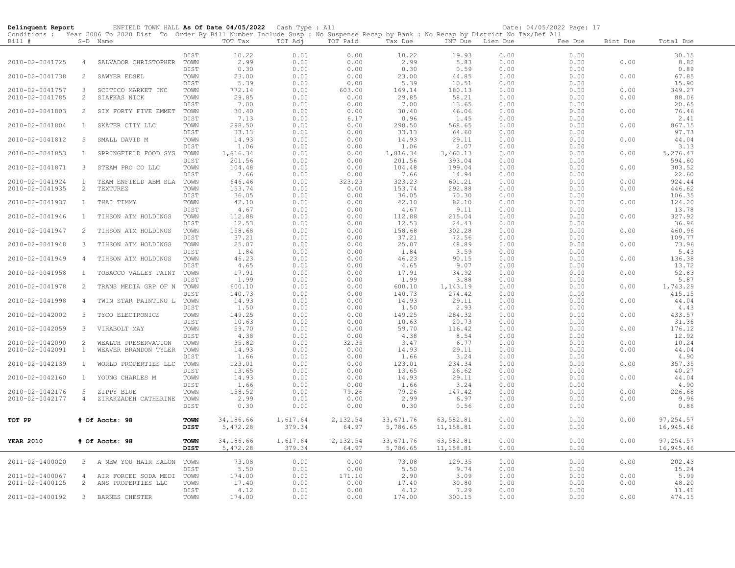**Delinquent Report** ENFIELD TOWN HALL **As Of Date 04/05/2022** Cash Type : All Date: 04/05/2022

Conditions : Year 2006 To 2020 Dist To Order By Bill Number Include Susp : No Suspense Recap by Bank : No Recap by District No Tax/Def All

| Bill # | S-D | Name | | TOT Tax | TOT Adj | TOT Paid | Tax Due | INT Due | Lien Due | Fee Due | Bint Due | Total Due |
|---|---|---|---|---|---|---|---|---|---|---|---|---|
| | | | DIST | 10.22 | 0.00 | 0.00 | 10.22 | 19.93 | 0.00 | 0.00 | | 30.15 |
| 2010-02-0041725 | 4 | SALVADOR CHRISTOPHER | TOWN | 2.99 | 0.00 | 0.00 | 2.99 | 5.83 | 0.00 | 0.00 | 0.00 | 8.82 |
| | | | DIST | 0.30 | 0.00 | 0.00 | 0.30 | 0.59 | 0.00 | 0.00 | | 0.89 |
| 2010-02-0041738 | 2 | SAWYER EDSEL | TOWN | 23.00 | 0.00 | 0.00 | 23.00 | 44.85 | 0.00 | 0.00 | 0.00 | 67.85 |
| | | | DIST | 5.39 | 0.00 | 0.00 | 5.39 | 10.51 | 0.00 | 0.00 | | 15.90 |
| 2010-02-0041757 | 3 | SCITICO MARKET INC | TOWN | 772.14 | 0.00 | 603.00 | 169.14 | 180.13 | 0.00 | 0.00 | 0.00 | 349.27 |
| 2010-02-0041785 | 2 | SIAFKAS NICK | TOWN | 29.85 | 0.00 | 0.00 | 29.85 | 58.21 | 0.00 | 0.00 | 0.00 | 88.06 |
| | | | DIST | 7.00 | 0.00 | 0.00 | 7.00 | 13.65 | 0.00 | 0.00 | | 20.65 |
| 2010-02-0041803 | 2 | SIX FORTY FIVE EMMET | TOWN | 30.40 | 0.00 | 0.00 | 30.40 | 46.06 | 0.00 | 0.00 | 0.00 | 76.46 |
| | | | DIST | 7.13 | 0.00 | 6.17 | 0.96 | 1.45 | 0.00 | 0.00 | | 2.41 |
| 2010-02-0041804 | 1 | SKATER CITY LLC | TOWN | 298.50 | 0.00 | 0.00 | 298.50 | 568.65 | 0.00 | 0.00 | 0.00 | 867.15 |
| | | | DIST | 33.13 | 0.00 | 0.00 | 33.13 | 64.60 | 0.00 | 0.00 | | 97.73 |
| 2010-02-0041812 | 5 | SMALL DAVID M | TOWN | 14.93 | 0.00 | 0.00 | 14.93 | 29.11 | 0.00 | 0.00 | 0.00 | 44.04 |
| | | | DIST | 1.06 | 0.00 | 0.00 | 1.06 | 2.07 | 0.00 | 0.00 | | 3.13 |
| 2010-02-0041853 | 1 | SPRINGFIELD FOOD SYS | TOWN | 1,816.34 | 0.00 | 0.00 | 1,816.34 | 3,460.13 | 0.00 | 0.00 | 0.00 | 5,276.47 |
| | | | DIST | 201.56 | 0.00 | 0.00 | 201.56 | 393.04 | 0.00 | 0.00 | | 594.60 |
| 2010-02-0041871 | 3 | STEAM PRO CO LLC | TOWN | 104.48 | 0.00 | 0.00 | 104.48 | 199.04 | 0.00 | 0.00 | 0.00 | 303.52 |
| | | | DIST | 7.66 | 0.00 | 0.00 | 7.66 | 14.94 | 0.00 | 0.00 | | 22.60 |
| 2010-02-0041924 | 1 | TEAM ENFIELD ABM SLA | TOWN | 646.46 | 0.00 | 323.23 | 323.23 | 601.21 | 0.00 | 0.00 | 0.00 | 924.44 |
| 2010-02-0041935 | 2 | TEXTUREZ | TOWN | 153.74 | 0.00 | 0.00 | 153.74 | 292.88 | 0.00 | 0.00 | 0.00 | 446.62 |
| | | | DIST | 36.05 | 0.00 | 0.00 | 36.05 | 70.30 | 0.00 | 0.00 | | 106.35 |
| 2010-02-0041937 | 1 | THAI TIMMY | TOWN | 42.10 | 0.00 | 0.00 | 42.10 | 82.10 | 0.00 | 0.00 | 0.00 | 124.20 |
| | | | DIST | 4.67 | 0.00 | 0.00 | 4.67 | 9.11 | 0.00 | 0.00 | | 13.78 |
| 2010-02-0041946 | 1 | TIHSON ATM HOLDINGS | TOWN | 112.88 | 0.00 | 0.00 | 112.88 | 215.04 | 0.00 | 0.00 | 0.00 | 327.92 |
| | | | DIST | 12.53 | 0.00 | 0.00 | 12.53 | 24.43 | 0.00 | 0.00 | | 36.96 |
| 2010-02-0041947 | 2 | TIHSON ATM HOLDINGS | TOWN | 158.68 | 0.00 | 0.00 | 158.68 | 302.28 | 0.00 | 0.00 | 0.00 | 460.96 |
| | | | DIST | 37.21 | 0.00 | 0.00 | 37.21 | 72.56 | 0.00 | 0.00 | | 109.77 |
| 2010-02-0041948 | 3 | TIHSON ATM HOLDINGS | TOWN | 25.07 | 0.00 | 0.00 | 25.07 | 48.89 | 0.00 | 0.00 | 0.00 | 73.96 |
| | | | DIST | 1.84 | 0.00 | 0.00 | 1.84 | 3.59 | 0.00 | 0.00 | | 5.43 |
| 2010-02-0041949 | 4 | TIHSON ATM HOLDINGS | TOWN | 46.23 | 0.00 | 0.00 | 46.23 | 90.15 | 0.00 | 0.00 | 0.00 | 136.38 |
| | | | DIST | 4.65 | 0.00 | 0.00 | 4.65 | 9.07 | 0.00 | 0.00 | | 13.72 |
| 2010-02-0041958 | 1 | TOBACCO VALLEY PAINT | TOWN | 17.91 | 0.00 | 0.00 | 17.91 | 34.92 | 0.00 | 0.00 | 0.00 | 52.83 |
| | | | DIST | 1.99 | 0.00 | 0.00 | 1.99 | 3.88 | 0.00 | 0.00 | | 5.87 |
| 2010-02-0041978 | 2 | TRANS MEDIA GRP OF N | TOWN | 600.10 | 0.00 | 0.00 | 600.10 | 1,143.19 | 0.00 | 0.00 | 0.00 | 1,743.29 |
| | | | DIST | 140.73 | 0.00 | 0.00 | 140.73 | 274.42 | 0.00 | 0.00 | | 415.15 |
| 2010-02-0041998 | 4 | TWIN STAR PAINTING L | TOWN | 14.93 | 0.00 | 0.00 | 14.93 | 29.11 | 0.00 | 0.00 | 0.00 | 44.04 |
| | | | DIST | 1.50 | 0.00 | 0.00 | 1.50 | 2.93 | 0.00 | 0.00 | | 4.43 |
| 2010-02-0042002 | 5 | TYCO ELECTRONICS | TOWN | 149.25 | 0.00 | 0.00 | 149.25 | 284.32 | 0.00 | 0.00 | 0.00 | 433.57 |
| | | | DIST | 10.63 | 0.00 | 0.00 | 10.63 | 20.73 | 0.00 | 0.00 | | 31.36 |
| 2010-02-0042059 | 3 | VIRABOLT MAY | TOWN | 59.70 | 0.00 | 0.00 | 59.70 | 116.42 | 0.00 | 0.00 | 0.00 | 176.12 |
| | | | DIST | 4.38 | 0.00 | 0.00 | 4.38 | 8.54 | 0.00 | 0.00 | | 12.92 |
| 2010-02-0042090 | 2 | WEALTH PRESERVATION | TOWN | 35.82 | 0.00 | 32.35 | 3.47 | 6.77 | 0.00 | 0.00 | 0.00 | 10.24 |
| 2010-02-0042091 | 1 | WEAVER BRANDON TYLER | TOWN | 14.93 | 0.00 | 0.00 | 14.93 | 29.11 | 0.00 | 0.00 | 0.00 | 44.04 |
| | | | DIST | 1.66 | 0.00 | 0.00 | 1.66 | 3.24 | 0.00 | 0.00 | | 4.90 |
| 2010-02-0042139 | 1 | WORLD PROPERTIES LLC | TOWN | 123.01 | 0.00 | 0.00 | 123.01 | 234.34 | 0.00 | 0.00 | 0.00 | 357.35 |
| | | | DIST | 13.65 | 0.00 | 0.00 | 13.65 | 26.62 | 0.00 | 0.00 | | 40.27 |
| 2010-02-0042160 | 1 | YOUNG CHARLES M | TOWN | 14.93 | 0.00 | 0.00 | 14.93 | 29.11 | 0.00 | 0.00 | 0.00 | 44.04 |
| | | | DIST | 1.66 | 0.00 | 0.00 | 1.66 | 3.24 | 0.00 | 0.00 | | 4.90 |
| 2010-02-0042176 | 5 | ZIPPY BLUE | TOWN | 158.52 | 0.00 | 79.26 | 79.26 | 147.42 | 0.00 | 0.00 | 0.00 | 226.68 |
| 2010-02-0042177 | 4 | ZIRAKZADEH CATHERINE | TOWN | 2.99 | 0.00 | 0.00 | 2.99 | 6.97 | 0.00 | 0.00 | 0.00 | 9.96 |
| | | | DIST | 0.30 | 0.00 | 0.00 | 0.30 | 0.56 | 0.00 | 0.00 | | 0.86 |
| **TOT PP** | | **# Of Accts: 98** | **TOWN** | 34,186.66 | 1,617.64 | 2,132.54 | 33,671.76 | 63,582.81 | 0.00 | 0.00 | 0.00 | 97,254.57 |
| | | | **DIST** | 5,472.28 | 379.34 | 64.97 | 5,786.65 | 11,158.81 | 0.00 | 0.00 | | 16,945.46 |
| **YEAR 2010** | | **# Of Accts: 98** | **TOWN** | 34,186.66 | 1,617.64 | 2,132.54 | 33,671.76 | 63,582.81 | 0.00 | 0.00 | 0.00 | 97,254.57 |
| | | | **DIST** | 5,472.28 | 379.34 | 64.97 | 5,786.65 | 11,158.81 | 0.00 | 0.00 | | 16,945.46 |
| 2011-02-0400020 | 3 | A NEW YOU HAIR SALON | TOWN | 73.08 | 0.00 | 0.00 | 73.08 | 129.35 | 0.00 | 0.00 | 0.00 | 202.43 |
| | | | DIST | 5.50 | 0.00 | 0.00 | 5.50 | 9.74 | 0.00 | 0.00 | | 15.24 |
| 2011-02-0400067 | 4 | AIR FORCED SODA MEDI | TOWN | 174.00 | 0.00 | 171.10 | 2.90 | 3.09 | 0.00 | 0.00 | 0.00 | 5.99 |
| 2011-02-0400125 | 2 | ANS PROPERTIES LLC | TOWN | 17.40 | 0.00 | 0.00 | 17.40 | 30.80 | 0.00 | 0.00 | 0.00 | 48.20 |
| | | | DIST | 4.12 | 0.00 | 0.00 | 4.12 | 7.29 | 0.00 | 0.00 | | 11.41 |
| 2011-02-0400192 | 3 | BARNES CHESTER | TOWN | 174.00 | 0.00 | 0.00 | 174.00 | 300.15 | 0.00 | 0.00 | 0.00 | 474.15 |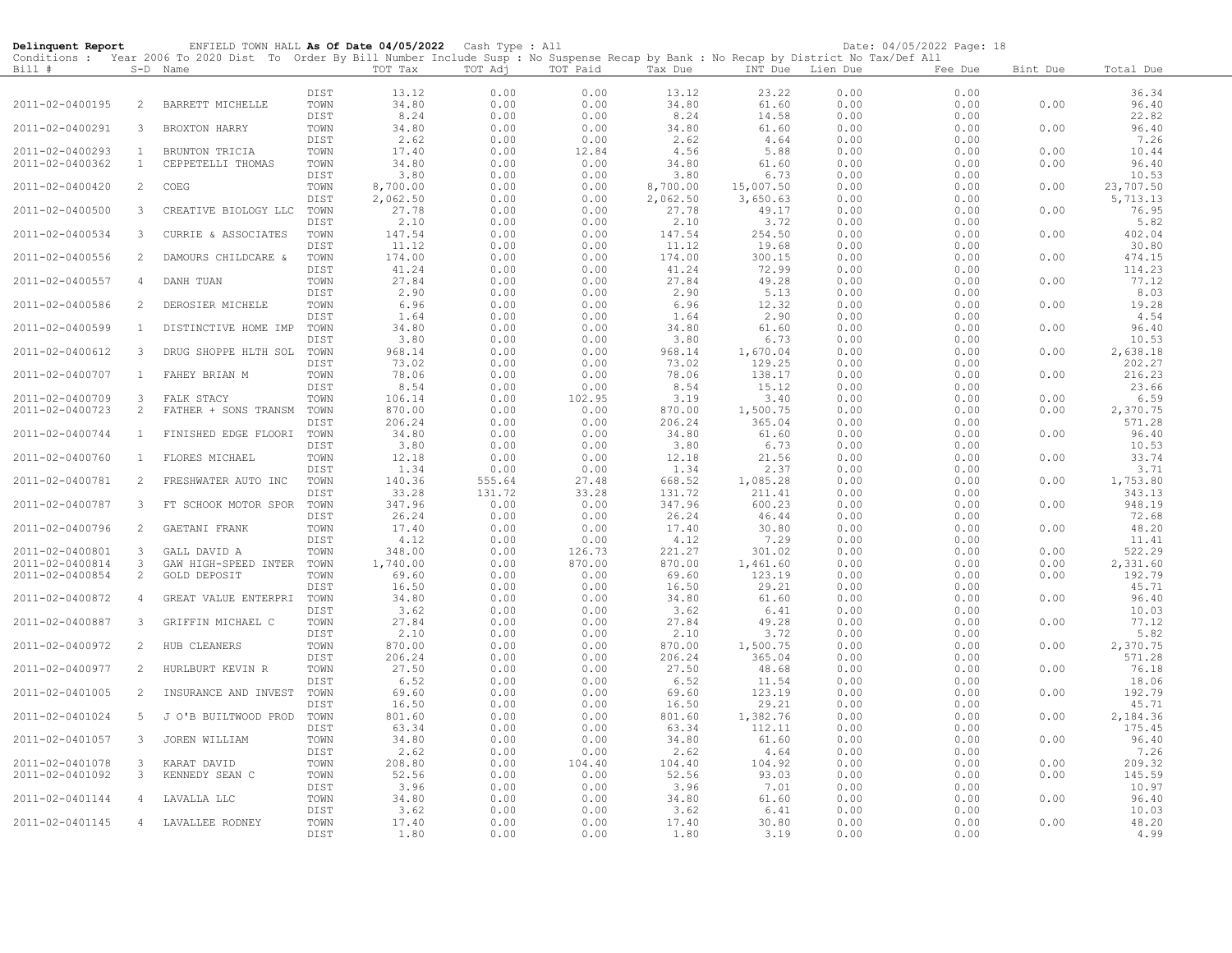**Delinquent Report** ENFIELD TOWN HALL **As Of Date 04/05/2022** Cash Type : All Date: 04/05/2022 Page: 18

Conditions : Year 2006 To 2020 Dist To Order By Bill Number Include Susp : No Suspense Recap by Bank : No Recap by District No Tax/Def All

| Bill # | S-D | Name | | TOT Tax | TOT Adj | TOT Paid | Tax Due | INT Due | Lien Due | Fee Due | Bint Due | Total Due |
|---|---|---|---|---|---|---|---|---|---|---|---|---|
| | | | DIST | 13.12 | 0.00 | 0.00 | 13.12 | 23.22 | 0.00 | 0.00 | | 36.34 |
| 2011-02-0400195 | 2 | BARRETT MICHELLE | TOWN | 34.80 | 0.00 | 0.00 | 34.80 | 61.60 | 0.00 | 0.00 | 0.00 | 96.40 |
| | | | DIST | 8.24 | 0.00 | 0.00 | 8.24 | 14.58 | 0.00 | 0.00 | | 22.82 |
| 2011-02-0400291 | 3 | BROXTON HARRY | TOWN | 34.80 | 0.00 | 0.00 | 34.80 | 61.60 | 0.00 | 0.00 | 0.00 | 96.40 |
| | | | DIST | 2.62 | 0.00 | 0.00 | 2.62 | 4.64 | 0.00 | 0.00 | | 7.26 |
| 2011-02-0400293 | 1 | BRUNTON TRICIA | TOWN | 17.40 | 0.00 | 12.84 | 4.56 | 5.88 | 0.00 | 0.00 | 0.00 | 10.44 |
| 2011-02-0400362 | 1 | CEPPETELLI THOMAS | TOWN | 34.80 | 0.00 | 0.00 | 34.80 | 61.60 | 0.00 | 0.00 | 0.00 | 96.40 |
| | | | DIST | 3.80 | 0.00 | 0.00 | 3.80 | 6.73 | 0.00 | 0.00 | | 10.53 |
| 2011-02-0400420 | 2 | COEG | TOWN | 8,700.00 | 0.00 | 0.00 | 8,700.00 | 15,007.50 | 0.00 | 0.00 | 0.00 | 23,707.50 |
| | | | DIST | 2,062.50 | 0.00 | 0.00 | 2,062.50 | 3,650.63 | 0.00 | 0.00 | | 5,713.13 |
| 2011-02-0400500 | 3 | CREATIVE BIOLOGY LLC | TOWN | 27.78 | 0.00 | 0.00 | 27.78 | 49.17 | 0.00 | 0.00 | 0.00 | 76.95 |
| | | | DIST | 2.10 | 0.00 | 0.00 | 2.10 | 3.72 | 0.00 | 0.00 | | 5.82 |
| 2011-02-0400534 | 3 | CURRIE & ASSOCIATES | TOWN | 147.54 | 0.00 | 0.00 | 147.54 | 254.50 | 0.00 | 0.00 | 0.00 | 402.04 |
| | | | DIST | 11.12 | 0.00 | 0.00 | 11.12 | 19.68 | 0.00 | 0.00 | | 30.80 |
| 2011-02-0400556 | 2 | DAMOURS CHILDCARE & | TOWN | 174.00 | 0.00 | 0.00 | 174.00 | 300.15 | 0.00 | 0.00 | 0.00 | 474.15 |
| | | | DIST | 41.24 | 0.00 | 0.00 | 41.24 | 72.99 | 0.00 | 0.00 | | 114.23 |
| 2011-02-0400557 | 4 | DANH TUAN | TOWN | 27.84 | 0.00 | 0.00 | 27.84 | 49.28 | 0.00 | 0.00 | 0.00 | 77.12 |
| | | | DIST | 2.90 | 0.00 | 0.00 | 2.90 | 5.13 | 0.00 | 0.00 | | 8.03 |
| 2011-02-0400586 | 2 | DEROSIER MICHELE | TOWN | 6.96 | 0.00 | 0.00 | 6.96 | 12.32 | 0.00 | 0.00 | 0.00 | 19.28 |
| | | | DIST | 1.64 | 0.00 | 0.00 | 1.64 | 2.90 | 0.00 | 0.00 | | 4.54 |
| 2011-02-0400599 | 1 | DISTINCTIVE HOME IMP | TOWN | 34.80 | 0.00 | 0.00 | 34.80 | 61.60 | 0.00 | 0.00 | 0.00 | 96.40 |
| | | | DIST | 3.80 | 0.00 | 0.00 | 3.80 | 6.73 | 0.00 | 0.00 | | 10.53 |
| 2011-02-0400612 | 3 | DRUG SHOPPE HLTH SOL | TOWN | 968.14 | 0.00 | 0.00 | 968.14 | 1,670.04 | 0.00 | 0.00 | 0.00 | 2,638.18 |
| | | | DIST | 73.02 | 0.00 | 0.00 | 73.02 | 129.25 | 0.00 | 0.00 | | 202.27 |
| 2011-02-0400707 | 1 | FAHEY BRIAN M | TOWN | 78.06 | 0.00 | 0.00 | 78.06 | 138.17 | 0.00 | 0.00 | 0.00 | 216.23 |
| | | | DIST | 8.54 | 0.00 | 0.00 | 8.54 | 15.12 | 0.00 | 0.00 | | 23.66 |
| 2011-02-0400709 | 3 | FALK STACY | TOWN | 106.14 | 0.00 | 102.95 | 3.19 | 3.40 | 0.00 | 0.00 | 0.00 | 6.59 |
| 2011-02-0400723 | 2 | FATHER + SONS TRANSM | TOWN | 870.00 | 0.00 | 0.00 | 870.00 | 1,500.75 | 0.00 | 0.00 | 0.00 | 2,370.75 |
| | | | DIST | 206.24 | 0.00 | 0.00 | 206.24 | 365.04 | 0.00 | 0.00 | | 571.28 |
| 2011-02-0400744 | 1 | FINISHED EDGE FLOORI | TOWN | 34.80 | 0.00 | 0.00 | 34.80 | 61.60 | 0.00 | 0.00 | 0.00 | 96.40 |
| | | | DIST | 3.80 | 0.00 | 0.00 | 3.80 | 6.73 | 0.00 | 0.00 | | 10.53 |
| 2011-02-0400760 | 1 | FLORES MICHAEL | TOWN | 12.18 | 0.00 | 0.00 | 12.18 | 21.56 | 0.00 | 0.00 | 0.00 | 33.74 |
| | | | DIST | 1.34 | 0.00 | 0.00 | 1.34 | 2.37 | 0.00 | 0.00 | | 3.71 |
| 2011-02-0400781 | 2 | FRESHWATER AUTO INC | TOWN | 140.36 | 555.64 | 27.48 | 668.52 | 1,085.28 | 0.00 | 0.00 | 0.00 | 1,753.80 |
| | | | DIST | 33.28 | 131.72 | 33.28 | 131.72 | 211.41 | 0.00 | 0.00 | | 343.13 |
| 2011-02-0400787 | 3 | FT SCHOOK MOTOR SPOR | TOWN | 347.96 | 0.00 | 0.00 | 347.96 | 600.23 | 0.00 | 0.00 | 0.00 | 948.19 |
| | | | DIST | 26.24 | 0.00 | 0.00 | 26.24 | 46.44 | 0.00 | 0.00 | | 72.68 |
| 2011-02-0400796 | 2 | GAETANI FRANK | TOWN | 17.40 | 0.00 | 0.00 | 17.40 | 30.80 | 0.00 | 0.00 | 0.00 | 48.20 |
| | | | DIST | 4.12 | 0.00 | 0.00 | 4.12 | 7.29 | 0.00 | 0.00 | | 11.41 |
| 2011-02-0400801 | 3 | GALL DAVID A | TOWN | 348.00 | 0.00 | 126.73 | 221.27 | 301.02 | 0.00 | 0.00 | 0.00 | 522.29 |
| 2011-02-0400814 | 3 | GAW HIGH-SPEED INTER | TOWN | 1,740.00 | 0.00 | 870.00 | 870.00 | 1,461.60 | 0.00 | 0.00 | 0.00 | 2,331.60 |
| 2011-02-0400854 | 2 | GOLD DEPOSIT | TOWN | 69.60 | 0.00 | 0.00 | 69.60 | 123.19 | 0.00 | 0.00 | 0.00 | 192.79 |
| | | | DIST | 16.50 | 0.00 | 0.00 | 16.50 | 29.21 | 0.00 | 0.00 | | 45.71 |
| 2011-02-0400872 | 4 | GREAT VALUE ENTERPRI | TOWN | 34.80 | 0.00 | 0.00 | 34.80 | 61.60 | 0.00 | 0.00 | 0.00 | 96.40 |
| | | | DIST | 3.62 | 0.00 | 0.00 | 3.62 | 6.41 | 0.00 | 0.00 | | 10.03 |
| 2011-02-0400887 | 3 | GRIFFIN MICHAEL C | TOWN | 27.84 | 0.00 | 0.00 | 27.84 | 49.28 | 0.00 | 0.00 | 0.00 | 77.12 |
| | | | DIST | 2.10 | 0.00 | 0.00 | 2.10 | 3.72 | 0.00 | 0.00 | | 5.82 |
| 2011-02-0400972 | 2 | HUB CLEANERS | TOWN | 870.00 | 0.00 | 0.00 | 870.00 | 1,500.75 | 0.00 | 0.00 | 0.00 | 2,370.75 |
| | | | DIST | 206.24 | 0.00 | 0.00 | 206.24 | 365.04 | 0.00 | 0.00 | | 571.28 |
| 2011-02-0400977 | 2 | HURLBURT KEVIN R | TOWN | 27.50 | 0.00 | 0.00 | 27.50 | 48.68 | 0.00 | 0.00 | 0.00 | 76.18 |
| | | | DIST | 6.52 | 0.00 | 0.00 | 6.52 | 11.54 | 0.00 | 0.00 | | 18.06 |
| 2011-02-0401005 | 2 | INSURANCE AND INVEST | TOWN | 69.60 | 0.00 | 0.00 | 69.60 | 123.19 | 0.00 | 0.00 | 0.00 | 192.79 |
| | | | DIST | 16.50 | 0.00 | 0.00 | 16.50 | 29.21 | 0.00 | 0.00 | | 45.71 |
| 2011-02-0401024 | 5 | J O'B BUILTWOOD PROD | TOWN | 801.60 | 0.00 | 0.00 | 801.60 | 1,382.76 | 0.00 | 0.00 | 0.00 | 2,184.36 |
| | | | DIST | 63.34 | 0.00 | 0.00 | 63.34 | 112.11 | 0.00 | 0.00 | | 175.45 |
| 2011-02-0401057 | 3 | JOREN WILLIAM | TOWN | 34.80 | 0.00 | 0.00 | 34.80 | 61.60 | 0.00 | 0.00 | 0.00 | 96.40 |
| | | | DIST | 2.62 | 0.00 | 0.00 | 2.62 | 4.64 | 0.00 | 0.00 | | 7.26 |
| 2011-02-0401078 | 3 | KARAT DAVID | TOWN | 208.80 | 0.00 | 104.40 | 104.40 | 104.92 | 0.00 | 0.00 | 0.00 | 209.32 |
| 2011-02-0401092 | 3 | KENNEDY SEAN C | TOWN | 52.56 | 0.00 | 0.00 | 52.56 | 93.03 | 0.00 | 0.00 | 0.00 | 145.59 |
| | | | DIST | 3.96 | 0.00 | 0.00 | 3.96 | 7.01 | 0.00 | 0.00 | | 10.97 |
| 2011-02-0401144 | 4 | LAVALLA LLC | TOWN | 34.80 | 0.00 | 0.00 | 34.80 | 61.60 | 0.00 | 0.00 | 0.00 | 96.40 |
| | | | DIST | 3.62 | 0.00 | 0.00 | 3.62 | 6.41 | 0.00 | 0.00 | | 10.03 |
| 2011-02-0401145 | 4 | LAVALLEE RODNEY | TOWN | 17.40 | 0.00 | 0.00 | 17.40 | 30.80 | 0.00 | 0.00 | 0.00 | 48.20 |
| | | | DIST | 1.80 | 0.00 | 0.00 | 1.80 | 3.19 | 0.00 | 0.00 | | 4.99 |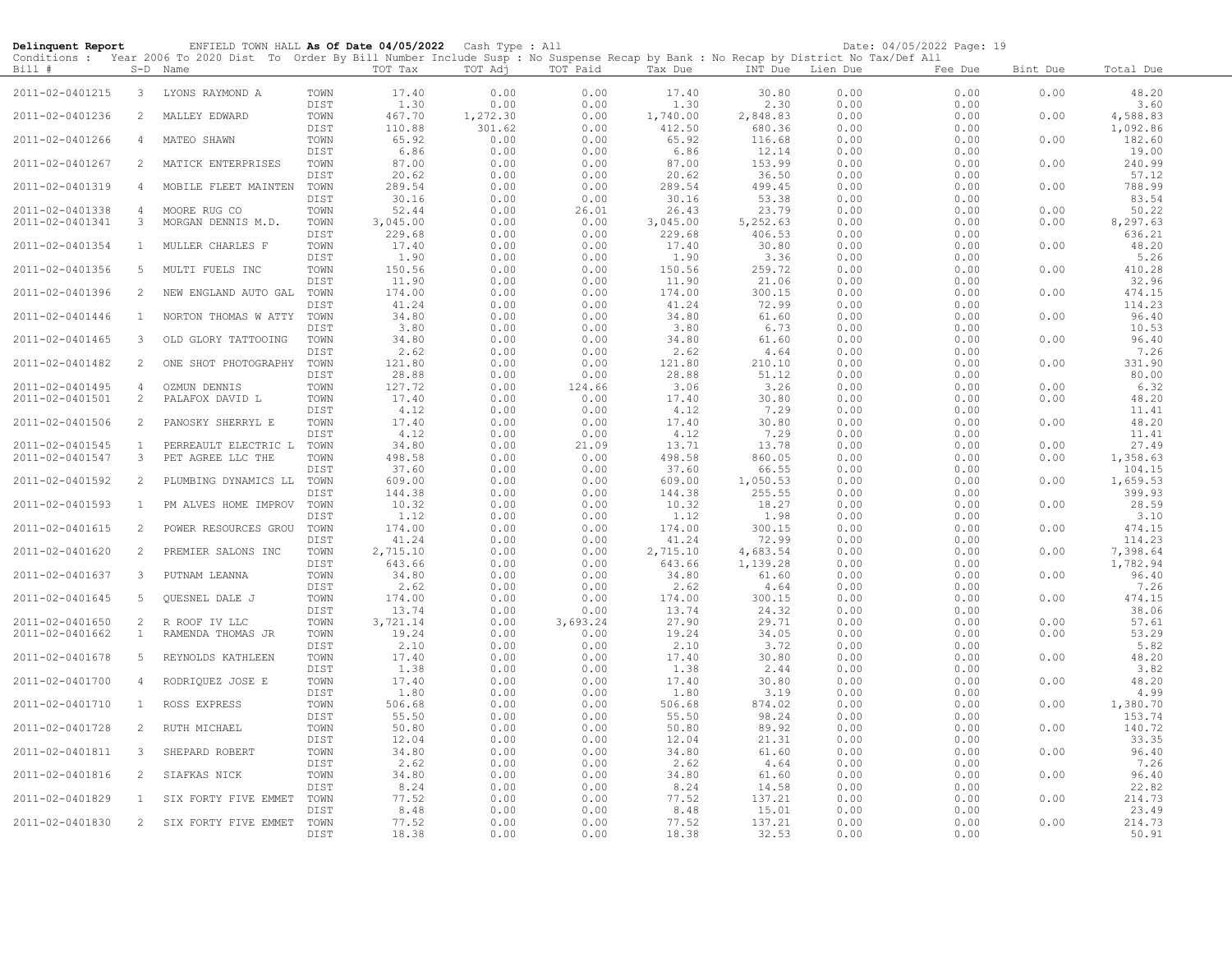**Delinquent Report** ENFIELD TOWN HALL **As Of Date 04/05/2022** Cash Type : All Date: 04/05/2022

Conditions : Year 2006 To 2020 Dist To Order By Bill Number Include Susp : No Suspense Recap by Bank : No Recap by District No Tax/Def All

| Bill # | S-D | Name | | TOT Tax | TOT Adj | TOT Paid | Tax Due | INT Due | Lien Due | Fee Due | Bint Due | Total Due |
|---|---|---|---|---|---|---|---|---|---|---|---|---|
| 2011-02-0401215 | 3 | LYONS RAYMOND A | TOWN | 17.40 | 0.00 | 0.00 | 17.40 | 30.80 | 0.00 | 0.00 | 0.00 | 48.20 |
| | | | DIST | 1.30 | 0.00 | 0.00 | 1.30 | 2.30 | 0.00 | 0.00 | | 3.60 |
| 2011-02-0401236 | 2 | MALLEY EDWARD | TOWN | 467.70 | 1,272.30 | 0.00 | 1,740.00 | 2,848.83 | 0.00 | 0.00 | 0.00 | 4,588.83 |
| | | | DIST | 110.88 | 301.62 | 0.00 | 412.50 | 680.36 | 0.00 | 0.00 | | 1,092.86 |
| 2011-02-0401266 | 4 | MATEO SHAWN | TOWN | 65.92 | 0.00 | 0.00 | 65.92 | 116.68 | 0.00 | 0.00 | 0.00 | 182.60 |
| | | | DIST | 6.86 | 0.00 | 0.00 | 6.86 | 12.14 | 0.00 | 0.00 | | 19.00 |
| 2011-02-0401267 | 2 | MATICK ENTERPRISES | TOWN | 87.00 | 0.00 | 0.00 | 87.00 | 153.99 | 0.00 | 0.00 | 0.00 | 240.99 |
| | | | DIST | 20.62 | 0.00 | 0.00 | 20.62 | 36.50 | 0.00 | 0.00 | | 57.12 |
| 2011-02-0401319 | 4 | MOBILE FLEET MAINTEN | TOWN | 289.54 | 0.00 | 0.00 | 289.54 | 499.45 | 0.00 | 0.00 | 0.00 | 788.99 |
| | | | DIST | 30.16 | 0.00 | 0.00 | 30.16 | 53.38 | 0.00 | 0.00 | | 83.54 |
| 2011-02-0401338 | 4 | MOORE RUG CO | TOWN | 52.44 | 0.00 | 26.01 | 26.43 | 23.79 | 0.00 | 0.00 | 0.00 | 50.22 |
| 2011-02-0401341 | 3 | MORGAN DENNIS M.D. | TOWN | 3,045.00 | 0.00 | 0.00 | 3,045.00 | 5,252.63 | 0.00 | 0.00 | 0.00 | 8,297.63 |
| | | | DIST | 229.68 | 0.00 | 0.00 | 229.68 | 406.53 | 0.00 | 0.00 | | 636.21 |
| 2011-02-0401354 | 1 | MULLER CHARLES F | TOWN | 17.40 | 0.00 | 0.00 | 17.40 | 30.80 | 0.00 | 0.00 | 0.00 | 48.20 |
| | | | DIST | 1.90 | 0.00 | 0.00 | 1.90 | 3.36 | 0.00 | 0.00 | | 5.26 |
| 2011-02-0401356 | 5 | MULTI FUELS INC | TOWN | 150.56 | 0.00 | 0.00 | 150.56 | 259.72 | 0.00 | 0.00 | 0.00 | 410.28 |
| | | | DIST | 11.90 | 0.00 | 0.00 | 11.90 | 21.06 | 0.00 | 0.00 | | 32.96 |
| 2011-02-0401396 | 2 | NEW ENGLAND AUTO GAL | TOWN | 174.00 | 0.00 | 0.00 | 174.00 | 300.15 | 0.00 | 0.00 | 0.00 | 474.15 |
| | | | DIST | 41.24 | 0.00 | 0.00 | 41.24 | 72.99 | 0.00 | 0.00 | | 114.23 |
| 2011-02-0401446 | 1 | NORTON THOMAS W ATTY | TOWN | 34.80 | 0.00 | 0.00 | 34.80 | 61.60 | 0.00 | 0.00 | 0.00 | 96.40 |
| | | | DIST | 3.80 | 0.00 | 0.00 | 3.80 | 6.73 | 0.00 | 0.00 | | 10.53 |
| 2011-02-0401465 | 3 | OLD GLORY TATTOOING | TOWN | 34.80 | 0.00 | 0.00 | 34.80 | 61.60 | 0.00 | 0.00 | 0.00 | 96.40 |
| | | | DIST | 2.62 | 0.00 | 0.00 | 2.62 | 4.64 | 0.00 | 0.00 | | 7.26 |
| 2011-02-0401482 | 2 | ONE SHOT PHOTOGRAPHY | TOWN | 121.80 | 0.00 | 0.00 | 121.80 | 210.10 | 0.00 | 0.00 | 0.00 | 331.90 |
| | | | DIST | 28.88 | 0.00 | 0.00 | 28.88 | 51.12 | 0.00 | 0.00 | | 80.00 |
| 2011-02-0401495 | 4 | OZMUN DENNIS | TOWN | 127.72 | 0.00 | 124.66 | 3.06 | 3.26 | 0.00 | 0.00 | 0.00 | 6.32 |
| 2011-02-0401501 | 2 | PALAFOX DAVID L | TOWN | 17.40 | 0.00 | 0.00 | 17.40 | 30.80 | 0.00 | 0.00 | 0.00 | 48.20 |
| | | | DIST | 4.12 | 0.00 | 0.00 | 4.12 | 7.29 | 0.00 | 0.00 | | 11.41 |
| 2011-02-0401506 | 2 | PANOSKY SHERRYL E | TOWN | 17.40 | 0.00 | 0.00 | 17.40 | 30.80 | 0.00 | 0.00 | 0.00 | 48.20 |
| | | | DIST | 4.12 | 0.00 | 0.00 | 4.12 | 7.29 | 0.00 | 0.00 | | 11.41 |
| 2011-02-0401545 | 1 | PERREAULT ELECTRIC L | TOWN | 34.80 | 0.00 | 21.09 | 13.71 | 13.78 | 0.00 | 0.00 | 0.00 | 27.49 |
| 2011-02-0401547 | 3 | PET AGREE LLC THE | TOWN | 498.58 | 0.00 | 0.00 | 498.58 | 860.05 | 0.00 | 0.00 | 0.00 | 1,358.63 |
| | | | DIST | 37.60 | 0.00 | 0.00 | 37.60 | 66.55 | 0.00 | 0.00 | | 104.15 |
| 2011-02-0401592 | 2 | PLUMBING DYNAMICS LL | TOWN | 609.00 | 0.00 | 0.00 | 609.00 | 1,050.53 | 0.00 | 0.00 | 0.00 | 1,659.53 |
| | | | DIST | 144.38 | 0.00 | 0.00 | 144.38 | 255.55 | 0.00 | 0.00 | | 399.93 |
| 2011-02-0401593 | 1 | PM ALVES HOME IMPROV | TOWN | 10.32 | 0.00 | 0.00 | 10.32 | 18.27 | 0.00 | 0.00 | 0.00 | 28.59 |
| | | | DIST | 1.12 | 0.00 | 0.00 | 1.12 | 1.98 | 0.00 | 0.00 | | 3.10 |
| 2011-02-0401615 | 2 | POWER RESOURCES GROU | TOWN | 174.00 | 0.00 | 0.00 | 174.00 | 300.15 | 0.00 | 0.00 | 0.00 | 474.15 |
| | | | DIST | 41.24 | 0.00 | 0.00 | 41.24 | 72.99 | 0.00 | 0.00 | | 114.23 |
| 2011-02-0401620 | 2 | PREMIER SALONS INC | TOWN | 2,715.10 | 0.00 | 0.00 | 2,715.10 | 4,683.54 | 0.00 | 0.00 | 0.00 | 7,398.64 |
| | | | DIST | 643.66 | 0.00 | 0.00 | 643.66 | 1,139.28 | 0.00 | 0.00 | | 1,782.94 |
| 2011-02-0401637 | 3 | PUTNAM LEANNA | TOWN | 34.80 | 0.00 | 0.00 | 34.80 | 61.60 | 0.00 | 0.00 | 0.00 | 96.40 |
| | | | DIST | 2.62 | 0.00 | 0.00 | 2.62 | 4.64 | 0.00 | 0.00 | | 7.26 |
| 2011-02-0401645 | 5 | QUESNEL DALE J | TOWN | 174.00 | 0.00 | 0.00 | 174.00 | 300.15 | 0.00 | 0.00 | 0.00 | 474.15 |
| | | | DIST | 13.74 | 0.00 | 0.00 | 13.74 | 24.32 | 0.00 | 0.00 | | 38.06 |
| 2011-02-0401650 | 2 | R ROOF IV LLC | TOWN | 3,721.14 | 0.00 | 3,693.24 | 27.90 | 29.71 | 0.00 | 0.00 | 0.00 | 57.61 |
| 2011-02-0401662 | 1 | RAMENDA THOMAS JR | TOWN | 19.24 | 0.00 | 0.00 | 19.24 | 34.05 | 0.00 | 0.00 | 0.00 | 53.29 |
| | | | DIST | 2.10 | 0.00 | 0.00 | 2.10 | 3.72 | 0.00 | 0.00 | | 5.82 |
| 2011-02-0401678 | 5 | REYNOLDS KATHLEEN | TOWN | 17.40 | 0.00 | 0.00 | 17.40 | 30.80 | 0.00 | 0.00 | 0.00 | 48.20 |
| | | | DIST | 1.38 | 0.00 | 0.00 | 1.38 | 2.44 | 0.00 | 0.00 | | 3.82 |
| 2011-02-0401700 | 4 | RODRIQUEZ JOSE E | TOWN | 17.40 | 0.00 | 0.00 | 17.40 | 30.80 | 0.00 | 0.00 | 0.00 | 48.20 |
| | | | DIST | 1.80 | 0.00 | 0.00 | 1.80 | 3.19 | 0.00 | 0.00 | | 4.99 |
| 2011-02-0401710 | 1 | ROSS EXPRESS | TOWN | 506.68 | 0.00 | 0.00 | 506.68 | 874.02 | 0.00 | 0.00 | 0.00 | 1,380.70 |
| | | | DIST | 55.50 | 0.00 | 0.00 | 55.50 | 98.24 | 0.00 | 0.00 | | 153.74 |
| 2011-02-0401728 | 2 | RUTH MICHAEL | TOWN | 50.80 | 0.00 | 0.00 | 50.80 | 89.92 | 0.00 | 0.00 | 0.00 | 140.72 |
| | | | DIST | 12.04 | 0.00 | 0.00 | 12.04 | 21.31 | 0.00 | 0.00 | | 33.35 |
| 2011-02-0401811 | 3 | SHEPARD ROBERT | TOWN | 34.80 | 0.00 | 0.00 | 34.80 | 61.60 | 0.00 | 0.00 | 0.00 | 96.40 |
| | | | DIST | 2.62 | 0.00 | 0.00 | 2.62 | 4.64 | 0.00 | 0.00 | | 7.26 |
| 2011-02-0401816 | 2 | SIAFKAS NICK | TOWN | 34.80 | 0.00 | 0.00 | 34.80 | 61.60 | 0.00 | 0.00 | 0.00 | 96.40 |
| | | | DIST | 8.24 | 0.00 | 0.00 | 8.24 | 14.58 | 0.00 | 0.00 | | 22.82 |
| 2011-02-0401829 | 1 | SIX FORTY FIVE EMMET | TOWN | 77.52 | 0.00 | 0.00 | 77.52 | 137.21 | 0.00 | 0.00 | 0.00 | 214.73 |
| | | | DIST | 8.48 | 0.00 | 0.00 | 8.48 | 15.01 | 0.00 | 0.00 | | 23.49 |
| 2011-02-0401830 | 2 | SIX FORTY FIVE EMMET | TOWN | 77.52 | 0.00 | 0.00 | 77.52 | 137.21 | 0.00 | 0.00 | 0.00 | 214.73 |
| | | | DIST | 18.38 | 0.00 | 0.00 | 18.38 | 32.53 | 0.00 | 0.00 | | 50.91 |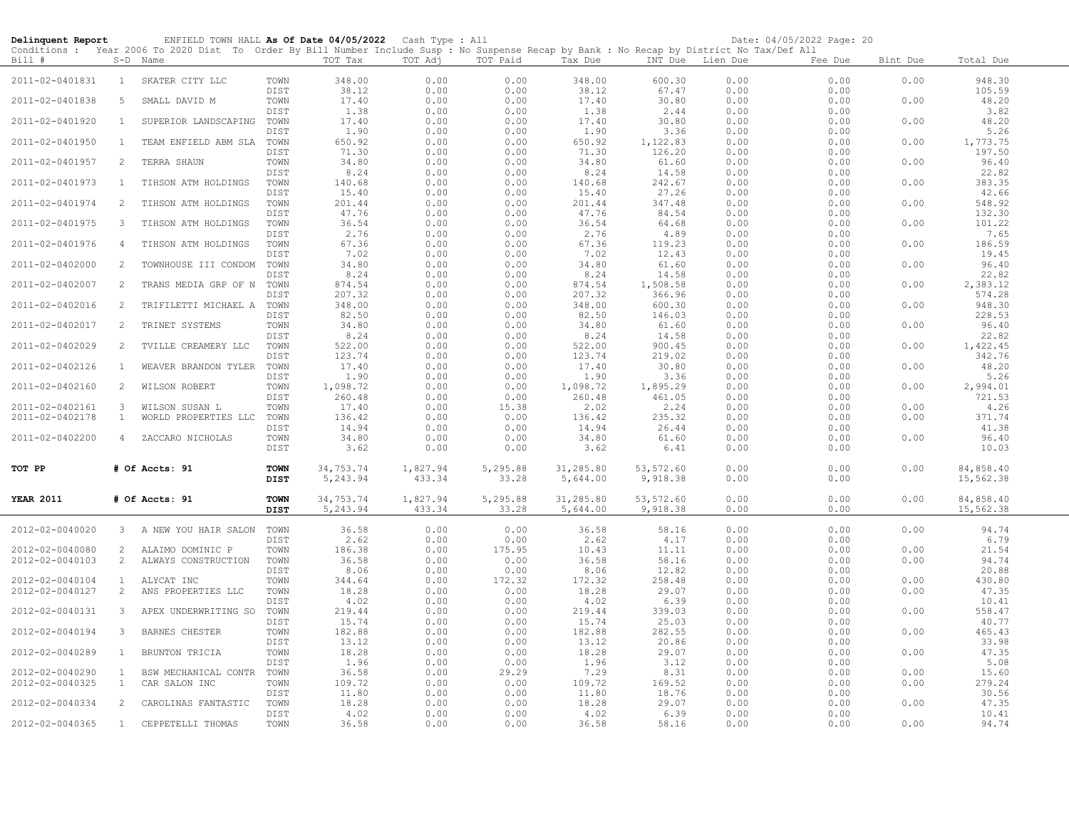**Delinquent Report** ENFIELD TOWN HALL **As Of Date 04/05/2022** Cash Type : All Date: 04/05/2022

Conditions : Year 2006 To 2020 Dist To Order By Bill Number Include Susp : No Suspense Recap by Bank : No Recap by District No Tax/Def All

| Bill # | S-D | Name | | TOT Tax | TOT Adj | TOT Paid | Tax Due | INT Due | Lien Due | Fee Due | Bint Due | Total Due |
|---|---|---|---|---|---|---|---|---|---|---|---|---|
| 2011-02-0401831 | 1 | SKATER CITY LLC | TOWN | 348.00 | 0.00 | 0.00 | 348.00 | 600.30 | 0.00 | 0.00 | 0.00 | 948.30 |
| | | | DIST | 38.12 | 0.00 | 0.00 | 38.12 | 67.47 | 0.00 | 0.00 | | 105.59 |
| 2011-02-0401838 | 5 | SMALL DAVID M | TOWN | 17.40 | 0.00 | 0.00 | 17.40 | 30.80 | 0.00 | 0.00 | 0.00 | 48.20 |
| | | | DIST | 1.38 | 0.00 | 0.00 | 1.38 | 2.44 | 0.00 | 0.00 | | 3.82 |
| 2011-02-0401920 | 1 | SUPERIOR LANDSCAPING | TOWN | 17.40 | 0.00 | 0.00 | 17.40 | 30.80 | 0.00 | 0.00 | 0.00 | 48.20 |
| | | | DIST | 1.90 | 0.00 | 0.00 | 1.90 | 3.36 | 0.00 | 0.00 | | 5.26 |
| 2011-02-0401950 | 1 | TEAM ENFIELD ABM SLA | TOWN | 650.92 | 0.00 | 0.00 | 650.92 | 1,122.83 | 0.00 | 0.00 | 0.00 | 1,773.75 |
| | | | DIST | 71.30 | 0.00 | 0.00 | 71.30 | 126.20 | 0.00 | 0.00 | | 197.50 |
| 2011-02-0401957 | 2 | TERRA SHAUN | TOWN | 34.80 | 0.00 | 0.00 | 34.80 | 61.60 | 0.00 | 0.00 | 0.00 | 96.40 |
| | | | DIST | 8.24 | 0.00 | 0.00 | 8.24 | 14.58 | 0.00 | 0.00 | | 22.82 |
| 2011-02-0401973 | 1 | TIHSON ATM HOLDINGS | TOWN | 140.68 | 0.00 | 0.00 | 140.68 | 242.67 | 0.00 | 0.00 | 0.00 | 383.35 |
| | | | DIST | 15.40 | 0.00 | 0.00 | 15.40 | 27.26 | 0.00 | 0.00 | | 42.66 |
| 2011-02-0401974 | 2 | TIHSON ATM HOLDINGS | TOWN | 201.44 | 0.00 | 0.00 | 201.44 | 347.48 | 0.00 | 0.00 | 0.00 | 548.92 |
| | | | DIST | 47.76 | 0.00 | 0.00 | 47.76 | 84.54 | 0.00 | 0.00 | | 132.30 |
| 2011-02-0401975 | 3 | TIHSON ATM HOLDINGS | TOWN | 36.54 | 0.00 | 0.00 | 36.54 | 64.68 | 0.00 | 0.00 | 0.00 | 101.22 |
| | | | DIST | 2.76 | 0.00 | 0.00 | 2.76 | 4.89 | 0.00 | 0.00 | | 7.65 |
| 2011-02-0401976 | 4 | TIHSON ATM HOLDINGS | TOWN | 67.36 | 0.00 | 0.00 | 67.36 | 119.23 | 0.00 | 0.00 | 0.00 | 186.59 |
| | | | DIST | 7.02 | 0.00 | 0.00 | 7.02 | 12.43 | 0.00 | 0.00 | | 19.45 |
| 2011-02-0402000 | 2 | TOWNHOUSE III CONDOM | TOWN | 34.80 | 0.00 | 0.00 | 34.80 | 61.60 | 0.00 | 0.00 | 0.00 | 96.40 |
| | | | DIST | 8.24 | 0.00 | 0.00 | 8.24 | 14.58 | 0.00 | 0.00 | | 22.82 |
| 2011-02-0402007 | 2 | TRANS MEDIA GRP OF N | TOWN | 874.54 | 0.00 | 0.00 | 874.54 | 1,508.58 | 0.00 | 0.00 | 0.00 | 2,383.12 |
| | | | DIST | 207.32 | 0.00 | 0.00 | 207.32 | 366.96 | 0.00 | 0.00 | | 574.28 |
| 2011-02-0402016 | 2 | TRIFILETTI MICHAEL A | TOWN | 348.00 | 0.00 | 0.00 | 348.00 | 600.30 | 0.00 | 0.00 | 0.00 | 948.30 |
| | | | DIST | 82.50 | 0.00 | 0.00 | 82.50 | 146.03 | 0.00 | 0.00 | | 228.53 |
| 2011-02-0402017 | 2 | TRINET SYSTEMS | TOWN | 34.80 | 0.00 | 0.00 | 34.80 | 61.60 | 0.00 | 0.00 | 0.00 | 96.40 |
| | | | DIST | 8.24 | 0.00 | 0.00 | 8.24 | 14.58 | 0.00 | 0.00 | | 22.82 |
| 2011-02-0402029 | 2 | TVILLE CREAMERY LLC | TOWN | 522.00 | 0.00 | 0.00 | 522.00 | 900.45 | 0.00 | 0.00 | 0.00 | 1,422.45 |
| | | | DIST | 123.74 | 0.00 | 0.00 | 123.74 | 219.02 | 0.00 | 0.00 | | 342.76 |
| 2011-02-0402126 | 1 | WEAVER BRANDON TYLER | TOWN | 17.40 | 0.00 | 0.00 | 17.40 | 30.80 | 0.00 | 0.00 | 0.00 | 48.20 |
| | | | DIST | 1.90 | 0.00 | 0.00 | 1.90 | 3.36 | 0.00 | 0.00 | | 5.26 |
| 2011-02-0402160 | 2 | WILSON ROBERT | TOWN | 1,098.72 | 0.00 | 0.00 | 1,098.72 | 1,895.29 | 0.00 | 0.00 | 0.00 | 2,994.01 |
| | | | DIST | 260.48 | 0.00 | 0.00 | 260.48 | 461.05 | 0.00 | 0.00 | | 721.53 |
| 2011-02-0402161 | 3 | WILSON SUSAN L | TOWN | 17.40 | 0.00 | 15.38 | 2.02 | 2.24 | 0.00 | 0.00 | 0.00 | 4.26 |
| 2011-02-0402178 | 1 | WORLD PROPERTIES LLC | TOWN | 136.42 | 0.00 | 0.00 | 136.42 | 235.32 | 0.00 | 0.00 | 0.00 | 371.74 |
| | | | DIST | 14.94 | 0.00 | 0.00 | 14.94 | 26.44 | 0.00 | 0.00 | | 41.38 |
| 2011-02-0402200 | 4 | ZACCARO NICHOLAS | TOWN | 34.80 | 0.00 | 0.00 | 34.80 | 61.60 | 0.00 | 0.00 | 0.00 | 96.40 |
| | | | DIST | 3.62 | 0.00 | 0.00 | 3.62 | 6.41 | 0.00 | 0.00 | | 10.03 |
| **TOT PP** | | **# Of Accts: 91** | **TOWN** | 34,753.74 | 1,827.94 | 5,295.88 | 31,285.80 | 53,572.60 | 0.00 | 0.00 | 0.00 | 84,858.40 |
| | | | **DIST** | 5,243.94 | 433.34 | 33.28 | 5,644.00 | 9,918.38 | 0.00 | 0.00 | | 15,562.38 |
| **YEAR 2011** | | **# Of Accts: 91** | **TOWN** | 34,753.74 | 1,827.94 | 5,295.88 | 31,285.80 | 53,572.60 | 0.00 | 0.00 | 0.00 | 84,858.40 |
| | | | **DIST** | 5,243.94 | 433.34 | 33.28 | 5,644.00 | 9,918.38 | 0.00 | 0.00 | | 15,562.38 |
| 2012-02-0040020 | 3 | A NEW YOU HAIR SALON | TOWN | 36.58 | 0.00 | 0.00 | 36.58 | 58.16 | 0.00 | 0.00 | 0.00 | 94.74 |
| | | | DIST | 2.62 | 0.00 | 0.00 | 2.62 | 4.17 | 0.00 | 0.00 | | 6.79 |
| 2012-02-0040080 | 2 | ALAIMO DOMINIC P | TOWN | 186.38 | 0.00 | 175.95 | 10.43 | 11.11 | 0.00 | 0.00 | 0.00 | 21.54 |
| 2012-02-0040103 | 2 | ALWAYS CONSTRUCTION | TOWN | 36.58 | 0.00 | 0.00 | 36.58 | 58.16 | 0.00 | 0.00 | 0.00 | 94.74 |
| | | | DIST | 8.06 | 0.00 | 0.00 | 8.06 | 12.82 | 0.00 | 0.00 | | 20.88 |
| 2012-02-0040104 | 1 | ALYCAT INC | TOWN | 344.64 | 0.00 | 172.32 | 172.32 | 258.48 | 0.00 | 0.00 | 0.00 | 430.80 |
| 2012-02-0040127 | 2 | ANS PROPERTIES LLC | TOWN | 18.28 | 0.00 | 0.00 | 18.28 | 29.07 | 0.00 | 0.00 | 0.00 | 47.35 |
| | | | DIST | 4.02 | 0.00 | 0.00 | 4.02 | 6.39 | 0.00 | 0.00 | | 10.41 |
| 2012-02-0040131 | 3 | APEX UNDERWRITING SO | TOWN | 219.44 | 0.00 | 0.00 | 219.44 | 339.03 | 0.00 | 0.00 | 0.00 | 558.47 |
| | | | DIST | 15.74 | 0.00 | 0.00 | 15.74 | 25.03 | 0.00 | 0.00 | | 40.77 |
| 2012-02-0040194 | 3 | BARNES CHESTER | TOWN | 182.88 | 0.00 | 0.00 | 182.88 | 282.55 | 0.00 | 0.00 | 0.00 | 465.43 |
| | | | DIST | 13.12 | 0.00 | 0.00 | 13.12 | 20.86 | 0.00 | 0.00 | | 33.98 |
| 2012-02-0040289 | 1 | BRUNTON TRICIA | TOWN | 18.28 | 0.00 | 0.00 | 18.28 | 29.07 | 0.00 | 0.00 | 0.00 | 47.35 |
| | | | DIST | 1.96 | 0.00 | 0.00 | 1.96 | 3.12 | 0.00 | 0.00 | | 5.08 |
| 2012-02-0040290 | 1 | BSW MECHANICAL CONTR | TOWN | 36.58 | 0.00 | 29.29 | 7.29 | 8.31 | 0.00 | 0.00 | 0.00 | 15.60 |
| 2012-02-0040325 | 1 | CAR SALON INC | TOWN | 109.72 | 0.00 | 0.00 | 109.72 | 169.52 | 0.00 | 0.00 | 0.00 | 279.24 |
| | | | DIST | 11.80 | 0.00 | 0.00 | 11.80 | 18.76 | 0.00 | 0.00 | | 30.56 |
| 2012-02-0040334 | 2 | CAROLINAS FANTASTIC | TOWN | 18.28 | 0.00 | 0.00 | 18.28 | 29.07 | 0.00 | 0.00 | 0.00 | 47.35 |
| | | | DIST | 4.02 | 0.00 | 0.00 | 4.02 | 6.39 | 0.00 | 0.00 | | 10.41 |
| 2012-02-0040365 | 1 | CEPPETELLI THOMAS | TOWN | 36.58 | 0.00 | 0.00 | 36.58 | 58.16 | 0.00 | 0.00 | 0.00 | 94.74 |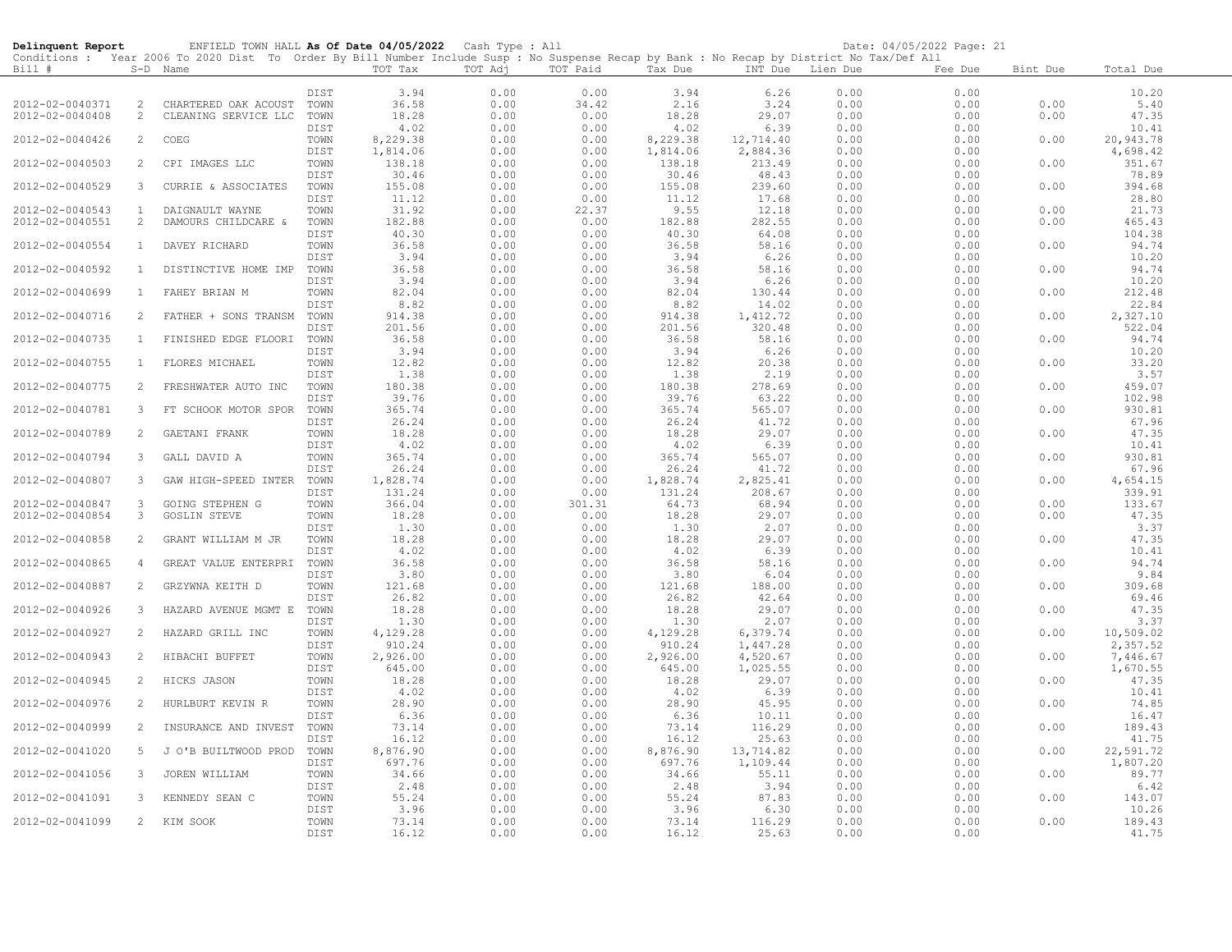**Delinquent Report** ENFIELD TOWN HALL **As Of Date 04/05/2022** Cash Type : All Date: 04/05/2022 Page: 21

Conditions : Year 2006 To 2020 Dist To Order By Bill Number Include Susp : No Suspense Recap by Bank : No Recap by District No Tax/Def All

| Bill # | S-D | Name | | TOT Tax | TOT Adj | TOT Paid | Tax Due | INT Due | Lien Due | Fee Due | Bint Due | Total Due |
|---|---|---|---|---|---|---|---|---|---|---|---|---|
| | | | DIST | 3.94 | 0.00 | 0.00 | 3.94 | 6.26 | 0.00 | 0.00 | | 10.20 |
| 2012-02-0040371 | 2 | CHARTERED OAK ACOUST | TOWN | 36.58 | 0.00 | 34.42 | 2.16 | 3.24 | 0.00 | 0.00 | 0.00 | 5.40 |
| 2012-02-0040408 | 2 | CLEANING SERVICE LLC | TOWN | 18.28 | 0.00 | 0.00 | 18.28 | 29.07 | 0.00 | 0.00 | 0.00 | 47.35 |
| | | | DIST | 4.02 | 0.00 | 0.00 | 4.02 | 6.39 | 0.00 | 0.00 | | 10.41 |
| 2012-02-0040426 | 2 | COEG | TOWN | 8,229.38 | 0.00 | 0.00 | 8,229.38 | 12,714.40 | 0.00 | 0.00 | 0.00 | 20,943.78 |
| | | | DIST | 1,814.06 | 0.00 | 0.00 | 1,814.06 | 2,884.36 | 0.00 | 0.00 | | 4,698.42 |
| 2012-02-0040503 | 2 | CPI IMAGES LLC | TOWN | 138.18 | 0.00 | 0.00 | 138.18 | 213.49 | 0.00 | 0.00 | 0.00 | 351.67 |
| | | | DIST | 30.46 | 0.00 | 0.00 | 30.46 | 48.43 | 0.00 | 0.00 | | 78.89 |
| 2012-02-0040529 | 3 | CURRIE & ASSOCIATES | TOWN | 155.08 | 0.00 | 0.00 | 155.08 | 239.60 | 0.00 | 0.00 | 0.00 | 394.68 |
| | | | DIST | 11.12 | 0.00 | 0.00 | 11.12 | 17.68 | 0.00 | 0.00 | | 28.80 |
| 2012-02-0040543 | 1 | DAIGNAULT WAYNE | TOWN | 31.92 | 0.00 | 22.37 | 9.55 | 12.18 | 0.00 | 0.00 | 0.00 | 21.73 |
| 2012-02-0040551 | 2 | DAMOURS CHILDCARE & | TOWN | 182.88 | 0.00 | 0.00 | 182.88 | 282.55 | 0.00 | 0.00 | 0.00 | 465.43 |
| | | | DIST | 40.30 | 0.00 | 0.00 | 40.30 | 64.08 | 0.00 | 0.00 | | 104.38 |
| 2012-02-0040554 | 1 | DAVEY RICHARD | TOWN | 36.58 | 0.00 | 0.00 | 36.58 | 58.16 | 0.00 | 0.00 | 0.00 | 94.74 |
| | | | DIST | 3.94 | 0.00 | 0.00 | 3.94 | 6.26 | 0.00 | 0.00 | | 10.20 |
| 2012-02-0040592 | 1 | DISTINCTIVE HOME IMP | TOWN | 36.58 | 0.00 | 0.00 | 36.58 | 58.16 | 0.00 | 0.00 | 0.00 | 94.74 |
| | | | DIST | 3.94 | 0.00 | 0.00 | 3.94 | 6.26 | 0.00 | 0.00 | | 10.20 |
| 2012-02-0040699 | 1 | FAHEY BRIAN M | TOWN | 82.04 | 0.00 | 0.00 | 82.04 | 130.44 | 0.00 | 0.00 | 0.00 | 212.48 |
| | | | DIST | 8.82 | 0.00 | 0.00 | 8.82 | 14.02 | 0.00 | 0.00 | | 22.84 |
| 2012-02-0040716 | 2 | FATHER + SONS TRANSM | TOWN | 914.38 | 0.00 | 0.00 | 914.38 | 1,412.72 | 0.00 | 0.00 | 0.00 | 2,327.10 |
| | | | DIST | 201.56 | 0.00 | 0.00 | 201.56 | 320.48 | 0.00 | 0.00 | | 522.04 |
| 2012-02-0040735 | 1 | FINISHED EDGE FLOORI | TOWN | 36.58 | 0.00 | 0.00 | 36.58 | 58.16 | 0.00 | 0.00 | 0.00 | 94.74 |
| | | | DIST | 3.94 | 0.00 | 0.00 | 3.94 | 6.26 | 0.00 | 0.00 | | 10.20 |
| 2012-02-0040755 | 1 | FLORES MICHAEL | TOWN | 12.82 | 0.00 | 0.00 | 12.82 | 20.38 | 0.00 | 0.00 | 0.00 | 33.20 |
| | | | DIST | 1.38 | 0.00 | 0.00 | 1.38 | 2.19 | 0.00 | 0.00 | | 3.57 |
| 2012-02-0040775 | 2 | FRESHWATER AUTO INC | TOWN | 180.38 | 0.00 | 0.00 | 180.38 | 278.69 | 0.00 | 0.00 | 0.00 | 459.07 |
| | | | DIST | 39.76 | 0.00 | 0.00 | 39.76 | 63.22 | 0.00 | 0.00 | | 102.98 |
| 2012-02-0040781 | 3 | FT SCHOOK MOTOR SPOR | TOWN | 365.74 | 0.00 | 0.00 | 365.74 | 565.07 | 0.00 | 0.00 | 0.00 | 930.81 |
| | | | DIST | 26.24 | 0.00 | 0.00 | 26.24 | 41.72 | 0.00 | 0.00 | | 67.96 |
| 2012-02-0040789 | 2 | GAETANI FRANK | TOWN | 18.28 | 0.00 | 0.00 | 18.28 | 29.07 | 0.00 | 0.00 | 0.00 | 47.35 |
| | | | DIST | 4.02 | 0.00 | 0.00 | 4.02 | 6.39 | 0.00 | 0.00 | | 10.41 |
| 2012-02-0040794 | 3 | GALL DAVID A | TOWN | 365.74 | 0.00 | 0.00 | 365.74 | 565.07 | 0.00 | 0.00 | 0.00 | 930.81 |
| | | | DIST | 26.24 | 0.00 | 0.00 | 26.24 | 41.72 | 0.00 | 0.00 | | 67.96 |
| 2012-02-0040807 | 3 | GAW HIGH-SPEED INTER | TOWN | 1,828.74 | 0.00 | 0.00 | 1,828.74 | 2,825.41 | 0.00 | 0.00 | 0.00 | 4,654.15 |
| | | | DIST | 131.24 | 0.00 | 0.00 | 131.24 | 208.67 | 0.00 | 0.00 | | 339.91 |
| 2012-02-0040847 | 3 | GOING STEPHEN G | TOWN | 366.04 | 0.00 | 301.31 | 64.73 | 68.94 | 0.00 | 0.00 | 0.00 | 133.67 |
| 2012-02-0040854 | 3 | GOSLIN STEVE | TOWN | 18.28 | 0.00 | 0.00 | 18.28 | 29.07 | 0.00 | 0.00 | 0.00 | 47.35 |
| | | | DIST | 1.30 | 0.00 | 0.00 | 1.30 | 2.07 | 0.00 | 0.00 | | 3.37 |
| 2012-02-0040858 | 2 | GRANT WILLIAM M JR | TOWN | 18.28 | 0.00 | 0.00 | 18.28 | 29.07 | 0.00 | 0.00 | 0.00 | 47.35 |
| | | | DIST | 4.02 | 0.00 | 0.00 | 4.02 | 6.39 | 0.00 | 0.00 | | 10.41 |
| 2012-02-0040865 | 4 | GREAT VALUE ENTERPRI | TOWN | 36.58 | 0.00 | 0.00 | 36.58 | 58.16 | 0.00 | 0.00 | 0.00 | 94.74 |
| | | | DIST | 3.80 | 0.00 | 0.00 | 3.80 | 6.04 | 0.00 | 0.00 | | 9.84 |
| 2012-02-0040887 | 2 | GRZYWNA KEITH D | TOWN | 121.68 | 0.00 | 0.00 | 121.68 | 188.00 | 0.00 | 0.00 | 0.00 | 309.68 |
| | | | DIST | 26.82 | 0.00 | 0.00 | 26.82 | 42.64 | 0.00 | 0.00 | | 69.46 |
| 2012-02-0040926 | 3 | HAZARD AVENUE MGMT E | TOWN | 18.28 | 0.00 | 0.00 | 18.28 | 29.07 | 0.00 | 0.00 | 0.00 | 47.35 |
| | | | DIST | 1.30 | 0.00 | 0.00 | 1.30 | 2.07 | 0.00 | 0.00 | | 3.37 |
| 2012-02-0040927 | 2 | HAZARD GRILL INC | TOWN | 4,129.28 | 0.00 | 0.00 | 4,129.28 | 6,379.74 | 0.00 | 0.00 | 0.00 | 10,509.02 |
| | | | DIST | 910.24 | 0.00 | 0.00 | 910.24 | 1,447.28 | 0.00 | 0.00 | | 2,357.52 |
| 2012-02-0040943 | 2 | HIBACHI BUFFET | TOWN | 2,926.00 | 0.00 | 0.00 | 2,926.00 | 4,520.67 | 0.00 | 0.00 | 0.00 | 7,446.67 |
| | | | DIST | 645.00 | 0.00 | 0.00 | 645.00 | 1,025.55 | 0.00 | 0.00 | | 1,670.55 |
| 2012-02-0040945 | 2 | HICKS JASON | TOWN | 18.28 | 0.00 | 0.00 | 18.28 | 29.07 | 0.00 | 0.00 | 0.00 | 47.35 |
| | | | DIST | 4.02 | 0.00 | 0.00 | 4.02 | 6.39 | 0.00 | 0.00 | | 10.41 |
| 2012-02-0040976 | 2 | HURLBURT KEVIN R | TOWN | 28.90 | 0.00 | 0.00 | 28.90 | 45.95 | 0.00 | 0.00 | 0.00 | 74.85 |
| | | | DIST | 6.36 | 0.00 | 0.00 | 6.36 | 10.11 | 0.00 | 0.00 | | 16.47 |
| 2012-02-0040999 | 2 | INSURANCE AND INVEST | TOWN | 73.14 | 0.00 | 0.00 | 73.14 | 116.29 | 0.00 | 0.00 | 0.00 | 189.43 |
| | | | DIST | 16.12 | 0.00 | 0.00 | 16.12 | 25.63 | 0.00 | 0.00 | | 41.75 |
| 2012-02-0041020 | 5 | J O'B BUILTWOOD PROD | TOWN | 8,876.90 | 0.00 | 0.00 | 8,876.90 | 13,714.82 | 0.00 | 0.00 | 0.00 | 22,591.72 |
| | | | DIST | 697.76 | 0.00 | 0.00 | 697.76 | 1,109.44 | 0.00 | 0.00 | | 1,807.20 |
| 2012-02-0041056 | 3 | JOREN WILLIAM | TOWN | 34.66 | 0.00 | 0.00 | 34.66 | 55.11 | 0.00 | 0.00 | 0.00 | 89.77 |
| | | | DIST | 2.48 | 0.00 | 0.00 | 2.48 | 3.94 | 0.00 | 0.00 | | 6.42 |
| 2012-02-0041091 | 3 | KENNEDY SEAN C | TOWN | 55.24 | 0.00 | 0.00 | 55.24 | 87.83 | 0.00 | 0.00 | 0.00 | 143.07 |
| | | | DIST | 3.96 | 0.00 | 0.00 | 3.96 | 6.30 | 0.00 | 0.00 | | 10.26 |
| 2012-02-0041099 | 2 | KIM SOOK | TOWN | 73.14 | 0.00 | 0.00 | 73.14 | 116.29 | 0.00 | 0.00 | 0.00 | 189.43 |
| | | | DIST | 16.12 | 0.00 | 0.00 | 16.12 | 25.63 | 0.00 | 0.00 | | 41.75 |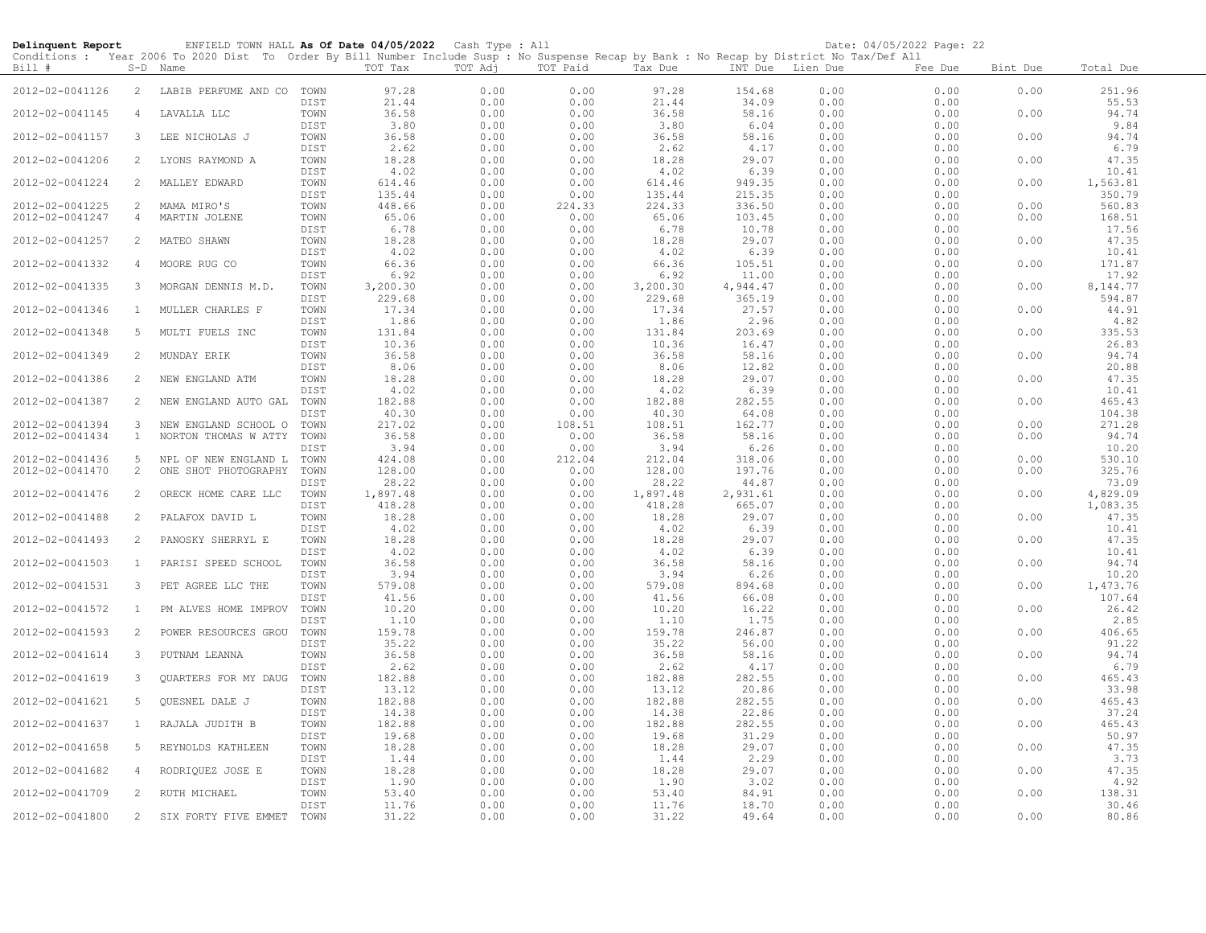**Delinquent Report** ENFIELD TOWN HALL **As Of Date 04/05/2022** Cash Type : All Date: 04/05/2022 Page: 22

Conditions : Year 2006 To 2020 Dist To Order By Bill Number Include Susp : No Suspense Recap by Bank : No Recap by District No Tax/Def All

| Bill # | S-D | Name | | TOT Tax | TOT Adj | TOT Paid | Tax Due | INT Due | Lien Due | Fee Due | Bint Due | Total Due |
|---|---|---|---|---|---|---|---|---|---|---|---|---|
| 2012-02-0041126 | 2 | LABIB PERFUME AND CO | TOWN | 97.28 | 0.00 | 0.00 | 97.28 | 154.68 | 0.00 | 0.00 | 0.00 | 251.96 |
| | | | DIST | 21.44 | 0.00 | 0.00 | 21.44 | 34.09 | 0.00 | 0.00 | | 55.53 |
| 2012-02-0041145 | 4 | LAVALLA LLC | TOWN | 36.58 | 0.00 | 0.00 | 36.58 | 58.16 | 0.00 | 0.00 | 0.00 | 94.74 |
| | | | DIST | 3.80 | 0.00 | 0.00 | 3.80 | 6.04 | 0.00 | 0.00 | | 9.84 |
| 2012-02-0041157 | 3 | LEE NICHOLAS J | TOWN | 36.58 | 0.00 | 0.00 | 36.58 | 58.16 | 0.00 | 0.00 | 0.00 | 94.74 |
| | | | DIST | 2.62 | 0.00 | 0.00 | 2.62 | 4.17 | 0.00 | 0.00 | | 6.79 |
| 2012-02-0041206 | 2 | LYONS RAYMOND A | TOWN | 18.28 | 0.00 | 0.00 | 18.28 | 29.07 | 0.00 | 0.00 | 0.00 | 47.35 |
| | | | DIST | 4.02 | 0.00 | 0.00 | 4.02 | 6.39 | 0.00 | 0.00 | | 10.41 |
| 2012-02-0041224 | 2 | MALLEY EDWARD | TOWN | 614.46 | 0.00 | 0.00 | 614.46 | 949.35 | 0.00 | 0.00 | 0.00 | 1,563.81 |
| | | | DIST | 135.44 | 0.00 | 0.00 | 135.44 | 215.35 | 0.00 | 0.00 | | 350.79 |
| 2012-02-0041225 | 2 | MAMA MIRO'S | TOWN | 448.66 | 0.00 | 224.33 | 224.33 | 336.50 | 0.00 | 0.00 | 0.00 | 560.83 |
| 2012-02-0041247 | 4 | MARTIN JOLENE | TOWN | 65.06 | 0.00 | 0.00 | 65.06 | 103.45 | 0.00 | 0.00 | 0.00 | 168.51 |
| | | | DIST | 6.78 | 0.00 | 0.00 | 6.78 | 10.78 | 0.00 | 0.00 | | 17.56 |
| 2012-02-0041257 | 2 | MATEO SHAWN | TOWN | 18.28 | 0.00 | 0.00 | 18.28 | 29.07 | 0.00 | 0.00 | 0.00 | 47.35 |
| | | | DIST | 4.02 | 0.00 | 0.00 | 4.02 | 6.39 | 0.00 | 0.00 | | 10.41 |
| 2012-02-0041332 | 4 | MOORE RUG CO | TOWN | 66.36 | 0.00 | 0.00 | 66.36 | 105.51 | 0.00 | 0.00 | 0.00 | 171.87 |
| | | | DIST | 6.92 | 0.00 | 0.00 | 6.92 | 11.00 | 0.00 | 0.00 | | 17.92 |
| 2012-02-0041335 | 3 | MORGAN DENNIS M.D. | TOWN | 3,200.30 | 0.00 | 0.00 | 3,200.30 | 4,944.47 | 0.00 | 0.00 | 0.00 | 8,144.77 |
| | | | DIST | 229.68 | 0.00 | 0.00 | 229.68 | 365.19 | 0.00 | 0.00 | | 594.87 |
| 2012-02-0041346 | 1 | MULLER CHARLES F | TOWN | 17.34 | 0.00 | 0.00 | 17.34 | 27.57 | 0.00 | 0.00 | 0.00 | 44.91 |
| | | | DIST | 1.86 | 0.00 | 0.00 | 1.86 | 2.96 | 0.00 | 0.00 | | 4.82 |
| 2012-02-0041348 | 5 | MULTI FUELS INC | TOWN | 131.84 | 0.00 | 0.00 | 131.84 | 203.69 | 0.00 | 0.00 | 0.00 | 335.53 |
| | | | DIST | 10.36 | 0.00 | 0.00 | 10.36 | 16.47 | 0.00 | 0.00 | | 26.83 |
| 2012-02-0041349 | 2 | MUNDAY ERIK | TOWN | 36.58 | 0.00 | 0.00 | 36.58 | 58.16 | 0.00 | 0.00 | 0.00 | 94.74 |
| | | | DIST | 8.06 | 0.00 | 0.00 | 8.06 | 12.82 | 0.00 | 0.00 | | 20.88 |
| 2012-02-0041386 | 2 | NEW ENGLAND ATM | TOWN | 18.28 | 0.00 | 0.00 | 18.28 | 29.07 | 0.00 | 0.00 | 0.00 | 47.35 |
| | | | DIST | 4.02 | 0.00 | 0.00 | 4.02 | 6.39 | 0.00 | 0.00 | | 10.41 |
| 2012-02-0041387 | 2 | NEW ENGLAND AUTO GAL | TOWN | 182.88 | 0.00 | 0.00 | 182.88 | 282.55 | 0.00 | 0.00 | 0.00 | 465.43 |
| | | | DIST | 40.30 | 0.00 | 0.00 | 40.30 | 64.08 | 0.00 | 0.00 | | 104.38 |
| 2012-02-0041394 | 3 | NEW ENGLAND SCHOOL O | TOWN | 217.02 | 0.00 | 108.51 | 108.51 | 162.77 | 0.00 | 0.00 | 0.00 | 271.28 |
| 2012-02-0041434 | 1 | NORTON THOMAS W ATTY | TOWN | 36.58 | 0.00 | 0.00 | 36.58 | 58.16 | 0.00 | 0.00 | 0.00 | 94.74 |
| | | | DIST | 3.94 | 0.00 | 0.00 | 3.94 | 6.26 | 0.00 | 0.00 | | 10.20 |
| 2012-02-0041436 | 5 | NPL OF NEW ENGLAND L | TOWN | 424.08 | 0.00 | 212.04 | 212.04 | 318.06 | 0.00 | 0.00 | 0.00 | 530.10 |
| 2012-02-0041470 | 2 | ONE SHOT PHOTOGRAPHY | TOWN | 128.00 | 0.00 | 0.00 | 128.00 | 197.76 | 0.00 | 0.00 | 0.00 | 325.76 |
| | | | DIST | 28.22 | 0.00 | 0.00 | 28.22 | 44.87 | 0.00 | 0.00 | | 73.09 |
| 2012-02-0041476 | 2 | ORECK HOME CARE LLC | TOWN | 1,897.48 | 0.00 | 0.00 | 1,897.48 | 2,931.61 | 0.00 | 0.00 | 0.00 | 4,829.09 |
| | | | DIST | 418.28 | 0.00 | 0.00 | 418.28 | 665.07 | 0.00 | 0.00 | | 1,083.35 |
| 2012-02-0041488 | 2 | PALAFOX DAVID L | TOWN | 18.28 | 0.00 | 0.00 | 18.28 | 29.07 | 0.00 | 0.00 | 0.00 | 47.35 |
| | | | DIST | 4.02 | 0.00 | 0.00 | 4.02 | 6.39 | 0.00 | 0.00 | | 10.41 |
| 2012-02-0041493 | 2 | PANOSKY SHERRYL E | TOWN | 18.28 | 0.00 | 0.00 | 18.28 | 29.07 | 0.00 | 0.00 | 0.00 | 47.35 |
| | | | DIST | 4.02 | 0.00 | 0.00 | 4.02 | 6.39 | 0.00 | 0.00 | | 10.41 |
| 2012-02-0041503 | 1 | PARISI SPEED SCHOOL | TOWN | 36.58 | 0.00 | 0.00 | 36.58 | 58.16 | 0.00 | 0.00 | 0.00 | 94.74 |
| | | | DIST | 3.94 | 0.00 | 0.00 | 3.94 | 6.26 | 0.00 | 0.00 | | 10.20 |
| 2012-02-0041531 | 3 | PET AGREE LLC THE | TOWN | 579.08 | 0.00 | 0.00 | 579.08 | 894.68 | 0.00 | 0.00 | 0.00 | 1,473.76 |
| | | | DIST | 41.56 | 0.00 | 0.00 | 41.56 | 66.08 | 0.00 | 0.00 | | 107.64 |
| 2012-02-0041572 | 1 | PM ALVES HOME IMPROV | TOWN | 10.20 | 0.00 | 0.00 | 10.20 | 16.22 | 0.00 | 0.00 | 0.00 | 26.42 |
| | | | DIST | 1.10 | 0.00 | 0.00 | 1.10 | 1.75 | 0.00 | 0.00 | | 2.85 |
| 2012-02-0041593 | 2 | POWER RESOURCES GROU | TOWN | 159.78 | 0.00 | 0.00 | 159.78 | 246.87 | 0.00 | 0.00 | 0.00 | 406.65 |
| | | | DIST | 35.22 | 0.00 | 0.00 | 35.22 | 56.00 | 0.00 | 0.00 | | 91.22 |
| 2012-02-0041614 | 3 | PUTNAM LEANNA | TOWN | 36.58 | 0.00 | 0.00 | 36.58 | 58.16 | 0.00 | 0.00 | 0.00 | 94.74 |
| | | | DIST | 2.62 | 0.00 | 0.00 | 2.62 | 4.17 | 0.00 | 0.00 | | 6.79 |
| 2012-02-0041619 | 3 | QUARTERS FOR MY DAUG | TOWN | 182.88 | 0.00 | 0.00 | 182.88 | 282.55 | 0.00 | 0.00 | 0.00 | 465.43 |
| | | | DIST | 13.12 | 0.00 | 0.00 | 13.12 | 20.86 | 0.00 | 0.00 | | 33.98 |
| 2012-02-0041621 | 5 | QUESNEL DALE J | TOWN | 182.88 | 0.00 | 0.00 | 182.88 | 282.55 | 0.00 | 0.00 | 0.00 | 465.43 |
| | | | DIST | 14.38 | 0.00 | 0.00 | 14.38 | 22.86 | 0.00 | 0.00 | | 37.24 |
| 2012-02-0041637 | 1 | RAJALA JUDITH B | TOWN | 182.88 | 0.00 | 0.00 | 182.88 | 282.55 | 0.00 | 0.00 | 0.00 | 465.43 |
| | | | DIST | 19.68 | 0.00 | 0.00 | 19.68 | 31.29 | 0.00 | 0.00 | | 50.97 |
| 2012-02-0041658 | 5 | REYNOLDS KATHLEEN | TOWN | 18.28 | 0.00 | 0.00 | 18.28 | 29.07 | 0.00 | 0.00 | 0.00 | 47.35 |
| | | | DIST | 1.44 | 0.00 | 0.00 | 1.44 | 2.29 | 0.00 | 0.00 | | 3.73 |
| 2012-02-0041682 | 4 | RODRIQUEZ JOSE E | TOWN | 18.28 | 0.00 | 0.00 | 18.28 | 29.07 | 0.00 | 0.00 | 0.00 | 47.35 |
| | | | DIST | 1.90 | 0.00 | 0.00 | 1.90 | 3.02 | 0.00 | 0.00 | | 4.92 |
| 2012-02-0041709 | 2 | RUTH MICHAEL | TOWN | 53.40 | 0.00 | 0.00 | 53.40 | 84.91 | 0.00 | 0.00 | 0.00 | 138.31 |
| | | | DIST | 11.76 | 0.00 | 0.00 | 11.76 | 18.70 | 0.00 | 0.00 | | 30.46 |
| 2012-02-0041800 | 2 | SIX FORTY FIVE EMMET | TOWN | 31.22 | 0.00 | 0.00 | 31.22 | 49.64 | 0.00 | 0.00 | 0.00 | 80.86 |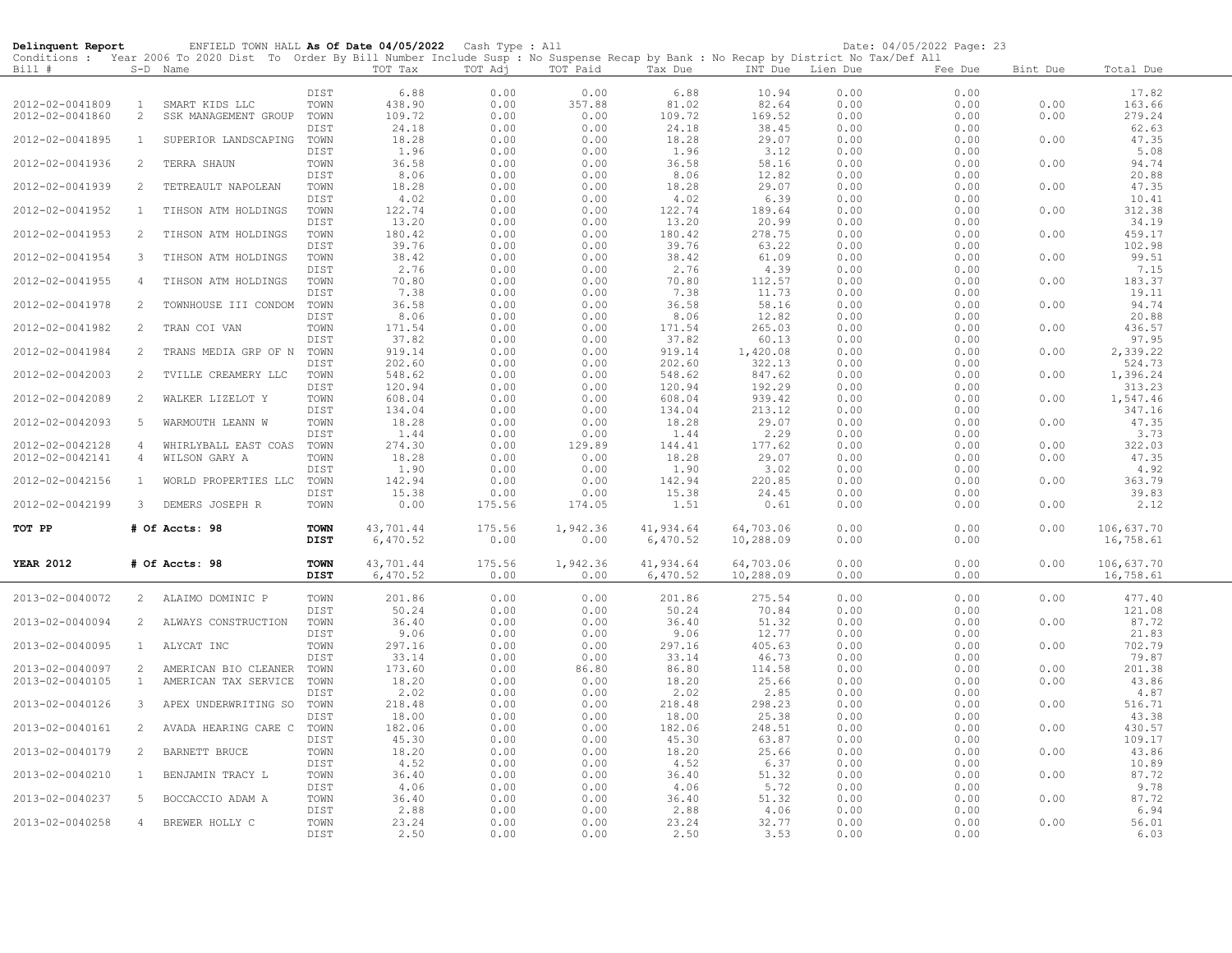**Delinquent Report** ENFIELD TOWN HALL **As Of Date 04/05/2022** Cash Type : All Date: 04/05/2022

Conditions : Year 2006 To 2020 Dist To Order By Bill Number Include Susp : No Suspense Recap by Bank : No Recap by District No Tax/Def All

| Bill # | S-D | Name | | TOT Tax | TOT Adj | TOT Paid | Tax Due | INT Due | Lien Due | Fee Due | Bint Due | Total Due |
|---|---|---|---|---|---|---|---|---|---|---|---|---|
| | | | DIST | 6.88 | 0.00 | 0.00 | 6.88 | 10.94 | 0.00 | 0.00 | | 17.82 |
| 2012-02-0041809 | 1 | SMART KIDS LLC | TOWN | 438.90 | 0.00 | 357.88 | 81.02 | 82.64 | 0.00 | 0.00 | 0.00 | 163.66 |
| 2012-02-0041860 | 2 | SSK MANAGEMENT GROUP | TOWN | 109.72 | 0.00 | 0.00 | 109.72 | 169.52 | 0.00 | 0.00 | 0.00 | 279.24 |
| | | | DIST | 24.18 | 0.00 | 0.00 | 24.18 | 38.45 | 0.00 | 0.00 | | 62.63 |
| 2012-02-0041895 | 1 | SUPERIOR LANDSCAPING | TOWN | 18.28 | 0.00 | 0.00 | 18.28 | 29.07 | 0.00 | 0.00 | 0.00 | 47.35 |
| | | | DIST | 1.96 | 0.00 | 0.00 | 1.96 | 3.12 | 0.00 | 0.00 | | 5.08 |
| 2012-02-0041936 | 2 | TERRA SHAUN | TOWN | 36.58 | 0.00 | 0.00 | 36.58 | 58.16 | 0.00 | 0.00 | 0.00 | 94.74 |
| | | | DIST | 8.06 | 0.00 | 0.00 | 8.06 | 12.82 | 0.00 | 0.00 | | 20.88 |
| 2012-02-0041939 | 2 | TETREAULT NAPOLEAN | TOWN | 18.28 | 0.00 | 0.00 | 18.28 | 29.07 | 0.00 | 0.00 | 0.00 | 47.35 |
| | | | DIST | 4.02 | 0.00 | 0.00 | 4.02 | 6.39 | 0.00 | 0.00 | | 10.41 |
| 2012-02-0041952 | 1 | TIHSON ATM HOLDINGS | TOWN | 122.74 | 0.00 | 0.00 | 122.74 | 189.64 | 0.00 | 0.00 | 0.00 | 312.38 |
| | | | DIST | 13.20 | 0.00 | 0.00 | 13.20 | 20.99 | 0.00 | 0.00 | | 34.19 |
| 2012-02-0041953 | 2 | TIHSON ATM HOLDINGS | TOWN | 180.42 | 0.00 | 0.00 | 180.42 | 278.75 | 0.00 | 0.00 | 0.00 | 459.17 |
| | | | DIST | 39.76 | 0.00 | 0.00 | 39.76 | 63.22 | 0.00 | 0.00 | | 102.98 |
| 2012-02-0041954 | 3 | TIHSON ATM HOLDINGS | TOWN | 38.42 | 0.00 | 0.00 | 38.42 | 61.09 | 0.00 | 0.00 | 0.00 | 99.51 |
| | | | DIST | 2.76 | 0.00 | 0.00 | 2.76 | 4.39 | 0.00 | 0.00 | | 7.15 |
| 2012-02-0041955 | 4 | TIHSON ATM HOLDINGS | TOWN | 70.80 | 0.00 | 0.00 | 70.80 | 112.57 | 0.00 | 0.00 | 0.00 | 183.37 |
| | | | DIST | 7.38 | 0.00 | 0.00 | 7.38 | 11.73 | 0.00 | 0.00 | | 19.11 |
| 2012-02-0041978 | 2 | TOWNHOUSE III CONDOM | TOWN | 36.58 | 0.00 | 0.00 | 36.58 | 58.16 | 0.00 | 0.00 | 0.00 | 94.74 |
| | | | DIST | 8.06 | 0.00 | 0.00 | 8.06 | 12.82 | 0.00 | 0.00 | | 20.88 |
| 2012-02-0041982 | 2 | TRAN COI VAN | TOWN | 171.54 | 0.00 | 0.00 | 171.54 | 265.03 | 0.00 | 0.00 | 0.00 | 436.57 |
| | | | DIST | 37.82 | 0.00 | 0.00 | 37.82 | 60.13 | 0.00 | 0.00 | | 97.95 |
| 2012-02-0041984 | 2 | TRANS MEDIA GRP OF N | TOWN | 919.14 | 0.00 | 0.00 | 919.14 | 1,420.08 | 0.00 | 0.00 | 0.00 | 2,339.22 |
| | | | DIST | 202.60 | 0.00 | 0.00 | 202.60 | 322.13 | 0.00 | 0.00 | | 524.73 |
| 2012-02-0042003 | 2 | TVILLE CREAMERY LLC | TOWN | 548.62 | 0.00 | 0.00 | 548.62 | 847.62 | 0.00 | 0.00 | 0.00 | 1,396.24 |
| | | | DIST | 120.94 | 0.00 | 0.00 | 120.94 | 192.29 | 0.00 | 0.00 | | 313.23 |
| 2012-02-0042089 | 2 | WALKER LIZELOT Y | TOWN | 608.04 | 0.00 | 0.00 | 608.04 | 939.42 | 0.00 | 0.00 | 0.00 | 1,547.46 |
| | | | DIST | 134.04 | 0.00 | 0.00 | 134.04 | 213.12 | 0.00 | 0.00 | | 347.16 |
| 2012-02-0042093 | 5 | WARMOUTH LEANN W | TOWN | 18.28 | 0.00 | 0.00 | 18.28 | 29.07 | 0.00 | 0.00 | 0.00 | 47.35 |
| | | | DIST | 1.44 | 0.00 | 0.00 | 1.44 | 2.29 | 0.00 | 0.00 | | 3.73 |
| 2012-02-0042128 | 4 | WHIRLYBALL EAST COAS | TOWN | 274.30 | 0.00 | 129.89 | 144.41 | 177.62 | 0.00 | 0.00 | 0.00 | 322.03 |
| 2012-02-0042141 | 4 | WILSON GARY A | TOWN | 18.28 | 0.00 | 0.00 | 18.28 | 29.07 | 0.00 | 0.00 | 0.00 | 47.35 |
| | | | DIST | 1.90 | 0.00 | 0.00 | 1.90 | 3.02 | 0.00 | 0.00 | | 4.92 |
| 2012-02-0042156 | 1 | WORLD PROPERTIES LLC | TOWN | 142.94 | 0.00 | 0.00 | 142.94 | 220.85 | 0.00 | 0.00 | 0.00 | 363.79 |
| | | | DIST | 15.38 | 0.00 | 0.00 | 15.38 | 24.45 | 0.00 | 0.00 | | 39.83 |
| 2012-02-0042199 | 3 | DEMERS JOSEPH R | TOWN | 0.00 | 175.56 | 174.05 | 1.51 | 0.61 | 0.00 | 0.00 | 0.00 | 2.12 |
| **TOT PP** | | **# Of Accts: 98** | **TOWN** | 43,701.44 | 175.56 | 1,942.36 | 41,934.64 | 64,703.06 | 0.00 | 0.00 | 0.00 | 106,637.70 |
| | | | **DIST** | 6,470.52 | 0.00 | 0.00 | 6,470.52 | 10,288.09 | 0.00 | 0.00 | | 16,758.61 |
| **YEAR 2012** | | **# Of Accts: 98** | **TOWN** | 43,701.44 | 175.56 | 1,942.36 | 41,934.64 | 64,703.06 | 0.00 | 0.00 | 0.00 | 106,637.70 |
| | | | **DIST** | 6,470.52 | 0.00 | 0.00 | 6,470.52 | 10,288.09 | 0.00 | 0.00 | | 16,758.61 |
| 2013-02-0040072 | 2 | ALAIMO DOMINIC P | TOWN | 201.86 | 0.00 | 0.00 | 201.86 | 275.54 | 0.00 | 0.00 | 0.00 | 477.40 |
| | | | DIST | 50.24 | 0.00 | 0.00 | 50.24 | 70.84 | 0.00 | 0.00 | | 121.08 |
| 2013-02-0040094 | 2 | ALWAYS CONSTRUCTION | TOWN | 36.40 | 0.00 | 0.00 | 36.40 | 51.32 | 0.00 | 0.00 | 0.00 | 87.72 |
| | | | DIST | 9.06 | 0.00 | 0.00 | 9.06 | 12.77 | 0.00 | 0.00 | | 21.83 |
| 2013-02-0040095 | 1 | ALYCAT INC | TOWN | 297.16 | 0.00 | 0.00 | 297.16 | 405.63 | 0.00 | 0.00 | 0.00 | 702.79 |
| | | | DIST | 33.14 | 0.00 | 0.00 | 33.14 | 46.73 | 0.00 | 0.00 | | 79.87 |
| 2013-02-0040097 | 2 | AMERICAN BIO CLEANER | TOWN | 173.60 | 0.00 | 86.80 | 86.80 | 114.58 | 0.00 | 0.00 | 0.00 | 201.38 |
| 2013-02-0040105 | 1 | AMERICAN TAX SERVICE | TOWN | 18.20 | 0.00 | 0.00 | 18.20 | 25.66 | 0.00 | 0.00 | 0.00 | 43.86 |
| | | | DIST | 2.02 | 0.00 | 0.00 | 2.02 | 2.85 | 0.00 | 0.00 | | 4.87 |
| 2013-02-0040126 | 3 | APEX UNDERWRITING SO | TOWN | 218.48 | 0.00 | 0.00 | 218.48 | 298.23 | 0.00 | 0.00 | 0.00 | 516.71 |
| | | | DIST | 18.00 | 0.00 | 0.00 | 18.00 | 25.38 | 0.00 | 0.00 | | 43.38 |
| 2013-02-0040161 | 2 | AVADA HEARING CARE C | TOWN | 182.06 | 0.00 | 0.00 | 182.06 | 248.51 | 0.00 | 0.00 | 0.00 | 430.57 |
| | | | DIST | 45.30 | 0.00 | 0.00 | 45.30 | 63.87 | 0.00 | 0.00 | | 109.17 |
| 2013-02-0040179 | 2 | BARNETT BRUCE | TOWN | 18.20 | 0.00 | 0.00 | 18.20 | 25.66 | 0.00 | 0.00 | 0.00 | 43.86 |
| | | | DIST | 4.52 | 0.00 | 0.00 | 4.52 | 6.37 | 0.00 | 0.00 | | 10.89 |
| 2013-02-0040210 | 1 | BENJAMIN TRACY L | TOWN | 36.40 | 0.00 | 0.00 | 36.40 | 51.32 | 0.00 | 0.00 | 0.00 | 87.72 |
| | | | DIST | 4.06 | 0.00 | 0.00 | 4.06 | 5.72 | 0.00 | 0.00 | | 9.78 |
| 2013-02-0040237 | 5 | BOCCACCIO ADAM A | TOWN | 36.40 | 0.00 | 0.00 | 36.40 | 51.32 | 0.00 | 0.00 | 0.00 | 87.72 |
| | | | DIST | 2.88 | 0.00 | 0.00 | 2.88 | 4.06 | 0.00 | 0.00 | | 6.94 |
| 2013-02-0040258 | 4 | BREWER HOLLY C | TOWN | 23.24 | 0.00 | 0.00 | 23.24 | 32.77 | 0.00 | 0.00 | 0.00 | 56.01 |
| | | | DIST | 2.50 | 0.00 | 0.00 | 2.50 | 3.53 | 0.00 | 0.00 | | 6.03 |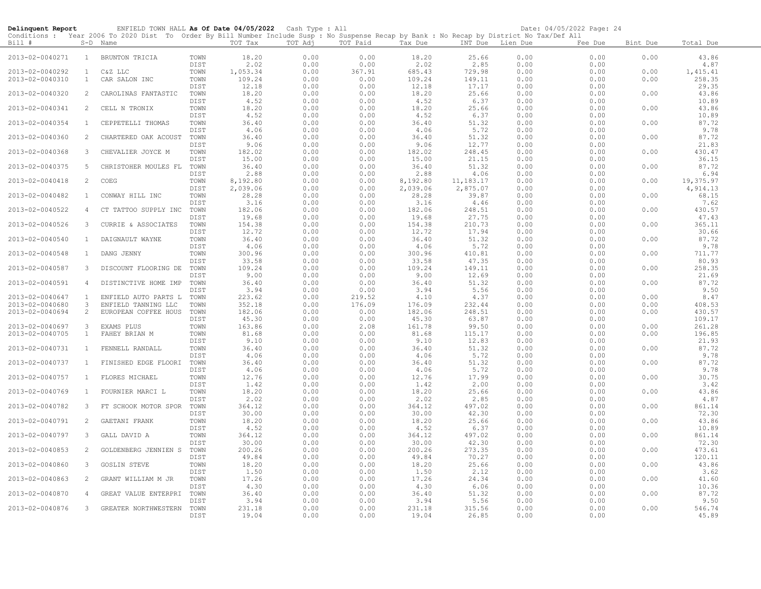**Delinquent Report** ENFIELD TOWN HALL **As Of Date 04/05/2022** Cash Type : All Date: 04/05/2022

Conditions : Year 2006 To 2020 Dist To Order By Bill Number Include Susp : No Suspense Recap by Bank : No Recap by District No Tax/Def All

| Bill # | S-D | Name | | TOT Tax | TOT Adj | TOT Paid | Tax Due | INT Due | Lien Due | Fee Due | Bint Due | Total Due |
|---|---|---|---|---|---|---|---|---|---|---|---|---|
| 2013-02-0040271 | 1 | BRUNTON TRICIA | TOWN | 18.20 | 0.00 | 0.00 | 18.20 | 25.66 | 0.00 | 0.00 | 0.00 | 43.86 |
| | | | DIST | 2.02 | 0.00 | 0.00 | 2.02 | 2.85 | 0.00 | 0.00 | | 4.87 |
| 2013-02-0040292 | 1 | C&Z LLC | TOWN | 1,053.34 | 0.00 | 367.91 | 685.43 | 729.98 | 0.00 | 0.00 | 0.00 | 1,415.41 |
| 2013-02-0040310 | 1 | CAR SALON INC | TOWN | 109.24 | 0.00 | 0.00 | 109.24 | 149.11 | 0.00 | 0.00 | 0.00 | 258.35 |
| | | | DIST | 12.18 | 0.00 | 0.00 | 12.18 | 17.17 | 0.00 | 0.00 | | 29.35 |
| 2013-02-0040320 | 2 | CAROLINAS FANTASTIC | TOWN | 18.20 | 0.00 | 0.00 | 18.20 | 25.66 | 0.00 | 0.00 | 0.00 | 43.86 |
| | | | DIST | 4.52 | 0.00 | 0.00 | 4.52 | 6.37 | 0.00 | 0.00 | | 10.89 |
| 2013-02-0040341 | 2 | CELL N TRONIX | TOWN | 18.20 | 0.00 | 0.00 | 18.20 | 25.66 | 0.00 | 0.00 | 0.00 | 43.86 |
| | | | DIST | 4.52 | 0.00 | 0.00 | 4.52 | 6.37 | 0.00 | 0.00 | | 10.89 |
| 2013-02-0040354 | 1 | CEPPETELLI THOMAS | TOWN | 36.40 | 0.00 | 0.00 | 36.40 | 51.32 | 0.00 | 0.00 | 0.00 | 87.72 |
| | | | DIST | 4.06 | 0.00 | 0.00 | 4.06 | 5.72 | 0.00 | 0.00 | | 9.78 |
| 2013-02-0040360 | 2 | CHARTERED OAK ACOUST | TOWN | 36.40 | 0.00 | 0.00 | 36.40 | 51.32 | 0.00 | 0.00 | 0.00 | 87.72 |
| | | | DIST | 9.06 | 0.00 | 0.00 | 9.06 | 12.77 | 0.00 | 0.00 | | 21.83 |
| 2013-02-0040368 | 3 | CHEVALIER JOYCE M | TOWN | 182.02 | 0.00 | 0.00 | 182.02 | 248.45 | 0.00 | 0.00 | 0.00 | 430.47 |
| | | | DIST | 15.00 | 0.00 | 0.00 | 15.00 | 21.15 | 0.00 | 0.00 | | 36.15 |
| 2013-02-0040375 | 5 | CHRISTOHER MOULES FL | TOWN | 36.40 | 0.00 | 0.00 | 36.40 | 51.32 | 0.00 | 0.00 | 0.00 | 87.72 |
| | | | DIST | 2.88 | 0.00 | 0.00 | 2.88 | 4.06 | 0.00 | 0.00 | | 6.94 |
| 2013-02-0040418 | 2 | COEG | TOWN | 8,192.80 | 0.00 | 0.00 | 8,192.80 | 11,183.17 | 0.00 | 0.00 | 0.00 | 19,375.97 |
| | | | DIST | 2,039.06 | 0.00 | 0.00 | 2,039.06 | 2,875.07 | 0.00 | 0.00 | | 4,914.13 |
| 2013-02-0040482 | 1 | CONWAY HILL INC | TOWN | 28.28 | 0.00 | 0.00 | 28.28 | 39.87 | 0.00 | 0.00 | 0.00 | 68.15 |
| | | | DIST | 3.16 | 0.00 | 0.00 | 3.16 | 4.46 | 0.00 | 0.00 | | 7.62 |
| 2013-02-0040522 | 4 | CT TATTOO SUPPLY INC | TOWN | 182.06 | 0.00 | 0.00 | 182.06 | 248.51 | 0.00 | 0.00 | 0.00 | 430.57 |
| | | | DIST | 19.68 | 0.00 | 0.00 | 19.68 | 27.75 | 0.00 | 0.00 | | 47.43 |
| 2013-02-0040526 | 3 | CURRIE & ASSOCIATES | TOWN | 154.38 | 0.00 | 0.00 | 154.38 | 210.73 | 0.00 | 0.00 | 0.00 | 365.11 |
| | | | DIST | 12.72 | 0.00 | 0.00 | 12.72 | 17.94 | 0.00 | 0.00 | | 30.66 |
| 2013-02-0040540 | 1 | DAIGNAULT WAYNE | TOWN | 36.40 | 0.00 | 0.00 | 36.40 | 51.32 | 0.00 | 0.00 | 0.00 | 87.72 |
| | | | DIST | 4.06 | 0.00 | 0.00 | 4.06 | 5.72 | 0.00 | 0.00 | | 9.78 |
| 2013-02-0040548 | 1 | DANG JENNY | TOWN | 300.96 | 0.00 | 0.00 | 300.96 | 410.81 | 0.00 | 0.00 | 0.00 | 711.77 |
| | | | DIST | 33.58 | 0.00 | 0.00 | 33.58 | 47.35 | 0.00 | 0.00 | | 80.93 |
| 2013-02-0040587 | 3 | DISCOUNT FLOORING DE | TOWN | 109.24 | 0.00 | 0.00 | 109.24 | 149.11 | 0.00 | 0.00 | 0.00 | 258.35 |
| | | | DIST | 9.00 | 0.00 | 0.00 | 9.00 | 12.69 | 0.00 | 0.00 | | 21.69 |
| 2013-02-0040591 | 4 | DISTINCTIVE HOME IMP | TOWN | 36.40 | 0.00 | 0.00 | 36.40 | 51.32 | 0.00 | 0.00 | 0.00 | 87.72 |
| | | | DIST | 3.94 | 0.00 | 0.00 | 3.94 | 5.56 | 0.00 | 0.00 | | 9.50 |
| 2013-02-0040647 | 1 | ENFIELD AUTO PARTS L | TOWN | 223.62 | 0.00 | 219.52 | 4.10 | 4.37 | 0.00 | 0.00 | 0.00 | 8.47 |
| 2013-02-0040680 | 3 | ENFIELD TANNING LLC | TOWN | 352.18 | 0.00 | 176.09 | 176.09 | 232.44 | 0.00 | 0.00 | 0.00 | 408.53 |
| 2013-02-0040694 | 2 | EUROPEAN COFFEE HOUS | TOWN | 182.06 | 0.00 | 0.00 | 182.06 | 248.51 | 0.00 | 0.00 | 0.00 | 430.57 |
| | | | DIST | 45.30 | 0.00 | 0.00 | 45.30 | 63.87 | 0.00 | 0.00 | | 109.17 |
| 2013-02-0040697 | 3 | EXAMS PLUS | TOWN | 163.86 | 0.00 | 2.08 | 161.78 | 99.50 | 0.00 | 0.00 | 0.00 | 261.28 |
| 2013-02-0040705 | 1 | FAHEY BRIAN M | TOWN | 81.68 | 0.00 | 0.00 | 81.68 | 115.17 | 0.00 | 0.00 | 0.00 | 196.85 |
| | | | DIST | 9.10 | 0.00 | 0.00 | 9.10 | 12.83 | 0.00 | 0.00 | | 21.93 |
| 2013-02-0040731 | 1 | FENNELL RANDALL | TOWN | 36.40 | 0.00 | 0.00 | 36.40 | 51.32 | 0.00 | 0.00 | 0.00 | 87.72 |
| | | | DIST | 4.06 | 0.00 | 0.00 | 4.06 | 5.72 | 0.00 | 0.00 | | 9.78 |
| 2013-02-0040737 | 1 | FINISHED EDGE FLOORI | TOWN | 36.40 | 0.00 | 0.00 | 36.40 | 51.32 | 0.00 | 0.00 | 0.00 | 87.72 |
| | | | DIST | 4.06 | 0.00 | 0.00 | 4.06 | 5.72 | 0.00 | 0.00 | | 9.78 |
| 2013-02-0040757 | 1 | FLORES MICHAEL | TOWN | 12.76 | 0.00 | 0.00 | 12.76 | 17.99 | 0.00 | 0.00 | 0.00 | 30.75 |
| | | | DIST | 1.42 | 0.00 | 0.00 | 1.42 | 2.00 | 0.00 | 0.00 | | 3.42 |
| 2013-02-0040769 | 1 | FOURNIER MARCI L | TOWN | 18.20 | 0.00 | 0.00 | 18.20 | 25.66 | 0.00 | 0.00 | 0.00 | 43.86 |
| | | | DIST | 2.02 | 0.00 | 0.00 | 2.02 | 2.85 | 0.00 | 0.00 | | 4.87 |
| 2013-02-0040782 | 3 | FT SCHOOK MOTOR SPOR | TOWN | 364.12 | 0.00 | 0.00 | 364.12 | 497.02 | 0.00 | 0.00 | 0.00 | 861.14 |
| | | | DIST | 30.00 | 0.00 | 0.00 | 30.00 | 42.30 | 0.00 | 0.00 | | 72.30 |
| 2013-02-0040791 | 2 | GAETANI FRANK | TOWN | 18.20 | 0.00 | 0.00 | 18.20 | 25.66 | 0.00 | 0.00 | 0.00 | 43.86 |
| | | | DIST | 4.52 | 0.00 | 0.00 | 4.52 | 6.37 | 0.00 | 0.00 | | 10.89 |
| 2013-02-0040797 | 3 | GALL DAVID A | TOWN | 364.12 | 0.00 | 0.00 | 364.12 | 497.02 | 0.00 | 0.00 | 0.00 | 861.14 |
| | | | DIST | 30.00 | 0.00 | 0.00 | 30.00 | 42.30 | 0.00 | 0.00 | | 72.30 |
| 2013-02-0040853 | 2 | GOLDENBERG JENNIEN S | TOWN | 200.26 | 0.00 | 0.00 | 200.26 | 273.35 | 0.00 | 0.00 | 0.00 | 473.61 |
| | | | DIST | 49.84 | 0.00 | 0.00 | 49.84 | 70.27 | 0.00 | 0.00 | | 120.11 |
| 2013-02-0040860 | 3 | GOSLIN STEVE | TOWN | 18.20 | 0.00 | 0.00 | 18.20 | 25.66 | 0.00 | 0.00 | 0.00 | 43.86 |
| | | | DIST | 1.50 | 0.00 | 0.00 | 1.50 | 2.12 | 0.00 | 0.00 | | 3.62 |
| 2013-02-0040863 | 2 | GRANT WILLIAM M JR | TOWN | 17.26 | 0.00 | 0.00 | 17.26 | 24.34 | 0.00 | 0.00 | 0.00 | 41.60 |
| | | | DIST | 4.30 | 0.00 | 0.00 | 4.30 | 6.06 | 0.00 | 0.00 | | 10.36 |
| 2013-02-0040870 | 4 | GREAT VALUE ENTERPRI | TOWN | 36.40 | 0.00 | 0.00 | 36.40 | 51.32 | 0.00 | 0.00 | 0.00 | 87.72 |
| | | | DIST | 3.94 | 0.00 | 0.00 | 3.94 | 5.56 | 0.00 | 0.00 | | 9.50 |
| 2013-02-0040876 | 3 | GREATER NORTHWESTERN | TOWN | 231.18 | 0.00 | 0.00 | 231.18 | 315.56 | 0.00 | 0.00 | 0.00 | 546.74 |
| | | | DIST | 19.04 | 0.00 | 0.00 | 19.04 | 26.85 | 0.00 | 0.00 | | 45.89 |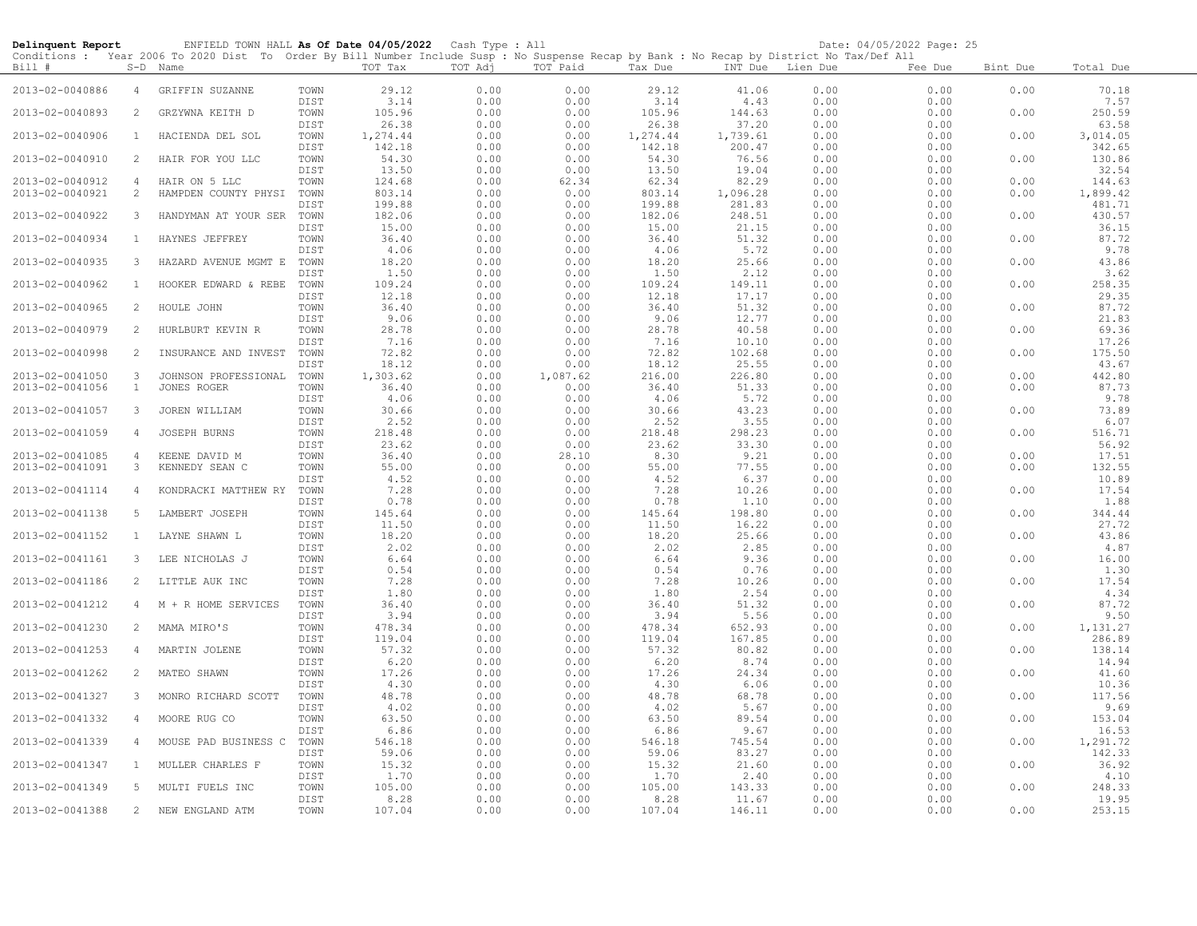**Delinquent Report** ENFIELD TOWN HALL **As Of Date 04/05/2022** Cash Type : All Date: 04/05/2022

Conditions : Year 2006 To 2020 Dist To Order By Bill Number Include Susp : No Suspense Recap by Bank : No Recap by District No Tax/Def All

| Bill # | S-D | Name | | TOT Tax | TOT Adj | TOT Paid | Tax Due | INT Due | Lien Due | Fee Due | Bint Due | Total Due |
|---|---|---|---|---|---|---|---|---|---|---|---|---|
| 2013-02-0040886 | 4 | GRIFFIN SUZANNE | TOWN | 29.12 | 0.00 | 0.00 | 29.12 | 41.06 | 0.00 | 0.00 | 0.00 | 70.18 |
| | | | DIST | 3.14 | 0.00 | 0.00 | 3.14 | 4.43 | 0.00 | 0.00 | | 7.57 |
| 2013-02-0040893 | 2 | GRZYWNA KEITH D | TOWN | 105.96 | 0.00 | 0.00 | 105.96 | 144.63 | 0.00 | 0.00 | 0.00 | 250.59 |
| | | | DIST | 26.38 | 0.00 | 0.00 | 26.38 | 37.20 | 0.00 | 0.00 | | 63.58 |
| 2013-02-0040906 | 1 | HACIENDA DEL SOL | TOWN | 1,274.44 | 0.00 | 0.00 | 1,274.44 | 1,739.61 | 0.00 | 0.00 | 0.00 | 3,014.05 |
| | | | DIST | 142.18 | 0.00 | 0.00 | 142.18 | 200.47 | 0.00 | 0.00 | | 342.65 |
| 2013-02-0040910 | 2 | HAIR FOR YOU LLC | TOWN | 54.30 | 0.00 | 0.00 | 54.30 | 76.56 | 0.00 | 0.00 | 0.00 | 130.86 |
| | | | DIST | 13.50 | 0.00 | 0.00 | 13.50 | 19.04 | 0.00 | 0.00 | | 32.54 |
| 2013-02-0040912 | 4 | HAIR ON 5 LLC | TOWN | 124.68 | 0.00 | 62.34 | 62.34 | 82.29 | 0.00 | 0.00 | 0.00 | 144.63 |
| 2013-02-0040921 | 2 | HAMPDEN COUNTY PHYSI | TOWN | 803.14 | 0.00 | 0.00 | 803.14 | 1,096.28 | 0.00 | 0.00 | 0.00 | 1,899.42 |
| | | | DIST | 199.88 | 0.00 | 0.00 | 199.88 | 281.83 | 0.00 | 0.00 | | 481.71 |
| 2013-02-0040922 | 3 | HANDYMAN AT YOUR SER | TOWN | 182.06 | 0.00 | 0.00 | 182.06 | 248.51 | 0.00 | 0.00 | 0.00 | 430.57 |
| | | | DIST | 15.00 | 0.00 | 0.00 | 15.00 | 21.15 | 0.00 | 0.00 | | 36.15 |
| 2013-02-0040934 | 1 | HAYNES JEFFREY | TOWN | 36.40 | 0.00 | 0.00 | 36.40 | 51.32 | 0.00 | 0.00 | 0.00 | 87.72 |
| | | | DIST | 4.06 | 0.00 | 0.00 | 4.06 | 5.72 | 0.00 | 0.00 | | 9.78 |
| 2013-02-0040935 | 3 | HAZARD AVENUE MGMT E | TOWN | 18.20 | 0.00 | 0.00 | 18.20 | 25.66 | 0.00 | 0.00 | 0.00 | 43.86 |
| | | | DIST | 1.50 | 0.00 | 0.00 | 1.50 | 2.12 | 0.00 | 0.00 | | 3.62 |
| 2013-02-0040962 | 1 | HOOKER EDWARD & REBE | TOWN | 109.24 | 0.00 | 0.00 | 109.24 | 149.11 | 0.00 | 0.00 | 0.00 | 258.35 |
| | | | DIST | 12.18 | 0.00 | 0.00 | 12.18 | 17.17 | 0.00 | 0.00 | | 29.35 |
| 2013-02-0040965 | 2 | HOULE JOHN | TOWN | 36.40 | 0.00 | 0.00 | 36.40 | 51.32 | 0.00 | 0.00 | 0.00 | 87.72 |
| | | | DIST | 9.06 | 0.00 | 0.00 | 9.06 | 12.77 | 0.00 | 0.00 | | 21.83 |
| 2013-02-0040979 | 2 | HURLBURT KEVIN R | TOWN | 28.78 | 0.00 | 0.00 | 28.78 | 40.58 | 0.00 | 0.00 | 0.00 | 69.36 |
| | | | DIST | 7.16 | 0.00 | 0.00 | 7.16 | 10.10 | 0.00 | 0.00 | | 17.26 |
| 2013-02-0040998 | 2 | INSURANCE AND INVEST | TOWN | 72.82 | 0.00 | 0.00 | 72.82 | 102.68 | 0.00 | 0.00 | 0.00 | 175.50 |
| | | | DIST | 18.12 | 0.00 | 0.00 | 18.12 | 25.55 | 0.00 | 0.00 | | 43.67 |
| 2013-02-0041050 | 3 | JOHNSON PROFESSIONAL | TOWN | 1,303.62 | 0.00 | 1,087.62 | 216.00 | 226.80 | 0.00 | 0.00 | 0.00 | 442.80 |
| 2013-02-0041056 | 1 | JONES ROGER | TOWN | 36.40 | 0.00 | 0.00 | 36.40 | 51.33 | 0.00 | 0.00 | 0.00 | 87.73 |
| | | | DIST | 4.06 | 0.00 | 0.00 | 4.06 | 5.72 | 0.00 | 0.00 | | 9.78 |
| 2013-02-0041057 | 3 | JOREN WILLIAM | TOWN | 30.66 | 0.00 | 0.00 | 30.66 | 43.23 | 0.00 | 0.00 | 0.00 | 73.89 |
| | | | DIST | 2.52 | 0.00 | 0.00 | 2.52 | 3.55 | 0.00 | 0.00 | | 6.07 |
| 2013-02-0041059 | 4 | JOSEPH BURNS | TOWN | 218.48 | 0.00 | 0.00 | 218.48 | 298.23 | 0.00 | 0.00 | 0.00 | 516.71 |
| | | | DIST | 23.62 | 0.00 | 0.00 | 23.62 | 33.30 | 0.00 | 0.00 | | 56.92 |
| 2013-02-0041085 | 4 | KEENE DAVID M | TOWN | 36.40 | 0.00 | 28.10 | 8.30 | 9.21 | 0.00 | 0.00 | 0.00 | 17.51 |
| 2013-02-0041091 | 3 | KENNEDY SEAN C | TOWN | 55.00 | 0.00 | 0.00 | 55.00 | 77.55 | 0.00 | 0.00 | 0.00 | 132.55 |
| | | | DIST | 4.52 | 0.00 | 0.00 | 4.52 | 6.37 | 0.00 | 0.00 | | 10.89 |
| 2013-02-0041114 | 4 | KONDRACKI MATTHEW RY | TOWN | 7.28 | 0.00 | 0.00 | 7.28 | 10.26 | 0.00 | 0.00 | 0.00 | 17.54 |
| | | | DIST | 0.78 | 0.00 | 0.00 | 0.78 | 1.10 | 0.00 | 0.00 | | 1.88 |
| 2013-02-0041138 | 5 | LAMBERT JOSEPH | TOWN | 145.64 | 0.00 | 0.00 | 145.64 | 198.80 | 0.00 | 0.00 | 0.00 | 344.44 |
| | | | DIST | 11.50 | 0.00 | 0.00 | 11.50 | 16.22 | 0.00 | 0.00 | | 27.72 |
| 2013-02-0041152 | 1 | LAYNE SHAWN L | TOWN | 18.20 | 0.00 | 0.00 | 18.20 | 25.66 | 0.00 | 0.00 | 0.00 | 43.86 |
| | | | DIST | 2.02 | 0.00 | 0.00 | 2.02 | 2.85 | 0.00 | 0.00 | | 4.87 |
| 2013-02-0041161 | 3 | LEE NICHOLAS J | TOWN | 6.64 | 0.00 | 0.00 | 6.64 | 9.36 | 0.00 | 0.00 | 0.00 | 16.00 |
| | | | DIST | 0.54 | 0.00 | 0.00 | 0.54 | 0.76 | 0.00 | 0.00 | | 1.30 |
| 2013-02-0041186 | 2 | LITTLE AUK INC | TOWN | 7.28 | 0.00 | 0.00 | 7.28 | 10.26 | 0.00 | 0.00 | 0.00 | 17.54 |
| | | | DIST | 1.80 | 0.00 | 0.00 | 1.80 | 2.54 | 0.00 | 0.00 | | 4.34 |
| 2013-02-0041212 | 4 | M + R HOME SERVICES | TOWN | 36.40 | 0.00 | 0.00 | 36.40 | 51.32 | 0.00 | 0.00 | 0.00 | 87.72 |
| | | | DIST | 3.94 | 0.00 | 0.00 | 3.94 | 5.56 | 0.00 | 0.00 | | 9.50 |
| 2013-02-0041230 | 2 | MAMA MIRO'S | TOWN | 478.34 | 0.00 | 0.00 | 478.34 | 652.93 | 0.00 | 0.00 | 0.00 | 1,131.27 |
| | | | DIST | 119.04 | 0.00 | 0.00 | 119.04 | 167.85 | 0.00 | 0.00 | | 286.89 |
| 2013-02-0041253 | 4 | MARTIN JOLENE | TOWN | 57.32 | 0.00 | 0.00 | 57.32 | 80.82 | 0.00 | 0.00 | 0.00 | 138.14 |
| | | | DIST | 6.20 | 0.00 | 0.00 | 6.20 | 8.74 | 0.00 | 0.00 | | 14.94 |
| 2013-02-0041262 | 2 | MATEO SHAWN | TOWN | 17.26 | 0.00 | 0.00 | 17.26 | 24.34 | 0.00 | 0.00 | 0.00 | 41.60 |
| | | | DIST | 4.30 | 0.00 | 0.00 | 4.30 | 6.06 | 0.00 | 0.00 | | 10.36 |
| 2013-02-0041327 | 3 | MONRO RICHARD SCOTT | TOWN | 48.78 | 0.00 | 0.00 | 48.78 | 68.78 | 0.00 | 0.00 | 0.00 | 117.56 |
| | | | DIST | 4.02 | 0.00 | 0.00 | 4.02 | 5.67 | 0.00 | 0.00 | | 9.69 |
| 2013-02-0041332 | 4 | MOORE RUG CO | TOWN | 63.50 | 0.00 | 0.00 | 63.50 | 89.54 | 0.00 | 0.00 | 0.00 | 153.04 |
| | | | DIST | 6.86 | 0.00 | 0.00 | 6.86 | 9.67 | 0.00 | 0.00 | | 16.53 |
| 2013-02-0041339 | 4 | MOUSE PAD BUSINESS C | TOWN | 546.18 | 0.00 | 0.00 | 546.18 | 745.54 | 0.00 | 0.00 | 0.00 | 1,291.72 |
| | | | DIST | 59.06 | 0.00 | 0.00 | 59.06 | 83.27 | 0.00 | 0.00 | | 142.33 |
| 2013-02-0041347 | 1 | MULLER CHARLES F | TOWN | 15.32 | 0.00 | 0.00 | 15.32 | 21.60 | 0.00 | 0.00 | 0.00 | 36.92 |
| | | | DIST | 1.70 | 0.00 | 0.00 | 1.70 | 2.40 | 0.00 | 0.00 | | 4.10 |
| 2013-02-0041349 | 5 | MULTI FUELS INC | TOWN | 105.00 | 0.00 | 0.00 | 105.00 | 143.33 | 0.00 | 0.00 | 0.00 | 248.33 |
| | | | DIST | 8.28 | 0.00 | 0.00 | 8.28 | 11.67 | 0.00 | 0.00 | | 19.95 |
| 2013-02-0041388 | 2 | NEW ENGLAND ATM | TOWN | 107.04 | 0.00 | 0.00 | 107.04 | 146.11 | 0.00 | 0.00 | 0.00 | 253.15 |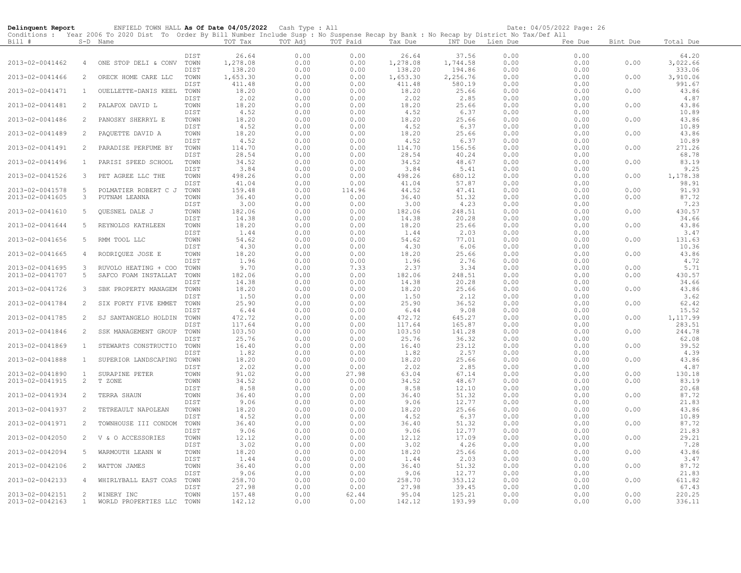**Delinquent Report** ENFIELD TOWN HALL **As Of Date 04/05/2022** Cash Type : All Date: 04/05/2022 Page: 26

Conditions : Year 2006 To 2020 Dist To Order By Bill Number Include Susp : No Suspense Recap by Bank : No Recap by District No Tax/Def All

| Bill # | S-D | Name | | TOT Tax | TOT Adj | TOT Paid | Tax Due | INT Due | Lien Due | Fee Due | Bint Due | Total Due |
|---|---|---|---|---|---|---|---|---|---|---|---|---|
| | | | DIST | 26.64 | 0.00 | 0.00 | 26.64 | 37.56 | 0.00 | 0.00 | | 64.20 |
| 2013-02-0041462 | 4 | ONE STOP DELI & CONV | TOWN | 1,278.08 | 0.00 | 0.00 | 1,278.08 | 1,744.58 | 0.00 | 0.00 | 0.00 | 3,022.66 |
| | | | DIST | 138.20 | 0.00 | 0.00 | 138.20 | 194.86 | 0.00 | 0.00 | | 333.06 |
| 2013-02-0041466 | 2 | ORECK HOME CARE LLC | TOWN | 1,653.30 | 0.00 | 0.00 | 1,653.30 | 2,256.76 | 0.00 | 0.00 | 0.00 | 3,910.06 |
| | | | DIST | 411.48 | 0.00 | 0.00 | 411.48 | 580.19 | 0.00 | 0.00 | | 991.67 |
| 2013-02-0041471 | 1 | OUELLETTE-DANIS KEEL | TOWN | 18.20 | 0.00 | 0.00 | 18.20 | 25.66 | 0.00 | 0.00 | 0.00 | 43.86 |
| | | | DIST | 2.02 | 0.00 | 0.00 | 2.02 | 2.85 | 0.00 | 0.00 | | 4.87 |
| 2013-02-0041481 | 2 | PALAFOX DAVID L | TOWN | 18.20 | 0.00 | 0.00 | 18.20 | 25.66 | 0.00 | 0.00 | 0.00 | 43.86 |
| | | | DIST | 4.52 | 0.00 | 0.00 | 4.52 | 6.37 | 0.00 | 0.00 | | 10.89 |
| 2013-02-0041486 | 2 | PANOSKY SHERRYL E | TOWN | 18.20 | 0.00 | 0.00 | 18.20 | 25.66 | 0.00 | 0.00 | 0.00 | 43.86 |
| | | | DIST | 4.52 | 0.00 | 0.00 | 4.52 | 6.37 | 0.00 | 0.00 | | 10.89 |
| 2013-02-0041489 | 2 | PAQUETTE DAVID A | TOWN | 18.20 | 0.00 | 0.00 | 18.20 | 25.66 | 0.00 | 0.00 | 0.00 | 43.86 |
| | | | DIST | 4.52 | 0.00 | 0.00 | 4.52 | 6.37 | 0.00 | 0.00 | | 10.89 |
| 2013-02-0041491 | 2 | PARADISE PERFUME BY | TOWN | 114.70 | 0.00 | 0.00 | 114.70 | 156.56 | 0.00 | 0.00 | 0.00 | 271.26 |
| | | | DIST | 28.54 | 0.00 | 0.00 | 28.54 | 40.24 | 0.00 | 0.00 | | 68.78 |
| 2013-02-0041496 | 1 | PARISI SPEED SCHOOL | TOWN | 34.52 | 0.00 | 0.00 | 34.52 | 48.67 | 0.00 | 0.00 | 0.00 | 83.19 |
| | | | DIST | 3.84 | 0.00 | 0.00 | 3.84 | 5.41 | 0.00 | 0.00 | | 9.25 |
| 2013-02-0041526 | 3 | PET AGREE LLC THE | TOWN | 498.26 | 0.00 | 0.00 | 498.26 | 680.12 | 0.00 | 0.00 | 0.00 | 1,178.38 |
| | | | DIST | 41.04 | 0.00 | 0.00 | 41.04 | 57.87 | 0.00 | 0.00 | | 98.91 |
| 2013-02-0041578 | 5 | POLMATIER ROBERT C J | TOWN | 159.48 | 0.00 | 114.96 | 44.52 | 47.41 | 0.00 | 0.00 | 0.00 | 91.93 |
| 2013-02-0041605 | 3 | PUTNAM LEANNA | TOWN | 36.40 | 0.00 | 0.00 | 36.40 | 51.32 | 0.00 | 0.00 | 0.00 | 87.72 |
| | | | DIST | 3.00 | 0.00 | 0.00 | 3.00 | 4.23 | 0.00 | 0.00 | | 7.23 |
| 2013-02-0041610 | 5 | QUESNEL DALE J | TOWN | 182.06 | 0.00 | 0.00 | 182.06 | 248.51 | 0.00 | 0.00 | 0.00 | 430.57 |
| | | | DIST | 14.38 | 0.00 | 0.00 | 14.38 | 20.28 | 0.00 | 0.00 | | 34.66 |
| 2013-02-0041644 | 5 | REYNOLDS KATHLEEN | TOWN | 18.20 | 0.00 | 0.00 | 18.20 | 25.66 | 0.00 | 0.00 | 0.00 | 43.86 |
| | | | DIST | 1.44 | 0.00 | 0.00 | 1.44 | 2.03 | 0.00 | 0.00 | | 3.47 |
| 2013-02-0041656 | 5 | RMM TOOL LLC | TOWN | 54.62 | 0.00 | 0.00 | 54.62 | 77.01 | 0.00 | 0.00 | 0.00 | 131.63 |
| | | | DIST | 4.30 | 0.00 | 0.00 | 4.30 | 6.06 | 0.00 | 0.00 | | 10.36 |
| 2013-02-0041665 | 4 | RODRIQUEZ JOSE E | TOWN | 18.20 | 0.00 | 0.00 | 18.20 | 25.66 | 0.00 | 0.00 | 0.00 | 43.86 |
| | | | DIST | 1.96 | 0.00 | 0.00 | 1.96 | 2.76 | 0.00 | 0.00 | | 4.72 |
| 2013-02-0041695 | 3 | RUVOLO HEATING + COO | TOWN | 9.70 | 0.00 | 7.33 | 2.37 | 3.34 | 0.00 | 0.00 | 0.00 | 5.71 |
| 2013-02-0041707 | 5 | SAFCO FOAM INSTALLAT | TOWN | 182.06 | 0.00 | 0.00 | 182.06 | 248.51 | 0.00 | 0.00 | 0.00 | 430.57 |
| | | | DIST | 14.38 | 0.00 | 0.00 | 14.38 | 20.28 | 0.00 | 0.00 | | 34.66 |
| 2013-02-0041726 | 3 | SBK PROPERTY MANAGEM | TOWN | 18.20 | 0.00 | 0.00 | 18.20 | 25.66 | 0.00 | 0.00 | 0.00 | 43.86 |
| | | | DIST | 1.50 | 0.00 | 0.00 | 1.50 | 2.12 | 0.00 | 0.00 | | 3.62 |
| 2013-02-0041784 | 2 | SIX FORTY FIVE EMMET | TOWN | 25.90 | 0.00 | 0.00 | 25.90 | 36.52 | 0.00 | 0.00 | 0.00 | 62.42 |
| | | | DIST | 6.44 | 0.00 | 0.00 | 6.44 | 9.08 | 0.00 | 0.00 | | 15.52 |
| 2013-02-0041785 | 2 | SJ SANTANGELO HOLDIN | TOWN | 472.72 | 0.00 | 0.00 | 472.72 | 645.27 | 0.00 | 0.00 | 0.00 | 1,117.99 |
| | | | DIST | 117.64 | 0.00 | 0.00 | 117.64 | 165.87 | 0.00 | 0.00 | | 283.51 |
| 2013-02-0041846 | 2 | SSK MANAGEMENT GROUP | TOWN | 103.50 | 0.00 | 0.00 | 103.50 | 141.28 | 0.00 | 0.00 | 0.00 | 244.78 |
| | | | DIST | 25.76 | 0.00 | 0.00 | 25.76 | 36.32 | 0.00 | 0.00 | | 62.08 |
| 2013-02-0041869 | 1 | STEWARTS CONSTRUCTIO | TOWN | 16.40 | 0.00 | 0.00 | 16.40 | 23.12 | 0.00 | 0.00 | 0.00 | 39.52 |
| | | | DIST | 1.82 | 0.00 | 0.00 | 1.82 | 2.57 | 0.00 | 0.00 | | 4.39 |
| 2013-02-0041888 | 1 | SUPERIOR LANDSCAPING | TOWN | 18.20 | 0.00 | 0.00 | 18.20 | 25.66 | 0.00 | 0.00 | 0.00 | 43.86 |
| | | | DIST | 2.02 | 0.00 | 0.00 | 2.02 | 2.85 | 0.00 | 0.00 | | 4.87 |
| 2013-02-0041890 | 1 | SURAPINE PETER | TOWN | 91.02 | 0.00 | 27.98 | 63.04 | 67.14 | 0.00 | 0.00 | 0.00 | 130.18 |
| 2013-02-0041915 | 2 | T ZONE | TOWN | 34.52 | 0.00 | 0.00 | 34.52 | 48.67 | 0.00 | 0.00 | 0.00 | 83.19 |
| | | | DIST | 8.58 | 0.00 | 0.00 | 8.58 | 12.10 | 0.00 | 0.00 | | 20.68 |
| 2013-02-0041934 | 2 | TERRA SHAUN | TOWN | 36.40 | 0.00 | 0.00 | 36.40 | 51.32 | 0.00 | 0.00 | 0.00 | 87.72 |
| | | | DIST | 9.06 | 0.00 | 0.00 | 9.06 | 12.77 | 0.00 | 0.00 | | 21.83 |
| 2013-02-0041937 | 2 | TETREAULT NAPOLEAN | TOWN | 18.20 | 0.00 | 0.00 | 18.20 | 25.66 | 0.00 | 0.00 | 0.00 | 43.86 |
| | | | DIST | 4.52 | 0.00 | 0.00 | 4.52 | 6.37 | 0.00 | 0.00 | | 10.89 |
| 2013-02-0041971 | 2 | TOWNHOUSE III CONDOM | TOWN | 36.40 | 0.00 | 0.00 | 36.40 | 51.32 | 0.00 | 0.00 | 0.00 | 87.72 |
| | | | DIST | 9.06 | 0.00 | 0.00 | 9.06 | 12.77 | 0.00 | 0.00 | | 21.83 |
| 2013-02-0042050 | 2 | V & O ACCESSORIES | TOWN | 12.12 | 0.00 | 0.00 | 12.12 | 17.09 | 0.00 | 0.00 | 0.00 | 29.21 |
| | | | DIST | 3.02 | 0.00 | 0.00 | 3.02 | 4.26 | 0.00 | 0.00 | | 7.28 |
| 2013-02-0042094 | 5 | WARMOUTH LEANN W | TOWN | 18.20 | 0.00 | 0.00 | 18.20 | 25.66 | 0.00 | 0.00 | 0.00 | 43.86 |
| | | | DIST | 1.44 | 0.00 | 0.00 | 1.44 | 2.03 | 0.00 | 0.00 | | 3.47 |
| 2013-02-0042106 | 2 | WATTON JAMES | TOWN | 36.40 | 0.00 | 0.00 | 36.40 | 51.32 | 0.00 | 0.00 | 0.00 | 87.72 |
| | | | DIST | 9.06 | 0.00 | 0.00 | 9.06 | 12.77 | 0.00 | 0.00 | | 21.83 |
| 2013-02-0042133 | 4 | WHIRLYBALL EAST COAS | TOWN | 258.70 | 0.00 | 0.00 | 258.70 | 353.12 | 0.00 | 0.00 | 0.00 | 611.82 |
| | | | DIST | 27.98 | 0.00 | 0.00 | 27.98 | 39.45 | 0.00 | 0.00 | | 67.43 |
| 2013-02-0042151 | 2 | WINERY INC | TOWN | 157.48 | 0.00 | 62.44 | 95.04 | 125.21 | 0.00 | 0.00 | 0.00 | 220.25 |
| 2013-02-0042163 | 1 | WORLD PROPERTIES LLC | TOWN | 142.12 | 0.00 | 0.00 | 142.12 | 193.99 | 0.00 | 0.00 | 0.00 | 336.11 |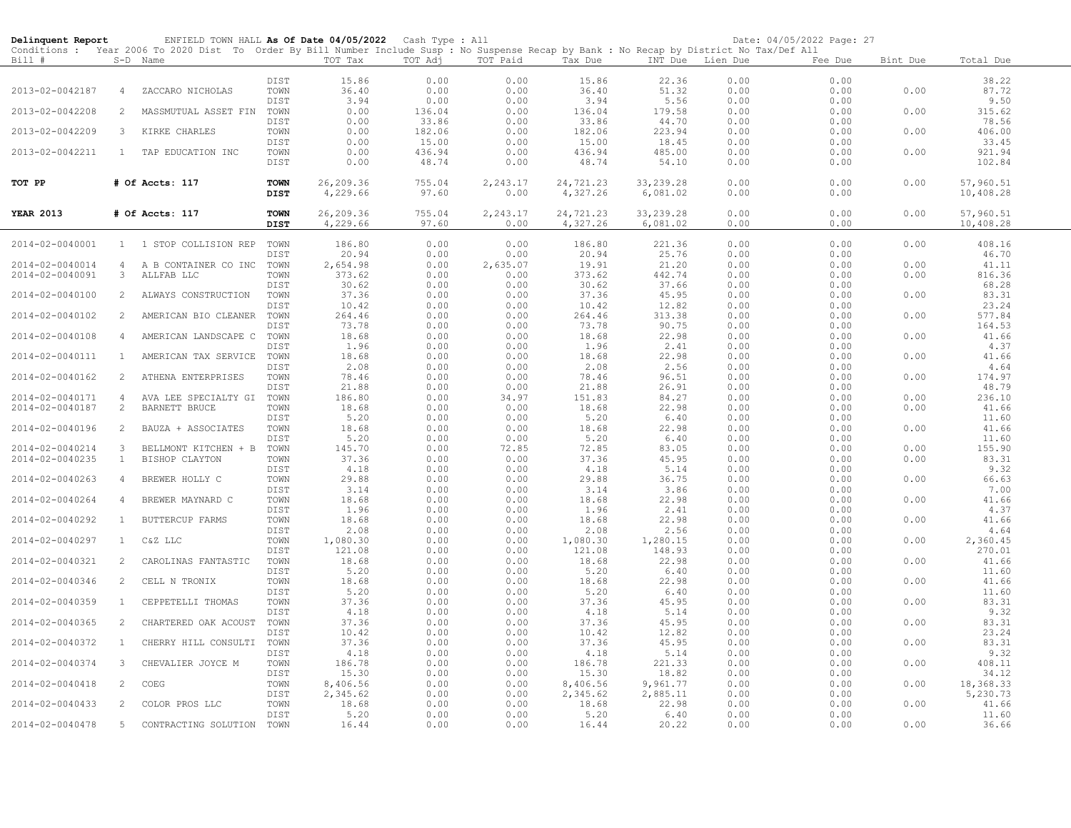**Delinquent Report** ENFIELD TOWN HALL **As Of Date 04/05/2022** Cash Type : All Date: 04/05/2022

Conditions : Year 2006 To 2020 Dist To Order By Bill Number Include Susp : No Suspense Recap by Bank : No Recap by District No Tax/Def All

| Bill # | S-D | Name | | TOT Tax | TOT Adj | TOT Paid | Tax Due | INT Due | Lien Due | Fee Due | Bint Due | Total Due |
|---|---|---|---|---|---|---|---|---|---|---|---|---|
| | | | DIST | 15.86 | 0.00 | 0.00 | 15.86 | 22.36 | 0.00 | 0.00 | | 38.22 |
| 2013-02-0042187 | 4 | ZACCARO NICHOLAS | TOWN | 36.40 | 0.00 | 0.00 | 36.40 | 51.32 | 0.00 | 0.00 | 0.00 | 87.72 |
| | | | DIST | 3.94 | 0.00 | 0.00 | 3.94 | 5.56 | 0.00 | 0.00 | | 9.50 |
| 2013-02-0042208 | 2 | MASSMUTUAL ASSET FIN | TOWN | 0.00 | 136.04 | 0.00 | 136.04 | 179.58 | 0.00 | 0.00 | 0.00 | 315.62 |
| | | | DIST | 0.00 | 33.86 | 0.00 | 33.86 | 44.70 | 0.00 | 0.00 | | 78.56 |
| 2013-02-0042209 | 3 | KIRKE CHARLES | TOWN | 0.00 | 182.06 | 0.00 | 182.06 | 223.94 | 0.00 | 0.00 | 0.00 | 406.00 |
| | | | DIST | 0.00 | 15.00 | 0.00 | 15.00 | 18.45 | 0.00 | 0.00 | | 33.45 |
| 2013-02-0042211 | 1 | TAP EDUCATION INC | TOWN | 0.00 | 436.94 | 0.00 | 436.94 | 485.00 | 0.00 | 0.00 | 0.00 | 921.94 |
| | | | DIST | 0.00 | 48.74 | 0.00 | 48.74 | 54.10 | 0.00 | 0.00 | | 102.84 |
| **TOT PP** | | **# Of Accts: 117** | **TOWN** | 26,209.36 | 755.04 | 2,243.17 | 24,721.23 | 33,239.28 | 0.00 | 0.00 | 0.00 | 57,960.51 |
| | | | **DIST** | 4,229.66 | 97.60 | 0.00 | 4,327.26 | 6,081.02 | 0.00 | 0.00 | | 10,408.28 |
| **YEAR 2013** | | **# Of Accts: 117** | **TOWN** | 26,209.36 | 755.04 | 2,243.17 | 24,721.23 | 33,239.28 | 0.00 | 0.00 | 0.00 | 57,960.51 |
| | | | **DIST** | 4,229.66 | 97.60 | 0.00 | 4,327.26 | 6,081.02 | 0.00 | 0.00 | | 10,408.28 |
| 2014-02-0040001 | 1 | 1 STOP COLLISION REP | TOWN | 186.80 | 0.00 | 0.00 | 186.80 | 221.36 | 0.00 | 0.00 | 0.00 | 408.16 |
| | | | DIST | 20.94 | 0.00 | 0.00 | 20.94 | 25.76 | 0.00 | 0.00 | | 46.70 |
| 2014-02-0040014 | 4 | A B CONTAINER CO INC | TOWN | 2,654.98 | 0.00 | 2,635.07 | 19.91 | 21.20 | 0.00 | 0.00 | 0.00 | 41.11 |
| 2014-02-0040091 | 3 | ALLFAB LLC | TOWN | 373.62 | 0.00 | 0.00 | 373.62 | 442.74 | 0.00 | 0.00 | 0.00 | 816.36 |
| | | | DIST | 30.62 | 0.00 | 0.00 | 30.62 | 37.66 | 0.00 | 0.00 | | 68.28 |
| 2014-02-0040100 | 2 | ALWAYS CONSTRUCTION | TOWN | 37.36 | 0.00 | 0.00 | 37.36 | 45.95 | 0.00 | 0.00 | 0.00 | 83.31 |
| | | | DIST | 10.42 | 0.00 | 0.00 | 10.42 | 12.82 | 0.00 | 0.00 | | 23.24 |
| 2014-02-0040102 | 2 | AMERICAN BIO CLEANER | TOWN | 264.46 | 0.00 | 0.00 | 264.46 | 313.38 | 0.00 | 0.00 | 0.00 | 577.84 |
| | | | DIST | 73.78 | 0.00 | 0.00 | 73.78 | 90.75 | 0.00 | 0.00 | | 164.53 |
| 2014-02-0040108 | 4 | AMERICAN LANDSCAPE C | TOWN | 18.68 | 0.00 | 0.00 | 18.68 | 22.98 | 0.00 | 0.00 | 0.00 | 41.66 |
| | | | DIST | 1.96 | 0.00 | 0.00 | 1.96 | 2.41 | 0.00 | 0.00 | | 4.37 |
| 2014-02-0040111 | 1 | AMERICAN TAX SERVICE | TOWN | 18.68 | 0.00 | 0.00 | 18.68 | 22.98 | 0.00 | 0.00 | 0.00 | 41.66 |
| | | | DIST | 2.08 | 0.00 | 0.00 | 2.08 | 2.56 | 0.00 | 0.00 | | 4.64 |
| 2014-02-0040162 | 2 | ATHENA ENTERPRISES | TOWN | 78.46 | 0.00 | 0.00 | 78.46 | 96.51 | 0.00 | 0.00 | 0.00 | 174.97 |
| | | | DIST | 21.88 | 0.00 | 0.00 | 21.88 | 26.91 | 0.00 | 0.00 | | 48.79 |
| 2014-02-0040171 | 4 | AVA LEE SPECIALTY GI | TOWN | 186.80 | 0.00 | 34.97 | 151.83 | 84.27 | 0.00 | 0.00 | 0.00 | 236.10 |
| 2014-02-0040187 | 2 | BARNETT BRUCE | TOWN | 18.68 | 0.00 | 0.00 | 18.68 | 22.98 | 0.00 | 0.00 | 0.00 | 41.66 |
| | | | DIST | 5.20 | 0.00 | 0.00 | 5.20 | 6.40 | 0.00 | 0.00 | | 11.60 |
| 2014-02-0040196 | 2 | BAUZA + ASSOCIATES | TOWN | 18.68 | 0.00 | 0.00 | 18.68 | 22.98 | 0.00 | 0.00 | 0.00 | 41.66 |
| | | | DIST | 5.20 | 0.00 | 0.00 | 5.20 | 6.40 | 0.00 | 0.00 | | 11.60 |
| 2014-02-0040214 | 3 | BELLMONT KITCHEN + B | TOWN | 145.70 | 0.00 | 72.85 | 72.85 | 83.05 | 0.00 | 0.00 | 0.00 | 155.90 |
| 2014-02-0040235 | 1 | BISHOP CLAYTON | TOWN | 37.36 | 0.00 | 0.00 | 37.36 | 45.95 | 0.00 | 0.00 | 0.00 | 83.31 |
| | | | DIST | 4.18 | 0.00 | 0.00 | 4.18 | 5.14 | 0.00 | 0.00 | | 9.32 |
| 2014-02-0040263 | 4 | BREWER HOLLY C | TOWN | 29.88 | 0.00 | 0.00 | 29.88 | 36.75 | 0.00 | 0.00 | 0.00 | 66.63 |
| | | | DIST | 3.14 | 0.00 | 0.00 | 3.14 | 3.86 | 0.00 | 0.00 | | 7.00 |
| 2014-02-0040264 | 4 | BREWER MAYNARD C | TOWN | 18.68 | 0.00 | 0.00 | 18.68 | 22.98 | 0.00 | 0.00 | 0.00 | 41.66 |
| | | | DIST | 1.96 | 0.00 | 0.00 | 1.96 | 2.41 | 0.00 | 0.00 | | 4.37 |
| 2014-02-0040292 | 1 | BUTTERCUP FARMS | TOWN | 18.68 | 0.00 | 0.00 | 18.68 | 22.98 | 0.00 | 0.00 | 0.00 | 41.66 |
| | | | DIST | 2.08 | 0.00 | 0.00 | 2.08 | 2.56 | 0.00 | 0.00 | | 4.64 |
| 2014-02-0040297 | 1 | C&Z LLC | TOWN | 1,080.30 | 0.00 | 0.00 | 1,080.30 | 1,280.15 | 0.00 | 0.00 | 0.00 | 2,360.45 |
| | | | DIST | 121.08 | 0.00 | 0.00 | 121.08 | 148.93 | 0.00 | 0.00 | | 270.01 |
| 2014-02-0040321 | 2 | CAROLINAS FANTASTIC | TOWN | 18.68 | 0.00 | 0.00 | 18.68 | 22.98 | 0.00 | 0.00 | 0.00 | 41.66 |
| | | | DIST | 5.20 | 0.00 | 0.00 | 5.20 | 6.40 | 0.00 | 0.00 | | 11.60 |
| 2014-02-0040346 | 2 | CELL N TRONIX | TOWN | 18.68 | 0.00 | 0.00 | 18.68 | 22.98 | 0.00 | 0.00 | 0.00 | 41.66 |
| | | | DIST | 5.20 | 0.00 | 0.00 | 5.20 | 6.40 | 0.00 | 0.00 | | 11.60 |
| 2014-02-0040359 | 1 | CEPPETELLI THOMAS | TOWN | 37.36 | 0.00 | 0.00 | 37.36 | 45.95 | 0.00 | 0.00 | 0.00 | 83.31 |
| | | | DIST | 4.18 | 0.00 | 0.00 | 4.18 | 5.14 | 0.00 | 0.00 | | 9.32 |
| 2014-02-0040365 | 2 | CHARTERED OAK ACOUST | TOWN | 37.36 | 0.00 | 0.00 | 37.36 | 45.95 | 0.00 | 0.00 | 0.00 | 83.31 |
| | | | DIST | 10.42 | 0.00 | 0.00 | 10.42 | 12.82 | 0.00 | 0.00 | | 23.24 |
| 2014-02-0040372 | 1 | CHERRY HILL CONSULTI | TOWN | 37.36 | 0.00 | 0.00 | 37.36 | 45.95 | 0.00 | 0.00 | 0.00 | 83.31 |
| | | | DIST | 4.18 | 0.00 | 0.00 | 4.18 | 5.14 | 0.00 | 0.00 | | 9.32 |
| 2014-02-0040374 | 3 | CHEVALIER JOYCE M | TOWN | 186.78 | 0.00 | 0.00 | 186.78 | 221.33 | 0.00 | 0.00 | 0.00 | 408.11 |
| | | | DIST | 15.30 | 0.00 | 0.00 | 15.30 | 18.82 | 0.00 | 0.00 | | 34.12 |
| 2014-02-0040418 | 2 | COEG | TOWN | 8,406.56 | 0.00 | 0.00 | 8,406.56 | 9,961.77 | 0.00 | 0.00 | 0.00 | 18,368.33 |
| | | | DIST | 2,345.62 | 0.00 | 0.00 | 2,345.62 | 2,885.11 | 0.00 | 0.00 | | 5,230.73 |
| 2014-02-0040433 | 2 | COLOR PROS LLC | TOWN | 18.68 | 0.00 | 0.00 | 18.68 | 22.98 | 0.00 | 0.00 | 0.00 | 41.66 |
| | | | DIST | 5.20 | 0.00 | 0.00 | 5.20 | 6.40 | 0.00 | 0.00 | | 11.60 |
| 2014-02-0040478 | 5 | CONTRACTING SOLUTION | TOWN | 16.44 | 0.00 | 0.00 | 16.44 | 20.22 | 0.00 | 0.00 | 0.00 | 36.66 |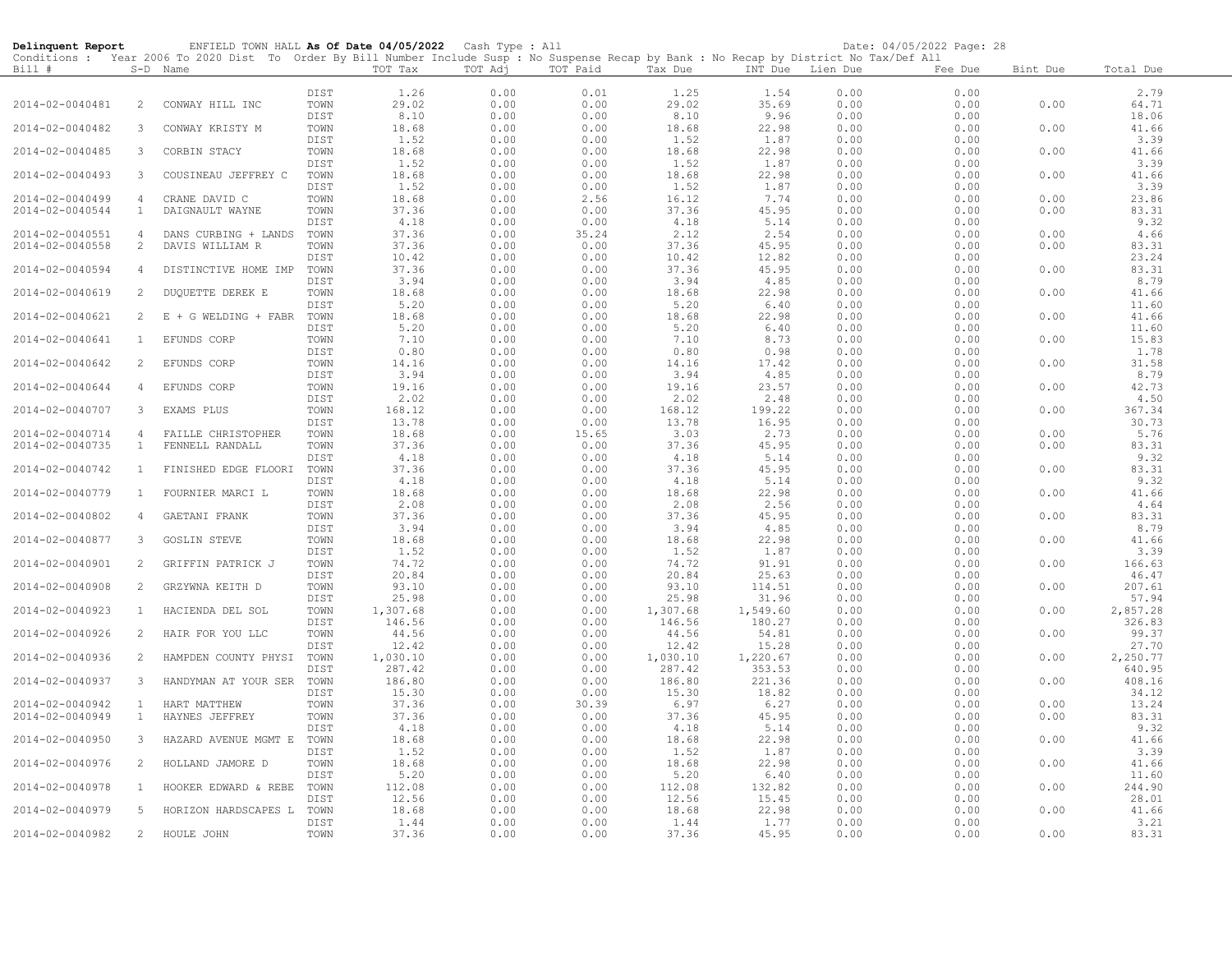**Delinquent Report** ENFIELD TOWN HALL **As Of Date 04/05/2022** Cash Type : All Date: 04/05/2022 Page: 28

Conditions : Year 2006 To 2020 Dist To Order By Bill Number Include Susp : No Suspense Recap by Bank : No Recap by District No Tax/Def All

| Bill # | S-D | Name | | TOT Tax | TOT Adj | TOT Paid | Tax Due | INT Due | Lien Due | Fee Due | Bint Due | Total Due |
|---|---|---|---|---|---|---|---|---|---|---|---|---|
| | | | DIST | 1.26 | 0.00 | 0.01 | 1.25 | 1.54 | 0.00 | 0.00 | | 2.79 |
| 2014-02-0040481 | 2 | CONWAY HILL INC | TOWN | 29.02 | 0.00 | 0.00 | 29.02 | 35.69 | 0.00 | 0.00 | 0.00 | 64.71 |
| | | | DIST | 8.10 | 0.00 | 0.00 | 8.10 | 9.96 | 0.00 | 0.00 | | 18.06 |
| 2014-02-0040482 | 3 | CONWAY KRISTY M | TOWN | 18.68 | 0.00 | 0.00 | 18.68 | 22.98 | 0.00 | 0.00 | 0.00 | 41.66 |
| | | | DIST | 1.52 | 0.00 | 0.00 | 1.52 | 1.87 | 0.00 | 0.00 | | 3.39 |
| 2014-02-0040485 | 3 | CORBIN STACY | TOWN | 18.68 | 0.00 | 0.00 | 18.68 | 22.98 | 0.00 | 0.00 | 0.00 | 41.66 |
| | | | DIST | 1.52 | 0.00 | 0.00 | 1.52 | 1.87 | 0.00 | 0.00 | | 3.39 |
| 2014-02-0040493 | 3 | COUSINEAU JEFFREY C | TOWN | 18.68 | 0.00 | 0.00 | 18.68 | 22.98 | 0.00 | 0.00 | 0.00 | 41.66 |
| | | | DIST | 1.52 | 0.00 | 0.00 | 1.52 | 1.87 | 0.00 | 0.00 | | 3.39 |
| 2014-02-0040499 | 4 | CRANE DAVID C | TOWN | 18.68 | 0.00 | 2.56 | 16.12 | 7.74 | 0.00 | 0.00 | 0.00 | 23.86 |
| 2014-02-0040544 | 1 | DAIGNAULT WAYNE | TOWN | 37.36 | 0.00 | 0.00 | 37.36 | 45.95 | 0.00 | 0.00 | 0.00 | 83.31 |
| | | | DIST | 4.18 | 0.00 | 0.00 | 4.18 | 5.14 | 0.00 | 0.00 | | 9.32 |
| 2014-02-0040551 | 4 | DANS CURBING + LANDS | TOWN | 37.36 | 0.00 | 35.24 | 2.12 | 2.54 | 0.00 | 0.00 | 0.00 | 4.66 |
| 2014-02-0040558 | 2 | DAVIS WILLIAM R | TOWN | 37.36 | 0.00 | 0.00 | 37.36 | 45.95 | 0.00 | 0.00 | 0.00 | 83.31 |
| | | | DIST | 10.42 | 0.00 | 0.00 | 10.42 | 12.82 | 0.00 | 0.00 | | 23.24 |
| 2014-02-0040594 | 4 | DISTINCTIVE HOME IMP | TOWN | 37.36 | 0.00 | 0.00 | 37.36 | 45.95 | 0.00 | 0.00 | 0.00 | 83.31 |
| | | | DIST | 3.94 | 0.00 | 0.00 | 3.94 | 4.85 | 0.00 | 0.00 | | 8.79 |
| 2014-02-0040619 | 2 | DUQUETTE DEREK E | TOWN | 18.68 | 0.00 | 0.00 | 18.68 | 22.98 | 0.00 | 0.00 | 0.00 | 41.66 |
| | | | DIST | 5.20 | 0.00 | 0.00 | 5.20 | 6.40 | 0.00 | 0.00 | | 11.60 |
| 2014-02-0040621 | 2 | E + G WELDING + FABR | TOWN | 18.68 | 0.00 | 0.00 | 18.68 | 22.98 | 0.00 | 0.00 | 0.00 | 41.66 |
| | | | DIST | 5.20 | 0.00 | 0.00 | 5.20 | 6.40 | 0.00 | 0.00 | | 11.60 |
| 2014-02-0040641 | 1 | EFUNDS CORP | TOWN | 7.10 | 0.00 | 0.00 | 7.10 | 8.73 | 0.00 | 0.00 | 0.00 | 15.83 |
| | | | DIST | 0.80 | 0.00 | 0.00 | 0.80 | 0.98 | 0.00 | 0.00 | | 1.78 |
| 2014-02-0040642 | 2 | EFUNDS CORP | TOWN | 14.16 | 0.00 | 0.00 | 14.16 | 17.42 | 0.00 | 0.00 | 0.00 | 31.58 |
| | | | DIST | 3.94 | 0.00 | 0.00 | 3.94 | 4.85 | 0.00 | 0.00 | | 8.79 |
| 2014-02-0040644 | 4 | EFUNDS CORP | TOWN | 19.16 | 0.00 | 0.00 | 19.16 | 23.57 | 0.00 | 0.00 | 0.00 | 42.73 |
| | | | DIST | 2.02 | 0.00 | 0.00 | 2.02 | 2.48 | 0.00 | 0.00 | | 4.50 |
| 2014-02-0040707 | 3 | EXAMS PLUS | TOWN | 168.12 | 0.00 | 0.00 | 168.12 | 199.22 | 0.00 | 0.00 | 0.00 | 367.34 |
| | | | DIST | 13.78 | 0.00 | 0.00 | 13.78 | 16.95 | 0.00 | 0.00 | | 30.73 |
| 2014-02-0040714 | 4 | FAILLE CHRISTOPHER | TOWN | 18.68 | 0.00 | 15.65 | 3.03 | 2.73 | 0.00 | 0.00 | 0.00 | 5.76 |
| 2014-02-0040735 | 1 | FENNELL RANDALL | TOWN | 37.36 | 0.00 | 0.00 | 37.36 | 45.95 | 0.00 | 0.00 | 0.00 | 83.31 |
| | | | DIST | 4.18 | 0.00 | 0.00 | 4.18 | 5.14 | 0.00 | 0.00 | | 9.32 |
| 2014-02-0040742 | 1 | FINISHED EDGE FLOORI | TOWN | 37.36 | 0.00 | 0.00 | 37.36 | 45.95 | 0.00 | 0.00 | 0.00 | 83.31 |
| | | | DIST | 4.18 | 0.00 | 0.00 | 4.18 | 5.14 | 0.00 | 0.00 | | 9.32 |
| 2014-02-0040779 | 1 | FOURNIER MARCI L | TOWN | 18.68 | 0.00 | 0.00 | 18.68 | 22.98 | 0.00 | 0.00 | 0.00 | 41.66 |
| | | | DIST | 2.08 | 0.00 | 0.00 | 2.08 | 2.56 | 0.00 | 0.00 | | 4.64 |
| 2014-02-0040802 | 4 | GAETANI FRANK | TOWN | 37.36 | 0.00 | 0.00 | 37.36 | 45.95 | 0.00 | 0.00 | 0.00 | 83.31 |
| | | | DIST | 3.94 | 0.00 | 0.00 | 3.94 | 4.85 | 0.00 | 0.00 | | 8.79 |
| 2014-02-0040877 | 3 | GOSLIN STEVE | TOWN | 18.68 | 0.00 | 0.00 | 18.68 | 22.98 | 0.00 | 0.00 | 0.00 | 41.66 |
| | | | DIST | 1.52 | 0.00 | 0.00 | 1.52 | 1.87 | 0.00 | 0.00 | | 3.39 |
| 2014-02-0040901 | 2 | GRIFFIN PATRICK J | TOWN | 74.72 | 0.00 | 0.00 | 74.72 | 91.91 | 0.00 | 0.00 | 0.00 | 166.63 |
| | | | DIST | 20.84 | 0.00 | 0.00 | 20.84 | 25.63 | 0.00 | 0.00 | | 46.47 |
| 2014-02-0040908 | 2 | GRZYWNA KEITH D | TOWN | 93.10 | 0.00 | 0.00 | 93.10 | 114.51 | 0.00 | 0.00 | 0.00 | 207.61 |
| | | | DIST | 25.98 | 0.00 | 0.00 | 25.98 | 31.96 | 0.00 | 0.00 | | 57.94 |
| 2014-02-0040923 | 1 | HACIENDA DEL SOL | TOWN | 1,307.68 | 0.00 | 0.00 | 1,307.68 | 1,549.60 | 0.00 | 0.00 | 0.00 | 2,857.28 |
| | | | DIST | 146.56 | 0.00 | 0.00 | 146.56 | 180.27 | 0.00 | 0.00 | | 326.83 |
| 2014-02-0040926 | 2 | HAIR FOR YOU LLC | TOWN | 44.56 | 0.00 | 0.00 | 44.56 | 54.81 | 0.00 | 0.00 | 0.00 | 99.37 |
| | | | DIST | 12.42 | 0.00 | 0.00 | 12.42 | 15.28 | 0.00 | 0.00 | | 27.70 |
| 2014-02-0040936 | 2 | HAMPDEN COUNTY PHYSI | TOWN | 1,030.10 | 0.00 | 0.00 | 1,030.10 | 1,220.67 | 0.00 | 0.00 | 0.00 | 2,250.77 |
| | | | DIST | 287.42 | 0.00 | 0.00 | 287.42 | 353.53 | 0.00 | 0.00 | | 640.95 |
| 2014-02-0040937 | 3 | HANDYMAN AT YOUR SER | TOWN | 186.80 | 0.00 | 0.00 | 186.80 | 221.36 | 0.00 | 0.00 | 0.00 | 408.16 |
| | | | DIST | 15.30 | 0.00 | 0.00 | 15.30 | 18.82 | 0.00 | 0.00 | | 34.12 |
| 2014-02-0040942 | 1 | HART MATTHEW | TOWN | 37.36 | 0.00 | 30.39 | 6.97 | 6.27 | 0.00 | 0.00 | 0.00 | 13.24 |
| 2014-02-0040949 | 1 | HAYNES JEFFREY | TOWN | 37.36 | 0.00 | 0.00 | 37.36 | 45.95 | 0.00 | 0.00 | 0.00 | 83.31 |
| | | | DIST | 4.18 | 0.00 | 0.00 | 4.18 | 5.14 | 0.00 | 0.00 | | 9.32 |
| 2014-02-0040950 | 3 | HAZARD AVENUE MGMT E | TOWN | 18.68 | 0.00 | 0.00 | 18.68 | 22.98 | 0.00 | 0.00 | 0.00 | 41.66 |
| | | | DIST | 1.52 | 0.00 | 0.00 | 1.52 | 1.87 | 0.00 | 0.00 | | 3.39 |
| 2014-02-0040976 | 2 | HOLLAND JAMORE D | TOWN | 18.68 | 0.00 | 0.00 | 18.68 | 22.98 | 0.00 | 0.00 | 0.00 | 41.66 |
| | | | DIST | 5.20 | 0.00 | 0.00 | 5.20 | 6.40 | 0.00 | 0.00 | | 11.60 |
| 2014-02-0040978 | 1 | HOOKER EDWARD & REBE | TOWN | 112.08 | 0.00 | 0.00 | 112.08 | 132.82 | 0.00 | 0.00 | 0.00 | 244.90 |
| | | | DIST | 12.56 | 0.00 | 0.00 | 12.56 | 15.45 | 0.00 | 0.00 | | 28.01 |
| 2014-02-0040979 | 5 | HORIZON HARDSCAPES L | TOWN | 18.68 | 0.00 | 0.00 | 18.68 | 22.98 | 0.00 | 0.00 | 0.00 | 41.66 |
| | | | DIST | 1.44 | 0.00 | 0.00 | 1.44 | 1.77 | 0.00 | 0.00 | | 3.21 |
| 2014-02-0040982 | 2 | HOULE JOHN | TOWN | 37.36 | 0.00 | 0.00 | 37.36 | 45.95 | 0.00 | 0.00 | 0.00 | 83.31 |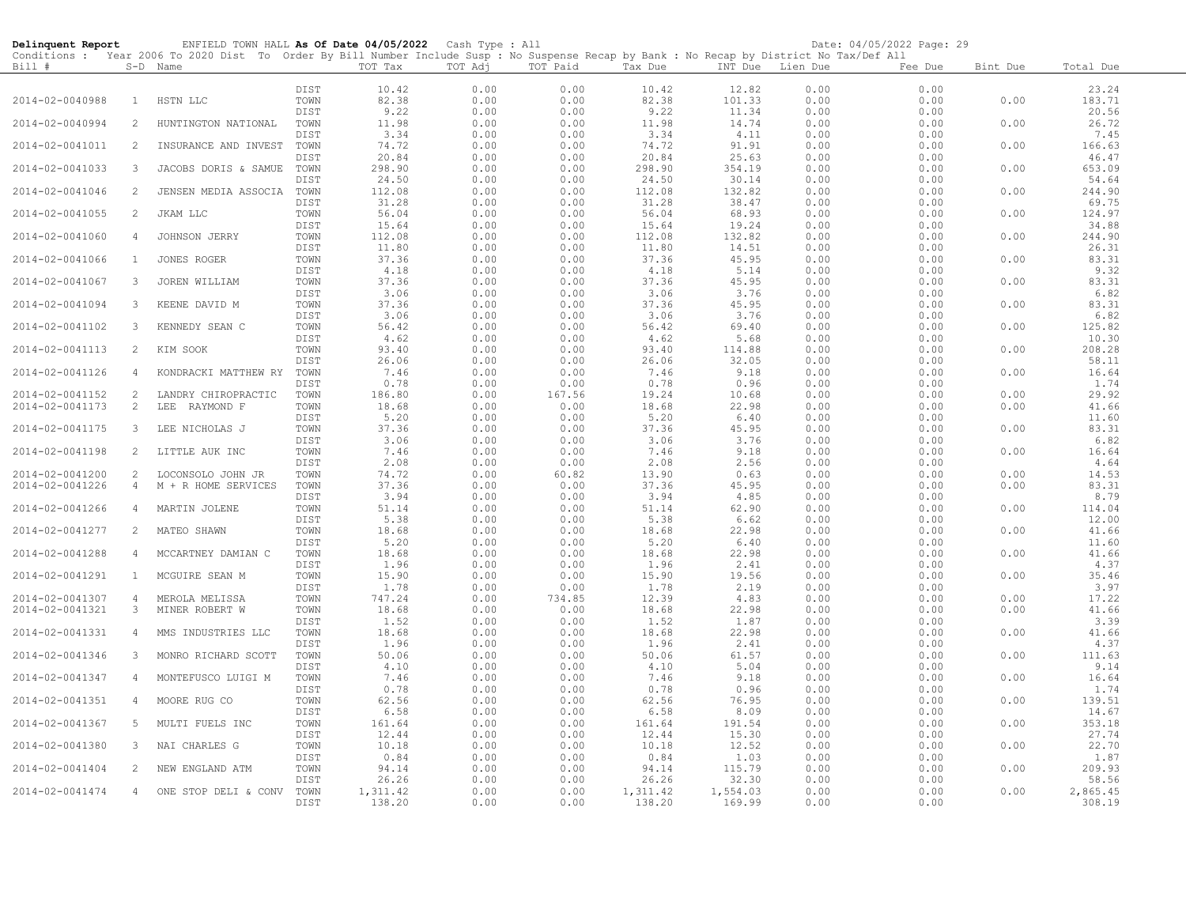**Delinquent Report** ENFIELD TOWN HALL **As Of Date 04/05/2022** Cash Type : All Date: 04/05/2022 Page: 29

Conditions : Year 2006 To 2020 Dist To Order By Bill Number Include Susp : No Suspense Recap by Bank : No Recap by District No Tax/Def All

| Bill # | S-D | Name | | TOT Tax | TOT Adj | TOT Paid | Tax Due | INT Due | Lien Due | Fee Due | Bint Due | Total Due |
|---|---|---|---|---|---|---|---|---|---|---|---|---|
| | | | DIST | 10.42 | 0.00 | 0.00 | 10.42 | 12.82 | 0.00 | 0.00 | | 23.24 |
| 2014-02-0040988 | 1 | HSTN LLC | TOWN | 82.38 | 0.00 | 0.00 | 82.38 | 101.33 | 0.00 | 0.00 | 0.00 | 183.71 |
| | | | DIST | 9.22 | 0.00 | 0.00 | 9.22 | 11.34 | 0.00 | 0.00 | | 20.56 |
| 2014-02-0040994 | 2 | HUNTINGTON NATIONAL | TOWN | 11.98 | 0.00 | 0.00 | 11.98 | 14.74 | 0.00 | 0.00 | 0.00 | 26.72 |
| | | | DIST | 3.34 | 0.00 | 0.00 | 3.34 | 4.11 | 0.00 | 0.00 | | 7.45 |
| 2014-02-0041011 | 2 | INSURANCE AND INVEST | TOWN | 74.72 | 0.00 | 0.00 | 74.72 | 91.91 | 0.00 | 0.00 | 0.00 | 166.63 |
| | | | DIST | 20.84 | 0.00 | 0.00 | 20.84 | 25.63 | 0.00 | 0.00 | | 46.47 |
| 2014-02-0041033 | 3 | JACOBS DORIS & SAMUE | TOWN | 298.90 | 0.00 | 0.00 | 298.90 | 354.19 | 0.00 | 0.00 | 0.00 | 653.09 |
| | | | DIST | 24.50 | 0.00 | 0.00 | 24.50 | 30.14 | 0.00 | 0.00 | | 54.64 |
| 2014-02-0041046 | 2 | JENSEN MEDIA ASSOCIA | TOWN | 112.08 | 0.00 | 0.00 | 112.08 | 132.82 | 0.00 | 0.00 | 0.00 | 244.90 |
| | | | DIST | 31.28 | 0.00 | 0.00 | 31.28 | 38.47 | 0.00 | 0.00 | | 69.75 |
| 2014-02-0041055 | 2 | JKAM LLC | TOWN | 56.04 | 0.00 | 0.00 | 56.04 | 68.93 | 0.00 | 0.00 | 0.00 | 124.97 |
| | | | DIST | 15.64 | 0.00 | 0.00 | 15.64 | 19.24 | 0.00 | 0.00 | | 34.88 |
| 2014-02-0041060 | 4 | JOHNSON JERRY | TOWN | 112.08 | 0.00 | 0.00 | 112.08 | 132.82 | 0.00 | 0.00 | 0.00 | 244.90 |
| | | | DIST | 11.80 | 0.00 | 0.00 | 11.80 | 14.51 | 0.00 | 0.00 | | 26.31 |
| 2014-02-0041066 | 1 | JONES ROGER | TOWN | 37.36 | 0.00 | 0.00 | 37.36 | 45.95 | 0.00 | 0.00 | 0.00 | 83.31 |
| | | | DIST | 4.18 | 0.00 | 0.00 | 4.18 | 5.14 | 0.00 | 0.00 | | 9.32 |
| 2014-02-0041067 | 3 | JOREN WILLIAM | TOWN | 37.36 | 0.00 | 0.00 | 37.36 | 45.95 | 0.00 | 0.00 | 0.00 | 83.31 |
| | | | DIST | 3.06 | 0.00 | 0.00 | 3.06 | 3.76 | 0.00 | 0.00 | | 6.82 |
| 2014-02-0041094 | 3 | KEENE DAVID M | TOWN | 37.36 | 0.00 | 0.00 | 37.36 | 45.95 | 0.00 | 0.00 | 0.00 | 83.31 |
| | | | DIST | 3.06 | 0.00 | 0.00 | 3.06 | 3.76 | 0.00 | 0.00 | | 6.82 |
| 2014-02-0041102 | 3 | KENNEDY SEAN C | TOWN | 56.42 | 0.00 | 0.00 | 56.42 | 69.40 | 0.00 | 0.00 | 0.00 | 125.82 |
| | | | DIST | 4.62 | 0.00 | 0.00 | 4.62 | 5.68 | 0.00 | 0.00 | | 10.30 |
| 2014-02-0041113 | 2 | KIM SOOK | TOWN | 93.40 | 0.00 | 0.00 | 93.40 | 114.88 | 0.00 | 0.00 | 0.00 | 208.28 |
| | | | DIST | 26.06 | 0.00 | 0.00 | 26.06 | 32.05 | 0.00 | 0.00 | | 58.11 |
| 2014-02-0041126 | 4 | KONDRACKI MATTHEW RY | TOWN | 7.46 | 0.00 | 0.00 | 7.46 | 9.18 | 0.00 | 0.00 | 0.00 | 16.64 |
| | | | DIST | 0.78 | 0.00 | 0.00 | 0.78 | 0.96 | 0.00 | 0.00 | | 1.74 |
| 2014-02-0041152 | 2 | LANDRY CHIROPRACTIC | TOWN | 186.80 | 0.00 | 167.56 | 19.24 | 10.68 | 0.00 | 0.00 | 0.00 | 29.92 |
| 2014-02-0041173 | 2 | LEE RAYMOND F | TOWN | 18.68 | 0.00 | 0.00 | 18.68 | 22.98 | 0.00 | 0.00 | 0.00 | 41.66 |
| | | | DIST | 5.20 | 0.00 | 0.00 | 5.20 | 6.40 | 0.00 | 0.00 | | 11.60 |
| 2014-02-0041175 | 3 | LEE NICHOLAS J | TOWN | 37.36 | 0.00 | 0.00 | 37.36 | 45.95 | 0.00 | 0.00 | 0.00 | 83.31 |
| | | | DIST | 3.06 | 0.00 | 0.00 | 3.06 | 3.76 | 0.00 | 0.00 | | 6.82 |
| 2014-02-0041198 | 2 | LITTLE AUK INC | TOWN | 7.46 | 0.00 | 0.00 | 7.46 | 9.18 | 0.00 | 0.00 | 0.00 | 16.64 |
| | | | DIST | 2.08 | 0.00 | 0.00 | 2.08 | 2.56 | 0.00 | 0.00 | | 4.64 |
| 2014-02-0041200 | 2 | LOCONSOLO JOHN JR | TOWN | 74.72 | 0.00 | 60.82 | 13.90 | 0.63 | 0.00 | 0.00 | 0.00 | 14.53 |
| 2014-02-0041226 | 4 | M + R HOME SERVICES | TOWN | 37.36 | 0.00 | 0.00 | 37.36 | 45.95 | 0.00 | 0.00 | 0.00 | 83.31 |
| | | | DIST | 3.94 | 0.00 | 0.00 | 3.94 | 4.85 | 0.00 | 0.00 | | 8.79 |
| 2014-02-0041266 | 4 | MARTIN JOLENE | TOWN | 51.14 | 0.00 | 0.00 | 51.14 | 62.90 | 0.00 | 0.00 | 0.00 | 114.04 |
| | | | DIST | 5.38 | 0.00 | 0.00 | 5.38 | 6.62 | 0.00 | 0.00 | | 12.00 |
| 2014-02-0041277 | 2 | MATEO SHAWN | TOWN | 18.68 | 0.00 | 0.00 | 18.68 | 22.98 | 0.00 | 0.00 | 0.00 | 41.66 |
| | | | DIST | 5.20 | 0.00 | 0.00 | 5.20 | 6.40 | 0.00 | 0.00 | | 11.60 |
| 2014-02-0041288 | 4 | MCCARTNEY DAMIAN C | TOWN | 18.68 | 0.00 | 0.00 | 18.68 | 22.98 | 0.00 | 0.00 | 0.00 | 41.66 |
| | | | DIST | 1.96 | 0.00 | 0.00 | 1.96 | 2.41 | 0.00 | 0.00 | | 4.37 |
| 2014-02-0041291 | 1 | MCGUIRE SEAN M | TOWN | 15.90 | 0.00 | 0.00 | 15.90 | 19.56 | 0.00 | 0.00 | 0.00 | 35.46 |
| | | | DIST | 1.78 | 0.00 | 0.00 | 1.78 | 2.19 | 0.00 | 0.00 | | 3.97 |
| 2014-02-0041307 | 4 | MEROLA MELISSA | TOWN | 747.24 | 0.00 | 734.85 | 12.39 | 4.83 | 0.00 | 0.00 | 0.00 | 17.22 |
| 2014-02-0041321 | 3 | MINER ROBERT W | TOWN | 18.68 | 0.00 | 0.00 | 18.68 | 22.98 | 0.00 | 0.00 | 0.00 | 41.66 |
| | | | DIST | 1.52 | 0.00 | 0.00 | 1.52 | 1.87 | 0.00 | 0.00 | | 3.39 |
| 2014-02-0041331 | 4 | MMS INDUSTRIES LLC | TOWN | 18.68 | 0.00 | 0.00 | 18.68 | 22.98 | 0.00 | 0.00 | 0.00 | 41.66 |
| | | | DIST | 1.96 | 0.00 | 0.00 | 1.96 | 2.41 | 0.00 | 0.00 | | 4.37 |
| 2014-02-0041346 | 3 | MONRO RICHARD SCOTT | TOWN | 50.06 | 0.00 | 0.00 | 50.06 | 61.57 | 0.00 | 0.00 | 0.00 | 111.63 |
| | | | DIST | 4.10 | 0.00 | 0.00 | 4.10 | 5.04 | 0.00 | 0.00 | | 9.14 |
| 2014-02-0041347 | 4 | MONTEFUSCO LUIGI M | TOWN | 7.46 | 0.00 | 0.00 | 7.46 | 9.18 | 0.00 | 0.00 | 0.00 | 16.64 |
| | | | DIST | 0.78 | 0.00 | 0.00 | 0.78 | 0.96 | 0.00 | 0.00 | | 1.74 |
| 2014-02-0041351 | 4 | MOORE RUG CO | TOWN | 62.56 | 0.00 | 0.00 | 62.56 | 76.95 | 0.00 | 0.00 | 0.00 | 139.51 |
| | | | DIST | 6.58 | 0.00 | 0.00 | 6.58 | 8.09 | 0.00 | 0.00 | | 14.67 |
| 2014-02-0041367 | 5 | MULTI FUELS INC | TOWN | 161.64 | 0.00 | 0.00 | 161.64 | 191.54 | 0.00 | 0.00 | 0.00 | 353.18 |
| | | | DIST | 12.44 | 0.00 | 0.00 | 12.44 | 15.30 | 0.00 | 0.00 | | 27.74 |
| 2014-02-0041380 | 3 | NAI CHARLES G | TOWN | 10.18 | 0.00 | 0.00 | 10.18 | 12.52 | 0.00 | 0.00 | 0.00 | 22.70 |
| | | | DIST | 0.84 | 0.00 | 0.00 | 0.84 | 1.03 | 0.00 | 0.00 | | 1.87 |
| 2014-02-0041404 | 2 | NEW ENGLAND ATM | TOWN | 94.14 | 0.00 | 0.00 | 94.14 | 115.79 | 0.00 | 0.00 | 0.00 | 209.93 |
| | | | DIST | 26.26 | 0.00 | 0.00 | 26.26 | 32.30 | 0.00 | 0.00 | | 58.56 |
| 2014-02-0041474 | 4 | ONE STOP DELI & CONV | TOWN | 1,311.42 | 0.00 | 0.00 | 1,311.42 | 1,554.03 | 0.00 | 0.00 | 0.00 | 2,865.45 |
| | | | DIST | 138.20 | 0.00 | 0.00 | 138.20 | 169.99 | 0.00 | 0.00 | | 308.19 |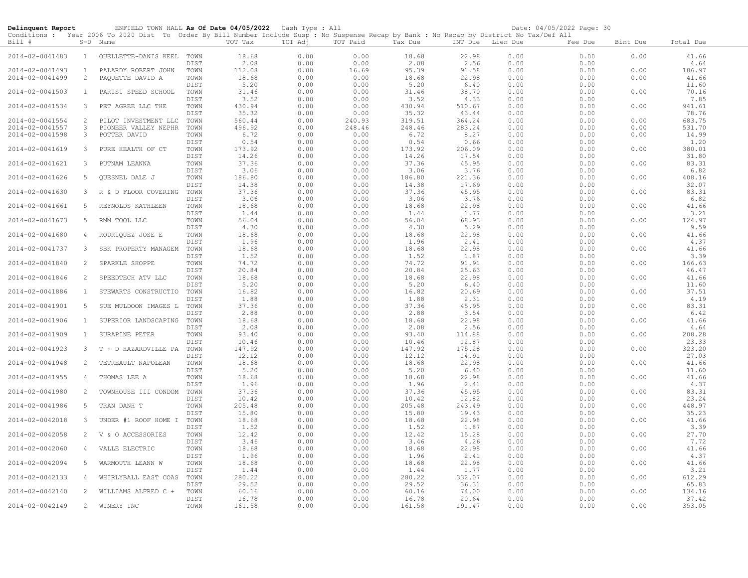**Delinquent Report** ENFIELD TOWN HALL **As Of Date 04/05/2022** Cash Type : All Date: 04/05/2022

Conditions : Year 2006 To 2020 Dist To Order By Bill Number Include Susp : No Suspense Recap by Bank : No Recap by District No Tax/Def All

| Bill # | S-D | Name | | TOT Tax | TOT Adj | TOT Paid | Tax Due | INT Due | Lien Due | Fee Due | Bint Due | Total Due |
|---|---|---|---|---|---|---|---|---|---|---|---|---|
| 2014-02-0041483 | 1 | OUELLETTE-DANIS KEEL | TOWN | 18.68 | 0.00 | 0.00 | 18.68 | 22.98 | 0.00 | 0.00 | 0.00 | 41.66 |
| | | | DIST | 2.08 | 0.00 | 0.00 | 2.08 | 2.56 | 0.00 | 0.00 | | 4.64 |
| 2014-02-0041493 | 1 | PALARDY ROBERT JOHN | TOWN | 112.08 | 0.00 | 16.69 | 95.39 | 91.58 | 0.00 | 0.00 | 0.00 | 186.97 |
| 2014-02-0041499 | 2 | PAQUETTE DAVID A | TOWN | 18.68 | 0.00 | 0.00 | 18.68 | 22.98 | 0.00 | 0.00 | 0.00 | 41.66 |
| | | | DIST | 5.20 | 0.00 | 0.00 | 5.20 | 6.40 | 0.00 | 0.00 | | 11.60 |
| 2014-02-0041503 | 1 | PARISI SPEED SCHOOL | TOWN | 31.46 | 0.00 | 0.00 | 31.46 | 38.70 | 0.00 | 0.00 | 0.00 | 70.16 |
| | | | DIST | 3.52 | 0.00 | 0.00 | 3.52 | 4.33 | 0.00 | 0.00 | | 7.85 |
| 2014-02-0041534 | 3 | PET AGREE LLC THE | TOWN | 430.94 | 0.00 | 0.00 | 430.94 | 510.67 | 0.00 | 0.00 | 0.00 | 941.61 |
| | | | DIST | 35.32 | 0.00 | 0.00 | 35.32 | 43.44 | 0.00 | 0.00 | | 78.76 |
| 2014-02-0041554 | 2 | PILOT INVESTMENT LLC | TOWN | 560.44 | 0.00 | 240.93 | 319.51 | 364.24 | 0.00 | 0.00 | 0.00 | 683.75 |
| 2014-02-0041557 | 3 | PIONEER VALLEY NEPHR | TOWN | 496.92 | 0.00 | 248.46 | 248.46 | 283.24 | 0.00 | 0.00 | 0.00 | 531.70 |
| 2014-02-0041598 | 3 | POTTER DAVID | TOWN | 6.72 | 0.00 | 0.00 | 6.72 | 8.27 | 0.00 | 0.00 | 0.00 | 14.99 |
| | | | DIST | 0.54 | 0.00 | 0.00 | 0.54 | 0.66 | 0.00 | 0.00 | | 1.20 |
| 2014-02-0041619 | 3 | PURE HEALTH OF CT | TOWN | 173.92 | 0.00 | 0.00 | 173.92 | 206.09 | 0.00 | 0.00 | 0.00 | 380.01 |
| | | | DIST | 14.26 | 0.00 | 0.00 | 14.26 | 17.54 | 0.00 | 0.00 | | 31.80 |
| 2014-02-0041621 | 3 | PUTNAM LEANNA | TOWN | 37.36 | 0.00 | 0.00 | 37.36 | 45.95 | 0.00 | 0.00 | 0.00 | 83.31 |
| | | | DIST | 3.06 | 0.00 | 0.00 | 3.06 | 3.76 | 0.00 | 0.00 | | 6.82 |
| 2014-02-0041626 | 5 | QUESNEL DALE J | TOWN | 186.80 | 0.00 | 0.00 | 186.80 | 221.36 | 0.00 | 0.00 | 0.00 | 408.16 |
| | | | DIST | 14.38 | 0.00 | 0.00 | 14.38 | 17.69 | 0.00 | 0.00 | | 32.07 |
| 2014-02-0041630 | 3 | R & D FLOOR COVERING | TOWN | 37.36 | 0.00 | 0.00 | 37.36 | 45.95 | 0.00 | 0.00 | 0.00 | 83.31 |
| | | | DIST | 3.06 | 0.00 | 0.00 | 3.06 | 3.76 | 0.00 | 0.00 | | 6.82 |
| 2014-02-0041661 | 5 | REYNOLDS KATHLEEN | TOWN | 18.68 | 0.00 | 0.00 | 18.68 | 22.98 | 0.00 | 0.00 | 0.00 | 41.66 |
| | | | DIST | 1.44 | 0.00 | 0.00 | 1.44 | 1.77 | 0.00 | 0.00 | | 3.21 |
| 2014-02-0041673 | 5 | RMM TOOL LLC | TOWN | 56.04 | 0.00 | 0.00 | 56.04 | 68.93 | 0.00 | 0.00 | 0.00 | 124.97 |
| | | | DIST | 4.30 | 0.00 | 0.00 | 4.30 | 5.29 | 0.00 | 0.00 | | 9.59 |
| 2014-02-0041680 | 4 | RODRIQUEZ JOSE E | TOWN | 18.68 | 0.00 | 0.00 | 18.68 | 22.98 | 0.00 | 0.00 | 0.00 | 41.66 |
| | | | DIST | 1.96 | 0.00 | 0.00 | 1.96 | 2.41 | 0.00 | 0.00 | | 4.37 |
| 2014-02-0041737 | 3 | SBK PROPERTY MANAGEM | TOWN | 18.68 | 0.00 | 0.00 | 18.68 | 22.98 | 0.00 | 0.00 | 0.00 | 41.66 |
| | | | DIST | 1.52 | 0.00 | 0.00 | 1.52 | 1.87 | 0.00 | 0.00 | | 3.39 |
| 2014-02-0041840 | 2 | SPARKLE SHOPPE | TOWN | 74.72 | 0.00 | 0.00 | 74.72 | 91.91 | 0.00 | 0.00 | 0.00 | 166.63 |
| | | | DIST | 20.84 | 0.00 | 0.00 | 20.84 | 25.63 | 0.00 | 0.00 | | 46.47 |
| 2014-02-0041846 | 2 | SPEEDTECH ATV LLC | TOWN | 18.68 | 0.00 | 0.00 | 18.68 | 22.98 | 0.00 | 0.00 | 0.00 | 41.66 |
| | | | DIST | 5.20 | 0.00 | 0.00 | 5.20 | 6.40 | 0.00 | 0.00 | | 11.60 |
| 2014-02-0041886 | 1 | STEWARTS CONSTRUCTIO | TOWN | 16.82 | 0.00 | 0.00 | 16.82 | 20.69 | 0.00 | 0.00 | 0.00 | 37.51 |
| | | | DIST | 1.88 | 0.00 | 0.00 | 1.88 | 2.31 | 0.00 | 0.00 | | 4.19 |
| 2014-02-0041901 | 5 | SUE MULDOON IMAGES L | TOWN | 37.36 | 0.00 | 0.00 | 37.36 | 45.95 | 0.00 | 0.00 | 0.00 | 83.31 |
| | | | DIST | 2.88 | 0.00 | 0.00 | 2.88 | 3.54 | 0.00 | 0.00 | | 6.42 |
| 2014-02-0041906 | 1 | SUPERIOR LANDSCAPING | TOWN | 18.68 | 0.00 | 0.00 | 18.68 | 22.98 | 0.00 | 0.00 | 0.00 | 41.66 |
| | | | DIST | 2.08 | 0.00 | 0.00 | 2.08 | 2.56 | 0.00 | 0.00 | | 4.64 |
| 2014-02-0041909 | 1 | SURAPINE PETER | TOWN | 93.40 | 0.00 | 0.00 | 93.40 | 114.88 | 0.00 | 0.00 | 0.00 | 208.28 |
| | | | DIST | 10.46 | 0.00 | 0.00 | 10.46 | 12.87 | 0.00 | 0.00 | | 23.33 |
| 2014-02-0041923 | 3 | T + D HAZARDVILLE PA | TOWN | 147.92 | 0.00 | 0.00 | 147.92 | 175.28 | 0.00 | 0.00 | 0.00 | 323.20 |
| | | | DIST | 12.12 | 0.00 | 0.00 | 12.12 | 14.91 | 0.00 | 0.00 | | 27.03 |
| 2014-02-0041948 | 2 | TETREAULT NAPOLEAN | TOWN | 18.68 | 0.00 | 0.00 | 18.68 | 22.98 | 0.00 | 0.00 | 0.00 | 41.66 |
| | | | DIST | 5.20 | 0.00 | 0.00 | 5.20 | 6.40 | 0.00 | 0.00 | | 11.60 |
| 2014-02-0041955 | 4 | THOMAS LEE A | TOWN | 18.68 | 0.00 | 0.00 | 18.68 | 22.98 | 0.00 | 0.00 | 0.00 | 41.66 |
| | | | DIST | 1.96 | 0.00 | 0.00 | 1.96 | 2.41 | 0.00 | 0.00 | | 4.37 |
| 2014-02-0041980 | 2 | TOWNHOUSE III CONDOM | TOWN | 37.36 | 0.00 | 0.00 | 37.36 | 45.95 | 0.00 | 0.00 | 0.00 | 83.31 |
| | | | DIST | 10.42 | 0.00 | 0.00 | 10.42 | 12.82 | 0.00 | 0.00 | | 23.24 |
| 2014-02-0041986 | 5 | TRAN DANH T | TOWN | 205.48 | 0.00 | 0.00 | 205.48 | 243.49 | 0.00 | 0.00 | 0.00 | 448.97 |
| | | | DIST | 15.80 | 0.00 | 0.00 | 15.80 | 19.43 | 0.00 | 0.00 | | 35.23 |
| 2014-02-0042018 | 3 | UNDER #1 ROOF HOME I | TOWN | 18.68 | 0.00 | 0.00 | 18.68 | 22.98 | 0.00 | 0.00 | 0.00 | 41.66 |
| | | | DIST | 1.52 | 0.00 | 0.00 | 1.52 | 1.87 | 0.00 | 0.00 | | 3.39 |
| 2014-02-0042058 | 2 | V & O ACCESSORIES | TOWN | 12.42 | 0.00 | 0.00 | 12.42 | 15.28 | 0.00 | 0.00 | 0.00 | 27.70 |
| | | | DIST | 3.46 | 0.00 | 0.00 | 3.46 | 4.26 | 0.00 | 0.00 | | 7.72 |
| 2014-02-0042060 | 4 | VALLE ELECTRIC | TOWN | 18.68 | 0.00 | 0.00 | 18.68 | 22.98 | 0.00 | 0.00 | 0.00 | 41.66 |
| | | | DIST | 1.96 | 0.00 | 0.00 | 1.96 | 2.41 | 0.00 | 0.00 | | 4.37 |
| 2014-02-0042094 | 5 | WARMOUTH LEANN W | TOWN | 18.68 | 0.00 | 0.00 | 18.68 | 22.98 | 0.00 | 0.00 | 0.00 | 41.66 |
| | | | DIST | 1.44 | 0.00 | 0.00 | 1.44 | 1.77 | 0.00 | 0.00 | | 3.21 |
| 2014-02-0042133 | 4 | WHIRLYBALL EAST COAS | TOWN | 280.22 | 0.00 | 0.00 | 280.22 | 332.07 | 0.00 | 0.00 | 0.00 | 612.29 |
| | | | DIST | 29.52 | 0.00 | 0.00 | 29.52 | 36.31 | 0.00 | 0.00 | | 65.83 |
| 2014-02-0042140 | 2 | WILLIAMS ALFRED C + | TOWN | 60.16 | 0.00 | 0.00 | 60.16 | 74.00 | 0.00 | 0.00 | 0.00 | 134.16 |
| | | | DIST | 16.78 | 0.00 | 0.00 | 16.78 | 20.64 | 0.00 | 0.00 | | 37.42 |
| 2014-02-0042149 | 2 | WINERY INC | TOWN | 161.58 | 0.00 | 0.00 | 161.58 | 191.47 | 0.00 | 0.00 | 0.00 | 353.05 |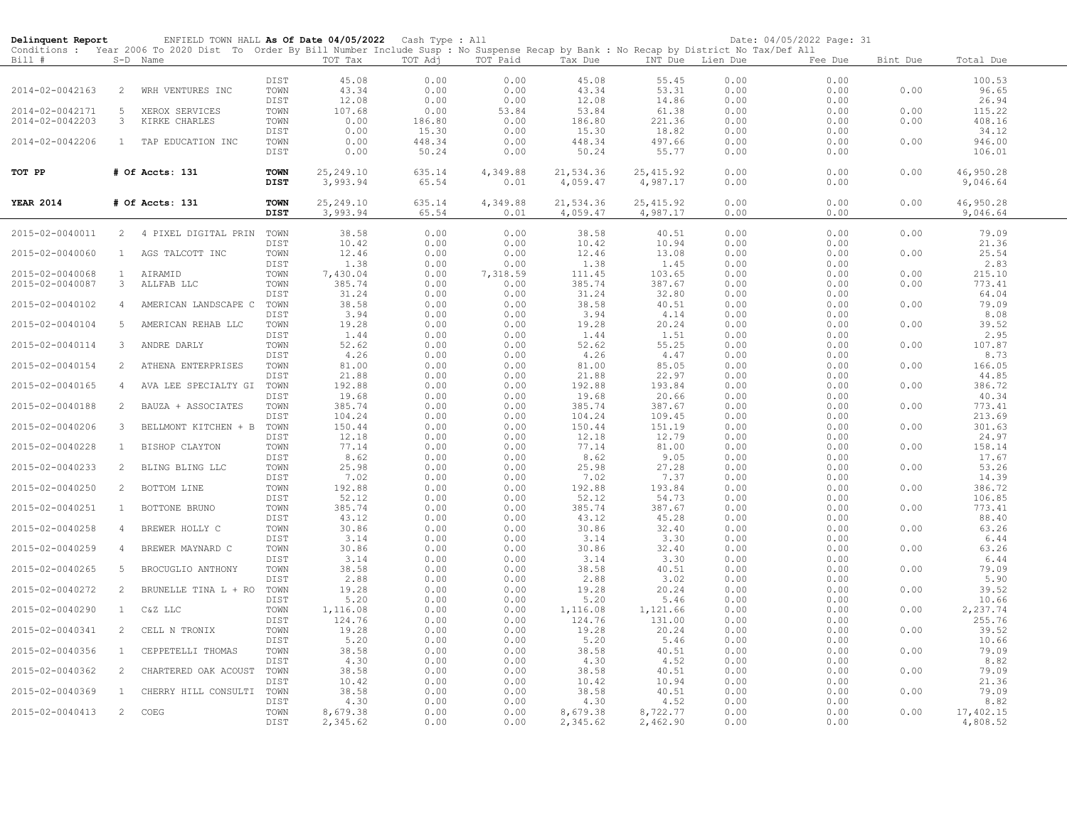**Delinquent Report** ENFIELD TOWN HALL **As Of Date 04/05/2022** Cash Type : All Date: 04/05/2022

Conditions : Year 2006 To 2020 Dist To Order By Bill Number Include Susp : No Suspense Recap by Bank : No Recap by District No Tax/Def All

| Bill # | S-D | Name | | TOT Tax | TOT Adj | TOT Paid | Tax Due | INT Due | Lien Due | Fee Due | Bint Due | Total Due |
|---|---|---|---|---|---|---|---|---|---|---|---|---|
| | | | DIST | 45.08 | 0.00 | 0.00 | 45.08 | 55.45 | 0.00 | 0.00 | | 100.53 |
| 2014-02-0042163 | 2 | WRH VENTURES INC | TOWN | 43.34 | 0.00 | 0.00 | 43.34 | 53.31 | 0.00 | 0.00 | 0.00 | 96.65 |
| | | | DIST | 12.08 | 0.00 | 0.00 | 12.08 | 14.86 | 0.00 | 0.00 | | 26.94 |
| 2014-02-0042171 | 5 | XEROX SERVICES | TOWN | 107.68 | 0.00 | 53.84 | 53.84 | 61.38 | 0.00 | 0.00 | 0.00 | 115.22 |
| 2014-02-0042203 | 3 | KIRKE CHARLES | TOWN | 0.00 | 186.80 | 0.00 | 186.80 | 221.36 | 0.00 | 0.00 | 0.00 | 408.16 |
| | | | DIST | 0.00 | 15.30 | 0.00 | 15.30 | 18.82 | 0.00 | 0.00 | | 34.12 |
| 2014-02-0042206 | 1 | TAP EDUCATION INC | TOWN | 0.00 | 448.34 | 0.00 | 448.34 | 497.66 | 0.00 | 0.00 | 0.00 | 946.00 |
| | | | DIST | 0.00 | 50.24 | 0.00 | 50.24 | 55.77 | 0.00 | 0.00 | | 106.01 |
| **TOT PP** | | **# Of Accts: 131** | **TOWN** | 25,249.10 | 635.14 | 4,349.88 | 21,534.36 | 25,415.92 | 0.00 | 0.00 | 0.00 | 46,950.28 |
| | | | **DIST** | 3,993.94 | 65.54 | 0.01 | 4,059.47 | 4,987.17 | 0.00 | 0.00 | | 9,046.64 |
| **YEAR 2014** | | **# Of Accts: 131** | **TOWN** | 25,249.10 | 635.14 | 4,349.88 | 21,534.36 | 25,415.92 | 0.00 | 0.00 | 0.00 | 46,950.28 |
| | | | **DIST** | 3,993.94 | 65.54 | 0.01 | 4,059.47 | 4,987.17 | 0.00 | 0.00 | | 9,046.64 |
| 2015-02-0040011 | 2 | 4 PIXEL DIGITAL PRIN | TOWN | 38.58 | 0.00 | 0.00 | 38.58 | 40.51 | 0.00 | 0.00 | 0.00 | 79.09 |
| | | | DIST | 10.42 | 0.00 | 0.00 | 10.42 | 10.94 | 0.00 | 0.00 | | 21.36 |
| 2015-02-0040060 | 1 | AGS TALCOTT INC | TOWN | 12.46 | 0.00 | 0.00 | 12.46 | 13.08 | 0.00 | 0.00 | 0.00 | 25.54 |
| | | | DIST | 1.38 | 0.00 | 0.00 | 1.38 | 1.45 | 0.00 | 0.00 | | 2.83 |
| 2015-02-0040068 | 1 | AIRAMID | TOWN | 7,430.04 | 0.00 | 7,318.59 | 111.45 | 103.65 | 0.00 | 0.00 | 0.00 | 215.10 |
| 2015-02-0040087 | 3 | ALLFAB LLC | TOWN | 385.74 | 0.00 | 0.00 | 385.74 | 387.67 | 0.00 | 0.00 | 0.00 | 773.41 |
| | | | DIST | 31.24 | 0.00 | 0.00 | 31.24 | 32.80 | 0.00 | 0.00 | | 64.04 |
| 2015-02-0040102 | 4 | AMERICAN LANDSCAPE C | TOWN | 38.58 | 0.00 | 0.00 | 38.58 | 40.51 | 0.00 | 0.00 | 0.00 | 79.09 |
| | | | DIST | 3.94 | 0.00 | 0.00 | 3.94 | 4.14 | 0.00 | 0.00 | | 8.08 |
| 2015-02-0040104 | 5 | AMERICAN REHAB LLC | TOWN | 19.28 | 0.00 | 0.00 | 19.28 | 20.24 | 0.00 | 0.00 | 0.00 | 39.52 |
| | | | DIST | 1.44 | 0.00 | 0.00 | 1.44 | 1.51 | 0.00 | 0.00 | | 2.95 |
| 2015-02-0040114 | 3 | ANDRE DARLY | TOWN | 52.62 | 0.00 | 0.00 | 52.62 | 55.25 | 0.00 | 0.00 | 0.00 | 107.87 |
| | | | DIST | 4.26 | 0.00 | 0.00 | 4.26 | 4.47 | 0.00 | 0.00 | | 8.73 |
| 2015-02-0040154 | 2 | ATHENA ENTERPRISES | TOWN | 81.00 | 0.00 | 0.00 | 81.00 | 85.05 | 0.00 | 0.00 | 0.00 | 166.05 |
| | | | DIST | 21.88 | 0.00 | 0.00 | 21.88 | 22.97 | 0.00 | 0.00 | | 44.85 |
| 2015-02-0040165 | 4 | AVA LEE SPECIALTY GI | TOWN | 192.88 | 0.00 | 0.00 | 192.88 | 193.84 | 0.00 | 0.00 | 0.00 | 386.72 |
| | | | DIST | 19.68 | 0.00 | 0.00 | 19.68 | 20.66 | 0.00 | 0.00 | | 40.34 |
| 2015-02-0040188 | 2 | BAUZA + ASSOCIATES | TOWN | 385.74 | 0.00 | 0.00 | 385.74 | 387.67 | 0.00 | 0.00 | 0.00 | 773.41 |
| | | | DIST | 104.24 | 0.00 | 0.00 | 104.24 | 109.45 | 0.00 | 0.00 | | 213.69 |
| 2015-02-0040206 | 3 | BELLMONT KITCHEN + B | TOWN | 150.44 | 0.00 | 0.00 | 150.44 | 151.19 | 0.00 | 0.00 | 0.00 | 301.63 |
| | | | DIST | 12.18 | 0.00 | 0.00 | 12.18 | 12.79 | 0.00 | 0.00 | | 24.97 |
| 2015-02-0040228 | 1 | BISHOP CLAYTON | TOWN | 77.14 | 0.00 | 0.00 | 77.14 | 81.00 | 0.00 | 0.00 | 0.00 | 158.14 |
| | | | DIST | 8.62 | 0.00 | 0.00 | 8.62 | 9.05 | 0.00 | 0.00 | | 17.67 |
| 2015-02-0040233 | 2 | BLING BLING LLC | TOWN | 25.98 | 0.00 | 0.00 | 25.98 | 27.28 | 0.00 | 0.00 | 0.00 | 53.26 |
| | | | DIST | 7.02 | 0.00 | 0.00 | 7.02 | 7.37 | 0.00 | 0.00 | | 14.39 |
| 2015-02-0040250 | 2 | BOTTOM LINE | TOWN | 192.88 | 0.00 | 0.00 | 192.88 | 193.84 | 0.00 | 0.00 | 0.00 | 386.72 |
| | | | DIST | 52.12 | 0.00 | 0.00 | 52.12 | 54.73 | 0.00 | 0.00 | | 106.85 |
| 2015-02-0040251 | 1 | BOTTONE BRUNO | TOWN | 385.74 | 0.00 | 0.00 | 385.74 | 387.67 | 0.00 | 0.00 | 0.00 | 773.41 |
| | | | DIST | 43.12 | 0.00 | 0.00 | 43.12 | 45.28 | 0.00 | 0.00 | | 88.40 |
| 2015-02-0040258 | 4 | BREWER HOLLY C | TOWN | 30.86 | 0.00 | 0.00 | 30.86 | 32.40 | 0.00 | 0.00 | 0.00 | 63.26 |
| | | | DIST | 3.14 | 0.00 | 0.00 | 3.14 | 3.30 | 0.00 | 0.00 | | 6.44 |
| 2015-02-0040259 | 4 | BREWER MAYNARD C | TOWN | 30.86 | 0.00 | 0.00 | 30.86 | 32.40 | 0.00 | 0.00 | 0.00 | 63.26 |
| | | | DIST | 3.14 | 0.00 | 0.00 | 3.14 | 3.30 | 0.00 | 0.00 | | 6.44 |
| 2015-02-0040265 | 5 | BROCUGLIO ANTHONY | TOWN | 38.58 | 0.00 | 0.00 | 38.58 | 40.51 | 0.00 | 0.00 | 0.00 | 79.09 |
| | | | DIST | 2.88 | 0.00 | 0.00 | 2.88 | 3.02 | 0.00 | 0.00 | | 5.90 |
| 2015-02-0040272 | 2 | BRUNELLE TINA L + RO | TOWN | 19.28 | 0.00 | 0.00 | 19.28 | 20.24 | 0.00 | 0.00 | 0.00 | 39.52 |
| | | | DIST | 5.20 | 0.00 | 0.00 | 5.20 | 5.46 | 0.00 | 0.00 | | 10.66 |
| 2015-02-0040290 | 1 | C&Z LLC | TOWN | 1,116.08 | 0.00 | 0.00 | 1,116.08 | 1,121.66 | 0.00 | 0.00 | 0.00 | 2,237.74 |
| | | | DIST | 124.76 | 0.00 | 0.00 | 124.76 | 131.00 | 0.00 | 0.00 | | 255.76 |
| 2015-02-0040341 | 2 | CELL N TRONIX | TOWN | 19.28 | 0.00 | 0.00 | 19.28 | 20.24 | 0.00 | 0.00 | 0.00 | 39.52 |
| | | | DIST | 5.20 | 0.00 | 0.00 | 5.20 | 5.46 | 0.00 | 0.00 | | 10.66 |
| 2015-02-0040356 | 1 | CEPPETELLI THOMAS | TOWN | 38.58 | 0.00 | 0.00 | 38.58 | 40.51 | 0.00 | 0.00 | 0.00 | 79.09 |
| | | | DIST | 4.30 | 0.00 | 0.00 | 4.30 | 4.52 | 0.00 | 0.00 | | 8.82 |
| 2015-02-0040362 | 2 | CHARTERED OAK ACOUST | TOWN | 38.58 | 0.00 | 0.00 | 38.58 | 40.51 | 0.00 | 0.00 | 0.00 | 79.09 |
| | | | DIST | 10.42 | 0.00 | 0.00 | 10.42 | 10.94 | 0.00 | 0.00 | | 21.36 |
| 2015-02-0040369 | 1 | CHERRY HILL CONSULTI | TOWN | 38.58 | 0.00 | 0.00 | 38.58 | 40.51 | 0.00 | 0.00 | 0.00 | 79.09 |
| | | | DIST | 4.30 | 0.00 | 0.00 | 4.30 | 4.52 | 0.00 | 0.00 | | 8.82 |
| 2015-02-0040413 | 2 | COEG | TOWN | 8,679.38 | 0.00 | 0.00 | 8,679.38 | 8,722.77 | 0.00 | 0.00 | 0.00 | 17,402.15 |
| | | | DIST | 2,345.62 | 0.00 | 0.00 | 2,345.62 | 2,462.90 | 0.00 | 0.00 | | 4,808.52 |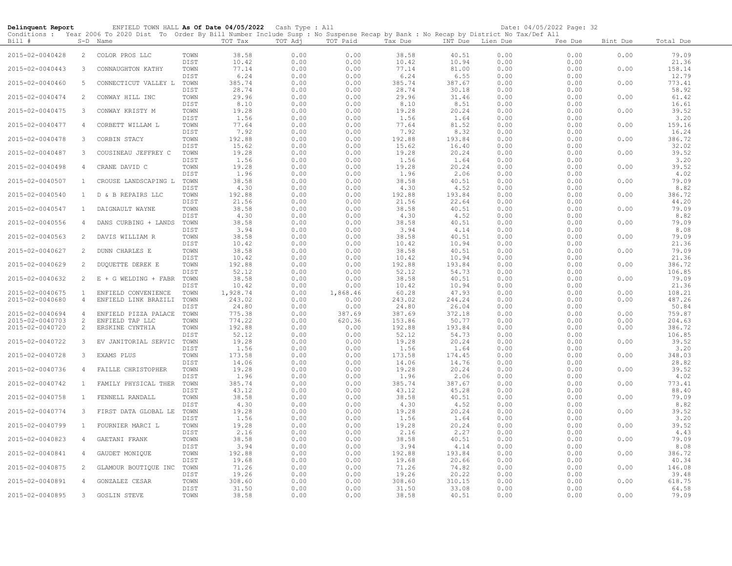**Delinquent Report** ENFIELD TOWN HALL **As Of Date 04/05/2022** Cash Type : All Date: 04/05/2022 Page: 32

Conditions : Year 2006 To 2020 Dist To Order By Bill Number Include Susp : No Suspense Recap by Bank : No Recap by District No Tax/Def All

| Bill # | S-D | Name | | TOT Tax | TOT Adj | TOT Paid | Tax Due | INT Due | Lien Due | Fee Due | Bint Due | Total Due |
|---|---|---|---|---|---|---|---|---|---|---|---|---|
| 2015-02-0040428 | 2 | COLOR PROS LLC | TOWN | 38.58 | 0.00 | 0.00 | 38.58 | 40.51 | 0.00 | 0.00 | 0.00 | 79.09 |
| | | | DIST | 10.42 | 0.00 | 0.00 | 10.42 | 10.94 | 0.00 | 0.00 | | 21.36 |
| 2015-02-0040443 | 3 | CONNAUGHTON KATHY | TOWN | 77.14 | 0.00 | 0.00 | 77.14 | 81.00 | 0.00 | 0.00 | 0.00 | 158.14 |
| | | | DIST | 6.24 | 0.00 | 0.00 | 6.24 | 6.55 | 0.00 | 0.00 | | 12.79 |
| 2015-02-0040460 | 5 | CONNECTICUT VALLEY L | TOWN | 385.74 | 0.00 | 0.00 | 385.74 | 387.67 | 0.00 | 0.00 | 0.00 | 773.41 |
| | | | DIST | 28.74 | 0.00 | 0.00 | 28.74 | 30.18 | 0.00 | 0.00 | | 58.92 |
| 2015-02-0040474 | 2 | CONWAY HILL INC | TOWN | 29.96 | 0.00 | 0.00 | 29.96 | 31.46 | 0.00 | 0.00 | 0.00 | 61.42 |
| | | | DIST | 8.10 | 0.00 | 0.00 | 8.10 | 8.51 | 0.00 | 0.00 | | 16.61 |
| 2015-02-0040475 | 3 | CONWAY KRISTY M | TOWN | 19.28 | 0.00 | 0.00 | 19.28 | 20.24 | 0.00 | 0.00 | 0.00 | 39.52 |
| | | | DIST | 1.56 | 0.00 | 0.00 | 1.56 | 1.64 | 0.00 | 0.00 | | 3.20 |
| 2015-02-0040477 | 4 | CORBETT WILLAM L | TOWN | 77.64 | 0.00 | 0.00 | 77.64 | 81.52 | 0.00 | 0.00 | 0.00 | 159.16 |
| | | | DIST | 7.92 | 0.00 | 0.00 | 7.92 | 8.32 | 0.00 | 0.00 | | 16.24 |
| 2015-02-0040478 | 3 | CORBIN STACY | TOWN | 192.88 | 0.00 | 0.00 | 192.88 | 193.84 | 0.00 | 0.00 | 0.00 | 386.72 |
| | | | DIST | 15.62 | 0.00 | 0.00 | 15.62 | 16.40 | 0.00 | 0.00 | | 32.02 |
| 2015-02-0040487 | 3 | COUSINEAU JEFFREY C | TOWN | 19.28 | 0.00 | 0.00 | 19.28 | 20.24 | 0.00 | 0.00 | 0.00 | 39.52 |
| | | | DIST | 1.56 | 0.00 | 0.00 | 1.56 | 1.64 | 0.00 | 0.00 | | 3.20 |
| 2015-02-0040498 | 4 | CRANE DAVID C | TOWN | 19.28 | 0.00 | 0.00 | 19.28 | 20.24 | 0.00 | 0.00 | 0.00 | 39.52 |
| | | | DIST | 1.96 | 0.00 | 0.00 | 1.96 | 2.06 | 0.00 | 0.00 | | 4.02 |
| 2015-02-0040507 | 1 | CROUSE LANDSCAPING L | TOWN | 38.58 | 0.00 | 0.00 | 38.58 | 40.51 | 0.00 | 0.00 | 0.00 | 79.09 |
| | | | DIST | 4.30 | 0.00 | 0.00 | 4.30 | 4.52 | 0.00 | 0.00 | | 8.82 |
| 2015-02-0040540 | 1 | D & B REPAIRS LLC | TOWN | 192.88 | 0.00 | 0.00 | 192.88 | 193.84 | 0.00 | 0.00 | 0.00 | 386.72 |
| | | | DIST | 21.56 | 0.00 | 0.00 | 21.56 | 22.64 | 0.00 | 0.00 | | 44.20 |
| 2015-02-0040547 | 1 | DAIGNAULT WAYNE | TOWN | 38.58 | 0.00 | 0.00 | 38.58 | 40.51 | 0.00 | 0.00 | 0.00 | 79.09 |
| | | | DIST | 4.30 | 0.00 | 0.00 | 4.30 | 4.52 | 0.00 | 0.00 | | 8.82 |
| 2015-02-0040556 | 4 | DANS CURBING + LANDS | TOWN | 38.58 | 0.00 | 0.00 | 38.58 | 40.51 | 0.00 | 0.00 | 0.00 | 79.09 |
| | | | DIST | 3.94 | 0.00 | 0.00 | 3.94 | 4.14 | 0.00 | 0.00 | | 8.08 |
| 2015-02-0040563 | 2 | DAVIS WILLIAM R | TOWN | 38.58 | 0.00 | 0.00 | 38.58 | 40.51 | 0.00 | 0.00 | 0.00 | 79.09 |
| | | | DIST | 10.42 | 0.00 | 0.00 | 10.42 | 10.94 | 0.00 | 0.00 | | 21.36 |
| 2015-02-0040627 | 2 | DUNN CHARLES E | TOWN | 38.58 | 0.00 | 0.00 | 38.58 | 40.51 | 0.00 | 0.00 | 0.00 | 79.09 |
| | | | DIST | 10.42 | 0.00 | 0.00 | 10.42 | 10.94 | 0.00 | 0.00 | | 21.36 |
| 2015-02-0040629 | 2 | DUQUETTE DEREK E | TOWN | 192.88 | 0.00 | 0.00 | 192.88 | 193.84 | 0.00 | 0.00 | 0.00 | 386.72 |
| | | | DIST | 52.12 | 0.00 | 0.00 | 52.12 | 54.73 | 0.00 | 0.00 | | 106.85 |
| 2015-02-0040632 | 2 | E + G WELDING + FABR | TOWN | 38.58 | 0.00 | 0.00 | 38.58 | 40.51 | 0.00 | 0.00 | 0.00 | 79.09 |
| | | | DIST | 10.42 | 0.00 | 0.00 | 10.42 | 10.94 | 0.00 | 0.00 | | 21.36 |
| 2015-02-0040675 | 1 | ENFIELD CONVENIENCE | TOWN | 1,928.74 | 0.00 | 1,868.46 | 60.28 | 47.93 | 0.00 | 0.00 | 0.00 | 108.21 |
| 2015-02-0040680 | 4 | ENFIELD LINK BRAZILI | TOWN | 243.02 | 0.00 | 0.00 | 243.02 | 244.24 | 0.00 | 0.00 | 0.00 | 487.26 |
| | | | DIST | 24.80 | 0.00 | 0.00 | 24.80 | 26.04 | 0.00 | 0.00 | | 50.84 |
| 2015-02-0040694 | 4 | ENFIELD PIZZA PALACE | TOWN | 775.38 | 0.00 | 387.69 | 387.69 | 372.18 | 0.00 | 0.00 | 0.00 | 759.87 |
| 2015-02-0040703 | 2 | ENFIELD TAP LLC | TOWN | 774.22 | 0.00 | 620.36 | 153.86 | 50.77 | 0.00 | 0.00 | 0.00 | 204.63 |
| 2015-02-0040720 | 2 | ERSKINE CYNTHIA | TOWN | 192.88 | 0.00 | 0.00 | 192.88 | 193.84 | 0.00 | 0.00 | 0.00 | 386.72 |
| | | | DIST | 52.12 | 0.00 | 0.00 | 52.12 | 54.73 | 0.00 | 0.00 | | 106.85 |
| 2015-02-0040722 | 3 | EV JANITORIAL SERVIC | TOWN | 19.28 | 0.00 | 0.00 | 19.28 | 20.24 | 0.00 | 0.00 | 0.00 | 39.52 |
| | | | DIST | 1.56 | 0.00 | 0.00 | 1.56 | 1.64 | 0.00 | 0.00 | | 3.20 |
| 2015-02-0040728 | 3 | EXAMS PLUS | TOWN | 173.58 | 0.00 | 0.00 | 173.58 | 174.45 | 0.00 | 0.00 | 0.00 | 348.03 |
| | | | DIST | 14.06 | 0.00 | 0.00 | 14.06 | 14.76 | 0.00 | 0.00 | | 28.82 |
| 2015-02-0040736 | 4 | FAILLE CHRISTOPHER | TOWN | 19.28 | 0.00 | 0.00 | 19.28 | 20.24 | 0.00 | 0.00 | 0.00 | 39.52 |
| | | | DIST | 1.96 | 0.00 | 0.00 | 1.96 | 2.06 | 0.00 | 0.00 | | 4.02 |
| 2015-02-0040742 | 1 | FAMILY PHYSICAL THER | TOWN | 385.74 | 0.00 | 0.00 | 385.74 | 387.67 | 0.00 | 0.00 | 0.00 | 773.41 |
| | | | DIST | 43.12 | 0.00 | 0.00 | 43.12 | 45.28 | 0.00 | 0.00 | | 88.40 |
| 2015-02-0040758 | 1 | FENNELL RANDALL | TOWN | 38.58 | 0.00 | 0.00 | 38.58 | 40.51 | 0.00 | 0.00 | 0.00 | 79.09 |
| | | | DIST | 4.30 | 0.00 | 0.00 | 4.30 | 4.52 | 0.00 | 0.00 | | 8.82 |
| 2015-02-0040774 | 3 | FIRST DATA GLOBAL LE | TOWN | 19.28 | 0.00 | 0.00 | 19.28 | 20.24 | 0.00 | 0.00 | 0.00 | 39.52 |
| | | | DIST | 1.56 | 0.00 | 0.00 | 1.56 | 1.64 | 0.00 | 0.00 | | 3.20 |
| 2015-02-0040799 | 1 | FOURNIER MARCI L | TOWN | 19.28 | 0.00 | 0.00 | 19.28 | 20.24 | 0.00 | 0.00 | 0.00 | 39.52 |
| | | | DIST | 2.16 | 0.00 | 0.00 | 2.16 | 2.27 | 0.00 | 0.00 | | 4.43 |
| 2015-02-0040823 | 4 | GAETANI FRANK | TOWN | 38.58 | 0.00 | 0.00 | 38.58 | 40.51 | 0.00 | 0.00 | 0.00 | 79.09 |
| | | | DIST | 3.94 | 0.00 | 0.00 | 3.94 | 4.14 | 0.00 | 0.00 | | 8.08 |
| 2015-02-0040841 | 4 | GAUDET MONIQUE | TOWN | 192.88 | 0.00 | 0.00 | 192.88 | 193.84 | 0.00 | 0.00 | 0.00 | 386.72 |
| | | | DIST | 19.68 | 0.00 | 0.00 | 19.68 | 20.66 | 0.00 | 0.00 | | 40.34 |
| 2015-02-0040875 | 2 | GLAMOUR BOUTIQUE INC | TOWN | 71.26 | 0.00 | 0.00 | 71.26 | 74.82 | 0.00 | 0.00 | 0.00 | 146.08 |
| | | | DIST | 19.26 | 0.00 | 0.00 | 19.26 | 20.22 | 0.00 | 0.00 | | 39.48 |
| 2015-02-0040891 | 4 | GONZALEZ CESAR | TOWN | 308.60 | 0.00 | 0.00 | 308.60 | 310.15 | 0.00 | 0.00 | 0.00 | 618.75 |
| | | | DIST | 31.50 | 0.00 | 0.00 | 31.50 | 33.08 | 0.00 | 0.00 | | 64.58 |
| 2015-02-0040895 | 3 | GOSLIN STEVE | TOWN | 38.58 | 0.00 | 0.00 | 38.58 | 40.51 | 0.00 | 0.00 | 0.00 | 79.09 |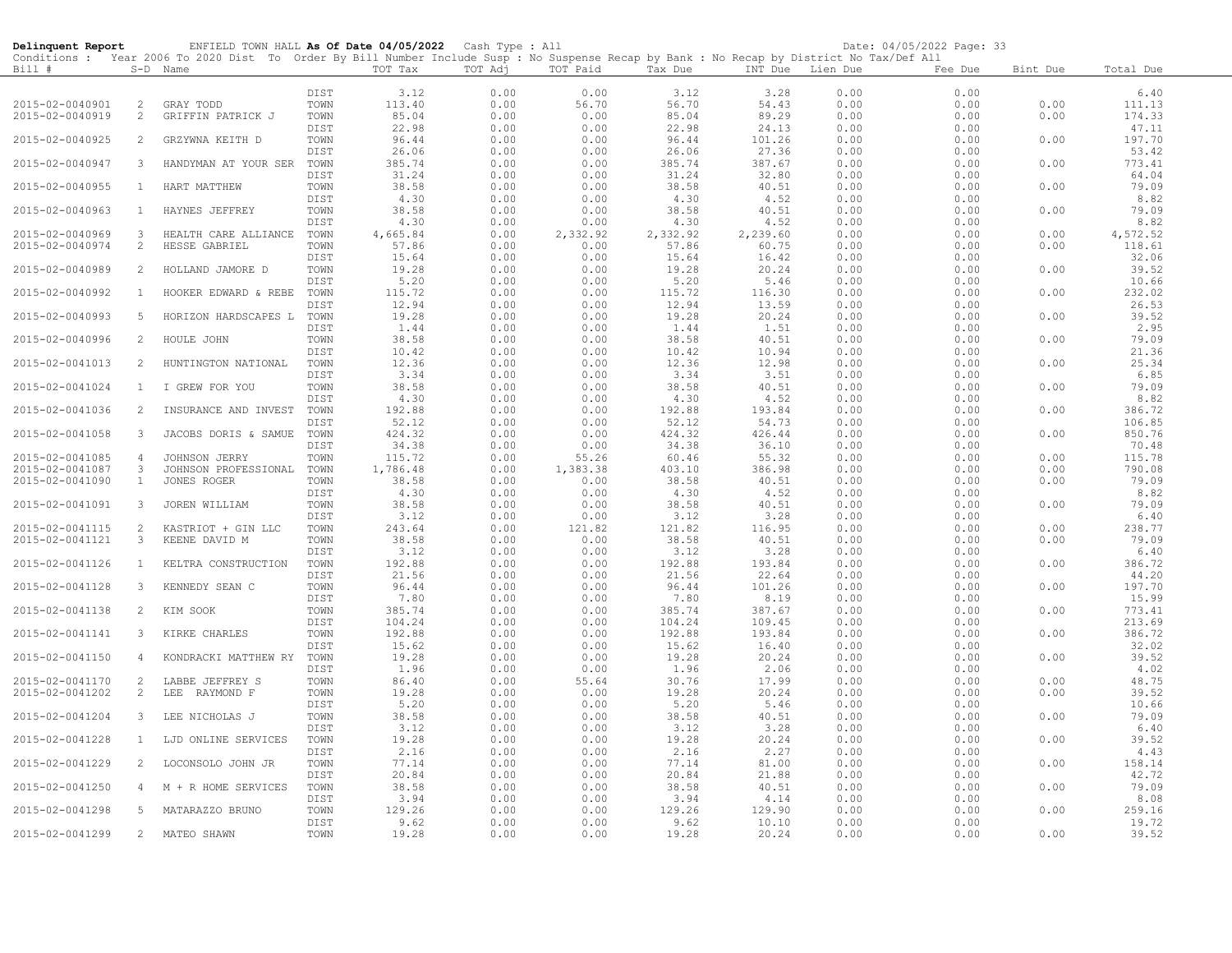**Delinquent Report** ENFIELD TOWN HALL **As Of Date 04/05/2022** Cash Type : All Date: 04/05/2022 Page: 33

Conditions : Year 2006 To 2020 Dist To Order By Bill Number Include Susp : No Suspense Recap by Bank : No Recap by District No Tax/Def All

| Bill # | S-D | Name | | TOT Tax | TOT Adj | TOT Paid | Tax Due | INT Due | Lien Due | Fee Due | Bint Due | Total Due |
|---|---|---|---|---|---|---|---|---|---|---|---|---|
| | | | DIST | 3.12 | 0.00 | 0.00 | 3.12 | 3.28 | 0.00 | 0.00 | | 6.40 |
| 2015-02-0040901 | 2 | GRAY TODD | TOWN | 113.40 | 0.00 | 56.70 | 56.70 | 54.43 | 0.00 | 0.00 | 0.00 | 111.13 |
| 2015-02-0040919 | 2 | GRIFFIN PATRICK J | TOWN | 85.04 | 0.00 | 0.00 | 85.04 | 89.29 | 0.00 | 0.00 | 0.00 | 174.33 |
| | | | DIST | 22.98 | 0.00 | 0.00 | 22.98 | 24.13 | 0.00 | 0.00 | | 47.11 |
| 2015-02-0040925 | 2 | GRZYWNA KEITH D | TOWN | 96.44 | 0.00 | 0.00 | 96.44 | 101.26 | 0.00 | 0.00 | 0.00 | 197.70 |
| | | | DIST | 26.06 | 0.00 | 0.00 | 26.06 | 27.36 | 0.00 | 0.00 | | 53.42 |
| 2015-02-0040947 | 3 | HANDYMAN AT YOUR SER | TOWN | 385.74 | 0.00 | 0.00 | 385.74 | 387.67 | 0.00 | 0.00 | 0.00 | 773.41 |
| | | | DIST | 31.24 | 0.00 | 0.00 | 31.24 | 32.80 | 0.00 | 0.00 | | 64.04 |
| 2015-02-0040955 | 1 | HART MATTHEW | TOWN | 38.58 | 0.00 | 0.00 | 38.58 | 40.51 | 0.00 | 0.00 | 0.00 | 79.09 |
| | | | DIST | 4.30 | 0.00 | 0.00 | 4.30 | 4.52 | 0.00 | 0.00 | | 8.82 |
| 2015-02-0040963 | 1 | HAYNES JEFFREY | TOWN | 38.58 | 0.00 | 0.00 | 38.58 | 40.51 | 0.00 | 0.00 | 0.00 | 79.09 |
| | | | DIST | 4.30 | 0.00 | 0.00 | 4.30 | 4.52 | 0.00 | 0.00 | | 8.82 |
| 2015-02-0040969 | 3 | HEALTH CARE ALLIANCE | TOWN | 4,665.84 | 0.00 | 2,332.92 | 2,332.92 | 2,239.60 | 0.00 | 0.00 | 0.00 | 4,572.52 |
| 2015-02-0040974 | 2 | HESSE GABRIEL | TOWN | 57.86 | 0.00 | 0.00 | 57.86 | 60.75 | 0.00 | 0.00 | 0.00 | 118.61 |
| | | | DIST | 15.64 | 0.00 | 0.00 | 15.64 | 16.42 | 0.00 | 0.00 | | 32.06 |
| 2015-02-0040989 | 2 | HOLLAND JAMORE D | TOWN | 19.28 | 0.00 | 0.00 | 19.28 | 20.24 | 0.00 | 0.00 | 0.00 | 39.52 |
| | | | DIST | 5.20 | 0.00 | 0.00 | 5.20 | 5.46 | 0.00 | 0.00 | | 10.66 |
| 2015-02-0040992 | 1 | HOOKER EDWARD & REBE | TOWN | 115.72 | 0.00 | 0.00 | 115.72 | 116.30 | 0.00 | 0.00 | 0.00 | 232.02 |
| | | | DIST | 12.94 | 0.00 | 0.00 | 12.94 | 13.59 | 0.00 | 0.00 | | 26.53 |
| 2015-02-0040993 | 5 | HORIZON HARDSCAPES L | TOWN | 19.28 | 0.00 | 0.00 | 19.28 | 20.24 | 0.00 | 0.00 | 0.00 | 39.52 |
| | | | DIST | 1.44 | 0.00 | 0.00 | 1.44 | 1.51 | 0.00 | 0.00 | | 2.95 |
| 2015-02-0040996 | 2 | HOULE JOHN | TOWN | 38.58 | 0.00 | 0.00 | 38.58 | 40.51 | 0.00 | 0.00 | 0.00 | 79.09 |
| | | | DIST | 10.42 | 0.00 | 0.00 | 10.42 | 10.94 | 0.00 | 0.00 | | 21.36 |
| 2015-02-0041013 | 2 | HUNTINGTON NATIONAL | TOWN | 12.36 | 0.00 | 0.00 | 12.36 | 12.98 | 0.00 | 0.00 | 0.00 | 25.34 |
| | | | DIST | 3.34 | 0.00 | 0.00 | 3.34 | 3.51 | 0.00 | 0.00 | | 6.85 |
| 2015-02-0041024 | 1 | I GREW FOR YOU | TOWN | 38.58 | 0.00 | 0.00 | 38.58 | 40.51 | 0.00 | 0.00 | 0.00 | 79.09 |
| | | | DIST | 4.30 | 0.00 | 0.00 | 4.30 | 4.52 | 0.00 | 0.00 | | 8.82 |
| 2015-02-0041036 | 2 | INSURANCE AND INVEST | TOWN | 192.88 | 0.00 | 0.00 | 192.88 | 193.84 | 0.00 | 0.00 | 0.00 | 386.72 |
| | | | DIST | 52.12 | 0.00 | 0.00 | 52.12 | 54.73 | 0.00 | 0.00 | | 106.85 |
| 2015-02-0041058 | 3 | JACOBS DORIS & SAMUE | TOWN | 424.32 | 0.00 | 0.00 | 424.32 | 426.44 | 0.00 | 0.00 | 0.00 | 850.76 |
| | | | DIST | 34.38 | 0.00 | 0.00 | 34.38 | 36.10 | 0.00 | 0.00 | | 70.48 |
| 2015-02-0041085 | 4 | JOHNSON JERRY | TOWN | 115.72 | 0.00 | 55.26 | 60.46 | 55.32 | 0.00 | 0.00 | 0.00 | 115.78 |
| 2015-02-0041087 | 3 | JOHNSON PROFESSIONAL | TOWN | 1,786.48 | 0.00 | 1,383.38 | 403.10 | 386.98 | 0.00 | 0.00 | 0.00 | 790.08 |
| 2015-02-0041090 | 1 | JONES ROGER | TOWN | 38.58 | 0.00 | 0.00 | 38.58 | 40.51 | 0.00 | 0.00 | 0.00 | 79.09 |
| | | | DIST | 4.30 | 0.00 | 0.00 | 4.30 | 4.52 | 0.00 | 0.00 | | 8.82 |
| 2015-02-0041091 | 3 | JOREN WILLIAM | TOWN | 38.58 | 0.00 | 0.00 | 38.58 | 40.51 | 0.00 | 0.00 | 0.00 | 79.09 |
| | | | DIST | 3.12 | 0.00 | 0.00 | 3.12 | 3.28 | 0.00 | 0.00 | | 6.40 |
| 2015-02-0041115 | 2 | KASTRIOT + GIN LLC | TOWN | 243.64 | 0.00 | 121.82 | 121.82 | 116.95 | 0.00 | 0.00 | 0.00 | 238.77 |
| 2015-02-0041121 | 3 | KEENE DAVID M | TOWN | 38.58 | 0.00 | 0.00 | 38.58 | 40.51 | 0.00 | 0.00 | 0.00 | 79.09 |
| | | | DIST | 3.12 | 0.00 | 0.00 | 3.12 | 3.28 | 0.00 | 0.00 | | 6.40 |
| 2015-02-0041126 | 1 | KELTRA CONSTRUCTION | TOWN | 192.88 | 0.00 | 0.00 | 192.88 | 193.84 | 0.00 | 0.00 | 0.00 | 386.72 |
| | | | DIST | 21.56 | 0.00 | 0.00 | 21.56 | 22.64 | 0.00 | 0.00 | | 44.20 |
| 2015-02-0041128 | 3 | KENNEDY SEAN C | TOWN | 96.44 | 0.00 | 0.00 | 96.44 | 101.26 | 0.00 | 0.00 | 0.00 | 197.70 |
| | | | DIST | 7.80 | 0.00 | 0.00 | 7.80 | 8.19 | 0.00 | 0.00 | | 15.99 |
| 2015-02-0041138 | 2 | KIM SOOK | TOWN | 385.74 | 0.00 | 0.00 | 385.74 | 387.67 | 0.00 | 0.00 | 0.00 | 773.41 |
| | | | DIST | 104.24 | 0.00 | 0.00 | 104.24 | 109.45 | 0.00 | 0.00 | | 213.69 |
| 2015-02-0041141 | 3 | KIRKE CHARLES | TOWN | 192.88 | 0.00 | 0.00 | 192.88 | 193.84 | 0.00 | 0.00 | 0.00 | 386.72 |
| | | | DIST | 15.62 | 0.00 | 0.00 | 15.62 | 16.40 | 0.00 | 0.00 | | 32.02 |
| 2015-02-0041150 | 4 | KONDRACKI MATTHEW RY | TOWN | 19.28 | 0.00 | 0.00 | 19.28 | 20.24 | 0.00 | 0.00 | 0.00 | 39.52 |
| | | | DIST | 1.96 | 0.00 | 0.00 | 1.96 | 2.06 | 0.00 | 0.00 | | 4.02 |
| 2015-02-0041170 | 2 | LABBE JEFFREY S | TOWN | 86.40 | 0.00 | 55.64 | 30.76 | 17.99 | 0.00 | 0.00 | 0.00 | 48.75 |
| 2015-02-0041202 | 2 | LEE RAYMOND F | TOWN | 19.28 | 0.00 | 0.00 | 19.28 | 20.24 | 0.00 | 0.00 | 0.00 | 39.52 |
| | | | DIST | 5.20 | 0.00 | 0.00 | 5.20 | 5.46 | 0.00 | 0.00 | | 10.66 |
| 2015-02-0041204 | 3 | LEE NICHOLAS J | TOWN | 38.58 | 0.00 | 0.00 | 38.58 | 40.51 | 0.00 | 0.00 | 0.00 | 79.09 |
| | | | DIST | 3.12 | 0.00 | 0.00 | 3.12 | 3.28 | 0.00 | 0.00 | | 6.40 |
| 2015-02-0041228 | 1 | LJD ONLINE SERVICES | TOWN | 19.28 | 0.00 | 0.00 | 19.28 | 20.24 | 0.00 | 0.00 | 0.00 | 39.52 |
| | | | DIST | 2.16 | 0.00 | 0.00 | 2.16 | 2.27 | 0.00 | 0.00 | | 4.43 |
| 2015-02-0041229 | 2 | LOCONSOLO JOHN JR | TOWN | 77.14 | 0.00 | 0.00 | 77.14 | 81.00 | 0.00 | 0.00 | 0.00 | 158.14 |
| | | | DIST | 20.84 | 0.00 | 0.00 | 20.84 | 21.88 | 0.00 | 0.00 | | 42.72 |
| 2015-02-0041250 | 4 | M + R HOME SERVICES | TOWN | 38.58 | 0.00 | 0.00 | 38.58 | 40.51 | 0.00 | 0.00 | 0.00 | 79.09 |
| | | | DIST | 3.94 | 0.00 | 0.00 | 3.94 | 4.14 | 0.00 | 0.00 | | 8.08 |
| 2015-02-0041298 | 5 | MATARAZZO BRUNO | TOWN | 129.26 | 0.00 | 0.00 | 129.26 | 129.90 | 0.00 | 0.00 | 0.00 | 259.16 |
| | | | DIST | 9.62 | 0.00 | 0.00 | 9.62 | 10.10 | 0.00 | 0.00 | | 19.72 |
| 2015-02-0041299 | 2 | MATEO SHAWN | TOWN | 19.28 | 0.00 | 0.00 | 19.28 | 20.24 | 0.00 | 0.00 | 0.00 | 39.52 |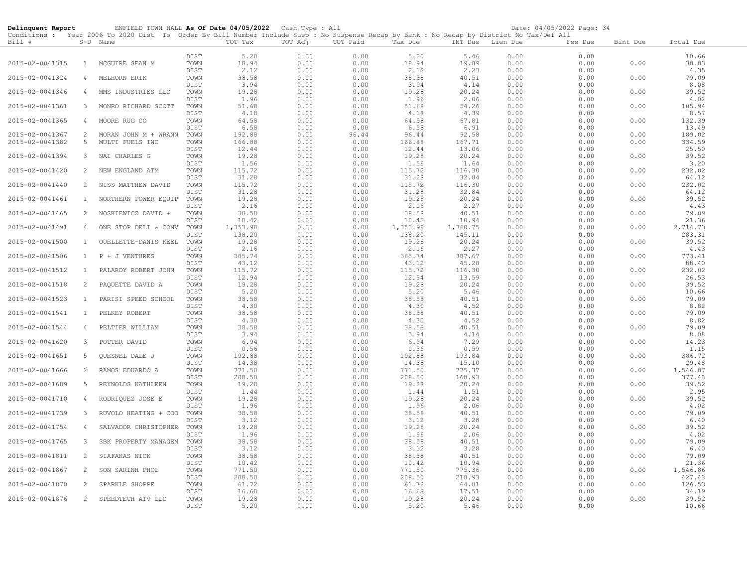**Delinquent Report** ENFIELD TOWN HALL **As Of Date 04/05/2022** Cash Type : All Date: 04/05/2022 Page: 34

Conditions : Year 2006 To 2020 Dist To Order By Bill Number Include Susp : No Suspense Recap by Bank : No Recap by District No Tax/Def All

| Bill # | S-D | Name | | TOT Tax | TOT Adj | TOT Paid | Tax Due | INT Due | Lien Due | Fee Due | Bint Due | Total Due |
|---|---|---|---|---|---|---|---|---|---|---|---|---|
| | | | DIST | 5.20 | 0.00 | 0.00 | 5.20 | 5.46 | 0.00 | 0.00 | | 10.66 |
| 2015-02-0041315 | 1 | MCGUIRE SEAN M | TOWN | 18.94 | 0.00 | 0.00 | 18.94 | 19.89 | 0.00 | 0.00 | 0.00 | 38.83 |
| | | | DIST | 2.12 | 0.00 | 0.00 | 2.12 | 2.23 | 0.00 | 0.00 | | 4.35 |
| 2015-02-0041324 | 4 | MELHORN ERIK | TOWN | 38.58 | 0.00 | 0.00 | 38.58 | 40.51 | 0.00 | 0.00 | 0.00 | 79.09 |
| | | | DIST | 3.94 | 0.00 | 0.00 | 3.94 | 4.14 | 0.00 | 0.00 | | 8.08 |
| 2015-02-0041346 | 4 | MMS INDUSTRIES LLC | TOWN | 19.28 | 0.00 | 0.00 | 19.28 | 20.24 | 0.00 | 0.00 | 0.00 | 39.52 |
| | | | DIST | 1.96 | 0.00 | 0.00 | 1.96 | 2.06 | 0.00 | 0.00 | | 4.02 |
| 2015-02-0041361 | 3 | MONRO RICHARD SCOTT | TOWN | 51.68 | 0.00 | 0.00 | 51.68 | 54.26 | 0.00 | 0.00 | 0.00 | 105.94 |
| | | | DIST | 4.18 | 0.00 | 0.00 | 4.18 | 4.39 | 0.00 | 0.00 | | 8.57 |
| 2015-02-0041365 | 4 | MOORE RUG CO | TOWN | 64.58 | 0.00 | 0.00 | 64.58 | 67.81 | 0.00 | 0.00 | 0.00 | 132.39 |
| | | | DIST | 6.58 | 0.00 | 0.00 | 6.58 | 6.91 | 0.00 | 0.00 | | 13.49 |
| 2015-02-0041367 | 2 | MORAN JOHN M + WRANN | TOWN | 192.88 | 0.00 | 96.44 | 96.44 | 92.58 | 0.00 | 0.00 | 0.00 | 189.02 |
| 2015-02-0041382 | 5 | MULTI FUELS INC | TOWN | 166.88 | 0.00 | 0.00 | 166.88 | 167.71 | 0.00 | 0.00 | 0.00 | 334.59 |
| | | | DIST | 12.44 | 0.00 | 0.00 | 12.44 | 13.06 | 0.00 | 0.00 | | 25.50 |
| 2015-02-0041394 | 3 | NAI CHARLES G | TOWN | 19.28 | 0.00 | 0.00 | 19.28 | 20.24 | 0.00 | 0.00 | 0.00 | 39.52 |
| | | | DIST | 1.56 | 0.00 | 0.00 | 1.56 | 1.64 | 0.00 | 0.00 | | 3.20 |
| 2015-02-0041420 | 2 | NEW ENGLAND ATM | TOWN | 115.72 | 0.00 | 0.00 | 115.72 | 116.30 | 0.00 | 0.00 | 0.00 | 232.02 |
| | | | DIST | 31.28 | 0.00 | 0.00 | 31.28 | 32.84 | 0.00 | 0.00 | | 64.12 |
| 2015-02-0041440 | 2 | NISS MATTHEW DAVID | TOWN | 115.72 | 0.00 | 0.00 | 115.72 | 116.30 | 0.00 | 0.00 | 0.00 | 232.02 |
| | | | DIST | 31.28 | 0.00 | 0.00 | 31.28 | 32.84 | 0.00 | 0.00 | | 64.12 |
| 2015-02-0041461 | 1 | NORTHERN POWER EQUIP | TOWN | 19.28 | 0.00 | 0.00 | 19.28 | 20.24 | 0.00 | 0.00 | 0.00 | 39.52 |
| | | | DIST | 2.16 | 0.00 | 0.00 | 2.16 | 2.27 | 0.00 | 0.00 | | 4.43 |
| 2015-02-0041465 | 2 | NOSKIEWICZ DAVID + | TOWN | 38.58 | 0.00 | 0.00 | 38.58 | 40.51 | 0.00 | 0.00 | 0.00 | 79.09 |
| | | | DIST | 10.42 | 0.00 | 0.00 | 10.42 | 10.94 | 0.00 | 0.00 | | 21.36 |
| 2015-02-0041491 | 4 | ONE STOP DELI & CONV | TOWN | 1,353.98 | 0.00 | 0.00 | 1,353.98 | 1,360.75 | 0.00 | 0.00 | 0.00 | 2,714.73 |
| | | | DIST | 138.20 | 0.00 | 0.00 | 138.20 | 145.11 | 0.00 | 0.00 | | 283.31 |
| 2015-02-0041500 | 1 | OUELLETTE-DANIS KEEL | TOWN | 19.28 | 0.00 | 0.00 | 19.28 | 20.24 | 0.00 | 0.00 | 0.00 | 39.52 |
| | | | DIST | 2.16 | 0.00 | 0.00 | 2.16 | 2.27 | 0.00 | 0.00 | | 4.43 |
| 2015-02-0041506 | 1 | P + J VENTURES | TOWN | 385.74 | 0.00 | 0.00 | 385.74 | 387.67 | 0.00 | 0.00 | 0.00 | 773.41 |
| | | | DIST | 43.12 | 0.00 | 0.00 | 43.12 | 45.28 | 0.00 | 0.00 | | 88.40 |
| 2015-02-0041512 | 1 | PALARDY ROBERT JOHN | TOWN | 115.72 | 0.00 | 0.00 | 115.72 | 116.30 | 0.00 | 0.00 | 0.00 | 232.02 |
| | | | DIST | 12.94 | 0.00 | 0.00 | 12.94 | 13.59 | 0.00 | 0.00 | | 26.53 |
| 2015-02-0041518 | 2 | PAQUETTE DAVID A | TOWN | 19.28 | 0.00 | 0.00 | 19.28 | 20.24 | 0.00 | 0.00 | 0.00 | 39.52 |
| | | | DIST | 5.20 | 0.00 | 0.00 | 5.20 | 5.46 | 0.00 | 0.00 | | 10.66 |
| 2015-02-0041523 | 1 | PARISI SPEED SCHOOL | TOWN | 38.58 | 0.00 | 0.00 | 38.58 | 40.51 | 0.00 | 0.00 | 0.00 | 79.09 |
| | | | DIST | 4.30 | 0.00 | 0.00 | 4.30 | 4.52 | 0.00 | 0.00 | | 8.82 |
| 2015-02-0041541 | 1 | PELKEY ROBERT | TOWN | 38.58 | 0.00 | 0.00 | 38.58 | 40.51 | 0.00 | 0.00 | 0.00 | 79.09 |
| | | | DIST | 4.30 | 0.00 | 0.00 | 4.30 | 4.52 | 0.00 | 0.00 | | 8.82 |
| 2015-02-0041544 | 4 | PELTIER WILLIAM | TOWN | 38.58 | 0.00 | 0.00 | 38.58 | 40.51 | 0.00 | 0.00 | 0.00 | 79.09 |
| | | | DIST | 3.94 | 0.00 | 0.00 | 3.94 | 4.14 | 0.00 | 0.00 | | 8.08 |
| 2015-02-0041620 | 3 | POTTER DAVID | TOWN | 6.94 | 0.00 | 0.00 | 6.94 | 7.29 | 0.00 | 0.00 | 0.00 | 14.23 |
| | | | DIST | 0.56 | 0.00 | 0.00 | 0.56 | 0.59 | 0.00 | 0.00 | | 1.15 |
| 2015-02-0041651 | 5 | QUESNEL DALE J | TOWN | 192.88 | 0.00 | 0.00 | 192.88 | 193.84 | 0.00 | 0.00 | 0.00 | 386.72 |
| | | | DIST | 14.38 | 0.00 | 0.00 | 14.38 | 15.10 | 0.00 | 0.00 | | 29.48 |
| 2015-02-0041666 | 2 | RAMOS EDUARDO A | TOWN | 771.50 | 0.00 | 0.00 | 771.50 | 775.37 | 0.00 | 0.00 | 0.00 | 1,546.87 |
| | | | DIST | 208.50 | 0.00 | 0.00 | 208.50 | 168.93 | 0.00 | 0.00 | | 377.43 |
| 2015-02-0041689 | 5 | REYNOLDS KATHLEEN | TOWN | 19.28 | 0.00 | 0.00 | 19.28 | 20.24 | 0.00 | 0.00 | 0.00 | 39.52 |
| | | | DIST | 1.44 | 0.00 | 0.00 | 1.44 | 1.51 | 0.00 | 0.00 | | 2.95 |
| 2015-02-0041710 | 4 | RODRIQUEZ JOSE E | TOWN | 19.28 | 0.00 | 0.00 | 19.28 | 20.24 | 0.00 | 0.00 | 0.00 | 39.52 |
| | | | DIST | 1.96 | 0.00 | 0.00 | 1.96 | 2.06 | 0.00 | 0.00 | | 4.02 |
| 2015-02-0041739 | 3 | RUVOLO HEATING + COO | TOWN | 38.58 | 0.00 | 0.00 | 38.58 | 40.51 | 0.00 | 0.00 | 0.00 | 79.09 |
| | | | DIST | 3.12 | 0.00 | 0.00 | 3.12 | 3.28 | 0.00 | 0.00 | | 6.40 |
| 2015-02-0041754 | 4 | SALVADOR CHRISTOPHER | TOWN | 19.28 | 0.00 | 0.00 | 19.28 | 20.24 | 0.00 | 0.00 | 0.00 | 39.52 |
| | | | DIST | 1.96 | 0.00 | 0.00 | 1.96 | 2.06 | 0.00 | 0.00 | | 4.02 |
| 2015-02-0041765 | 3 | SBK PROPERTY MANAGEM | TOWN | 38.58 | 0.00 | 0.00 | 38.58 | 40.51 | 0.00 | 0.00 | 0.00 | 79.09 |
| | | | DIST | 3.12 | 0.00 | 0.00 | 3.12 | 3.28 | 0.00 | 0.00 | | 6.40 |
| 2015-02-0041811 | 2 | SIAFAKAS NICK | TOWN | 38.58 | 0.00 | 0.00 | 38.58 | 40.51 | 0.00 | 0.00 | 0.00 | 79.09 |
| | | | DIST | 10.42 | 0.00 | 0.00 | 10.42 | 10.94 | 0.00 | 0.00 | | 21.36 |
| 2015-02-0041867 | 2 | SON SARINH PHOL | TOWN | 771.50 | 0.00 | 0.00 | 771.50 | 775.36 | 0.00 | 0.00 | 0.00 | 1,546.86 |
| | | | DIST | 208.50 | 0.00 | 0.00 | 208.50 | 218.93 | 0.00 | 0.00 | | 427.43 |
| 2015-02-0041870 | 2 | SPARKLE SHOPPE | TOWN | 61.72 | 0.00 | 0.00 | 61.72 | 64.81 | 0.00 | 0.00 | 0.00 | 126.53 |
| | | | DIST | 16.68 | 0.00 | 0.00 | 16.68 | 17.51 | 0.00 | 0.00 | | 34.19 |
| 2015-02-0041876 | 2 | SPEEDTECH ATV LLC | TOWN | 19.28 | 0.00 | 0.00 | 19.28 | 20.24 | 0.00 | 0.00 | 0.00 | 39.52 |
| | | | DIST | 5.20 | 0.00 | 0.00 | 5.20 | 5.46 | 0.00 | 0.00 | | 10.66 |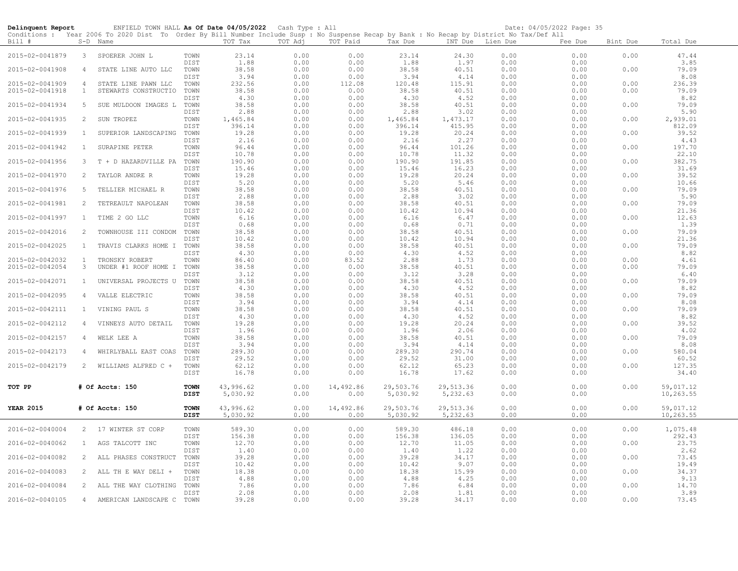**Delinquent Report** ENFIELD TOWN HALL **As Of Date 04/05/2022** Cash Type : All Date: 04/05/2022 Page: 35

Conditions : Year 2006 To 2020 Dist To Order By Bill Number Include Susp : No Suspense Recap by Bank : No Recap by District No Tax/Def All

| Bill # | S-D | Name | | TOT Tax | TOT Adj | TOT Paid | Tax Due | INT Due | Lien Due | Fee Due | Bint Due | Total Due |
|---|---|---|---|---|---|---|---|---|---|---|---|---|
| 2015-02-0041879 | 3 | SPOERER JOHN L | TOWN | 23.14 | 0.00 | 0.00 | 23.14 | 24.30 | 0.00 | 0.00 | 0.00 | 47.44 |
| | | | DIST | 1.88 | 0.00 | 0.00 | 1.88 | 1.97 | 0.00 | 0.00 | | 3.85 |
| 2015-02-0041908 | 4 | STATE LINE AUTO LLC | TOWN | 38.58 | 0.00 | 0.00 | 38.58 | 40.51 | 0.00 | 0.00 | 0.00 | 79.09 |
| | | | DIST | 3.94 | 0.00 | 0.00 | 3.94 | 4.14 | 0.00 | 0.00 | | 8.08 |
| 2015-02-0041909 | 4 | STATE LINE PAWN LLC | TOWN | 232.56 | 0.00 | 112.08 | 120.48 | 115.91 | 0.00 | 0.00 | 0.00 | 236.39 |
| 2015-02-0041918 | 1 | STEWARTS CONSTRUCTIO | TOWN | 38.58 | 0.00 | 0.00 | 38.58 | 40.51 | 0.00 | 0.00 | 0.00 | 79.09 |
| | | | DIST | 4.30 | 0.00 | 0.00 | 4.30 | 4.52 | 0.00 | 0.00 | | 8.82 |
| 2015-02-0041934 | 5 | SUE MULDOON IMAGES L | TOWN | 38.58 | 0.00 | 0.00 | 38.58 | 40.51 | 0.00 | 0.00 | 0.00 | 79.09 |
| | | | DIST | 2.88 | 0.00 | 0.00 | 2.88 | 3.02 | 0.00 | 0.00 | | 5.90 |
| 2015-02-0041935 | 2 | SUN TROPEZ | TOWN | 1,465.84 | 0.00 | 0.00 | 1,465.84 | 1,473.17 | 0.00 | 0.00 | 0.00 | 2,939.01 |
| | | | DIST | 396.14 | 0.00 | 0.00 | 396.14 | 415.95 | 0.00 | 0.00 | | 812.09 |
| 2015-02-0041939 | 1 | SUPERIOR LANDSCAPING | TOWN | 19.28 | 0.00 | 0.00 | 19.28 | 20.24 | 0.00 | 0.00 | 0.00 | 39.52 |
| | | | DIST | 2.16 | 0.00 | 0.00 | 2.16 | 2.27 | 0.00 | 0.00 | | 4.43 |
| 2015-02-0041942 | 1 | SURAPINE PETER | TOWN | 96.44 | 0.00 | 0.00 | 96.44 | 101.26 | 0.00 | 0.00 | 0.00 | 197.70 |
| | | | DIST | 10.78 | 0.00 | 0.00 | 10.78 | 11.32 | 0.00 | 0.00 | | 22.10 |
| 2015-02-0041956 | 3 | T + D HAZARDVILLE PA | TOWN | 190.90 | 0.00 | 0.00 | 190.90 | 191.85 | 0.00 | 0.00 | 0.00 | 382.75 |
| | | | DIST | 15.46 | 0.00 | 0.00 | 15.46 | 16.23 | 0.00 | 0.00 | | 31.69 |
| 2015-02-0041970 | 2 | TAYLOR ANDRE R | TOWN | 19.28 | 0.00 | 0.00 | 19.28 | 20.24 | 0.00 | 0.00 | 0.00 | 39.52 |
| | | | DIST | 5.20 | 0.00 | 0.00 | 5.20 | 5.46 | 0.00 | 0.00 | | 10.66 |
| 2015-02-0041976 | 5 | TELLIER MICHAEL R | TOWN | 38.58 | 0.00 | 0.00 | 38.58 | 40.51 | 0.00 | 0.00 | 0.00 | 79.09 |
| | | | DIST | 2.88 | 0.00 | 0.00 | 2.88 | 3.02 | 0.00 | 0.00 | | 5.90 |
| 2015-02-0041981 | 2 | TETREAULT NAPOLEAN | TOWN | 38.58 | 0.00 | 0.00 | 38.58 | 40.51 | 0.00 | 0.00 | 0.00 | 79.09 |
| | | | DIST | 10.42 | 0.00 | 0.00 | 10.42 | 10.94 | 0.00 | 0.00 | | 21.36 |
| 2015-02-0041997 | 1 | TIME 2 GO LLC | TOWN | 6.16 | 0.00 | 0.00 | 6.16 | 6.47 | 0.00 | 0.00 | 0.00 | 12.63 |
| | | | DIST | 0.68 | 0.00 | 0.00 | 0.68 | 0.71 | 0.00 | 0.00 | | 1.39 |
| 2015-02-0042016 | 2 | TOWNHOUSE III CONDOM | TOWN | 38.58 | 0.00 | 0.00 | 38.58 | 40.51 | 0.00 | 0.00 | 0.00 | 79.09 |
| | | | DIST | 10.42 | 0.00 | 0.00 | 10.42 | 10.94 | 0.00 | 0.00 | | 21.36 |
| 2015-02-0042025 | 1 | TRAVIS CLARKS HOME I | TOWN | 38.58 | 0.00 | 0.00 | 38.58 | 40.51 | 0.00 | 0.00 | 0.00 | 79.09 |
| | | | DIST | 4.30 | 0.00 | 0.00 | 4.30 | 4.52 | 0.00 | 0.00 | | 8.82 |
| 2015-02-0042032 | 1 | TRONSKY ROBERT | TOWN | 86.40 | 0.00 | 83.52 | 2.88 | 1.73 | 0.00 | 0.00 | 0.00 | 4.61 |
| 2015-02-0042054 | 3 | UNDER #1 ROOF HOME I | TOWN | 38.58 | 0.00 | 0.00 | 38.58 | 40.51 | 0.00 | 0.00 | 0.00 | 79.09 |
| | | | DIST | 3.12 | 0.00 | 0.00 | 3.12 | 3.28 | 0.00 | 0.00 | | 6.40 |
| 2015-02-0042071 | 1 | UNIVERSAL PROJECTS U | TOWN | 38.58 | 0.00 | 0.00 | 38.58 | 40.51 | 0.00 | 0.00 | 0.00 | 79.09 |
| | | | DIST | 4.30 | 0.00 | 0.00 | 4.30 | 4.52 | 0.00 | 0.00 | | 8.82 |
| 2015-02-0042095 | 4 | VALLE ELECTRIC | TOWN | 38.58 | 0.00 | 0.00 | 38.58 | 40.51 | 0.00 | 0.00 | 0.00 | 79.09 |
| | | | DIST | 3.94 | 0.00 | 0.00 | 3.94 | 4.14 | 0.00 | 0.00 | | 8.08 |
| 2015-02-0042111 | 1 | VINING PAUL S | TOWN | 38.58 | 0.00 | 0.00 | 38.58 | 40.51 | 0.00 | 0.00 | 0.00 | 79.09 |
| | | | DIST | 4.30 | 0.00 | 0.00 | 4.30 | 4.52 | 0.00 | 0.00 | | 8.82 |
| 2015-02-0042112 | 4 | VINNEYS AUTO DETAIL | TOWN | 19.28 | 0.00 | 0.00 | 19.28 | 20.24 | 0.00 | 0.00 | 0.00 | 39.52 |
| | | | DIST | 1.96 | 0.00 | 0.00 | 1.96 | 2.06 | 0.00 | 0.00 | | 4.02 |
| 2015-02-0042157 | 4 | WELK LEE A | TOWN | 38.58 | 0.00 | 0.00 | 38.58 | 40.51 | 0.00 | 0.00 | 0.00 | 79.09 |
| | | | DIST | 3.94 | 0.00 | 0.00 | 3.94 | 4.14 | 0.00 | 0.00 | | 8.08 |
| 2015-02-0042173 | 4 | WHIRLYBALL EAST COAS | TOWN | 289.30 | 0.00 | 0.00 | 289.30 | 290.74 | 0.00 | 0.00 | 0.00 | 580.04 |
| | | | DIST | 29.52 | 0.00 | 0.00 | 29.52 | 31.00 | 0.00 | 0.00 | | 60.52 |
| 2015-02-0042179 | 2 | WILLIAMS ALFRED C + | TOWN | 62.12 | 0.00 | 0.00 | 62.12 | 65.23 | 0.00 | 0.00 | 0.00 | 127.35 |
| | | | DIST | 16.78 | 0.00 | 0.00 | 16.78 | 17.62 | 0.00 | 0.00 | | 34.40 |
| **TOT PP** | | **# Of Accts: 150** | **TOWN** | 43,996.62 | 0.00 | 14,492.86 | 29,503.76 | 29,513.36 | 0.00 | 0.00 | 0.00 | 59,017.12 |
| | | | **DIST** | 5,030.92 | 0.00 | 0.00 | 5,030.92 | 5,232.63 | 0.00 | 0.00 | | 10,263.55 |
| **YEAR 2015** | | **# Of Accts: 150** | **TOWN** | 43,996.62 | 0.00 | 14,492.86 | 29,503.76 | 29,513.36 | 0.00 | 0.00 | 0.00 | 59,017.12 |
| | | | **DIST** | 5,030.92 | 0.00 | 0.00 | 5,030.92 | 5,232.63 | 0.00 | 0.00 | | 10,263.55 |
| 2016-02-0040004 | 2 | 17 WINTER ST CORP | TOWN | 589.30 | 0.00 | 0.00 | 589.30 | 486.18 | 0.00 | 0.00 | 0.00 | 1,075.48 |
| | | | DIST | 156.38 | 0.00 | 0.00 | 156.38 | 136.05 | 0.00 | 0.00 | | 292.43 |
| 2016-02-0040062 | 1 | AGS TALCOTT INC | TOWN | 12.70 | 0.00 | 0.00 | 12.70 | 11.05 | 0.00 | 0.00 | 0.00 | 23.75 |
| | | | DIST | 1.40 | 0.00 | 0.00 | 1.40 | 1.22 | 0.00 | 0.00 | | 2.62 |
| 2016-02-0040082 | 2 | ALL PHASES CONSTRUCT | TOWN | 39.28 | 0.00 | 0.00 | 39.28 | 34.17 | 0.00 | 0.00 | 0.00 | 73.45 |
| | | | DIST | 10.42 | 0.00 | 0.00 | 10.42 | 9.07 | 0.00 | 0.00 | | 19.49 |
| 2016-02-0040083 | 2 | ALL TH E WAY DELI + | TOWN | 18.38 | 0.00 | 0.00 | 18.38 | 15.99 | 0.00 | 0.00 | 0.00 | 34.37 |
| | | | DIST | 4.88 | 0.00 | 0.00 | 4.88 | 4.25 | 0.00 | 0.00 | | 9.13 |
| 2016-02-0040084 | 2 | ALL THE WAY CLOTHING | TOWN | 7.86 | 0.00 | 0.00 | 7.86 | 6.84 | 0.00 | 0.00 | 0.00 | 14.70 |
| | | | DIST | 2.08 | 0.00 | 0.00 | 2.08 | 1.81 | 0.00 | 0.00 | | 3.89 |
| 2016-02-0040105 | 4 | AMERICAN LANDSCAPE C | TOWN | 39.28 | 0.00 | 0.00 | 39.28 | 34.17 | 0.00 | 0.00 | 0.00 | 73.45 |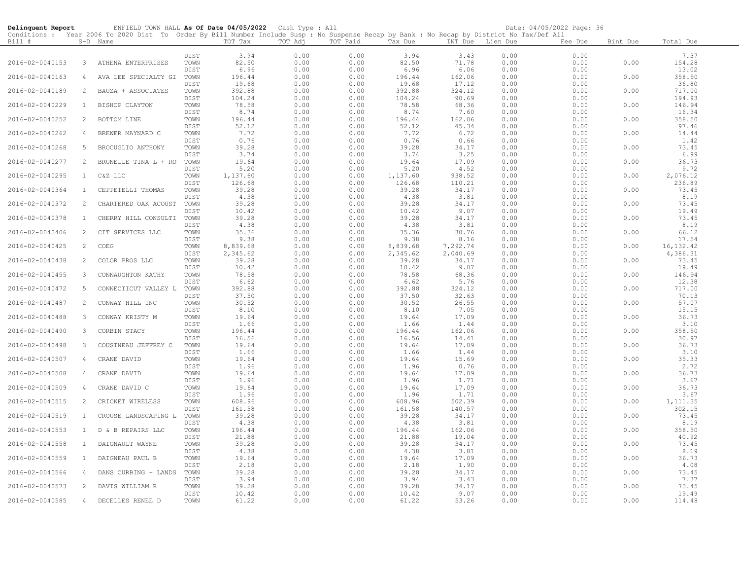**Delinquent Report** ENFIELD TOWN HALL **As Of Date 04/05/2022** Cash Type : All Date: 04/05/2022 Page: 36

Conditions : Year 2006 To 2020 Dist To Order By Bill Number Include Susp : No Suspense Recap by Bank : No Recap by District No Tax/Def All

| Bill # | S-D | Name | | TOT Tax | TOT Adj | TOT Paid | Tax Due | INT Due | Lien Due | Fee Due | Bint Due | Total Due |
|---|---|---|---|---|---|---|---|---|---|---|---|---|
| | | | DIST | 3.94 | 0.00 | 0.00 | 3.94 | 3.43 | 0.00 | 0.00 | | 7.37 |
| 2016-02-0040153 | 3 | ATHENA ENTERPRISES | TOWN | 82.50 | 0.00 | 0.00 | 82.50 | 71.78 | 0.00 | 0.00 | 0.00 | 154.28 |
| | | | DIST | 6.96 | 0.00 | 0.00 | 6.96 | 6.06 | 0.00 | 0.00 | | 13.02 |
| 2016-02-0040163 | 4 | AVA LEE SPECIALTY GI | TOWN | 196.44 | 0.00 | 0.00 | 196.44 | 162.06 | 0.00 | 0.00 | 0.00 | 358.50 |
| | | | DIST | 19.68 | 0.00 | 0.00 | 19.68 | 17.12 | 0.00 | 0.00 | | 36.80 |
| 2016-02-0040189 | 2 | BAUZA + ASSOCIATES | TOWN | 392.88 | 0.00 | 0.00 | 392.88 | 324.12 | 0.00 | 0.00 | 0.00 | 717.00 |
| | | | DIST | 104.24 | 0.00 | 0.00 | 104.24 | 90.69 | 0.00 | 0.00 | | 194.93 |
| 2016-02-0040229 | 1 | BISHOP CLAYTON | TOWN | 78.58 | 0.00 | 0.00 | 78.58 | 68.36 | 0.00 | 0.00 | 0.00 | 146.94 |
| | | | DIST | 8.74 | 0.00 | 0.00 | 8.74 | 7.60 | 0.00 | 0.00 | | 16.34 |
| 2016-02-0040252 | 2 | BOTTOM LINE | TOWN | 196.44 | 0.00 | 0.00 | 196.44 | 162.06 | 0.00 | 0.00 | 0.00 | 358.50 |
| | | | DIST | 52.12 | 0.00 | 0.00 | 52.12 | 45.34 | 0.00 | 0.00 | | 97.46 |
| 2016-02-0040262 | 4 | BREWER MAYNARD C | TOWN | 7.72 | 0.00 | 0.00 | 7.72 | 6.72 | 0.00 | 0.00 | 0.00 | 14.44 |
| | | | DIST | 0.76 | 0.00 | 0.00 | 0.76 | 0.66 | 0.00 | 0.00 | | 1.42 |
| 2016-02-0040268 | 5 | BROCUGLIO ANTHONY | TOWN | 39.28 | 0.00 | 0.00 | 39.28 | 34.17 | 0.00 | 0.00 | 0.00 | 73.45 |
| | | | DIST | 3.74 | 0.00 | 0.00 | 3.74 | 3.25 | 0.00 | 0.00 | | 6.99 |
| 2016-02-0040277 | 2 | BRUNELLE TINA L + RO | TOWN | 19.64 | 0.00 | 0.00 | 19.64 | 17.09 | 0.00 | 0.00 | 0.00 | 36.73 |
| | | | DIST | 5.20 | 0.00 | 0.00 | 5.20 | 4.52 | 0.00 | 0.00 | | 9.72 |
| 2016-02-0040295 | 1 | C&Z LLC | TOWN | 1,137.60 | 0.00 | 0.00 | 1,137.60 | 938.52 | 0.00 | 0.00 | 0.00 | 2,076.12 |
| | | | DIST | 126.68 | 0.00 | 0.00 | 126.68 | 110.21 | 0.00 | 0.00 | | 236.89 |
| 2016-02-0040364 | 1 | CEPPETELLI THOMAS | TOWN | 39.28 | 0.00 | 0.00 | 39.28 | 34.17 | 0.00 | 0.00 | 0.00 | 73.45 |
| | | | DIST | 4.38 | 0.00 | 0.00 | 4.38 | 3.81 | 0.00 | 0.00 | | 8.19 |
| 2016-02-0040372 | 2 | CHARTERED OAK ACOUST | TOWN | 39.28 | 0.00 | 0.00 | 39.28 | 34.17 | 0.00 | 0.00 | 0.00 | 73.45 |
| | | | DIST | 10.42 | 0.00 | 0.00 | 10.42 | 9.07 | 0.00 | 0.00 | | 19.49 |
| 2016-02-0040378 | 1 | CHERRY HILL CONSULTI | TOWN | 39.28 | 0.00 | 0.00 | 39.28 | 34.17 | 0.00 | 0.00 | 0.00 | 73.45 |
| | | | DIST | 4.38 | 0.00 | 0.00 | 4.38 | 3.81 | 0.00 | 0.00 | | 8.19 |
| 2016-02-0040406 | 2 | CIT SERVICES LLC | TOWN | 35.36 | 0.00 | 0.00 | 35.36 | 30.76 | 0.00 | 0.00 | 0.00 | 66.12 |
| | | | DIST | 9.38 | 0.00 | 0.00 | 9.38 | 8.16 | 0.00 | 0.00 | | 17.54 |
| 2016-02-0040425 | 2 | COEG | TOWN | 8,839.68 | 0.00 | 0.00 | 8,839.68 | 7,292.74 | 0.00 | 0.00 | 0.00 | 16,132.42 |
| | | | DIST | 2,345.62 | 0.00 | 0.00 | 2,345.62 | 2,040.69 | 0.00 | 0.00 | | 4,386.31 |
| 2016-02-0040438 | 2 | COLOR PROS LLC | TOWN | 39.28 | 0.00 | 0.00 | 39.28 | 34.17 | 0.00 | 0.00 | 0.00 | 73.45 |
| | | | DIST | 10.42 | 0.00 | 0.00 | 10.42 | 9.07 | 0.00 | 0.00 | | 19.49 |
| 2016-02-0040455 | 3 | CONNAUGHTON KATHY | TOWN | 78.58 | 0.00 | 0.00 | 78.58 | 68.36 | 0.00 | 0.00 | 0.00 | 146.94 |
| | | | DIST | 6.62 | 0.00 | 0.00 | 6.62 | 5.76 | 0.00 | 0.00 | | 12.38 |
| 2016-02-0040472 | 5 | CONNECTICUT VALLEY L | TOWN | 392.88 | 0.00 | 0.00 | 392.88 | 324.12 | 0.00 | 0.00 | 0.00 | 717.00 |
| | | | DIST | 37.50 | 0.00 | 0.00 | 37.50 | 32.63 | 0.00 | 0.00 | | 70.13 |
| 2016-02-0040487 | 2 | CONWAY HILL INC | TOWN | 30.52 | 0.00 | 0.00 | 30.52 | 26.55 | 0.00 | 0.00 | 0.00 | 57.07 |
| | | | DIST | 8.10 | 0.00 | 0.00 | 8.10 | 7.05 | 0.00 | 0.00 | | 15.15 |
| 2016-02-0040488 | 3 | CONWAY KRISTY M | TOWN | 19.64 | 0.00 | 0.00 | 19.64 | 17.09 | 0.00 | 0.00 | 0.00 | 36.73 |
| | | | DIST | 1.66 | 0.00 | 0.00 | 1.66 | 1.44 | 0.00 | 0.00 | | 3.10 |
| 2016-02-0040490 | 3 | CORBIN STACY | TOWN | 196.44 | 0.00 | 0.00 | 196.44 | 162.06 | 0.00 | 0.00 | 0.00 | 358.50 |
| | | | DIST | 16.56 | 0.00 | 0.00 | 16.56 | 14.41 | 0.00 | 0.00 | | 30.97 |
| 2016-02-0040498 | 3 | COUSINEAU JEFFREY C | TOWN | 19.64 | 0.00 | 0.00 | 19.64 | 17.09 | 0.00 | 0.00 | 0.00 | 36.73 |
| | | | DIST | 1.66 | 0.00 | 0.00 | 1.66 | 1.44 | 0.00 | 0.00 | | 3.10 |
| 2016-02-0040507 | 4 | CRANE DAVID | TOWN | 19.64 | 0.00 | 0.00 | 19.64 | 15.69 | 0.00 | 0.00 | 0.00 | 35.33 |
| | | | DIST | 1.96 | 0.00 | 0.00 | 1.96 | 0.76 | 0.00 | 0.00 | | 2.72 |
| 2016-02-0040508 | 4 | CRANE DAVID | TOWN | 19.64 | 0.00 | 0.00 | 19.64 | 17.09 | 0.00 | 0.00 | 0.00 | 36.73 |
| | | | DIST | 1.96 | 0.00 | 0.00 | 1.96 | 1.71 | 0.00 | 0.00 | | 3.67 |
| 2016-02-0040509 | 4 | CRANE DAVID C | TOWN | 19.64 | 0.00 | 0.00 | 19.64 | 17.09 | 0.00 | 0.00 | 0.00 | 36.73 |
| | | | DIST | 1.96 | 0.00 | 0.00 | 1.96 | 1.71 | 0.00 | 0.00 | | 3.67 |
| 2016-02-0040515 | 2 | CRICKET WIRELESS | TOWN | 608.96 | 0.00 | 0.00 | 608.96 | 502.39 | 0.00 | 0.00 | 0.00 | 1,111.35 |
| | | | DIST | 161.58 | 0.00 | 0.00 | 161.58 | 140.57 | 0.00 | 0.00 | | 302.15 |
| 2016-02-0040519 | 1 | CROUSE LANDSCAPING L | TOWN | 39.28 | 0.00 | 0.00 | 39.28 | 34.17 | 0.00 | 0.00 | 0.00 | 73.45 |
| | | | DIST | 4.38 | 0.00 | 0.00 | 4.38 | 3.81 | 0.00 | 0.00 | | 8.19 |
| 2016-02-0040553 | 1 | D & B REPAIRS LLC | TOWN | 196.44 | 0.00 | 0.00 | 196.44 | 162.06 | 0.00 | 0.00 | 0.00 | 358.50 |
| | | | DIST | 21.88 | 0.00 | 0.00 | 21.88 | 19.04 | 0.00 | 0.00 | | 40.92 |
| 2016-02-0040558 | 1 | DAIGNAULT WAYNE | TOWN | 39.28 | 0.00 | 0.00 | 39.28 | 34.17 | 0.00 | 0.00 | 0.00 | 73.45 |
| | | | DIST | 4.38 | 0.00 | 0.00 | 4.38 | 3.81 | 0.00 | 0.00 | | 8.19 |
| 2016-02-0040559 | 1 | DAIGNEAU PAUL B | TOWN | 19.64 | 0.00 | 0.00 | 19.64 | 17.09 | 0.00 | 0.00 | 0.00 | 36.73 |
| | | | DIST | 2.18 | 0.00 | 0.00 | 2.18 | 1.90 | 0.00 | 0.00 | | 4.08 |
| 2016-02-0040566 | 4 | DANS CURBING + LANDS | TOWN | 39.28 | 0.00 | 0.00 | 39.28 | 34.17 | 0.00 | 0.00 | 0.00 | 73.45 |
| | | | DIST | 3.94 | 0.00 | 0.00 | 3.94 | 3.43 | 0.00 | 0.00 | | 7.37 |
| 2016-02-0040573 | 2 | DAVIS WILLIAM R | TOWN | 39.28 | 0.00 | 0.00 | 39.28 | 34.17 | 0.00 | 0.00 | 0.00 | 73.45 |
| | | | DIST | 10.42 | 0.00 | 0.00 | 10.42 | 9.07 | 0.00 | 0.00 | | 19.49 |
| 2016-02-0040585 | 4 | DECELLES RENEE D | TOWN | 61.22 | 0.00 | 0.00 | 61.22 | 53.26 | 0.00 | 0.00 | 0.00 | 114.48 |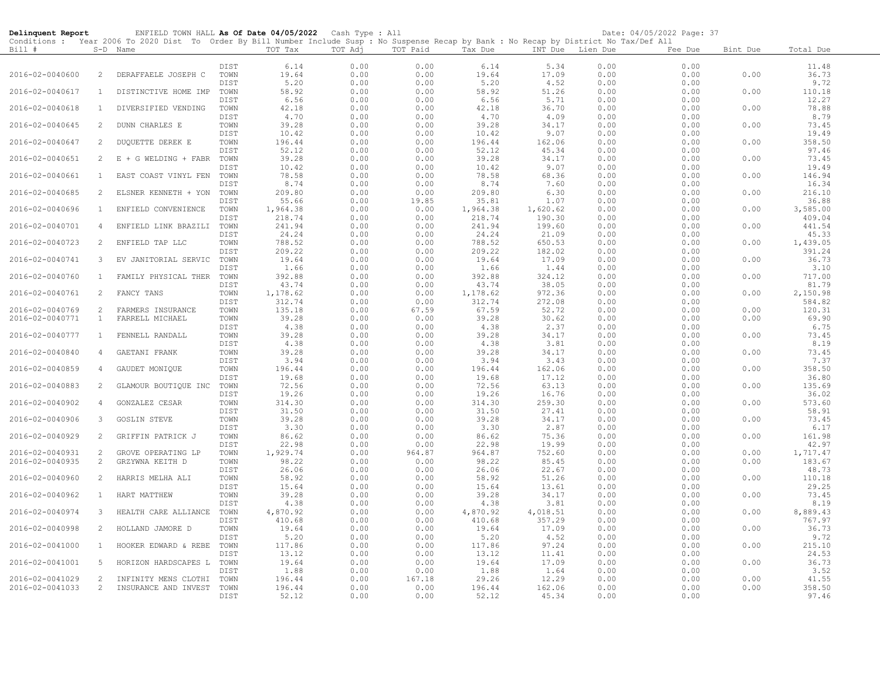**Delinquent Report** ENFIELD TOWN HALL **As Of Date 04/05/2022** Cash Type : All Date: 04/05/2022 Page: 37

Conditions : Year 2006 To 2020 Dist To Order By Bill Number Include Susp : No Suspense Recap by Bank : No Recap by District No Tax/Def All

| Bill # | S-D | Name | | TOT Tax | TOT Adj | TOT Paid | Tax Due | INT Due | Lien Due | Fee Due | Bint Due | Total Due |
|---|---|---|---|---|---|---|---|---|---|---|---|---|
| | | | DIST | 6.14 | 0.00 | 0.00 | 6.14 | 5.34 | 0.00 | 0.00 | | 11.48 |
| 2016-02-0040600 | 2 | DERAFFAELE JOSEPH C | TOWN | 19.64 | 0.00 | 0.00 | 19.64 | 17.09 | 0.00 | 0.00 | 0.00 | 36.73 |
| | | | DIST | 5.20 | 0.00 | 0.00 | 5.20 | 4.52 | 0.00 | 0.00 | | 9.72 |
| 2016-02-0040617 | 1 | DISTINCTIVE HOME IMP | TOWN | 58.92 | 0.00 | 0.00 | 58.92 | 51.26 | 0.00 | 0.00 | 0.00 | 110.18 |
| | | | DIST | 6.56 | 0.00 | 0.00 | 6.56 | 5.71 | 0.00 | 0.00 | | 12.27 |
| 2016-02-0040618 | 1 | DIVERSIFIED VENDING | TOWN | 42.18 | 0.00 | 0.00 | 42.18 | 36.70 | 0.00 | 0.00 | 0.00 | 78.88 |
| | | | DIST | 4.70 | 0.00 | 0.00 | 4.70 | 4.09 | 0.00 | 0.00 | | 8.79 |
| 2016-02-0040645 | 2 | DUNN CHARLES E | TOWN | 39.28 | 0.00 | 0.00 | 39.28 | 34.17 | 0.00 | 0.00 | 0.00 | 73.45 |
| | | | DIST | 10.42 | 0.00 | 0.00 | 10.42 | 9.07 | 0.00 | 0.00 | | 19.49 |
| 2016-02-0040647 | 2 | DUQUETTE DEREK E | TOWN | 196.44 | 0.00 | 0.00 | 196.44 | 162.06 | 0.00 | 0.00 | 0.00 | 358.50 |
| | | | DIST | 52.12 | 0.00 | 0.00 | 52.12 | 45.34 | 0.00 | 0.00 | | 97.46 |
| 2016-02-0040651 | 2 | E + G WELDING + FABR | TOWN | 39.28 | 0.00 | 0.00 | 39.28 | 34.17 | 0.00 | 0.00 | 0.00 | 73.45 |
| | | | DIST | 10.42 | 0.00 | 0.00 | 10.42 | 9.07 | 0.00 | 0.00 | | 19.49 |
| 2016-02-0040661 | 1 | EAST COAST VINYL FEN | TOWN | 78.58 | 0.00 | 0.00 | 78.58 | 68.36 | 0.00 | 0.00 | 0.00 | 146.94 |
| | | | DIST | 8.74 | 0.00 | 0.00 | 8.74 | 7.60 | 0.00 | 0.00 | | 16.34 |
| 2016-02-0040685 | 2 | ELSNER KENNETH + YON | TOWN | 209.80 | 0.00 | 0.00 | 209.80 | 6.30 | 0.00 | 0.00 | 0.00 | 216.10 |
| | | | DIST | 55.66 | 0.00 | 19.85 | 35.81 | 1.07 | 0.00 | 0.00 | | 36.88 |
| 2016-02-0040696 | 1 | ENFIELD CONVENIENCE | TOWN | 1,964.38 | 0.00 | 0.00 | 1,964.38 | 1,620.62 | 0.00 | 0.00 | 0.00 | 3,585.00 |
| | | | DIST | 218.74 | 0.00 | 0.00 | 218.74 | 190.30 | 0.00 | 0.00 | | 409.04 |
| 2016-02-0040701 | 4 | ENFIELD LINK BRAZILI | TOWN | 241.94 | 0.00 | 0.00 | 241.94 | 199.60 | 0.00 | 0.00 | 0.00 | 441.54 |
| | | | DIST | 24.24 | 0.00 | 0.00 | 24.24 | 21.09 | 0.00 | 0.00 | | 45.33 |
| 2016-02-0040723 | 2 | ENFIELD TAP LLC | TOWN | 788.52 | 0.00 | 0.00 | 788.52 | 650.53 | 0.00 | 0.00 | 0.00 | 1,439.05 |
| | | | DIST | 209.22 | 0.00 | 0.00 | 209.22 | 182.02 | 0.00 | 0.00 | | 391.24 |
| 2016-02-0040741 | 3 | EV JANITORIAL SERVIC | TOWN | 19.64 | 0.00 | 0.00 | 19.64 | 17.09 | 0.00 | 0.00 | 0.00 | 36.73 |
| | | | DIST | 1.66 | 0.00 | 0.00 | 1.66 | 1.44 | 0.00 | 0.00 | | 3.10 |
| 2016-02-0040760 | 1 | FAMILY PHYSICAL THER | TOWN | 392.88 | 0.00 | 0.00 | 392.88 | 324.12 | 0.00 | 0.00 | 0.00 | 717.00 |
| | | | DIST | 43.74 | 0.00 | 0.00 | 43.74 | 38.05 | 0.00 | 0.00 | | 81.79 |
| 2016-02-0040761 | 2 | FANCY TANS | TOWN | 1,178.62 | 0.00 | 0.00 | 1,178.62 | 972.36 | 0.00 | 0.00 | 0.00 | 2,150.98 |
| | | | DIST | 312.74 | 0.00 | 0.00 | 312.74 | 272.08 | 0.00 | 0.00 | | 584.82 |
| 2016-02-0040769 | 2 | FARMERS INSURANCE | TOWN | 135.18 | 0.00 | 67.59 | 67.59 | 52.72 | 0.00 | 0.00 | 0.00 | 120.31 |
| 2016-02-0040771 | 1 | FARRELL MICHAEL | TOWN | 39.28 | 0.00 | 0.00 | 39.28 | 30.62 | 0.00 | 0.00 | 0.00 | 69.90 |
| | | | DIST | 4.38 | 0.00 | 0.00 | 4.38 | 2.37 | 0.00 | 0.00 | | 6.75 |
| 2016-02-0040777 | 1 | FENNELL RANDALL | TOWN | 39.28 | 0.00 | 0.00 | 39.28 | 34.17 | 0.00 | 0.00 | 0.00 | 73.45 |
| | | | DIST | 4.38 | 0.00 | 0.00 | 4.38 | 3.81 | 0.00 | 0.00 | | 8.19 |
| 2016-02-0040840 | 4 | GAETANI FRANK | TOWN | 39.28 | 0.00 | 0.00 | 39.28 | 34.17 | 0.00 | 0.00 | 0.00 | 73.45 |
| | | | DIST | 3.94 | 0.00 | 0.00 | 3.94 | 3.43 | 0.00 | 0.00 | | 7.37 |
| 2016-02-0040859 | 4 | GAUDET MONIQUE | TOWN | 196.44 | 0.00 | 0.00 | 196.44 | 162.06 | 0.00 | 0.00 | 0.00 | 358.50 |
| | | | DIST | 19.68 | 0.00 | 0.00 | 19.68 | 17.12 | 0.00 | 0.00 | | 36.80 |
| 2016-02-0040883 | 2 | GLAMOUR BOUTIQUE INC | TOWN | 72.56 | 0.00 | 0.00 | 72.56 | 63.13 | 0.00 | 0.00 | 0.00 | 135.69 |
| | | | DIST | 19.26 | 0.00 | 0.00 | 19.26 | 16.76 | 0.00 | 0.00 | | 36.02 |
| 2016-02-0040902 | 4 | GONZALEZ CESAR | TOWN | 314.30 | 0.00 | 0.00 | 314.30 | 259.30 | 0.00 | 0.00 | 0.00 | 573.60 |
| | | | DIST | 31.50 | 0.00 | 0.00 | 31.50 | 27.41 | 0.00 | 0.00 | | 58.91 |
| 2016-02-0040906 | 3 | GOSLIN STEVE | TOWN | 39.28 | 0.00 | 0.00 | 39.28 | 34.17 | 0.00 | 0.00 | 0.00 | 73.45 |
| | | | DIST | 3.30 | 0.00 | 0.00 | 3.30 | 2.87 | 0.00 | 0.00 | | 6.17 |
| 2016-02-0040929 | 2 | GRIFFIN PATRICK J | TOWN | 86.62 | 0.00 | 0.00 | 86.62 | 75.36 | 0.00 | 0.00 | 0.00 | 161.98 |
| | | | DIST | 22.98 | 0.00 | 0.00 | 22.98 | 19.99 | 0.00 | 0.00 | | 42.97 |
| 2016-02-0040931 | 2 | GROVE OPERATING LP | TOWN | 1,929.74 | 0.00 | 964.87 | 964.87 | 752.60 | 0.00 | 0.00 | 0.00 | 1,717.47 |
| 2016-02-0040935 | 2 | GRZYWNA KEITH D | TOWN | 98.22 | 0.00 | 0.00 | 98.22 | 85.45 | 0.00 | 0.00 | 0.00 | 183.67 |
| | | | DIST | 26.06 | 0.00 | 0.00 | 26.06 | 22.67 | 0.00 | 0.00 | | 48.73 |
| 2016-02-0040960 | 2 | HARRIS MELHA ALI | TOWN | 58.92 | 0.00 | 0.00 | 58.92 | 51.26 | 0.00 | 0.00 | 0.00 | 110.18 |
| | | | DIST | 15.64 | 0.00 | 0.00 | 15.64 | 13.61 | 0.00 | 0.00 | | 29.25 |
| 2016-02-0040962 | 1 | HART MATTHEW | TOWN | 39.28 | 0.00 | 0.00 | 39.28 | 34.17 | 0.00 | 0.00 | 0.00 | 73.45 |
| | | | DIST | 4.38 | 0.00 | 0.00 | 4.38 | 3.81 | 0.00 | 0.00 | | 8.19 |
| 2016-02-0040974 | 3 | HEALTH CARE ALLIANCE | TOWN | 4,870.92 | 0.00 | 0.00 | 4,870.92 | 4,018.51 | 0.00 | 0.00 | 0.00 | 8,889.43 |
| | | | DIST | 410.68 | 0.00 | 0.00 | 410.68 | 357.29 | 0.00 | 0.00 | | 767.97 |
| 2016-02-0040998 | 2 | HOLLAND JAMORE D | TOWN | 19.64 | 0.00 | 0.00 | 19.64 | 17.09 | 0.00 | 0.00 | 0.00 | 36.73 |
| | | | DIST | 5.20 | 0.00 | 0.00 | 5.20 | 4.52 | 0.00 | 0.00 | | 9.72 |
| 2016-02-0041000 | 1 | HOOKER EDWARD & REBE | TOWN | 117.86 | 0.00 | 0.00 | 117.86 | 97.24 | 0.00 | 0.00 | 0.00 | 215.10 |
| | | | DIST | 13.12 | 0.00 | 0.00 | 13.12 | 11.41 | 0.00 | 0.00 | | 24.53 |
| 2016-02-0041001 | 5 | HORIZON HARDSCAPES L | TOWN | 19.64 | 0.00 | 0.00 | 19.64 | 17.09 | 0.00 | 0.00 | 0.00 | 36.73 |
| | | | DIST | 1.88 | 0.00 | 0.00 | 1.88 | 1.64 | 0.00 | 0.00 | | 3.52 |
| 2016-02-0041029 | 2 | INFINITY MENS CLOTHI | TOWN | 196.44 | 0.00 | 167.18 | 29.26 | 12.29 | 0.00 | 0.00 | 0.00 | 41.55 |
| 2016-02-0041033 | 2 | INSURANCE AND INVEST | TOWN | 196.44 | 0.00 | 0.00 | 196.44 | 162.06 | 0.00 | 0.00 | 0.00 | 358.50 |
| | | | DIST | 52.12 | 0.00 | 0.00 | 52.12 | 45.34 | 0.00 | 0.00 | | 97.46 |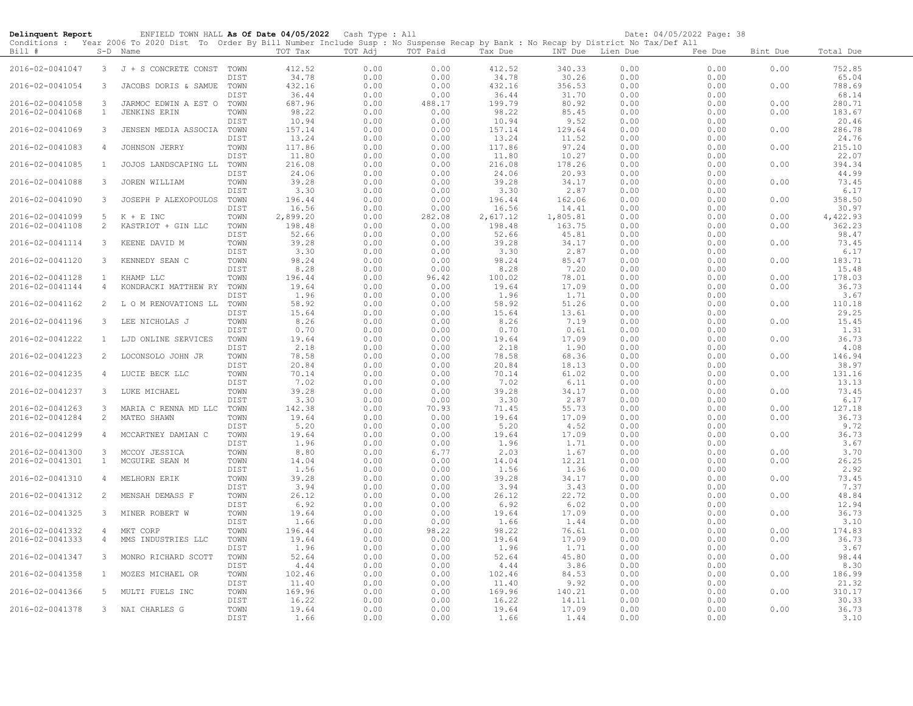**Delinquent Report** ENFIELD TOWN HALL **As Of Date 04/05/2022** Cash Type : All Date: 04/05/2022 Page: 38

Conditions : Year 2006 To 2020 Dist To Order By Bill Number Include Susp : No Suspense Recap by Bank : No Recap by District No Tax/Def All

| Bill # | S-D | Name | | TOT Tax | TOT Adj | TOT Paid | Tax Due | INT Due | Lien Due | Fee Due | Bint Due | Total Due |
|---|---|---|---|---|---|---|---|---|---|---|---|---|
| 2016-02-0041047 | 3 | J + S CONCRETE CONST | TOWN | 412.52 | 0.00 | 0.00 | 412.52 | 340.33 | 0.00 | 0.00 | 0.00 | 752.85 |
| | | | DIST | 34.78 | 0.00 | 0.00 | 34.78 | 30.26 | 0.00 | 0.00 | | 65.04 |
| 2016-02-0041054 | 3 | JACOBS DORIS & SAMUE | TOWN | 432.16 | 0.00 | 0.00 | 432.16 | 356.53 | 0.00 | 0.00 | 0.00 | 788.69 |
| | | | DIST | 36.44 | 0.00 | 0.00 | 36.44 | 31.70 | 0.00 | 0.00 | | 68.14 |
| 2016-02-0041058 | 3 | JARMOC EDWIN A EST O | TOWN | 687.96 | 0.00 | 488.17 | 199.79 | 80.92 | 0.00 | 0.00 | 0.00 | 280.71 |
| 2016-02-0041068 | 1 | JENKINS ERIN | TOWN | 98.22 | 0.00 | 0.00 | 98.22 | 85.45 | 0.00 | 0.00 | 0.00 | 183.67 |
| | | | DIST | 10.94 | 0.00 | 0.00 | 10.94 | 9.52 | 0.00 | 0.00 | | 20.46 |
| 2016-02-0041069 | 3 | JENSEN MEDIA ASSOCIA | TOWN | 157.14 | 0.00 | 0.00 | 157.14 | 129.64 | 0.00 | 0.00 | 0.00 | 286.78 |
| | | | DIST | 13.24 | 0.00 | 0.00 | 13.24 | 11.52 | 0.00 | 0.00 | | 24.76 |
| 2016-02-0041083 | 4 | JOHNSON JERRY | TOWN | 117.86 | 0.00 | 0.00 | 117.86 | 97.24 | 0.00 | 0.00 | 0.00 | 215.10 |
| | | | DIST | 11.80 | 0.00 | 0.00 | 11.80 | 10.27 | 0.00 | 0.00 | | 22.07 |
| 2016-02-0041085 | 1 | JOJOS LANDSCAPING LL | TOWN | 216.08 | 0.00 | 0.00 | 216.08 | 178.26 | 0.00 | 0.00 | 0.00 | 394.34 |
| | | | DIST | 24.06 | 0.00 | 0.00 | 24.06 | 20.93 | 0.00 | 0.00 | | 44.99 |
| 2016-02-0041088 | 3 | JOREN WILLIAM | TOWN | 39.28 | 0.00 | 0.00 | 39.28 | 34.17 | 0.00 | 0.00 | 0.00 | 73.45 |
| | | | DIST | 3.30 | 0.00 | 0.00 | 3.30 | 2.87 | 0.00 | 0.00 | | 6.17 |
| 2016-02-0041090 | 3 | JOSEPH P ALEXOPOULOS | TOWN | 196.44 | 0.00 | 0.00 | 196.44 | 162.06 | 0.00 | 0.00 | 0.00 | 358.50 |
| | | | DIST | 16.56 | 0.00 | 0.00 | 16.56 | 14.41 | 0.00 | 0.00 | | 30.97 |
| 2016-02-0041099 | 5 | K + E INC | TOWN | 2,899.20 | 0.00 | 282.08 | 2,617.12 | 1,805.81 | 0.00 | 0.00 | 0.00 | 4,422.93 |
| 2016-02-0041108 | 2 | KASTRIOT + GIN LLC | TOWN | 198.48 | 0.00 | 0.00 | 198.48 | 163.75 | 0.00 | 0.00 | 0.00 | 362.23 |
| | | | DIST | 52.66 | 0.00 | 0.00 | 52.66 | 45.81 | 0.00 | 0.00 | | 98.47 |
| 2016-02-0041114 | 3 | KEENE DAVID M | TOWN | 39.28 | 0.00 | 0.00 | 39.28 | 34.17 | 0.00 | 0.00 | 0.00 | 73.45 |
| | | | DIST | 3.30 | 0.00 | 0.00 | 3.30 | 2.87 | 0.00 | 0.00 | | 6.17 |
| 2016-02-0041120 | 3 | KENNEDY SEAN C | TOWN | 98.24 | 0.00 | 0.00 | 98.24 | 85.47 | 0.00 | 0.00 | 0.00 | 183.71 |
| | | | DIST | 8.28 | 0.00 | 0.00 | 8.28 | 7.20 | 0.00 | 0.00 | | 15.48 |
| 2016-02-0041128 | 1 | KHAMP LLC | TOWN | 196.44 | 0.00 | 96.42 | 100.02 | 78.01 | 0.00 | 0.00 | 0.00 | 178.03 |
| 2016-02-0041144 | 4 | KONDRACKI MATTHEW RY | TOWN | 19.64 | 0.00 | 0.00 | 19.64 | 17.09 | 0.00 | 0.00 | 0.00 | 36.73 |
| | | | DIST | 1.96 | 0.00 | 0.00 | 1.96 | 1.71 | 0.00 | 0.00 | | 3.67 |
| 2016-02-0041162 | 2 | L O M RENOVATIONS LL | TOWN | 58.92 | 0.00 | 0.00 | 58.92 | 51.26 | 0.00 | 0.00 | 0.00 | 110.18 |
| | | | DIST | 15.64 | 0.00 | 0.00 | 15.64 | 13.61 | 0.00 | 0.00 | | 29.25 |
| 2016-02-0041196 | 3 | LEE NICHOLAS J | TOWN | 8.26 | 0.00 | 0.00 | 8.26 | 7.19 | 0.00 | 0.00 | 0.00 | 15.45 |
| | | | DIST | 0.70 | 0.00 | 0.00 | 0.70 | 0.61 | 0.00 | 0.00 | | 1.31 |
| 2016-02-0041222 | 1 | LJD ONLINE SERVICES | TOWN | 19.64 | 0.00 | 0.00 | 19.64 | 17.09 | 0.00 | 0.00 | 0.00 | 36.73 |
| | | | DIST | 2.18 | 0.00 | 0.00 | 2.18 | 1.90 | 0.00 | 0.00 | | 4.08 |
| 2016-02-0041223 | 2 | LOCONSOLO JOHN JR | TOWN | 78.58 | 0.00 | 0.00 | 78.58 | 68.36 | 0.00 | 0.00 | 0.00 | 146.94 |
| | | | DIST | 20.84 | 0.00 | 0.00 | 20.84 | 18.13 | 0.00 | 0.00 | | 38.97 |
| 2016-02-0041235 | 4 | LUCIE BECK LLC | TOWN | 70.14 | 0.00 | 0.00 | 70.14 | 61.02 | 0.00 | 0.00 | 0.00 | 131.16 |
| | | | DIST | 7.02 | 0.00 | 0.00 | 7.02 | 6.11 | 0.00 | 0.00 | | 13.13 |
| 2016-02-0041237 | 3 | LUKE MICHAEL | TOWN | 39.28 | 0.00 | 0.00 | 39.28 | 34.17 | 0.00 | 0.00 | 0.00 | 73.45 |
| | | | DIST | 3.30 | 0.00 | 0.00 | 3.30 | 2.87 | 0.00 | 0.00 | | 6.17 |
| 2016-02-0041263 | 3 | MARIA C RENNA MD LLC | TOWN | 142.38 | 0.00 | 70.93 | 71.45 | 55.73 | 0.00 | 0.00 | 0.00 | 127.18 |
| 2016-02-0041284 | 2 | MATEO SHAWN | TOWN | 19.64 | 0.00 | 0.00 | 19.64 | 17.09 | 0.00 | 0.00 | 0.00 | 36.73 |
| | | | DIST | 5.20 | 0.00 | 0.00 | 5.20 | 4.52 | 0.00 | 0.00 | | 9.72 |
| 2016-02-0041299 | 4 | MCCARTNEY DAMIAN C | TOWN | 19.64 | 0.00 | 0.00 | 19.64 | 17.09 | 0.00 | 0.00 | 0.00 | 36.73 |
| | | | DIST | 1.96 | 0.00 | 0.00 | 1.96 | 1.71 | 0.00 | 0.00 | | 3.67 |
| 2016-02-0041300 | 3 | MCCOY JESSICA | TOWN | 8.80 | 0.00 | 6.77 | 2.03 | 1.67 | 0.00 | 0.00 | 0.00 | 3.70 |
| 2016-02-0041301 | 1 | MCGUIRE SEAN M | TOWN | 14.04 | 0.00 | 0.00 | 14.04 | 12.21 | 0.00 | 0.00 | 0.00 | 26.25 |
| | | | DIST | 1.56 | 0.00 | 0.00 | 1.56 | 1.36 | 0.00 | 0.00 | | 2.92 |
| 2016-02-0041310 | 4 | MELHORN ERIK | TOWN | 39.28 | 0.00 | 0.00 | 39.28 | 34.17 | 0.00 | 0.00 | 0.00 | 73.45 |
| | | | DIST | 3.94 | 0.00 | 0.00 | 3.94 | 3.43 | 0.00 | 0.00 | | 7.37 |
| 2016-02-0041312 | 2 | MENSAH DEMASS F | TOWN | 26.12 | 0.00 | 0.00 | 26.12 | 22.72 | 0.00 | 0.00 | 0.00 | 48.84 |
| | | | DIST | 6.92 | 0.00 | 0.00 | 6.92 | 6.02 | 0.00 | 0.00 | | 12.94 |
| 2016-02-0041325 | 3 | MINER ROBERT W | TOWN | 19.64 | 0.00 | 0.00 | 19.64 | 17.09 | 0.00 | 0.00 | 0.00 | 36.73 |
| | | | DIST | 1.66 | 0.00 | 0.00 | 1.66 | 1.44 | 0.00 | 0.00 | | 3.10 |
| 2016-02-0041332 | 4 | MKT CORP | TOWN | 196.44 | 0.00 | 98.22 | 98.22 | 76.61 | 0.00 | 0.00 | 0.00 | 174.83 |
| 2016-02-0041333 | 4 | MMS INDUSTRIES LLC | TOWN | 19.64 | 0.00 | 0.00 | 19.64 | 17.09 | 0.00 | 0.00 | 0.00 | 36.73 |
| | | | DIST | 1.96 | 0.00 | 0.00 | 1.96 | 1.71 | 0.00 | 0.00 | | 3.67 |
| 2016-02-0041347 | 3 | MONRO RICHARD SCOTT | TOWN | 52.64 | 0.00 | 0.00 | 52.64 | 45.80 | 0.00 | 0.00 | 0.00 | 98.44 |
| | | | DIST | 4.44 | 0.00 | 0.00 | 4.44 | 3.86 | 0.00 | 0.00 | | 8.30 |
| 2016-02-0041358 | 1 | MOZES MICHAEL OR | TOWN | 102.46 | 0.00 | 0.00 | 102.46 | 84.53 | 0.00 | 0.00 | 0.00 | 186.99 |
| | | | DIST | 11.40 | 0.00 | 0.00 | 11.40 | 9.92 | 0.00 | 0.00 | | 21.32 |
| 2016-02-0041366 | 5 | MULTI FUELS INC | TOWN | 169.96 | 0.00 | 0.00 | 169.96 | 140.21 | 0.00 | 0.00 | 0.00 | 310.17 |
| | | | DIST | 16.22 | 0.00 | 0.00 | 16.22 | 14.11 | 0.00 | 0.00 | | 30.33 |
| 2016-02-0041378 | 3 | NAI CHARLES G | TOWN | 19.64 | 0.00 | 0.00 | 19.64 | 17.09 | 0.00 | 0.00 | 0.00 | 36.73 |
| | | | DIST | 1.66 | 0.00 | 0.00 | 1.66 | 1.44 | 0.00 | 0.00 | | 3.10 |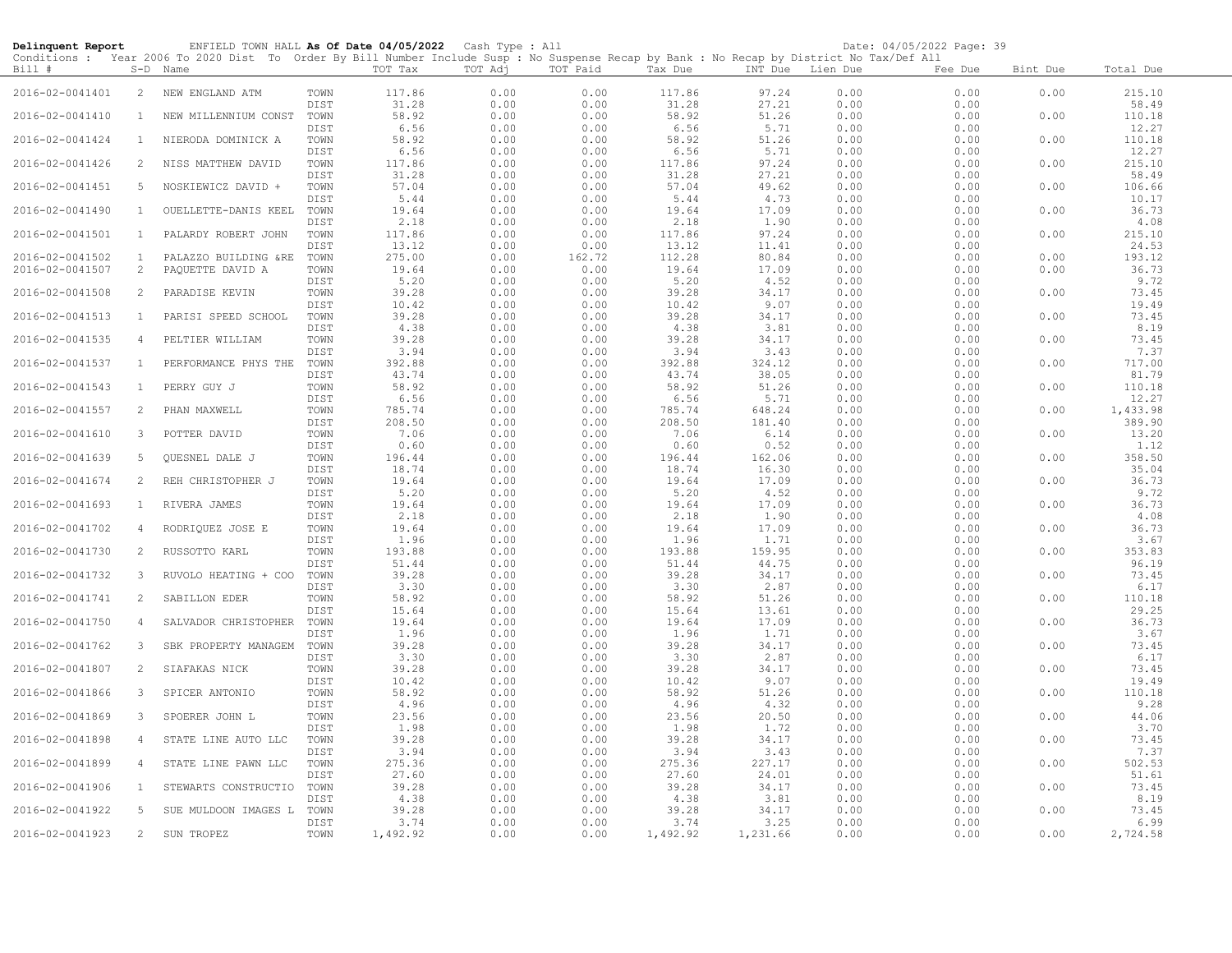**Delinquent Report** ENFIELD TOWN HALL **As Of Date 04/05/2022** Cash Type : All Date: 04/05/2022

Conditions : Year 2006 To 2020 Dist To Order By Bill Number Include Susp : No Suspense Recap by Bank : No Recap by District No Tax/Def All

| Bill # | S-D | Name | | TOT Tax | TOT Adj | TOT Paid | Tax Due | INT Due | Lien Due | Fee Due | Bint Due | Total Due |
|---|---|---|---|---|---|---|---|---|---|---|---|---|
| 2016-02-0041401 | 2 | NEW ENGLAND ATM | TOWN | 117.86 | 0.00 | 0.00 | 117.86 | 97.24 | 0.00 | 0.00 | 0.00 | 215.10 |
| | | | DIST | 31.28 | 0.00 | 0.00 | 31.28 | 27.21 | 0.00 | 0.00 | | 58.49 |
| 2016-02-0041410 | 1 | NEW MILLENNIUM CONST | TOWN | 58.92 | 0.00 | 0.00 | 58.92 | 51.26 | 0.00 | 0.00 | 0.00 | 110.18 |
| | | | DIST | 6.56 | 0.00 | 0.00 | 6.56 | 5.71 | 0.00 | 0.00 | | 12.27 |
| 2016-02-0041424 | 1 | NIERODA DOMINICK A | TOWN | 58.92 | 0.00 | 0.00 | 58.92 | 51.26 | 0.00 | 0.00 | 0.00 | 110.18 |
| | | | DIST | 6.56 | 0.00 | 0.00 | 6.56 | 5.71 | 0.00 | 0.00 | | 12.27 |
| 2016-02-0041426 | 2 | NISS MATTHEW DAVID | TOWN | 117.86 | 0.00 | 0.00 | 117.86 | 97.24 | 0.00 | 0.00 | 0.00 | 215.10 |
| | | | DIST | 31.28 | 0.00 | 0.00 | 31.28 | 27.21 | 0.00 | 0.00 | | 58.49 |
| 2016-02-0041451 | 5 | NOSKIEWICZ DAVID + | TOWN | 57.04 | 0.00 | 0.00 | 57.04 | 49.62 | 0.00 | 0.00 | 0.00 | 106.66 |
| | | | DIST | 5.44 | 0.00 | 0.00 | 5.44 | 4.73 | 0.00 | 0.00 | | 10.17 |
| 2016-02-0041490 | 1 | OUELLETTE-DANIS KEEL | TOWN | 19.64 | 0.00 | 0.00 | 19.64 | 17.09 | 0.00 | 0.00 | 0.00 | 36.73 |
| | | | DIST | 2.18 | 0.00 | 0.00 | 2.18 | 1.90 | 0.00 | 0.00 | | 4.08 |
| 2016-02-0041501 | 1 | PALARDY ROBERT JOHN | TOWN | 117.86 | 0.00 | 0.00 | 117.86 | 97.24 | 0.00 | 0.00 | 0.00 | 215.10 |
| | | | DIST | 13.12 | 0.00 | 0.00 | 13.12 | 11.41 | 0.00 | 0.00 | | 24.53 |
| 2016-02-0041502 | 1 | PALAZZO BUILDING &RE | TOWN | 275.00 | 0.00 | 162.72 | 112.28 | 80.84 | 0.00 | 0.00 | 0.00 | 193.12 |
| 2016-02-0041507 | 2 | PAQUETTE DAVID A | TOWN | 19.64 | 0.00 | 0.00 | 19.64 | 17.09 | 0.00 | 0.00 | 0.00 | 36.73 |
| | | | DIST | 5.20 | 0.00 | 0.00 | 5.20 | 4.52 | 0.00 | 0.00 | | 9.72 |
| 2016-02-0041508 | 2 | PARADISE KEVIN | TOWN | 39.28 | 0.00 | 0.00 | 39.28 | 34.17 | 0.00 | 0.00 | 0.00 | 73.45 |
| | | | DIST | 10.42 | 0.00 | 0.00 | 10.42 | 9.07 | 0.00 | 0.00 | | 19.49 |
| 2016-02-0041513 | 1 | PARISI SPEED SCHOOL | TOWN | 39.28 | 0.00 | 0.00 | 39.28 | 34.17 | 0.00 | 0.00 | 0.00 | 73.45 |
| | | | DIST | 4.38 | 0.00 | 0.00 | 4.38 | 3.81 | 0.00 | 0.00 | | 8.19 |
| 2016-02-0041535 | 4 | PELTIER WILLIAM | TOWN | 39.28 | 0.00 | 0.00 | 39.28 | 34.17 | 0.00 | 0.00 | 0.00 | 73.45 |
| | | | DIST | 3.94 | 0.00 | 0.00 | 3.94 | 3.43 | 0.00 | 0.00 | | 7.37 |
| 2016-02-0041537 | 1 | PERFORMANCE PHYS THE | TOWN | 392.88 | 0.00 | 0.00 | 392.88 | 324.12 | 0.00 | 0.00 | 0.00 | 717.00 |
| | | | DIST | 43.74 | 0.00 | 0.00 | 43.74 | 38.05 | 0.00 | 0.00 | | 81.79 |
| 2016-02-0041543 | 1 | PERRY GUY J | TOWN | 58.92 | 0.00 | 0.00 | 58.92 | 51.26 | 0.00 | 0.00 | 0.00 | 110.18 |
| | | | DIST | 6.56 | 0.00 | 0.00 | 6.56 | 5.71 | 0.00 | 0.00 | | 12.27 |
| 2016-02-0041557 | 2 | PHAN MAXWELL | TOWN | 785.74 | 0.00 | 0.00 | 785.74 | 648.24 | 0.00 | 0.00 | 0.00 | 1,433.98 |
| | | | DIST | 208.50 | 0.00 | 0.00 | 208.50 | 181.40 | 0.00 | 0.00 | | 389.90 |
| 2016-02-0041610 | 3 | POTTER DAVID | TOWN | 7.06 | 0.00 | 0.00 | 7.06 | 6.14 | 0.00 | 0.00 | 0.00 | 13.20 |
| | | | DIST | 0.60 | 0.00 | 0.00 | 0.60 | 0.52 | 0.00 | 0.00 | | 1.12 |
| 2016-02-0041639 | 5 | QUESNEL DALE J | TOWN | 196.44 | 0.00 | 0.00 | 196.44 | 162.06 | 0.00 | 0.00 | 0.00 | 358.50 |
| | | | DIST | 18.74 | 0.00 | 0.00 | 18.74 | 16.30 | 0.00 | 0.00 | | 35.04 |
| 2016-02-0041674 | 2 | REH CHRISTOPHER J | TOWN | 19.64 | 0.00 | 0.00 | 19.64 | 17.09 | 0.00 | 0.00 | 0.00 | 36.73 |
| | | | DIST | 5.20 | 0.00 | 0.00 | 5.20 | 4.52 | 0.00 | 0.00 | | 9.72 |
| 2016-02-0041693 | 1 | RIVERA JAMES | TOWN | 19.64 | 0.00 | 0.00 | 19.64 | 17.09 | 0.00 | 0.00 | 0.00 | 36.73 |
| | | | DIST | 2.18 | 0.00 | 0.00 | 2.18 | 1.90 | 0.00 | 0.00 | | 4.08 |
| 2016-02-0041702 | 4 | RODRIQUEZ JOSE E | TOWN | 19.64 | 0.00 | 0.00 | 19.64 | 17.09 | 0.00 | 0.00 | 0.00 | 36.73 |
| | | | DIST | 1.96 | 0.00 | 0.00 | 1.96 | 1.71 | 0.00 | 0.00 | | 3.67 |
| 2016-02-0041730 | 2 | RUSSOTTO KARL | TOWN | 193.88 | 0.00 | 0.00 | 193.88 | 159.95 | 0.00 | 0.00 | 0.00 | 353.83 |
| | | | DIST | 51.44 | 0.00 | 0.00 | 51.44 | 44.75 | 0.00 | 0.00 | | 96.19 |
| 2016-02-0041732 | 3 | RUVOLO HEATING + COO | TOWN | 39.28 | 0.00 | 0.00 | 39.28 | 34.17 | 0.00 | 0.00 | 0.00 | 73.45 |
| | | | DIST | 3.30 | 0.00 | 0.00 | 3.30 | 2.87 | 0.00 | 0.00 | | 6.17 |
| 2016-02-0041741 | 2 | SABILLON EDER | TOWN | 58.92 | 0.00 | 0.00 | 58.92 | 51.26 | 0.00 | 0.00 | 0.00 | 110.18 |
| | | | DIST | 15.64 | 0.00 | 0.00 | 15.64 | 13.61 | 0.00 | 0.00 | | 29.25 |
| 2016-02-0041750 | 4 | SALVADOR CHRISTOPHER | TOWN | 19.64 | 0.00 | 0.00 | 19.64 | 17.09 | 0.00 | 0.00 | 0.00 | 36.73 |
| | | | DIST | 1.96 | 0.00 | 0.00 | 1.96 | 1.71 | 0.00 | 0.00 | | 3.67 |
| 2016-02-0041762 | 3 | SBK PROPERTY MANAGEM | TOWN | 39.28 | 0.00 | 0.00 | 39.28 | 34.17 | 0.00 | 0.00 | 0.00 | 73.45 |
| | | | DIST | 3.30 | 0.00 | 0.00 | 3.30 | 2.87 | 0.00 | 0.00 | | 6.17 |
| 2016-02-0041807 | 2 | SIAFAKAS NICK | TOWN | 39.28 | 0.00 | 0.00 | 39.28 | 34.17 | 0.00 | 0.00 | 0.00 | 73.45 |
| | | | DIST | 10.42 | 0.00 | 0.00 | 10.42 | 9.07 | 0.00 | 0.00 | | 19.49 |
| 2016-02-0041866 | 3 | SPICER ANTONIO | TOWN | 58.92 | 0.00 | 0.00 | 58.92 | 51.26 | 0.00 | 0.00 | 0.00 | 110.18 |
| | | | DIST | 4.96 | 0.00 | 0.00 | 4.96 | 4.32 | 0.00 | 0.00 | | 9.28 |
| 2016-02-0041869 | 3 | SPOERER JOHN L | TOWN | 23.56 | 0.00 | 0.00 | 23.56 | 20.50 | 0.00 | 0.00 | 0.00 | 44.06 |
| | | | DIST | 1.98 | 0.00 | 0.00 | 1.98 | 1.72 | 0.00 | 0.00 | | 3.70 |
| 2016-02-0041898 | 4 | STATE LINE AUTO LLC | TOWN | 39.28 | 0.00 | 0.00 | 39.28 | 34.17 | 0.00 | 0.00 | 0.00 | 73.45 |
| | | | DIST | 3.94 | 0.00 | 0.00 | 3.94 | 3.43 | 0.00 | 0.00 | | 7.37 |
| 2016-02-0041899 | 4 | STATE LINE PAWN LLC | TOWN | 275.36 | 0.00 | 0.00 | 275.36 | 227.17 | 0.00 | 0.00 | 0.00 | 502.53 |
| | | | DIST | 27.60 | 0.00 | 0.00 | 27.60 | 24.01 | 0.00 | 0.00 | | 51.61 |
| 2016-02-0041906 | 1 | STEWARTS CONSTRUCTIO | TOWN | 39.28 | 0.00 | 0.00 | 39.28 | 34.17 | 0.00 | 0.00 | 0.00 | 73.45 |
| | | | DIST | 4.38 | 0.00 | 0.00 | 4.38 | 3.81 | 0.00 | 0.00 | | 8.19 |
| 2016-02-0041922 | 5 | SUE MULDOON IMAGES L | TOWN | 39.28 | 0.00 | 0.00 | 39.28 | 34.17 | 0.00 | 0.00 | 0.00 | 73.45 |
| | | | DIST | 3.74 | 0.00 | 0.00 | 3.74 | 3.25 | 0.00 | 0.00 | | 6.99 |
| 2016-02-0041923 | 2 | SUN TROPEZ | TOWN | 1,492.92 | 0.00 | 0.00 | 1,492.92 | 1,231.66 | 0.00 | 0.00 | 0.00 | 2,724.58 |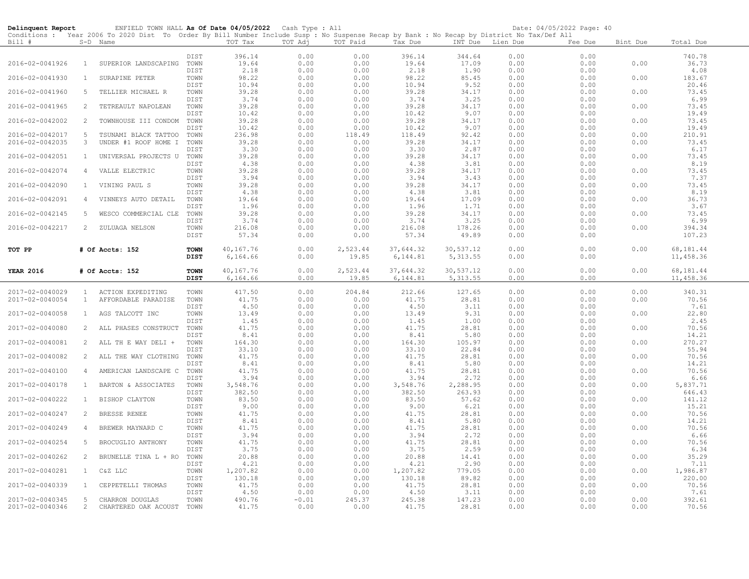**Delinquent Report** ENFIELD TOWN HALL **As Of Date 04/05/2022** Cash Type : All Date: 04/05/2022 Page: 40

Conditions : Year 2006 To 2020 Dist To Order By Bill Number Include Susp : No Suspense Recap by Bank : No Recap by District No Tax/Def All

| Bill # | S-D | Name | | TOT Tax | TOT Adj | TOT Paid | Tax Due | INT Due | Lien Due | Fee Due | Bint Due | Total Due |
|---|---|---|---|---|---|---|---|---|---|---|---|---|
| | | | DIST | 396.14 | 0.00 | 0.00 | 396.14 | 344.64 | 0.00 | 0.00 | | 740.78 |
| 2016-02-0041926 | 1 | SUPERIOR LANDSCAPING | TOWN | 19.64 | 0.00 | 0.00 | 19.64 | 17.09 | 0.00 | 0.00 | 0.00 | 36.73 |
| | | | DIST | 2.18 | 0.00 | 0.00 | 2.18 | 1.90 | 0.00 | 0.00 | | 4.08 |
| 2016-02-0041930 | 1 | SURAPINE PETER | TOWN | 98.22 | 0.00 | 0.00 | 98.22 | 85.45 | 0.00 | 0.00 | 0.00 | 183.67 |
| | | | DIST | 10.94 | 0.00 | 0.00 | 10.94 | 9.52 | 0.00 | 0.00 | | 20.46 |
| 2016-02-0041960 | 5 | TELLIER MICHAEL R | TOWN | 39.28 | 0.00 | 0.00 | 39.28 | 34.17 | 0.00 | 0.00 | 0.00 | 73.45 |
| | | | DIST | 3.74 | 0.00 | 0.00 | 3.74 | 3.25 | 0.00 | 0.00 | | 6.99 |
| 2016-02-0041965 | 2 | TETREAULT NAPOLEAN | TOWN | 39.28 | 0.00 | 0.00 | 39.28 | 34.17 | 0.00 | 0.00 | 0.00 | 73.45 |
| | | | DIST | 10.42 | 0.00 | 0.00 | 10.42 | 9.07 | 0.00 | 0.00 | | 19.49 |
| 2016-02-0042002 | 2 | TOWNHOUSE III CONDOM | TOWN | 39.28 | 0.00 | 0.00 | 39.28 | 34.17 | 0.00 | 0.00 | 0.00 | 73.45 |
| | | | DIST | 10.42 | 0.00 | 0.00 | 10.42 | 9.07 | 0.00 | 0.00 | | 19.49 |
| 2016-02-0042017 | 5 | TSUNAMI BLACK TATTOO | TOWN | 236.98 | 0.00 | 118.49 | 118.49 | 92.42 | 0.00 | 0.00 | 0.00 | 210.91 |
| 2016-02-0042035 | 3 | UNDER #1 ROOF HOME I | TOWN | 39.28 | 0.00 | 0.00 | 39.28 | 34.17 | 0.00 | 0.00 | 0.00 | 73.45 |
| | | | DIST | 3.30 | 0.00 | 0.00 | 3.30 | 2.87 | 0.00 | 0.00 | | 6.17 |
| 2016-02-0042051 | 1 | UNIVERSAL PROJECTS U | TOWN | 39.28 | 0.00 | 0.00 | 39.28 | 34.17 | 0.00 | 0.00 | 0.00 | 73.45 |
| | | | DIST | 4.38 | 0.00 | 0.00 | 4.38 | 3.81 | 0.00 | 0.00 | | 8.19 |
| 2016-02-0042074 | 4 | VALLE ELECTRIC | TOWN | 39.28 | 0.00 | 0.00 | 39.28 | 34.17 | 0.00 | 0.00 | 0.00 | 73.45 |
| | | | DIST | 3.94 | 0.00 | 0.00 | 3.94 | 3.43 | 0.00 | 0.00 | | 7.37 |
| 2016-02-0042090 | 1 | VINING PAUL S | TOWN | 39.28 | 0.00 | 0.00 | 39.28 | 34.17 | 0.00 | 0.00 | 0.00 | 73.45 |
| | | | DIST | 4.38 | 0.00 | 0.00 | 4.38 | 3.81 | 0.00 | 0.00 | | 8.19 |
| 2016-02-0042091 | 4 | VINNEYS AUTO DETAIL | TOWN | 19.64 | 0.00 | 0.00 | 19.64 | 17.09 | 0.00 | 0.00 | 0.00 | 36.73 |
| | | | DIST | 1.96 | 0.00 | 0.00 | 1.96 | 1.71 | 0.00 | 0.00 | | 3.67 |
| 2016-02-0042145 | 5 | WESCO COMMERCIAL CLE | TOWN | 39.28 | 0.00 | 0.00 | 39.28 | 34.17 | 0.00 | 0.00 | 0.00 | 73.45 |
| | | | DIST | 3.74 | 0.00 | 0.00 | 3.74 | 3.25 | 0.00 | 0.00 | | 6.99 |
| 2016-02-0042217 | 2 | ZULUAGA NELSON | TOWN | 216.08 | 0.00 | 0.00 | 216.08 | 178.26 | 0.00 | 0.00 | 0.00 | 394.34 |
| | | | DIST | 57.34 | 0.00 | 0.00 | 57.34 | 49.89 | 0.00 | 0.00 | | 107.23 |
| **TOT PP** | | **# Of Accts: 152** | **TOWN** | 40,167.76 | 0.00 | 2,523.44 | 37,644.32 | 30,537.12 | 0.00 | 0.00 | 0.00 | 68,181.44 |
| | | | **DIST** | 6,164.66 | 0.00 | 19.85 | 6,144.81 | 5,313.55 | 0.00 | 0.00 | | 11,458.36 |
| **YEAR 2016** | | **# Of Accts: 152** | **TOWN** | 40,167.76 | 0.00 | 2,523.44 | 37,644.32 | 30,537.12 | 0.00 | 0.00 | 0.00 | 68,181.44 |
| | | | **DIST** | 6,164.66 | 0.00 | 19.85 | 6,144.81 | 5,313.55 | 0.00 | 0.00 | | 11,458.36 |
| 2017-02-0040029 | 1 | ACTION EXPEDITING | TOWN | 417.50 | 0.00 | 204.84 | 212.66 | 127.65 | 0.00 | 0.00 | 0.00 | 340.31 |
| 2017-02-0040054 | 1 | AFFORDABLE PARADISE | TOWN | 41.75 | 0.00 | 0.00 | 41.75 | 28.81 | 0.00 | 0.00 | 0.00 | 70.56 |
| | | | DIST | 4.50 | 0.00 | 0.00 | 4.50 | 3.11 | 0.00 | 0.00 | | 7.61 |
| 2017-02-0040058 | 1 | AGS TALCOTT INC | TOWN | 13.49 | 0.00 | 0.00 | 13.49 | 9.31 | 0.00 | 0.00 | 0.00 | 22.80 |
| | | | DIST | 1.45 | 0.00 | 0.00 | 1.45 | 1.00 | 0.00 | 0.00 | | 2.45 |
| 2017-02-0040080 | 2 | ALL PHASES CONSTRUCT | TOWN | 41.75 | 0.00 | 0.00 | 41.75 | 28.81 | 0.00 | 0.00 | 0.00 | 70.56 |
| | | | DIST | 8.41 | 0.00 | 0.00 | 8.41 | 5.80 | 0.00 | 0.00 | | 14.21 |
| 2017-02-0040081 | 2 | ALL TH E WAY DELI + | TOWN | 164.30 | 0.00 | 0.00 | 164.30 | 105.97 | 0.00 | 0.00 | 0.00 | 270.27 |
| | | | DIST | 33.10 | 0.00 | 0.00 | 33.10 | 22.84 | 0.00 | 0.00 | | 55.94 |
| 2017-02-0040082 | 2 | ALL THE WAY CLOTHING | TOWN | 41.75 | 0.00 | 0.00 | 41.75 | 28.81 | 0.00 | 0.00 | 0.00 | 70.56 |
| | | | DIST | 8.41 | 0.00 | 0.00 | 8.41 | 5.80 | 0.00 | 0.00 | | 14.21 |
| 2017-02-0040100 | 4 | AMERICAN LANDSCAPE C | TOWN | 41.75 | 0.00 | 0.00 | 41.75 | 28.81 | 0.00 | 0.00 | 0.00 | 70.56 |
| | | | DIST | 3.94 | 0.00 | 0.00 | 3.94 | 2.72 | 0.00 | 0.00 | | 6.66 |
| 2017-02-0040178 | 1 | BARTON & ASSOCIATES | TOWN | 3,548.76 | 0.00 | 0.00 | 3,548.76 | 2,288.95 | 0.00 | 0.00 | 0.00 | 5,837.71 |
| | | | DIST | 382.50 | 0.00 | 0.00 | 382.50 | 263.93 | 0.00 | 0.00 | | 646.43 |
| 2017-02-0040222 | 1 | BISHOP CLAYTON | TOWN | 83.50 | 0.00 | 0.00 | 83.50 | 57.62 | 0.00 | 0.00 | 0.00 | 141.12 |
| | | | DIST | 9.00 | 0.00 | 0.00 | 9.00 | 6.21 | 0.00 | 0.00 | | 15.21 |
| 2017-02-0040247 | 2 | BRESSE RENEE | TOWN | 41.75 | 0.00 | 0.00 | 41.75 | 28.81 | 0.00 | 0.00 | 0.00 | 70.56 |
| | | | DIST | 8.41 | 0.00 | 0.00 | 8.41 | 5.80 | 0.00 | 0.00 | | 14.21 |
| 2017-02-0040249 | 4 | BREWER MAYNARD C | TOWN | 41.75 | 0.00 | 0.00 | 41.75 | 28.81 | 0.00 | 0.00 | 0.00 | 70.56 |
| | | | DIST | 3.94 | 0.00 | 0.00 | 3.94 | 2.72 | 0.00 | 0.00 | | 6.66 |
| 2017-02-0040254 | 5 | BROCUGLIO ANTHONY | TOWN | 41.75 | 0.00 | 0.00 | 41.75 | 28.81 | 0.00 | 0.00 | 0.00 | 70.56 |
| | | | DIST | 3.75 | 0.00 | 0.00 | 3.75 | 2.59 | 0.00 | 0.00 | | 6.34 |
| 2017-02-0040262 | 2 | BRUNELLE TINA L + RO | TOWN | 20.88 | 0.00 | 0.00 | 20.88 | 14.41 | 0.00 | 0.00 | 0.00 | 35.29 |
| | | | DIST | 4.21 | 0.00 | 0.00 | 4.21 | 2.90 | 0.00 | 0.00 | | 7.11 |
| 2017-02-0040281 | 1 | C&Z LLC | TOWN | 1,207.82 | 0.00 | 0.00 | 1,207.82 | 779.05 | 0.00 | 0.00 | 0.00 | 1,986.87 |
| | | | DIST | 130.18 | 0.00 | 0.00 | 130.18 | 89.82 | 0.00 | 0.00 | | 220.00 |
| 2017-02-0040339 | 1 | CEPPETELLI THOMAS | TOWN | 41.75 | 0.00 | 0.00 | 41.75 | 28.81 | 0.00 | 0.00 | 0.00 | 70.56 |
| | | | DIST | 4.50 | 0.00 | 0.00 | 4.50 | 3.11 | 0.00 | 0.00 | | 7.61 |
| 2017-02-0040345 | 5 | CHARRON DOUGLAS | TOWN | 490.76 | -0.01 | 245.37 | 245.38 | 147.23 | 0.00 | 0.00 | 0.00 | 392.61 |
| 2017-02-0040346 | 2 | CHARTERED OAK ACOUST | TOWN | 41.75 | 0.00 | 0.00 | 41.75 | 28.81 | 0.00 | 0.00 | 0.00 | 70.56 |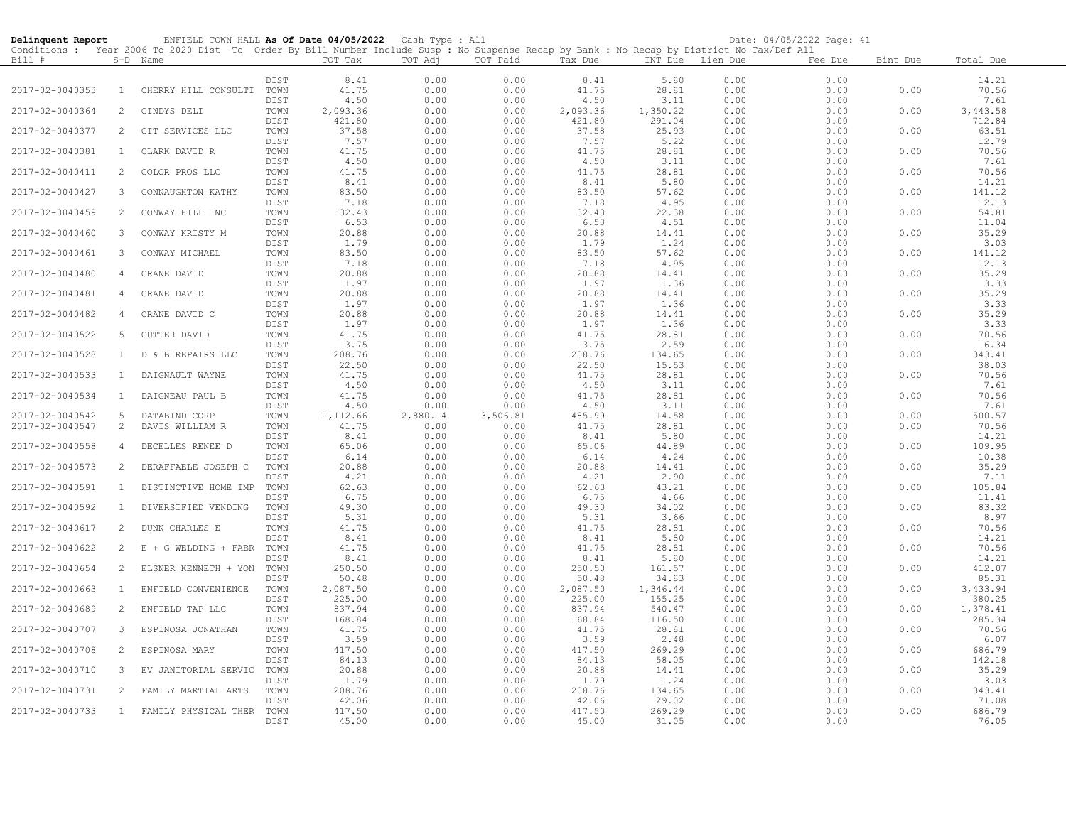**Delinquent Report** ENFIELD TOWN HALL **As Of Date 04/05/2022** Cash Type : All Date: 04/05/2022 Page: 41

Conditions : Year 2006 To 2020 Dist To Order By Bill Number Include Susp : No Suspense Recap by Bank : No Recap by District No Tax/Def All

| Bill # | S-D | Name | | TOT Tax | TOT Adj | TOT Paid | Tax Due | INT Due | Lien Due | Fee Due | Bint Due | Total Due |
|---|---|---|---|---|---|---|---|---|---|---|---|---|
| | | | DIST | 8.41 | 0.00 | 0.00 | 8.41 | 5.80 | 0.00 | 0.00 | | 14.21 |
| 2017-02-0040353 | 1 | CHERRY HILL CONSULTI | TOWN | 41.75 | 0.00 | 0.00 | 41.75 | 28.81 | 0.00 | 0.00 | 0.00 | 70.56 |
| | | | DIST | 4.50 | 0.00 | 0.00 | 4.50 | 3.11 | 0.00 | 0.00 | | 7.61 |
| 2017-02-0040364 | 2 | CINDYS DELI | TOWN | 2,093.36 | 0.00 | 0.00 | 2,093.36 | 1,350.22 | 0.00 | 0.00 | 0.00 | 3,443.58 |
| | | | DIST | 421.80 | 0.00 | 0.00 | 421.80 | 291.04 | 0.00 | 0.00 | | 712.84 |
| 2017-02-0040377 | 2 | CIT SERVICES LLC | TOWN | 37.58 | 0.00 | 0.00 | 37.58 | 25.93 | 0.00 | 0.00 | 0.00 | 63.51 |
| | | | DIST | 7.57 | 0.00 | 0.00 | 7.57 | 5.22 | 0.00 | 0.00 | | 12.79 |
| 2017-02-0040381 | 1 | CLARK DAVID R | TOWN | 41.75 | 0.00 | 0.00 | 41.75 | 28.81 | 0.00 | 0.00 | 0.00 | 70.56 |
| | | | DIST | 4.50 | 0.00 | 0.00 | 4.50 | 3.11 | 0.00 | 0.00 | | 7.61 |
| 2017-02-0040411 | 2 | COLOR PROS LLC | TOWN | 41.75 | 0.00 | 0.00 | 41.75 | 28.81 | 0.00 | 0.00 | 0.00 | 70.56 |
| | | | DIST | 8.41 | 0.00 | 0.00 | 8.41 | 5.80 | 0.00 | 0.00 | | 14.21 |
| 2017-02-0040427 | 3 | CONNAUGHTON KATHY | TOWN | 83.50 | 0.00 | 0.00 | 83.50 | 57.62 | 0.00 | 0.00 | 0.00 | 141.12 |
| | | | DIST | 7.18 | 0.00 | 0.00 | 7.18 | 4.95 | 0.00 | 0.00 | | 12.13 |
| 2017-02-0040459 | 2 | CONWAY HILL INC | TOWN | 32.43 | 0.00 | 0.00 | 32.43 | 22.38 | 0.00 | 0.00 | 0.00 | 54.81 |
| | | | DIST | 6.53 | 0.00 | 0.00 | 6.53 | 4.51 | 0.00 | 0.00 | | 11.04 |
| 2017-02-0040460 | 3 | CONWAY KRISTY M | TOWN | 20.88 | 0.00 | 0.00 | 20.88 | 14.41 | 0.00 | 0.00 | 0.00 | 35.29 |
| | | | DIST | 1.79 | 0.00 | 0.00 | 1.79 | 1.24 | 0.00 | 0.00 | | 3.03 |
| 2017-02-0040461 | 3 | CONWAY MICHAEL | TOWN | 83.50 | 0.00 | 0.00 | 83.50 | 57.62 | 0.00 | 0.00 | 0.00 | 141.12 |
| | | | DIST | 7.18 | 0.00 | 0.00 | 7.18 | 4.95 | 0.00 | 0.00 | | 12.13 |
| 2017-02-0040480 | 4 | CRANE DAVID | TOWN | 20.88 | 0.00 | 0.00 | 20.88 | 14.41 | 0.00 | 0.00 | 0.00 | 35.29 |
| | | | DIST | 1.97 | 0.00 | 0.00 | 1.97 | 1.36 | 0.00 | 0.00 | | 3.33 |
| 2017-02-0040481 | 4 | CRANE DAVID | TOWN | 20.88 | 0.00 | 0.00 | 20.88 | 14.41 | 0.00 | 0.00 | 0.00 | 35.29 |
| | | | DIST | 1.97 | 0.00 | 0.00 | 1.97 | 1.36 | 0.00 | 0.00 | | 3.33 |
| 2017-02-0040482 | 4 | CRANE DAVID C | TOWN | 20.88 | 0.00 | 0.00 | 20.88 | 14.41 | 0.00 | 0.00 | 0.00 | 35.29 |
| | | | DIST | 1.97 | 0.00 | 0.00 | 1.97 | 1.36 | 0.00 | 0.00 | | 3.33 |
| 2017-02-0040522 | 5 | CUTTER DAVID | TOWN | 41.75 | 0.00 | 0.00 | 41.75 | 28.81 | 0.00 | 0.00 | 0.00 | 70.56 |
| | | | DIST | 3.75 | 0.00 | 0.00 | 3.75 | 2.59 | 0.00 | 0.00 | | 6.34 |
| 2017-02-0040528 | 1 | D & B REPAIRS LLC | TOWN | 208.76 | 0.00 | 0.00 | 208.76 | 134.65 | 0.00 | 0.00 | 0.00 | 343.41 |
| | | | DIST | 22.50 | 0.00 | 0.00 | 22.50 | 15.53 | 0.00 | 0.00 | | 38.03 |
| 2017-02-0040533 | 1 | DAIGNAULT WAYNE | TOWN | 41.75 | 0.00 | 0.00 | 41.75 | 28.81 | 0.00 | 0.00 | 0.00 | 70.56 |
| | | | DIST | 4.50 | 0.00 | 0.00 | 4.50 | 3.11 | 0.00 | 0.00 | | 7.61 |
| 2017-02-0040534 | 1 | DAIGNEAU PAUL B | TOWN | 41.75 | 0.00 | 0.00 | 41.75 | 28.81 | 0.00 | 0.00 | 0.00 | 70.56 |
| | | | DIST | 4.50 | 0.00 | 0.00 | 4.50 | 3.11 | 0.00 | 0.00 | | 7.61 |
| 2017-02-0040542 | 5 | DATABIND CORP | TOWN | 1,112.66 | 2,880.14 | 3,506.81 | 485.99 | 14.58 | 0.00 | 0.00 | 0.00 | 500.57 |
| 2017-02-0040547 | 2 | DAVIS WILLIAM R | TOWN | 41.75 | 0.00 | 0.00 | 41.75 | 28.81 | 0.00 | 0.00 | 0.00 | 70.56 |
| | | | DIST | 8.41 | 0.00 | 0.00 | 8.41 | 5.80 | 0.00 | 0.00 | | 14.21 |
| 2017-02-0040558 | 4 | DECELLES RENEE D | TOWN | 65.06 | 0.00 | 0.00 | 65.06 | 44.89 | 0.00 | 0.00 | 0.00 | 109.95 |
| | | | DIST | 6.14 | 0.00 | 0.00 | 6.14 | 4.24 | 0.00 | 0.00 | | 10.38 |
| 2017-02-0040573 | 2 | DERAFFAELE JOSEPH C | TOWN | 20.88 | 0.00 | 0.00 | 20.88 | 14.41 | 0.00 | 0.00 | 0.00 | 35.29 |
| | | | DIST | 4.21 | 0.00 | 0.00 | 4.21 | 2.90 | 0.00 | 0.00 | | 7.11 |
| 2017-02-0040591 | 1 | DISTINCTIVE HOME IMP | TOWN | 62.63 | 0.00 | 0.00 | 62.63 | 43.21 | 0.00 | 0.00 | 0.00 | 105.84 |
| | | | DIST | 6.75 | 0.00 | 0.00 | 6.75 | 4.66 | 0.00 | 0.00 | | 11.41 |
| 2017-02-0040592 | 1 | DIVERSIFIED VENDING | TOWN | 49.30 | 0.00 | 0.00 | 49.30 | 34.02 | 0.00 | 0.00 | 0.00 | 83.32 |
| | | | DIST | 5.31 | 0.00 | 0.00 | 5.31 | 3.66 | 0.00 | 0.00 | | 8.97 |
| 2017-02-0040617 | 2 | DUNN CHARLES E | TOWN | 41.75 | 0.00 | 0.00 | 41.75 | 28.81 | 0.00 | 0.00 | 0.00 | 70.56 |
| | | | DIST | 8.41 | 0.00 | 0.00 | 8.41 | 5.80 | 0.00 | 0.00 | | 14.21 |
| 2017-02-0040622 | 2 | E + G WELDING + FABR | TOWN | 41.75 | 0.00 | 0.00 | 41.75 | 28.81 | 0.00 | 0.00 | 0.00 | 70.56 |
| | | | DIST | 8.41 | 0.00 | 0.00 | 8.41 | 5.80 | 0.00 | 0.00 | | 14.21 |
| 2017-02-0040654 | 2 | ELSNER KENNETH + YON | TOWN | 250.50 | 0.00 | 0.00 | 250.50 | 161.57 | 0.00 | 0.00 | 0.00 | 412.07 |
| | | | DIST | 50.48 | 0.00 | 0.00 | 50.48 | 34.83 | 0.00 | 0.00 | | 85.31 |
| 2017-02-0040663 | 1 | ENFIELD CONVENIENCE | TOWN | 2,087.50 | 0.00 | 0.00 | 2,087.50 | 1,346.44 | 0.00 | 0.00 | 0.00 | 3,433.94 |
| | | | DIST | 225.00 | 0.00 | 0.00 | 225.00 | 155.25 | 0.00 | 0.00 | | 380.25 |
| 2017-02-0040689 | 2 | ENFIELD TAP LLC | TOWN | 837.94 | 0.00 | 0.00 | 837.94 | 540.47 | 0.00 | 0.00 | 0.00 | 1,378.41 |
| | | | DIST | 168.84 | 0.00 | 0.00 | 168.84 | 116.50 | 0.00 | 0.00 | | 285.34 |
| 2017-02-0040707 | 3 | ESPINOSA JONATHAN | TOWN | 41.75 | 0.00 | 0.00 | 41.75 | 28.81 | 0.00 | 0.00 | 0.00 | 70.56 |
| | | | DIST | 3.59 | 0.00 | 0.00 | 3.59 | 2.48 | 0.00 | 0.00 | | 6.07 |
| 2017-02-0040708 | 2 | ESPINOSA MARY | TOWN | 417.50 | 0.00 | 0.00 | 417.50 | 269.29 | 0.00 | 0.00 | 0.00 | 686.79 |
| | | | DIST | 84.13 | 0.00 | 0.00 | 84.13 | 58.05 | 0.00 | 0.00 | | 142.18 |
| 2017-02-0040710 | 3 | EV JANITORIAL SERVIC | TOWN | 20.88 | 0.00 | 0.00 | 20.88 | 14.41 | 0.00 | 0.00 | 0.00 | 35.29 |
| | | | DIST | 1.79 | 0.00 | 0.00 | 1.79 | 1.24 | 0.00 | 0.00 | | 3.03 |
| 2017-02-0040731 | 2 | FAMILY MARTIAL ARTS | TOWN | 208.76 | 0.00 | 0.00 | 208.76 | 134.65 | 0.00 | 0.00 | 0.00 | 343.41 |
| | | | DIST | 42.06 | 0.00 | 0.00 | 42.06 | 29.02 | 0.00 | 0.00 | | 71.08 |
| 2017-02-0040733 | 1 | FAMILY PHYSICAL THER | TOWN | 417.50 | 0.00 | 0.00 | 417.50 | 269.29 | 0.00 | 0.00 | 0.00 | 686.79 |
| | | | DIST | 45.00 | 0.00 | 0.00 | 45.00 | 31.05 | 0.00 | 0.00 | | 76.05 |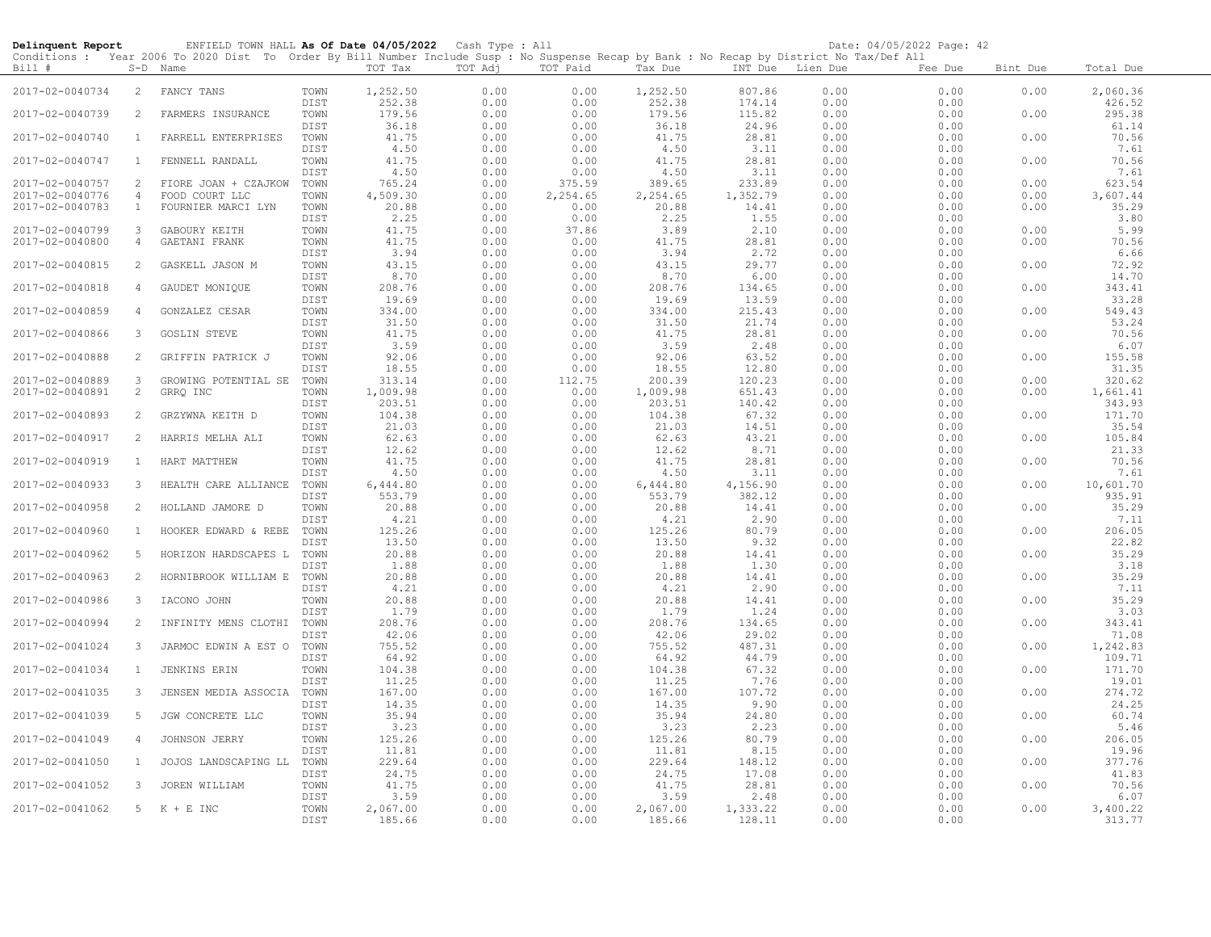**Delinquent Report** ENFIELD TOWN HALL **As Of Date 04/05/2022** Cash Type : All Date: 04/05/2022 Page: 42

Conditions : Year 2006 To 2020 Dist To Order By Bill Number Include Susp : No Suspense Recap by Bank : No Recap by District No Tax/Def All

| Bill # | S-D | Name | | TOT Tax | TOT Adj | TOT Paid | Tax Due | INT Due | Lien Due | Fee Due | Bint Due | Total Due |
|---|---|---|---|---|---|---|---|---|---|---|---|---|
| 2017-02-0040734 | 2 | FANCY TANS | TOWN | 1,252.50 | 0.00 | 0.00 | 1,252.50 | 807.86 | 0.00 | 0.00 | 0.00 | 2,060.36 |
| | | | DIST | 252.38 | 0.00 | 0.00 | 252.38 | 174.14 | 0.00 | 0.00 | | 426.52 |
| 2017-02-0040739 | 2 | FARMERS INSURANCE | TOWN | 179.56 | 0.00 | 0.00 | 179.56 | 115.82 | 0.00 | 0.00 | 0.00 | 295.38 |
| | | | DIST | 36.18 | 0.00 | 0.00 | 36.18 | 24.96 | 0.00 | 0.00 | | 61.14 |
| 2017-02-0040740 | 1 | FARRELL ENTERPRISES | TOWN | 41.75 | 0.00 | 0.00 | 41.75 | 28.81 | 0.00 | 0.00 | 0.00 | 70.56 |
| | | | DIST | 4.50 | 0.00 | 0.00 | 4.50 | 3.11 | 0.00 | 0.00 | | 7.61 |
| 2017-02-0040747 | 1 | FENNELL RANDALL | TOWN | 41.75 | 0.00 | 0.00 | 41.75 | 28.81 | 0.00 | 0.00 | 0.00 | 70.56 |
| | | | DIST | 4.50 | 0.00 | 0.00 | 4.50 | 3.11 | 0.00 | 0.00 | | 7.61 |
| 2017-02-0040757 | 2 | FIORE JOAN + CZAJKOW | TOWN | 765.24 | 0.00 | 375.59 | 389.65 | 233.89 | 0.00 | 0.00 | 0.00 | 623.54 |
| 2017-02-0040776 | 4 | FOOD COURT LLC | TOWN | 4,509.30 | 0.00 | 2,254.65 | 2,254.65 | 1,352.79 | 0.00 | 0.00 | 0.00 | 3,607.44 |
| 2017-02-0040783 | 1 | FOURNIER MARCI LYN | TOWN | 20.88 | 0.00 | 0.00 | 20.88 | 14.41 | 0.00 | 0.00 | 0.00 | 35.29 |
| | | | DIST | 2.25 | 0.00 | 0.00 | 2.25 | 1.55 | 0.00 | 0.00 | | 3.80 |
| 2017-02-0040799 | 3 | GABOURY KEITH | TOWN | 41.75 | 0.00 | 37.86 | 3.89 | 2.10 | 0.00 | 0.00 | 0.00 | 5.99 |
| 2017-02-0040800 | 4 | GAETANI FRANK | TOWN | 41.75 | 0.00 | 0.00 | 41.75 | 28.81 | 0.00 | 0.00 | 0.00 | 70.56 |
| | | | DIST | 3.94 | 0.00 | 0.00 | 3.94 | 2.72 | 0.00 | 0.00 | | 6.66 |
| 2017-02-0040815 | 2 | GASKELL JASON M | TOWN | 43.15 | 0.00 | 0.00 | 43.15 | 29.77 | 0.00 | 0.00 | 0.00 | 72.92 |
| | | | DIST | 8.70 | 0.00 | 0.00 | 8.70 | 6.00 | 0.00 | 0.00 | | 14.70 |
| 2017-02-0040818 | 4 | GAUDET MONIQUE | TOWN | 208.76 | 0.00 | 0.00 | 208.76 | 134.65 | 0.00 | 0.00 | 0.00 | 343.41 |
| | | | DIST | 19.69 | 0.00 | 0.00 | 19.69 | 13.59 | 0.00 | 0.00 | | 33.28 |
| 2017-02-0040859 | 4 | GONZALEZ CESAR | TOWN | 334.00 | 0.00 | 0.00 | 334.00 | 215.43 | 0.00 | 0.00 | 0.00 | 549.43 |
| | | | DIST | 31.50 | 0.00 | 0.00 | 31.50 | 21.74 | 0.00 | 0.00 | | 53.24 |
| 2017-02-0040866 | 3 | GOSLIN STEVE | TOWN | 41.75 | 0.00 | 0.00 | 41.75 | 28.81 | 0.00 | 0.00 | 0.00 | 70.56 |
| | | | DIST | 3.59 | 0.00 | 0.00 | 3.59 | 2.48 | 0.00 | 0.00 | | 6.07 |
| 2017-02-0040888 | 2 | GRIFFIN PATRICK J | TOWN | 92.06 | 0.00 | 0.00 | 92.06 | 63.52 | 0.00 | 0.00 | 0.00 | 155.58 |
| | | | DIST | 18.55 | 0.00 | 0.00 | 18.55 | 12.80 | 0.00 | 0.00 | | 31.35 |
| 2017-02-0040889 | 3 | GROWING POTENTIAL SE | TOWN | 313.14 | 0.00 | 112.75 | 200.39 | 120.23 | 0.00 | 0.00 | 0.00 | 320.62 |
| 2017-02-0040891 | 2 | GRRQ INC | TOWN | 1,009.98 | 0.00 | 0.00 | 1,009.98 | 651.43 | 0.00 | 0.00 | 0.00 | 1,661.41 |
| | | | DIST | 203.51 | 0.00 | 0.00 | 203.51 | 140.42 | 0.00 | 0.00 | | 343.93 |
| 2017-02-0040893 | 2 | GRZYWNA KEITH D | TOWN | 104.38 | 0.00 | 0.00 | 104.38 | 67.32 | 0.00 | 0.00 | 0.00 | 171.70 |
| | | | DIST | 21.03 | 0.00 | 0.00 | 21.03 | 14.51 | 0.00 | 0.00 | | 35.54 |
| 2017-02-0040917 | 2 | HARRIS MELHA ALI | TOWN | 62.63 | 0.00 | 0.00 | 62.63 | 43.21 | 0.00 | 0.00 | 0.00 | 105.84 |
| | | | DIST | 12.62 | 0.00 | 0.00 | 12.62 | 8.71 | 0.00 | 0.00 | | 21.33 |
| 2017-02-0040919 | 1 | HART MATTHEW | TOWN | 41.75 | 0.00 | 0.00 | 41.75 | 28.81 | 0.00 | 0.00 | 0.00 | 70.56 |
| | | | DIST | 4.50 | 0.00 | 0.00 | 4.50 | 3.11 | 0.00 | 0.00 | | 7.61 |
| 2017-02-0040933 | 3 | HEALTH CARE ALLIANCE | TOWN | 6,444.80 | 0.00 | 0.00 | 6,444.80 | 4,156.90 | 0.00 | 0.00 | 0.00 | 10,601.70 |
| | | | DIST | 553.79 | 0.00 | 0.00 | 553.79 | 382.12 | 0.00 | 0.00 | | 935.91 |
| 2017-02-0040958 | 2 | HOLLAND JAMORE D | TOWN | 20.88 | 0.00 | 0.00 | 20.88 | 14.41 | 0.00 | 0.00 | 0.00 | 35.29 |
| | | | DIST | 4.21 | 0.00 | 0.00 | 4.21 | 2.90 | 0.00 | 0.00 | | 7.11 |
| 2017-02-0040960 | 1 | HOOKER EDWARD & REBE | TOWN | 125.26 | 0.00 | 0.00 | 125.26 | 80.79 | 0.00 | 0.00 | 0.00 | 206.05 |
| | | | DIST | 13.50 | 0.00 | 0.00 | 13.50 | 9.32 | 0.00 | 0.00 | | 22.82 |
| 2017-02-0040962 | 5 | HORIZON HARDSCAPES L | TOWN | 20.88 | 0.00 | 0.00 | 20.88 | 14.41 | 0.00 | 0.00 | 0.00 | 35.29 |
| | | | DIST | 1.88 | 0.00 | 0.00 | 1.88 | 1.30 | 0.00 | 0.00 | | 3.18 |
| 2017-02-0040963 | 2 | HORNIBROOK WILLIAM E | TOWN | 20.88 | 0.00 | 0.00 | 20.88 | 14.41 | 0.00 | 0.00 | 0.00 | 35.29 |
| | | | DIST | 4.21 | 0.00 | 0.00 | 4.21 | 2.90 | 0.00 | 0.00 | | 7.11 |
| 2017-02-0040986 | 3 | IACONO JOHN | TOWN | 20.88 | 0.00 | 0.00 | 20.88 | 14.41 | 0.00 | 0.00 | 0.00 | 35.29 |
| | | | DIST | 1.79 | 0.00 | 0.00 | 1.79 | 1.24 | 0.00 | 0.00 | | 3.03 |
| 2017-02-0040994 | 2 | INFINITY MENS CLOTHI | TOWN | 208.76 | 0.00 | 0.00 | 208.76 | 134.65 | 0.00 | 0.00 | 0.00 | 343.41 |
| | | | DIST | 42.06 | 0.00 | 0.00 | 42.06 | 29.02 | 0.00 | 0.00 | | 71.08 |
| 2017-02-0041024 | 3 | JARMOC EDWIN A EST O | TOWN | 755.52 | 0.00 | 0.00 | 755.52 | 487.31 | 0.00 | 0.00 | 0.00 | 1,242.83 |
| | | | DIST | 64.92 | 0.00 | 0.00 | 64.92 | 44.79 | 0.00 | 0.00 | | 109.71 |
| 2017-02-0041034 | 1 | JENKINS ERIN | TOWN | 104.38 | 0.00 | 0.00 | 104.38 | 67.32 | 0.00 | 0.00 | 0.00 | 171.70 |
| | | | DIST | 11.25 | 0.00 | 0.00 | 11.25 | 7.76 | 0.00 | 0.00 | | 19.01 |
| 2017-02-0041035 | 3 | JENSEN MEDIA ASSOCIA | TOWN | 167.00 | 0.00 | 0.00 | 167.00 | 107.72 | 0.00 | 0.00 | 0.00 | 274.72 |
| | | | DIST | 14.35 | 0.00 | 0.00 | 14.35 | 9.90 | 0.00 | 0.00 | | 24.25 |
| 2017-02-0041039 | 5 | JGW CONCRETE LLC | TOWN | 35.94 | 0.00 | 0.00 | 35.94 | 24.80 | 0.00 | 0.00 | 0.00 | 60.74 |
| | | | DIST | 3.23 | 0.00 | 0.00 | 3.23 | 2.23 | 0.00 | 0.00 | | 5.46 |
| 2017-02-0041049 | 4 | JOHNSON JERRY | TOWN | 125.26 | 0.00 | 0.00 | 125.26 | 80.79 | 0.00 | 0.00 | 0.00 | 206.05 |
| | | | DIST | 11.81 | 0.00 | 0.00 | 11.81 | 8.15 | 0.00 | 0.00 | | 19.96 |
| 2017-02-0041050 | 1 | JOJOS LANDSCAPING LL | TOWN | 229.64 | 0.00 | 0.00 | 229.64 | 148.12 | 0.00 | 0.00 | 0.00 | 377.76 |
| | | | DIST | 24.75 | 0.00 | 0.00 | 24.75 | 17.08 | 0.00 | 0.00 | | 41.83 |
| 2017-02-0041052 | 3 | JOREN WILLIAM | TOWN | 41.75 | 0.00 | 0.00 | 41.75 | 28.81 | 0.00 | 0.00 | 0.00 | 70.56 |
| | | | DIST | 3.59 | 0.00 | 0.00 | 3.59 | 2.48 | 0.00 | 0.00 | | 6.07 |
| 2017-02-0041062 | 5 | K + E INC | TOWN | 2,067.00 | 0.00 | 0.00 | 2,067.00 | 1,333.22 | 0.00 | 0.00 | 0.00 | 3,400.22 |
| | | | DIST | 185.66 | 0.00 | 0.00 | 185.66 | 128.11 | 0.00 | 0.00 | | 313.77 |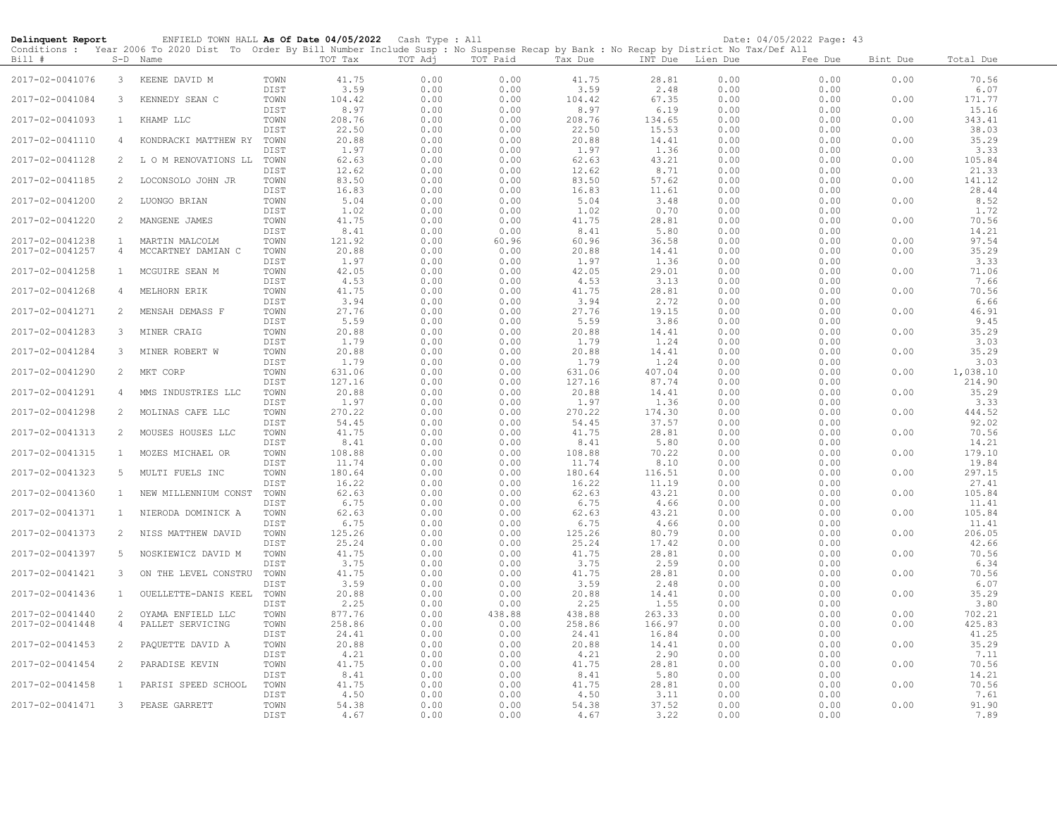**Delinquent Report** ENFIELD TOWN HALL **As Of Date 04/05/2022** Cash Type : All Date: 04/05/2022 Page: 43

Conditions : Year 2006 To 2020 Dist To Order By Bill Number Include Susp : No Suspense Recap by Bank : No Recap by District No Tax/Def All

| Bill # | S-D | Name | | TOT Tax | TOT Adj | TOT Paid | Tax Due | INT Due | Lien Due | Fee Due | Bint Due | Total Due |
|---|---|---|---|---|---|---|---|---|---|---|---|---|
| 2017-02-0041076 | 3 | KEENE DAVID M | TOWN | 41.75 | 0.00 | 0.00 | 41.75 | 28.81 | 0.00 | 0.00 | 0.00 | 70.56 |
| | | | DIST | 3.59 | 0.00 | 0.00 | 3.59 | 2.48 | 0.00 | 0.00 | | 6.07 |
| 2017-02-0041084 | 3 | KENNEDY SEAN C | TOWN | 104.42 | 0.00 | 0.00 | 104.42 | 67.35 | 0.00 | 0.00 | 0.00 | 171.77 |
| | | | DIST | 8.97 | 0.00 | 0.00 | 8.97 | 6.19 | 0.00 | 0.00 | | 15.16 |
| 2017-02-0041093 | 1 | KHAMP LLC | TOWN | 208.76 | 0.00 | 0.00 | 208.76 | 134.65 | 0.00 | 0.00 | 0.00 | 343.41 |
| | | | DIST | 22.50 | 0.00 | 0.00 | 22.50 | 15.53 | 0.00 | 0.00 | | 38.03 |
| 2017-02-0041110 | 4 | KONDRACKI MATTHEW RY | TOWN | 20.88 | 0.00 | 0.00 | 20.88 | 14.41 | 0.00 | 0.00 | 0.00 | 35.29 |
| | | | DIST | 1.97 | 0.00 | 0.00 | 1.97 | 1.36 | 0.00 | 0.00 | | 3.33 |
| 2017-02-0041128 | 2 | L O M RENOVATIONS LL | TOWN | 62.63 | 0.00 | 0.00 | 62.63 | 43.21 | 0.00 | 0.00 | 0.00 | 105.84 |
| | | | DIST | 12.62 | 0.00 | 0.00 | 12.62 | 8.71 | 0.00 | 0.00 | | 21.33 |
| 2017-02-0041185 | 2 | LOCONSOLO JOHN JR | TOWN | 83.50 | 0.00 | 0.00 | 83.50 | 57.62 | 0.00 | 0.00 | 0.00 | 141.12 |
| | | | DIST | 16.83 | 0.00 | 0.00 | 16.83 | 11.61 | 0.00 | 0.00 | | 28.44 |
| 2017-02-0041200 | 2 | LUONGO BRIAN | TOWN | 5.04 | 0.00 | 0.00 | 5.04 | 3.48 | 0.00 | 0.00 | 0.00 | 8.52 |
| | | | DIST | 1.02 | 0.00 | 0.00 | 1.02 | 0.70 | 0.00 | 0.00 | | 1.72 |
| 2017-02-0041220 | 2 | MANGENE JAMES | TOWN | 41.75 | 0.00 | 0.00 | 41.75 | 28.81 | 0.00 | 0.00 | 0.00 | 70.56 |
| | | | DIST | 8.41 | 0.00 | 0.00 | 8.41 | 5.80 | 0.00 | 0.00 | | 14.21 |
| 2017-02-0041238 | 1 | MARTIN MALCOLM | TOWN | 121.92 | 0.00 | 60.96 | 60.96 | 36.58 | 0.00 | 0.00 | 0.00 | 97.54 |
| 2017-02-0041257 | 4 | MCCARTNEY DAMIAN C | TOWN | 20.88 | 0.00 | 0.00 | 20.88 | 14.41 | 0.00 | 0.00 | 0.00 | 35.29 |
| | | | DIST | 1.97 | 0.00 | 0.00 | 1.97 | 1.36 | 0.00 | 0.00 | | 3.33 |
| 2017-02-0041258 | 1 | MCGUIRE SEAN M | TOWN | 42.05 | 0.00 | 0.00 | 42.05 | 29.01 | 0.00 | 0.00 | 0.00 | 71.06 |
| | | | DIST | 4.53 | 0.00 | 0.00 | 4.53 | 3.13 | 0.00 | 0.00 | | 7.66 |
| 2017-02-0041268 | 4 | MELHORN ERIK | TOWN | 41.75 | 0.00 | 0.00 | 41.75 | 28.81 | 0.00 | 0.00 | 0.00 | 70.56 |
| | | | DIST | 3.94 | 0.00 | 0.00 | 3.94 | 2.72 | 0.00 | 0.00 | | 6.66 |
| 2017-02-0041271 | 2 | MENSAH DEMASS F | TOWN | 27.76 | 0.00 | 0.00 | 27.76 | 19.15 | 0.00 | 0.00 | 0.00 | 46.91 |
| | | | DIST | 5.59 | 0.00 | 0.00 | 5.59 | 3.86 | 0.00 | 0.00 | | 9.45 |
| 2017-02-0041283 | 3 | MINER CRAIG | TOWN | 20.88 | 0.00 | 0.00 | 20.88 | 14.41 | 0.00 | 0.00 | 0.00 | 35.29 |
| | | | DIST | 1.79 | 0.00 | 0.00 | 1.79 | 1.24 | 0.00 | 0.00 | | 3.03 |
| 2017-02-0041284 | 3 | MINER ROBERT W | TOWN | 20.88 | 0.00 | 0.00 | 20.88 | 14.41 | 0.00 | 0.00 | 0.00 | 35.29 |
| | | | DIST | 1.79 | 0.00 | 0.00 | 1.79 | 1.24 | 0.00 | 0.00 | | 3.03 |
| 2017-02-0041290 | 2 | MKT CORP | TOWN | 631.06 | 0.00 | 0.00 | 631.06 | 407.04 | 0.00 | 0.00 | 0.00 | 1,038.10 |
| | | | DIST | 127.16 | 0.00 | 0.00 | 127.16 | 87.74 | 0.00 | 0.00 | | 214.90 |
| 2017-02-0041291 | 4 | MMS INDUSTRIES LLC | TOWN | 20.88 | 0.00 | 0.00 | 20.88 | 14.41 | 0.00 | 0.00 | 0.00 | 35.29 |
| | | | DIST | 1.97 | 0.00 | 0.00 | 1.97 | 1.36 | 0.00 | 0.00 | | 3.33 |
| 2017-02-0041298 | 2 | MOLINAS CAFE LLC | TOWN | 270.22 | 0.00 | 0.00 | 270.22 | 174.30 | 0.00 | 0.00 | 0.00 | 444.52 |
| | | | DIST | 54.45 | 0.00 | 0.00 | 54.45 | 37.57 | 0.00 | 0.00 | | 92.02 |
| 2017-02-0041313 | 2 | MOUSES HOUSES LLC | TOWN | 41.75 | 0.00 | 0.00 | 41.75 | 28.81 | 0.00 | 0.00 | 0.00 | 70.56 |
| | | | DIST | 8.41 | 0.00 | 0.00 | 8.41 | 5.80 | 0.00 | 0.00 | | 14.21 |
| 2017-02-0041315 | 1 | MOZES MICHAEL OR | TOWN | 108.88 | 0.00 | 0.00 | 108.88 | 70.22 | 0.00 | 0.00 | 0.00 | 179.10 |
| | | | DIST | 11.74 | 0.00 | 0.00 | 11.74 | 8.10 | 0.00 | 0.00 | | 19.84 |
| 2017-02-0041323 | 5 | MULTI FUELS INC | TOWN | 180.64 | 0.00 | 0.00 | 180.64 | 116.51 | 0.00 | 0.00 | 0.00 | 297.15 |
| | | | DIST | 16.22 | 0.00 | 0.00 | 16.22 | 11.19 | 0.00 | 0.00 | | 27.41 |
| 2017-02-0041360 | 1 | NEW MILLENNIUM CONST | TOWN | 62.63 | 0.00 | 0.00 | 62.63 | 43.21 | 0.00 | 0.00 | 0.00 | 105.84 |
| | | | DIST | 6.75 | 0.00 | 0.00 | 6.75 | 4.66 | 0.00 | 0.00 | | 11.41 |
| 2017-02-0041371 | 1 | NIERODA DOMINICK A | TOWN | 62.63 | 0.00 | 0.00 | 62.63 | 43.21 | 0.00 | 0.00 | 0.00 | 105.84 |
| | | | DIST | 6.75 | 0.00 | 0.00 | 6.75 | 4.66 | 0.00 | 0.00 | | 11.41 |
| 2017-02-0041373 | 2 | NISS MATTHEW DAVID | TOWN | 125.26 | 0.00 | 0.00 | 125.26 | 80.79 | 0.00 | 0.00 | 0.00 | 206.05 |
| | | | DIST | 25.24 | 0.00 | 0.00 | 25.24 | 17.42 | 0.00 | 0.00 | | 42.66 |
| 2017-02-0041397 | 5 | NOSKIEWICZ DAVID M | TOWN | 41.75 | 0.00 | 0.00 | 41.75 | 28.81 | 0.00 | 0.00 | 0.00 | 70.56 |
| | | | DIST | 3.75 | 0.00 | 0.00 | 3.75 | 2.59 | 0.00 | 0.00 | | 6.34 |
| 2017-02-0041421 | 3 | ON THE LEVEL CONSTRU | TOWN | 41.75 | 0.00 | 0.00 | 41.75 | 28.81 | 0.00 | 0.00 | 0.00 | 70.56 |
| | | | DIST | 3.59 | 0.00 | 0.00 | 3.59 | 2.48 | 0.00 | 0.00 | | 6.07 |
| 2017-02-0041436 | 1 | OUELLETTE-DANIS KEEL | TOWN | 20.88 | 0.00 | 0.00 | 20.88 | 14.41 | 0.00 | 0.00 | 0.00 | 35.29 |
| | | | DIST | 2.25 | 0.00 | 0.00 | 2.25 | 1.55 | 0.00 | 0.00 | | 3.80 |
| 2017-02-0041440 | 2 | OYAMA ENFIELD LLC | TOWN | 877.76 | 0.00 | 438.88 | 438.88 | 263.33 | 0.00 | 0.00 | 0.00 | 702.21 |
| 2017-02-0041448 | 4 | PALLET SERVICING | TOWN | 258.86 | 0.00 | 0.00 | 258.86 | 166.97 | 0.00 | 0.00 | 0.00 | 425.83 |
| | | | DIST | 24.41 | 0.00 | 0.00 | 24.41 | 16.84 | 0.00 | 0.00 | | 41.25 |
| 2017-02-0041453 | 2 | PAQUETTE DAVID A | TOWN | 20.88 | 0.00 | 0.00 | 20.88 | 14.41 | 0.00 | 0.00 | 0.00 | 35.29 |
| | | | DIST | 4.21 | 0.00 | 0.00 | 4.21 | 2.90 | 0.00 | 0.00 | | 7.11 |
| 2017-02-0041454 | 2 | PARADISE KEVIN | TOWN | 41.75 | 0.00 | 0.00 | 41.75 | 28.81 | 0.00 | 0.00 | 0.00 | 70.56 |
| | | | DIST | 8.41 | 0.00 | 0.00 | 8.41 | 5.80 | 0.00 | 0.00 | | 14.21 |
| 2017-02-0041458 | 1 | PARISI SPEED SCHOOL | TOWN | 41.75 | 0.00 | 0.00 | 41.75 | 28.81 | 0.00 | 0.00 | 0.00 | 70.56 |
| | | | DIST | 4.50 | 0.00 | 0.00 | 4.50 | 3.11 | 0.00 | 0.00 | | 7.61 |
| 2017-02-0041471 | 3 | PEASE GARRETT | TOWN | 54.38 | 0.00 | 0.00 | 54.38 | 37.52 | 0.00 | 0.00 | 0.00 | 91.90 |
| | | | DIST | 4.67 | 0.00 | 0.00 | 4.67 | 3.22 | 0.00 | 0.00 | | 7.89 |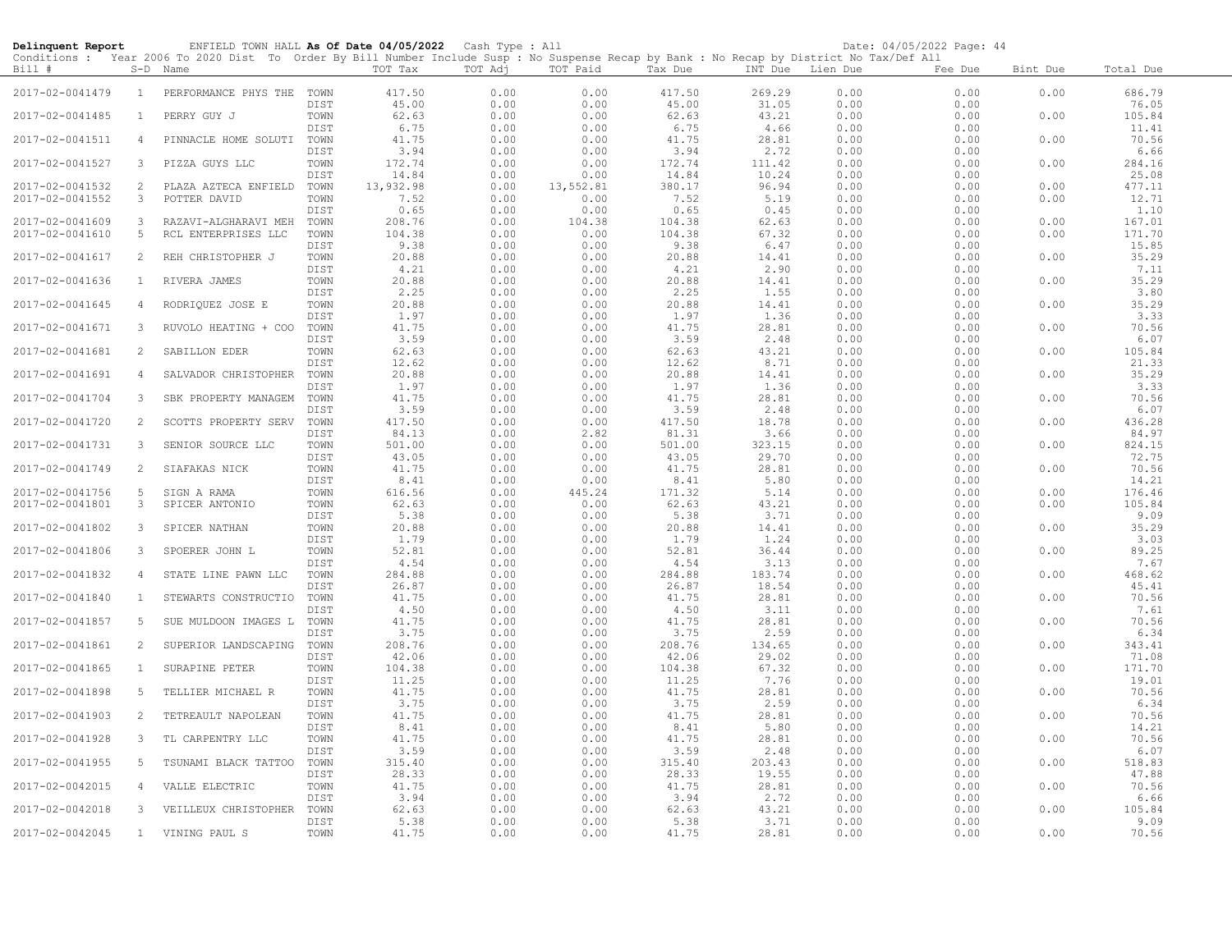**Delinquent Report** ENFIELD TOWN HALL **As Of Date 04/05/2022** Cash Type : All Date: 04/05/2022

Conditions : Year 2006 To 2020 Dist To Order By Bill Number Include Susp : No Suspense Recap by Bank : No Recap by District No Tax/Def All

| Bill # | S-D | Name | | TOT Tax | TOT Adj | TOT Paid | Tax Due | INT Due | Lien Due | Fee Due | Bint Due | Total Due |
|---|---|---|---|---|---|---|---|---|---|---|---|---|
| 2017-02-0041479 | 1 | PERFORMANCE PHYS THE | TOWN | 417.50 | 0.00 | 0.00 | 417.50 | 269.29 | 0.00 | 0.00 | 0.00 | 686.79 |
| | | | DIST | 45.00 | 0.00 | 0.00 | 45.00 | 31.05 | 0.00 | 0.00 | | 76.05 |
| 2017-02-0041485 | 1 | PERRY GUY J | TOWN | 62.63 | 0.00 | 0.00 | 62.63 | 43.21 | 0.00 | 0.00 | 0.00 | 105.84 |
| | | | DIST | 6.75 | 0.00 | 0.00 | 6.75 | 4.66 | 0.00 | 0.00 | | 11.41 |
| 2017-02-0041511 | 4 | PINNACLE HOME SOLUTI | TOWN | 41.75 | 0.00 | 0.00 | 41.75 | 28.81 | 0.00 | 0.00 | 0.00 | 70.56 |
| | | | DIST | 3.94 | 0.00 | 0.00 | 3.94 | 2.72 | 0.00 | 0.00 | | 6.66 |
| 2017-02-0041527 | 3 | PIZZA GUYS LLC | TOWN | 172.74 | 0.00 | 0.00 | 172.74 | 111.42 | 0.00 | 0.00 | 0.00 | 284.16 |
| | | | DIST | 14.84 | 0.00 | 0.00 | 14.84 | 10.24 | 0.00 | 0.00 | | 25.08 |
| 2017-02-0041532 | 2 | PLAZA AZTECA ENFIELD | TOWN | 13,932.98 | 0.00 | 13,552.81 | 380.17 | 96.94 | 0.00 | 0.00 | 0.00 | 477.11 |
| 2017-02-0041552 | 3 | POTTER DAVID | TOWN | 7.52 | 0.00 | 0.00 | 7.52 | 5.19 | 0.00 | 0.00 | 0.00 | 12.71 |
| | | | DIST | 0.65 | 0.00 | 0.00 | 0.65 | 0.45 | 0.00 | 0.00 | | 1.10 |
| 2017-02-0041609 | 3 | RAZAVI-ALGHARAVI MEH | TOWN | 208.76 | 0.00 | 104.38 | 104.38 | 62.63 | 0.00 | 0.00 | 0.00 | 167.01 |
| 2017-02-0041610 | 5 | RCL ENTERPRISES LLC | TOWN | 104.38 | 0.00 | 0.00 | 104.38 | 67.32 | 0.00 | 0.00 | 0.00 | 171.70 |
| | | | DIST | 9.38 | 0.00 | 0.00 | 9.38 | 6.47 | 0.00 | 0.00 | | 15.85 |
| 2017-02-0041617 | 2 | REH CHRISTOPHER J | TOWN | 20.88 | 0.00 | 0.00 | 20.88 | 14.41 | 0.00 | 0.00 | 0.00 | 35.29 |
| | | | DIST | 4.21 | 0.00 | 0.00 | 4.21 | 2.90 | 0.00 | 0.00 | | 7.11 |
| 2017-02-0041636 | 1 | RIVERA JAMES | TOWN | 20.88 | 0.00 | 0.00 | 20.88 | 14.41 | 0.00 | 0.00 | 0.00 | 35.29 |
| | | | DIST | 2.25 | 0.00 | 0.00 | 2.25 | 1.55 | 0.00 | 0.00 | | 3.80 |
| 2017-02-0041645 | 4 | RODRIQUEZ JOSE E | TOWN | 20.88 | 0.00 | 0.00 | 20.88 | 14.41 | 0.00 | 0.00 | 0.00 | 35.29 |
| | | | DIST | 1.97 | 0.00 | 0.00 | 1.97 | 1.36 | 0.00 | 0.00 | | 3.33 |
| 2017-02-0041671 | 3 | RUVOLO HEATING + COO | TOWN | 41.75 | 0.00 | 0.00 | 41.75 | 28.81 | 0.00 | 0.00 | 0.00 | 70.56 |
| | | | DIST | 3.59 | 0.00 | 0.00 | 3.59 | 2.48 | 0.00 | 0.00 | | 6.07 |
| 2017-02-0041681 | 2 | SABILLON EDER | TOWN | 62.63 | 0.00 | 0.00 | 62.63 | 43.21 | 0.00 | 0.00 | 0.00 | 105.84 |
| | | | DIST | 12.62 | 0.00 | 0.00 | 12.62 | 8.71 | 0.00 | 0.00 | | 21.33 |
| 2017-02-0041691 | 4 | SALVADOR CHRISTOPHER | TOWN | 20.88 | 0.00 | 0.00 | 20.88 | 14.41 | 0.00 | 0.00 | 0.00 | 35.29 |
| | | | DIST | 1.97 | 0.00 | 0.00 | 1.97 | 1.36 | 0.00 | 0.00 | | 3.33 |
| 2017-02-0041704 | 3 | SBK PROPERTY MANAGEM | TOWN | 41.75 | 0.00 | 0.00 | 41.75 | 28.81 | 0.00 | 0.00 | 0.00 | 70.56 |
| | | | DIST | 3.59 | 0.00 | 0.00 | 3.59 | 2.48 | 0.00 | 0.00 | | 6.07 |
| 2017-02-0041720 | 2 | SCOTTS PROPERTY SERV | TOWN | 417.50 | 0.00 | 0.00 | 417.50 | 18.78 | 0.00 | 0.00 | 0.00 | 436.28 |
| | | | DIST | 84.13 | 0.00 | 2.82 | 81.31 | 3.66 | 0.00 | 0.00 | | 84.97 |
| 2017-02-0041731 | 3 | SENIOR SOURCE LLC | TOWN | 501.00 | 0.00 | 0.00 | 501.00 | 323.15 | 0.00 | 0.00 | 0.00 | 824.15 |
| | | | DIST | 43.05 | 0.00 | 0.00 | 43.05 | 29.70 | 0.00 | 0.00 | | 72.75 |
| 2017-02-0041749 | 2 | SIAFAKAS NICK | TOWN | 41.75 | 0.00 | 0.00 | 41.75 | 28.81 | 0.00 | 0.00 | 0.00 | 70.56 |
| | | | DIST | 8.41 | 0.00 | 0.00 | 8.41 | 5.80 | 0.00 | 0.00 | | 14.21 |
| 2017-02-0041756 | 5 | SIGN A RAMA | TOWN | 616.56 | 0.00 | 445.24 | 171.32 | 5.14 | 0.00 | 0.00 | 0.00 | 176.46 |
| 2017-02-0041801 | 3 | SPICER ANTONIO | TOWN | 62.63 | 0.00 | 0.00 | 62.63 | 43.21 | 0.00 | 0.00 | 0.00 | 105.84 |
| | | | DIST | 5.38 | 0.00 | 0.00 | 5.38 | 3.71 | 0.00 | 0.00 | | 9.09 |
| 2017-02-0041802 | 3 | SPICER NATHAN | TOWN | 20.88 | 0.00 | 0.00 | 20.88 | 14.41 | 0.00 | 0.00 | 0.00 | 35.29 |
| | | | DIST | 1.79 | 0.00 | 0.00 | 1.79 | 1.24 | 0.00 | 0.00 | | 3.03 |
| 2017-02-0041806 | 3 | SPOERER JOHN L | TOWN | 52.81 | 0.00 | 0.00 | 52.81 | 36.44 | 0.00 | 0.00 | 0.00 | 89.25 |
| | | | DIST | 4.54 | 0.00 | 0.00 | 4.54 | 3.13 | 0.00 | 0.00 | | 7.67 |
| 2017-02-0041832 | 4 | STATE LINE PAWN LLC | TOWN | 284.88 | 0.00 | 0.00 | 284.88 | 183.74 | 0.00 | 0.00 | 0.00 | 468.62 |
| | | | DIST | 26.87 | 0.00 | 0.00 | 26.87 | 18.54 | 0.00 | 0.00 | | 45.41 |
| 2017-02-0041840 | 1 | STEWARTS CONSTRUCTIO | TOWN | 41.75 | 0.00 | 0.00 | 41.75 | 28.81 | 0.00 | 0.00 | 0.00 | 70.56 |
| | | | DIST | 4.50 | 0.00 | 0.00 | 4.50 | 3.11 | 0.00 | 0.00 | | 7.61 |
| 2017-02-0041857 | 5 | SUE MULDOON IMAGES L | TOWN | 41.75 | 0.00 | 0.00 | 41.75 | 28.81 | 0.00 | 0.00 | 0.00 | 70.56 |
| | | | DIST | 3.75 | 0.00 | 0.00 | 3.75 | 2.59 | 0.00 | 0.00 | | 6.34 |
| 2017-02-0041861 | 2 | SUPERIOR LANDSCAPING | TOWN | 208.76 | 0.00 | 0.00 | 208.76 | 134.65 | 0.00 | 0.00 | 0.00 | 343.41 |
| | | | DIST | 42.06 | 0.00 | 0.00 | 42.06 | 29.02 | 0.00 | 0.00 | | 71.08 |
| 2017-02-0041865 | 1 | SURAPINE PETER | TOWN | 104.38 | 0.00 | 0.00 | 104.38 | 67.32 | 0.00 | 0.00 | 0.00 | 171.70 |
| | | | DIST | 11.25 | 0.00 | 0.00 | 11.25 | 7.76 | 0.00 | 0.00 | | 19.01 |
| 2017-02-0041898 | 5 | TELLIER MICHAEL R | TOWN | 41.75 | 0.00 | 0.00 | 41.75 | 28.81 | 0.00 | 0.00 | 0.00 | 70.56 |
| | | | DIST | 3.75 | 0.00 | 0.00 | 3.75 | 2.59 | 0.00 | 0.00 | | 6.34 |
| 2017-02-0041903 | 2 | TETREAULT NAPOLEAN | TOWN | 41.75 | 0.00 | 0.00 | 41.75 | 28.81 | 0.00 | 0.00 | 0.00 | 70.56 |
| | | | DIST | 8.41 | 0.00 | 0.00 | 8.41 | 5.80 | 0.00 | 0.00 | | 14.21 |
| 2017-02-0041928 | 3 | TL CARPENTRY LLC | TOWN | 41.75 | 0.00 | 0.00 | 41.75 | 28.81 | 0.00 | 0.00 | 0.00 | 70.56 |
| | | | DIST | 3.59 | 0.00 | 0.00 | 3.59 | 2.48 | 0.00 | 0.00 | | 6.07 |
| 2017-02-0041955 | 5 | TSUNAMI BLACK TATTOO | TOWN | 315.40 | 0.00 | 0.00 | 315.40 | 203.43 | 0.00 | 0.00 | 0.00 | 518.83 |
| | | | DIST | 28.33 | 0.00 | 0.00 | 28.33 | 19.55 | 0.00 | 0.00 | | 47.88 |
| 2017-02-0042015 | 4 | VALLE ELECTRIC | TOWN | 41.75 | 0.00 | 0.00 | 41.75 | 28.81 | 0.00 | 0.00 | 0.00 | 70.56 |
| | | | DIST | 3.94 | 0.00 | 0.00 | 3.94 | 2.72 | 0.00 | 0.00 | | 6.66 |
| 2017-02-0042018 | 3 | VEILLEUX CHRISTOPHER | TOWN | 62.63 | 0.00 | 0.00 | 62.63 | 43.21 | 0.00 | 0.00 | 0.00 | 105.84 |
| | | | DIST | 5.38 | 0.00 | 0.00 | 5.38 | 3.71 | 0.00 | 0.00 | | 9.09 |
| 2017-02-0042045 | 1 | VINING PAUL S | TOWN | 41.75 | 0.00 | 0.00 | 41.75 | 28.81 | 0.00 | 0.00 | 0.00 | 70.56 |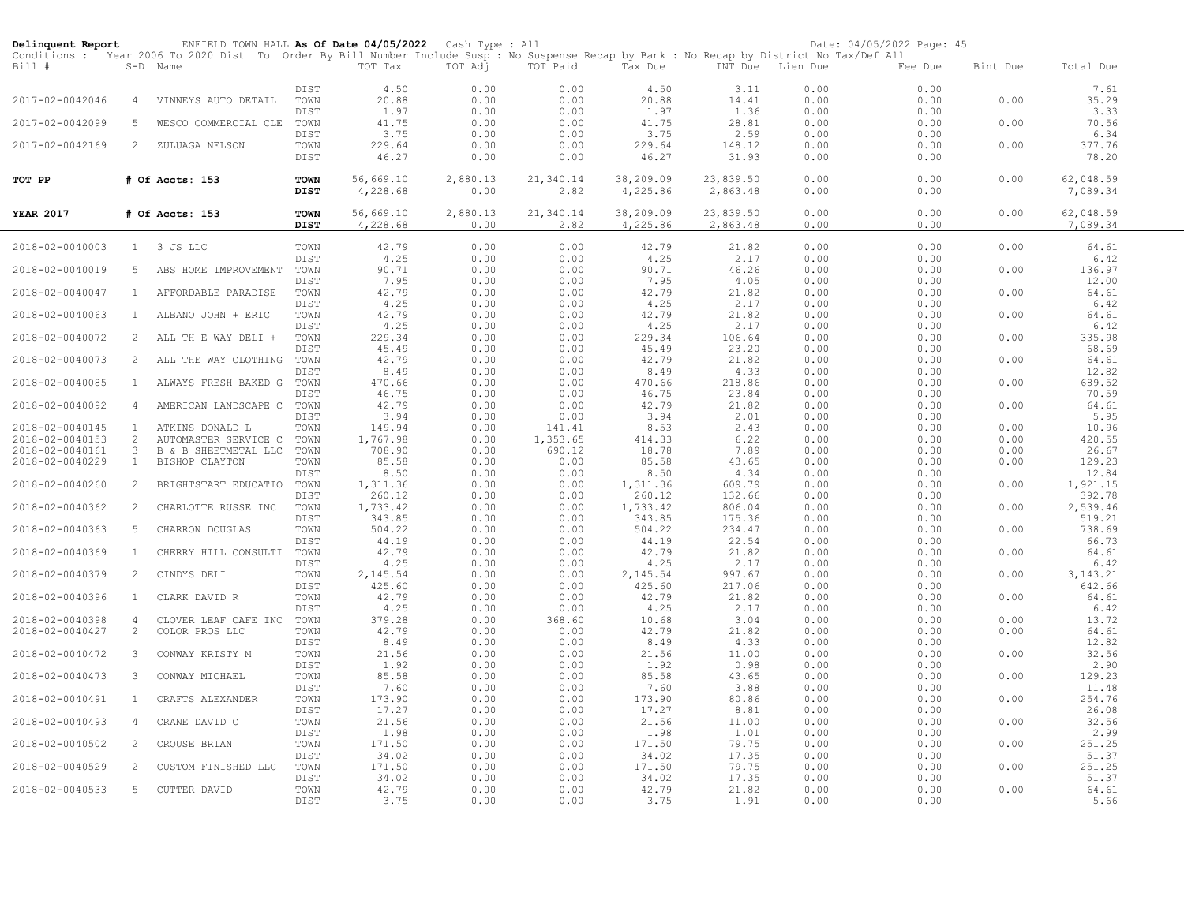**Delinquent Report** ENFIELD TOWN HALL **As Of Date 04/05/2022** Cash Type : All Date: 04/05/2022 Page: 45

Conditions : Year 2006 To 2020 Dist To Order By Bill Number Include Susp : No Suspense Recap by Bank : No Recap by District No Tax/Def All

| Bill # | S-D | Name | | TOT Tax | TOT Adj | TOT Paid | Tax Due | INT Due | Lien Due | Fee Due | Bint Due | Total Due |
|---|---|---|---|---|---|---|---|---|---|---|---|---|
| | | | DIST | 4.50 | 0.00 | 0.00 | 4.50 | 3.11 | 0.00 | 0.00 | | 7.61 |
| 2017-02-0042046 | 4 | VINNEYS AUTO DETAIL | TOWN | 20.88 | 0.00 | 0.00 | 20.88 | 14.41 | 0.00 | 0.00 | 0.00 | 35.29 |
| | | | DIST | 1.97 | 0.00 | 0.00 | 1.97 | 1.36 | 0.00 | 0.00 | | 3.33 |
| 2017-02-0042099 | 5 | WESCO COMMERCIAL CLE | TOWN | 41.75 | 0.00 | 0.00 | 41.75 | 28.81 | 0.00 | 0.00 | 0.00 | 70.56 |
| | | | DIST | 3.75 | 0.00 | 0.00 | 3.75 | 2.59 | 0.00 | 0.00 | | 6.34 |
| 2017-02-0042169 | 2 | ZULUAGA NELSON | TOWN | 229.64 | 0.00 | 0.00 | 229.64 | 148.12 | 0.00 | 0.00 | 0.00 | 377.76 |
| | | | DIST | 46.27 | 0.00 | 0.00 | 46.27 | 31.93 | 0.00 | 0.00 | | 78.20 |
| **TOT PP** | | **# Of Accts: 153** | **TOWN** | 56,669.10 | 2,880.13 | 21,340.14 | 38,209.09 | 23,839.50 | 0.00 | 0.00 | 0.00 | 62,048.59 |
| | | | **DIST** | 4,228.68 | 0.00 | 2.82 | 4,225.86 | 2,863.48 | 0.00 | 0.00 | | 7,089.34 |
| **YEAR 2017** | | **# Of Accts: 153** | **TOWN** | 56,669.10 | 2,880.13 | 21,340.14 | 38,209.09 | 23,839.50 | 0.00 | 0.00 | 0.00 | 62,048.59 |
| | | | **DIST** | 4,228.68 | 0.00 | 2.82 | 4,225.86 | 2,863.48 | 0.00 | 0.00 | | 7,089.34 |
| 2018-02-0040003 | 1 | 3 JS LLC | TOWN | 42.79 | 0.00 | 0.00 | 42.79 | 21.82 | 0.00 | 0.00 | 0.00 | 64.61 |
| | | | DIST | 4.25 | 0.00 | 0.00 | 4.25 | 2.17 | 0.00 | 0.00 | | 6.42 |
| 2018-02-0040019 | 5 | ABS HOME IMPROVEMENT | TOWN | 90.71 | 0.00 | 0.00 | 90.71 | 46.26 | 0.00 | 0.00 | 0.00 | 136.97 |
| | | | DIST | 7.95 | 0.00 | 0.00 | 7.95 | 4.05 | 0.00 | 0.00 | | 12.00 |
| 2018-02-0040047 | 1 | AFFORDABLE PARADISE | TOWN | 42.79 | 0.00 | 0.00 | 42.79 | 21.82 | 0.00 | 0.00 | 0.00 | 64.61 |
| | | | DIST | 4.25 | 0.00 | 0.00 | 4.25 | 2.17 | 0.00 | 0.00 | | 6.42 |
| 2018-02-0040063 | 1 | ALBANO JOHN + ERIC | TOWN | 42.79 | 0.00 | 0.00 | 42.79 | 21.82 | 0.00 | 0.00 | 0.00 | 64.61 |
| | | | DIST | 4.25 | 0.00 | 0.00 | 4.25 | 2.17 | 0.00 | 0.00 | | 6.42 |
| 2018-02-0040072 | 2 | ALL TH E WAY DELI + | TOWN | 229.34 | 0.00 | 0.00 | 229.34 | 106.64 | 0.00 | 0.00 | 0.00 | 335.98 |
| | | | DIST | 45.49 | 0.00 | 0.00 | 45.49 | 23.20 | 0.00 | 0.00 | | 68.69 |
| 2018-02-0040073 | 2 | ALL THE WAY CLOTHING | TOWN | 42.79 | 0.00 | 0.00 | 42.79 | 21.82 | 0.00 | 0.00 | 0.00 | 64.61 |
| | | | DIST | 8.49 | 0.00 | 0.00 | 8.49 | 4.33 | 0.00 | 0.00 | | 12.82 |
| 2018-02-0040085 | 1 | ALWAYS FRESH BAKED G | TOWN | 470.66 | 0.00 | 0.00 | 470.66 | 218.86 | 0.00 | 0.00 | 0.00 | 689.52 |
| | | | DIST | 46.75 | 0.00 | 0.00 | 46.75 | 23.84 | 0.00 | 0.00 | | 70.59 |
| 2018-02-0040092 | 4 | AMERICAN LANDSCAPE C | TOWN | 42.79 | 0.00 | 0.00 | 42.79 | 21.82 | 0.00 | 0.00 | 0.00 | 64.61 |
| | | | DIST | 3.94 | 0.00 | 0.00 | 3.94 | 2.01 | 0.00 | 0.00 | | 5.95 |
| 2018-02-0040145 | 1 | ATKINS DONALD L | TOWN | 149.94 | 0.00 | 141.41 | 8.53 | 2.43 | 0.00 | 0.00 | 0.00 | 10.96 |
| 2018-02-0040153 | 2 | AUTOMASTER SERVICE C | TOWN | 1,767.98 | 0.00 | 1,353.65 | 414.33 | 6.22 | 0.00 | 0.00 | 0.00 | 420.55 |
| 2018-02-0040161 | 3 | B & B SHEETMETAL LLC | TOWN | 708.90 | 0.00 | 690.12 | 18.78 | 7.89 | 0.00 | 0.00 | 0.00 | 26.67 |
| 2018-02-0040229 | 1 | BISHOP CLAYTON | TOWN | 85.58 | 0.00 | 0.00 | 85.58 | 43.65 | 0.00 | 0.00 | 0.00 | 129.23 |
| | | | DIST | 8.50 | 0.00 | 0.00 | 8.50 | 4.34 | 0.00 | 0.00 | | 12.84 |
| 2018-02-0040260 | 2 | BRIGHTSTART EDUCATIO | TOWN | 1,311.36 | 0.00 | 0.00 | 1,311.36 | 609.79 | 0.00 | 0.00 | 0.00 | 1,921.15 |
| | | | DIST | 260.12 | 0.00 | 0.00 | 260.12 | 132.66 | 0.00 | 0.00 | | 392.78 |
| 2018-02-0040362 | 2 | CHARLOTTE RUSSE INC | TOWN | 1,733.42 | 0.00 | 0.00 | 1,733.42 | 806.04 | 0.00 | 0.00 | 0.00 | 2,539.46 |
| | | | DIST | 343.85 | 0.00 | 0.00 | 343.85 | 175.36 | 0.00 | 0.00 | | 519.21 |
| 2018-02-0040363 | 5 | CHARRON DOUGLAS | TOWN | 504.22 | 0.00 | 0.00 | 504.22 | 234.47 | 0.00 | 0.00 | 0.00 | 738.69 |
| | | | DIST | 44.19 | 0.00 | 0.00 | 44.19 | 22.54 | 0.00 | 0.00 | | 66.73 |
| 2018-02-0040369 | 1 | CHERRY HILL CONSULTI | TOWN | 42.79 | 0.00 | 0.00 | 42.79 | 21.82 | 0.00 | 0.00 | 0.00 | 64.61 |
| | | | DIST | 4.25 | 0.00 | 0.00 | 4.25 | 2.17 | 0.00 | 0.00 | | 6.42 |
| 2018-02-0040379 | 2 | CINDYS DELI | TOWN | 2,145.54 | 0.00 | 0.00 | 2,145.54 | 997.67 | 0.00 | 0.00 | 0.00 | 3,143.21 |
| | | | DIST | 425.60 | 0.00 | 0.00 | 425.60 | 217.06 | 0.00 | 0.00 | | 642.66 |
| 2018-02-0040396 | 1 | CLARK DAVID R | TOWN | 42.79 | 0.00 | 0.00 | 42.79 | 21.82 | 0.00 | 0.00 | 0.00 | 64.61 |
| | | | DIST | 4.25 | 0.00 | 0.00 | 4.25 | 2.17 | 0.00 | 0.00 | | 6.42 |
| 2018-02-0040398 | 4 | CLOVER LEAF CAFE INC | TOWN | 379.28 | 0.00 | 368.60 | 10.68 | 3.04 | 0.00 | 0.00 | 0.00 | 13.72 |
| 2018-02-0040427 | 2 | COLOR PROS LLC | TOWN | 42.79 | 0.00 | 0.00 | 42.79 | 21.82 | 0.00 | 0.00 | 0.00 | 64.61 |
| | | | DIST | 8.49 | 0.00 | 0.00 | 8.49 | 4.33 | 0.00 | 0.00 | | 12.82 |
| 2018-02-0040472 | 3 | CONWAY KRISTY M | TOWN | 21.56 | 0.00 | 0.00 | 21.56 | 11.00 | 0.00 | 0.00 | 0.00 | 32.56 |
| | | | DIST | 1.92 | 0.00 | 0.00 | 1.92 | 0.98 | 0.00 | 0.00 | | 2.90 |
| 2018-02-0040473 | 3 | CONWAY MICHAEL | TOWN | 85.58 | 0.00 | 0.00 | 85.58 | 43.65 | 0.00 | 0.00 | 0.00 | 129.23 |
| | | | DIST | 7.60 | 0.00 | 0.00 | 7.60 | 3.88 | 0.00 | 0.00 | | 11.48 |
| 2018-02-0040491 | 1 | CRAFTS ALEXANDER | TOWN | 173.90 | 0.00 | 0.00 | 173.90 | 80.86 | 0.00 | 0.00 | 0.00 | 254.76 |
| | | | DIST | 17.27 | 0.00 | 0.00 | 17.27 | 8.81 | 0.00 | 0.00 | | 26.08 |
| 2018-02-0040493 | 4 | CRANE DAVID C | TOWN | 21.56 | 0.00 | 0.00 | 21.56 | 11.00 | 0.00 | 0.00 | 0.00 | 32.56 |
| | | | DIST | 1.98 | 0.00 | 0.00 | 1.98 | 1.01 | 0.00 | 0.00 | | 2.99 |
| 2018-02-0040502 | 2 | CROUSE BRIAN | TOWN | 171.50 | 0.00 | 0.00 | 171.50 | 79.75 | 0.00 | 0.00 | 0.00 | 251.25 |
| | | | DIST | 34.02 | 0.00 | 0.00 | 34.02 | 17.35 | 0.00 | 0.00 | | 51.37 |
| 2018-02-0040529 | 2 | CUSTOM FINISHED LLC | TOWN | 171.50 | 0.00 | 0.00 | 171.50 | 79.75 | 0.00 | 0.00 | 0.00 | 251.25 |
| | | | DIST | 34.02 | 0.00 | 0.00 | 34.02 | 17.35 | 0.00 | 0.00 | | 51.37 |
| 2018-02-0040533 | 5 | CUTTER DAVID | TOWN | 42.79 | 0.00 | 0.00 | 42.79 | 21.82 | 0.00 | 0.00 | 0.00 | 64.61 |
| | | | DIST | 3.75 | 0.00 | 0.00 | 3.75 | 1.91 | 0.00 | 0.00 | | 5.66 |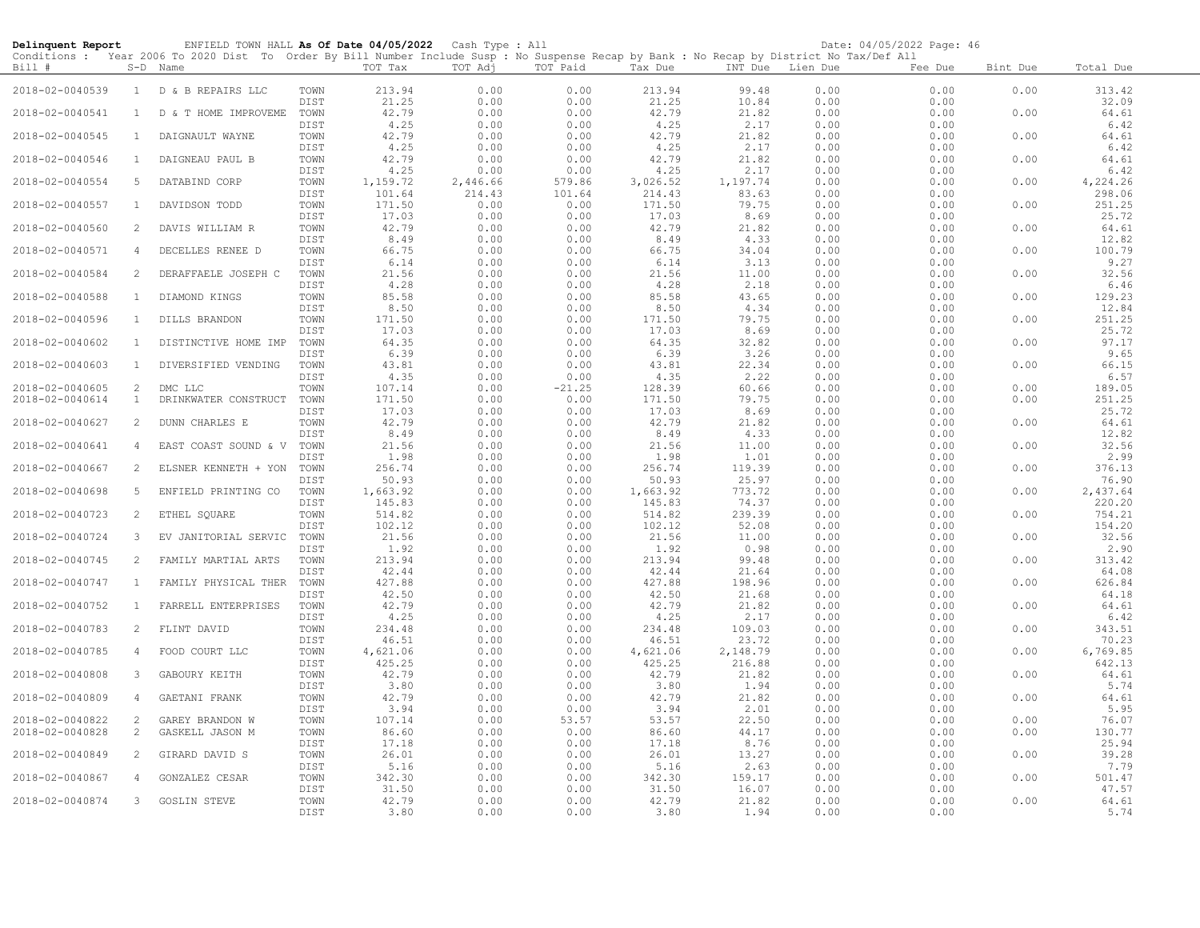**Delinquent Report** ENFIELD TOWN HALL **As Of Date 04/05/2022** Cash Type : All Date: 04/05/2022

Conditions : Year 2006 To 2020 Dist To Order By Bill Number Include Susp : No Suspense Recap by Bank : No Recap by District No Tax/Def All

| Bill # | S-D | Name | | TOT Tax | TOT Adj | TOT Paid | Tax Due | INT Due | Lien Due | Fee Due | Bint Due | Total Due |
|---|---|---|---|---|---|---|---|---|---|---|---|---|
| 2018-02-0040539 | 1 | D & B REPAIRS LLC | TOWN | 213.94 | 0.00 | 0.00 | 213.94 | 99.48 | 0.00 | 0.00 | 0.00 | 313.42 |
| | | | DIST | 21.25 | 0.00 | 0.00 | 21.25 | 10.84 | 0.00 | 0.00 | | 32.09 |
| 2018-02-0040541 | 1 | D & T HOME IMPROVEME | TOWN | 42.79 | 0.00 | 0.00 | 42.79 | 21.82 | 0.00 | 0.00 | 0.00 | 64.61 |
| | | | DIST | 4.25 | 0.00 | 0.00 | 4.25 | 2.17 | 0.00 | 0.00 | | 6.42 |
| 2018-02-0040545 | 1 | DAIGNAULT WAYNE | TOWN | 42.79 | 0.00 | 0.00 | 42.79 | 21.82 | 0.00 | 0.00 | 0.00 | 64.61 |
| | | | DIST | 4.25 | 0.00 | 0.00 | 4.25 | 2.17 | 0.00 | 0.00 | | 6.42 |
| 2018-02-0040546 | 1 | DAIGNEAU PAUL B | TOWN | 42.79 | 0.00 | 0.00 | 42.79 | 21.82 | 0.00 | 0.00 | 0.00 | 64.61 |
| | | | DIST | 4.25 | 0.00 | 0.00 | 4.25 | 2.17 | 0.00 | 0.00 | | 6.42 |
| 2018-02-0040554 | 5 | DATABIND CORP | TOWN | 1,159.72 | 2,446.66 | 579.86 | 3,026.52 | 1,197.74 | 0.00 | 0.00 | 0.00 | 4,224.26 |
| | | | DIST | 101.64 | 214.43 | 101.64 | 214.43 | 83.63 | 0.00 | 0.00 | | 298.06 |
| 2018-02-0040557 | 1 | DAVIDSON TODD | TOWN | 171.50 | 0.00 | 0.00 | 171.50 | 79.75 | 0.00 | 0.00 | 0.00 | 251.25 |
| | | | DIST | 17.03 | 0.00 | 0.00 | 17.03 | 8.69 | 0.00 | 0.00 | | 25.72 |
| 2018-02-0040560 | 2 | DAVIS WILLIAM R | TOWN | 42.79 | 0.00 | 0.00 | 42.79 | 21.82 | 0.00 | 0.00 | 0.00 | 64.61 |
| | | | DIST | 8.49 | 0.00 | 0.00 | 8.49 | 4.33 | 0.00 | 0.00 | | 12.82 |
| 2018-02-0040571 | 4 | DECELLES RENEE D | TOWN | 66.75 | 0.00 | 0.00 | 66.75 | 34.04 | 0.00 | 0.00 | 0.00 | 100.79 |
| | | | DIST | 6.14 | 0.00 | 0.00 | 6.14 | 3.13 | 0.00 | 0.00 | | 9.27 |
| 2018-02-0040584 | 2 | DERAFFAELE JOSEPH C | TOWN | 21.56 | 0.00 | 0.00 | 21.56 | 11.00 | 0.00 | 0.00 | 0.00 | 32.56 |
| | | | DIST | 4.28 | 0.00 | 0.00 | 4.28 | 2.18 | 0.00 | 0.00 | | 6.46 |
| 2018-02-0040588 | 1 | DIAMOND KINGS | TOWN | 85.58 | 0.00 | 0.00 | 85.58 | 43.65 | 0.00 | 0.00 | 0.00 | 129.23 |
| | | | DIST | 8.50 | 0.00 | 0.00 | 8.50 | 4.34 | 0.00 | 0.00 | | 12.84 |
| 2018-02-0040596 | 1 | DILLS BRANDON | TOWN | 171.50 | 0.00 | 0.00 | 171.50 | 79.75 | 0.00 | 0.00 | 0.00 | 251.25 |
| | | | DIST | 17.03 | 0.00 | 0.00 | 17.03 | 8.69 | 0.00 | 0.00 | | 25.72 |
| 2018-02-0040602 | 1 | DISTINCTIVE HOME IMP | TOWN | 64.35 | 0.00 | 0.00 | 64.35 | 32.82 | 0.00 | 0.00 | 0.00 | 97.17 |
| | | | DIST | 6.39 | 0.00 | 0.00 | 6.39 | 3.26 | 0.00 | 0.00 | | 9.65 |
| 2018-02-0040603 | 1 | DIVERSIFIED VENDING | TOWN | 43.81 | 0.00 | 0.00 | 43.81 | 22.34 | 0.00 | 0.00 | 0.00 | 66.15 |
| | | | DIST | 4.35 | 0.00 | 0.00 | 4.35 | 2.22 | 0.00 | 0.00 | | 6.57 |
| 2018-02-0040605 | 2 | DMC LLC | TOWN | 107.14 | 0.00 | -21.25 | 128.39 | 60.66 | 0.00 | 0.00 | 0.00 | 189.05 |
| 2018-02-0040614 | 1 | DRINKWATER CONSTRUCT | TOWN | 171.50 | 0.00 | 0.00 | 171.50 | 79.75 | 0.00 | 0.00 | 0.00 | 251.25 |
| | | | DIST | 17.03 | 0.00 | 0.00 | 17.03 | 8.69 | 0.00 | 0.00 | | 25.72 |
| 2018-02-0040627 | 2 | DUNN CHARLES E | TOWN | 42.79 | 0.00 | 0.00 | 42.79 | 21.82 | 0.00 | 0.00 | 0.00 | 64.61 |
| | | | DIST | 8.49 | 0.00 | 0.00 | 8.49 | 4.33 | 0.00 | 0.00 | | 12.82 |
| 2018-02-0040641 | 4 | EAST COAST SOUND & V | TOWN | 21.56 | 0.00 | 0.00 | 21.56 | 11.00 | 0.00 | 0.00 | 0.00 | 32.56 |
| | | | DIST | 1.98 | 0.00 | 0.00 | 1.98 | 1.01 | 0.00 | 0.00 | | 2.99 |
| 2018-02-0040667 | 2 | ELSNER KENNETH + YON | TOWN | 256.74 | 0.00 | 0.00 | 256.74 | 119.39 | 0.00 | 0.00 | 0.00 | 376.13 |
| | | | DIST | 50.93 | 0.00 | 0.00 | 50.93 | 25.97 | 0.00 | 0.00 | | 76.90 |
| 2018-02-0040698 | 5 | ENFIELD PRINTING CO | TOWN | 1,663.92 | 0.00 | 0.00 | 1,663.92 | 773.72 | 0.00 | 0.00 | 0.00 | 2,437.64 |
| | | | DIST | 145.83 | 0.00 | 0.00 | 145.83 | 74.37 | 0.00 | 0.00 | | 220.20 |
| 2018-02-0040723 | 2 | ETHEL SQUARE | TOWN | 514.82 | 0.00 | 0.00 | 514.82 | 239.39 | 0.00 | 0.00 | 0.00 | 754.21 |
| | | | DIST | 102.12 | 0.00 | 0.00 | 102.12 | 52.08 | 0.00 | 0.00 | | 154.20 |
| 2018-02-0040724 | 3 | EV JANITORIAL SERVIC | TOWN | 21.56 | 0.00 | 0.00 | 21.56 | 11.00 | 0.00 | 0.00 | 0.00 | 32.56 |
| | | | DIST | 1.92 | 0.00 | 0.00 | 1.92 | 0.98 | 0.00 | 0.00 | | 2.90 |
| 2018-02-0040745 | 2 | FAMILY MARTIAL ARTS | TOWN | 213.94 | 0.00 | 0.00 | 213.94 | 99.48 | 0.00 | 0.00 | 0.00 | 313.42 |
| | | | DIST | 42.44 | 0.00 | 0.00 | 42.44 | 21.64 | 0.00 | 0.00 | | 64.08 |
| 2018-02-0040747 | 1 | FAMILY PHYSICAL THER | TOWN | 427.88 | 0.00 | 0.00 | 427.88 | 198.96 | 0.00 | 0.00 | 0.00 | 626.84 |
| | | | DIST | 42.50 | 0.00 | 0.00 | 42.50 | 21.68 | 0.00 | 0.00 | | 64.18 |
| 2018-02-0040752 | 1 | FARRELL ENTERPRISES | TOWN | 42.79 | 0.00 | 0.00 | 42.79 | 21.82 | 0.00 | 0.00 | 0.00 | 64.61 |
| | | | DIST | 4.25 | 0.00 | 0.00 | 4.25 | 2.17 | 0.00 | 0.00 | | 6.42 |
| 2018-02-0040783 | 2 | FLINT DAVID | TOWN | 234.48 | 0.00 | 0.00 | 234.48 | 109.03 | 0.00 | 0.00 | 0.00 | 343.51 |
| | | | DIST | 46.51 | 0.00 | 0.00 | 46.51 | 23.72 | 0.00 | 0.00 | | 70.23 |
| 2018-02-0040785 | 4 | FOOD COURT LLC | TOWN | 4,621.06 | 0.00 | 0.00 | 4,621.06 | 2,148.79 | 0.00 | 0.00 | 0.00 | 6,769.85 |
| | | | DIST | 425.25 | 0.00 | 0.00 | 425.25 | 216.88 | 0.00 | 0.00 | | 642.13 |
| 2018-02-0040808 | 3 | GABOURY KEITH | TOWN | 42.79 | 0.00 | 0.00 | 42.79 | 21.82 | 0.00 | 0.00 | 0.00 | 64.61 |
| | | | DIST | 3.80 | 0.00 | 0.00 | 3.80 | 1.94 | 0.00 | 0.00 | | 5.74 |
| 2018-02-0040809 | 4 | GAETANI FRANK | TOWN | 42.79 | 0.00 | 0.00 | 42.79 | 21.82 | 0.00 | 0.00 | 0.00 | 64.61 |
| | | | DIST | 3.94 | 0.00 | 0.00 | 3.94 | 2.01 | 0.00 | 0.00 | | 5.95 |
| 2018-02-0040822 | 2 | GAREY BRANDON W | TOWN | 107.14 | 0.00 | 53.57 | 53.57 | 22.50 | 0.00 | 0.00 | 0.00 | 76.07 |
| 2018-02-0040828 | 2 | GASKELL JASON M | TOWN | 86.60 | 0.00 | 0.00 | 86.60 | 44.17 | 0.00 | 0.00 | 0.00 | 130.77 |
| | | | DIST | 17.18 | 0.00 | 0.00 | 17.18 | 8.76 | 0.00 | 0.00 | | 25.94 |
| 2018-02-0040849 | 2 | GIRARD DAVID S | TOWN | 26.01 | 0.00 | 0.00 | 26.01 | 13.27 | 0.00 | 0.00 | 0.00 | 39.28 |
| | | | DIST | 5.16 | 0.00 | 0.00 | 5.16 | 2.63 | 0.00 | 0.00 | | 7.79 |
| 2018-02-0040867 | 4 | GONZALEZ CESAR | TOWN | 342.30 | 0.00 | 0.00 | 342.30 | 159.17 | 0.00 | 0.00 | 0.00 | 501.47 |
| | | | DIST | 31.50 | 0.00 | 0.00 | 31.50 | 16.07 | 0.00 | 0.00 | | 47.57 |
| 2018-02-0040874 | 3 | GOSLIN STEVE | TOWN | 42.79 | 0.00 | 0.00 | 42.79 | 21.82 | 0.00 | 0.00 | 0.00 | 64.61 |
| | | | DIST | 3.80 | 0.00 | 0.00 | 3.80 | 1.94 | 0.00 | 0.00 | | 5.74 |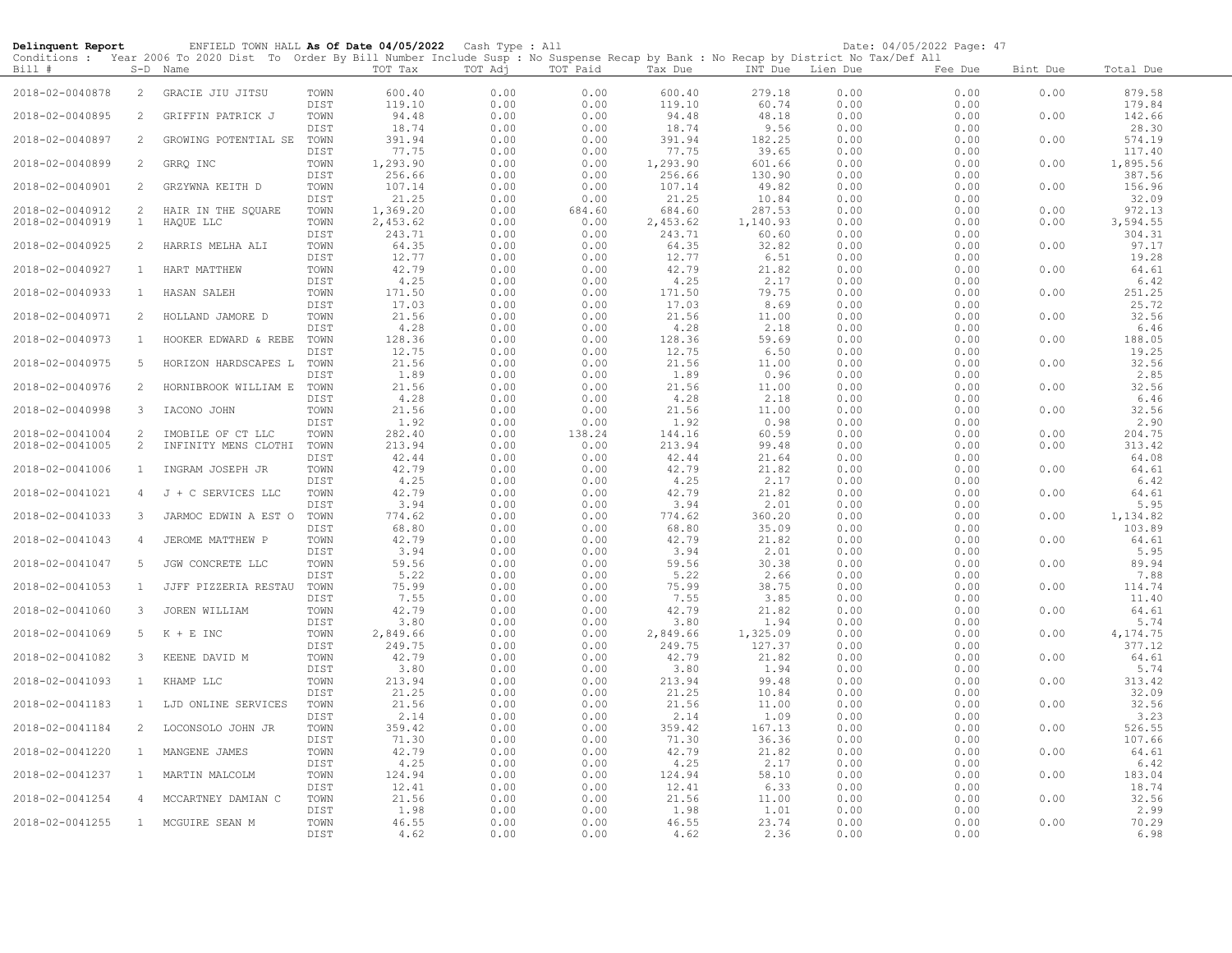**Delinquent Report** ENFIELD TOWN HALL **As Of Date 04/05/2022** Cash Type : All Date: 04/05/2022 Page: 47

Conditions : Year 2006 To 2020 Dist To Order By Bill Number Include Susp : No Suspense Recap by Bank : No Recap by District No Tax/Def All

| Bill # | S-D | Name | | TOT Tax | TOT Adj | TOT Paid | Tax Due | INT Due | Lien Due | Fee Due | Bint Due | Total Due |
|---|---|---|---|---|---|---|---|---|---|---|---|---|
| 2018-02-0040878 | 2 | GRACIE JIU JITSU | TOWN | 600.40 | 0.00 | 0.00 | 600.40 | 279.18 | 0.00 | 0.00 | 0.00 | 879.58 |
| | | | DIST | 119.10 | 0.00 | 0.00 | 119.10 | 60.74 | 0.00 | 0.00 | | 179.84 |
| 2018-02-0040895 | 2 | GRIFFIN PATRICK J | TOWN | 94.48 | 0.00 | 0.00 | 94.48 | 48.18 | 0.00 | 0.00 | 0.00 | 142.66 |
| | | | DIST | 18.74 | 0.00 | 0.00 | 18.74 | 9.56 | 0.00 | 0.00 | | 28.30 |
| 2018-02-0040897 | 2 | GROWING POTENTIAL SE | TOWN | 391.94 | 0.00 | 0.00 | 391.94 | 182.25 | 0.00 | 0.00 | 0.00 | 574.19 |
| | | | DIST | 77.75 | 0.00 | 0.00 | 77.75 | 39.65 | 0.00 | 0.00 | | 117.40 |
| 2018-02-0040899 | 2 | GRRQ INC | TOWN | 1,293.90 | 0.00 | 0.00 | 1,293.90 | 601.66 | 0.00 | 0.00 | 0.00 | 1,895.56 |
| | | | DIST | 256.66 | 0.00 | 0.00 | 256.66 | 130.90 | 0.00 | 0.00 | | 387.56 |
| 2018-02-0040901 | 2 | GRZYWNA KEITH D | TOWN | 107.14 | 0.00 | 0.00 | 107.14 | 49.82 | 0.00 | 0.00 | 0.00 | 156.96 |
| | | | DIST | 21.25 | 0.00 | 0.00 | 21.25 | 10.84 | 0.00 | 0.00 | | 32.09 |
| 2018-02-0040912 | 2 | HAIR IN THE SQUARE | TOWN | 1,369.20 | 0.00 | 684.60 | 684.60 | 287.53 | 0.00 | 0.00 | 0.00 | 972.13 |
| 2018-02-0040919 | 1 | HAQUE LLC | TOWN | 2,453.62 | 0.00 | 0.00 | 2,453.62 | 1,140.93 | 0.00 | 0.00 | 0.00 | 3,594.55 |
| | | | DIST | 243.71 | 0.00 | 0.00 | 243.71 | 60.60 | 0.00 | 0.00 | | 304.31 |
| 2018-02-0040925 | 2 | HARRIS MELHA ALI | TOWN | 64.35 | 0.00 | 0.00 | 64.35 | 32.82 | 0.00 | 0.00 | 0.00 | 97.17 |
| | | | DIST | 12.77 | 0.00 | 0.00 | 12.77 | 6.51 | 0.00 | 0.00 | | 19.28 |
| 2018-02-0040927 | 1 | HART MATTHEW | TOWN | 42.79 | 0.00 | 0.00 | 42.79 | 21.82 | 0.00 | 0.00 | 0.00 | 64.61 |
| | | | DIST | 4.25 | 0.00 | 0.00 | 4.25 | 2.17 | 0.00 | 0.00 | | 6.42 |
| 2018-02-0040933 | 1 | HASAN SALEH | TOWN | 171.50 | 0.00 | 0.00 | 171.50 | 79.75 | 0.00 | 0.00 | 0.00 | 251.25 |
| | | | DIST | 17.03 | 0.00 | 0.00 | 17.03 | 8.69 | 0.00 | 0.00 | | 25.72 |
| 2018-02-0040971 | 2 | HOLLAND JAMORE D | TOWN | 21.56 | 0.00 | 0.00 | 21.56 | 11.00 | 0.00 | 0.00 | 0.00 | 32.56 |
| | | | DIST | 4.28 | 0.00 | 0.00 | 4.28 | 2.18 | 0.00 | 0.00 | | 6.46 |
| 2018-02-0040973 | 1 | HOOKER EDWARD & REBE | TOWN | 128.36 | 0.00 | 0.00 | 128.36 | 59.69 | 0.00 | 0.00 | 0.00 | 188.05 |
| | | | DIST | 12.75 | 0.00 | 0.00 | 12.75 | 6.50 | 0.00 | 0.00 | | 19.25 |
| 2018-02-0040975 | 5 | HORIZON HARDSCAPES L | TOWN | 21.56 | 0.00 | 0.00 | 21.56 | 11.00 | 0.00 | 0.00 | 0.00 | 32.56 |
| | | | DIST | 1.89 | 0.00 | 0.00 | 1.89 | 0.96 | 0.00 | 0.00 | | 2.85 |
| 2018-02-0040976 | 2 | HORNIBROOK WILLIAM E | TOWN | 21.56 | 0.00 | 0.00 | 21.56 | 11.00 | 0.00 | 0.00 | 0.00 | 32.56 |
| | | | DIST | 4.28 | 0.00 | 0.00 | 4.28 | 2.18 | 0.00 | 0.00 | | 6.46 |
| 2018-02-0040998 | 3 | IACONO JOHN | TOWN | 21.56 | 0.00 | 0.00 | 21.56 | 11.00 | 0.00 | 0.00 | 0.00 | 32.56 |
| | | | DIST | 1.92 | 0.00 | 0.00 | 1.92 | 0.98 | 0.00 | 0.00 | | 2.90 |
| 2018-02-0041004 | 2 | IMOBILE OF CT LLC | TOWN | 282.40 | 0.00 | 138.24 | 144.16 | 60.59 | 0.00 | 0.00 | 0.00 | 204.75 |
| 2018-02-0041005 | 2 | INFINITY MENS CLOTHI | TOWN | 213.94 | 0.00 | 0.00 | 213.94 | 99.48 | 0.00 | 0.00 | 0.00 | 313.42 |
| | | | DIST | 42.44 | 0.00 | 0.00 | 42.44 | 21.64 | 0.00 | 0.00 | | 64.08 |
| 2018-02-0041006 | 1 | INGRAM JOSEPH JR | TOWN | 42.79 | 0.00 | 0.00 | 42.79 | 21.82 | 0.00 | 0.00 | 0.00 | 64.61 |
| | | | DIST | 4.25 | 0.00 | 0.00 | 4.25 | 2.17 | 0.00 | 0.00 | | 6.42 |
| 2018-02-0041021 | 4 | J + C SERVICES LLC | TOWN | 42.79 | 0.00 | 0.00 | 42.79 | 21.82 | 0.00 | 0.00 | 0.00 | 64.61 |
| | | | DIST | 3.94 | 0.00 | 0.00 | 3.94 | 2.01 | 0.00 | 0.00 | | 5.95 |
| 2018-02-0041033 | 3 | JARMOC EDWIN A EST O | TOWN | 774.62 | 0.00 | 0.00 | 774.62 | 360.20 | 0.00 | 0.00 | 0.00 | 1,134.82 |
| | | | DIST | 68.80 | 0.00 | 0.00 | 68.80 | 35.09 | 0.00 | 0.00 | | 103.89 |
| 2018-02-0041043 | 4 | JEROME MATTHEW P | TOWN | 42.79 | 0.00 | 0.00 | 42.79 | 21.82 | 0.00 | 0.00 | 0.00 | 64.61 |
| | | | DIST | 3.94 | 0.00 | 0.00 | 3.94 | 2.01 | 0.00 | 0.00 | | 5.95 |
| 2018-02-0041047 | 5 | JGW CONCRETE LLC | TOWN | 59.56 | 0.00 | 0.00 | 59.56 | 30.38 | 0.00 | 0.00 | 0.00 | 89.94 |
| | | | DIST | 5.22 | 0.00 | 0.00 | 5.22 | 2.66 | 0.00 | 0.00 | | 7.88 |
| 2018-02-0041053 | 1 | JJFF PIZZERIA RESTAU | TOWN | 75.99 | 0.00 | 0.00 | 75.99 | 38.75 | 0.00 | 0.00 | 0.00 | 114.74 |
| | | | DIST | 7.55 | 0.00 | 0.00 | 7.55 | 3.85 | 0.00 | 0.00 | | 11.40 |
| 2018-02-0041060 | 3 | JOREN WILLIAM | TOWN | 42.79 | 0.00 | 0.00 | 42.79 | 21.82 | 0.00 | 0.00 | 0.00 | 64.61 |
| | | | DIST | 3.80 | 0.00 | 0.00 | 3.80 | 1.94 | 0.00 | 0.00 | | 5.74 |
| 2018-02-0041069 | 5 | K + E INC | TOWN | 2,849.66 | 0.00 | 0.00 | 2,849.66 | 1,325.09 | 0.00 | 0.00 | 0.00 | 4,174.75 |
| | | | DIST | 249.75 | 0.00 | 0.00 | 249.75 | 127.37 | 0.00 | 0.00 | | 377.12 |
| 2018-02-0041082 | 3 | KEENE DAVID M | TOWN | 42.79 | 0.00 | 0.00 | 42.79 | 21.82 | 0.00 | 0.00 | 0.00 | 64.61 |
| | | | DIST | 3.80 | 0.00 | 0.00 | 3.80 | 1.94 | 0.00 | 0.00 | | 5.74 |
| 2018-02-0041093 | 1 | KHAMP LLC | TOWN | 213.94 | 0.00 | 0.00 | 213.94 | 99.48 | 0.00 | 0.00 | 0.00 | 313.42 |
| | | | DIST | 21.25 | 0.00 | 0.00 | 21.25 | 10.84 | 0.00 | 0.00 | | 32.09 |
| 2018-02-0041183 | 1 | LJD ONLINE SERVICES | TOWN | 21.56 | 0.00 | 0.00 | 21.56 | 11.00 | 0.00 | 0.00 | 0.00 | 32.56 |
| | | | DIST | 2.14 | 0.00 | 0.00 | 2.14 | 1.09 | 0.00 | 0.00 | | 3.23 |
| 2018-02-0041184 | 2 | LOCONSOLO JOHN JR | TOWN | 359.42 | 0.00 | 0.00 | 359.42 | 167.13 | 0.00 | 0.00 | 0.00 | 526.55 |
| | | | DIST | 71.30 | 0.00 | 0.00 | 71.30 | 36.36 | 0.00 | 0.00 | | 107.66 |
| 2018-02-0041220 | 1 | MANGENE JAMES | TOWN | 42.79 | 0.00 | 0.00 | 42.79 | 21.82 | 0.00 | 0.00 | 0.00 | 64.61 |
| | | | DIST | 4.25 | 0.00 | 0.00 | 4.25 | 2.17 | 0.00 | 0.00 | | 6.42 |
| 2018-02-0041237 | 1 | MARTIN MALCOLM | TOWN | 124.94 | 0.00 | 0.00 | 124.94 | 58.10 | 0.00 | 0.00 | 0.00 | 183.04 |
| | | | DIST | 12.41 | 0.00 | 0.00 | 12.41 | 6.33 | 0.00 | 0.00 | | 18.74 |
| 2018-02-0041254 | 4 | MCCARTNEY DAMIAN C | TOWN | 21.56 | 0.00 | 0.00 | 21.56 | 11.00 | 0.00 | 0.00 | 0.00 | 32.56 |
| | | | DIST | 1.98 | 0.00 | 0.00 | 1.98 | 1.01 | 0.00 | 0.00 | | 2.99 |
| 2018-02-0041255 | 1 | MCGUIRE SEAN M | TOWN | 46.55 | 0.00 | 0.00 | 46.55 | 23.74 | 0.00 | 0.00 | 0.00 | 70.29 |
| | | | DIST | 4.62 | 0.00 | 0.00 | 4.62 | 2.36 | 0.00 | 0.00 | | 6.98 |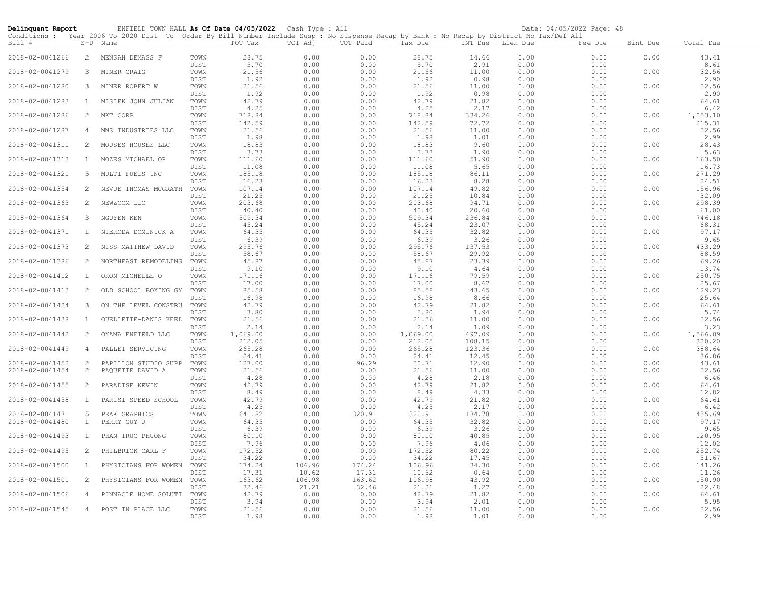**Delinquent Report** ENFIELD TOWN HALL **As Of Date 04/05/2022** Cash Type : All Date: 04/05/2022 Page: 48

Conditions : Year 2006 To 2020 Dist To Order By Bill Number Include Susp : No Suspense Recap by Bank : No Recap by District No Tax/Def All

| Bill # | S-D | Name | | TOT Tax | TOT Adj | TOT Paid | Tax Due | INT Due | Lien Due | Fee Due | Bint Due | Total Due |
|---|---|---|---|---|---|---|---|---|---|---|---|---|
| 2018-02-0041266 | 2 | MENSAH DEMASS F | TOWN | 28.75 | 0.00 | 0.00 | 28.75 | 14.66 | 0.00 | 0.00 | 0.00 | 43.41 |
| | | | DIST | 5.70 | 0.00 | 0.00 | 5.70 | 2.91 | 0.00 | 0.00 | | 8.61 |
| 2018-02-0041279 | 3 | MINER CRAIG | TOWN | 21.56 | 0.00 | 0.00 | 21.56 | 11.00 | 0.00 | 0.00 | 0.00 | 32.56 |
| | | | DIST | 1.92 | 0.00 | 0.00 | 1.92 | 0.98 | 0.00 | 0.00 | | 2.90 |
| 2018-02-0041280 | 3 | MINER ROBERT W | TOWN | 21.56 | 0.00 | 0.00 | 21.56 | 11.00 | 0.00 | 0.00 | 0.00 | 32.56 |
| | | | DIST | 1.92 | 0.00 | 0.00 | 1.92 | 0.98 | 0.00 | 0.00 | | 2.90 |
| 2018-02-0041283 | 1 | MISIEK JOHN JULIAN | TOWN | 42.79 | 0.00 | 0.00 | 42.79 | 21.82 | 0.00 | 0.00 | 0.00 | 64.61 |
| | | | DIST | 4.25 | 0.00 | 0.00 | 4.25 | 2.17 | 0.00 | 0.00 | | 6.42 |
| 2018-02-0041286 | 2 | MKT CORP | TOWN | 718.84 | 0.00 | 0.00 | 718.84 | 334.26 | 0.00 | 0.00 | 0.00 | 1,053.10 |
| | | | DIST | 142.59 | 0.00 | 0.00 | 142.59 | 72.72 | 0.00 | 0.00 | | 215.31 |
| 2018-02-0041287 | 4 | MMS INDUSTRIES LLC | TOWN | 21.56 | 0.00 | 0.00 | 21.56 | 11.00 | 0.00 | 0.00 | 0.00 | 32.56 |
| | | | DIST | 1.98 | 0.00 | 0.00 | 1.98 | 1.01 | 0.00 | 0.00 | | 2.99 |
| 2018-02-0041311 | 2 | MOUSES HOUSES LLC | TOWN | 18.83 | 0.00 | 0.00 | 18.83 | 9.60 | 0.00 | 0.00 | 0.00 | 28.43 |
| | | | DIST | 3.73 | 0.00 | 0.00 | 3.73 | 1.90 | 0.00 | 0.00 | | 5.63 |
| 2018-02-0041313 | 1 | MOZES MICHAEL OR | TOWN | 111.60 | 0.00 | 0.00 | 111.60 | 51.90 | 0.00 | 0.00 | 0.00 | 163.50 |
| | | | DIST | 11.08 | 0.00 | 0.00 | 11.08 | 5.65 | 0.00 | 0.00 | | 16.73 |
| 2018-02-0041321 | 5 | MULTI FUELS INC | TOWN | 185.18 | 0.00 | 0.00 | 185.18 | 86.11 | 0.00 | 0.00 | 0.00 | 271.29 |
| | | | DIST | 16.23 | 0.00 | 0.00 | 16.23 | 8.28 | 0.00 | 0.00 | | 24.51 |
| 2018-02-0041354 | 2 | NEVUE THOMAS MCGRATH | TOWN | 107.14 | 0.00 | 0.00 | 107.14 | 49.82 | 0.00 | 0.00 | 0.00 | 156.96 |
| | | | DIST | 21.25 | 0.00 | 0.00 | 21.25 | 10.84 | 0.00 | 0.00 | | 32.09 |
| 2018-02-0041363 | 2 | NEWZOOM LLC | TOWN | 203.68 | 0.00 | 0.00 | 203.68 | 94.71 | 0.00 | 0.00 | 0.00 | 298.39 |
| | | | DIST | 40.40 | 0.00 | 0.00 | 40.40 | 20.60 | 0.00 | 0.00 | | 61.00 |
| 2018-02-0041364 | 3 | NGUYEN KEN | TOWN | 509.34 | 0.00 | 0.00 | 509.34 | 236.84 | 0.00 | 0.00 | 0.00 | 746.18 |
| | | | DIST | 45.24 | 0.00 | 0.00 | 45.24 | 23.07 | 0.00 | 0.00 | | 68.31 |
| 2018-02-0041371 | 1 | NIERODA DOMINICK A | TOWN | 64.35 | 0.00 | 0.00 | 64.35 | 32.82 | 0.00 | 0.00 | 0.00 | 97.17 |
| | | | DIST | 6.39 | 0.00 | 0.00 | 6.39 | 3.26 | 0.00 | 0.00 | | 9.65 |
| 2018-02-0041373 | 2 | NISS MATTHEW DAVID | TOWN | 295.76 | 0.00 | 0.00 | 295.76 | 137.53 | 0.00 | 0.00 | 0.00 | 433.29 |
| | | | DIST | 58.67 | 0.00 | 0.00 | 58.67 | 29.92 | 0.00 | 0.00 | | 88.59 |
| 2018-02-0041386 | 2 | NORTHEAST REMODELING | TOWN | 45.87 | 0.00 | 0.00 | 45.87 | 23.39 | 0.00 | 0.00 | 0.00 | 69.26 |
| | | | DIST | 9.10 | 0.00 | 0.00 | 9.10 | 4.64 | 0.00 | 0.00 | | 13.74 |
| 2018-02-0041412 | 1 | OKON MICHELLE O | TOWN | 171.16 | 0.00 | 0.00 | 171.16 | 79.59 | 0.00 | 0.00 | 0.00 | 250.75 |
| | | | DIST | 17.00 | 0.00 | 0.00 | 17.00 | 8.67 | 0.00 | 0.00 | | 25.67 |
| 2018-02-0041413 | 2 | OLD SCHOOL BOXING GY | TOWN | 85.58 | 0.00 | 0.00 | 85.58 | 43.65 | 0.00 | 0.00 | 0.00 | 129.23 |
| | | | DIST | 16.98 | 0.00 | 0.00 | 16.98 | 8.66 | 0.00 | 0.00 | | 25.64 |
| 2018-02-0041424 | 3 | ON THE LEVEL CONSTRU | TOWN | 42.79 | 0.00 | 0.00 | 42.79 | 21.82 | 0.00 | 0.00 | 0.00 | 64.61 |
| | | | DIST | 3.80 | 0.00 | 0.00 | 3.80 | 1.94 | 0.00 | 0.00 | | 5.74 |
| 2018-02-0041438 | 1 | OUELLETTE-DANIS KEEL | TOWN | 21.56 | 0.00 | 0.00 | 21.56 | 11.00 | 0.00 | 0.00 | 0.00 | 32.56 |
| | | | DIST | 2.14 | 0.00 | 0.00 | 2.14 | 1.09 | 0.00 | 0.00 | | 3.23 |
| 2018-02-0041442 | 2 | OYAMA ENFIELD LLC | TOWN | 1,069.00 | 0.00 | 0.00 | 1,069.00 | 497.09 | 0.00 | 0.00 | 0.00 | 1,566.09 |
| | | | DIST | 212.05 | 0.00 | 0.00 | 212.05 | 108.15 | 0.00 | 0.00 | | 320.20 |
| 2018-02-0041449 | 4 | PALLET SERVICING | TOWN | 265.28 | 0.00 | 0.00 | 265.28 | 123.36 | 0.00 | 0.00 | 0.00 | 388.64 |
| | | | DIST | 24.41 | 0.00 | 0.00 | 24.41 | 12.45 | 0.00 | 0.00 | | 36.86 |
| 2018-02-0041452 | 2 | PAPILLON STUDIO SUPP | TOWN | 127.00 | 0.00 | 96.29 | 30.71 | 12.90 | 0.00 | 0.00 | 0.00 | 43.61 |
| 2018-02-0041454 | 2 | PAQUETTE DAVID A | TOWN | 21.56 | 0.00 | 0.00 | 21.56 | 11.00 | 0.00 | 0.00 | 0.00 | 32.56 |
| | | | DIST | 4.28 | 0.00 | 0.00 | 4.28 | 2.18 | 0.00 | 0.00 | | 6.46 |
| 2018-02-0041455 | 2 | PARADISE KEVIN | TOWN | 42.79 | 0.00 | 0.00 | 42.79 | 21.82 | 0.00 | 0.00 | 0.00 | 64.61 |
| | | | DIST | 8.49 | 0.00 | 0.00 | 8.49 | 4.33 | 0.00 | 0.00 | | 12.82 |
| 2018-02-0041458 | 1 | PARISI SPEED SCHOOL | TOWN | 42.79 | 0.00 | 0.00 | 42.79 | 21.82 | 0.00 | 0.00 | 0.00 | 64.61 |
| | | | DIST | 4.25 | 0.00 | 0.00 | 4.25 | 2.17 | 0.00 | 0.00 | | 6.42 |
| 2018-02-0041471 | 5 | PEAK GRAPHICS | TOWN | 641.82 | 0.00 | 320.91 | 320.91 | 134.78 | 0.00 | 0.00 | 0.00 | 455.69 |
| 2018-02-0041480 | 1 | PERRY GUY J | TOWN | 64.35 | 0.00 | 0.00 | 64.35 | 32.82 | 0.00 | 0.00 | 0.00 | 97.17 |
| | | | DIST | 6.39 | 0.00 | 0.00 | 6.39 | 3.26 | 0.00 | 0.00 | | 9.65 |
| 2018-02-0041493 | 1 | PHAN TRUC PHUONG | TOWN | 80.10 | 0.00 | 0.00 | 80.10 | 40.85 | 0.00 | 0.00 | 0.00 | 120.95 |
| | | | DIST | 7.96 | 0.00 | 0.00 | 7.96 | 4.06 | 0.00 | 0.00 | | 12.02 |
| 2018-02-0041495 | 2 | PHILBRICK CARL F | TOWN | 172.52 | 0.00 | 0.00 | 172.52 | 80.22 | 0.00 | 0.00 | 0.00 | 252.74 |
| | | | DIST | 34.22 | 0.00 | 0.00 | 34.22 | 17.45 | 0.00 | 0.00 | | 51.67 |
| 2018-02-0041500 | 1 | PHYSICIANS FOR WOMEN | TOWN | 174.24 | 106.96 | 174.24 | 106.96 | 34.30 | 0.00 | 0.00 | 0.00 | 141.26 |
| | | | DIST | 17.31 | 10.62 | 17.31 | 10.62 | 0.64 | 0.00 | 0.00 | | 11.26 |
| 2018-02-0041501 | 2 | PHYSICIANS FOR WOMEN | TOWN | 163.62 | 106.98 | 163.62 | 106.98 | 43.92 | 0.00 | 0.00 | 0.00 | 150.90 |
| | | | DIST | 32.46 | 21.21 | 32.46 | 21.21 | 1.27 | 0.00 | 0.00 | | 22.48 |
| 2018-02-0041506 | 4 | PINNACLE HOME SOLUTI | TOWN | 42.79 | 0.00 | 0.00 | 42.79 | 21.82 | 0.00 | 0.00 | 0.00 | 64.61 |
| | | | DIST | 3.94 | 0.00 | 0.00 | 3.94 | 2.01 | 0.00 | 0.00 | | 5.95 |
| 2018-02-0041545 | 4 | POST IN PLACE LLC | TOWN | 21.56 | 0.00 | 0.00 | 21.56 | 11.00 | 0.00 | 0.00 | 0.00 | 32.56 |
| | | | DIST | 1.98 | 0.00 | 0.00 | 1.98 | 1.01 | 0.00 | 0.00 | | 2.99 |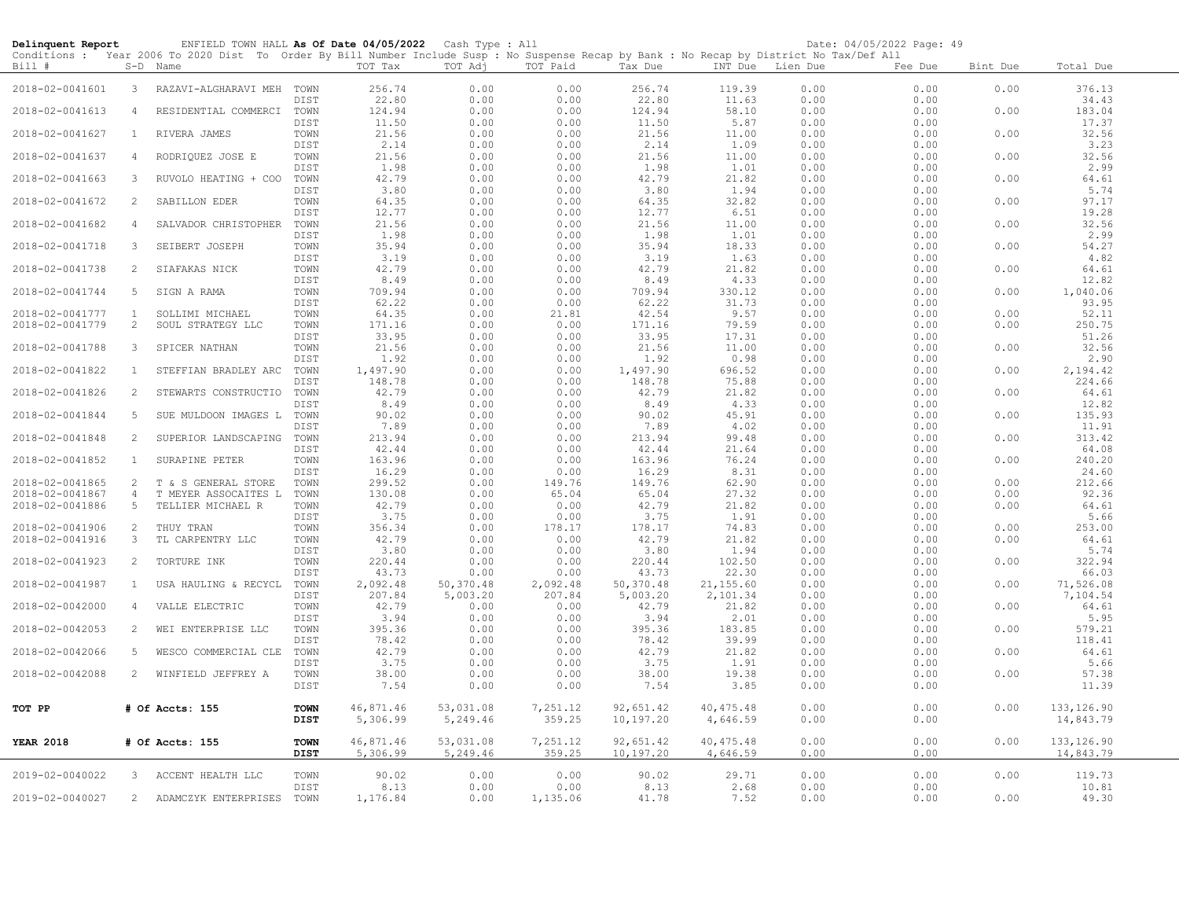**Delinquent Report** ENFIELD TOWN HALL **As Of Date 04/05/2022** Cash Type : All Date: 04/05/2022

Conditions : Year 2006 To 2020 Dist To Order By Bill Number Include Susp : No Suspense Recap by Bank : No Recap by District No Tax/Def All

| Bill # | S-D | Name | | TOT Tax | TOT Adj | TOT Paid | Tax Due | INT Due | Lien Due | Fee Due | Bint Due | Total Due |
|---|---|---|---|---|---|---|---|---|---|---|---|---|
| 2018-02-0041601 | 3 | RAZAVI-ALGHARAVI MEH | TOWN | 256.74 | 0.00 | 0.00 | 256.74 | 119.39 | 0.00 | 0.00 | 0.00 | 376.13 |
| | | | DIST | 22.80 | 0.00 | 0.00 | 22.80 | 11.63 | 0.00 | 0.00 | | 34.43 |
| 2018-02-0041613 | 4 | RESIDENTIAL COMMERCI | TOWN | 124.94 | 0.00 | 0.00 | 124.94 | 58.10 | 0.00 | 0.00 | 0.00 | 183.04 |
| | | | DIST | 11.50 | 0.00 | 0.00 | 11.50 | 5.87 | 0.00 | 0.00 | | 17.37 |
| 2018-02-0041627 | 1 | RIVERA JAMES | TOWN | 21.56 | 0.00 | 0.00 | 21.56 | 11.00 | 0.00 | 0.00 | 0.00 | 32.56 |
| | | | DIST | 2.14 | 0.00 | 0.00 | 2.14 | 1.09 | 0.00 | 0.00 | | 3.23 |
| 2018-02-0041637 | 4 | RODRIQUEZ JOSE E | TOWN | 21.56 | 0.00 | 0.00 | 21.56 | 11.00 | 0.00 | 0.00 | 0.00 | 32.56 |
| | | | DIST | 1.98 | 0.00 | 0.00 | 1.98 | 1.01 | 0.00 | 0.00 | | 2.99 |
| 2018-02-0041663 | 3 | RUVOLO HEATING + COO | TOWN | 42.79 | 0.00 | 0.00 | 42.79 | 21.82 | 0.00 | 0.00 | 0.00 | 64.61 |
| | | | DIST | 3.80 | 0.00 | 0.00 | 3.80 | 1.94 | 0.00 | 0.00 | | 5.74 |
| 2018-02-0041672 | 2 | SABILLON EDER | TOWN | 64.35 | 0.00 | 0.00 | 64.35 | 32.82 | 0.00 | 0.00 | 0.00 | 97.17 |
| | | | DIST | 12.77 | 0.00 | 0.00 | 12.77 | 6.51 | 0.00 | 0.00 | | 19.28 |
| 2018-02-0041682 | 4 | SALVADOR CHRISTOPHER | TOWN | 21.56 | 0.00 | 0.00 | 21.56 | 11.00 | 0.00 | 0.00 | 0.00 | 32.56 |
| | | | DIST | 1.98 | 0.00 | 0.00 | 1.98 | 1.01 | 0.00 | 0.00 | | 2.99 |
| 2018-02-0041718 | 3 | SEIBERT JOSEPH | TOWN | 35.94 | 0.00 | 0.00 | 35.94 | 18.33 | 0.00 | 0.00 | 0.00 | 54.27 |
| | | | DIST | 3.19 | 0.00 | 0.00 | 3.19 | 1.63 | 0.00 | 0.00 | | 4.82 |
| 2018-02-0041738 | 2 | SIAFAKAS NICK | TOWN | 42.79 | 0.00 | 0.00 | 42.79 | 21.82 | 0.00 | 0.00 | 0.00 | 64.61 |
| | | | DIST | 8.49 | 0.00 | 0.00 | 8.49 | 4.33 | 0.00 | 0.00 | | 12.82 |
| 2018-02-0041744 | 5 | SIGN A RAMA | TOWN | 709.94 | 0.00 | 0.00 | 709.94 | 330.12 | 0.00 | 0.00 | 0.00 | 1,040.06 |
| | | | DIST | 62.22 | 0.00 | 0.00 | 62.22 | 31.73 | 0.00 | 0.00 | | 93.95 |
| 2018-02-0041777 | 1 | SOLLIMI MICHAEL | TOWN | 64.35 | 0.00 | 21.81 | 42.54 | 9.57 | 0.00 | 0.00 | 0.00 | 52.11 |
| 2018-02-0041779 | 2 | SOUL STRATEGY LLC | TOWN | 171.16 | 0.00 | 0.00 | 171.16 | 79.59 | 0.00 | 0.00 | 0.00 | 250.75 |
| | | | DIST | 33.95 | 0.00 | 0.00 | 33.95 | 17.31 | 0.00 | 0.00 | | 51.26 |
| 2018-02-0041788 | 3 | SPICER NATHAN | TOWN | 21.56 | 0.00 | 0.00 | 21.56 | 11.00 | 0.00 | 0.00 | 0.00 | 32.56 |
| | | | DIST | 1.92 | 0.00 | 0.00 | 1.92 | 0.98 | 0.00 | 0.00 | | 2.90 |
| 2018-02-0041822 | 1 | STEFFIAN BRADLEY ARC | TOWN | 1,497.90 | 0.00 | 0.00 | 1,497.90 | 696.52 | 0.00 | 0.00 | 0.00 | 2,194.42 |
| | | | DIST | 148.78 | 0.00 | 0.00 | 148.78 | 75.88 | 0.00 | 0.00 | | 224.66 |
| 2018-02-0041826 | 2 | STEWARTS CONSTRUCTIO | TOWN | 42.79 | 0.00 | 0.00 | 42.79 | 21.82 | 0.00 | 0.00 | 0.00 | 64.61 |
| | | | DIST | 8.49 | 0.00 | 0.00 | 8.49 | 4.33 | 0.00 | 0.00 | | 12.82 |
| 2018-02-0041844 | 5 | SUE MULDOON IMAGES L | TOWN | 90.02 | 0.00 | 0.00 | 90.02 | 45.91 | 0.00 | 0.00 | 0.00 | 135.93 |
| | | | DIST | 7.89 | 0.00 | 0.00 | 7.89 | 4.02 | 0.00 | 0.00 | | 11.91 |
| 2018-02-0041848 | 2 | SUPERIOR LANDSCAPING | TOWN | 213.94 | 0.00 | 0.00 | 213.94 | 99.48 | 0.00 | 0.00 | 0.00 | 313.42 |
| | | | DIST | 42.44 | 0.00 | 0.00 | 42.44 | 21.64 | 0.00 | 0.00 | | 64.08 |
| 2018-02-0041852 | 1 | SURAPINE PETER | TOWN | 163.96 | 0.00 | 0.00 | 163.96 | 76.24 | 0.00 | 0.00 | 0.00 | 240.20 |
| | | | DIST | 16.29 | 0.00 | 0.00 | 16.29 | 8.31 | 0.00 | 0.00 | | 24.60 |
| 2018-02-0041865 | 2 | T & S GENERAL STORE | TOWN | 299.52 | 0.00 | 149.76 | 149.76 | 62.90 | 0.00 | 0.00 | 0.00 | 212.66 |
| 2018-02-0041867 | 4 | T MEYER ASSOCAITES L | TOWN | 130.08 | 0.00 | 65.04 | 65.04 | 27.32 | 0.00 | 0.00 | 0.00 | 92.36 |
| 2018-02-0041886 | 5 | TELLIER MICHAEL R | TOWN | 42.79 | 0.00 | 0.00 | 42.79 | 21.82 | 0.00 | 0.00 | 0.00 | 64.61 |
| | | | DIST | 3.75 | 0.00 | 0.00 | 3.75 | 1.91 | 0.00 | 0.00 | | 5.66 |
| 2018-02-0041906 | 2 | THUY TRAN | TOWN | 356.34 | 0.00 | 178.17 | 178.17 | 74.83 | 0.00 | 0.00 | 0.00 | 253.00 |
| 2018-02-0041916 | 3 | TL CARPENTRY LLC | TOWN | 42.79 | 0.00 | 0.00 | 42.79 | 21.82 | 0.00 | 0.00 | 0.00 | 64.61 |
| | | | DIST | 3.80 | 0.00 | 0.00 | 3.80 | 1.94 | 0.00 | 0.00 | | 5.74 |
| 2018-02-0041923 | 2 | TORTURE INK | TOWN | 220.44 | 0.00 | 0.00 | 220.44 | 102.50 | 0.00 | 0.00 | 0.00 | 322.94 |
| | | | DIST | 43.73 | 0.00 | 0.00 | 43.73 | 22.30 | 0.00 | 0.00 | | 66.03 |
| 2018-02-0041987 | 1 | USA HAULING & RECYCL | TOWN | 2,092.48 | 50,370.48 | 2,092.48 | 50,370.48 | 21,155.60 | 0.00 | 0.00 | 0.00 | 71,526.08 |
| | | | DIST | 207.84 | 5,003.20 | 207.84 | 5,003.20 | 2,101.34 | 0.00 | 0.00 | | 7,104.54 |
| 2018-02-0042000 | 4 | VALLE ELECTRIC | TOWN | 42.79 | 0.00 | 0.00 | 42.79 | 21.82 | 0.00 | 0.00 | 0.00 | 64.61 |
| | | | DIST | 3.94 | 0.00 | 0.00 | 3.94 | 2.01 | 0.00 | 0.00 | | 5.95 |
| 2018-02-0042053 | 2 | WEI ENTERPRISE LLC | TOWN | 395.36 | 0.00 | 0.00 | 395.36 | 183.85 | 0.00 | 0.00 | 0.00 | 579.21 |
| | | | DIST | 78.42 | 0.00 | 0.00 | 78.42 | 39.99 | 0.00 | 0.00 | | 118.41 |
| 2018-02-0042066 | 5 | WESCO COMMERCIAL CLE | TOWN | 42.79 | 0.00 | 0.00 | 42.79 | 21.82 | 0.00 | 0.00 | 0.00 | 64.61 |
| | | | DIST | 3.75 | 0.00 | 0.00 | 3.75 | 1.91 | 0.00 | 0.00 | | 5.66 |
| 2018-02-0042088 | 2 | WINFIELD JEFFREY A | TOWN | 38.00 | 0.00 | 0.00 | 38.00 | 19.38 | 0.00 | 0.00 | 0.00 | 57.38 |
| | | | DIST | 7.54 | 0.00 | 0.00 | 7.54 | 3.85 | 0.00 | 0.00 | | 11.39 |
| **TOT PP** | | **# Of Accts: 155** | **TOWN** | 46,871.46 | 53,031.08 | 7,251.12 | 92,651.42 | 40,475.48 | 0.00 | 0.00 | 0.00 | 133,126.90 |
| | | | **DIST** | 5,306.99 | 5,249.46 | 359.25 | 10,197.20 | 4,646.59 | 0.00 | 0.00 | | 14,843.79 |
| **YEAR 2018** | | **# Of Accts: 155** | **TOWN** | 46,871.46 | 53,031.08 | 7,251.12 | 92,651.42 | 40,475.48 | 0.00 | 0.00 | 0.00 | 133,126.90 |
| | | | **DIST** | 5,306.99 | 5,249.46 | 359.25 | 10,197.20 | 4,646.59 | 0.00 | 0.00 | | 14,843.79 |
| 2019-02-0040022 | 3 | ACCENT HEALTH LLC | TOWN | 90.02 | 0.00 | 0.00 | 90.02 | 29.71 | 0.00 | 0.00 | 0.00 | 119.73 |
| | | | DIST | 8.13 | 0.00 | 0.00 | 8.13 | 2.68 | 0.00 | 0.00 | | 10.81 |
| 2019-02-0040027 | 2 | ADAMCZYK ENTERPRISES | TOWN | 1,176.84 | 0.00 | 1,135.06 | 41.78 | 7.52 | 0.00 | 0.00 | 0.00 | 49.30 |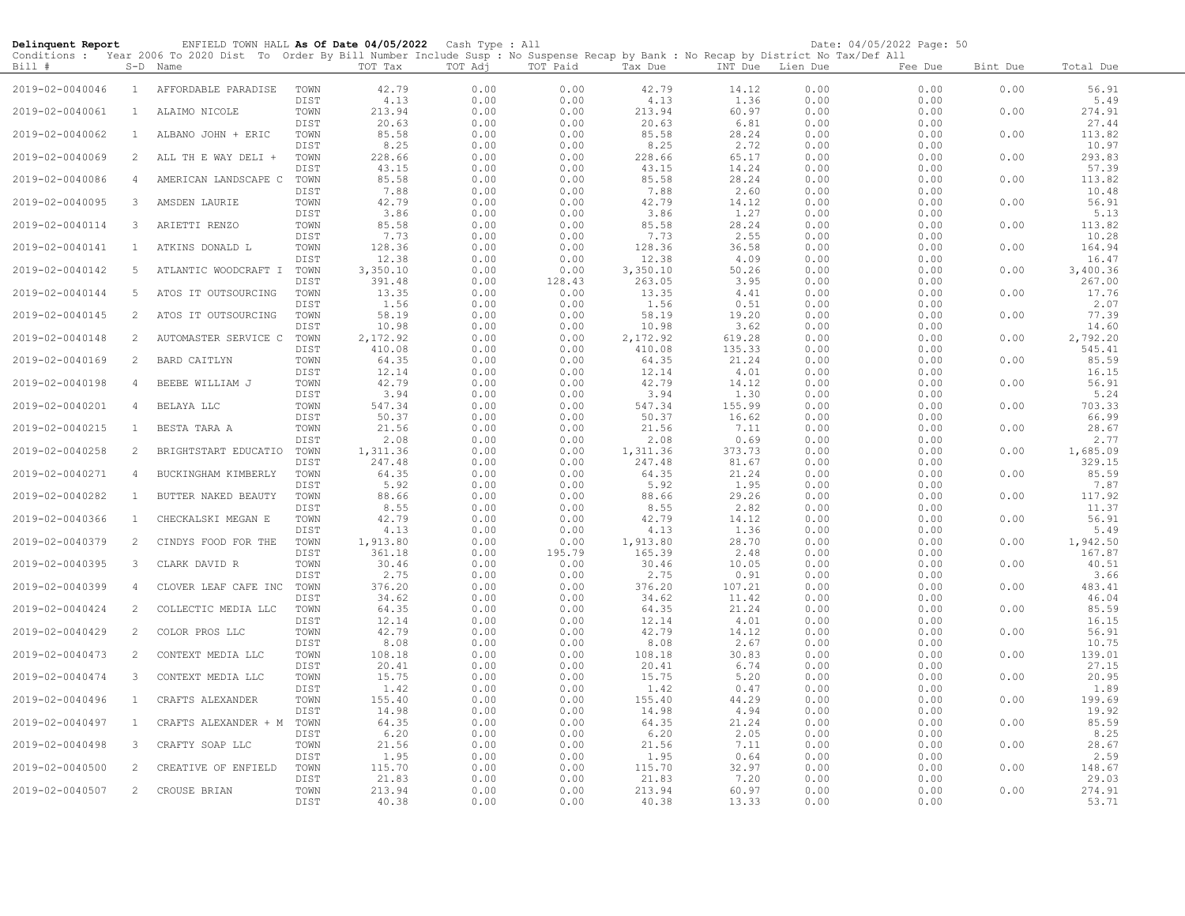**Delinquent Report** ENFIELD TOWN HALL **As Of Date 04/05/2022** Cash Type : All Date: 04/05/2022 Page: 50

Conditions : Year 2006 To 2020 Dist To Order By Bill Number Include Susp : No Suspense Recap by Bank : No Recap by District No Tax/Def All

| Bill # | S-D | Name | | TOT Tax | TOT Adj | TOT Paid | Tax Due | INT Due | Lien Due | Fee Due | Bint Due | Total Due |
|---|---|---|---|---|---|---|---|---|---|---|---|---|
| 2019-02-0040046 | 1 | AFFORDABLE PARADISE | TOWN | 42.79 | 0.00 | 0.00 | 42.79 | 14.12 | 0.00 | 0.00 | 0.00 | 56.91 |
| | | | DIST | 4.13 | 0.00 | 0.00 | 4.13 | 1.36 | 0.00 | 0.00 | | 5.49 |
| 2019-02-0040061 | 1 | ALAIMO NICOLE | TOWN | 213.94 | 0.00 | 0.00 | 213.94 | 60.97 | 0.00 | 0.00 | 0.00 | 274.91 |
| | | | DIST | 20.63 | 0.00 | 0.00 | 20.63 | 6.81 | 0.00 | 0.00 | | 27.44 |
| 2019-02-0040062 | 1 | ALBANO JOHN + ERIC | TOWN | 85.58 | 0.00 | 0.00 | 85.58 | 28.24 | 0.00 | 0.00 | 0.00 | 113.82 |
| | | | DIST | 8.25 | 0.00 | 0.00 | 8.25 | 2.72 | 0.00 | 0.00 | | 10.97 |
| 2019-02-0040069 | 2 | ALL TH E WAY DELI + | TOWN | 228.66 | 0.00 | 0.00 | 228.66 | 65.17 | 0.00 | 0.00 | 0.00 | 293.83 |
| | | | DIST | 43.15 | 0.00 | 0.00 | 43.15 | 14.24 | 0.00 | 0.00 | | 57.39 |
| 2019-02-0040086 | 4 | AMERICAN LANDSCAPE C | TOWN | 85.58 | 0.00 | 0.00 | 85.58 | 28.24 | 0.00 | 0.00 | 0.00 | 113.82 |
| | | | DIST | 7.88 | 0.00 | 0.00 | 7.88 | 2.60 | 0.00 | 0.00 | | 10.48 |
| 2019-02-0040095 | 3 | AMSDEN LAURIE | TOWN | 42.79 | 0.00 | 0.00 | 42.79 | 14.12 | 0.00 | 0.00 | 0.00 | 56.91 |
| | | | DIST | 3.86 | 0.00 | 0.00 | 3.86 | 1.27 | 0.00 | 0.00 | | 5.13 |
| 2019-02-0040114 | 3 | ARIETTI RENZO | TOWN | 85.58 | 0.00 | 0.00 | 85.58 | 28.24 | 0.00 | 0.00 | 0.00 | 113.82 |
| | | | DIST | 7.73 | 0.00 | 0.00 | 7.73 | 2.55 | 0.00 | 0.00 | | 10.28 |
| 2019-02-0040141 | 1 | ATKINS DONALD L | TOWN | 128.36 | 0.00 | 0.00 | 128.36 | 36.58 | 0.00 | 0.00 | 0.00 | 164.94 |
| | | | DIST | 12.38 | 0.00 | 0.00 | 12.38 | 4.09 | 0.00 | 0.00 | | 16.47 |
| 2019-02-0040142 | 5 | ATLANTIC WOODCRAFT I | TOWN | 3,350.10 | 0.00 | 0.00 | 3,350.10 | 50.26 | 0.00 | 0.00 | 0.00 | 3,400.36 |
| | | | DIST | 391.48 | 0.00 | 128.43 | 263.05 | 3.95 | 0.00 | 0.00 | | 267.00 |
| 2019-02-0040144 | 5 | ATOS IT OUTSOURCING | TOWN | 13.35 | 0.00 | 0.00 | 13.35 | 4.41 | 0.00 | 0.00 | 0.00 | 17.76 |
| | | | DIST | 1.56 | 0.00 | 0.00 | 1.56 | 0.51 | 0.00 | 0.00 | | 2.07 |
| 2019-02-0040145 | 2 | ATOS IT OUTSOURCING | TOWN | 58.19 | 0.00 | 0.00 | 58.19 | 19.20 | 0.00 | 0.00 | 0.00 | 77.39 |
| | | | DIST | 10.98 | 0.00 | 0.00 | 10.98 | 3.62 | 0.00 | 0.00 | | 14.60 |
| 2019-02-0040148 | 2 | AUTOMASTER SERVICE C | TOWN | 2,172.92 | 0.00 | 0.00 | 2,172.92 | 619.28 | 0.00 | 0.00 | 0.00 | 2,792.20 |
| | | | DIST | 410.08 | 0.00 | 0.00 | 410.08 | 135.33 | 0.00 | 0.00 | | 545.41 |
| 2019-02-0040169 | 2 | BARD CAITLYN | TOWN | 64.35 | 0.00 | 0.00 | 64.35 | 21.24 | 0.00 | 0.00 | 0.00 | 85.59 |
| | | | DIST | 12.14 | 0.00 | 0.00 | 12.14 | 4.01 | 0.00 | 0.00 | | 16.15 |
| 2019-02-0040198 | 4 | BEEBE WILLIAM J | TOWN | 42.79 | 0.00 | 0.00 | 42.79 | 14.12 | 0.00 | 0.00 | 0.00 | 56.91 |
| | | | DIST | 3.94 | 0.00 | 0.00 | 3.94 | 1.30 | 0.00 | 0.00 | | 5.24 |
| 2019-02-0040201 | 4 | BELAYA LLC | TOWN | 547.34 | 0.00 | 0.00 | 547.34 | 155.99 | 0.00 | 0.00 | 0.00 | 703.33 |
| | | | DIST | 50.37 | 0.00 | 0.00 | 50.37 | 16.62 | 0.00 | 0.00 | | 66.99 |
| 2019-02-0040215 | 1 | BESTA TARA A | TOWN | 21.56 | 0.00 | 0.00 | 21.56 | 7.11 | 0.00 | 0.00 | 0.00 | 28.67 |
| | | | DIST | 2.08 | 0.00 | 0.00 | 2.08 | 0.69 | 0.00 | 0.00 | | 2.77 |
| 2019-02-0040258 | 2 | BRIGHTSTART EDUCATIO | TOWN | 1,311.36 | 0.00 | 0.00 | 1,311.36 | 373.73 | 0.00 | 0.00 | 0.00 | 1,685.09 |
| | | | DIST | 247.48 | 0.00 | 0.00 | 247.48 | 81.67 | 0.00 | 0.00 | | 329.15 |
| 2019-02-0040271 | 4 | BUCKINGHAM KIMBERLY | TOWN | 64.35 | 0.00 | 0.00 | 64.35 | 21.24 | 0.00 | 0.00 | 0.00 | 85.59 |
| | | | DIST | 5.92 | 0.00 | 0.00 | 5.92 | 1.95 | 0.00 | 0.00 | | 7.87 |
| 2019-02-0040282 | 1 | BUTTER NAKED BEAUTY | TOWN | 88.66 | 0.00 | 0.00 | 88.66 | 29.26 | 0.00 | 0.00 | 0.00 | 117.92 |
| | | | DIST | 8.55 | 0.00 | 0.00 | 8.55 | 2.82 | 0.00 | 0.00 | | 11.37 |
| 2019-02-0040366 | 1 | CHECKALSKI MEGAN E | TOWN | 42.79 | 0.00 | 0.00 | 42.79 | 14.12 | 0.00 | 0.00 | 0.00 | 56.91 |
| | | | DIST | 4.13 | 0.00 | 0.00 | 4.13 | 1.36 | 0.00 | 0.00 | | 5.49 |
| 2019-02-0040379 | 2 | CINDYS FOOD FOR THE | TOWN | 1,913.80 | 0.00 | 0.00 | 1,913.80 | 28.70 | 0.00 | 0.00 | 0.00 | 1,942.50 |
| | | | DIST | 361.18 | 0.00 | 195.79 | 165.39 | 2.48 | 0.00 | 0.00 | | 167.87 |
| 2019-02-0040395 | 3 | CLARK DAVID R | TOWN | 30.46 | 0.00 | 0.00 | 30.46 | 10.05 | 0.00 | 0.00 | 0.00 | 40.51 |
| | | | DIST | 2.75 | 0.00 | 0.00 | 2.75 | 0.91 | 0.00 | 0.00 | | 3.66 |
| 2019-02-0040399 | 4 | CLOVER LEAF CAFE INC | TOWN | 376.20 | 0.00 | 0.00 | 376.20 | 107.21 | 0.00 | 0.00 | 0.00 | 483.41 |
| | | | DIST | 34.62 | 0.00 | 0.00 | 34.62 | 11.42 | 0.00 | 0.00 | | 46.04 |
| 2019-02-0040424 | 2 | COLLECTIC MEDIA LLC | TOWN | 64.35 | 0.00 | 0.00 | 64.35 | 21.24 | 0.00 | 0.00 | 0.00 | 85.59 |
| | | | DIST | 12.14 | 0.00 | 0.00 | 12.14 | 4.01 | 0.00 | 0.00 | | 16.15 |
| 2019-02-0040429 | 2 | COLOR PROS LLC | TOWN | 42.79 | 0.00 | 0.00 | 42.79 | 14.12 | 0.00 | 0.00 | 0.00 | 56.91 |
| | | | DIST | 8.08 | 0.00 | 0.00 | 8.08 | 2.67 | 0.00 | 0.00 | | 10.75 |
| 2019-02-0040473 | 2 | CONTEXT MEDIA LLC | TOWN | 108.18 | 0.00 | 0.00 | 108.18 | 30.83 | 0.00 | 0.00 | 0.00 | 139.01 |
| | | | DIST | 20.41 | 0.00 | 0.00 | 20.41 | 6.74 | 0.00 | 0.00 | | 27.15 |
| 2019-02-0040474 | 3 | CONTEXT MEDIA LLC | TOWN | 15.75 | 0.00 | 0.00 | 15.75 | 5.20 | 0.00 | 0.00 | 0.00 | 20.95 |
| | | | DIST | 1.42 | 0.00 | 0.00 | 1.42 | 0.47 | 0.00 | 0.00 | | 1.89 |
| 2019-02-0040496 | 1 | CRAFTS ALEXANDER | TOWN | 155.40 | 0.00 | 0.00 | 155.40 | 44.29 | 0.00 | 0.00 | 0.00 | 199.69 |
| | | | DIST | 14.98 | 0.00 | 0.00 | 14.98 | 4.94 | 0.00 | 0.00 | | 19.92 |
| 2019-02-0040497 | 1 | CRAFTS ALEXANDER + M | TOWN | 64.35 | 0.00 | 0.00 | 64.35 | 21.24 | 0.00 | 0.00 | 0.00 | 85.59 |
| | | | DIST | 6.20 | 0.00 | 0.00 | 6.20 | 2.05 | 0.00 | 0.00 | | 8.25 |
| 2019-02-0040498 | 3 | CRAFTY SOAP LLC | TOWN | 21.56 | 0.00 | 0.00 | 21.56 | 7.11 | 0.00 | 0.00 | 0.00 | 28.67 |
| | | | DIST | 1.95 | 0.00 | 0.00 | 1.95 | 0.64 | 0.00 | 0.00 | | 2.59 |
| 2019-02-0040500 | 2 | CREATIVE OF ENFIELD | TOWN | 115.70 | 0.00 | 0.00 | 115.70 | 32.97 | 0.00 | 0.00 | 0.00 | 148.67 |
| | | | DIST | 21.83 | 0.00 | 0.00 | 21.83 | 7.20 | 0.00 | 0.00 | | 29.03 |
| 2019-02-0040507 | 2 | CROUSE BRIAN | TOWN | 213.94 | 0.00 | 0.00 | 213.94 | 60.97 | 0.00 | 0.00 | 0.00 | 274.91 |
| | | | DIST | 40.38 | 0.00 | 0.00 | 40.38 | 13.33 | 0.00 | 0.00 | | 53.71 |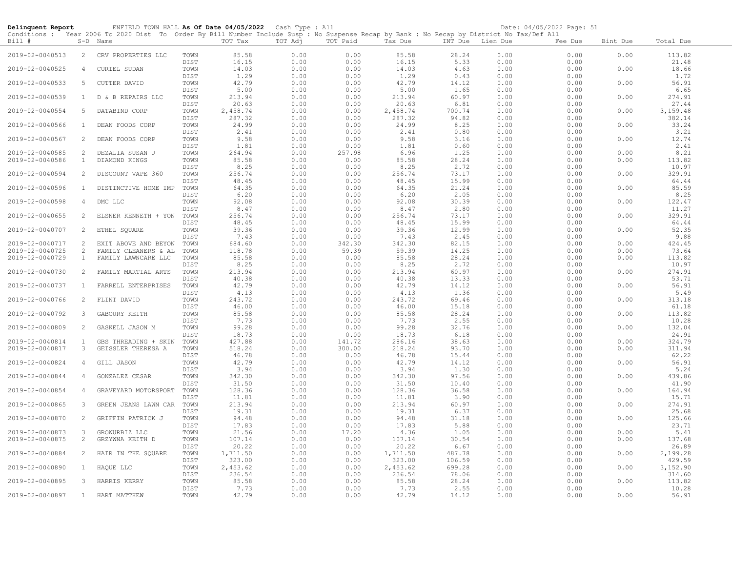**Delinquent Report** ENFIELD TOWN HALL **As Of Date 04/05/2022** Cash Type : All Date: 04/05/2022 Page: 51

Conditions : Year 2006 To 2020 Dist To Order By Bill Number Include Susp : No Suspense Recap by Bank : No Recap by District No Tax/Def All

| Bill # | S-D | Name | | TOT Tax | TOT Adj | TOT Paid | Tax Due | INT Due | Lien Due | Fee Due | Bint Due | Total Due |
|---|---|---|---|---|---|---|---|---|---|---|---|---|
| 2019-02-0040513 | 2 | CRV PROPERTIES LLC | TOWN | 85.58 | 0.00 | 0.00 | 85.58 | 28.24 | 0.00 | 0.00 | 0.00 | 113.82 |
| | | | DIST | 16.15 | 0.00 | 0.00 | 16.15 | 5.33 | 0.00 | 0.00 | | 21.48 |
| 2019-02-0040525 | 4 | CURIEL SUDAN | TOWN | 14.03 | 0.00 | 0.00 | 14.03 | 4.63 | 0.00 | 0.00 | 0.00 | 18.66 |
| | | | DIST | 1.29 | 0.00 | 0.00 | 1.29 | 0.43 | 0.00 | 0.00 | | 1.72 |
| 2019-02-0040533 | 5 | CUTTER DAVID | TOWN | 42.79 | 0.00 | 0.00 | 42.79 | 14.12 | 0.00 | 0.00 | 0.00 | 56.91 |
| | | | DIST | 5.00 | 0.00 | 0.00 | 5.00 | 1.65 | 0.00 | 0.00 | | 6.65 |
| 2019-02-0040539 | 1 | D & B REPAIRS LLC | TOWN | 213.94 | 0.00 | 0.00 | 213.94 | 60.97 | 0.00 | 0.00 | 0.00 | 274.91 |
| | | | DIST | 20.63 | 0.00 | 0.00 | 20.63 | 6.81 | 0.00 | 0.00 | | 27.44 |
| 2019-02-0040554 | 5 | DATABIND CORP | TOWN | 2,458.74 | 0.00 | 0.00 | 2,458.74 | 700.74 | 0.00 | 0.00 | 0.00 | 3,159.48 |
| | | | DIST | 287.32 | 0.00 | 0.00 | 287.32 | 94.82 | 0.00 | 0.00 | | 382.14 |
| 2019-02-0040566 | 1 | DEAN FOODS CORP | TOWN | 24.99 | 0.00 | 0.00 | 24.99 | 8.25 | 0.00 | 0.00 | 0.00 | 33.24 |
| | | | DIST | 2.41 | 0.00 | 0.00 | 2.41 | 0.80 | 0.00 | 0.00 | | 3.21 |
| 2019-02-0040567 | 2 | DEAN FOODS CORP | TOWN | 9.58 | 0.00 | 0.00 | 9.58 | 3.16 | 0.00 | 0.00 | 0.00 | 12.74 |
| | | | DIST | 1.81 | 0.00 | 0.00 | 1.81 | 0.60 | 0.00 | 0.00 | | 2.41 |
| 2019-02-0040585 | 2 | DEZALIA SUSAN J | TOWN | 264.94 | 0.00 | 257.98 | 6.96 | 1.25 | 0.00 | 0.00 | 0.00 | 8.21 |
| 2019-02-0040586 | 1 | DIAMOND KINGS | TOWN | 85.58 | 0.00 | 0.00 | 85.58 | 28.24 | 0.00 | 0.00 | 0.00 | 113.82 |
| | | | DIST | 8.25 | 0.00 | 0.00 | 8.25 | 2.72 | 0.00 | 0.00 | | 10.97 |
| 2019-02-0040594 | 2 | DISCOUNT VAPE 360 | TOWN | 256.74 | 0.00 | 0.00 | 256.74 | 73.17 | 0.00 | 0.00 | 0.00 | 329.91 |
| | | | DIST | 48.45 | 0.00 | 0.00 | 48.45 | 15.99 | 0.00 | 0.00 | | 64.44 |
| 2019-02-0040596 | 1 | DISTINCTIVE HOME IMP | TOWN | 64.35 | 0.00 | 0.00 | 64.35 | 21.24 | 0.00 | 0.00 | 0.00 | 85.59 |
| | | | DIST | 6.20 | 0.00 | 0.00 | 6.20 | 2.05 | 0.00 | 0.00 | | 8.25 |
| 2019-02-0040598 | 4 | DMC LLC | TOWN | 92.08 | 0.00 | 0.00 | 92.08 | 30.39 | 0.00 | 0.00 | 0.00 | 122.47 |
| | | | DIST | 8.47 | 0.00 | 0.00 | 8.47 | 2.80 | 0.00 | 0.00 | | 11.27 |
| 2019-02-0040655 | 2 | ELSNER KENNETH + YON | TOWN | 256.74 | 0.00 | 0.00 | 256.74 | 73.17 | 0.00 | 0.00 | 0.00 | 329.91 |
| | | | DIST | 48.45 | 0.00 | 0.00 | 48.45 | 15.99 | 0.00 | 0.00 | | 64.44 |
| 2019-02-0040707 | 2 | ETHEL SQUARE | TOWN | 39.36 | 0.00 | 0.00 | 39.36 | 12.99 | 0.00 | 0.00 | 0.00 | 52.35 |
| | | | DIST | 7.43 | 0.00 | 0.00 | 7.43 | 2.45 | 0.00 | 0.00 | | 9.88 |
| 2019-02-0040717 | 2 | EXIT ABOVE AND BEYON | TOWN | 684.60 | 0.00 | 342.30 | 342.30 | 82.15 | 0.00 | 0.00 | 0.00 | 424.45 |
| 2019-02-0040725 | 2 | FAMILY CLEANERS & AL | TOWN | 118.78 | 0.00 | 59.39 | 59.39 | 14.25 | 0.00 | 0.00 | 0.00 | 73.64 |
| 2019-02-0040729 | 1 | FAMILY LAWNCARE LLC | TOWN | 85.58 | 0.00 | 0.00 | 85.58 | 28.24 | 0.00 | 0.00 | 0.00 | 113.82 |
| | | | DIST | 8.25 | 0.00 | 0.00 | 8.25 | 2.72 | 0.00 | 0.00 | | 10.97 |
| 2019-02-0040730 | 2 | FAMILY MARTIAL ARTS | TOWN | 213.94 | 0.00 | 0.00 | 213.94 | 60.97 | 0.00 | 0.00 | 0.00 | 274.91 |
| | | | DIST | 40.38 | 0.00 | 0.00 | 40.38 | 13.33 | 0.00 | 0.00 | | 53.71 |
| 2019-02-0040737 | 1 | FARRELL ENTERPRISES | TOWN | 42.79 | 0.00 | 0.00 | 42.79 | 14.12 | 0.00 | 0.00 | 0.00 | 56.91 |
| | | | DIST | 4.13 | 0.00 | 0.00 | 4.13 | 1.36 | 0.00 | 0.00 | | 5.49 |
| 2019-02-0040766 | 2 | FLINT DAVID | TOWN | 243.72 | 0.00 | 0.00 | 243.72 | 69.46 | 0.00 | 0.00 | 0.00 | 313.18 |
| | | | DIST | 46.00 | 0.00 | 0.00 | 46.00 | 15.18 | 0.00 | 0.00 | | 61.18 |
| 2019-02-0040792 | 3 | GABOURY KEITH | TOWN | 85.58 | 0.00 | 0.00 | 85.58 | 28.24 | 0.00 | 0.00 | 0.00 | 113.82 |
| | | | DIST | 7.73 | 0.00 | 0.00 | 7.73 | 2.55 | 0.00 | 0.00 | | 10.28 |
| 2019-02-0040809 | 2 | GASKELL JASON M | TOWN | 99.28 | 0.00 | 0.00 | 99.28 | 32.76 | 0.00 | 0.00 | 0.00 | 132.04 |
| | | | DIST | 18.73 | 0.00 | 0.00 | 18.73 | 6.18 | 0.00 | 0.00 | | 24.91 |
| 2019-02-0040814 | 1 | GBS THREADING + SKIN | TOWN | 427.88 | 0.00 | 141.72 | 286.16 | 38.63 | 0.00 | 0.00 | 0.00 | 324.79 |
| 2019-02-0040817 | 3 | GEISSLER THERESA A | TOWN | 518.24 | 0.00 | 300.00 | 218.24 | 93.70 | 0.00 | 0.00 | 0.00 | 311.94 |
| | | | DIST | 46.78 | 0.00 | 0.00 | 46.78 | 15.44 | 0.00 | 0.00 | | 62.22 |
| 2019-02-0040824 | 4 | GILL JASON | TOWN | 42.79 | 0.00 | 0.00 | 42.79 | 14.12 | 0.00 | 0.00 | 0.00 | 56.91 |
| | | | DIST | 3.94 | 0.00 | 0.00 | 3.94 | 1.30 | 0.00 | 0.00 | | 5.24 |
| 2019-02-0040844 | 4 | GONZALEZ CESAR | TOWN | 342.30 | 0.00 | 0.00 | 342.30 | 97.56 | 0.00 | 0.00 | 0.00 | 439.86 |
| | | | DIST | 31.50 | 0.00 | 0.00 | 31.50 | 10.40 | 0.00 | 0.00 | | 41.90 |
| 2019-02-0040854 | 4 | GRAVEYARD MOTORSPORT | TOWN | 128.36 | 0.00 | 0.00 | 128.36 | 36.58 | 0.00 | 0.00 | 0.00 | 164.94 |
| | | | DIST | 11.81 | 0.00 | 0.00 | 11.81 | 3.90 | 0.00 | 0.00 | | 15.71 |
| 2019-02-0040865 | 3 | GREEN JEANS LAWN CAR | TOWN | 213.94 | 0.00 | 0.00 | 213.94 | 60.97 | 0.00 | 0.00 | 0.00 | 274.91 |
| | | | DIST | 19.31 | 0.00 | 0.00 | 19.31 | 6.37 | 0.00 | 0.00 | | 25.68 |
| 2019-02-0040870 | 2 | GRIFFIN PATRICK J | TOWN | 94.48 | 0.00 | 0.00 | 94.48 | 31.18 | 0.00 | 0.00 | 0.00 | 125.66 |
| | | | DIST | 17.83 | 0.00 | 0.00 | 17.83 | 5.88 | 0.00 | 0.00 | | 23.71 |
| 2019-02-0040873 | 3 | GROWURBIZ LLC | TOWN | 21.56 | 0.00 | 17.20 | 4.36 | 1.05 | 0.00 | 0.00 | 0.00 | 5.41 |
| 2019-02-0040875 | 2 | GRZYWNA KEITH D | TOWN | 107.14 | 0.00 | 0.00 | 107.14 | 30.54 | 0.00 | 0.00 | 0.00 | 137.68 |
| | | | DIST | 20.22 | 0.00 | 0.00 | 20.22 | 6.67 | 0.00 | 0.00 | | 26.89 |
| 2019-02-0040884 | 2 | HAIR IN THE SQUARE | TOWN | 1,711.50 | 0.00 | 0.00 | 1,711.50 | 487.78 | 0.00 | 0.00 | 0.00 | 2,199.28 |
| | | | DIST | 323.00 | 0.00 | 0.00 | 323.00 | 106.59 | 0.00 | 0.00 | | 429.59 |
| 2019-02-0040890 | 1 | HAQUE LLC | TOWN | 2,453.62 | 0.00 | 0.00 | 2,453.62 | 699.28 | 0.00 | 0.00 | 0.00 | 3,152.90 |
| | | | DIST | 236.54 | 0.00 | 0.00 | 236.54 | 78.06 | 0.00 | 0.00 | | 314.60 |
| 2019-02-0040895 | 3 | HARRIS KERRY | TOWN | 85.58 | 0.00 | 0.00 | 85.58 | 28.24 | 0.00 | 0.00 | 0.00 | 113.82 |
| | | | DIST | 7.73 | 0.00 | 0.00 | 7.73 | 2.55 | 0.00 | 0.00 | | 10.28 |
| 2019-02-0040897 | 1 | HART MATTHEW | TOWN | 42.79 | 0.00 | 0.00 | 42.79 | 14.12 | 0.00 | 0.00 | 0.00 | 56.91 |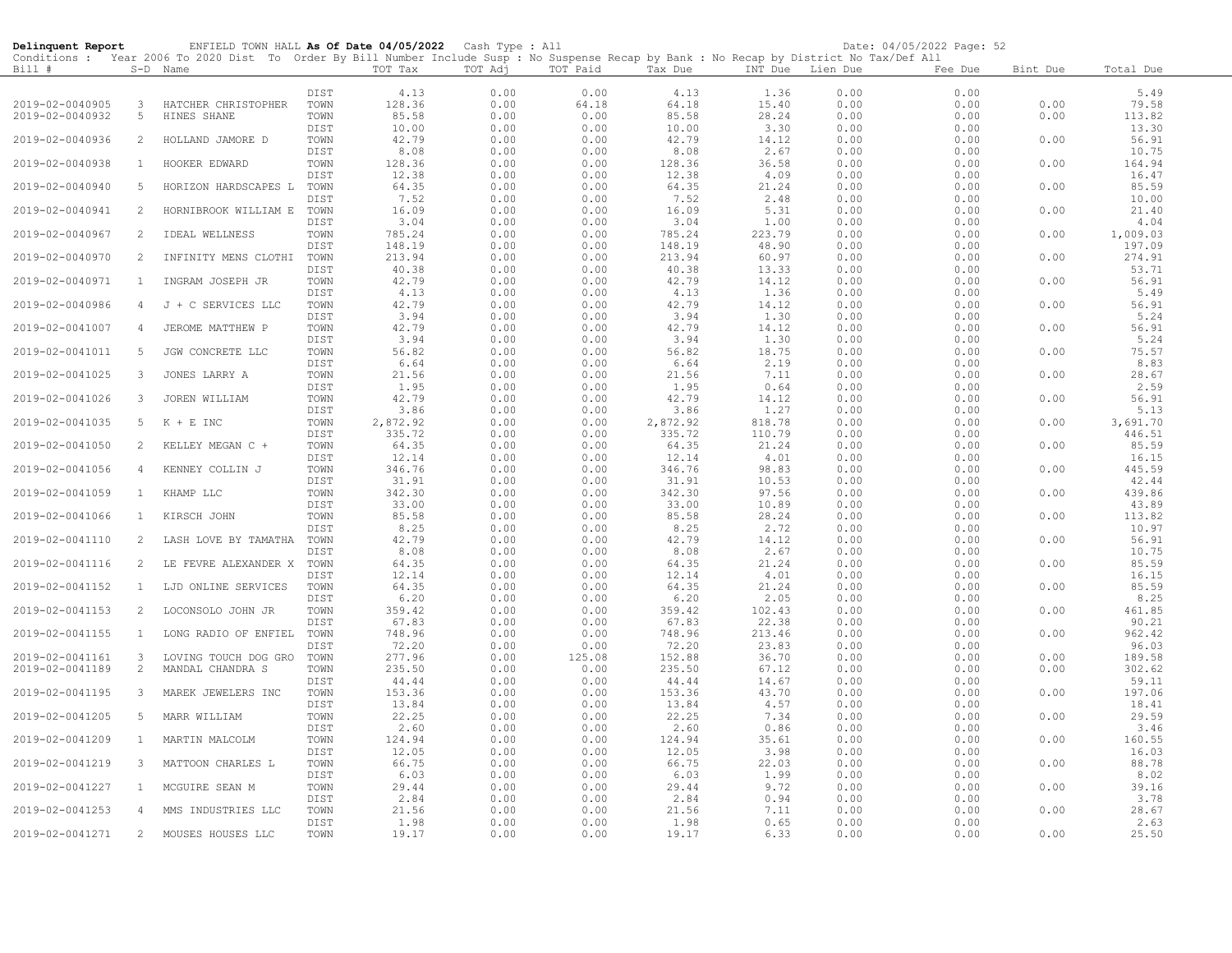**Delinquent Report** ENFIELD TOWN HALL **As Of Date 04/05/2022** Cash Type : All Date: 04/05/2022 Page: 52

Conditions : Year 2006 To 2020 Dist To Order By Bill Number Include Susp : No Suspense Recap by Bank : No Recap by District No Tax/Def All

| Bill # | S-D | Name | | TOT Tax | TOT Adj | TOT Paid | Tax Due | INT Due | Lien Due | Fee Due | Bint Due | Total Due |
|---|---|---|---|---|---|---|---|---|---|---|---|---|
| | | | DIST | 4.13 | 0.00 | 0.00 | 4.13 | 1.36 | 0.00 | 0.00 | | 5.49 |
| 2019-02-0040905 | 3 | HATCHER CHRISTOPHER | TOWN | 128.36 | 0.00 | 64.18 | 64.18 | 15.40 | 0.00 | 0.00 | 0.00 | 79.58 |
| 2019-02-0040932 | 5 | HINES SHANE | TOWN | 85.58 | 0.00 | 0.00 | 85.58 | 28.24 | 0.00 | 0.00 | 0.00 | 113.82 |
| | | | DIST | 10.00 | 0.00 | 0.00 | 10.00 | 3.30 | 0.00 | 0.00 | | 13.30 |
| 2019-02-0040936 | 2 | HOLLAND JAMORE D | TOWN | 42.79 | 0.00 | 0.00 | 42.79 | 14.12 | 0.00 | 0.00 | 0.00 | 56.91 |
| | | | DIST | 8.08 | 0.00 | 0.00 | 8.08 | 2.67 | 0.00 | 0.00 | | 10.75 |
| 2019-02-0040938 | 1 | HOOKER EDWARD | TOWN | 128.36 | 0.00 | 0.00 | 128.36 | 36.58 | 0.00 | 0.00 | 0.00 | 164.94 |
| | | | DIST | 12.38 | 0.00 | 0.00 | 12.38 | 4.09 | 0.00 | 0.00 | | 16.47 |
| 2019-02-0040940 | 5 | HORIZON HARDSCAPES L | TOWN | 64.35 | 0.00 | 0.00 | 64.35 | 21.24 | 0.00 | 0.00 | 0.00 | 85.59 |
| | | | DIST | 7.52 | 0.00 | 0.00 | 7.52 | 2.48 | 0.00 | 0.00 | | 10.00 |
| 2019-02-0040941 | 2 | HORNIBROOK WILLIAM E | TOWN | 16.09 | 0.00 | 0.00 | 16.09 | 5.31 | 0.00 | 0.00 | 0.00 | 21.40 |
| | | | DIST | 3.04 | 0.00 | 0.00 | 3.04 | 1.00 | 0.00 | 0.00 | | 4.04 |
| 2019-02-0040967 | 2 | IDEAL WELLNESS | TOWN | 785.24 | 0.00 | 0.00 | 785.24 | 223.79 | 0.00 | 0.00 | 0.00 | 1,009.03 |
| | | | DIST | 148.19 | 0.00 | 0.00 | 148.19 | 48.90 | 0.00 | 0.00 | | 197.09 |
| 2019-02-0040970 | 2 | INFINITY MENS CLOTHI | TOWN | 213.94 | 0.00 | 0.00 | 213.94 | 60.97 | 0.00 | 0.00 | 0.00 | 274.91 |
| | | | DIST | 40.38 | 0.00 | 0.00 | 40.38 | 13.33 | 0.00 | 0.00 | | 53.71 |
| 2019-02-0040971 | 1 | INGRAM JOSEPH JR | TOWN | 42.79 | 0.00 | 0.00 | 42.79 | 14.12 | 0.00 | 0.00 | 0.00 | 56.91 |
| | | | DIST | 4.13 | 0.00 | 0.00 | 4.13 | 1.36 | 0.00 | 0.00 | | 5.49 |
| 2019-02-0040986 | 4 | J + C SERVICES LLC | TOWN | 42.79 | 0.00 | 0.00 | 42.79 | 14.12 | 0.00 | 0.00 | 0.00 | 56.91 |
| | | | DIST | 3.94 | 0.00 | 0.00 | 3.94 | 1.30 | 0.00 | 0.00 | | 5.24 |
| 2019-02-0041007 | 4 | JEROME MATTHEW P | TOWN | 42.79 | 0.00 | 0.00 | 42.79 | 14.12 | 0.00 | 0.00 | 0.00 | 56.91 |
| | | | DIST | 3.94 | 0.00 | 0.00 | 3.94 | 1.30 | 0.00 | 0.00 | | 5.24 |
| 2019-02-0041011 | 5 | JGW CONCRETE LLC | TOWN | 56.82 | 0.00 | 0.00 | 56.82 | 18.75 | 0.00 | 0.00 | 0.00 | 75.57 |
| | | | DIST | 6.64 | 0.00 | 0.00 | 6.64 | 2.19 | 0.00 | 0.00 | | 8.83 |
| 2019-02-0041025 | 3 | JONES LARRY A | TOWN | 21.56 | 0.00 | 0.00 | 21.56 | 7.11 | 0.00 | 0.00 | 0.00 | 28.67 |
| | | | DIST | 1.95 | 0.00 | 0.00 | 1.95 | 0.64 | 0.00 | 0.00 | | 2.59 |
| 2019-02-0041026 | 3 | JOREN WILLIAM | TOWN | 42.79 | 0.00 | 0.00 | 42.79 | 14.12 | 0.00 | 0.00 | 0.00 | 56.91 |
| | | | DIST | 3.86 | 0.00 | 0.00 | 3.86 | 1.27 | 0.00 | 0.00 | | 5.13 |
| 2019-02-0041035 | 5 | K + E INC | TOWN | 2,872.92 | 0.00 | 0.00 | 2,872.92 | 818.78 | 0.00 | 0.00 | 0.00 | 3,691.70 |
| | | | DIST | 335.72 | 0.00 | 0.00 | 335.72 | 110.79 | 0.00 | 0.00 | | 446.51 |
| 2019-02-0041050 | 2 | KELLEY MEGAN C + | TOWN | 64.35 | 0.00 | 0.00 | 64.35 | 21.24 | 0.00 | 0.00 | 0.00 | 85.59 |
| | | | DIST | 12.14 | 0.00 | 0.00 | 12.14 | 4.01 | 0.00 | 0.00 | | 16.15 |
| 2019-02-0041056 | 4 | KENNEY COLLIN J | TOWN | 346.76 | 0.00 | 0.00 | 346.76 | 98.83 | 0.00 | 0.00 | 0.00 | 445.59 |
| | | | DIST | 31.91 | 0.00 | 0.00 | 31.91 | 10.53 | 0.00 | 0.00 | | 42.44 |
| 2019-02-0041059 | 1 | KHAMP LLC | TOWN | 342.30 | 0.00 | 0.00 | 342.30 | 97.56 | 0.00 | 0.00 | 0.00 | 439.86 |
| | | | DIST | 33.00 | 0.00 | 0.00 | 33.00 | 10.89 | 0.00 | 0.00 | | 43.89 |
| 2019-02-0041066 | 1 | KIRSCH JOHN | TOWN | 85.58 | 0.00 | 0.00 | 85.58 | 28.24 | 0.00 | 0.00 | 0.00 | 113.82 |
| | | | DIST | 8.25 | 0.00 | 0.00 | 8.25 | 2.72 | 0.00 | 0.00 | | 10.97 |
| 2019-02-0041110 | 2 | LASH LOVE BY TAMATHA | TOWN | 42.79 | 0.00 | 0.00 | 42.79 | 14.12 | 0.00 | 0.00 | 0.00 | 56.91 |
| | | | DIST | 8.08 | 0.00 | 0.00 | 8.08 | 2.67 | 0.00 | 0.00 | | 10.75 |
| 2019-02-0041116 | 2 | LE FEVRE ALEXANDER X | TOWN | 64.35 | 0.00 | 0.00 | 64.35 | 21.24 | 0.00 | 0.00 | 0.00 | 85.59 |
| | | | DIST | 12.14 | 0.00 | 0.00 | 12.14 | 4.01 | 0.00 | 0.00 | | 16.15 |
| 2019-02-0041152 | 1 | LJD ONLINE SERVICES | TOWN | 64.35 | 0.00 | 0.00 | 64.35 | 21.24 | 0.00 | 0.00 | 0.00 | 85.59 |
| | | | DIST | 6.20 | 0.00 | 0.00 | 6.20 | 2.05 | 0.00 | 0.00 | | 8.25 |
| 2019-02-0041153 | 2 | LOCONSOLO JOHN JR | TOWN | 359.42 | 0.00 | 0.00 | 359.42 | 102.43 | 0.00 | 0.00 | 0.00 | 461.85 |
| | | | DIST | 67.83 | 0.00 | 0.00 | 67.83 | 22.38 | 0.00 | 0.00 | | 90.21 |
| 2019-02-0041155 | 1 | LONG RADIO OF ENFIEL | TOWN | 748.96 | 0.00 | 0.00 | 748.96 | 213.46 | 0.00 | 0.00 | 0.00 | 962.42 |
| | | | DIST | 72.20 | 0.00 | 0.00 | 72.20 | 23.83 | 0.00 | 0.00 | | 96.03 |
| 2019-02-0041161 | 3 | LOVING TOUCH DOG GRO | TOWN | 277.96 | 0.00 | 125.08 | 152.88 | 36.70 | 0.00 | 0.00 | 0.00 | 189.58 |
| 2019-02-0041189 | 2 | MANDAL CHANDRA S | TOWN | 235.50 | 0.00 | 0.00 | 235.50 | 67.12 | 0.00 | 0.00 | 0.00 | 302.62 |
| | | | DIST | 44.44 | 0.00 | 0.00 | 44.44 | 14.67 | 0.00 | 0.00 | | 59.11 |
| 2019-02-0041195 | 3 | MAREK JEWELERS INC | TOWN | 153.36 | 0.00 | 0.00 | 153.36 | 43.70 | 0.00 | 0.00 | 0.00 | 197.06 |
| | | | DIST | 13.84 | 0.00 | 0.00 | 13.84 | 4.57 | 0.00 | 0.00 | | 18.41 |
| 2019-02-0041205 | 5 | MARR WILLIAM | TOWN | 22.25 | 0.00 | 0.00 | 22.25 | 7.34 | 0.00 | 0.00 | 0.00 | 29.59 |
| | | | DIST | 2.60 | 0.00 | 0.00 | 2.60 | 0.86 | 0.00 | 0.00 | | 3.46 |
| 2019-02-0041209 | 1 | MARTIN MALCOLM | TOWN | 124.94 | 0.00 | 0.00 | 124.94 | 35.61 | 0.00 | 0.00 | 0.00 | 160.55 |
| | | | DIST | 12.05 | 0.00 | 0.00 | 12.05 | 3.98 | 0.00 | 0.00 | | 16.03 |
| 2019-02-0041219 | 3 | MATTOON CHARLES L | TOWN | 66.75 | 0.00 | 0.00 | 66.75 | 22.03 | 0.00 | 0.00 | 0.00 | 88.78 |
| | | | DIST | 6.03 | 0.00 | 0.00 | 6.03 | 1.99 | 0.00 | 0.00 | | 8.02 |
| 2019-02-0041227 | 1 | MCGUIRE SEAN M | TOWN | 29.44 | 0.00 | 0.00 | 29.44 | 9.72 | 0.00 | 0.00 | 0.00 | 39.16 |
| | | | DIST | 2.84 | 0.00 | 0.00 | 2.84 | 0.94 | 0.00 | 0.00 | | 3.78 |
| 2019-02-0041253 | 4 | MMS INDUSTRIES LLC | TOWN | 21.56 | 0.00 | 0.00 | 21.56 | 7.11 | 0.00 | 0.00 | 0.00 | 28.67 |
| | | | DIST | 1.98 | 0.00 | 0.00 | 1.98 | 0.65 | 0.00 | 0.00 | | 2.63 |
| 2019-02-0041271 | 2 | MOUSES HOUSES LLC | TOWN | 19.17 | 0.00 | 0.00 | 19.17 | 6.33 | 0.00 | 0.00 | 0.00 | 25.50 |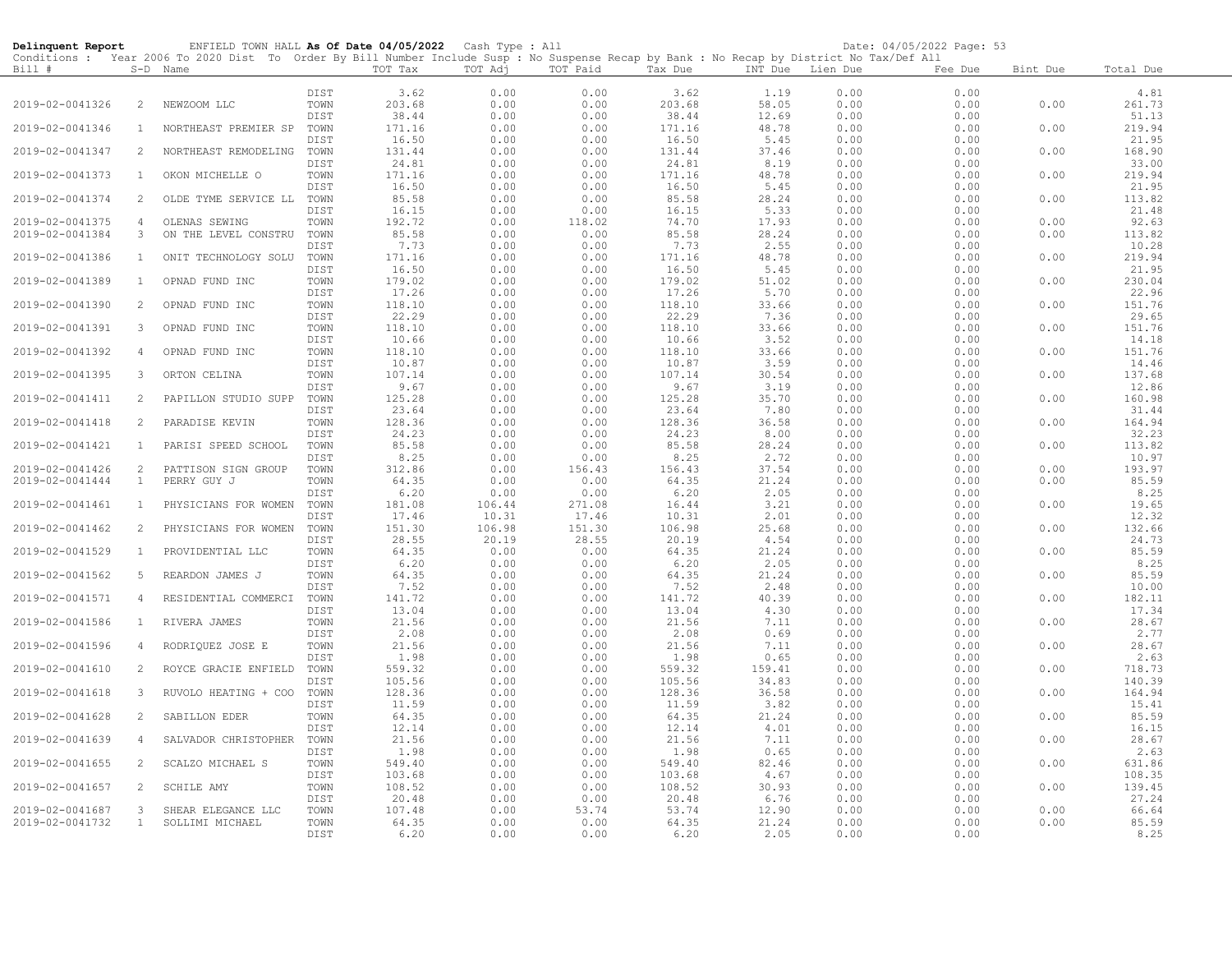**Delinquent Report** ENFIELD TOWN HALL **As Of Date 04/05/2022** Cash Type : All Date: 04/05/2022 Page: 53

Conditions : Year 2006 To 2020 Dist To Order By Bill Number Include Susp : No Suspense Recap by Bank : No Recap by District No Tax/Def All

| Bill # | S-D | Name | | TOT Tax | TOT Adj | TOT Paid | Tax Due | INT Due | Lien Due | Fee Due | Bint Due | Total Due |
|---|---|---|---|---|---|---|---|---|---|---|---|---|
| | | | DIST | 3.62 | 0.00 | 0.00 | 3.62 | 1.19 | 0.00 | 0.00 | | 4.81 |
| 2019-02-0041326 | 2 | NEWZOOM LLC | TOWN | 203.68 | 0.00 | 0.00 | 203.68 | 58.05 | 0.00 | 0.00 | 0.00 | 261.73 |
| | | | DIST | 38.44 | 0.00 | 0.00 | 38.44 | 12.69 | 0.00 | 0.00 | | 51.13 |
| 2019-02-0041346 | 1 | NORTHEAST PREMIER SP | TOWN | 171.16 | 0.00 | 0.00 | 171.16 | 48.78 | 0.00 | 0.00 | 0.00 | 219.94 |
| | | | DIST | 16.50 | 0.00 | 0.00 | 16.50 | 5.45 | 0.00 | 0.00 | | 21.95 |
| 2019-02-0041347 | 2 | NORTHEAST REMODELING | TOWN | 131.44 | 0.00 | 0.00 | 131.44 | 37.46 | 0.00 | 0.00 | 0.00 | 168.90 |
| | | | DIST | 24.81 | 0.00 | 0.00 | 24.81 | 8.19 | 0.00 | 0.00 | | 33.00 |
| 2019-02-0041373 | 1 | OKON MICHELLE O | TOWN | 171.16 | 0.00 | 0.00 | 171.16 | 48.78 | 0.00 | 0.00 | 0.00 | 219.94 |
| | | | DIST | 16.50 | 0.00 | 0.00 | 16.50 | 5.45 | 0.00 | 0.00 | | 21.95 |
| 2019-02-0041374 | 2 | OLDE TYME SERVICE LL | TOWN | 85.58 | 0.00 | 0.00 | 85.58 | 28.24 | 0.00 | 0.00 | 0.00 | 113.82 |
| | | | DIST | 16.15 | 0.00 | 0.00 | 16.15 | 5.33 | 0.00 | 0.00 | | 21.48 |
| 2019-02-0041375 | 4 | OLENAS SEWING | TOWN | 192.72 | 0.00 | 118.02 | 74.70 | 17.93 | 0.00 | 0.00 | 0.00 | 92.63 |
| 2019-02-0041384 | 3 | ON THE LEVEL CONSTRU | TOWN | 85.58 | 0.00 | 0.00 | 85.58 | 28.24 | 0.00 | 0.00 | 0.00 | 113.82 |
| | | | DIST | 7.73 | 0.00 | 0.00 | 7.73 | 2.55 | 0.00 | 0.00 | | 10.28 |
| 2019-02-0041386 | 1 | ONIT TECHNOLOGY SOLU | TOWN | 171.16 | 0.00 | 0.00 | 171.16 | 48.78 | 0.00 | 0.00 | 0.00 | 219.94 |
| | | | DIST | 16.50 | 0.00 | 0.00 | 16.50 | 5.45 | 0.00 | 0.00 | | 21.95 |
| 2019-02-0041389 | 1 | OPNAD FUND INC | TOWN | 179.02 | 0.00 | 0.00 | 179.02 | 51.02 | 0.00 | 0.00 | 0.00 | 230.04 |
| | | | DIST | 17.26 | 0.00 | 0.00 | 17.26 | 5.70 | 0.00 | 0.00 | | 22.96 |
| 2019-02-0041390 | 2 | OPNAD FUND INC | TOWN | 118.10 | 0.00 | 0.00 | 118.10 | 33.66 | 0.00 | 0.00 | 0.00 | 151.76 |
| | | | DIST | 22.29 | 0.00 | 0.00 | 22.29 | 7.36 | 0.00 | 0.00 | | 29.65 |
| 2019-02-0041391 | 3 | OPNAD FUND INC | TOWN | 118.10 | 0.00 | 0.00 | 118.10 | 33.66 | 0.00 | 0.00 | 0.00 | 151.76 |
| | | | DIST | 10.66 | 0.00 | 0.00 | 10.66 | 3.52 | 0.00 | 0.00 | | 14.18 |
| 2019-02-0041392 | 4 | OPNAD FUND INC | TOWN | 118.10 | 0.00 | 0.00 | 118.10 | 33.66 | 0.00 | 0.00 | 0.00 | 151.76 |
| | | | DIST | 10.87 | 0.00 | 0.00 | 10.87 | 3.59 | 0.00 | 0.00 | | 14.46 |
| 2019-02-0041395 | 3 | ORTON CELINA | TOWN | 107.14 | 0.00 | 0.00 | 107.14 | 30.54 | 0.00 | 0.00 | 0.00 | 137.68 |
| | | | DIST | 9.67 | 0.00 | 0.00 | 9.67 | 3.19 | 0.00 | 0.00 | | 12.86 |
| 2019-02-0041411 | 2 | PAPILLON STUDIO SUPP | TOWN | 125.28 | 0.00 | 0.00 | 125.28 | 35.70 | 0.00 | 0.00 | 0.00 | 160.98 |
| | | | DIST | 23.64 | 0.00 | 0.00 | 23.64 | 7.80 | 0.00 | 0.00 | | 31.44 |
| 2019-02-0041418 | 2 | PARADISE KEVIN | TOWN | 128.36 | 0.00 | 0.00 | 128.36 | 36.58 | 0.00 | 0.00 | 0.00 | 164.94 |
| | | | DIST | 24.23 | 0.00 | 0.00 | 24.23 | 8.00 | 0.00 | 0.00 | | 32.23 |
| 2019-02-0041421 | 1 | PARISI SPEED SCHOOL | TOWN | 85.58 | 0.00 | 0.00 | 85.58 | 28.24 | 0.00 | 0.00 | 0.00 | 113.82 |
| | | | DIST | 8.25 | 0.00 | 0.00 | 8.25 | 2.72 | 0.00 | 0.00 | | 10.97 |
| 2019-02-0041426 | 2 | PATTISON SIGN GROUP | TOWN | 312.86 | 0.00 | 156.43 | 156.43 | 37.54 | 0.00 | 0.00 | 0.00 | 193.97 |
| 2019-02-0041444 | 1 | PERRY GUY J | TOWN | 64.35 | 0.00 | 0.00 | 64.35 | 21.24 | 0.00 | 0.00 | 0.00 | 85.59 |
| | | | DIST | 6.20 | 0.00 | 0.00 | 6.20 | 2.05 | 0.00 | 0.00 | | 8.25 |
| 2019-02-0041461 | 1 | PHYSICIANS FOR WOMEN | TOWN | 181.08 | 106.44 | 271.08 | 16.44 | 3.21 | 0.00 | 0.00 | 0.00 | 19.65 |
| | | | DIST | 17.46 | 10.31 | 17.46 | 10.31 | 2.01 | 0.00 | 0.00 | | 12.32 |
| 2019-02-0041462 | 2 | PHYSICIANS FOR WOMEN | TOWN | 151.30 | 106.98 | 151.30 | 106.98 | 25.68 | 0.00 | 0.00 | 0.00 | 132.66 |
| | | | DIST | 28.55 | 20.19 | 28.55 | 20.19 | 4.54 | 0.00 | 0.00 | | 24.73 |
| 2019-02-0041529 | 1 | PROVIDENTIAL LLC | TOWN | 64.35 | 0.00 | 0.00 | 64.35 | 21.24 | 0.00 | 0.00 | 0.00 | 85.59 |
| | | | DIST | 6.20 | 0.00 | 0.00 | 6.20 | 2.05 | 0.00 | 0.00 | | 8.25 |
| 2019-02-0041562 | 5 | REARDON JAMES J | TOWN | 64.35 | 0.00 | 0.00 | 64.35 | 21.24 | 0.00 | 0.00 | 0.00 | 85.59 |
| | | | DIST | 7.52 | 0.00 | 0.00 | 7.52 | 2.48 | 0.00 | 0.00 | | 10.00 |
| 2019-02-0041571 | 4 | RESIDENTIAL COMMERCI | TOWN | 141.72 | 0.00 | 0.00 | 141.72 | 40.39 | 0.00 | 0.00 | 0.00 | 182.11 |
| | | | DIST | 13.04 | 0.00 | 0.00 | 13.04 | 4.30 | 0.00 | 0.00 | | 17.34 |
| 2019-02-0041586 | 1 | RIVERA JAMES | TOWN | 21.56 | 0.00 | 0.00 | 21.56 | 7.11 | 0.00 | 0.00 | 0.00 | 28.67 |
| | | | DIST | 2.08 | 0.00 | 0.00 | 2.08 | 0.69 | 0.00 | 0.00 | | 2.77 |
| 2019-02-0041596 | 4 | RODRIQUEZ JOSE E | TOWN | 21.56 | 0.00 | 0.00 | 21.56 | 7.11 | 0.00 | 0.00 | 0.00 | 28.67 |
| | | | DIST | 1.98 | 0.00 | 0.00 | 1.98 | 0.65 | 0.00 | 0.00 | | 2.63 |
| 2019-02-0041610 | 2 | ROYCE GRACIE ENFIELD | TOWN | 559.32 | 0.00 | 0.00 | 559.32 | 159.41 | 0.00 | 0.00 | 0.00 | 718.73 |
| | | | DIST | 105.56 | 0.00 | 0.00 | 105.56 | 34.83 | 0.00 | 0.00 | | 140.39 |
| 2019-02-0041618 | 3 | RUVOLO HEATING + COO | TOWN | 128.36 | 0.00 | 0.00 | 128.36 | 36.58 | 0.00 | 0.00 | 0.00 | 164.94 |
| | | | DIST | 11.59 | 0.00 | 0.00 | 11.59 | 3.82 | 0.00 | 0.00 | | 15.41 |
| 2019-02-0041628 | 2 | SABILLON EDER | TOWN | 64.35 | 0.00 | 0.00 | 64.35 | 21.24 | 0.00 | 0.00 | 0.00 | 85.59 |
| | | | DIST | 12.14 | 0.00 | 0.00 | 12.14 | 4.01 | 0.00 | 0.00 | | 16.15 |
| 2019-02-0041639 | 4 | SALVADOR CHRISTOPHER | TOWN | 21.56 | 0.00 | 0.00 | 21.56 | 7.11 | 0.00 | 0.00 | 0.00 | 28.67 |
| | | | DIST | 1.98 | 0.00 | 0.00 | 1.98 | 0.65 | 0.00 | 0.00 | | 2.63 |
| 2019-02-0041655 | 2 | SCALZO MICHAEL S | TOWN | 549.40 | 0.00 | 0.00 | 549.40 | 82.46 | 0.00 | 0.00 | 0.00 | 631.86 |
| | | | DIST | 103.68 | 0.00 | 0.00 | 103.68 | 4.67 | 0.00 | 0.00 | | 108.35 |
| 2019-02-0041657 | 2 | SCHILE AMY | TOWN | 108.52 | 0.00 | 0.00 | 108.52 | 30.93 | 0.00 | 0.00 | 0.00 | 139.45 |
| | | | DIST | 20.48 | 0.00 | 0.00 | 20.48 | 6.76 | 0.00 | 0.00 | | 27.24 |
| 2019-02-0041687 | 3 | SHEAR ELEGANCE LLC | TOWN | 107.48 | 0.00 | 53.74 | 53.74 | 12.90 | 0.00 | 0.00 | 0.00 | 66.64 |
| 2019-02-0041732 | 1 | SOLLIMI MICHAEL | TOWN | 64.35 | 0.00 | 0.00 | 64.35 | 21.24 | 0.00 | 0.00 | 0.00 | 85.59 |
| | | | DIST | 6.20 | 0.00 | 0.00 | 6.20 | 2.05 | 0.00 | 0.00 | | 8.25 |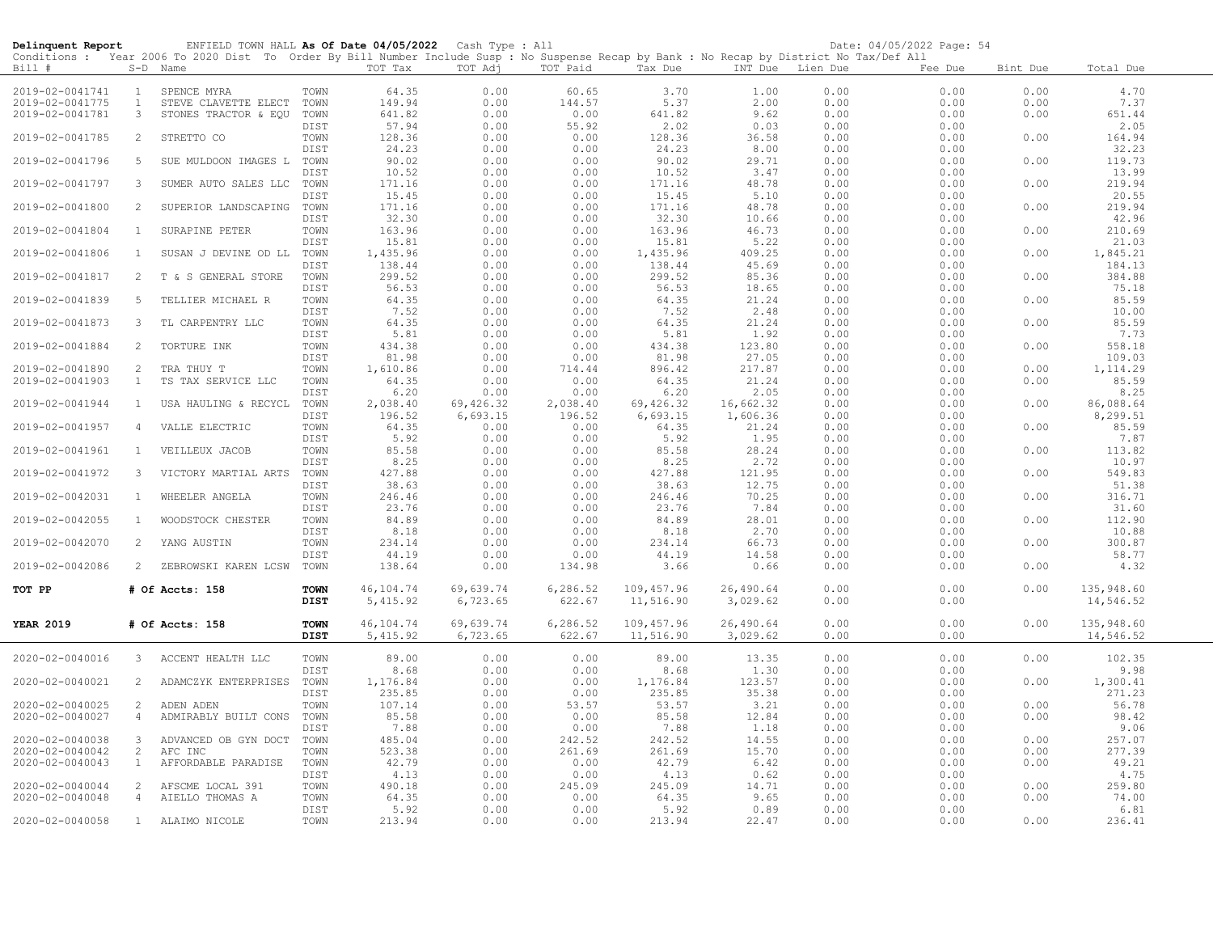**Delinquent Report** ENFIELD TOWN HALL **As Of Date 04/05/2022** Cash Type : All Date: 04/05/2022 Page: 54

Conditions : Year 2006 To 2020 Dist To Order By Bill Number Include Susp : No Suspense Recap by Bank : No Recap by District No Tax/Def All

| Bill # | S-D | Name | | TOT Tax | TOT Adj | TOT Paid | Tax Due | INT Due | Lien Due | Fee Due | Bint Due | Total Due |
|---|---|---|---|---|---|---|---|---|---|---|---|---|
| 2019-02-0041741 | 1 | SPENCE MYRA | TOWN | 64.35 | 0.00 | 60.65 | 3.70 | 1.00 | 0.00 | 0.00 | 0.00 | 4.70 |
| 2019-02-0041775 | 1 | STEVE CLAVETTE ELECT | TOWN | 149.94 | 0.00 | 144.57 | 5.37 | 2.00 | 0.00 | 0.00 | 0.00 | 7.37 |
| 2019-02-0041781 | 3 | STONES TRACTOR & EQU | TOWN | 641.82 | 0.00 | 0.00 | 641.82 | 9.62 | 0.00 | 0.00 | 0.00 | 651.44 |
| | | | DIST | 57.94 | 0.00 | 55.92 | 2.02 | 0.03 | 0.00 | 0.00 | | 2.05 |
| 2019-02-0041785 | 2 | STRETTO CO | TOWN | 128.36 | 0.00 | 0.00 | 128.36 | 36.58 | 0.00 | 0.00 | 0.00 | 164.94 |
| | | | DIST | 24.23 | 0.00 | 0.00 | 24.23 | 8.00 | 0.00 | 0.00 | | 32.23 |
| 2019-02-0041796 | 5 | SUE MULDOON IMAGES L | TOWN | 90.02 | 0.00 | 0.00 | 90.02 | 29.71 | 0.00 | 0.00 | 0.00 | 119.73 |
| | | | DIST | 10.52 | 0.00 | 0.00 | 10.52 | 3.47 | 0.00 | 0.00 | | 13.99 |
| 2019-02-0041797 | 3 | SUMER AUTO SALES LLC | TOWN | 171.16 | 0.00 | 0.00 | 171.16 | 48.78 | 0.00 | 0.00 | 0.00 | 219.94 |
| | | | DIST | 15.45 | 0.00 | 0.00 | 15.45 | 5.10 | 0.00 | 0.00 | | 20.55 |
| 2019-02-0041800 | 2 | SUPERIOR LANDSCAPING | TOWN | 171.16 | 0.00 | 0.00 | 171.16 | 48.78 | 0.00 | 0.00 | 0.00 | 219.94 |
| | | | DIST | 32.30 | 0.00 | 0.00 | 32.30 | 10.66 | 0.00 | 0.00 | | 42.96 |
| 2019-02-0041804 | 1 | SURAPINE PETER | TOWN | 163.96 | 0.00 | 0.00 | 163.96 | 46.73 | 0.00 | 0.00 | 0.00 | 210.69 |
| | | | DIST | 15.81 | 0.00 | 0.00 | 15.81 | 5.22 | 0.00 | 0.00 | | 21.03 |
| 2019-02-0041806 | 1 | SUSAN J DEVINE OD LL | TOWN | 1,435.96 | 0.00 | 0.00 | 1,435.96 | 409.25 | 0.00 | 0.00 | 0.00 | 1,845.21 |
| | | | DIST | 138.44 | 0.00 | 0.00 | 138.44 | 45.69 | 0.00 | 0.00 | | 184.13 |
| 2019-02-0041817 | 2 | T & S GENERAL STORE | TOWN | 299.52 | 0.00 | 0.00 | 299.52 | 85.36 | 0.00 | 0.00 | 0.00 | 384.88 |
| | | | DIST | 56.53 | 0.00 | 0.00 | 56.53 | 18.65 | 0.00 | 0.00 | | 75.18 |
| 2019-02-0041839 | 5 | TELLIER MICHAEL R | TOWN | 64.35 | 0.00 | 0.00 | 64.35 | 21.24 | 0.00 | 0.00 | 0.00 | 85.59 |
| | | | DIST | 7.52 | 0.00 | 0.00 | 7.52 | 2.48 | 0.00 | 0.00 | | 10.00 |
| 2019-02-0041873 | 3 | TL CARPENTRY LLC | TOWN | 64.35 | 0.00 | 0.00 | 64.35 | 21.24 | 0.00 | 0.00 | 0.00 | 85.59 |
| | | | DIST | 5.81 | 0.00 | 0.00 | 5.81 | 1.92 | 0.00 | 0.00 | | 7.73 |
| 2019-02-0041884 | 2 | TORTURE INK | TOWN | 434.38 | 0.00 | 0.00 | 434.38 | 123.80 | 0.00 | 0.00 | 0.00 | 558.18 |
| | | | DIST | 81.98 | 0.00 | 0.00 | 81.98 | 27.05 | 0.00 | 0.00 | | 109.03 |
| 2019-02-0041890 | 2 | TRA THUY T | TOWN | 1,610.86 | 0.00 | 714.44 | 896.42 | 217.87 | 0.00 | 0.00 | 0.00 | 1,114.29 |
| 2019-02-0041903 | 1 | TS TAX SERVICE LLC | TOWN | 64.35 | 0.00 | 0.00 | 64.35 | 21.24 | 0.00 | 0.00 | 0.00 | 85.59 |
| | | | DIST | 6.20 | 0.00 | 0.00 | 6.20 | 2.05 | 0.00 | 0.00 | | 8.25 |
| 2019-02-0041944 | 1 | USA HAULING & RECYCL | TOWN | 2,038.40 | 69,426.32 | 2,038.40 | 69,426.32 | 16,662.32 | 0.00 | 0.00 | 0.00 | 86,088.64 |
| | | | DIST | 196.52 | 6,693.15 | 196.52 | 6,693.15 | 1,606.36 | 0.00 | 0.00 | | 8,299.51 |
| 2019-02-0041957 | 4 | VALLE ELECTRIC | TOWN | 64.35 | 0.00 | 0.00 | 64.35 | 21.24 | 0.00 | 0.00 | 0.00 | 85.59 |
| | | | DIST | 5.92 | 0.00 | 0.00 | 5.92 | 1.95 | 0.00 | 0.00 | | 7.87 |
| 2019-02-0041961 | 1 | VEILLEUX JACOB | TOWN | 85.58 | 0.00 | 0.00 | 85.58 | 28.24 | 0.00 | 0.00 | 0.00 | 113.82 |
| | | | DIST | 8.25 | 0.00 | 0.00 | 8.25 | 2.72 | 0.00 | 0.00 | | 10.97 |
| 2019-02-0041972 | 3 | VICTORY MARTIAL ARTS | TOWN | 427.88 | 0.00 | 0.00 | 427.88 | 121.95 | 0.00 | 0.00 | 0.00 | 549.83 |
| | | | DIST | 38.63 | 0.00 | 0.00 | 38.63 | 12.75 | 0.00 | 0.00 | | 51.38 |
| 2019-02-0042031 | 1 | WHEELER ANGELA | TOWN | 246.46 | 0.00 | 0.00 | 246.46 | 70.25 | 0.00 | 0.00 | 0.00 | 316.71 |
| | | | DIST | 23.76 | 0.00 | 0.00 | 23.76 | 7.84 | 0.00 | 0.00 | | 31.60 |
| 2019-02-0042055 | 1 | WOODSTOCK CHESTER | TOWN | 84.89 | 0.00 | 0.00 | 84.89 | 28.01 | 0.00 | 0.00 | 0.00 | 112.90 |
| | | | DIST | 8.18 | 0.00 | 0.00 | 8.18 | 2.70 | 0.00 | 0.00 | | 10.88 |
| 2019-02-0042070 | 2 | YANG AUSTIN | TOWN | 234.14 | 0.00 | 0.00 | 234.14 | 66.73 | 0.00 | 0.00 | 0.00 | 300.87 |
| | | | DIST | 44.19 | 0.00 | 0.00 | 44.19 | 14.58 | 0.00 | 0.00 | | 58.77 |
| 2019-02-0042086 | 2 | ZEBROWSKI KAREN LCSW | TOWN | 138.64 | 0.00 | 134.98 | 3.66 | 0.66 | 0.00 | 0.00 | 0.00 | 4.32 |
| **TOT PP** | | **# Of Accts: 158** | **TOWN** | 46,104.74 | 69,639.74 | 6,286.52 | 109,457.96 | 26,490.64 | 0.00 | 0.00 | 0.00 | 135,948.60 |
| | | | **DIST** | 5,415.92 | 6,723.65 | 622.67 | 11,516.90 | 3,029.62 | 0.00 | 0.00 | | 14,546.52 |
| **YEAR 2019** | | **# Of Accts: 158** | **TOWN** | 46,104.74 | 69,639.74 | 6,286.52 | 109,457.96 | 26,490.64 | 0.00 | 0.00 | 0.00 | 135,948.60 |
| | | | **DIST** | 5,415.92 | 6,723.65 | 622.67 | 11,516.90 | 3,029.62 | 0.00 | 0.00 | | 14,546.52 |
| 2020-02-0040016 | 3 | ACCENT HEALTH LLC | TOWN | 89.00 | 0.00 | 0.00 | 89.00 | 13.35 | 0.00 | 0.00 | 0.00 | 102.35 |
| | | | DIST | 8.68 | 0.00 | 0.00 | 8.68 | 1.30 | 0.00 | 0.00 | | 9.98 |
| 2020-02-0040021 | 2 | ADAMCZYK ENTERPRISES | TOWN | 1,176.84 | 0.00 | 0.00 | 1,176.84 | 123.57 | 0.00 | 0.00 | 0.00 | 1,300.41 |
| | | | DIST | 235.85 | 0.00 | 0.00 | 235.85 | 35.38 | 0.00 | 0.00 | | 271.23 |
| 2020-02-0040025 | 2 | ADEN ADEN | TOWN | 107.14 | 0.00 | 53.57 | 53.57 | 3.21 | 0.00 | 0.00 | 0.00 | 56.78 |
| 2020-02-0040027 | 4 | ADMIRABLY BUILT CONS | TOWN | 85.58 | 0.00 | 0.00 | 85.58 | 12.84 | 0.00 | 0.00 | 0.00 | 98.42 |
| | | | DIST | 7.88 | 0.00 | 0.00 | 7.88 | 1.18 | 0.00 | 0.00 | | 9.06 |
| 2020-02-0040038 | 3 | ADVANCED OB GYN DOCT | TOWN | 485.04 | 0.00 | 242.52 | 242.52 | 14.55 | 0.00 | 0.00 | 0.00 | 257.07 |
| 2020-02-0040042 | 2 | AFC INC | TOWN | 523.38 | 0.00 | 261.69 | 261.69 | 15.70 | 0.00 | 0.00 | 0.00 | 277.39 |
| 2020-02-0040043 | 1 | AFFORDABLE PARADISE | TOWN | 42.79 | 0.00 | 0.00 | 42.79 | 6.42 | 0.00 | 0.00 | 0.00 | 49.21 |
| | | | DIST | 4.13 | 0.00 | 0.00 | 4.13 | 0.62 | 0.00 | 0.00 | | 4.75 |
| 2020-02-0040044 | 2 | AFSCME LOCAL 391 | TOWN | 490.18 | 0.00 | 245.09 | 245.09 | 14.71 | 0.00 | 0.00 | 0.00 | 259.80 |
| 2020-02-0040048 | 4 | AIELLO THOMAS A | TOWN | 64.35 | 0.00 | 0.00 | 64.35 | 9.65 | 0.00 | 0.00 | 0.00 | 74.00 |
| | | | DIST | 5.92 | 0.00 | 0.00 | 5.92 | 0.89 | 0.00 | 0.00 | | 6.81 |
| 2020-02-0040058 | 1 | ALAIMO NICOLE | TOWN | 213.94 | 0.00 | 0.00 | 213.94 | 22.47 | 0.00 | 0.00 | 0.00 | 236.41 |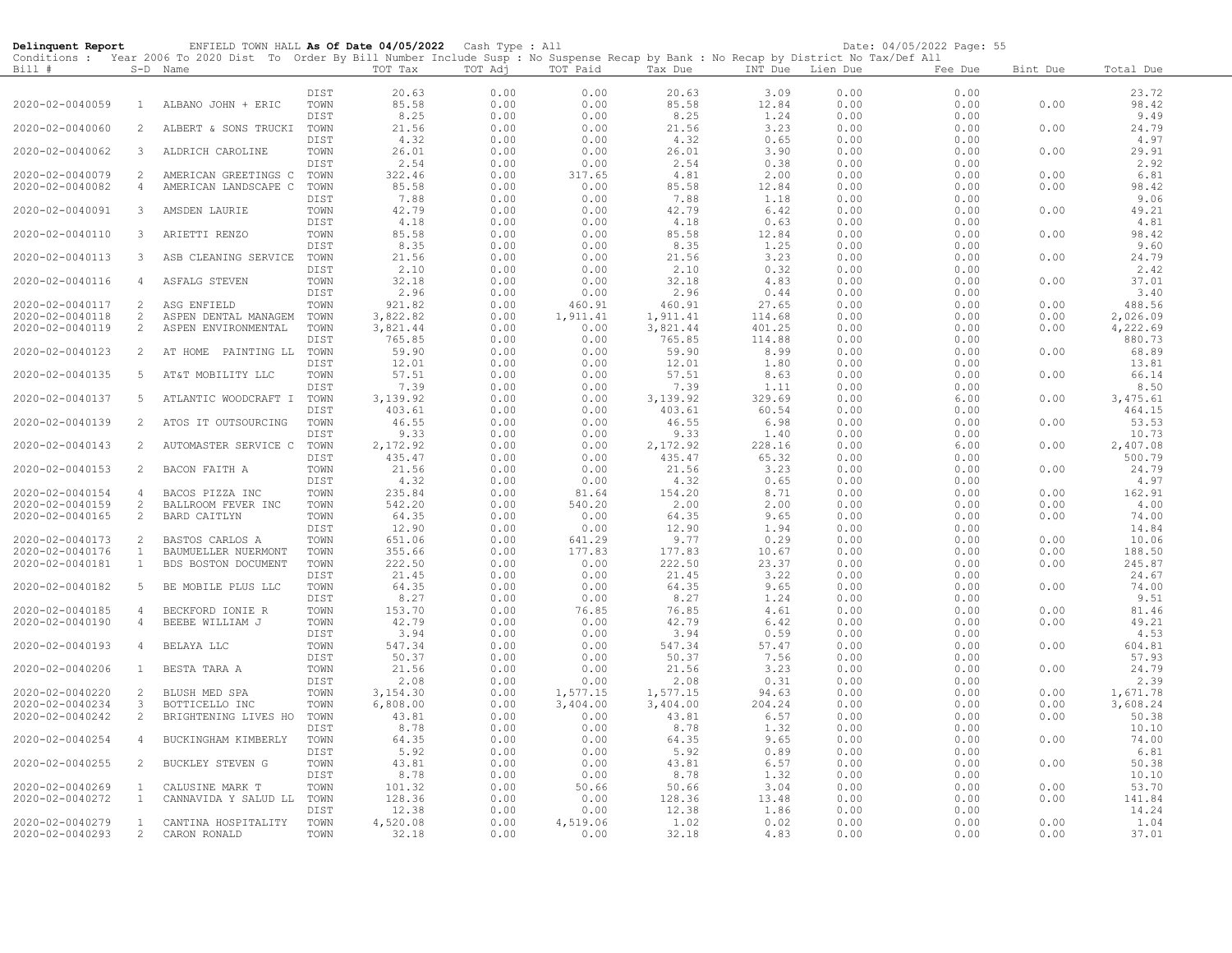**Delinquent Report** ENFIELD TOWN HALL **As Of Date 04/05/2022** Cash Type : All Date: 04/05/2022 Page: 55

Conditions : Year 2006 To 2020 Dist To Order By Bill Number Include Susp : No Suspense Recap by Bank : No Recap by District No Tax/Def All

| Bill # | S-D | Name | | TOT Tax | TOT Adj | TOT Paid | Tax Due | INT Due | Lien Due | Fee Due | Bint Due | Total Due |
|---|---|---|---|---|---|---|---|---|---|---|---|---|
| | | | DIST | 20.63 | 0.00 | 0.00 | 20.63 | 3.09 | 0.00 | 0.00 | | 23.72 |
| 2020-02-0040059 | 1 | ALBANO JOHN + ERIC | TOWN | 85.58 | 0.00 | 0.00 | 85.58 | 12.84 | 0.00 | 0.00 | 0.00 | 98.42 |
| | | | DIST | 8.25 | 0.00 | 0.00 | 8.25 | 1.24 | 0.00 | 0.00 | | 9.49 |
| 2020-02-0040060 | 2 | ALBERT & SONS TRUCKI | TOWN | 21.56 | 0.00 | 0.00 | 21.56 | 3.23 | 0.00 | 0.00 | 0.00 | 24.79 |
| | | | DIST | 4.32 | 0.00 | 0.00 | 4.32 | 0.65 | 0.00 | 0.00 | | 4.97 |
| 2020-02-0040062 | 3 | ALDRICH CAROLINE | TOWN | 26.01 | 0.00 | 0.00 | 26.01 | 3.90 | 0.00 | 0.00 | 0.00 | 29.91 |
| | | | DIST | 2.54 | 0.00 | 0.00 | 2.54 | 0.38 | 0.00 | 0.00 | | 2.92 |
| 2020-02-0040079 | 2 | AMERICAN GREETINGS C | TOWN | 322.46 | 0.00 | 317.65 | 4.81 | 2.00 | 0.00 | 0.00 | 0.00 | 6.81 |
| 2020-02-0040082 | 4 | AMERICAN LANDSCAPE C | TOWN | 85.58 | 0.00 | 0.00 | 85.58 | 12.84 | 0.00 | 0.00 | 0.00 | 98.42 |
| | | | DIST | 7.88 | 0.00 | 0.00 | 7.88 | 1.18 | 0.00 | 0.00 | | 9.06 |
| 2020-02-0040091 | 3 | AMSDEN LAURIE | TOWN | 42.79 | 0.00 | 0.00 | 42.79 | 6.42 | 0.00 | 0.00 | 0.00 | 49.21 |
| | | | DIST | 4.18 | 0.00 | 0.00 | 4.18 | 0.63 | 0.00 | 0.00 | | 4.81 |
| 2020-02-0040110 | 3 | ARIETTI RENZO | TOWN | 85.58 | 0.00 | 0.00 | 85.58 | 12.84 | 0.00 | 0.00 | 0.00 | 98.42 |
| | | | DIST | 8.35 | 0.00 | 0.00 | 8.35 | 1.25 | 0.00 | 0.00 | | 9.60 |
| 2020-02-0040113 | 3 | ASB CLEANING SERVICE | TOWN | 21.56 | 0.00 | 0.00 | 21.56 | 3.23 | 0.00 | 0.00 | 0.00 | 24.79 |
| | | | DIST | 2.10 | 0.00 | 0.00 | 2.10 | 0.32 | 0.00 | 0.00 | | 2.42 |
| 2020-02-0040116 | 4 | ASFALG STEVEN | TOWN | 32.18 | 0.00 | 0.00 | 32.18 | 4.83 | 0.00 | 0.00 | 0.00 | 37.01 |
| | | | DIST | 2.96 | 0.00 | 0.00 | 2.96 | 0.44 | 0.00 | 0.00 | | 3.40 |
| 2020-02-0040117 | 2 | ASG ENFIELD | TOWN | 921.82 | 0.00 | 460.91 | 460.91 | 27.65 | 0.00 | 0.00 | 0.00 | 488.56 |
| 2020-02-0040118 | 2 | ASPEN DENTAL MANAGEM | TOWN | 3,822.82 | 0.00 | 1,911.41 | 1,911.41 | 114.68 | 0.00 | 0.00 | 0.00 | 2,026.09 |
| 2020-02-0040119 | 2 | ASPEN ENVIRONMENTAL | TOWN | 3,821.44 | 0.00 | 0.00 | 3,821.44 | 401.25 | 0.00 | 0.00 | 0.00 | 4,222.69 |
| | | | DIST | 765.85 | 0.00 | 0.00 | 765.85 | 114.88 | 0.00 | 0.00 | | 880.73 |
| 2020-02-0040123 | 2 | AT HOME PAINTING LL | TOWN | 59.90 | 0.00 | 0.00 | 59.90 | 8.99 | 0.00 | 0.00 | 0.00 | 68.89 |
| | | | DIST | 12.01 | 0.00 | 0.00 | 12.01 | 1.80 | 0.00 | 0.00 | | 13.81 |
| 2020-02-0040135 | 5 | AT&T MOBILITY LLC | TOWN | 57.51 | 0.00 | 0.00 | 57.51 | 8.63 | 0.00 | 0.00 | 0.00 | 66.14 |
| | | | DIST | 7.39 | 0.00 | 0.00 | 7.39 | 1.11 | 0.00 | 0.00 | | 8.50 |
| 2020-02-0040137 | 5 | ATLANTIC WOODCRAFT I | TOWN | 3,139.92 | 0.00 | 0.00 | 3,139.92 | 329.69 | 0.00 | 6.00 | 0.00 | 3,475.61 |
| | | | DIST | 403.61 | 0.00 | 0.00 | 403.61 | 60.54 | 0.00 | 0.00 | | 464.15 |
| 2020-02-0040139 | 2 | ATOS IT OUTSOURCING | TOWN | 46.55 | 0.00 | 0.00 | 46.55 | 6.98 | 0.00 | 0.00 | 0.00 | 53.53 |
| | | | DIST | 9.33 | 0.00 | 0.00 | 9.33 | 1.40 | 0.00 | 0.00 | | 10.73 |
| 2020-02-0040143 | 2 | AUTOMASTER SERVICE C | TOWN | 2,172.92 | 0.00 | 0.00 | 2,172.92 | 228.16 | 0.00 | 6.00 | 0.00 | 2,407.08 |
| | | | DIST | 435.47 | 0.00 | 0.00 | 435.47 | 65.32 | 0.00 | 0.00 | | 500.79 |
| 2020-02-0040153 | 2 | BACON FAITH A | TOWN | 21.56 | 0.00 | 0.00 | 21.56 | 3.23 | 0.00 | 0.00 | 0.00 | 24.79 |
| | | | DIST | 4.32 | 0.00 | 0.00 | 4.32 | 0.65 | 0.00 | 0.00 | | 4.97 |
| 2020-02-0040154 | 4 | BACOS PIZZA INC | TOWN | 235.84 | 0.00 | 81.64 | 154.20 | 8.71 | 0.00 | 0.00 | 0.00 | 162.91 |
| 2020-02-0040159 | 2 | BALLROOM FEVER INC | TOWN | 542.20 | 0.00 | 540.20 | 2.00 | 2.00 | 0.00 | 0.00 | 0.00 | 4.00 |
| 2020-02-0040165 | 2 | BARD CAITLYN | TOWN | 64.35 | 0.00 | 0.00 | 64.35 | 9.65 | 0.00 | 0.00 | 0.00 | 74.00 |
| | | | DIST | 12.90 | 0.00 | 0.00 | 12.90 | 1.94 | 0.00 | 0.00 | | 14.84 |
| 2020-02-0040173 | 2 | BASTOS CARLOS A | TOWN | 651.06 | 0.00 | 641.29 | 9.77 | 0.29 | 0.00 | 0.00 | 0.00 | 10.06 |
| 2020-02-0040176 | 1 | BAUMUELLER NUERMONT | TOWN | 355.66 | 0.00 | 177.83 | 177.83 | 10.67 | 0.00 | 0.00 | 0.00 | 188.50 |
| 2020-02-0040181 | 1 | BDS BOSTON DOCUMENT | TOWN | 222.50 | 0.00 | 0.00 | 222.50 | 23.37 | 0.00 | 0.00 | 0.00 | 245.87 |
| | | | DIST | 21.45 | 0.00 | 0.00 | 21.45 | 3.22 | 0.00 | 0.00 | | 24.67 |
| 2020-02-0040182 | 5 | BE MOBILE PLUS LLC | TOWN | 64.35 | 0.00 | 0.00 | 64.35 | 9.65 | 0.00 | 0.00 | 0.00 | 74.00 |
| | | | DIST | 8.27 | 0.00 | 0.00 | 8.27 | 1.24 | 0.00 | 0.00 | | 9.51 |
| 2020-02-0040185 | 4 | BECKFORD IONIE R | TOWN | 153.70 | 0.00 | 76.85 | 76.85 | 4.61 | 0.00 | 0.00 | 0.00 | 81.46 |
| 2020-02-0040190 | 4 | BEEBE WILLIAM J | TOWN | 42.79 | 0.00 | 0.00 | 42.79 | 6.42 | 0.00 | 0.00 | 0.00 | 49.21 |
| | | | DIST | 3.94 | 0.00 | 0.00 | 3.94 | 0.59 | 0.00 | 0.00 | | 4.53 |
| 2020-02-0040193 | 4 | BELAYA LLC | TOWN | 547.34 | 0.00 | 0.00 | 547.34 | 57.47 | 0.00 | 0.00 | 0.00 | 604.81 |
| | | | DIST | 50.37 | 0.00 | 0.00 | 50.37 | 7.56 | 0.00 | 0.00 | | 57.93 |
| 2020-02-0040206 | 1 | BESTA TARA A | TOWN | 21.56 | 0.00 | 0.00 | 21.56 | 3.23 | 0.00 | 0.00 | 0.00 | 24.79 |
| | | | DIST | 2.08 | 0.00 | 0.00 | 2.08 | 0.31 | 0.00 | 0.00 | | 2.39 |
| 2020-02-0040220 | 2 | BLUSH MED SPA | TOWN | 3,154.30 | 0.00 | 1,577.15 | 1,577.15 | 94.63 | 0.00 | 0.00 | 0.00 | 1,671.78 |
| 2020-02-0040234 | 3 | BOTTICELLO INC | TOWN | 6,808.00 | 0.00 | 3,404.00 | 3,404.00 | 204.24 | 0.00 | 0.00 | 0.00 | 3,608.24 |
| 2020-02-0040242 | 2 | BRIGHTENING LIVES HO | TOWN | 43.81 | 0.00 | 0.00 | 43.81 | 6.57 | 0.00 | 0.00 | 0.00 | 50.38 |
| | | | DIST | 8.78 | 0.00 | 0.00 | 8.78 | 1.32 | 0.00 | 0.00 | | 10.10 |
| 2020-02-0040254 | 4 | BUCKINGHAM KIMBERLY | TOWN | 64.35 | 0.00 | 0.00 | 64.35 | 9.65 | 0.00 | 0.00 | 0.00 | 74.00 |
| | | | DIST | 5.92 | 0.00 | 0.00 | 5.92 | 0.89 | 0.00 | 0.00 | | 6.81 |
| 2020-02-0040255 | 2 | BUCKLEY STEVEN G | TOWN | 43.81 | 0.00 | 0.00 | 43.81 | 6.57 | 0.00 | 0.00 | 0.00 | 50.38 |
| | | | DIST | 8.78 | 0.00 | 0.00 | 8.78 | 1.32 | 0.00 | 0.00 | | 10.10 |
| 2020-02-0040269 | 1 | CALUSINE MARK T | TOWN | 101.32 | 0.00 | 50.66 | 50.66 | 3.04 | 0.00 | 0.00 | 0.00 | 53.70 |
| 2020-02-0040272 | 1 | CANNAVIDA Y SALUD LL | TOWN | 128.36 | 0.00 | 0.00 | 128.36 | 13.48 | 0.00 | 0.00 | 0.00 | 141.84 |
| | | | DIST | 12.38 | 0.00 | 0.00 | 12.38 | 1.86 | 0.00 | 0.00 | | 14.24 |
| 2020-02-0040279 | 1 | CANTINA HOSPITALITY | TOWN | 4,520.08 | 0.00 | 4,519.06 | 1.02 | 0.02 | 0.00 | 0.00 | 0.00 | 1.04 |
| 2020-02-0040293 | 2 | CARON RONALD | TOWN | 32.18 | 0.00 | 0.00 | 32.18 | 4.83 | 0.00 | 0.00 | 0.00 | 37.01 |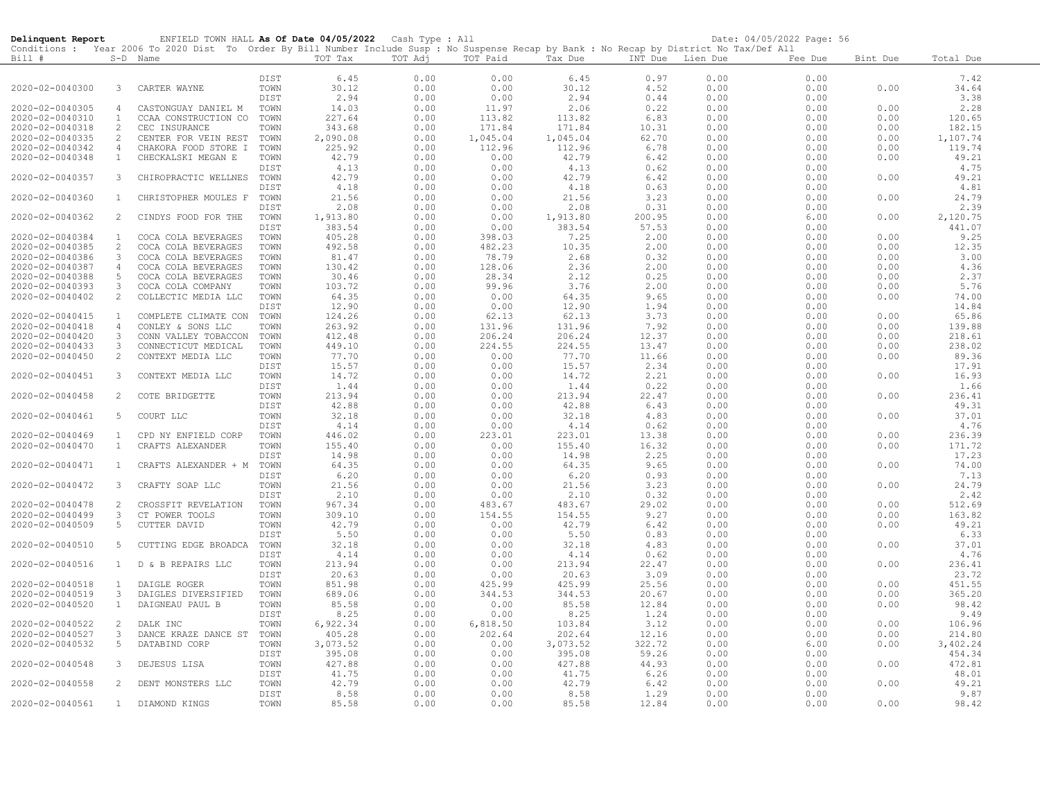**Delinquent Report** ENFIELD TOWN HALL **As Of Date 04/05/2022** Cash Type : All Date: 04/05/2022 Page: 56

Conditions : Year 2006 To 2020 Dist To Order By Bill Number Include Susp : No Suspense Recap by Bank : No Recap by District No Tax/Def All

| Bill # | S-D | Name | | TOT Tax | TOT Adj | TOT Paid | Tax Due | INT Due | Lien Due | Fee Due | Bint Due | Total Due |
|---|---|---|---|---|---|---|---|---|---|---|---|---|
| | | | DIST | 6.45 | 0.00 | 0.00 | 6.45 | 0.97 | 0.00 | 0.00 | | 7.42 |
| 2020-02-0040300 | 3 | CARTER WAYNE | TOWN | 30.12 | 0.00 | 0.00 | 30.12 | 4.52 | 0.00 | 0.00 | 0.00 | 34.64 |
| | | | DIST | 2.94 | 0.00 | 0.00 | 2.94 | 0.44 | 0.00 | 0.00 | | 3.38 |
| 2020-02-0040305 | 4 | CASTONGUAY DANIEL M | TOWN | 14.03 | 0.00 | 11.97 | 2.06 | 0.22 | 0.00 | 0.00 | 0.00 | 2.28 |
| 2020-02-0040310 | 1 | CCAA CONSTRUCTION CO | TOWN | 227.64 | 0.00 | 113.82 | 113.82 | 6.83 | 0.00 | 0.00 | 0.00 | 120.65 |
| 2020-02-0040318 | 2 | CEC INSURANCE | TOWN | 343.68 | 0.00 | 171.84 | 171.84 | 10.31 | 0.00 | 0.00 | 0.00 | 182.15 |
| 2020-02-0040335 | 2 | CENTER FOR VEIN REST | TOWN | 2,090.08 | 0.00 | 1,045.04 | 1,045.04 | 62.70 | 0.00 | 0.00 | 0.00 | 1,107.74 |
| 2020-02-0040342 | 4 | CHAKORA FOOD STORE I | TOWN | 225.92 | 0.00 | 112.96 | 112.96 | 6.78 | 0.00 | 0.00 | 0.00 | 119.74 |
| 2020-02-0040348 | 1 | CHECKALSKI MEGAN E | TOWN | 42.79 | 0.00 | 0.00 | 42.79 | 6.42 | 0.00 | 0.00 | 0.00 | 49.21 |
| | | | DIST | 4.13 | 0.00 | 0.00 | 4.13 | 0.62 | 0.00 | 0.00 | | 4.75 |
| 2020-02-0040357 | 3 | CHIROPRACTIC WELLNES | TOWN | 42.79 | 0.00 | 0.00 | 42.79 | 6.42 | 0.00 | 0.00 | 0.00 | 49.21 |
| | | | DIST | 4.18 | 0.00 | 0.00 | 4.18 | 0.63 | 0.00 | 0.00 | | 4.81 |
| 2020-02-0040360 | 1 | CHRISTOPHER MOULES F | TOWN | 21.56 | 0.00 | 0.00 | 21.56 | 3.23 | 0.00 | 0.00 | 0.00 | 24.79 |
| | | | DIST | 2.08 | 0.00 | 0.00 | 2.08 | 0.31 | 0.00 | 0.00 | | 2.39 |
| 2020-02-0040362 | 2 | CINDYS FOOD FOR THE | TOWN | 1,913.80 | 0.00 | 0.00 | 1,913.80 | 200.95 | 0.00 | 6.00 | 0.00 | 2,120.75 |
| | | | DIST | 383.54 | 0.00 | 0.00 | 383.54 | 57.53 | 0.00 | 0.00 | | 441.07 |
| 2020-02-0040384 | 1 | COCA COLA BEVERAGES | TOWN | 405.28 | 0.00 | 398.03 | 7.25 | 2.00 | 0.00 | 0.00 | 0.00 | 9.25 |
| 2020-02-0040385 | 2 | COCA COLA BEVERAGES | TOWN | 492.58 | 0.00 | 482.23 | 10.35 | 2.00 | 0.00 | 0.00 | 0.00 | 12.35 |
| 2020-02-0040386 | 3 | COCA COLA BEVERAGES | TOWN | 81.47 | 0.00 | 78.79 | 2.68 | 0.32 | 0.00 | 0.00 | 0.00 | 3.00 |
| 2020-02-0040387 | 4 | COCA COLA BEVERAGES | TOWN | 130.42 | 0.00 | 128.06 | 2.36 | 2.00 | 0.00 | 0.00 | 0.00 | 4.36 |
| 2020-02-0040388 | 5 | COCA COLA BEVERAGES | TOWN | 30.46 | 0.00 | 28.34 | 2.12 | 0.25 | 0.00 | 0.00 | 0.00 | 2.37 |
| 2020-02-0040393 | 3 | COCA COLA COMPANY | TOWN | 103.72 | 0.00 | 99.96 | 3.76 | 2.00 | 0.00 | 0.00 | 0.00 | 5.76 |
| 2020-02-0040402 | 2 | COLLECTIC MEDIA LLC | TOWN | 64.35 | 0.00 | 0.00 | 64.35 | 9.65 | 0.00 | 0.00 | 0.00 | 74.00 |
| | | | DIST | 12.90 | 0.00 | 0.00 | 12.90 | 1.94 | 0.00 | 0.00 | | 14.84 |
| 2020-02-0040415 | 1 | COMPLETE CLIMATE CON | TOWN | 124.26 | 0.00 | 62.13 | 62.13 | 3.73 | 0.00 | 0.00 | 0.00 | 65.86 |
| 2020-02-0040418 | 4 | CONLEY & SONS LLC | TOWN | 263.92 | 0.00 | 131.96 | 131.96 | 7.92 | 0.00 | 0.00 | 0.00 | 139.88 |
| 2020-02-0040420 | 3 | CONN VALLEY TOBACCON | TOWN | 412.48 | 0.00 | 206.24 | 206.24 | 12.37 | 0.00 | 0.00 | 0.00 | 218.61 |
| 2020-02-0040433 | 3 | CONNECTICUT MEDICAL | TOWN | 449.10 | 0.00 | 224.55 | 224.55 | 13.47 | 0.00 | 0.00 | 0.00 | 238.02 |
| 2020-02-0040450 | 2 | CONTEXT MEDIA LLC | TOWN | 77.70 | 0.00 | 0.00 | 77.70 | 11.66 | 0.00 | 0.00 | 0.00 | 89.36 |
| | | | DIST | 15.57 | 0.00 | 0.00 | 15.57 | 2.34 | 0.00 | 0.00 | | 17.91 |
| 2020-02-0040451 | 3 | CONTEXT MEDIA LLC | TOWN | 14.72 | 0.00 | 0.00 | 14.72 | 2.21 | 0.00 | 0.00 | 0.00 | 16.93 |
| | | | DIST | 1.44 | 0.00 | 0.00 | 1.44 | 0.22 | 0.00 | 0.00 | | 1.66 |
| 2020-02-0040458 | 2 | COTE BRIDGETTE | TOWN | 213.94 | 0.00 | 0.00 | 213.94 | 22.47 | 0.00 | 0.00 | 0.00 | 236.41 |
| | | | DIST | 42.88 | 0.00 | 0.00 | 42.88 | 6.43 | 0.00 | 0.00 | | 49.31 |
| 2020-02-0040461 | 5 | COURT LLC | TOWN | 32.18 | 0.00 | 0.00 | 32.18 | 4.83 | 0.00 | 0.00 | 0.00 | 37.01 |
| | | | DIST | 4.14 | 0.00 | 0.00 | 4.14 | 0.62 | 0.00 | 0.00 | | 4.76 |
| 2020-02-0040469 | 1 | CPD NY ENFIELD CORP | TOWN | 446.02 | 0.00 | 223.01 | 223.01 | 13.38 | 0.00 | 0.00 | 0.00 | 236.39 |
| 2020-02-0040470 | 1 | CRAFTS ALEXANDER | TOWN | 155.40 | 0.00 | 0.00 | 155.40 | 16.32 | 0.00 | 0.00 | 0.00 | 171.72 |
| | | | DIST | 14.98 | 0.00 | 0.00 | 14.98 | 2.25 | 0.00 | 0.00 | | 17.23 |
| 2020-02-0040471 | 1 | CRAFTS ALEXANDER + M | TOWN | 64.35 | 0.00 | 0.00 | 64.35 | 9.65 | 0.00 | 0.00 | 0.00 | 74.00 |
| | | | DIST | 6.20 | 0.00 | 0.00 | 6.20 | 0.93 | 0.00 | 0.00 | | 7.13 |
| 2020-02-0040472 | 3 | CRAFTY SOAP LLC | TOWN | 21.56 | 0.00 | 0.00 | 21.56 | 3.23 | 0.00 | 0.00 | 0.00 | 24.79 |
| | | | DIST | 2.10 | 0.00 | 0.00 | 2.10 | 0.32 | 0.00 | 0.00 | | 2.42 |
| 2020-02-0040478 | 2 | CROSSFIT REVELATION | TOWN | 967.34 | 0.00 | 483.67 | 483.67 | 29.02 | 0.00 | 0.00 | 0.00 | 512.69 |
| 2020-02-0040499 | 3 | CT POWER TOOLS | TOWN | 309.10 | 0.00 | 154.55 | 154.55 | 9.27 | 0.00 | 0.00 | 0.00 | 163.82 |
| 2020-02-0040509 | 5 | CUTTER DAVID | TOWN | 42.79 | 0.00 | 0.00 | 42.79 | 6.42 | 0.00 | 0.00 | 0.00 | 49.21 |
| | | | DIST | 5.50 | 0.00 | 0.00 | 5.50 | 0.83 | 0.00 | 0.00 | | 6.33 |
| 2020-02-0040510 | 5 | CUTTING EDGE BROADCA | TOWN | 32.18 | 0.00 | 0.00 | 32.18 | 4.83 | 0.00 | 0.00 | 0.00 | 37.01 |
| | | | DIST | 4.14 | 0.00 | 0.00 | 4.14 | 0.62 | 0.00 | 0.00 | | 4.76 |
| 2020-02-0040516 | 1 | D & B REPAIRS LLC | TOWN | 213.94 | 0.00 | 0.00 | 213.94 | 22.47 | 0.00 | 0.00 | 0.00 | 236.41 |
| | | | DIST | 20.63 | 0.00 | 0.00 | 20.63 | 3.09 | 0.00 | 0.00 | | 23.72 |
| 2020-02-0040518 | 1 | DAIGLE ROGER | TOWN | 851.98 | 0.00 | 425.99 | 425.99 | 25.56 | 0.00 | 0.00 | 0.00 | 451.55 |
| 2020-02-0040519 | 3 | DAIGLES DIVERSIFIED | TOWN | 689.06 | 0.00 | 344.53 | 344.53 | 20.67 | 0.00 | 0.00 | 0.00 | 365.20 |
| 2020-02-0040520 | 1 | DAIGNEAU PAUL B | TOWN | 85.58 | 0.00 | 0.00 | 85.58 | 12.84 | 0.00 | 0.00 | 0.00 | 98.42 |
| | | | DIST | 8.25 | 0.00 | 0.00 | 8.25 | 1.24 | 0.00 | 0.00 | | 9.49 |
| 2020-02-0040522 | 2 | DALK INC | TOWN | 6,922.34 | 0.00 | 6,818.50 | 103.84 | 3.12 | 0.00 | 0.00 | 0.00 | 106.96 |
| 2020-02-0040527 | 3 | DANCE KRAZE DANCE ST | TOWN | 405.28 | 0.00 | 202.64 | 202.64 | 12.16 | 0.00 | 0.00 | 0.00 | 214.80 |
| 2020-02-0040532 | 5 | DATABIND CORP | TOWN | 3,073.52 | 0.00 | 0.00 | 3,073.52 | 322.72 | 0.00 | 6.00 | 0.00 | 3,402.24 |
| | | | DIST | 395.08 | 0.00 | 0.00 | 395.08 | 59.26 | 0.00 | 0.00 | | 454.34 |
| 2020-02-0040548 | 3 | DEJESUS LISA | TOWN | 427.88 | 0.00 | 0.00 | 427.88 | 44.93 | 0.00 | 0.00 | 0.00 | 472.81 |
| | | | DIST | 41.75 | 0.00 | 0.00 | 41.75 | 6.26 | 0.00 | 0.00 | | 48.01 |
| 2020-02-0040558 | 2 | DENT MONSTERS LLC | TOWN | 42.79 | 0.00 | 0.00 | 42.79 | 6.42 | 0.00 | 0.00 | 0.00 | 49.21 |
| | | | DIST | 8.58 | 0.00 | 0.00 | 8.58 | 1.29 | 0.00 | 0.00 | | 9.87 |
| 2020-02-0040561 | 1 | DIAMOND KINGS | TOWN | 85.58 | 0.00 | 0.00 | 85.58 | 12.84 | 0.00 | 0.00 | 0.00 | 98.42 |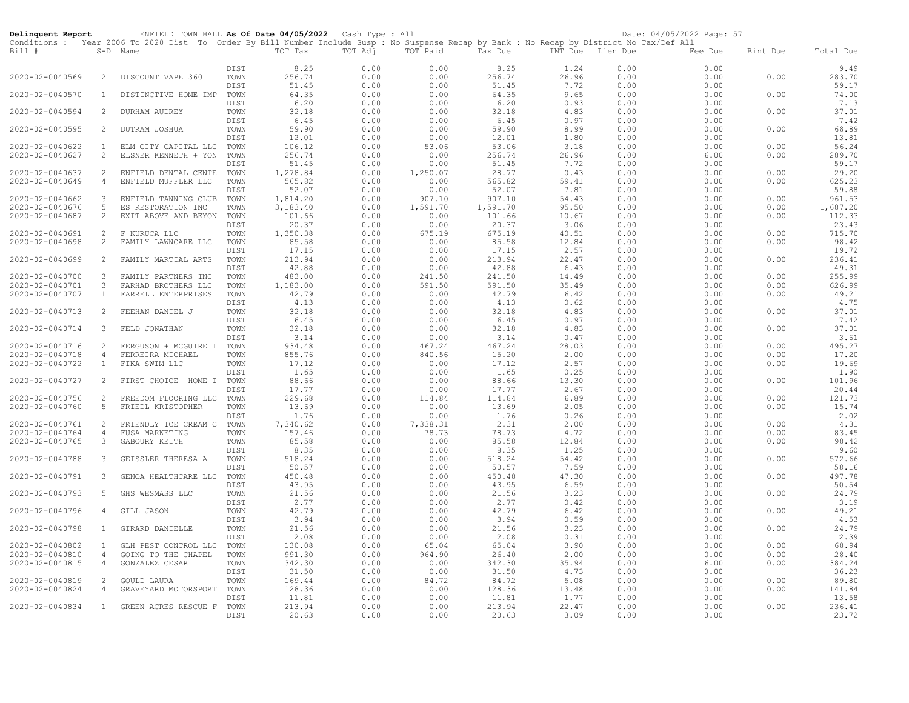**Delinquent Report** ENFIELD TOWN HALL **As Of Date 04/05/2022** Cash Type : All Date: 04/05/2022 Page: 57

Conditions : Year 2006 To 2020 Dist To Order By Bill Number Include Susp : No Suspense Recap by Bank : No Recap by District No Tax/Def All

| Bill # | S-D | Name | | TOT Tax | TOT Adj | TOT Paid | Tax Due | INT Due | Lien Due | Fee Due | Bint Due | Total Due |
|---|---|---|---|---|---|---|---|---|---|---|---|---|
| | | | DIST | 8.25 | 0.00 | 0.00 | 8.25 | 1.24 | 0.00 | 0.00 | | 9.49 |
| 2020-02-0040569 | 2 | DISCOUNT VAPE 360 | TOWN | 256.74 | 0.00 | 0.00 | 256.74 | 26.96 | 0.00 | 0.00 | 0.00 | 283.70 |
| | | | DIST | 51.45 | 0.00 | 0.00 | 51.45 | 7.72 | 0.00 | 0.00 | | 59.17 |
| 2020-02-0040570 | 1 | DISTINCTIVE HOME IMP | TOWN | 64.35 | 0.00 | 0.00 | 64.35 | 9.65 | 0.00 | 0.00 | 0.00 | 74.00 |
| | | | DIST | 6.20 | 0.00 | 0.00 | 6.20 | 0.93 | 0.00 | 0.00 | | 7.13 |
| 2020-02-0040594 | 2 | DURHAM AUDREY | TOWN | 32.18 | 0.00 | 0.00 | 32.18 | 4.83 | 0.00 | 0.00 | 0.00 | 37.01 |
| | | | DIST | 6.45 | 0.00 | 0.00 | 6.45 | 0.97 | 0.00 | 0.00 | | 7.42 |
| 2020-02-0040595 | 2 | DUTRAM JOSHUA | TOWN | 59.90 | 0.00 | 0.00 | 59.90 | 8.99 | 0.00 | 0.00 | 0.00 | 68.89 |
| | | | DIST | 12.01 | 0.00 | 0.00 | 12.01 | 1.80 | 0.00 | 0.00 | | 13.81 |
| 2020-02-0040622 | 1 | ELM CITY CAPITAL LLC | TOWN | 106.12 | 0.00 | 53.06 | 53.06 | 3.18 | 0.00 | 0.00 | 0.00 | 56.24 |
| 2020-02-0040627 | 2 | ELSNER KENNETH + YON | TOWN | 256.74 | 0.00 | 0.00 | 256.74 | 26.96 | 0.00 | 6.00 | 0.00 | 289.70 |
| | | | DIST | 51.45 | 0.00 | 0.00 | 51.45 | 7.72 | 0.00 | 0.00 | | 59.17 |
| 2020-02-0040637 | 2 | ENFIELD DENTAL CENTE | TOWN | 1,278.84 | 0.00 | 1,250.07 | 28.77 | 0.43 | 0.00 | 0.00 | 0.00 | 29.20 |
| 2020-02-0040649 | 4 | ENFIELD MUFFLER LLC | TOWN | 565.82 | 0.00 | 0.00 | 565.82 | 59.41 | 0.00 | 0.00 | 0.00 | 625.23 |
| | | | DIST | 52.07 | 0.00 | 0.00 | 52.07 | 7.81 | 0.00 | 0.00 | | 59.88 |
| 2020-02-0040662 | 3 | ENFIELD TANNING CLUB | TOWN | 1,814.20 | 0.00 | 907.10 | 907.10 | 54.43 | 0.00 | 0.00 | 0.00 | 961.53 |
| 2020-02-0040676 | 5 | ES RESTORATION INC | TOWN | 3,183.40 | 0.00 | 1,591.70 | 1,591.70 | 95.50 | 0.00 | 0.00 | 0.00 | 1,687.20 |
| 2020-02-0040687 | 2 | EXIT ABOVE AND BEYON | TOWN | 101.66 | 0.00 | 0.00 | 101.66 | 10.67 | 0.00 | 0.00 | 0.00 | 112.33 |
| | | | DIST | 20.37 | 0.00 | 0.00 | 20.37 | 3.06 | 0.00 | 0.00 | | 23.43 |
| 2020-02-0040691 | 2 | F KURUCA LLC | TOWN | 1,350.38 | 0.00 | 675.19 | 675.19 | 40.51 | 0.00 | 0.00 | 0.00 | 715.70 |
| 2020-02-0040698 | 2 | FAMILY LAWNCARE LLC | TOWN | 85.58 | 0.00 | 0.00 | 85.58 | 12.84 | 0.00 | 0.00 | 0.00 | 98.42 |
| | | | DIST | 17.15 | 0.00 | 0.00 | 17.15 | 2.57 | 0.00 | 0.00 | | 19.72 |
| 2020-02-0040699 | 2 | FAMILY MARTIAL ARTS | TOWN | 213.94 | 0.00 | 0.00 | 213.94 | 22.47 | 0.00 | 0.00 | 0.00 | 236.41 |
| | | | DIST | 42.88 | 0.00 | 0.00 | 42.88 | 6.43 | 0.00 | 0.00 | | 49.31 |
| 2020-02-0040700 | 3 | FAMILY PARTNERS INC | TOWN | 483.00 | 0.00 | 241.50 | 241.50 | 14.49 | 0.00 | 0.00 | 0.00 | 255.99 |
| 2020-02-0040701 | 3 | FARHAD BROTHERS LLC | TOWN | 1,183.00 | 0.00 | 591.50 | 591.50 | 35.49 | 0.00 | 0.00 | 0.00 | 626.99 |
| 2020-02-0040707 | 1 | FARRELL ENTERPRISES | TOWN | 42.79 | 0.00 | 0.00 | 42.79 | 6.42 | 0.00 | 0.00 | 0.00 | 49.21 |
| | | | DIST | 4.13 | 0.00 | 0.00 | 4.13 | 0.62 | 0.00 | 0.00 | | 4.75 |
| 2020-02-0040713 | 2 | FEEHAN DANIEL J | TOWN | 32.18 | 0.00 | 0.00 | 32.18 | 4.83 | 0.00 | 0.00 | 0.00 | 37.01 |
| | | | DIST | 6.45 | 0.00 | 0.00 | 6.45 | 0.97 | 0.00 | 0.00 | | 7.42 |
| 2020-02-0040714 | 3 | FELD JONATHAN | TOWN | 32.18 | 0.00 | 0.00 | 32.18 | 4.83 | 0.00 | 0.00 | 0.00 | 37.01 |
| | | | DIST | 3.14 | 0.00 | 0.00 | 3.14 | 0.47 | 0.00 | 0.00 | | 3.61 |
| 2020-02-0040716 | 2 | FERGUSON + MCGUIRE I | TOWN | 934.48 | 0.00 | 467.24 | 467.24 | 28.03 | 0.00 | 0.00 | 0.00 | 495.27 |
| 2020-02-0040718 | 4 | FERREIRA MICHAEL | TOWN | 855.76 | 0.00 | 840.56 | 15.20 | 2.00 | 0.00 | 0.00 | 0.00 | 17.20 |
| 2020-02-0040722 | 1 | FIKA SWIM LLC | TOWN | 17.12 | 0.00 | 0.00 | 17.12 | 2.57 | 0.00 | 0.00 | 0.00 | 19.69 |
| | | | DIST | 1.65 | 0.00 | 0.00 | 1.65 | 0.25 | 0.00 | 0.00 | | 1.90 |
| 2020-02-0040727 | 2 | FIRST CHOICE HOME I | TOWN | 88.66 | 0.00 | 0.00 | 88.66 | 13.30 | 0.00 | 0.00 | 0.00 | 101.96 |
| | | | DIST | 17.77 | 0.00 | 0.00 | 17.77 | 2.67 | 0.00 | 0.00 | | 20.44 |
| 2020-02-0040756 | 2 | FREEDOM FLOORING LLC | TOWN | 229.68 | 0.00 | 114.84 | 114.84 | 6.89 | 0.00 | 0.00 | 0.00 | 121.73 |
| 2020-02-0040760 | 5 | FRIEDL KRISTOPHER | TOWN | 13.69 | 0.00 | 0.00 | 13.69 | 2.05 | 0.00 | 0.00 | 0.00 | 15.74 |
| | | | DIST | 1.76 | 0.00 | 0.00 | 1.76 | 0.26 | 0.00 | 0.00 | | 2.02 |
| 2020-02-0040761 | 2 | FRIENDLY ICE CREAM C | TOWN | 7,340.62 | 0.00 | 7,338.31 | 2.31 | 2.00 | 0.00 | 0.00 | 0.00 | 4.31 |
| 2020-02-0040764 | 4 | FUSA MARKETING | TOWN | 157.46 | 0.00 | 78.73 | 78.73 | 4.72 | 0.00 | 0.00 | 0.00 | 83.45 |
| 2020-02-0040765 | 3 | GABOURY KEITH | TOWN | 85.58 | 0.00 | 0.00 | 85.58 | 12.84 | 0.00 | 0.00 | 0.00 | 98.42 |
| | | | DIST | 8.35 | 0.00 | 0.00 | 8.35 | 1.25 | 0.00 | 0.00 | | 9.60 |
| 2020-02-0040788 | 3 | GEISSLER THERESA A | TOWN | 518.24 | 0.00 | 0.00 | 518.24 | 54.42 | 0.00 | 0.00 | 0.00 | 572.66 |
| | | | DIST | 50.57 | 0.00 | 0.00 | 50.57 | 7.59 | 0.00 | 0.00 | | 58.16 |
| 2020-02-0040791 | 3 | GENOA HEALTHCARE LLC | TOWN | 450.48 | 0.00 | 0.00 | 450.48 | 47.30 | 0.00 | 0.00 | 0.00 | 497.78 |
| | | | DIST | 43.95 | 0.00 | 0.00 | 43.95 | 6.59 | 0.00 | 0.00 | | 50.54 |
| 2020-02-0040793 | 5 | GHS WESMASS LLC | TOWN | 21.56 | 0.00 | 0.00 | 21.56 | 3.23 | 0.00 | 0.00 | 0.00 | 24.79 |
| | | | DIST | 2.77 | 0.00 | 0.00 | 2.77 | 0.42 | 0.00 | 0.00 | | 3.19 |
| 2020-02-0040796 | 4 | GILL JASON | TOWN | 42.79 | 0.00 | 0.00 | 42.79 | 6.42 | 0.00 | 0.00 | 0.00 | 49.21 |
| | | | DIST | 3.94 | 0.00 | 0.00 | 3.94 | 0.59 | 0.00 | 0.00 | | 4.53 |
| 2020-02-0040798 | 1 | GIRARD DANIELLE | TOWN | 21.56 | 0.00 | 0.00 | 21.56 | 3.23 | 0.00 | 0.00 | 0.00 | 24.79 |
| | | | DIST | 2.08 | 0.00 | 0.00 | 2.08 | 0.31 | 0.00 | 0.00 | | 2.39 |
| 2020-02-0040802 | 1 | GLH PEST CONTROL LLC | TOWN | 130.08 | 0.00 | 65.04 | 65.04 | 3.90 | 0.00 | 0.00 | 0.00 | 68.94 |
| 2020-02-0040810 | 4 | GOING TO THE CHAPEL | TOWN | 991.30 | 0.00 | 964.90 | 26.40 | 2.00 | 0.00 | 0.00 | 0.00 | 28.40 |
| 2020-02-0040815 | 4 | GONZALEZ CESAR | TOWN | 342.30 | 0.00 | 0.00 | 342.30 | 35.94 | 0.00 | 6.00 | 0.00 | 384.24 |
| | | | DIST | 31.50 | 0.00 | 0.00 | 31.50 | 4.73 | 0.00 | 0.00 | | 36.23 |
| 2020-02-0040819 | 2 | GOULD LAURA | TOWN | 169.44 | 0.00 | 84.72 | 84.72 | 5.08 | 0.00 | 0.00 | 0.00 | 89.80 |
| 2020-02-0040824 | 4 | GRAVEYARD MOTORSPORT | TOWN | 128.36 | 0.00 | 0.00 | 128.36 | 13.48 | 0.00 | 0.00 | 0.00 | 141.84 |
| | | | DIST | 11.81 | 0.00 | 0.00 | 11.81 | 1.77 | 0.00 | 0.00 | | 13.58 |
| 2020-02-0040834 | 1 | GREEN ACRES RESCUE F | TOWN | 213.94 | 0.00 | 0.00 | 213.94 | 22.47 | 0.00 | 0.00 | 0.00 | 236.41 |
| | | | DIST | 20.63 | 0.00 | 0.00 | 20.63 | 3.09 | 0.00 | 0.00 | | 23.72 |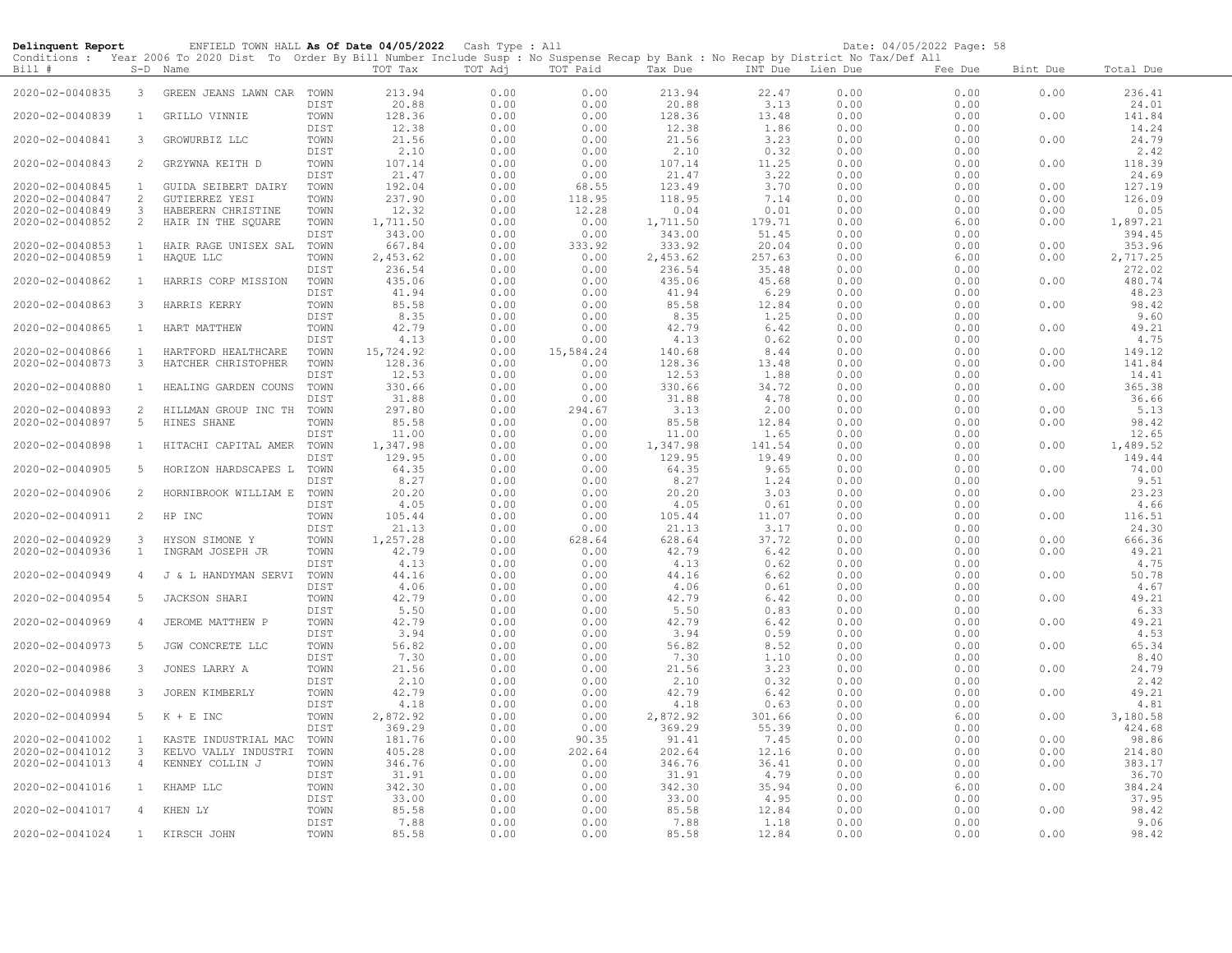**Delinquent Report** ENFIELD TOWN HALL **As Of Date 04/05/2022** Cash Type : All Date: 04/05/2022 Page: 58

Conditions : Year 2006 To 2020 Dist To Order By Bill Number Include Susp : No Suspense Recap by Bank : No Recap by District No Tax/Def All

| Bill # | S-D | Name | | TOT Tax | TOT Adj | TOT Paid | Tax Due | INT Due | Lien Due | Fee Due | Bint Due | Total Due |
|---|---|---|---|---|---|---|---|---|---|---|---|---|
| 2020-02-0040835 | 3 | GREEN JEANS LAWN CAR | TOWN | 213.94 | 0.00 | 0.00 | 213.94 | 22.47 | 0.00 | 0.00 | 0.00 | 236.41 |
| | | | DIST | 20.88 | 0.00 | 0.00 | 20.88 | 3.13 | 0.00 | 0.00 | | 24.01 |
| 2020-02-0040839 | 1 | GRILLO VINNIE | TOWN | 128.36 | 0.00 | 0.00 | 128.36 | 13.48 | 0.00 | 0.00 | 0.00 | 141.84 |
| | | | DIST | 12.38 | 0.00 | 0.00 | 12.38 | 1.86 | 0.00 | 0.00 | | 14.24 |
| 2020-02-0040841 | 3 | GROWURBIZ LLC | TOWN | 21.56 | 0.00 | 0.00 | 21.56 | 3.23 | 0.00 | 0.00 | 0.00 | 24.79 |
| | | | DIST | 2.10 | 0.00 | 0.00 | 2.10 | 0.32 | 0.00 | 0.00 | | 2.42 |
| 2020-02-0040843 | 2 | GRZYWNA KEITH D | TOWN | 107.14 | 0.00 | 0.00 | 107.14 | 11.25 | 0.00 | 0.00 | 0.00 | 118.39 |
| | | | DIST | 21.47 | 0.00 | 0.00 | 21.47 | 3.22 | 0.00 | 0.00 | | 24.69 |
| 2020-02-0040845 | 1 | GUIDA SEIBERT DAIRY | TOWN | 192.04 | 0.00 | 68.55 | 123.49 | 3.70 | 0.00 | 0.00 | 0.00 | 127.19 |
| 2020-02-0040847 | 2 | GUTIERREZ YESI | TOWN | 237.90 | 0.00 | 118.95 | 118.95 | 7.14 | 0.00 | 0.00 | 0.00 | 126.09 |
| 2020-02-0040849 | 3 | HABERERN CHRISTINE | TOWN | 12.32 | 0.00 | 12.28 | 0.04 | 0.01 | 0.00 | 0.00 | 0.00 | 0.05 |
| 2020-02-0040852 | 2 | HAIR IN THE SQUARE | TOWN | 1,711.50 | 0.00 | 0.00 | 1,711.50 | 179.71 | 0.00 | 6.00 | 0.00 | 1,897.21 |
| | | | DIST | 343.00 | 0.00 | 0.00 | 343.00 | 51.45 | 0.00 | 0.00 | | 394.45 |
| 2020-02-0040853 | 1 | HAIR RAGE UNISEX SAL | TOWN | 667.84 | 0.00 | 333.92 | 333.92 | 20.04 | 0.00 | 0.00 | 0.00 | 353.96 |
| 2020-02-0040859 | 1 | HAQUE LLC | TOWN | 2,453.62 | 0.00 | 0.00 | 2,453.62 | 257.63 | 0.00 | 6.00 | 0.00 | 2,717.25 |
| | | | DIST | 236.54 | 0.00 | 0.00 | 236.54 | 35.48 | 0.00 | 0.00 | | 272.02 |
| 2020-02-0040862 | 1 | HARRIS CORP MISSION | TOWN | 435.06 | 0.00 | 0.00 | 435.06 | 45.68 | 0.00 | 0.00 | 0.00 | 480.74 |
| | | | DIST | 41.94 | 0.00 | 0.00 | 41.94 | 6.29 | 0.00 | 0.00 | | 48.23 |
| 2020-02-0040863 | 3 | HARRIS KERRY | TOWN | 85.58 | 0.00 | 0.00 | 85.58 | 12.84 | 0.00 | 0.00 | 0.00 | 98.42 |
| | | | DIST | 8.35 | 0.00 | 0.00 | 8.35 | 1.25 | 0.00 | 0.00 | | 9.60 |
| 2020-02-0040865 | 1 | HART MATTHEW | TOWN | 42.79 | 0.00 | 0.00 | 42.79 | 6.42 | 0.00 | 0.00 | 0.00 | 49.21 |
| | | | DIST | 4.13 | 0.00 | 0.00 | 4.13 | 0.62 | 0.00 | 0.00 | | 4.75 |
| 2020-02-0040866 | 1 | HARTFORD HEALTHCARE | TOWN | 15,724.92 | 0.00 | 15,584.24 | 140.68 | 8.44 | 0.00 | 0.00 | 0.00 | 149.12 |
| 2020-02-0040873 | 3 | HATCHER CHRISTOPHER | TOWN | 128.36 | 0.00 | 0.00 | 128.36 | 13.48 | 0.00 | 0.00 | 0.00 | 141.84 |
| | | | DIST | 12.53 | 0.00 | 0.00 | 12.53 | 1.88 | 0.00 | 0.00 | | 14.41 |
| 2020-02-0040880 | 1 | HEALING GARDEN COUNS | TOWN | 330.66 | 0.00 | 0.00 | 330.66 | 34.72 | 0.00 | 0.00 | 0.00 | 365.38 |
| | | | DIST | 31.88 | 0.00 | 0.00 | 31.88 | 4.78 | 0.00 | 0.00 | | 36.66 |
| 2020-02-0040893 | 2 | HILLMAN GROUP INC TH | TOWN | 297.80 | 0.00 | 294.67 | 3.13 | 2.00 | 0.00 | 0.00 | 0.00 | 5.13 |
| 2020-02-0040897 | 5 | HINES SHANE | TOWN | 85.58 | 0.00 | 0.00 | 85.58 | 12.84 | 0.00 | 0.00 | 0.00 | 98.42 |
| | | | DIST | 11.00 | 0.00 | 0.00 | 11.00 | 1.65 | 0.00 | 0.00 | | 12.65 |
| 2020-02-0040898 | 1 | HITACHI CAPITAL AMER | TOWN | 1,347.98 | 0.00 | 0.00 | 1,347.98 | 141.54 | 0.00 | 0.00 | 0.00 | 1,489.52 |
| | | | DIST | 129.95 | 0.00 | 0.00 | 129.95 | 19.49 | 0.00 | 0.00 | | 149.44 |
| 2020-02-0040905 | 5 | HORIZON HARDSCAPES L | TOWN | 64.35 | 0.00 | 0.00 | 64.35 | 9.65 | 0.00 | 0.00 | 0.00 | 74.00 |
| | | | DIST | 8.27 | 0.00 | 0.00 | 8.27 | 1.24 | 0.00 | 0.00 | | 9.51 |
| 2020-02-0040906 | 2 | HORNIBROOK WILLIAM E | TOWN | 20.20 | 0.00 | 0.00 | 20.20 | 3.03 | 0.00 | 0.00 | 0.00 | 23.23 |
| | | | DIST | 4.05 | 0.00 | 0.00 | 4.05 | 0.61 | 0.00 | 0.00 | | 4.66 |
| 2020-02-0040911 | 2 | HP INC | TOWN | 105.44 | 0.00 | 0.00 | 105.44 | 11.07 | 0.00 | 0.00 | 0.00 | 116.51 |
| | | | DIST | 21.13 | 0.00 | 0.00 | 21.13 | 3.17 | 0.00 | 0.00 | | 24.30 |
| 2020-02-0040929 | 3 | HYSON SIMONE Y | TOWN | 1,257.28 | 0.00 | 628.64 | 628.64 | 37.72 | 0.00 | 0.00 | 0.00 | 666.36 |
| 2020-02-0040936 | 1 | INGRAM JOSEPH JR | TOWN | 42.79 | 0.00 | 0.00 | 42.79 | 6.42 | 0.00 | 0.00 | 0.00 | 49.21 |
| | | | DIST | 4.13 | 0.00 | 0.00 | 4.13 | 0.62 | 0.00 | 0.00 | | 4.75 |
| 2020-02-0040949 | 4 | J & L HANDYMAN SERVI | TOWN | 44.16 | 0.00 | 0.00 | 44.16 | 6.62 | 0.00 | 0.00 | 0.00 | 50.78 |
| | | | DIST | 4.06 | 0.00 | 0.00 | 4.06 | 0.61 | 0.00 | 0.00 | | 4.67 |
| 2020-02-0040954 | 5 | JACKSON SHARI | TOWN | 42.79 | 0.00 | 0.00 | 42.79 | 6.42 | 0.00 | 0.00 | 0.00 | 49.21 |
| | | | DIST | 5.50 | 0.00 | 0.00 | 5.50 | 0.83 | 0.00 | 0.00 | | 6.33 |
| 2020-02-0040969 | 4 | JEROME MATTHEW P | TOWN | 42.79 | 0.00 | 0.00 | 42.79 | 6.42 | 0.00 | 0.00 | 0.00 | 49.21 |
| | | | DIST | 3.94 | 0.00 | 0.00 | 3.94 | 0.59 | 0.00 | 0.00 | | 4.53 |
| 2020-02-0040973 | 5 | JGW CONCRETE LLC | TOWN | 56.82 | 0.00 | 0.00 | 56.82 | 8.52 | 0.00 | 0.00 | 0.00 | 65.34 |
| | | | DIST | 7.30 | 0.00 | 0.00 | 7.30 | 1.10 | 0.00 | 0.00 | | 8.40 |
| 2020-02-0040986 | 3 | JONES LARRY A | TOWN | 21.56 | 0.00 | 0.00 | 21.56 | 3.23 | 0.00 | 0.00 | 0.00 | 24.79 |
| | | | DIST | 2.10 | 0.00 | 0.00 | 2.10 | 0.32 | 0.00 | 0.00 | | 2.42 |
| 2020-02-0040988 | 3 | JOREN KIMBERLY | TOWN | 42.79 | 0.00 | 0.00 | 42.79 | 6.42 | 0.00 | 0.00 | 0.00 | 49.21 |
| | | | DIST | 4.18 | 0.00 | 0.00 | 4.18 | 0.63 | 0.00 | 0.00 | | 4.81 |
| 2020-02-0040994 | 5 | K + E INC | TOWN | 2,872.92 | 0.00 | 0.00 | 2,872.92 | 301.66 | 0.00 | 6.00 | 0.00 | 3,180.58 |
| | | | DIST | 369.29 | 0.00 | 0.00 | 369.29 | 55.39 | 0.00 | 0.00 | | 424.68 |
| 2020-02-0041002 | 1 | KASTE INDUSTRIAL MAC | TOWN | 181.76 | 0.00 | 90.35 | 91.41 | 7.45 | 0.00 | 0.00 | 0.00 | 98.86 |
| 2020-02-0041012 | 3 | KELVO VALLY INDUSTRI | TOWN | 405.28 | 0.00 | 202.64 | 202.64 | 12.16 | 0.00 | 0.00 | 0.00 | 214.80 |
| 2020-02-0041013 | 4 | KENNEY COLLIN J | TOWN | 346.76 | 0.00 | 0.00 | 346.76 | 36.41 | 0.00 | 0.00 | 0.00 | 383.17 |
| | | | DIST | 31.91 | 0.00 | 0.00 | 31.91 | 4.79 | 0.00 | 0.00 | | 36.70 |
| 2020-02-0041016 | 1 | KHAMP LLC | TOWN | 342.30 | 0.00 | 0.00 | 342.30 | 35.94 | 0.00 | 6.00 | 0.00 | 384.24 |
| | | | DIST | 33.00 | 0.00 | 0.00 | 33.00 | 4.95 | 0.00 | 0.00 | | 37.95 |
| 2020-02-0041017 | 4 | KHEN LY | TOWN | 85.58 | 0.00 | 0.00 | 85.58 | 12.84 | 0.00 | 0.00 | 0.00 | 98.42 |
| | | | DIST | 7.88 | 0.00 | 0.00 | 7.88 | 1.18 | 0.00 | 0.00 | | 9.06 |
| 2020-02-0041024 | 1 | KIRSCH JOHN | TOWN | 85.58 | 0.00 | 0.00 | 85.58 | 12.84 | 0.00 | 0.00 | 0.00 | 98.42 |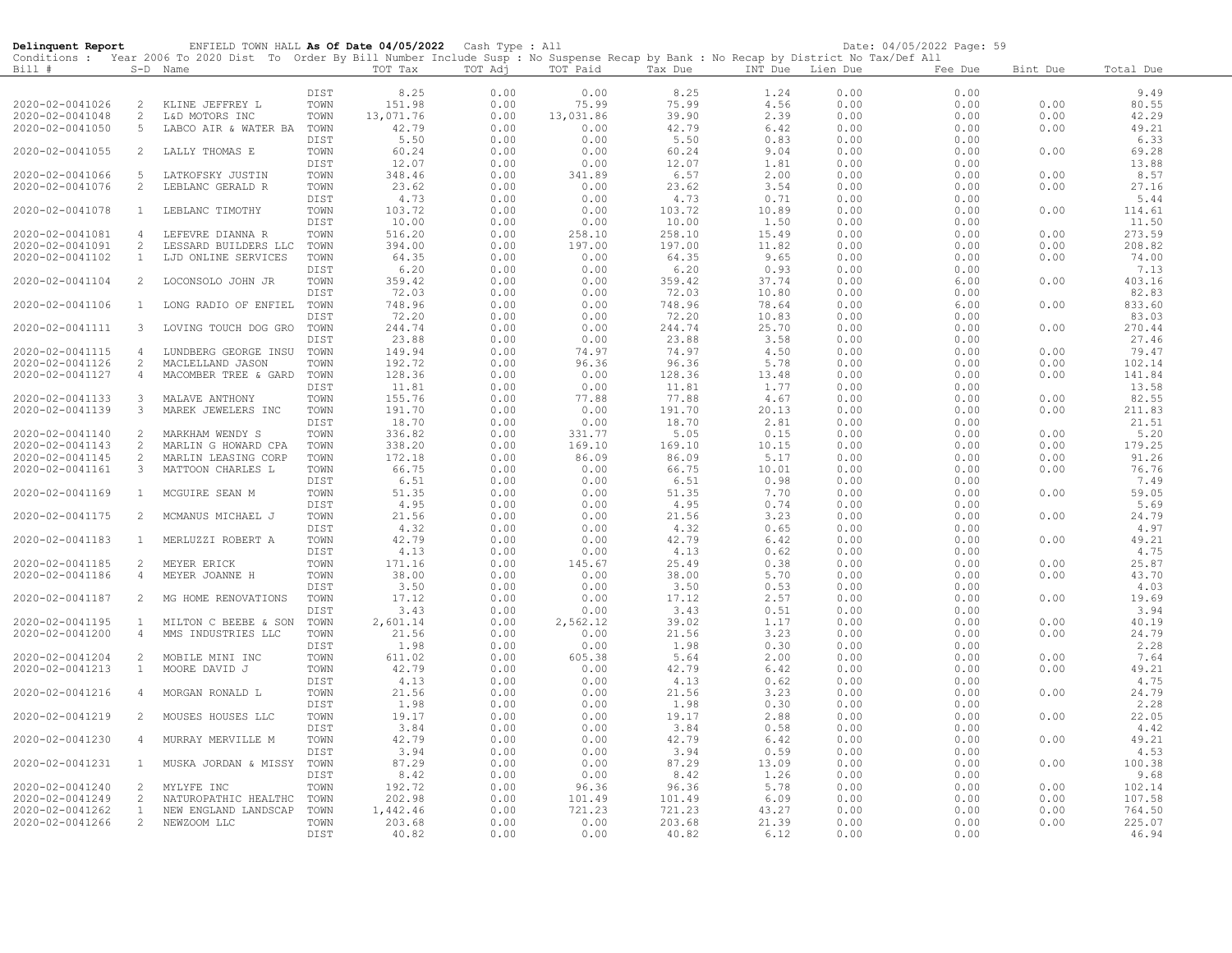**Delinquent Report** ENFIELD TOWN HALL **As Of Date 04/05/2022** Cash Type : All Date: 04/05/2022 Page: 59

Conditions : Year 2006 To 2020 Dist To Order By Bill Number Include Susp : No Suspense Recap by Bank : No Recap by District No Tax/Def All

| Bill # | S-D | Name | | TOT Tax | TOT Adj | TOT Paid | Tax Due | INT Due | Lien Due | Fee Due | Bint Due | Total Due |
|---|---|---|---|---|---|---|---|---|---|---|---|---|
| | | | DIST | 8.25 | 0.00 | 0.00 | 8.25 | 1.24 | 0.00 | 0.00 | | 9.49 |
| 2020-02-0041026 | 2 | KLINE JEFFREY L | TOWN | 151.98 | 0.00 | 75.99 | 75.99 | 4.56 | 0.00 | 0.00 | 0.00 | 80.55 |
| 2020-02-0041048 | 2 | L&D MOTORS INC | TOWN | 13,071.76 | 0.00 | 13,031.86 | 39.90 | 2.39 | 0.00 | 0.00 | 0.00 | 42.29 |
| 2020-02-0041050 | 5 | LABCO AIR & WATER BA | TOWN | 42.79 | 0.00 | 0.00 | 42.79 | 6.42 | 0.00 | 0.00 | 0.00 | 49.21 |
| | | | DIST | 5.50 | 0.00 | 0.00 | 5.50 | 0.83 | 0.00 | 0.00 | | 6.33 |
| 2020-02-0041055 | 2 | LALLY THOMAS E | TOWN | 60.24 | 0.00 | 0.00 | 60.24 | 9.04 | 0.00 | 0.00 | 0.00 | 69.28 |
| | | | DIST | 12.07 | 0.00 | 0.00 | 12.07 | 1.81 | 0.00 | 0.00 | | 13.88 |
| 2020-02-0041066 | 5 | LATKOFSKY JUSTIN | TOWN | 348.46 | 0.00 | 341.89 | 6.57 | 2.00 | 0.00 | 0.00 | 0.00 | 8.57 |
| 2020-02-0041076 | 2 | LEBLANC GERALD R | TOWN | 23.62 | 0.00 | 0.00 | 23.62 | 3.54 | 0.00 | 0.00 | 0.00 | 27.16 |
| | | | DIST | 4.73 | 0.00 | 0.00 | 4.73 | 0.71 | 0.00 | 0.00 | | 5.44 |
| 2020-02-0041078 | 1 | LEBLANC TIMOTHY | TOWN | 103.72 | 0.00 | 0.00 | 103.72 | 10.89 | 0.00 | 0.00 | 0.00 | 114.61 |
| | | | DIST | 10.00 | 0.00 | 0.00 | 10.00 | 1.50 | 0.00 | 0.00 | | 11.50 |
| 2020-02-0041081 | 4 | LEFEVRE DIANNA R | TOWN | 516.20 | 0.00 | 258.10 | 258.10 | 15.49 | 0.00 | 0.00 | 0.00 | 273.59 |
| 2020-02-0041091 | 2 | LESSARD BUILDERS LLC | TOWN | 394.00 | 0.00 | 197.00 | 197.00 | 11.82 | 0.00 | 0.00 | 0.00 | 208.82 |
| 2020-02-0041102 | 1 | LJD ONLINE SERVICES | TOWN | 64.35 | 0.00 | 0.00 | 64.35 | 9.65 | 0.00 | 0.00 | 0.00 | 74.00 |
| | | | DIST | 6.20 | 0.00 | 0.00 | 6.20 | 0.93 | 0.00 | 0.00 | | 7.13 |
| 2020-02-0041104 | 2 | LOCONSOLO JOHN JR | TOWN | 359.42 | 0.00 | 0.00 | 359.42 | 37.74 | 0.00 | 6.00 | 0.00 | 403.16 |
| | | | DIST | 72.03 | 0.00 | 0.00 | 72.03 | 10.80 | 0.00 | 0.00 | | 82.83 |
| 2020-02-0041106 | 1 | LONG RADIO OF ENFIEL | TOWN | 748.96 | 0.00 | 0.00 | 748.96 | 78.64 | 0.00 | 6.00 | 0.00 | 833.60 |
| | | | DIST | 72.20 | 0.00 | 0.00 | 72.20 | 10.83 | 0.00 | 0.00 | | 83.03 |
| 2020-02-0041111 | 3 | LOVING TOUCH DOG GRO | TOWN | 244.74 | 0.00 | 0.00 | 244.74 | 25.70 | 0.00 | 0.00 | 0.00 | 270.44 |
| | | | DIST | 23.88 | 0.00 | 0.00 | 23.88 | 3.58 | 0.00 | 0.00 | | 27.46 |
| 2020-02-0041115 | 4 | LUNDBERG GEORGE INSU | TOWN | 149.94 | 0.00 | 74.97 | 74.97 | 4.50 | 0.00 | 0.00 | 0.00 | 79.47 |
| 2020-02-0041126 | 2 | MACLELLAND JASON | TOWN | 192.72 | 0.00 | 96.36 | 96.36 | 5.78 | 0.00 | 0.00 | 0.00 | 102.14 |
| 2020-02-0041127 | 4 | MACOMBER TREE & GARD | TOWN | 128.36 | 0.00 | 0.00 | 128.36 | 13.48 | 0.00 | 0.00 | 0.00 | 141.84 |
| | | | DIST | 11.81 | 0.00 | 0.00 | 11.81 | 1.77 | 0.00 | 0.00 | | 13.58 |
| 2020-02-0041133 | 3 | MALAVE ANTHONY | TOWN | 155.76 | 0.00 | 77.88 | 77.88 | 4.67 | 0.00 | 0.00 | 0.00 | 82.55 |
| 2020-02-0041139 | 3 | MAREK JEWELERS INC | TOWN | 191.70 | 0.00 | 0.00 | 191.70 | 20.13 | 0.00 | 0.00 | 0.00 | 211.83 |
| | | | DIST | 18.70 | 0.00 | 0.00 | 18.70 | 2.81 | 0.00 | 0.00 | | 21.51 |
| 2020-02-0041140 | 2 | MARKHAM WENDY S | TOWN | 336.82 | 0.00 | 331.77 | 5.05 | 0.15 | 0.00 | 0.00 | 0.00 | 5.20 |
| 2020-02-0041143 | 2 | MARLIN G HOWARD CPA | TOWN | 338.20 | 0.00 | 169.10 | 169.10 | 10.15 | 0.00 | 0.00 | 0.00 | 179.25 |
| 2020-02-0041145 | 2 | MARLIN LEASING CORP | TOWN | 172.18 | 0.00 | 86.09 | 86.09 | 5.17 | 0.00 | 0.00 | 0.00 | 91.26 |
| 2020-02-0041161 | 3 | MATTOON CHARLES L | TOWN | 66.75 | 0.00 | 0.00 | 66.75 | 10.01 | 0.00 | 0.00 | 0.00 | 76.76 |
| | | | DIST | 6.51 | 0.00 | 0.00 | 6.51 | 0.98 | 0.00 | 0.00 | | 7.49 |
| 2020-02-0041169 | 1 | MCGUIRE SEAN M | TOWN | 51.35 | 0.00 | 0.00 | 51.35 | 7.70 | 0.00 | 0.00 | 0.00 | 59.05 |
| | | | DIST | 4.95 | 0.00 | 0.00 | 4.95 | 0.74 | 0.00 | 0.00 | | 5.69 |
| 2020-02-0041175 | 2 | MCMANUS MICHAEL J | TOWN | 21.56 | 0.00 | 0.00 | 21.56 | 3.23 | 0.00 | 0.00 | 0.00 | 24.79 |
| | | | DIST | 4.32 | 0.00 | 0.00 | 4.32 | 0.65 | 0.00 | 0.00 | | 4.97 |
| 2020-02-0041183 | 1 | MERLUZZI ROBERT A | TOWN | 42.79 | 0.00 | 0.00 | 42.79 | 6.42 | 0.00 | 0.00 | 0.00 | 49.21 |
| | | | DIST | 4.13 | 0.00 | 0.00 | 4.13 | 0.62 | 0.00 | 0.00 | | 4.75 |
| 2020-02-0041185 | 2 | MEYER ERICK | TOWN | 171.16 | 0.00 | 145.67 | 25.49 | 0.38 | 0.00 | 0.00 | 0.00 | 25.87 |
| 2020-02-0041186 | 4 | MEYER JOANNE H | TOWN | 38.00 | 0.00 | 0.00 | 38.00 | 5.70 | 0.00 | 0.00 | 0.00 | 43.70 |
| | | | DIST | 3.50 | 0.00 | 0.00 | 3.50 | 0.53 | 0.00 | 0.00 | | 4.03 |
| 2020-02-0041187 | 2 | MG HOME RENOVATIONS | TOWN | 17.12 | 0.00 | 0.00 | 17.12 | 2.57 | 0.00 | 0.00 | 0.00 | 19.69 |
| | | | DIST | 3.43 | 0.00 | 0.00 | 3.43 | 0.51 | 0.00 | 0.00 | | 3.94 |
| 2020-02-0041195 | 1 | MILTON C BEEBE & SON | TOWN | 2,601.14 | 0.00 | 2,562.12 | 39.02 | 1.17 | 0.00 | 0.00 | 0.00 | 40.19 |
| 2020-02-0041200 | 4 | MMS INDUSTRIES LLC | TOWN | 21.56 | 0.00 | 0.00 | 21.56 | 3.23 | 0.00 | 0.00 | 0.00 | 24.79 |
| | | | DIST | 1.98 | 0.00 | 0.00 | 1.98 | 0.30 | 0.00 | 0.00 | | 2.28 |
| 2020-02-0041204 | 2 | MOBILE MINI INC | TOWN | 611.02 | 0.00 | 605.38 | 5.64 | 2.00 | 0.00 | 0.00 | 0.00 | 7.64 |
| 2020-02-0041213 | 1 | MOORE DAVID J | TOWN | 42.79 | 0.00 | 0.00 | 42.79 | 6.42 | 0.00 | 0.00 | 0.00 | 49.21 |
| | | | DIST | 4.13 | 0.00 | 0.00 | 4.13 | 0.62 | 0.00 | 0.00 | | 4.75 |
| 2020-02-0041216 | 4 | MORGAN RONALD L | TOWN | 21.56 | 0.00 | 0.00 | 21.56 | 3.23 | 0.00 | 0.00 | 0.00 | 24.79 |
| | | | DIST | 1.98 | 0.00 | 0.00 | 1.98 | 0.30 | 0.00 | 0.00 | | 2.28 |
| 2020-02-0041219 | 2 | MOUSES HOUSES LLC | TOWN | 19.17 | 0.00 | 0.00 | 19.17 | 2.88 | 0.00 | 0.00 | 0.00 | 22.05 |
| | | | DIST | 3.84 | 0.00 | 0.00 | 3.84 | 0.58 | 0.00 | 0.00 | | 4.42 |
| 2020-02-0041230 | 4 | MURRAY MERVILLE M | TOWN | 42.79 | 0.00 | 0.00 | 42.79 | 6.42 | 0.00 | 0.00 | 0.00 | 49.21 |
| | | | DIST | 3.94 | 0.00 | 0.00 | 3.94 | 0.59 | 0.00 | 0.00 | | 4.53 |
| 2020-02-0041231 | 1 | MUSKA JORDAN & MISSY | TOWN | 87.29 | 0.00 | 0.00 | 87.29 | 13.09 | 0.00 | 0.00 | 0.00 | 100.38 |
| | | | DIST | 8.42 | 0.00 | 0.00 | 8.42 | 1.26 | 0.00 | 0.00 | | 9.68 |
| 2020-02-0041240 | 2 | MYLYFE INC | TOWN | 192.72 | 0.00 | 96.36 | 96.36 | 5.78 | 0.00 | 0.00 | 0.00 | 102.14 |
| 2020-02-0041249 | 2 | NATUROPATHIC HEALTHC | TOWN | 202.98 | 0.00 | 101.49 | 101.49 | 6.09 | 0.00 | 0.00 | 0.00 | 107.58 |
| 2020-02-0041262 | 1 | NEW ENGLAND LANDSCAP | TOWN | 1,442.46 | 0.00 | 721.23 | 721.23 | 43.27 | 0.00 | 0.00 | 0.00 | 764.50 |
| 2020-02-0041266 | 2 | NEWZOOM LLC | TOWN | 203.68 | 0.00 | 0.00 | 203.68 | 21.39 | 0.00 | 0.00 | 0.00 | 225.07 |
| | | | DIST | 40.82 | 0.00 | 0.00 | 40.82 | 6.12 | 0.00 | 0.00 | | 46.94 |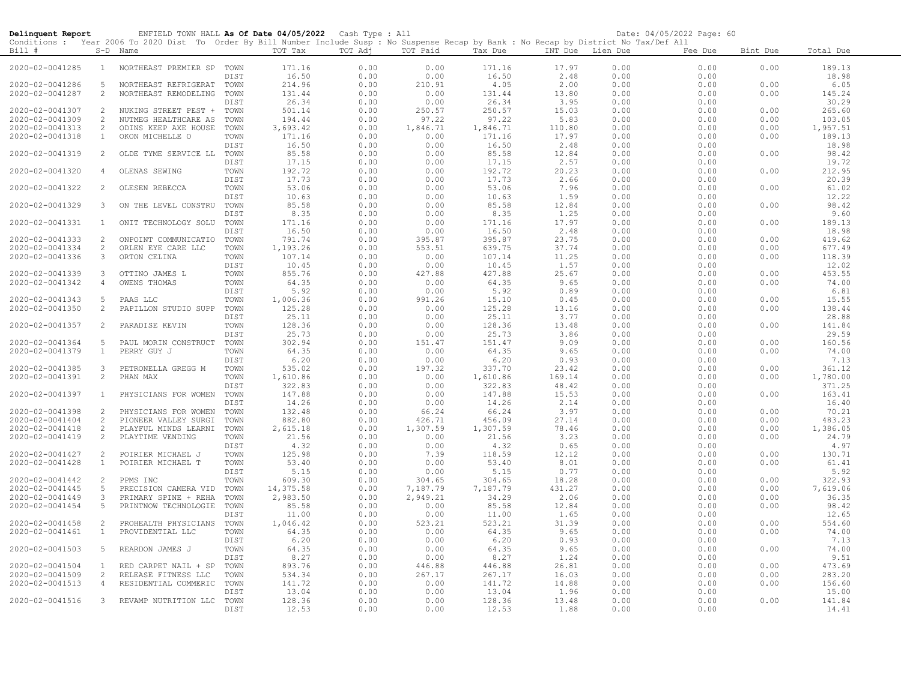**Delinquent Report** ENFIELD TOWN HALL **As Of Date 04/05/2022** Cash Type : All Date: 04/05/2022 Page: 60

Conditions : Year 2006 To 2020 Dist To Order By Bill Number Include Susp : No Suspense Recap by Bank : No Recap by District No Tax/Def All

| Bill # | S-D | Name | | TOT Tax | TOT Adj | TOT Paid | Tax Due | INT Due | Lien Due | Fee Due | Bint Due | Total Due |
|---|---|---|---|---|---|---|---|---|---|---|---|---|
| 2020-02-0041285 | 1 | NORTHEAST PREMIER SP | TOWN | 171.16 | 0.00 | 0.00 | 171.16 | 17.97 | 0.00 | 0.00 | 0.00 | 189.13 |
| | | | DIST | 16.50 | 0.00 | 0.00 | 16.50 | 2.48 | 0.00 | 0.00 | | 18.98 |
| 2020-02-0041286 | 5 | NORTHEAST REFRIGERAT | TOWN | 214.96 | 0.00 | 210.91 | 4.05 | 2.00 | 0.00 | 0.00 | 0.00 | 6.05 |
| 2020-02-0041287 | 2 | NORTHEAST REMODELING | TOWN | 131.44 | 0.00 | 0.00 | 131.44 | 13.80 | 0.00 | 0.00 | 0.00 | 145.24 |
| | | | DIST | 26.34 | 0.00 | 0.00 | 26.34 | 3.95 | 0.00 | 0.00 | | 30.29 |
| 2020-02-0041307 | 2 | NUKING STREET PEST + | TOWN | 501.14 | 0.00 | 250.57 | 250.57 | 15.03 | 0.00 | 0.00 | 0.00 | 265.60 |
| 2020-02-0041309 | 2 | NUTMEG HEALTHCARE AS | TOWN | 194.44 | 0.00 | 97.22 | 97.22 | 5.83 | 0.00 | 0.00 | 0.00 | 103.05 |
| 2020-02-0041313 | 2 | ODINS KEEP AXE HOUSE | TOWN | 3,693.42 | 0.00 | 1,846.71 | 1,846.71 | 110.80 | 0.00 | 0.00 | 0.00 | 1,957.51 |
| 2020-02-0041318 | 1 | OKON MICHELLE O | TOWN | 171.16 | 0.00 | 0.00 | 171.16 | 17.97 | 0.00 | 0.00 | 0.00 | 189.13 |
| | | | DIST | 16.50 | 0.00 | 0.00 | 16.50 | 2.48 | 0.00 | 0.00 | | 18.98 |
| 2020-02-0041319 | 2 | OLDE TYME SERVICE LL | TOWN | 85.58 | 0.00 | 0.00 | 85.58 | 12.84 | 0.00 | 0.00 | 0.00 | 98.42 |
| | | | DIST | 17.15 | 0.00 | 0.00 | 17.15 | 2.57 | 0.00 | 0.00 | | 19.72 |
| 2020-02-0041320 | 4 | OLENAS SEWING | TOWN | 192.72 | 0.00 | 0.00 | 192.72 | 20.23 | 0.00 | 0.00 | 0.00 | 212.95 |
| | | | DIST | 17.73 | 0.00 | 0.00 | 17.73 | 2.66 | 0.00 | 0.00 | | 20.39 |
| 2020-02-0041322 | 2 | OLESEN REBECCA | TOWN | 53.06 | 0.00 | 0.00 | 53.06 | 7.96 | 0.00 | 0.00 | 0.00 | 61.02 |
| | | | DIST | 10.63 | 0.00 | 0.00 | 10.63 | 1.59 | 0.00 | 0.00 | | 12.22 |
| 2020-02-0041329 | 3 | ON THE LEVEL CONSTRU | TOWN | 85.58 | 0.00 | 0.00 | 85.58 | 12.84 | 0.00 | 0.00 | 0.00 | 98.42 |
| | | | DIST | 8.35 | 0.00 | 0.00 | 8.35 | 1.25 | 0.00 | 0.00 | | 9.60 |
| 2020-02-0041331 | 1 | ONIT TECHNOLOGY SOLU | TOWN | 171.16 | 0.00 | 0.00 | 171.16 | 17.97 | 0.00 | 0.00 | 0.00 | 189.13 |
| | | | DIST | 16.50 | 0.00 | 0.00 | 16.50 | 2.48 | 0.00 | 0.00 | | 18.98 |
| 2020-02-0041333 | 2 | ONPOINT COMMUNICATIO | TOWN | 791.74 | 0.00 | 395.87 | 395.87 | 23.75 | 0.00 | 0.00 | 0.00 | 419.62 |
| 2020-02-0041334 | 2 | ORLEN EYE CARE LLC | TOWN | 1,193.26 | 0.00 | 553.51 | 639.75 | 37.74 | 0.00 | 0.00 | 0.00 | 677.49 |
| 2020-02-0041336 | 3 | ORTON CELINA | TOWN | 107.14 | 0.00 | 0.00 | 107.14 | 11.25 | 0.00 | 0.00 | 0.00 | 118.39 |
| | | | DIST | 10.45 | 0.00 | 0.00 | 10.45 | 1.57 | 0.00 | 0.00 | | 12.02 |
| 2020-02-0041339 | 3 | OTTINO JAMES L | TOWN | 855.76 | 0.00 | 427.88 | 427.88 | 25.67 | 0.00 | 0.00 | 0.00 | 453.55 |
| 2020-02-0041342 | 4 | OWENS THOMAS | TOWN | 64.35 | 0.00 | 0.00 | 64.35 | 9.65 | 0.00 | 0.00 | 0.00 | 74.00 |
| | | | DIST | 5.92 | 0.00 | 0.00 | 5.92 | 0.89 | 0.00 | 0.00 | | 6.81 |
| 2020-02-0041343 | 5 | PAAS LLC | TOWN | 1,006.36 | 0.00 | 991.26 | 15.10 | 0.45 | 0.00 | 0.00 | 0.00 | 15.55 |
| 2020-02-0041350 | 2 | PAPILLON STUDIO SUPP | TOWN | 125.28 | 0.00 | 0.00 | 125.28 | 13.16 | 0.00 | 0.00 | 0.00 | 138.44 |
| | | | DIST | 25.11 | 0.00 | 0.00 | 25.11 | 3.77 | 0.00 | 0.00 | | 28.88 |
| 2020-02-0041357 | 2 | PARADISE KEVIN | TOWN | 128.36 | 0.00 | 0.00 | 128.36 | 13.48 | 0.00 | 0.00 | 0.00 | 141.84 |
| | | | DIST | 25.73 | 0.00 | 0.00 | 25.73 | 3.86 | 0.00 | 0.00 | | 29.59 |
| 2020-02-0041364 | 5 | PAUL MORIN CONSTRUCT | TOWN | 302.94 | 0.00 | 151.47 | 151.47 | 9.09 | 0.00 | 0.00 | 0.00 | 160.56 |
| 2020-02-0041379 | 1 | PERRY GUY J | TOWN | 64.35 | 0.00 | 0.00 | 64.35 | 9.65 | 0.00 | 0.00 | 0.00 | 74.00 |
| | | | DIST | 6.20 | 0.00 | 0.00 | 6.20 | 0.93 | 0.00 | 0.00 | | 7.13 |
| 2020-02-0041385 | 3 | PETRONELLA GREGG M | TOWN | 535.02 | 0.00 | 197.32 | 337.70 | 23.42 | 0.00 | 0.00 | 0.00 | 361.12 |
| 2020-02-0041391 | 2 | PHAN MAX | TOWN | 1,610.86 | 0.00 | 0.00 | 1,610.86 | 169.14 | 0.00 | 0.00 | 0.00 | 1,780.00 |
| | | | DIST | 322.83 | 0.00 | 0.00 | 322.83 | 48.42 | 0.00 | 0.00 | | 371.25 |
| 2020-02-0041397 | 1 | PHYSICIANS FOR WOMEN | TOWN | 147.88 | 0.00 | 0.00 | 147.88 | 15.53 | 0.00 | 0.00 | 0.00 | 163.41 |
| | | | DIST | 14.26 | 0.00 | 0.00 | 14.26 | 2.14 | 0.00 | 0.00 | | 16.40 |
| 2020-02-0041398 | 2 | PHYSICIANS FOR WOMEN | TOWN | 132.48 | 0.00 | 66.24 | 66.24 | 3.97 | 0.00 | 0.00 | 0.00 | 70.21 |
| 2020-02-0041404 | 2 | PIONEER VALLEY SURGI | TOWN | 882.80 | 0.00 | 426.71 | 456.09 | 27.14 | 0.00 | 0.00 | 0.00 | 483.23 |
| 2020-02-0041418 | 2 | PLAYFUL MINDS LEARNI | TOWN | 2,615.18 | 0.00 | 1,307.59 | 1,307.59 | 78.46 | 0.00 | 0.00 | 0.00 | 1,386.05 |
| 2020-02-0041419 | 2 | PLAYTIME VENDING | TOWN | 21.56 | 0.00 | 0.00 | 21.56 | 3.23 | 0.00 | 0.00 | 0.00 | 24.79 |
| | | | DIST | 4.32 | 0.00 | 0.00 | 4.32 | 0.65 | 0.00 | 0.00 | | 4.97 |
| 2020-02-0041427 | 2 | POIRIER MICHAEL J | TOWN | 125.98 | 0.00 | 7.39 | 118.59 | 12.12 | 0.00 | 0.00 | 0.00 | 130.71 |
| 2020-02-0041428 | 1 | POIRIER MICHAEL T | TOWN | 53.40 | 0.00 | 0.00 | 53.40 | 8.01 | 0.00 | 0.00 | 0.00 | 61.41 |
| | | | DIST | 5.15 | 0.00 | 0.00 | 5.15 | 0.77 | 0.00 | 0.00 | | 5.92 |
| 2020-02-0041442 | 2 | PPMS INC | TOWN | 609.30 | 0.00 | 304.65 | 304.65 | 18.28 | 0.00 | 0.00 | 0.00 | 322.93 |
| 2020-02-0041445 | 5 | PRECISION CAMERA VID | TOWN | 14,375.58 | 0.00 | 7,187.79 | 7,187.79 | 431.27 | 0.00 | 0.00 | 0.00 | 7,619.06 |
| 2020-02-0041449 | 3 | PRIMARY SPINE + REHA | TOWN | 2,983.50 | 0.00 | 2,949.21 | 34.29 | 2.06 | 0.00 | 0.00 | 0.00 | 36.35 |
| 2020-02-0041454 | 5 | PRINTNOW TECHNOLOGIE | TOWN | 85.58 | 0.00 | 0.00 | 85.58 | 12.84 | 0.00 | 0.00 | 0.00 | 98.42 |
| | | | DIST | 11.00 | 0.00 | 0.00 | 11.00 | 1.65 | 0.00 | 0.00 | | 12.65 |
| 2020-02-0041458 | 2 | PROHEALTH PHYSICIANS | TOWN | 1,046.42 | 0.00 | 523.21 | 523.21 | 31.39 | 0.00 | 0.00 | 0.00 | 554.60 |
| 2020-02-0041461 | 1 | PROVIDENTIAL LLC | TOWN | 64.35 | 0.00 | 0.00 | 64.35 | 9.65 | 0.00 | 0.00 | 0.00 | 74.00 |
| | | | DIST | 6.20 | 0.00 | 0.00 | 6.20 | 0.93 | 0.00 | 0.00 | | 7.13 |
| 2020-02-0041503 | 5 | REARDON JAMES J | TOWN | 64.35 | 0.00 | 0.00 | 64.35 | 9.65 | 0.00 | 0.00 | 0.00 | 74.00 |
| | | | DIST | 8.27 | 0.00 | 0.00 | 8.27 | 1.24 | 0.00 | 0.00 | | 9.51 |
| 2020-02-0041504 | 1 | RED CARPET NAIL + SP | TOWN | 893.76 | 0.00 | 446.88 | 446.88 | 26.81 | 0.00 | 0.00 | 0.00 | 473.69 |
| 2020-02-0041509 | 2 | RELEASE FITNESS LLC | TOWN | 534.34 | 0.00 | 267.17 | 267.17 | 16.03 | 0.00 | 0.00 | 0.00 | 283.20 |
| 2020-02-0041513 | 4 | RESIDENTIAL COMMERIC | TOWN | 141.72 | 0.00 | 0.00 | 141.72 | 14.88 | 0.00 | 0.00 | 0.00 | 156.60 |
| | | | DIST | 13.04 | 0.00 | 0.00 | 13.04 | 1.96 | 0.00 | 0.00 | | 15.00 |
| 2020-02-0041516 | 3 | REVAMP NUTRITION LLC | TOWN | 128.36 | 0.00 | 0.00 | 128.36 | 13.48 | 0.00 | 0.00 | 0.00 | 141.84 |
| | | | DIST | 12.53 | 0.00 | 0.00 | 12.53 | 1.88 | 0.00 | 0.00 | | 14.41 |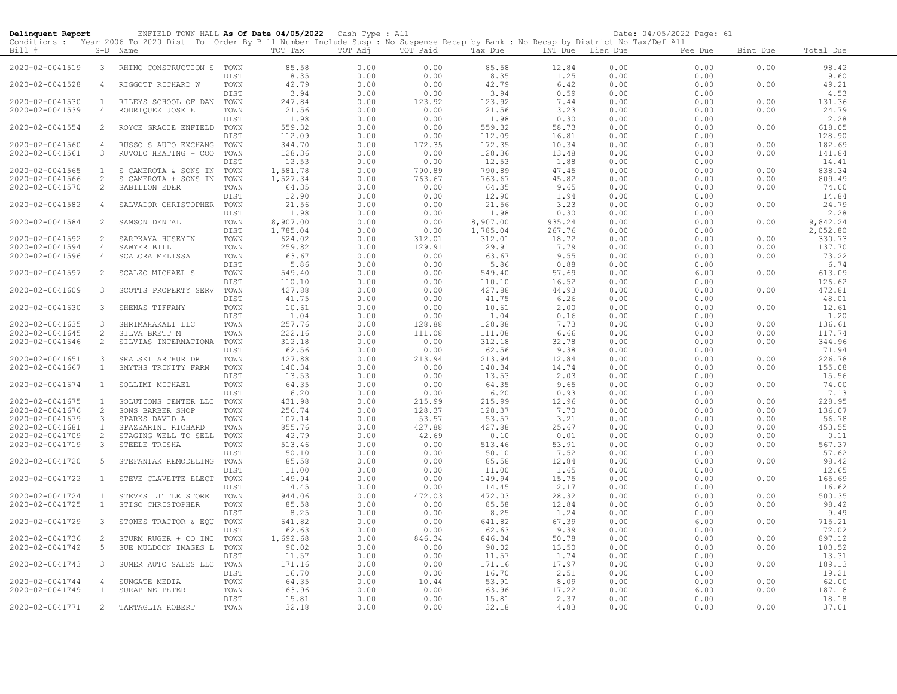**Delinquent Report** ENFIELD TOWN HALL **As Of Date 04/05/2022** Cash Type : All Date: 04/05/2022 Page: 61

Conditions : Year 2006 To 2020 Dist To Order By Bill Number Include Susp : No Suspense Recap by Bank : No Recap by District No Tax/Def All

| Bill # | S-D | Name | | TOT Tax | TOT Adj | TOT Paid | Tax Due | INT Due | Lien Due | Fee Due | Bint Due | Total Due |
|---|---|---|---|---|---|---|---|---|---|---|---|---|
| 2020-02-0041519 | 3 | RHINO CONSTRUCTION S | TOWN | 85.58 | 0.00 | 0.00 | 85.58 | 12.84 | 0.00 | 0.00 | 0.00 | 98.42 |
| | | | DIST | 8.35 | 0.00 | 0.00 | 8.35 | 1.25 | 0.00 | 0.00 | | 9.60 |
| 2020-02-0041528 | 4 | RIGGOTT RICHARD W | TOWN | 42.79 | 0.00 | 0.00 | 42.79 | 6.42 | 0.00 | 0.00 | 0.00 | 49.21 |
| | | | DIST | 3.94 | 0.00 | 0.00 | 3.94 | 0.59 | 0.00 | 0.00 | | 4.53 |
| 2020-02-0041530 | 1 | RILEYS SCHOOL OF DAN | TOWN | 247.84 | 0.00 | 123.92 | 123.92 | 7.44 | 0.00 | 0.00 | 0.00 | 131.36 |
| 2020-02-0041539 | 4 | RODRIQUEZ JOSE E | TOWN | 21.56 | 0.00 | 0.00 | 21.56 | 3.23 | 0.00 | 0.00 | 0.00 | 24.79 |
| | | | DIST | 1.98 | 0.00 | 0.00 | 1.98 | 0.30 | 0.00 | 0.00 | | 2.28 |
| 2020-02-0041554 | 2 | ROYCE GRACIE ENFIELD | TOWN | 559.32 | 0.00 | 0.00 | 559.32 | 58.73 | 0.00 | 0.00 | 0.00 | 618.05 |
| | | | DIST | 112.09 | 0.00 | 0.00 | 112.09 | 16.81 | 0.00 | 0.00 | | 128.90 |
| 2020-02-0041560 | 4 | RUSSO S AUTO EXCHANG | TOWN | 344.70 | 0.00 | 172.35 | 172.35 | 10.34 | 0.00 | 0.00 | 0.00 | 182.69 |
| 2020-02-0041561 | 3 | RUVOLO HEATING + COO | TOWN | 128.36 | 0.00 | 0.00 | 128.36 | 13.48 | 0.00 | 0.00 | 0.00 | 141.84 |
| | | | DIST | 12.53 | 0.00 | 0.00 | 12.53 | 1.88 | 0.00 | 0.00 | | 14.41 |
| 2020-02-0041565 | 1 | S CAMEROTA & SONS IN | TOWN | 1,581.78 | 0.00 | 790.89 | 790.89 | 47.45 | 0.00 | 0.00 | 0.00 | 838.34 |
| 2020-02-0041566 | 2 | S CAMEROTA + SONS IN | TOWN | 1,527.34 | 0.00 | 763.67 | 763.67 | 45.82 | 0.00 | 0.00 | 0.00 | 809.49 |
| 2020-02-0041570 | 2 | SABILLON EDER | TOWN | 64.35 | 0.00 | 0.00 | 64.35 | 9.65 | 0.00 | 0.00 | 0.00 | 74.00 |
| | | | DIST | 12.90 | 0.00 | 0.00 | 12.90 | 1.94 | 0.00 | 0.00 | | 14.84 |
| 2020-02-0041582 | 4 | SALVADOR CHRISTOPHER | TOWN | 21.56 | 0.00 | 0.00 | 21.56 | 3.23 | 0.00 | 0.00 | 0.00 | 24.79 |
| | | | DIST | 1.98 | 0.00 | 0.00 | 1.98 | 0.30 | 0.00 | 0.00 | | 2.28 |
| 2020-02-0041584 | 2 | SAMSON DENTAL | TOWN | 8,907.00 | 0.00 | 0.00 | 8,907.00 | 935.24 | 0.00 | 0.00 | 0.00 | 9,842.24 |
| | | | DIST | 1,785.04 | 0.00 | 0.00 | 1,785.04 | 267.76 | 0.00 | 0.00 | | 2,052.80 |
| 2020-02-0041592 | 2 | SARPKAYA HUSEYIN | TOWN | 624.02 | 0.00 | 312.01 | 312.01 | 18.72 | 0.00 | 0.00 | 0.00 | 330.73 |
| 2020-02-0041594 | 4 | SAWYER BILL | TOWN | 259.82 | 0.00 | 129.91 | 129.91 | 7.79 | 0.00 | 0.00 | 0.00 | 137.70 |
| 2020-02-0041596 | 4 | SCALORA MELISSA | TOWN | 63.67 | 0.00 | 0.00 | 63.67 | 9.55 | 0.00 | 0.00 | 0.00 | 73.22 |
| | | | DIST | 5.86 | 0.00 | 0.00 | 5.86 | 0.88 | 0.00 | 0.00 | | 6.74 |
| 2020-02-0041597 | 2 | SCALZO MICHAEL S | TOWN | 549.40 | 0.00 | 0.00 | 549.40 | 57.69 | 0.00 | 6.00 | 0.00 | 613.09 |
| | | | DIST | 110.10 | 0.00 | 0.00 | 110.10 | 16.52 | 0.00 | 0.00 | | 126.62 |
| 2020-02-0041609 | 3 | SCOTTS PROPERTY SERV | TOWN | 427.88 | 0.00 | 0.00 | 427.88 | 44.93 | 0.00 | 0.00 | 0.00 | 472.81 |
| | | | DIST | 41.75 | 0.00 | 0.00 | 41.75 | 6.26 | 0.00 | 0.00 | | 48.01 |
| 2020-02-0041630 | 3 | SHENAS TIFFANY | TOWN | 10.61 | 0.00 | 0.00 | 10.61 | 2.00 | 0.00 | 0.00 | 0.00 | 12.61 |
| | | | DIST | 1.04 | 0.00 | 0.00 | 1.04 | 0.16 | 0.00 | 0.00 | | 1.20 |
| 2020-02-0041635 | 3 | SHRIMAHAKALI LLC | TOWN | 257.76 | 0.00 | 128.88 | 128.88 | 7.73 | 0.00 | 0.00 | 0.00 | 136.61 |
| 2020-02-0041645 | 2 | SILVA BRETT M | TOWN | 222.16 | 0.00 | 111.08 | 111.08 | 6.66 | 0.00 | 0.00 | 0.00 | 117.74 |
| 2020-02-0041646 | 2 | SILVIAS INTERNATIONA | TOWN | 312.18 | 0.00 | 0.00 | 312.18 | 32.78 | 0.00 | 0.00 | 0.00 | 344.96 |
| | | | DIST | 62.56 | 0.00 | 0.00 | 62.56 | 9.38 | 0.00 | 0.00 | | 71.94 |
| 2020-02-0041651 | 3 | SKALSKI ARTHUR DR | TOWN | 427.88 | 0.00 | 213.94 | 213.94 | 12.84 | 0.00 | 0.00 | 0.00 | 226.78 |
| 2020-02-0041667 | 1 | SMYTHS TRINITY FARM | TOWN | 140.34 | 0.00 | 0.00 | 140.34 | 14.74 | 0.00 | 0.00 | 0.00 | 155.08 |
| | | | DIST | 13.53 | 0.00 | 0.00 | 13.53 | 2.03 | 0.00 | 0.00 | | 15.56 |
| 2020-02-0041674 | 1 | SOLLIMI MICHAEL | TOWN | 64.35 | 0.00 | 0.00 | 64.35 | 9.65 | 0.00 | 0.00 | 0.00 | 74.00 |
| | | | DIST | 6.20 | 0.00 | 0.00 | 6.20 | 0.93 | 0.00 | 0.00 | | 7.13 |
| 2020-02-0041675 | 1 | SOLUTIONS CENTER LLC | TOWN | 431.98 | 0.00 | 215.99 | 215.99 | 12.96 | 0.00 | 0.00 | 0.00 | 228.95 |
| 2020-02-0041676 | 2 | SONS BARBER SHOP | TOWN | 256.74 | 0.00 | 128.37 | 128.37 | 7.70 | 0.00 | 0.00 | 0.00 | 136.07 |
| 2020-02-0041679 | 3 | SPARKS DAVID A | TOWN | 107.14 | 0.00 | 53.57 | 53.57 | 3.21 | 0.00 | 0.00 | 0.00 | 56.78 |
| 2020-02-0041681 | 1 | SPAZZARINI RICHARD | TOWN | 855.76 | 0.00 | 427.88 | 427.88 | 25.67 | 0.00 | 0.00 | 0.00 | 453.55 |
| 2020-02-0041709 | 2 | STAGING WELL TO SELL | TOWN | 42.79 | 0.00 | 42.69 | 0.10 | 0.01 | 0.00 | 0.00 | 0.00 | 0.11 |
| 2020-02-0041719 | 3 | STEELE TRISHA | TOWN | 513.46 | 0.00 | 0.00 | 513.46 | 53.91 | 0.00 | 0.00 | 0.00 | 567.37 |
| | | | DIST | 50.10 | 0.00 | 0.00 | 50.10 | 7.52 | 0.00 | 0.00 | | 57.62 |
| 2020-02-0041720 | 5 | STEFANIAK REMODELING | TOWN | 85.58 | 0.00 | 0.00 | 85.58 | 12.84 | 0.00 | 0.00 | 0.00 | 98.42 |
| | | | DIST | 11.00 | 0.00 | 0.00 | 11.00 | 1.65 | 0.00 | 0.00 | | 12.65 |
| 2020-02-0041722 | 1 | STEVE CLAVETTE ELECT | TOWN | 149.94 | 0.00 | 0.00 | 149.94 | 15.75 | 0.00 | 0.00 | 0.00 | 165.69 |
| | | | DIST | 14.45 | 0.00 | 0.00 | 14.45 | 2.17 | 0.00 | 0.00 | | 16.62 |
| 2020-02-0041724 | 1 | STEVES LITTLE STORE | TOWN | 944.06 | 0.00 | 472.03 | 472.03 | 28.32 | 0.00 | 0.00 | 0.00 | 500.35 |
| 2020-02-0041725 | 1 | STISO CHRISTOPHER | TOWN | 85.58 | 0.00 | 0.00 | 85.58 | 12.84 | 0.00 | 0.00 | 0.00 | 98.42 |
| | | | DIST | 8.25 | 0.00 | 0.00 | 8.25 | 1.24 | 0.00 | 0.00 | | 9.49 |
| 2020-02-0041729 | 3 | STONES TRACTOR & EQU | TOWN | 641.82 | 0.00 | 0.00 | 641.82 | 67.39 | 0.00 | 6.00 | 0.00 | 715.21 |
| | | | DIST | 62.63 | 0.00 | 0.00 | 62.63 | 9.39 | 0.00 | 0.00 | | 72.02 |
| 2020-02-0041736 | 2 | STURM RUGER + CO INC | TOWN | 1,692.68 | 0.00 | 846.34 | 846.34 | 50.78 | 0.00 | 0.00 | 0.00 | 897.12 |
| 2020-02-0041742 | 5 | SUE MULDOON IMAGES L | TOWN | 90.02 | 0.00 | 0.00 | 90.02 | 13.50 | 0.00 | 0.00 | 0.00 | 103.52 |
| | | | DIST | 11.57 | 0.00 | 0.00 | 11.57 | 1.74 | 0.00 | 0.00 | | 13.31 |
| 2020-02-0041743 | 3 | SUMER AUTO SALES LLC | TOWN | 171.16 | 0.00 | 0.00 | 171.16 | 17.97 | 0.00 | 0.00 | 0.00 | 189.13 |
| | | | DIST | 16.70 | 0.00 | 0.00 | 16.70 | 2.51 | 0.00 | 0.00 | | 19.21 |
| 2020-02-0041744 | 4 | SUNGATE MEDIA | TOWN | 64.35 | 0.00 | 10.44 | 53.91 | 8.09 | 0.00 | 0.00 | 0.00 | 62.00 |
| 2020-02-0041749 | 1 | SURAPINE PETER | TOWN | 163.96 | 0.00 | 0.00 | 163.96 | 17.22 | 0.00 | 6.00 | 0.00 | 187.18 |
| | | | DIST | 15.81 | 0.00 | 0.00 | 15.81 | 2.37 | 0.00 | 0.00 | | 18.18 |
| 2020-02-0041771 | 2 | TARTAGLIA ROBERT | TOWN | 32.18 | 0.00 | 0.00 | 32.18 | 4.83 | 0.00 | 0.00 | 0.00 | 37.01 |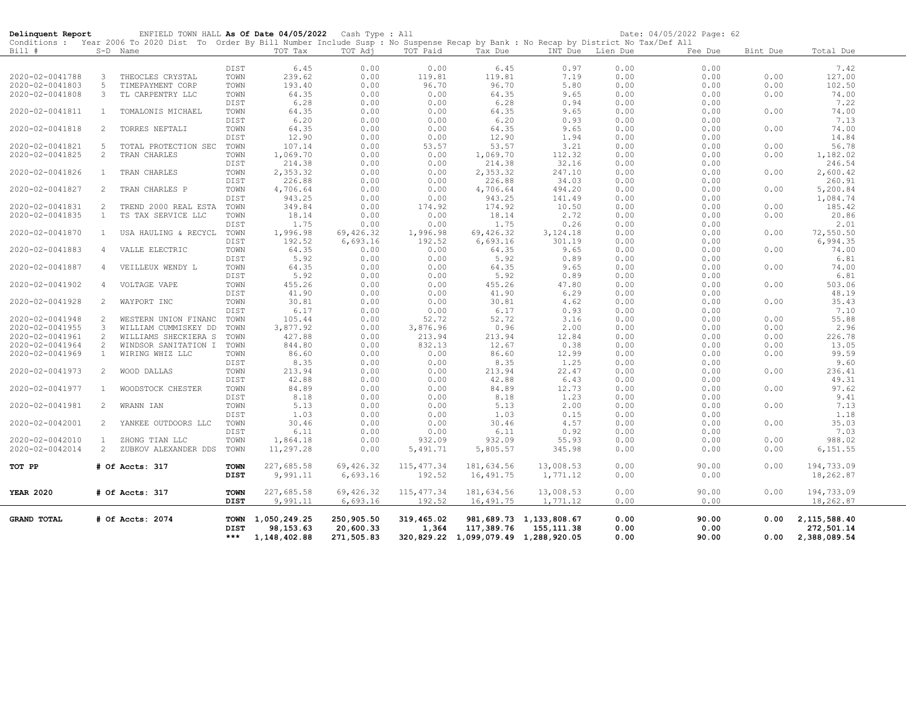**Delinquent Report** ENFIELD TOWN HALL **As Of Date 04/05/2022** Cash Type : All Date: 04/05/2022 Page: 62

Conditions : Year 2006 To 2020 Dist To Order By Bill Number Include Susp : No Suspense Recap by Bank : No Recap by District No Tax/Def All

| Bill # | S-D | Name | | TOT Tax | TOT Adj | TOT Paid | Tax Due | INT Due | Lien Due | Fee Due | Bint Due | Total Due |
|---|---|---|---|---|---|---|---|---|---|---|---|---|
| | | | DIST | 6.45 | 0.00 | 0.00 | 6.45 | 0.97 | 0.00 | 0.00 | | 7.42 |
| 2020-02-0041788 | 3 | THEOCLES CRYSTAL | TOWN | 239.62 | 0.00 | 119.81 | 119.81 | 7.19 | 0.00 | 0.00 | 0.00 | 127.00 |
| 2020-02-0041803 | 5 | TIMEPAYMENT CORP | TOWN | 193.40 | 0.00 | 96.70 | 96.70 | 5.80 | 0.00 | 0.00 | 0.00 | 102.50 |
| 2020-02-0041808 | 3 | TL CARPENTRY LLC | TOWN | 64.35 | 0.00 | 0.00 | 64.35 | 9.65 | 0.00 | 0.00 | 0.00 | 74.00 |
| | | | DIST | 6.28 | 0.00 | 0.00 | 6.28 | 0.94 | 0.00 | 0.00 | | 7.22 |
| 2020-02-0041811 | 1 | TOMALONIS MICHAEL | TOWN | 64.35 | 0.00 | 0.00 | 64.35 | 9.65 | 0.00 | 0.00 | 0.00 | 74.00 |
| | | | DIST | 6.20 | 0.00 | 0.00 | 6.20 | 0.93 | 0.00 | 0.00 | | 7.13 |
| 2020-02-0041818 | 2 | TORRES NEFTALI | TOWN | 64.35 | 0.00 | 0.00 | 64.35 | 9.65 | 0.00 | 0.00 | 0.00 | 74.00 |
| | | | DIST | 12.90 | 0.00 | 0.00 | 12.90 | 1.94 | 0.00 | 0.00 | | 14.84 |
| 2020-02-0041821 | 5 | TOTAL PROTECTION SEC | TOWN | 107.14 | 0.00 | 53.57 | 53.57 | 3.21 | 0.00 | 0.00 | 0.00 | 56.78 |
| 2020-02-0041825 | 2 | TRAN CHARLES | TOWN | 1,069.70 | 0.00 | 0.00 | 1,069.70 | 112.32 | 0.00 | 0.00 | 0.00 | 1,182.02 |
| | | | DIST | 214.38 | 0.00 | 0.00 | 214.38 | 32.16 | 0.00 | 0.00 | | 246.54 |
| 2020-02-0041826 | 1 | TRAN CHARLES | TOWN | 2,353.32 | 0.00 | 0.00 | 2,353.32 | 247.10 | 0.00 | 0.00 | 0.00 | 2,600.42 |
| | | | DIST | 226.88 | 0.00 | 0.00 | 226.88 | 34.03 | 0.00 | 0.00 | | 260.91 |
| 2020-02-0041827 | 2 | TRAN CHARLES P | TOWN | 4,706.64 | 0.00 | 0.00 | 4,706.64 | 494.20 | 0.00 | 0.00 | 0.00 | 5,200.84 |
| | | | DIST | 943.25 | 0.00 | 0.00 | 943.25 | 141.49 | 0.00 | 0.00 | | 1,084.74 |
| 2020-02-0041831 | 2 | TREND 2000 REAL ESTA | TOWN | 349.84 | 0.00 | 174.92 | 174.92 | 10.50 | 0.00 | 0.00 | 0.00 | 185.42 |
| 2020-02-0041835 | 1 | TS TAX SERVICE LLC | TOWN | 18.14 | 0.00 | 0.00 | 18.14 | 2.72 | 0.00 | 0.00 | 0.00 | 20.86 |
| | | | DIST | 1.75 | 0.00 | 0.00 | 1.75 | 0.26 | 0.00 | 0.00 | | 2.01 |
| 2020-02-0041870 | 1 | USA HAULING & RECYCL | TOWN | 1,996.98 | 69,426.32 | 1,996.98 | 69,426.32 | 3,124.18 | 0.00 | 0.00 | 0.00 | 72,550.50 |
| | | | DIST | 192.52 | 6,693.16 | 192.52 | 6,693.16 | 301.19 | 0.00 | 0.00 | | 6,994.35 |
| 2020-02-0041883 | 4 | VALLE ELECTRIC | TOWN | 64.35 | 0.00 | 0.00 | 64.35 | 9.65 | 0.00 | 0.00 | 0.00 | 74.00 |
| | | | DIST | 5.92 | 0.00 | 0.00 | 5.92 | 0.89 | 0.00 | 0.00 | | 6.81 |
| 2020-02-0041887 | 4 | VEILLEUX WENDY L | TOWN | 64.35 | 0.00 | 0.00 | 64.35 | 9.65 | 0.00 | 0.00 | 0.00 | 74.00 |
| | | | DIST | 5.92 | 0.00 | 0.00 | 5.92 | 0.89 | 0.00 | 0.00 | | 6.81 |
| 2020-02-0041902 | 4 | VOLTAGE VAPE | TOWN | 455.26 | 0.00 | 0.00 | 455.26 | 47.80 | 0.00 | 0.00 | 0.00 | 503.06 |
| | | | DIST | 41.90 | 0.00 | 0.00 | 41.90 | 6.29 | 0.00 | 0.00 | | 48.19 |
| 2020-02-0041928 | 2 | WAYPORT INC | TOWN | 30.81 | 0.00 | 0.00 | 30.81 | 4.62 | 0.00 | 0.00 | 0.00 | 35.43 |
| | | | DIST | 6.17 | 0.00 | 0.00 | 6.17 | 0.93 | 0.00 | 0.00 | | 7.10 |
| 2020-02-0041948 | 2 | WESTERN UNION FINANC | TOWN | 105.44 | 0.00 | 52.72 | 52.72 | 3.16 | 0.00 | 0.00 | 0.00 | 55.88 |
| 2020-02-0041955 | 3 | WILLIAM CUMMISKEY DD | TOWN | 3,877.92 | 0.00 | 3,876.96 | 0.96 | 2.00 | 0.00 | 0.00 | 0.00 | 2.96 |
| 2020-02-0041961 | 2 | WILLIAMS SHECKIERA S | TOWN | 427.88 | 0.00 | 213.94 | 213.94 | 12.84 | 0.00 | 0.00 | 0.00 | 226.78 |
| 2020-02-0041964 | 2 | WINDSOR SANITATION I | TOWN | 844.80 | 0.00 | 832.13 | 12.67 | 0.38 | 0.00 | 0.00 | 0.00 | 13.05 |
| 2020-02-0041969 | 1 | WIRING WHIZ LLC | TOWN | 86.60 | 0.00 | 0.00 | 86.60 | 12.99 | 0.00 | 0.00 | 0.00 | 99.59 |
| | | | DIST | 8.35 | 0.00 | 0.00 | 8.35 | 1.25 | 0.00 | 0.00 | | 9.60 |
| 2020-02-0041973 | 2 | WOOD DALLAS | TOWN | 213.94 | 0.00 | 0.00 | 213.94 | 22.47 | 0.00 | 0.00 | 0.00 | 236.41 |
| | | | DIST | 42.88 | 0.00 | 0.00 | 42.88 | 6.43 | 0.00 | 0.00 | | 49.31 |
| 2020-02-0041977 | 1 | WOODSTOCK CHESTER | TOWN | 84.89 | 0.00 | 0.00 | 84.89 | 12.73 | 0.00 | 0.00 | 0.00 | 97.62 |
| | | | DIST | 8.18 | 0.00 | 0.00 | 8.18 | 1.23 | 0.00 | 0.00 | | 9.41 |
| 2020-02-0041981 | 2 | WRANN IAN | TOWN | 5.13 | 0.00 | 0.00 | 5.13 | 2.00 | 0.00 | 0.00 | 0.00 | 7.13 |
| | | | DIST | 1.03 | 0.00 | 0.00 | 1.03 | 0.15 | 0.00 | 0.00 | | 1.18 |
| 2020-02-0042001 | 2 | YANKEE OUTDOORS LLC | TOWN | 30.46 | 0.00 | 0.00 | 30.46 | 4.57 | 0.00 | 0.00 | 0.00 | 35.03 |
| | | | DIST | 6.11 | 0.00 | 0.00 | 6.11 | 0.92 | 0.00 | 0.00 | | 7.03 |
| 2020-02-0042010 | 1 | ZHONG TIAN LLC | TOWN | 1,864.18 | 0.00 | 932.09 | 932.09 | 55.93 | 0.00 | 0.00 | 0.00 | 988.02 |
| 2020-02-0042014 | 2 | ZUBKOV ALEXANDER DDS | TOWN | 11,297.28 | 0.00 | 5,491.71 | 5,805.57 | 345.98 | 0.00 | 0.00 | 0.00 | 6,151.55 |
| **TOT PP** | | **# Of Accts: 317** | **TOWN** | 227,685.58 | 69,426.32 | 115,477.34 | 181,634.56 | 13,008.53 | 0.00 | 90.00 | 0.00 | 194,733.09 |
| | | | **DIST** | 9,991.11 | 6,693.16 | 192.52 | 16,491.75 | 1,771.12 | 0.00 | 0.00 | | 18,262.87 |
| **YEAR 2020** | | **# Of Accts: 317** | **TOWN** | 227,685.58 | 69,426.32 | 115,477.34 | 181,634.56 | 13,008.53 | 0.00 | 90.00 | 0.00 | 194,733.09 |
| | | | **DIST** | 9,991.11 | 6,693.16 | 192.52 | 16,491.75 | 1,771.12 | 0.00 | 0.00 | | 18,262.87 |
| **GRAND TOTAL** | | **# Of Accts: 2074** | **TOWN** | **1,050,249.25** | **250,905.50** | **319,465.02** | **981,689.73** | **1,133,808.67** | **0.00** | **90.00** | **0.00** | **2,115,588.40** |
| | | | **DIST** | **98,153.63** | **20,600.33** | **1,364** | **117,389.76** | **155,111.38** | **0.00** | **0.00** | | **272,501.14** |
| | | | **\*\*\*** | **1,148,402.88** | **271,505.83** | **320,829.22** | **1,099,079.49** | **1,288,920.05** | **0.00** | **90.00** | **0.00** | **2,388,089.54** |